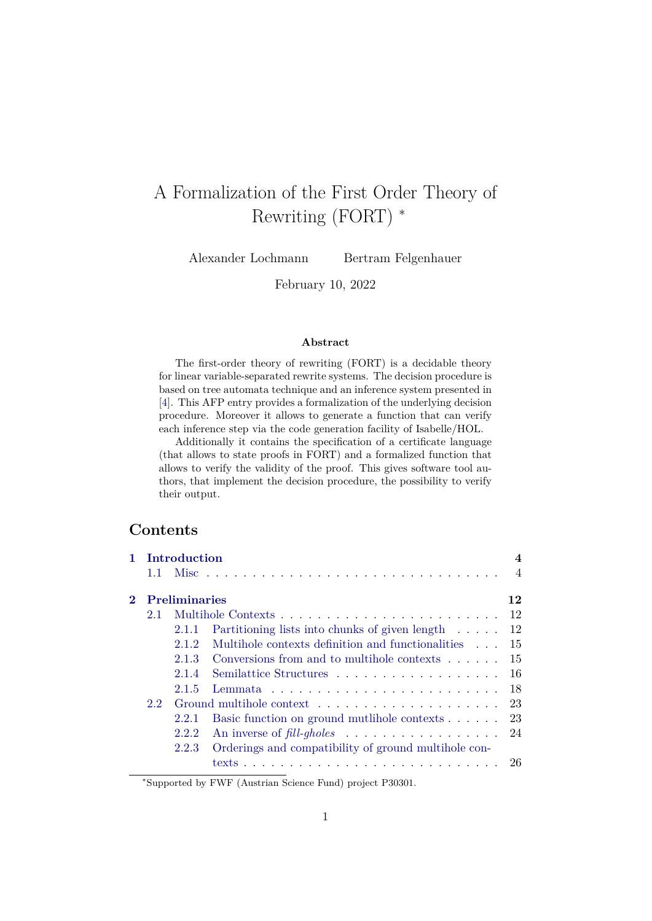# A Formalization of the First Order Theory of Rewriting (FORT) *

Alexander Lochmann        Bertram Felgenhauer

February 10, 2022

**Abstract**

The first-order theory of rewriting (FORT) is a decidable theory for linear variable-separated rewrite systems. The decision procedure is based on tree automata technique and an inference system presented in [4]. This AFP entry provides a formalization of the underlying decision procedure. Moreover it allows to generate a function that can verify each inference step via the code generation facility of Isabelle/HOL.

Additionally it contains the specification of a certificate language (that allows to state proofs in FORT) and a formalized function that allows to verify the validity of the proof. This gives software tool authors, that implement the decision procedure, the possibility to verify their output.

## Contents

- **1 Introduction** — 4
  - 1.1 Misc — 4
- **2 Preliminaries** — 12
  - 2.1 Multihole Contexts — 12
    - 2.1.1 Partitioning lists into chunks of given length — 12
    - 2.1.2 Multihole contexts definition and functionalities — 15
    - 2.1.3 Conversions from and to multihole contexts — 15
    - 2.1.4 Semilattice Structures — 16
    - 2.1.5 Lemmata — 18
  - 2.2 Ground multihole context — 23
    - 2.2.1 Basic function on ground mutlihole contexts — 23
    - 2.2.2 An inverse of *fill-gholes* — 24
    - 2.2.3 Orderings and compatibility of ground multihole contexts — 26

*Supported by FWF (Austrian Science Fund) project P30301.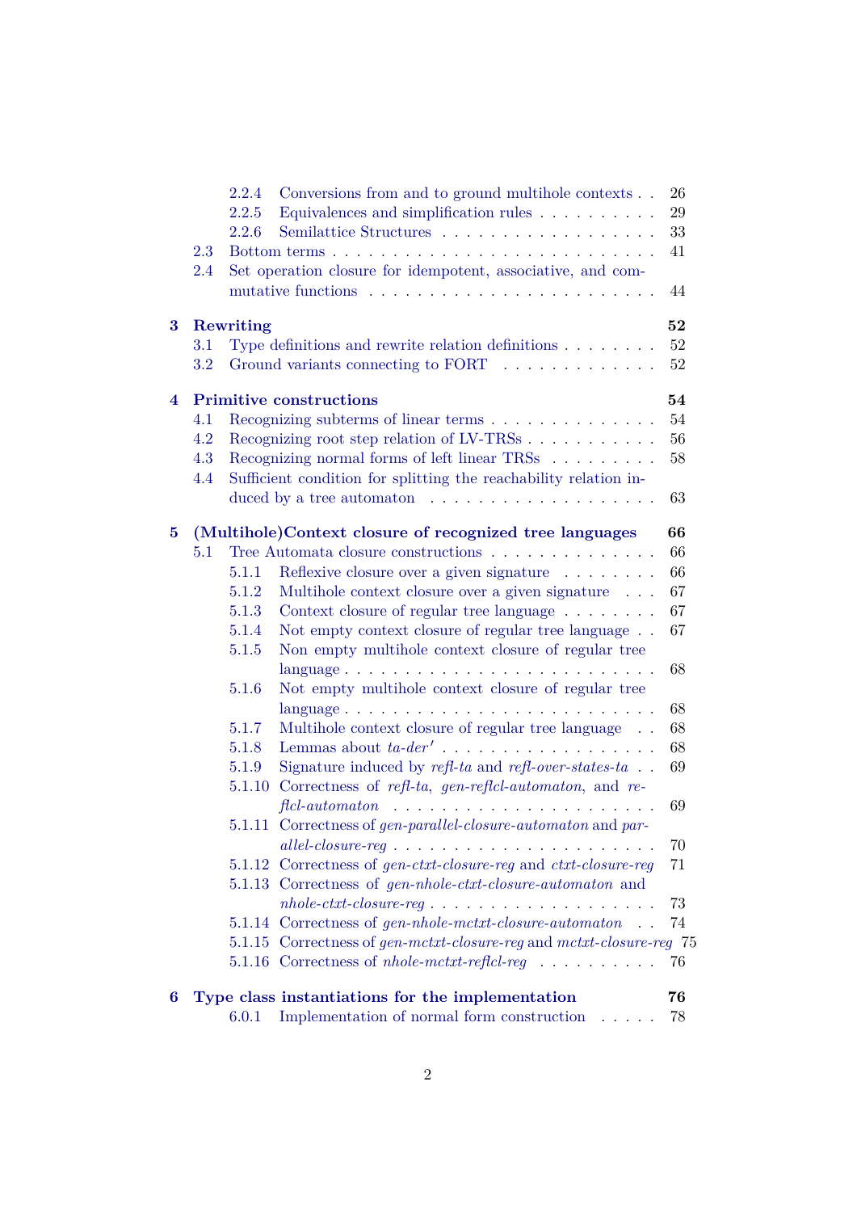- 2.2.4 Conversions from and to ground multihole contexts . . 26
- 2.2.5 Equivalences and simplification rules . . . . . . . . . . 29
- 2.2.6 Semilattice Structures . . . . . . . . . . . . . . . . . . 33
- 2.3 Bottom terms . . . . . . . . . . . . . . . . . . . . . . . . . 41
- 2.4 Set operation closure for idempotent, associative, and commutative functions . . . . . . . . . . . . . . . . . . . . . . 44

**3 Rewriting** **52**
- 3.1 Type definitions and rewrite relation definitions . . . . . . . . 52
- 3.2 Ground variants connecting to FORT . . . . . . . . . . . . . 52

**4 Primitive constructions** **54**
- 4.1 Recognizing subterms of linear terms . . . . . . . . . . . . . . 54
- 4.2 Recognizing root step relation of LV-TRSs . . . . . . . . . . . 56
- 4.3 Recognizing normal forms of left linear TRSs . . . . . . . . . 58
- 4.4 Sufficient condition for splitting the reachability relation induced by a tree automaton . . . . . . . . . . . . . . . . . . . 63

**5 (Multihole)Context closure of recognized tree languages** **66**
- 5.1 Tree Automata closure constructions . . . . . . . . . . . . . . 66
  - 5.1.1 Reflexive closure over a given signature . . . . . . . . 66
  - 5.1.2 Multihole context closure over a given signature . . . 67
  - 5.1.3 Context closure of regular tree language . . . . . . . . 67
  - 5.1.4 Not empty context closure of regular tree language . . 67
  - 5.1.5 Non empty multihole context closure of regular tree language . . . . . . . . . . . . . . . . . . . . . . . . . 68
  - 5.1.6 Not empty multihole context closure of regular tree language . . . . . . . . . . . . . . . . . . . . . . . . . 68
  - 5.1.7 Multihole context closure of regular tree language . . 68
  - 5.1.8 Lemmas about *ta-der'* . . . . . . . . . . . . . . . . . 68
  - 5.1.9 Signature induced by *refl-ta* and *refl-over-states-ta* . . 69
  - 5.1.10 Correctness of *refl-ta*, *gen-reflcl-automaton*, and *reflcl-automaton* . . . . . . . . . . . . . . . . . . . . . . 69
  - 5.1.11 Correctness of *gen-parallel-closure-automaton* and *parallel-closure-reg* . . . . . . . . . . . . . . . . . . . . . 70
  - 5.1.12 Correctness of *gen-ctxt-closure-reg* and *ctxt-closure-reg* 71
  - 5.1.13 Correctness of *gen-nhole-ctxt-closure-automaton* and *nhole-ctxt-closure-reg* . . . . . . . . . . . . . . . . . . . 73
  - 5.1.14 Correctness of *gen-nhole-mctxt-closure-automaton* . . 74
  - 5.1.15 Correctness of *gen-mctxt-closure-reg* and *mctxt-closure-reg* 75
  - 5.1.16 Correctness of *nhole-mctxt-reflcl-reg* . . . . . . . . . . 76

**6 Type class instantiations for the implementation** **76**
  - 6.0.1 Implementation of normal form construction . . . . . 78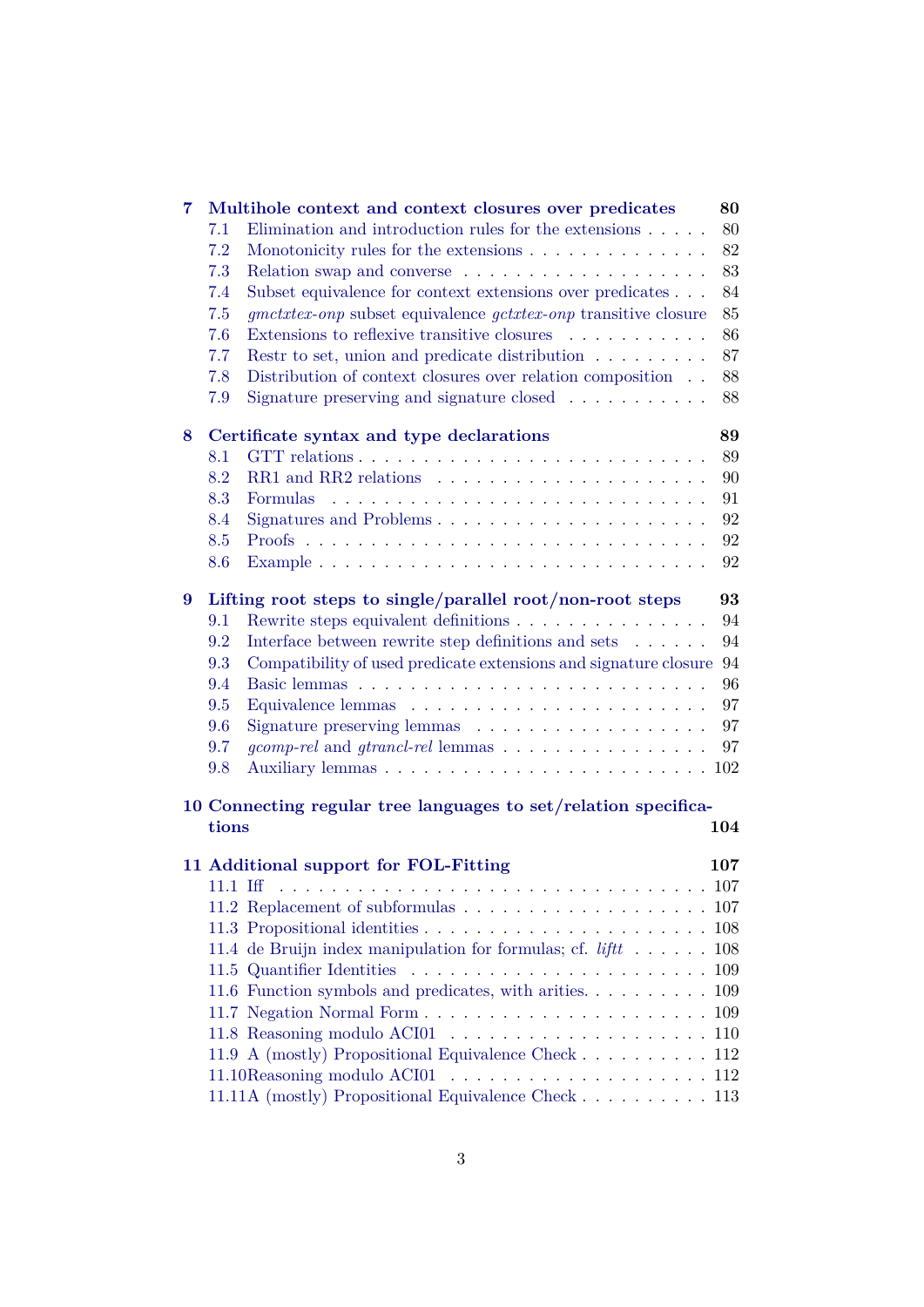**7 Multihole context and context closures over predicates** **80**
- 7.1 Elimination and introduction rules for the extensions . . . . . 80
- 7.2 Monotonicity rules for the extensions . . . . . . . . . . . . . . 82
- 7.3 Relation swap and converse . . . . . . . . . . . . . . . . . . . 83
- 7.4 Subset equivalence for context extensions over predicates . . . 84
- 7.5 *gmctxtex-onp* subset equivalence *gctxtex-onp* transitive closure 85
- 7.6 Extensions to reflexive transitive closures . . . . . . . . . . . 86
- 7.7 Restr to set, union and predicate distribution . . . . . . . . . 87
- 7.8 Distribution of context closures over relation composition . . 88
- 7.9 Signature preserving and signature closed . . . . . . . . . . . 88

**8 Certificate syntax and type declarations** **89**
- 8.1 GTT relations . . . . . . . . . . . . . . . . . . . . . . . . . . 89
- 8.2 RR1 and RR2 relations . . . . . . . . . . . . . . . . . . . . . 90
- 8.3 Formulas . . . . . . . . . . . . . . . . . . . . . . . . . . . . . 91
- 8.4 Signatures and Problems . . . . . . . . . . . . . . . . . . . . . 92
- 8.5 Proofs . . . . . . . . . . . . . . . . . . . . . . . . . . . . . . 92
- 8.6 Example . . . . . . . . . . . . . . . . . . . . . . . . . . . . . 92

**9 Lifting root steps to single/parallel root/non-root steps** **93**
- 9.1 Rewrite steps equivalent definitions . . . . . . . . . . . . . . . 94
- 9.2 Interface between rewrite step definitions and sets . . . . . . 94
- 9.3 Compatibility of used predicate extensions and signature closure 94
- 9.4 Basic lemmas . . . . . . . . . . . . . . . . . . . . . . . . . . . 96
- 9.5 Equivalence lemmas . . . . . . . . . . . . . . . . . . . . . . . 97
- 9.6 Signature preserving lemmas . . . . . . . . . . . . . . . . . . 97
- 9.7 *gcomp-rel* and *gtrancl-rel* lemmas . . . . . . . . . . . . . . . 97
- 9.8 Auxiliary lemmas . . . . . . . . . . . . . . . . . . . . . . . . . 102

**10 Connecting regular tree languages to set/relation specifications** **104**

**11 Additional support for FOL-Fitting** **107**
- 11.1 Iff . . . . . . . . . . . . . . . . . . . . . . . . . . . . . . . . 107
- 11.2 Replacement of subformulas . . . . . . . . . . . . . . . . . . . 107
- 11.3 Propositional identities . . . . . . . . . . . . . . . . . . . . . 108
- 11.4 de Bruijn index manipulation for formulas; cf. *liftt* . . . . . . 108
- 11.5 Quantifier Identities . . . . . . . . . . . . . . . . . . . . . . . 109
- 11.6 Function symbols and predicates, with arities. . . . . . . . . . 109
- 11.7 Negation Normal Form . . . . . . . . . . . . . . . . . . . . . . 109
- 11.8 Reasoning modulo ACI01 . . . . . . . . . . . . . . . . . . . . 110
- 11.9 A (mostly) Propositional Equivalence Check . . . . . . . . . . 112
- 11.10 Reasoning modulo ACI01 . . . . . . . . . . . . . . . . . . . . 112
- 11.11 A (mostly) Propositional Equivalence Check . . . . . . . . . . 113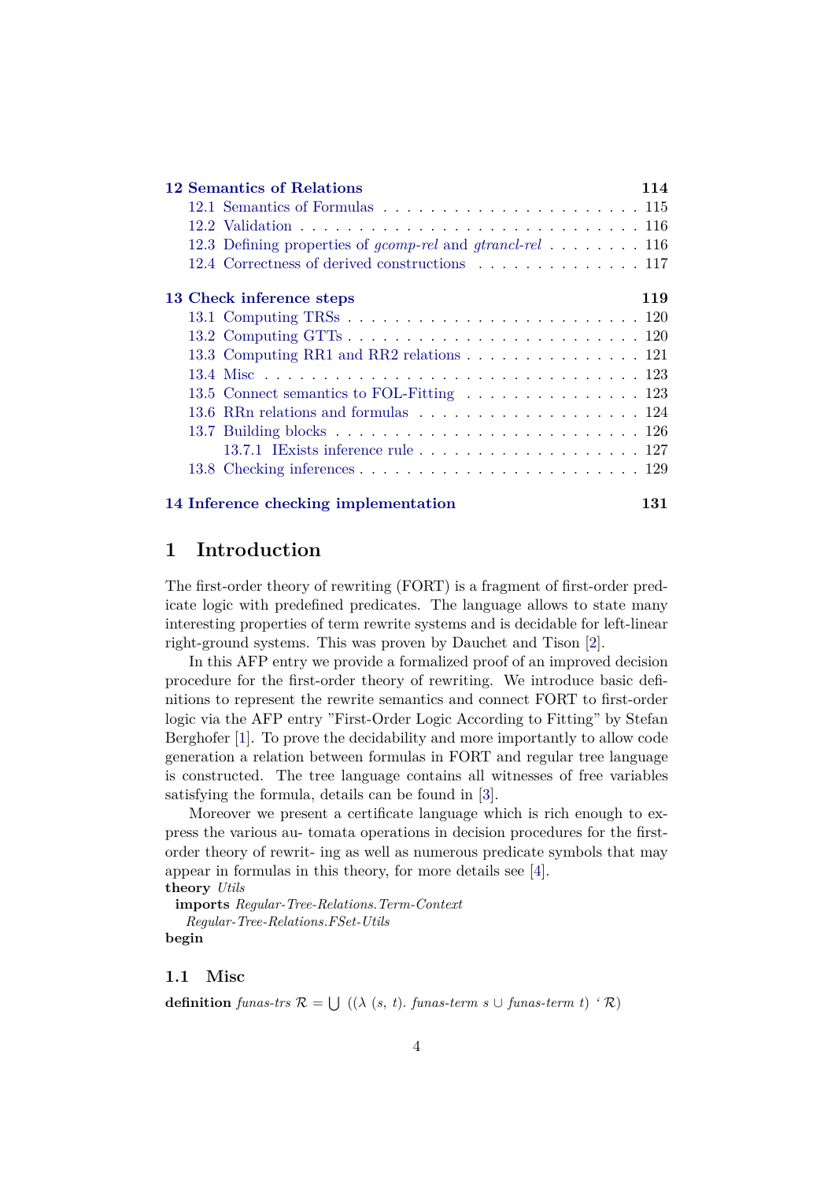**12 Semantics of Relations** **114**

- 12.1 Semantics of Formulas . . . . . . . . . . . . . . . . . . . . . 115
- 12.2 Validation . . . . . . . . . . . . . . . . . . . . . . . . . . . 116
- 12.3 Defining properties of *gcomp-rel* and *gtrancl-rel* . . . . . . . . 116
- 12.4 Correctness of derived constructions . . . . . . . . . . . . . . 117

**13 Check inference steps** **119**

- 13.1 Computing TRSs . . . . . . . . . . . . . . . . . . . . . . . . 120
- 13.2 Computing GTTs . . . . . . . . . . . . . . . . . . . . . . . . 120
- 13.3 Computing RR1 and RR2 relations . . . . . . . . . . . . . . . 121
- 13.4 Misc . . . . . . . . . . . . . . . . . . . . . . . . . . . . . . 123
- 13.5 Connect semantics to FOL-Fitting . . . . . . . . . . . . . . . 123
- 13.6 RRn relations and formulas . . . . . . . . . . . . . . . . . . 124
- 13.7 Building blocks . . . . . . . . . . . . . . . . . . . . . . . . . 126
  - 13.7.1 IExists inference rule . . . . . . . . . . . . . . . . . . 127
- 13.8 Checking inferences . . . . . . . . . . . . . . . . . . . . . . . 129

**14 Inference checking implementation** **131**

# 1 Introduction

The first-order theory of rewriting (FORT) is a fragment of first-order predicate logic with predefined predicates. The language allows to state many interesting properties of term rewrite systems and is decidable for left-linear right-ground systems. This was proven by Dauchet and Tison [2].

In this AFP entry we provide a formalized proof of an improved decision procedure for the first-order theory of rewriting. We introduce basic definitions to represent the rewrite semantics and connect FORT to first-order logic via the AFP entry "First-Order Logic According to Fitting" by Stefan Berghofer [1]. To prove the decidability and more importantly to allow code generation a relation between formulas in FORT and regular tree language is constructed. The tree language contains all witnesses of free variables satisfying the formula, details can be found in [3].

Moreover we present a certificate language which is rich enough to express the various au- tomata operations in decision procedures for the first-order theory of rewrit- ing as well as numerous predicate symbols that may appear in formulas in this theory, for more details see [4].

**theory** *Utils*
  **imports** *Regular-Tree-Relations.Term-Context*
    *Regular-Tree-Relations.FSet-Utils*
**begin**

## 1.1 Misc

**definition** *funas-trs* $\mathcal{R} = \bigcup$ (($\lambda$ (*s*, *t*). *funas-term s* $\cup$ *funas-term t*) ` $\mathcal{R}$)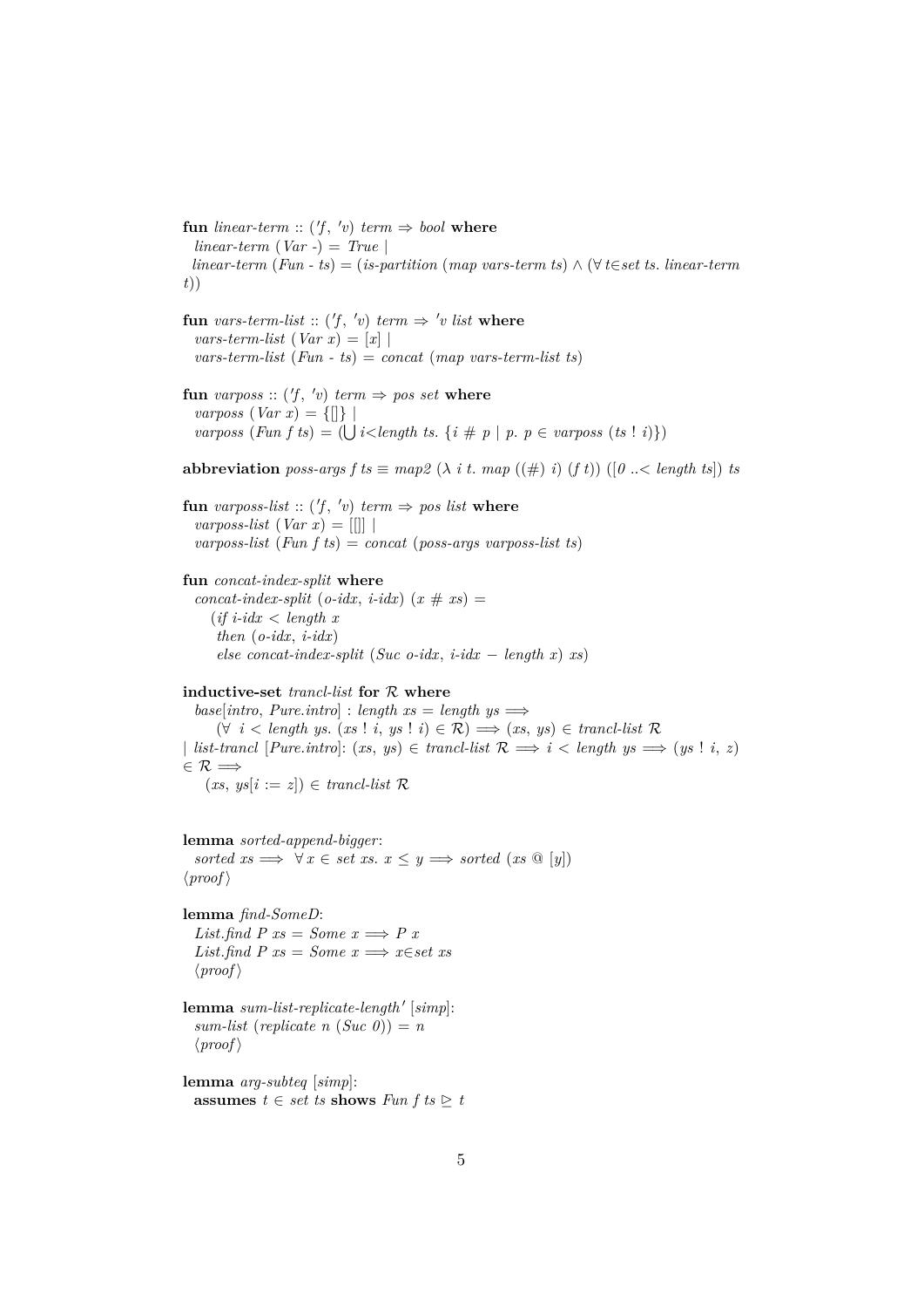**fun** *linear-term* :: ('*f*, '*v*) *term* ⇒ *bool* **where**
  *linear-term* (*Var* -) = *True* |
  *linear-term* (*Fun* - *ts*) = (*is-partition* (*map vars-term ts*) ∧ (∀ *t*∈*set ts*. *linear-term t*))

**fun** *vars-term-list* :: ('*f*, '*v*) *term* ⇒ '*v list* **where**
  *vars-term-list* (*Var x*) = [*x*] |
  *vars-term-list* (*Fun* - *ts*) = *concat* (*map vars-term-list ts*)

**fun** *varposs* :: ('*f*, '*v*) *term* ⇒ *pos set* **where**
  *varposs* (*Var x*) = {[]} |
  *varposs* (*Fun f ts*) = (⋃ *i*<*length ts*. {*i* # *p* | *p*. *p* ∈ *varposs* (*ts* ! *i*)})

**abbreviation** *poss-args f ts* ≡ *map2* (λ *i t*. *map* ((#) *i*) (*f t*)) ([*0* ..< *length ts*]) *ts*

**fun** *varposs-list* :: ('*f*, '*v*) *term* ⇒ *pos list* **where**
  *varposs-list* (*Var x*) = [[]] |
  *varposs-list* (*Fun f ts*) = *concat* (*poss-args varposs-list ts*)

**fun** *concat-index-split* **where**
  *concat-index-split* (*o-idx*, *i-idx*) (*x* # *xs*) =
    (*if i-idx* < *length x*
     *then* (*o-idx*, *i-idx*)
     *else concat-index-split* (*Suc o-idx*, *i-idx* − *length x*) *xs*)

**inductive-set** *trancl-list* **for** $\mathcal{R}$ **where**
  *base*[*intro*, *Pure.intro*] : *length xs* = *length ys* ⟹
    (∀ *i* < *length ys*. (*xs* ! *i*, *ys* ! *i*) ∈ $\mathcal{R}$) ⟹ (*xs*, *ys*) ∈ *trancl-list* $\mathcal{R}$
| *list-trancl* [*Pure.intro*]: (*xs*, *ys*) ∈ *trancl-list* $\mathcal{R}$ ⟹ *i* < *length ys* ⟹ (*ys* ! *i*, *z*) ∈ $\mathcal{R}$ ⟹
    (*xs*, *ys*[*i* := *z*]) ∈ *trancl-list* $\mathcal{R}$

**lemma** *sorted-append-bigger*:
  *sorted xs* ⟹ ∀ *x* ∈ *set xs*. *x* ≤ *y* ⟹ *sorted* (*xs* @ [*y*])
⟨*proof*⟩

**lemma** *find-SomeD*:
  *List.find P xs* = *Some x* ⟹ *P x*
  *List.find P xs* = *Some x* ⟹ *x*∈*set xs*
  ⟨*proof*⟩

**lemma** *sum-list-replicate-length'* [*simp*]:
  *sum-list* (*replicate n* (*Suc 0*)) = *n*
  ⟨*proof*⟩

**lemma** *arg-subteq* [*simp*]:
  **assumes** *t* ∈ *set ts* **shows** *Fun f ts* ⊵ *t*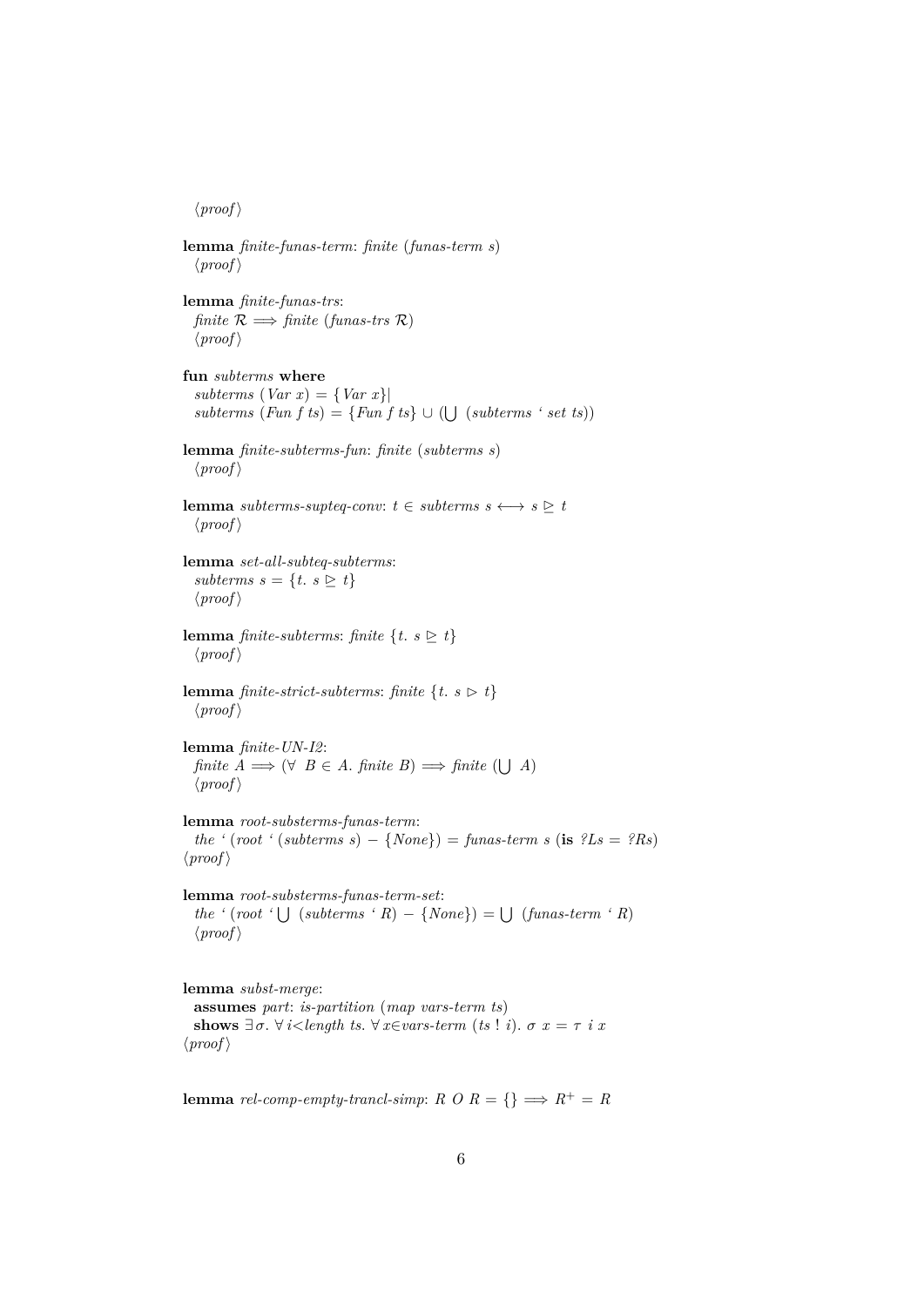⟨proof⟩

**lemma** *finite-funas-term*: *finite* (*funas-term s*)
⟨proof⟩

**lemma** *finite-funas-trs*:
*finite* $\mathcal{R} \Longrightarrow$ *finite* (*funas-trs* $\mathcal{R}$)
⟨proof⟩

**fun** *subterms* **where**
*subterms* (*Var x*) = {*Var x*}|
*subterms* (*Fun f ts*) = {*Fun f ts*} ∪ (⋃ (*subterms* ' *set ts*))

**lemma** *finite-subterms-fun*: *finite* (*subterms s*)
⟨proof⟩

**lemma** *subterms-supteq-conv*: $t \in$ *subterms* $s \longleftrightarrow s \trianglerighteq t$
⟨proof⟩

**lemma** *set-all-subteq-subterms*:
*subterms* $s = \{t.\ s \trianglerighteq t\}$
⟨proof⟩

**lemma** *finite-subterms*: *finite* $\{t.\ s \trianglerighteq t\}$
⟨proof⟩

**lemma** *finite-strict-subterms*: *finite* $\{t.\ s \triangleright t\}$
⟨proof⟩

**lemma** *finite-UN-I2*:
*finite* $A \Longrightarrow (\forall\ B \in A.$ *finite* $B) \Longrightarrow$ *finite* $(\bigcup\ A)$
⟨proof⟩

**lemma** *root-substerms-funas-term*:
*the* ' (*root* ' (*subterms s*) − {*None*}) = *funas-term s* (**is** *?Ls* = *?Rs*)
⟨proof⟩

**lemma** *root-substerms-funas-term-set*:
*the* ' (*root* ' ⋃ (*subterms* ' *R*) − {*None*}) = ⋃ (*funas-term* ' *R*)
⟨proof⟩

**lemma** *subst-merge*:
**assumes** *part*: *is-partition* (*map vars-term ts*)
**shows** $\exists\sigma.\ \forall\, i<$*length ts*. $\forall\, x\in$*vars-term* (*ts* ! *i*). $\sigma\ x = \tau\ i\ x$
⟨proof⟩

**lemma** *rel-comp-empty-trancl-simp*: $R\ O\ R = \{\} \Longrightarrow R^+ = R$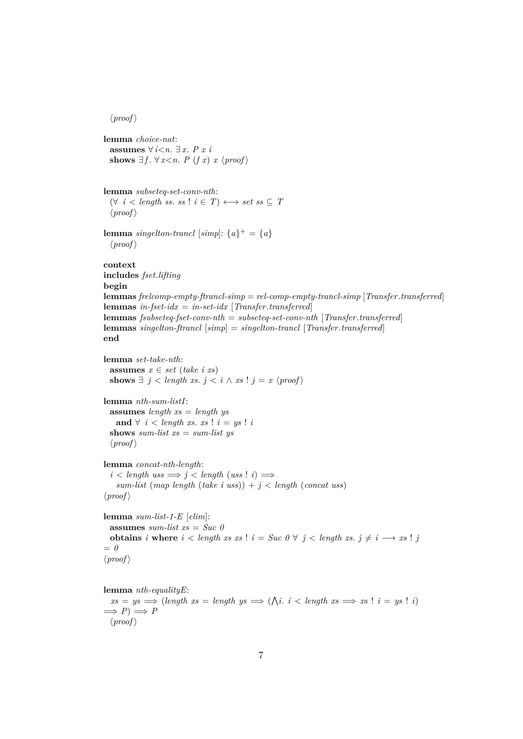⟨proof⟩

**lemma** *choice-nat*:
  **assumes** ∀ *i*<*n*. ∃ *x*. *P x i*
  **shows** ∃ *f*. ∀ *x*<*n*. *P* (*f x*) *x* ⟨*proof*⟩

**lemma** *subseteq-set-conv-nth*:
  (∀ *i* < *length ss*. *ss* ! *i* ∈ *T*) ⟷ *set ss* ⊆ *T*
  ⟨*proof*⟩

**lemma** *singelton-trancl* [*simp*]: $\{a\}^+ = \{a\}$
  ⟨*proof*⟩

**context**
**includes** *fset.lifting*
**begin**
**lemmas** *frelcomp-empty-ftrancl-simp* = *rel-comp-empty-trancl-simp* [*Transfer.transferred*]
**lemmas** *in-fset-idx* = *in-set-idx* [*Transfer.transferred*]
**lemmas** *fsubseteq-fset-conv-nth* = *subseteq-set-conv-nth* [*Transfer.transferred*]
**lemmas** *singelton-ftrancl* [*simp*] = *singelton-trancl* [*Transfer.transferred*]
**end**

**lemma** *set-take-nth*:
  **assumes** *x* ∈ *set* (*take i xs*)
  **shows** ∃ *j* < *length xs*. *j* < *i* ∧ *xs* ! *j* = *x* ⟨*proof*⟩

**lemma** *nth-sum-listI*:
  **assumes** *length xs* = *length ys*
    **and** ∀ *i* < *length xs*. *xs* ! *i* = *ys* ! *i*
  **shows** *sum-list xs* = *sum-list ys*
  ⟨*proof*⟩

**lemma** *concat-nth-length*:
  *i* < *length uss* ⟹ *j* < *length* (*uss* ! *i*) ⟹
    *sum-list* (*map length* (*take i uss*)) + *j* < *length* (*concat uss*)
⟨*proof*⟩

**lemma** *sum-list-1-E* [*elim*]:
  **assumes** *sum-list xs* = *Suc 0*
  **obtains** *i* **where** *i* < *length xs xs* ! *i* = *Suc 0* ∀ *j* < *length xs*. *j* ≠ *i* ⟶ *xs* ! *j*
= *0*
⟨*proof*⟩

**lemma** *nth-equalityE*:
  *xs* = *ys* ⟹ (*length xs* = *length ys* ⟹ (⋀*i*. *i* < *length xs* ⟹ *xs* ! *i* = *ys* ! *i*)
⟹ *P*) ⟹ *P*
  ⟨*proof*⟩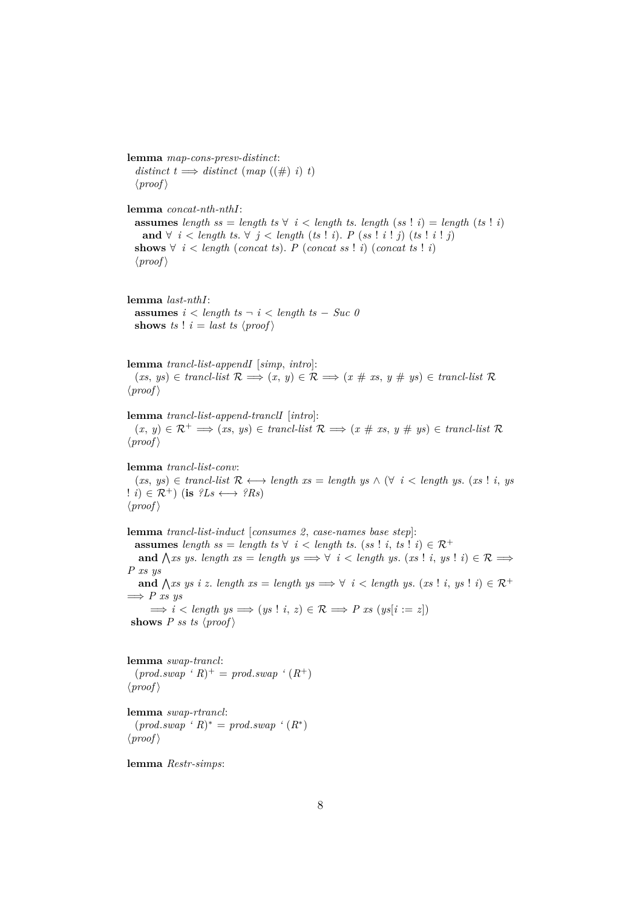**lemma** *map-cons-presv-distinct*:
  $distinct\ t \Longrightarrow distinct\ (map\ ((\#)\ i)\ t)$
  ⟨*proof*⟩

**lemma** *concat-nth-nthI*:
  **assumes** $length\ ss = length\ ts\ \forall\ i < length\ ts.\ length\ (ss\ !\ i) = length\ (ts\ !\ i)$
    **and** $\forall\ i < length\ ts.\ \forall\ j < length\ (ts\ !\ i).\ P\ (ss\ !\ i\ !\ j)\ (ts\ !\ i\ !\ j)$
  **shows** $\forall\ i < length\ (concat\ ts).\ P\ (concat\ ss\ !\ i)\ (concat\ ts\ !\ i)$
  ⟨*proof*⟩

**lemma** *last-nthI*:
  **assumes** $i < length\ ts\ \neg\ i < length\ ts - Suc\ 0$
  **shows** $ts\ !\ i = last\ ts$ ⟨*proof*⟩

**lemma** *trancl-list-appendI* [*simp*, *intro*]:
  $(xs, ys) \in trancl\text{-}list\ \mathcal{R} \Longrightarrow (x, y) \in \mathcal{R} \Longrightarrow (x\ \#\ xs, y\ \#\ ys) \in trancl\text{-}list\ \mathcal{R}$
⟨*proof*⟩

**lemma** *trancl-list-append-tranclI* [*intro*]:
  $(x, y) \in \mathcal{R}^+ \Longrightarrow (xs, ys) \in trancl\text{-}list\ \mathcal{R} \Longrightarrow (x\ \#\ xs, y\ \#\ ys) \in trancl\text{-}list\ \mathcal{R}$
⟨*proof*⟩

**lemma** *trancl-list-conv*:
  $(xs, ys) \in trancl\text{-}list\ \mathcal{R} \longleftrightarrow length\ xs = length\ ys \wedge (\forall\ i < length\ ys.\ (xs\ !\ i, ys\ !\ i) \in \mathcal{R}^+)$ (**is** $?Ls \longleftrightarrow ?Rs$)
⟨*proof*⟩

**lemma** *trancl-list-induct* [*consumes 2*, *case-names base step*]:
  **assumes** $length\ ss = length\ ts\ \forall\ i < length\ ts.\ (ss\ !\ i, ts\ !\ i) \in \mathcal{R}^+$
   **and** $\bigwedge xs\ ys.\ length\ xs = length\ ys \Longrightarrow \forall\ i < length\ ys.\ (xs\ !\ i, ys\ !\ i) \in \mathcal{R} \Longrightarrow P\ xs\ ys$
   **and** $\bigwedge xs\ ys\ i\ z.\ length\ xs = length\ ys \Longrightarrow \forall\ i < length\ ys.\ (xs\ !\ i, ys\ !\ i) \in \mathcal{R}^+ \Longrightarrow P\ xs\ ys$
      $\Longrightarrow i < length\ ys \Longrightarrow (ys\ !\ i, z) \in \mathcal{R} \Longrightarrow P\ xs\ (ys[i := z])$
 **shows** $P\ ss\ ts$ ⟨*proof*⟩

**lemma** *swap-trancl*:
  $(prod.swap\ `\ R)^+ = prod.swap\ `\ (R^+)$
⟨*proof*⟩

**lemma** *swap-rtrancl*:
  $(prod.swap\ `\ R)^* = prod.swap\ `\ (R^*)$
⟨*proof*⟩

**lemma** *Restr-simps*: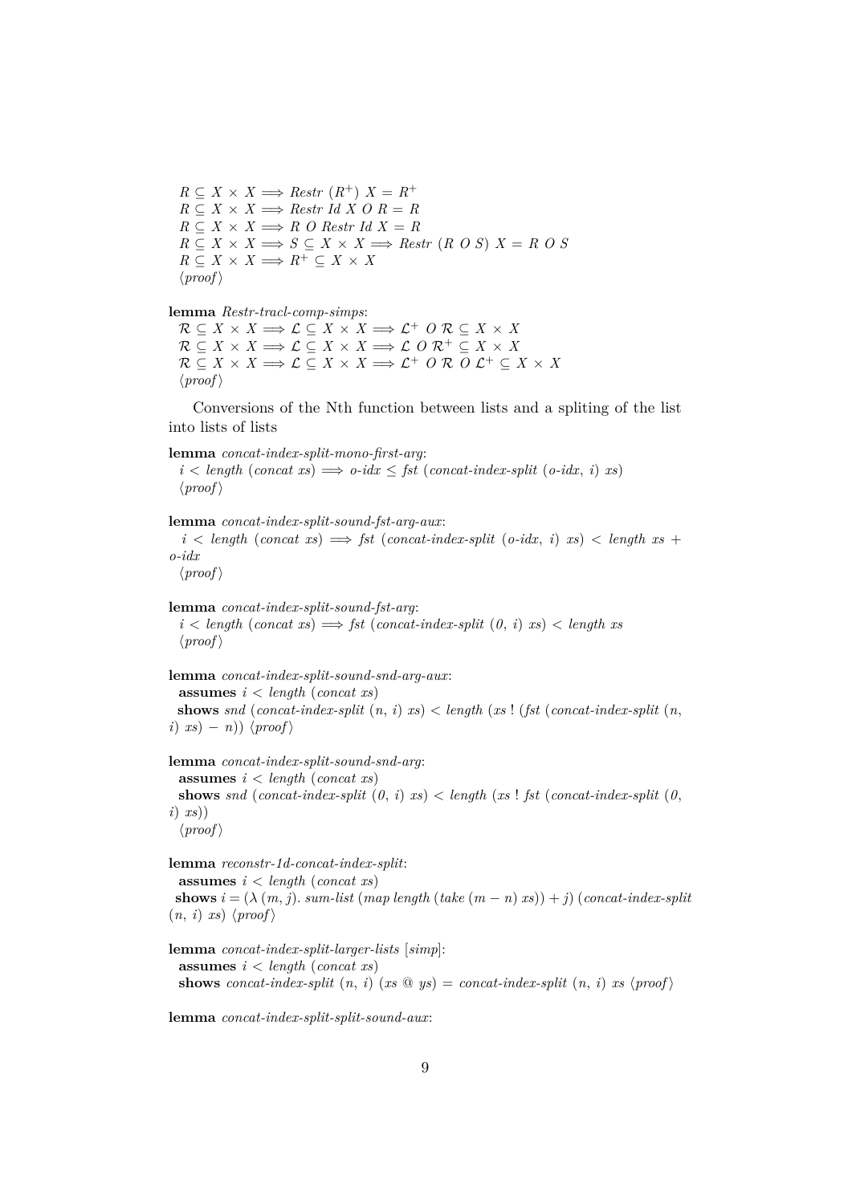$R \subseteq X \times X \Longrightarrow$ *Restr* $(R^+)$ $X = R^+$
$R \subseteq X \times X \Longrightarrow$ *Restr Id X O R* $= R$
$R \subseteq X \times X \Longrightarrow R$ *O Restr Id X* $= R$
$R \subseteq X \times X \Longrightarrow S \subseteq X \times X \Longrightarrow$ *Restr* $(R$ *O* $S)$ $X = R$ *O* $S$
$R \subseteq X \times X \Longrightarrow R^+ \subseteq X \times X$
⟨*proof*⟩

**lemma** *Restr-tracl-comp-simps*:
$\mathcal{R} \subseteq X \times X \Longrightarrow \mathcal{L} \subseteq X \times X \Longrightarrow \mathcal{L}^+$ *O* $\mathcal{R} \subseteq X \times X$
$\mathcal{R} \subseteq X \times X \Longrightarrow \mathcal{L} \subseteq X \times X \Longrightarrow \mathcal{L}$ *O* $\mathcal{R}^+ \subseteq X \times X$
$\mathcal{R} \subseteq X \times X \Longrightarrow \mathcal{L} \subseteq X \times X \Longrightarrow \mathcal{L}^+$ *O* $\mathcal{R}$ *O* $\mathcal{L}^+ \subseteq X \times X$
⟨*proof*⟩

Conversions of the Nth function between lists and a spliting of the list into lists of lists

**lemma** *concat-index-split-mono-first-arg*:
$i <$ *length* (*concat xs*) $\Longrightarrow$ *o-idx* $\leq$ *fst* (*concat-index-split* (*o-idx*, *i*) *xs*)
⟨*proof*⟩

**lemma** *concat-index-split-sound-fst-arg-aux*:
$i <$ *length* (*concat xs*) $\Longrightarrow$ *fst* (*concat-index-split* (*o-idx*, *i*) *xs*) $<$ *length xs* $+$ *o-idx*
⟨*proof*⟩

**lemma** *concat-index-split-sound-fst-arg*:
$i <$ *length* (*concat xs*) $\Longrightarrow$ *fst* (*concat-index-split* (*0*, *i*) *xs*) $<$ *length xs*
⟨*proof*⟩

**lemma** *concat-index-split-sound-snd-arg-aux*:
**assumes** $i <$ *length* (*concat xs*)
**shows** *snd* (*concat-index-split* (*n*, *i*) *xs*) $<$ *length* (*xs* ! (*fst* (*concat-index-split* (*n*, *i*) *xs*) $-$ *n*)) ⟨*proof*⟩

**lemma** *concat-index-split-sound-snd-arg*:
**assumes** $i <$ *length* (*concat xs*)
**shows** *snd* (*concat-index-split* (*0*, *i*) *xs*) $<$ *length* (*xs* ! *fst* (*concat-index-split* (*0*, *i*) *xs*))
⟨*proof*⟩

**lemma** *reconstr-1d-concat-index-split*:
**assumes** $i <$ *length* (*concat xs*)
**shows** $i = (\lambda\,(m, j).$ *sum-list* (*map length* (*take* $(m - n)$ *xs*)) $+ j)$ (*concat-index-split* (*n*, *i*) *xs*) ⟨*proof*⟩

**lemma** *concat-index-split-larger-lists* [*simp*]:
**assumes** $i <$ *length* (*concat xs*)
**shows** *concat-index-split* (*n*, *i*) (*xs* @ *ys*) $=$ *concat-index-split* (*n*, *i*) *xs* ⟨*proof*⟩

**lemma** *concat-index-split-split-sound-aux*: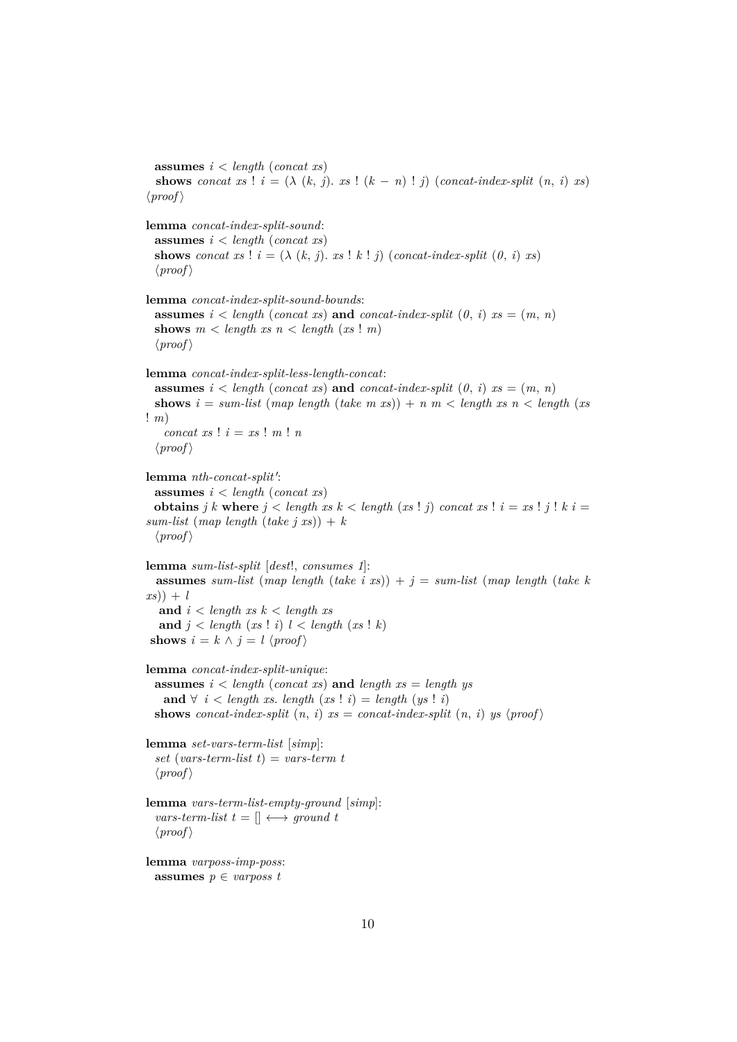**assumes** $i < length\ (concat\ xs)$
**shows** $concat\ xs\ !\ i = (\lambda\ (k,\ j).\ xs\ !\ (k - n)\ !\ j)\ (concat\text{-}index\text{-}split\ (n,\ i)\ xs)$
⟨*proof*⟩

**lemma** *concat-index-split-sound*:
**assumes** $i < length\ (concat\ xs)$
**shows** $concat\ xs\ !\ i = (\lambda\ (k,\ j).\ xs\ !\ k\ !\ j)\ (concat\text{-}index\text{-}split\ (0,\ i)\ xs)$
⟨*proof*⟩

**lemma** *concat-index-split-sound-bounds*:
**assumes** $i < length\ (concat\ xs)$ **and** $concat\text{-}index\text{-}split\ (0,\ i)\ xs = (m,\ n)$
**shows** $m < length\ xs$ $n < length\ (xs\ !\ m)$
⟨*proof*⟩

**lemma** *concat-index-split-less-length-concat*:
**assumes** $i < length\ (concat\ xs)$ **and** $concat\text{-}index\text{-}split\ (0,\ i)\ xs = (m,\ n)$
**shows** $i = sum\text{-}list\ (map\ length\ (take\ m\ xs)) + n$ $m < length\ xs$ $n < length\ (xs\ !\ m)$
$concat\ xs\ !\ i = xs\ !\ m\ !\ n$
⟨*proof*⟩

**lemma** *nth-concat-split'*:
**assumes** $i < length\ (concat\ xs)$
**obtains** $j$ $k$ **where** $j < length\ xs$ $k < length\ (xs\ !\ j)$ $concat\ xs\ !\ i = xs\ !\ j\ !\ k$ $i = sum\text{-}list\ (map\ length\ (take\ j\ xs)) + k$
⟨*proof*⟩

**lemma** *sum-list-split* [*dest*!, *consumes 1*]:
**assumes** $sum\text{-}list\ (map\ length\ (take\ i\ xs)) + j = sum\text{-}list\ (map\ length\ (take\ k\ xs)) + l$
**and** $i < length\ xs$ $k < length\ xs$
**and** $j < length\ (xs\ !\ i)$ $l < length\ (xs\ !\ k)$
**shows** $i = k \wedge j = l$ ⟨*proof*⟩

**lemma** *concat-index-split-unique*:
**assumes** $i < length\ (concat\ xs)$ **and** $length\ xs = length\ ys$
**and** $\forall\ i < length\ xs.\ length\ (xs\ !\ i) = length\ (ys\ !\ i)$
**shows** $concat\text{-}index\text{-}split\ (n,\ i)\ xs = concat\text{-}index\text{-}split\ (n,\ i)\ ys$ ⟨*proof*⟩

**lemma** *set-vars-term-list* [*simp*]:
$set\ (vars\text{-}term\text{-}list\ t) = vars\text{-}term\ t$
⟨*proof*⟩

**lemma** *vars-term-list-empty-ground* [*simp*]:
$vars\text{-}term\text{-}list\ t = [] \longleftrightarrow ground\ t$
⟨*proof*⟩

**lemma** *varposs-imp-poss*:
**assumes** $p \in varposs\ t$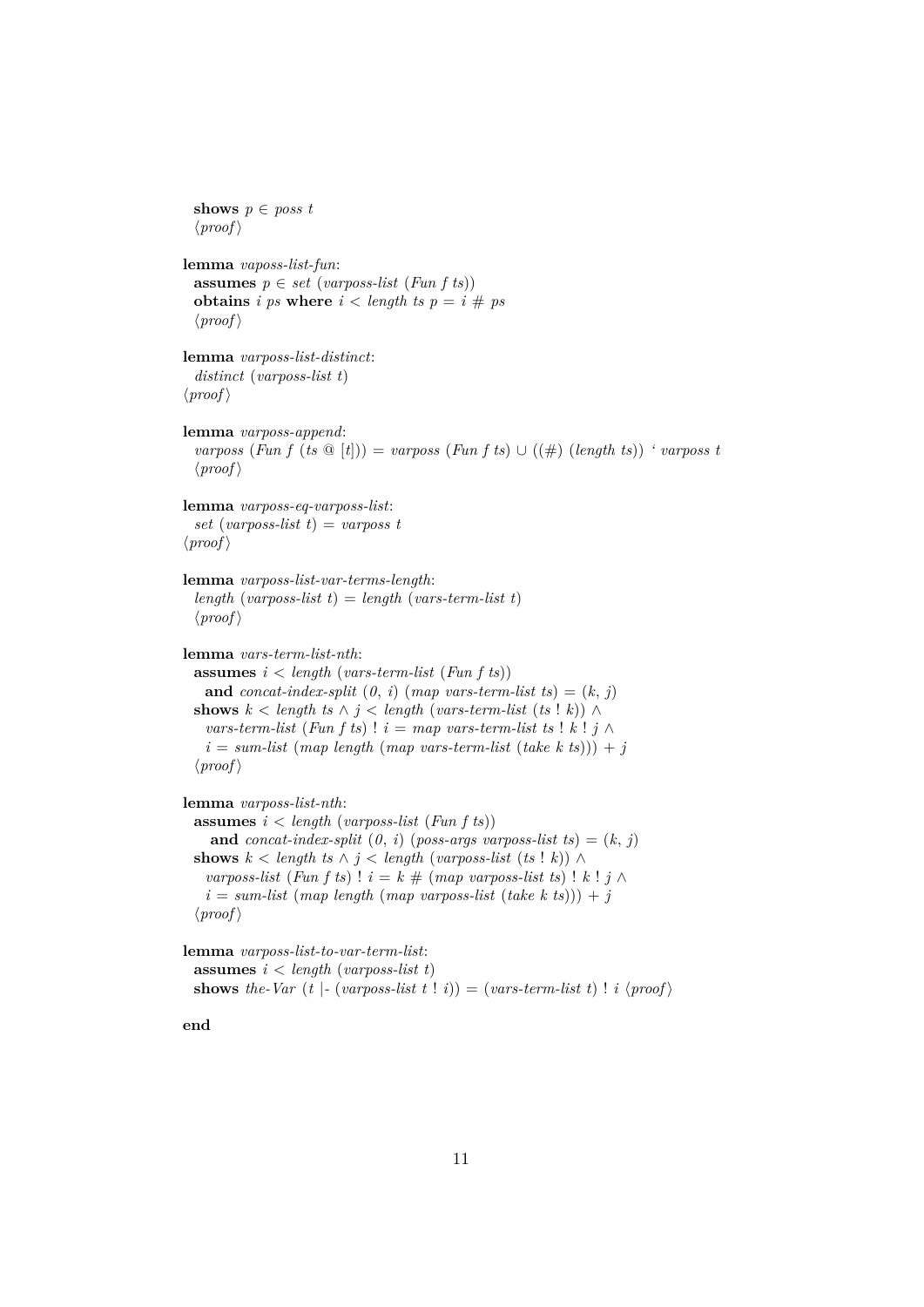```
  shows p ∈ poss t
  ⟨proof⟩

lemma vaposs-list-fun:
  assumes p ∈ set (varposs-list (Fun f ts))
  obtains i ps where i < length ts p = i # ps
  ⟨proof⟩

lemma varposs-list-distinct:
  distinct (varposs-list t)
⟨proof⟩

lemma varposs-append:
  varposs (Fun f (ts @ [t])) = varposs (Fun f ts) ∪ ((#) (length ts)) ` varposs t
  ⟨proof⟩

lemma varposs-eq-varposs-list:
  set (varposs-list t) = varposs t
⟨proof⟩

lemma varposs-list-var-terms-length:
  length (varposs-list t) = length (vars-term-list t)
  ⟨proof⟩

lemma vars-term-list-nth:
  assumes i < length (vars-term-list (Fun f ts))
    and concat-index-split (0, i) (map vars-term-list ts) = (k, j)
  shows k < length ts ∧ j < length (vars-term-list (ts ! k)) ∧
    vars-term-list (Fun f ts) ! i = map vars-term-list ts ! k ! j ∧
    i = sum-list (map length (map vars-term-list (take k ts))) + j
  ⟨proof⟩

lemma varposs-list-nth:
  assumes i < length (varposs-list (Fun f ts))
     and concat-index-split (0, i) (poss-args varposs-list ts) = (k, j)
  shows k < length ts ∧ j < length (varposs-list (ts ! k)) ∧
    varposs-list (Fun f ts) ! i = k # (map varposs-list ts) ! k ! j ∧
    i = sum-list (map length (map varposs-list (take k ts))) + j
  ⟨proof⟩

lemma varposs-list-to-var-term-list:
  assumes i < length (varposs-list t)
  shows the-Var (t |- (varposs-list t ! i)) = (vars-term-list t) ! i ⟨proof⟩

end
```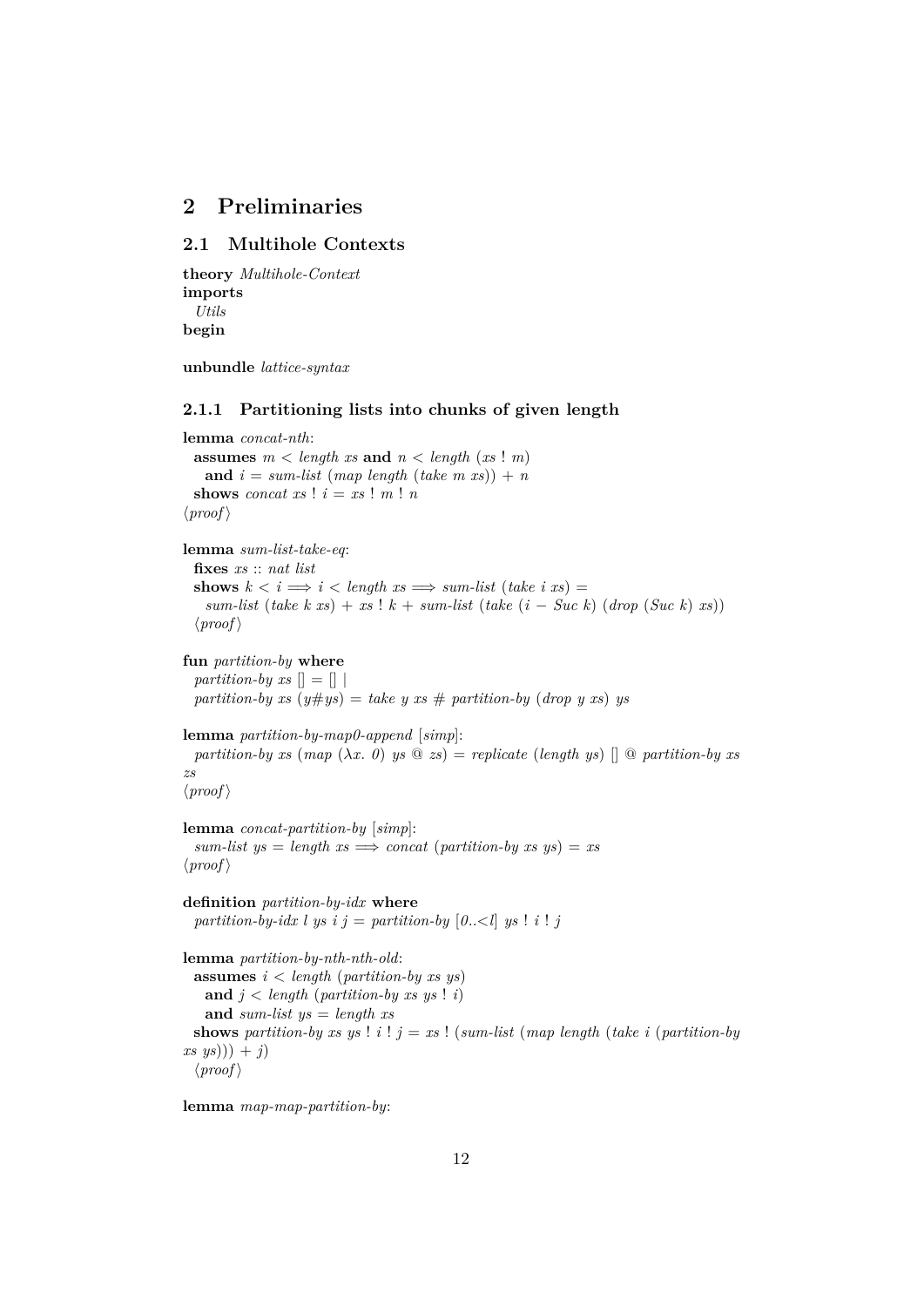# 2 Preliminaries

## 2.1 Multihole Contexts

**theory** *Multihole-Context*
**imports**
*Utils*
**begin**

**unbundle** *lattice-syntax*

### 2.1.1 Partitioning lists into chunks of given length

**lemma** *concat-nth*:
**assumes** $m < length\ xs$ **and** $n < length\ (xs\ !\ m)$
**and** $i = sum\text{-}list\ (map\ length\ (take\ m\ xs)) + n$
**shows** $concat\ xs\ !\ i = xs\ !\ m\ !\ n$
⟨*proof*⟩

**lemma** *sum-list-take-eq*:
**fixes** $xs :: nat\ list$
**shows** $k < i \Longrightarrow i < length\ xs \Longrightarrow sum\text{-}list\ (take\ i\ xs) =$
$sum\text{-}list\ (take\ k\ xs) + xs\ !\ k + sum\text{-}list\ (take\ (i - Suc\ k)\ (drop\ (Suc\ k)\ xs))$
⟨*proof*⟩

**fun** *partition-by* **where**
$partition\text{-}by\ xs\ [] = []\ |$
$partition\text{-}by\ xs\ (y\#ys) = take\ y\ xs\ \#\ partition\text{-}by\ (drop\ y\ xs)\ ys$

**lemma** *partition-by-map0-append* [*simp*]:
$partition\text{-}by\ xs\ (map\ (\lambda x.\ 0)\ ys\ @\ zs) = replicate\ (length\ ys)\ []\ @\ partition\text{-}by\ xs\ zs$
⟨*proof*⟩

**lemma** *concat-partition-by* [*simp*]:
$sum\text{-}list\ ys = length\ xs \Longrightarrow concat\ (partition\text{-}by\ xs\ ys) = xs$
⟨*proof*⟩

**definition** *partition-by-idx* **where**
$partition\text{-}by\text{-}idx\ l\ ys\ i\ j = partition\text{-}by\ [0..<l]\ ys\ !\ i\ !\ j$

**lemma** *partition-by-nth-nth-old*:
**assumes** $i < length\ (partition\text{-}by\ xs\ ys)$
**and** $j < length\ (partition\text{-}by\ xs\ ys\ !\ i)$
**and** $sum\text{-}list\ ys = length\ xs$
**shows** $partition\text{-}by\ xs\ ys\ !\ i\ !\ j = xs\ !\ (sum\text{-}list\ (map\ length\ (take\ i\ (partition\text{-}by\ xs\ ys))) + j)$
⟨*proof*⟩

**lemma** *map-map-partition-by*: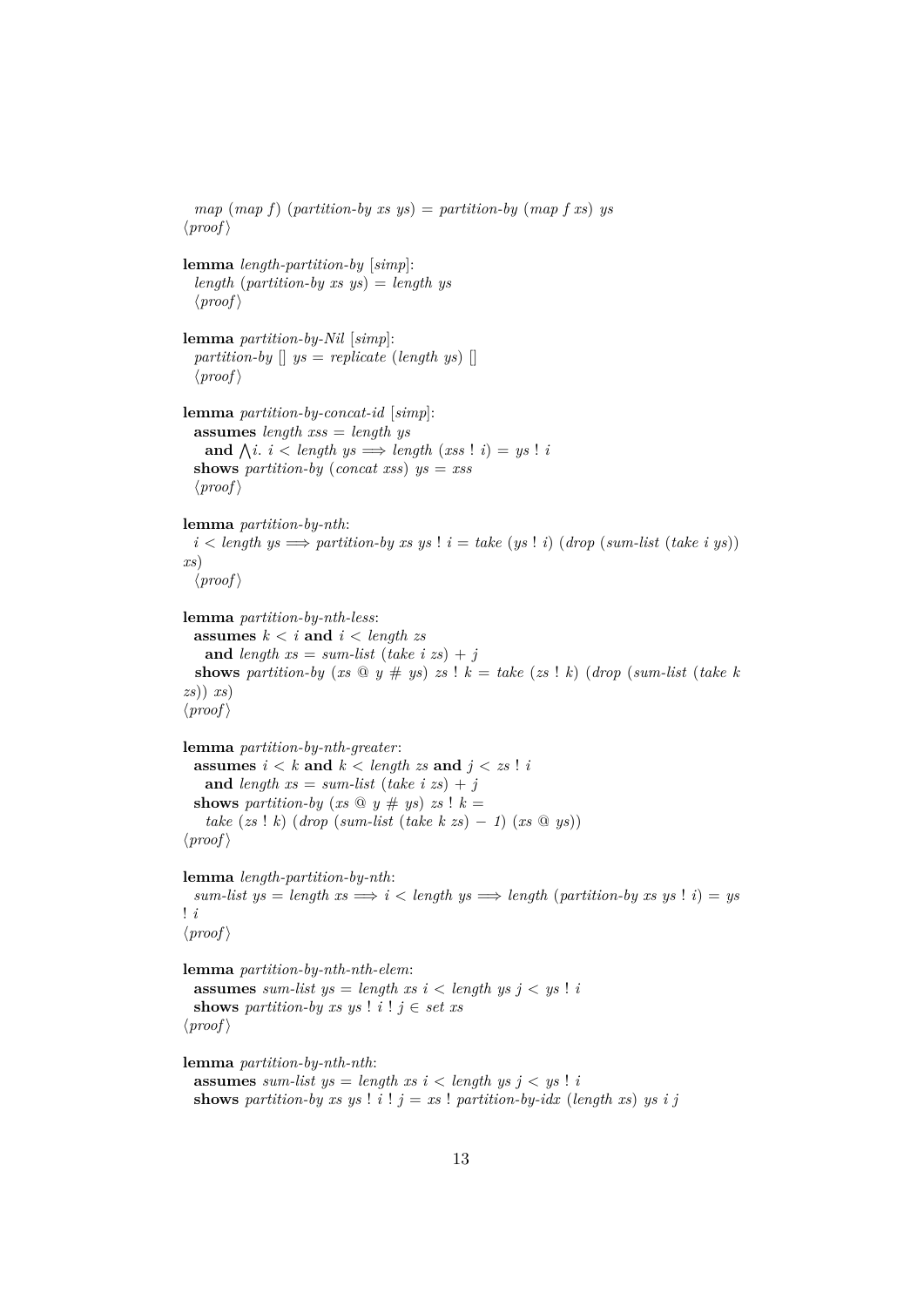*map* (*map f*) (*partition-by xs ys*) = *partition-by* (*map f xs*) *ys*
⟨*proof*⟩

**lemma** *length-partition-by* [*simp*]:
  *length* (*partition-by xs ys*) = *length ys*
  ⟨*proof*⟩

**lemma** *partition-by-Nil* [*simp*]:
  *partition-by* [] *ys* = *replicate* (*length ys*) []
  ⟨*proof*⟩

**lemma** *partition-by-concat-id* [*simp*]:
  **assumes** *length xss* = *length ys*
    **and** ⋀*i*. *i* < *length ys* ⟹ *length* (*xss* ! *i*) = *ys* ! *i*
  **shows** *partition-by* (*concat xss*) *ys* = *xss*
  ⟨*proof*⟩

**lemma** *partition-by-nth*:
  *i* < *length ys* ⟹ *partition-by xs ys* ! *i* = *take* (*ys* ! *i*) (*drop* (*sum-list* (*take i ys*)) *xs*)
  ⟨*proof*⟩

**lemma** *partition-by-nth-less*:
  **assumes** *k* < *i* **and** *i* < *length zs*
    **and** *length xs* = *sum-list* (*take i zs*) + *j*
  **shows** *partition-by* (*xs* @ *y* # *ys*) *zs* ! *k* = *take* (*zs* ! *k*) (*drop* (*sum-list* (*take k zs*)) *xs*)
⟨*proof*⟩

**lemma** *partition-by-nth-greater*:
  **assumes** *i* < *k* **and** *k* < *length zs* **and** *j* < *zs* ! *i*
    **and** *length xs* = *sum-list* (*take i zs*) + *j*
  **shows** *partition-by* (*xs* @ *y* # *ys*) *zs* ! *k* =
    *take* (*zs* ! *k*) (*drop* (*sum-list* (*take k zs*) − *1*) (*xs* @ *ys*))
⟨*proof*⟩

**lemma** *length-partition-by-nth*:
  *sum-list ys* = *length xs* ⟹ *i* < *length ys* ⟹ *length* (*partition-by xs ys* ! *i*) = *ys* ! *i*
⟨*proof*⟩

**lemma** *partition-by-nth-nth-elem*:
  **assumes** *sum-list ys* = *length xs i* < *length ys j* < *ys* ! *i*
  **shows** *partition-by xs ys* ! *i* ! *j* ∈ *set xs*
⟨*proof*⟩

**lemma** *partition-by-nth-nth*:
  **assumes** *sum-list ys* = *length xs i* < *length ys j* < *ys* ! *i*
  **shows** *partition-by xs ys* ! *i* ! *j* = *xs* ! *partition-by-idx* (*length xs*) *ys i j*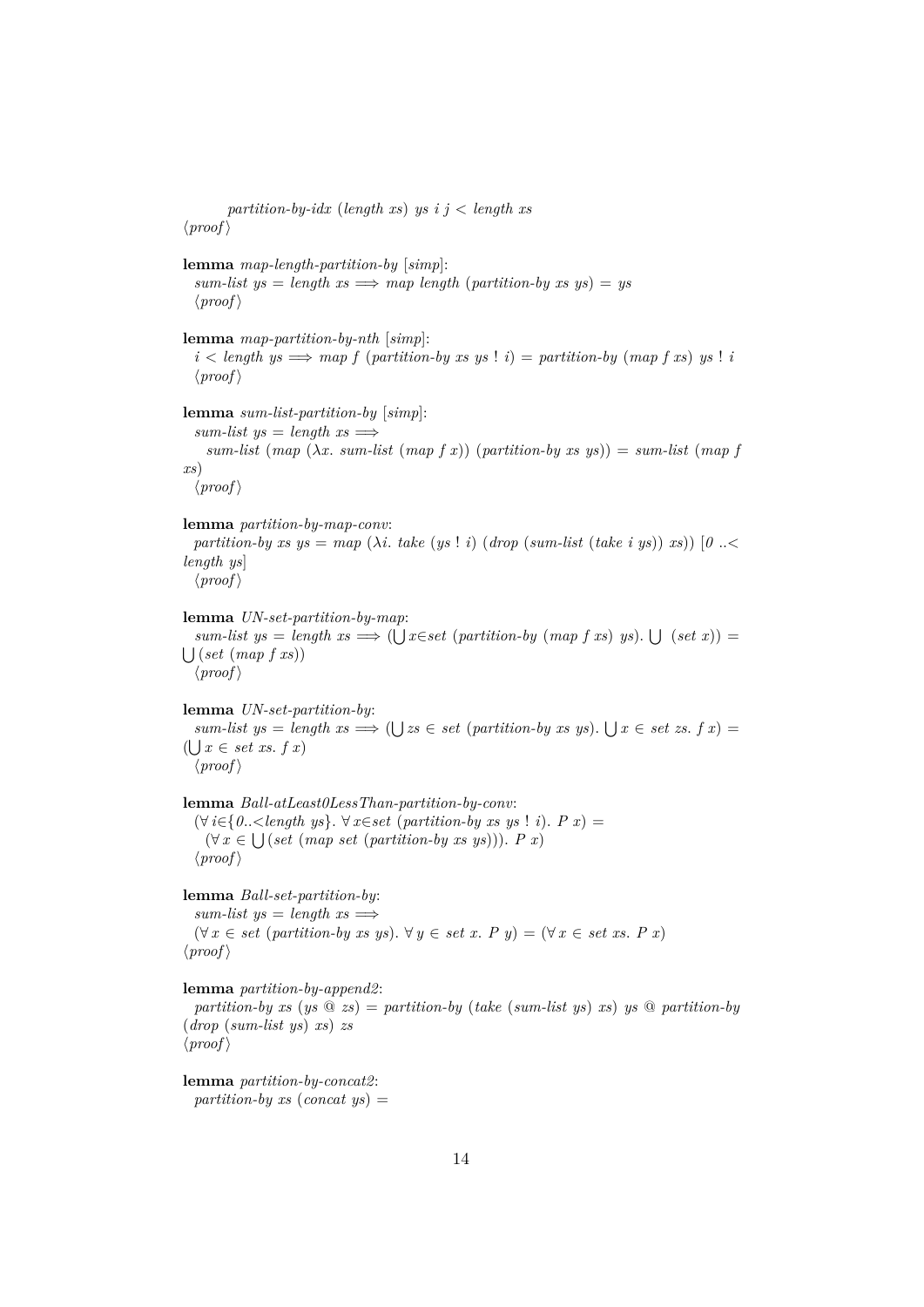*partition-by-idx* (*length xs*) *ys i j* < *length xs*
⟨*proof*⟩

**lemma** *map-length-partition-by* [*simp*]:
*sum-list ys* = *length xs* ⟹ *map length* (*partition-by xs ys*) = *ys*
⟨*proof*⟩

**lemma** *map-partition-by-nth* [*simp*]:
*i* < *length ys* ⟹ *map f* (*partition-by xs ys* ! *i*) = *partition-by* (*map f xs*) *ys* ! *i*
⟨*proof*⟩

**lemma** *sum-list-partition-by* [*simp*]:
*sum-list ys* = *length xs* ⟹
*sum-list* (*map* (λ*x*. *sum-list* (*map f x*)) (*partition-by xs ys*)) = *sum-list* (*map f xs*)
⟨*proof*⟩

**lemma** *partition-by-map-conv*:
*partition-by xs ys* = *map* (λ*i*. *take* (*ys* ! *i*) (*drop* (*sum-list* (*take i ys*)) *xs*)) [*0* ..< *length ys*]
⟨*proof*⟩

**lemma** *UN-set-partition-by-map*:
*sum-list ys* = *length xs* ⟹ ($\bigcup$*x*∈*set* (*partition-by* (*map f xs*) *ys*). $\bigcup$ (*set x*)) = $\bigcup$(*set* (*map f xs*))
⟨*proof*⟩

**lemma** *UN-set-partition-by*:
*sum-list ys* = *length xs* ⟹ ($\bigcup$*zs* ∈ *set* (*partition-by xs ys*). $\bigcup$*x* ∈ *set zs*. *f x*) = ($\bigcup$*x* ∈ *set xs*. *f x*)
⟨*proof*⟩

**lemma** *Ball-atLeast0LessThan-partition-by-conv*:
(∀*i*∈{*0*..<*length ys*}. ∀*x*∈*set* (*partition-by xs ys* ! *i*). *P x*) =
(∀*x* ∈ $\bigcup$(*set* (*map set* (*partition-by xs ys*))). *P x*)
⟨*proof*⟩

**lemma** *Ball-set-partition-by*:
*sum-list ys* = *length xs* ⟹
(∀*x* ∈ *set* (*partition-by xs ys*). ∀*y* ∈ *set x*. *P y*) = (∀*x* ∈ *set xs*. *P x*)
⟨*proof*⟩

**lemma** *partition-by-append2*:
*partition-by xs* (*ys* @ *zs*) = *partition-by* (*take* (*sum-list ys*) *xs*) *ys* @ *partition-by* (*drop* (*sum-list ys*) *xs*) *zs*
⟨*proof*⟩

**lemma** *partition-by-concat2*:
*partition-by xs* (*concat ys*) =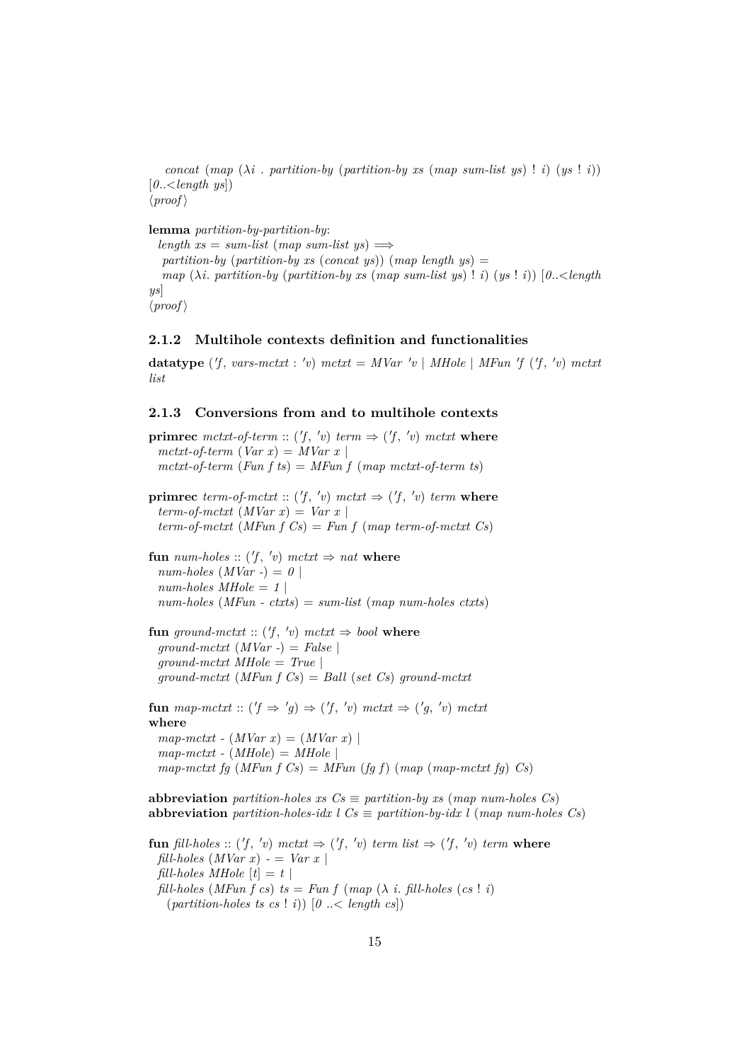*concat* (*map* (*λi* . *partition-by* (*partition-by xs* (*map sum-list ys*) ! *i*) (*ys* ! *i*)) [*0..<length ys*])
⟨*proof*⟩

**lemma** *partition-by-partition-by*:
  *length xs* = *sum-list* (*map sum-list ys*) ⟹
  *partition-by* (*partition-by xs* (*concat ys*)) (*map length ys*) =
  *map* (*λi*. *partition-by* (*partition-by xs* (*map sum-list ys*) ! *i*) (*ys* ! *i*)) [*0..<length ys*]
⟨*proof*⟩

### 2.1.2 Multihole contexts definition and functionalities

**datatype** (*'f*, *vars-mctxt* : *'v*) *mctxt* = *MVar 'v* | *MHole* | *MFun 'f* (*'f*, *'v*) *mctxt list*

### 2.1.3 Conversions from and to multihole contexts

**primrec** *mctxt-of-term* :: (*'f*, *'v*) *term* ⇒ (*'f*, *'v*) *mctxt* **where**
  *mctxt-of-term* (*Var x*) = *MVar x* |
  *mctxt-of-term* (*Fun f ts*) = *MFun f* (*map mctxt-of-term ts*)

**primrec** *term-of-mctxt* :: (*'f*, *'v*) *mctxt* ⇒ (*'f*, *'v*) *term* **where**
  *term-of-mctxt* (*MVar x*) = *Var x* |
  *term-of-mctxt* (*MFun f Cs*) = *Fun f* (*map term-of-mctxt Cs*)

**fun** *num-holes* :: (*'f*, *'v*) *mctxt* ⇒ *nat* **where**
  *num-holes* (*MVar -*) = *0* |
  *num-holes MHole* = *1* |
  *num-holes* (*MFun - ctxts*) = *sum-list* (*map num-holes ctxts*)

**fun** *ground-mctxt* :: (*'f*, *'v*) *mctxt* ⇒ *bool* **where**
  *ground-mctxt* (*MVar -*) = *False* |
  *ground-mctxt MHole* = *True* |
  *ground-mctxt* (*MFun f Cs*) = *Ball* (*set Cs*) *ground-mctxt*

**fun** *map-mctxt* :: (*'f* ⇒ *'g*) ⇒ (*'f*, *'v*) *mctxt* ⇒ (*'g*, *'v*) *mctxt*
**where**
  *map-mctxt* - (*MVar x*) = (*MVar x*) |
  *map-mctxt* - (*MHole*) = *MHole* |
  *map-mctxt fg* (*MFun f Cs*) = *MFun* (*fg f*) (*map* (*map-mctxt fg*) *Cs*)

**abbreviation** *partition-holes xs Cs* ≡ *partition-by xs* (*map num-holes Cs*)
**abbreviation** *partition-holes-idx l Cs* ≡ *partition-by-idx l* (*map num-holes Cs*)

**fun** *fill-holes* :: (*'f*, *'v*) *mctxt* ⇒ (*'f*, *'v*) *term list* ⇒ (*'f*, *'v*) *term* **where**
  *fill-holes* (*MVar x*) - = *Var x* |
  *fill-holes MHole* [*t*] = *t* |
  *fill-holes* (*MFun f cs*) *ts* = *Fun f* (*map* (*λ i*. *fill-holes* (*cs* ! *i*)
    (*partition-holes ts cs* ! *i*)) [*0 ..< length cs*])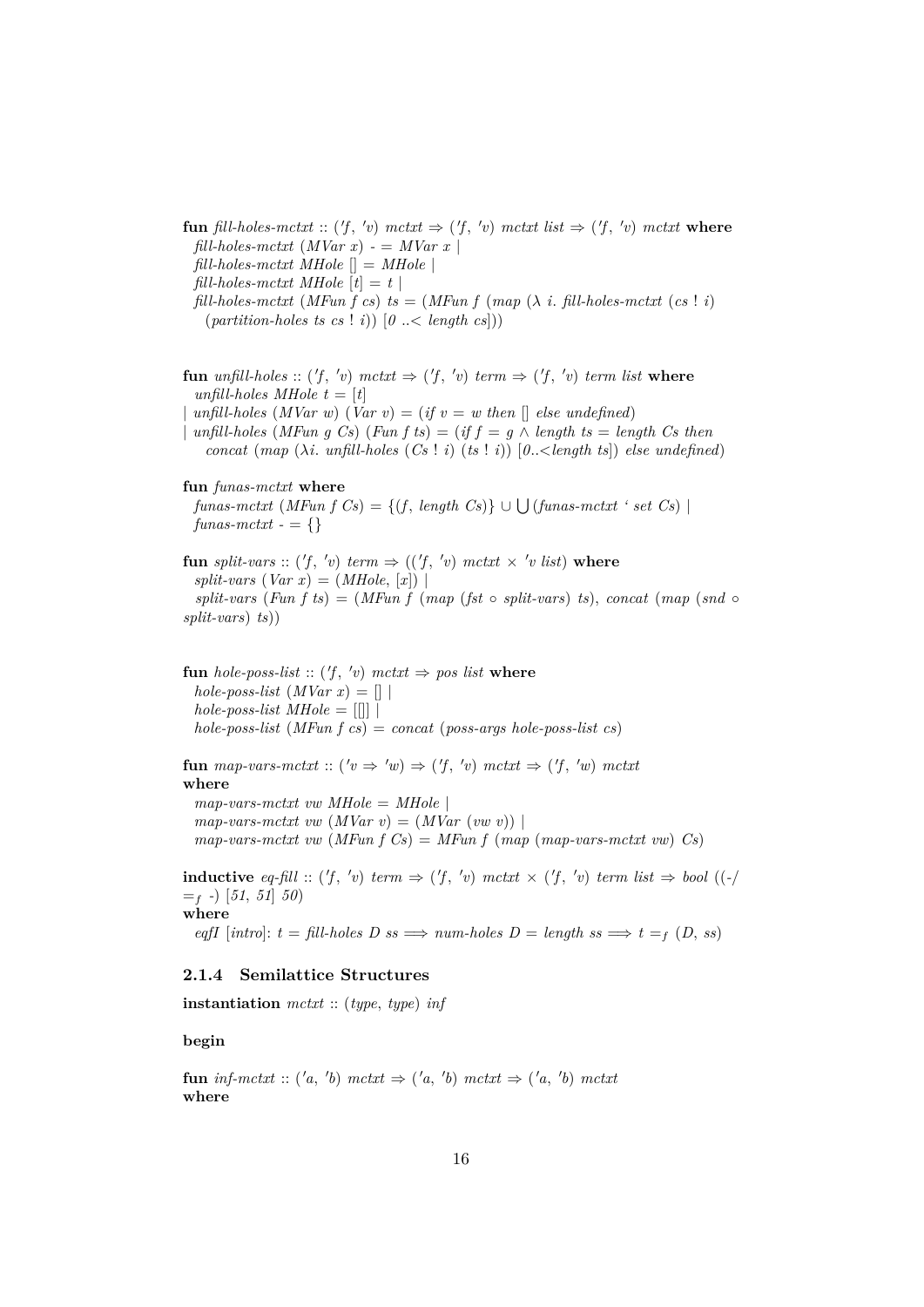**fun** *fill-holes-mctxt* :: ('*f*, '*v*) *mctxt* ⇒ ('*f*, '*v*) *mctxt list* ⇒ ('*f*, '*v*) *mctxt* **where**
*fill-holes-mctxt* (*MVar x*) - = *MVar x* |
*fill-holes-mctxt MHole* [] = *MHole* |
*fill-holes-mctxt MHole* [*t*] = *t* |
*fill-holes-mctxt* (*MFun f cs*) *ts* = (*MFun f* (*map* (λ *i*. *fill-holes-mctxt* (*cs* ! *i*) (*partition-holes ts cs* ! *i*)) [*0* ..< *length cs*]))

**fun** *unfill-holes* :: ('*f*, '*v*) *mctxt* ⇒ ('*f*, '*v*) *term* ⇒ ('*f*, '*v*) *term list* **where**
*unfill-holes MHole t* = [*t*]
| *unfill-holes* (*MVar w*) (*Var v*) = (*if v* = *w then* [] *else undefined*)
| *unfill-holes* (*MFun g Cs*) (*Fun f ts*) = (*if f* = *g* ∧ *length ts* = *length Cs then concat* (*map* (λ*i*. *unfill-holes* (*Cs* ! *i*) (*ts* ! *i*)) [*0*..<*length ts*]) *else undefined*)

**fun** *funas-mctxt* **where**
*funas-mctxt* (*MFun f Cs*) = {(*f*, *length Cs*)} ∪ ⋃(*funas-mctxt* ' *set Cs*) |
*funas-mctxt* - = {}

**fun** *split-vars* :: ('*f*, '*v*) *term* ⇒ (('*f*, '*v*) *mctxt* × '*v list*) **where**
*split-vars* (*Var x*) = (*MHole*, [*x*]) |
*split-vars* (*Fun f ts*) = (*MFun f* (*map* (*fst* ∘ *split-vars*) *ts*), *concat* (*map* (*snd* ∘ *split-vars*) *ts*))

**fun** *hole-poss-list* :: ('*f*, '*v*) *mctxt* ⇒ *pos list* **where**
*hole-poss-list* (*MVar x*) = [] |
*hole-poss-list MHole* = [[]] |
*hole-poss-list* (*MFun f cs*) = *concat* (*poss-args hole-poss-list cs*)

**fun** *map-vars-mctxt* :: ('*v* ⇒ '*w*) ⇒ ('*f*, '*v*) *mctxt* ⇒ ('*f*, '*w*) *mctxt*
**where**
*map-vars-mctxt vw MHole* = *MHole* |
*map-vars-mctxt vw* (*MVar v*) = (*MVar* (*vw v*)) |
*map-vars-mctxt vw* (*MFun f Cs*) = *MFun f* (*map* (*map-vars-mctxt vw*) *Cs*)

**inductive** *eq-fill* :: ('*f*, '*v*) *term* ⇒ ('*f*, '*v*) *mctxt* × ('*f*, '*v*) *term list* ⇒ *bool* ((-/ $=_f$ -) [*51*, *51*] *50*)
**where**
*eqfI* [*intro*]: *t* = *fill-holes D ss* ⟹ *num-holes D* = *length ss* ⟹ *t* $=_f$ (*D*, *ss*)

### 2.1.4 Semilattice Structures

**instantiation** *mctxt* :: (*type*, *type*) *inf*

**begin**

**fun** *inf-mctxt* :: ('*a*, '*b*) *mctxt* ⇒ ('*a*, '*b*) *mctxt* ⇒ ('*a*, '*b*) *mctxt*
**where**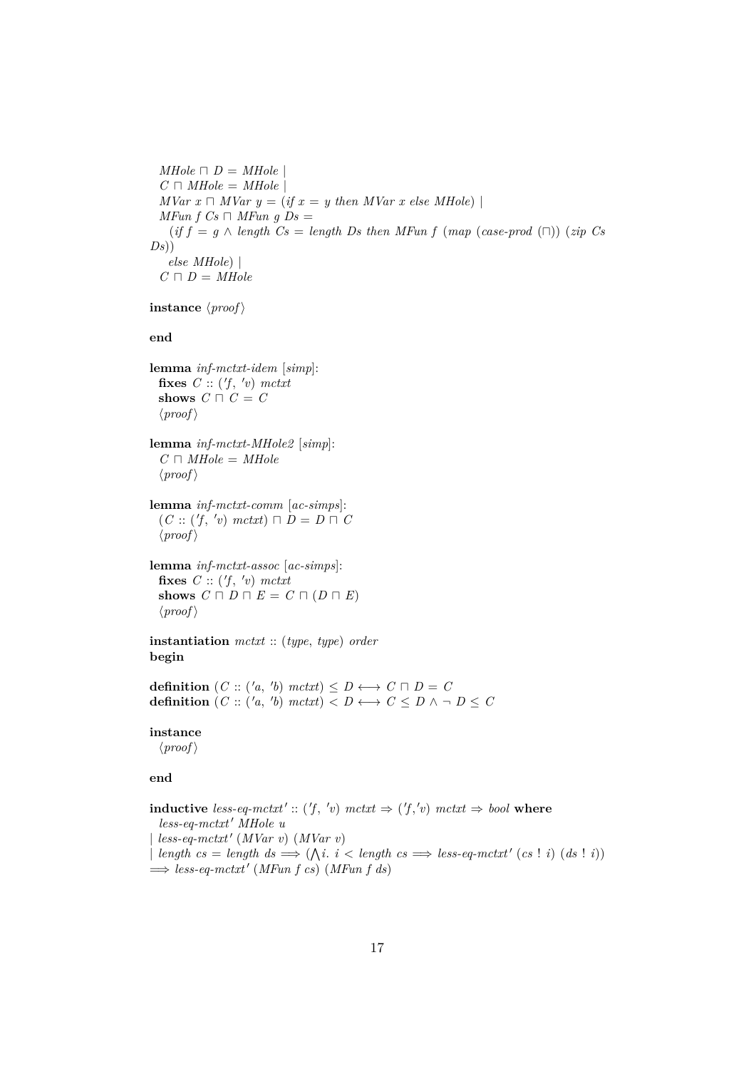```
  MHole ⊓ D = MHole |
  C ⊓ MHole = MHole |
  MVar x ⊓ MVar y = (if x = y then MVar x else MHole) |
  MFun f Cs ⊓ MFun g Ds =
    (if f = g ∧ length Cs = length Ds then MFun f (map (case-prod (⊓)) (zip Cs Ds))
    else MHole) |
  C ⊓ D = MHole

instance ⟨proof⟩

end

lemma inf-mctxt-idem [simp]:
  fixes C :: ('f, 'v) mctxt
  shows C ⊓ C = C
  ⟨proof⟩

lemma inf-mctxt-MHole2 [simp]:
  C ⊓ MHole = MHole
  ⟨proof⟩

lemma inf-mctxt-comm [ac-simps]:
  (C :: ('f, 'v) mctxt) ⊓ D = D ⊓ C
  ⟨proof⟩

lemma inf-mctxt-assoc [ac-simps]:
  fixes C :: ('f, 'v) mctxt
  shows C ⊓ D ⊓ E = C ⊓ (D ⊓ E)
  ⟨proof⟩

instantiation mctxt :: (type, type) order
begin

definition (C :: ('a, 'b) mctxt) ≤ D ⟷ C ⊓ D = C
definition (C :: ('a, 'b) mctxt) < D ⟷ C ≤ D ∧ ¬ D ≤ C

instance
  ⟨proof⟩

end

inductive less-eq-mctxt' :: ('f, 'v) mctxt ⇒ ('f,'v) mctxt ⇒ bool where
  less-eq-mctxt' MHole u
| less-eq-mctxt' (MVar v) (MVar v)
| length cs = length ds ⟹ (⋀i. i < length cs ⟹ less-eq-mctxt' (cs ! i) (ds ! i))
⟹ less-eq-mctxt' (MFun f cs) (MFun f ds)
```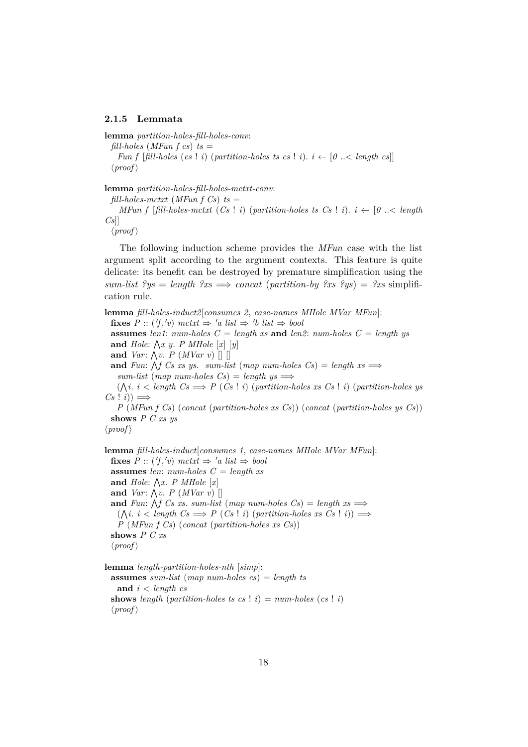### 2.1.5 Lemmata

**lemma** *partition-holes-fill-holes-conv*:
  *fill-holes* (*MFun f cs*) *ts* =
    *Fun f* [*fill-holes* (*cs* ! *i*) (*partition-holes ts cs* ! *i*). *i* ← [*0* ..< *length cs*]]
  ⟨*proof*⟩

**lemma** *partition-holes-fill-holes-mctxt-conv*:
  *fill-holes-mctxt* (*MFun f Cs*) *ts* =
    *MFun f* [*fill-holes-mctxt* (*Cs* ! *i*) (*partition-holes ts Cs* ! *i*). *i* ← [*0* ..< *length Cs*]]
  ⟨*proof*⟩

The following induction scheme provides the *MFun* case with the list argument split according to the argument contexts. This feature is quite delicate: its benefit can be destroyed by premature simplification using the *sum-list ?ys* = *length ?xs* ⟹ *concat* (*partition-by ?xs ?ys*) = *?xs* simplification rule.

**lemma** *fill-holes-induct2*[*consumes 2*, *case-names MHole MVar MFun*]:
  **fixes** *P* :: ('*f*,'*v*) *mctxt* ⇒ '*a list* ⇒ '*b list* ⇒ *bool*
  **assumes** *len1*: *num-holes C* = *length xs* **and** *len2*: *num-holes C* = *length ys*
  **and** *Hole*: ⋀*x y*. *P MHole* [*x*] [*y*]
  **and** *Var*: ⋀*v*. *P* (*MVar v*) [] []
  **and** *Fun*: ⋀*f Cs xs ys*. *sum-list* (*map num-holes Cs*) = *length xs* ⟹
    *sum-list* (*map num-holes Cs*) = *length ys* ⟹
    (⋀*i*. *i* < *length Cs* ⟹ *P* (*Cs* ! *i*) (*partition-holes xs Cs* ! *i*) (*partition-holes ys Cs* ! *i*)) ⟹
    *P* (*MFun f Cs*) (*concat* (*partition-holes xs Cs*)) (*concat* (*partition-holes ys Cs*))
  **shows** *P C xs ys*
⟨*proof*⟩

**lemma** *fill-holes-induct*[*consumes 1*, *case-names MHole MVar MFun*]:
  **fixes** *P* :: ('*f*,'*v*) *mctxt* ⇒ '*a list* ⇒ *bool*
  **assumes** *len*: *num-holes C* = *length xs*
  **and** *Hole*: ⋀*x*. *P MHole* [*x*]
  **and** *Var*: ⋀*v*. *P* (*MVar v*) []
  **and** *Fun*: ⋀*f Cs xs*. *sum-list* (*map num-holes Cs*) = *length xs* ⟹
    (⋀*i*. *i* < *length Cs* ⟹ *P* (*Cs* ! *i*) (*partition-holes xs Cs* ! *i*)) ⟹
    *P* (*MFun f Cs*) (*concat* (*partition-holes xs Cs*))
  **shows** *P C xs*
  ⟨*proof*⟩

**lemma** *length-partition-holes-nth* [*simp*]:
  **assumes** *sum-list* (*map num-holes cs*) = *length ts*
    **and** *i* < *length cs*
  **shows** *length* (*partition-holes ts cs* ! *i*) = *num-holes* (*cs* ! *i*)
  ⟨*proof*⟩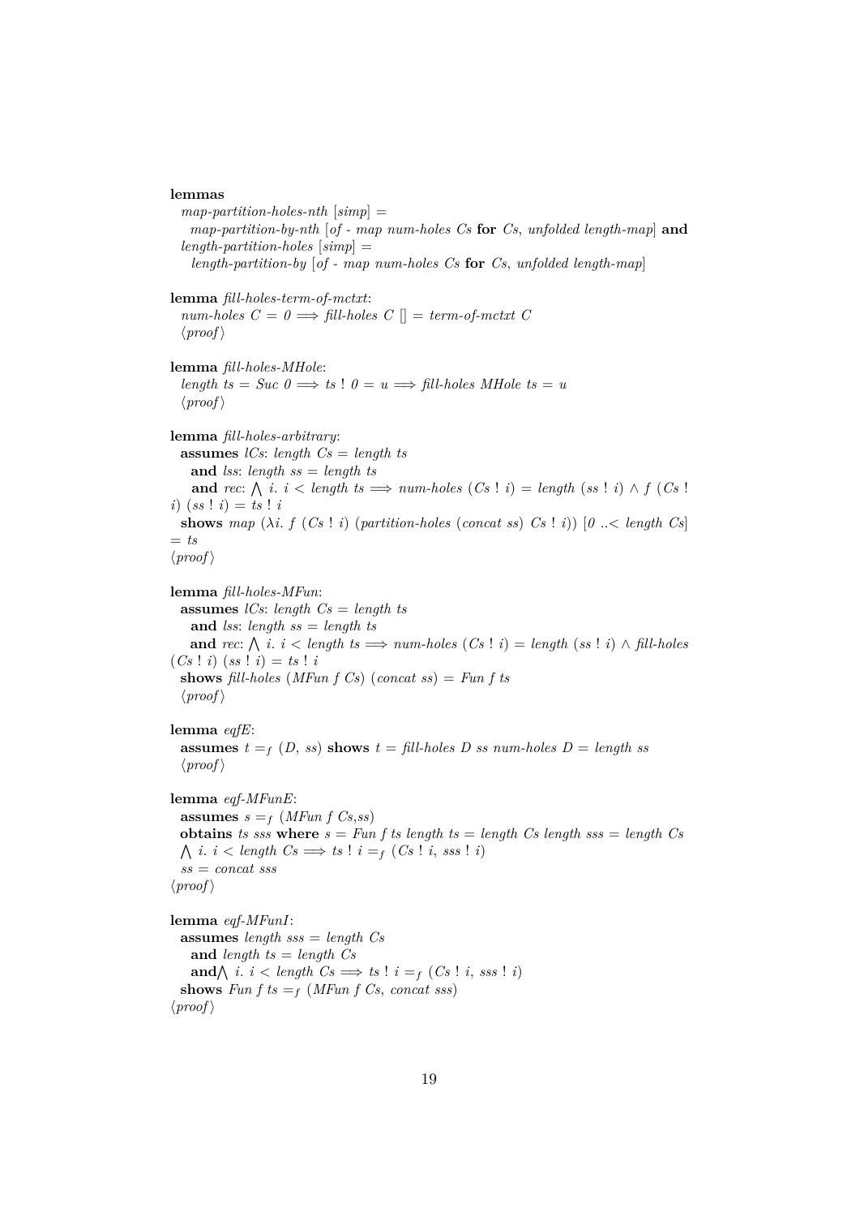**lemmas**
  *map-partition-holes-nth* [*simp*] =
    *map-partition-by-nth* [*of - map num-holes Cs* **for** *Cs*, *unfolded length-map*] **and**
  *length-partition-holes* [*simp*] =
    *length-partition-by* [*of - map num-holes Cs* **for** *Cs*, *unfolded length-map*]

**lemma** *fill-holes-term-of-mctxt*:
  *num-holes C* = *0* ⟹ *fill-holes C* [] = *term-of-mctxt C*
  ⟨*proof*⟩

**lemma** *fill-holes-MHole*:
  *length ts* = *Suc 0* ⟹ *ts* ! *0* = *u* ⟹ *fill-holes MHole ts* = *u*
  ⟨*proof*⟩

**lemma** *fill-holes-arbitrary*:
  **assumes** *lCs*: *length Cs* = *length ts*
    **and** *lss*: *length ss* = *length ts*
    **and** *rec*: ⋀ *i*. *i* < *length ts* ⟹ *num-holes* (*Cs* ! *i*) = *length* (*ss* ! *i*) ∧ *f* (*Cs* ! *i*) (*ss* ! *i*) = *ts* ! *i*
  **shows** *map* (λ*i*. *f* (*Cs* ! *i*) (*partition-holes* (*concat ss*) *Cs* ! *i*)) [*0* ..< *length Cs*] = *ts*
⟨*proof*⟩

**lemma** *fill-holes-MFun*:
  **assumes** *lCs*: *length Cs* = *length ts*
    **and** *lss*: *length ss* = *length ts*
    **and** *rec*: ⋀ *i*. *i* < *length ts* ⟹ *num-holes* (*Cs* ! *i*) = *length* (*ss* ! *i*) ∧ *fill-holes* (*Cs* ! *i*) (*ss* ! *i*) = *ts* ! *i*
  **shows** *fill-holes* (*MFun f Cs*) (*concat ss*) = *Fun f ts*
  ⟨*proof*⟩

**lemma** *eqfE*:
  **assumes** *t* $=_f$ (*D*, *ss*) **shows** *t* = *fill-holes D ss num-holes D* = *length ss*
  ⟨*proof*⟩

**lemma** *eqf-MFunE*:
  **assumes** *s* $=_f$ (*MFun f Cs*,*ss*)
  **obtains** *ts sss* **where** *s* = *Fun f ts length ts* = *length Cs length sss* = *length Cs*
  ⋀ *i*. *i* < *length Cs* ⟹ *ts* ! *i* $=_f$ (*Cs* ! *i*, *sss* ! *i*)
  *ss* = *concat sss*
⟨*proof*⟩

**lemma** *eqf-MFunI*:
  **assumes** *length sss* = *length Cs*
    **and** *length ts* = *length Cs*
    **and**⋀ *i*. *i* < *length Cs* ⟹ *ts* ! *i* $=_f$ (*Cs* ! *i*, *sss* ! *i*)
  **shows** *Fun f ts* $=_f$ (*MFun f Cs*, *concat sss*)
⟨*proof*⟩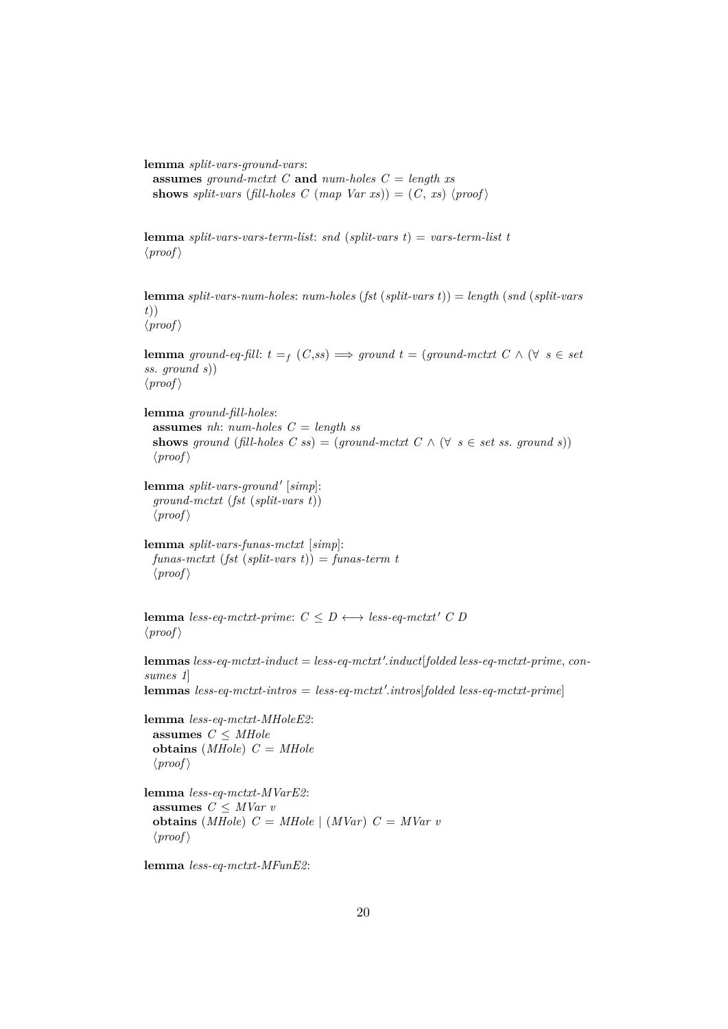**lemma** *split-vars-ground-vars*:
  **assumes** *ground-mctxt C* **and** *num-holes C = length xs*
  **shows** *split-vars (fill-holes C (map Var xs)) = (C, xs)* ⟨*proof*⟩

**lemma** *split-vars-vars-term-list*: *snd (split-vars t) = vars-term-list t*
⟨*proof*⟩

**lemma** *split-vars-num-holes*: *num-holes (fst (split-vars t)) = length (snd (split-vars t))*
⟨*proof*⟩

**lemma** *ground-eq-fill*: $t =_f (C,ss) \Longrightarrow$ *ground t = (ground-mctxt C* $\wedge$ ($\forall$ *s* $\in$ *set ss. ground s*))
⟨*proof*⟩

**lemma** *ground-fill-holes*:
  **assumes** *nh*: *num-holes C = length ss*
  **shows** *ground (fill-holes C ss) = (ground-mctxt C* $\wedge$ ($\forall$ *s* $\in$ *set ss. ground s*))
  ⟨*proof*⟩

**lemma** *split-vars-ground′* [*simp*]:
  *ground-mctxt (fst (split-vars t))*
  ⟨*proof*⟩

**lemma** *split-vars-funas-mctxt* [*simp*]:
  *funas-mctxt (fst (split-vars t)) = funas-term t*
  ⟨*proof*⟩

**lemma** *less-eq-mctxt-prime*: $C \leq D \longleftrightarrow$ *less-eq-mctxt′ C D*
⟨*proof*⟩

**lemmas** *less-eq-mctxt-induct = less-eq-mctxt′.induct*[*folded less-eq-mctxt-prime*, *consumes 1*]
**lemmas** *less-eq-mctxt-intros = less-eq-mctxt′.intros*[*folded less-eq-mctxt-prime*]

**lemma** *less-eq-mctxt-MHoleE2*:
  **assumes** $C \leq$ *MHole*
  **obtains** (*MHole*) *C = MHole*
  ⟨*proof*⟩

**lemma** *less-eq-mctxt-MVarE2*:
  **assumes** $C \leq$ *MVar v*
  **obtains** (*MHole*) *C = MHole* | (*MVar*) *C = MVar v*
  ⟨*proof*⟩

**lemma** *less-eq-mctxt-MFunE2*: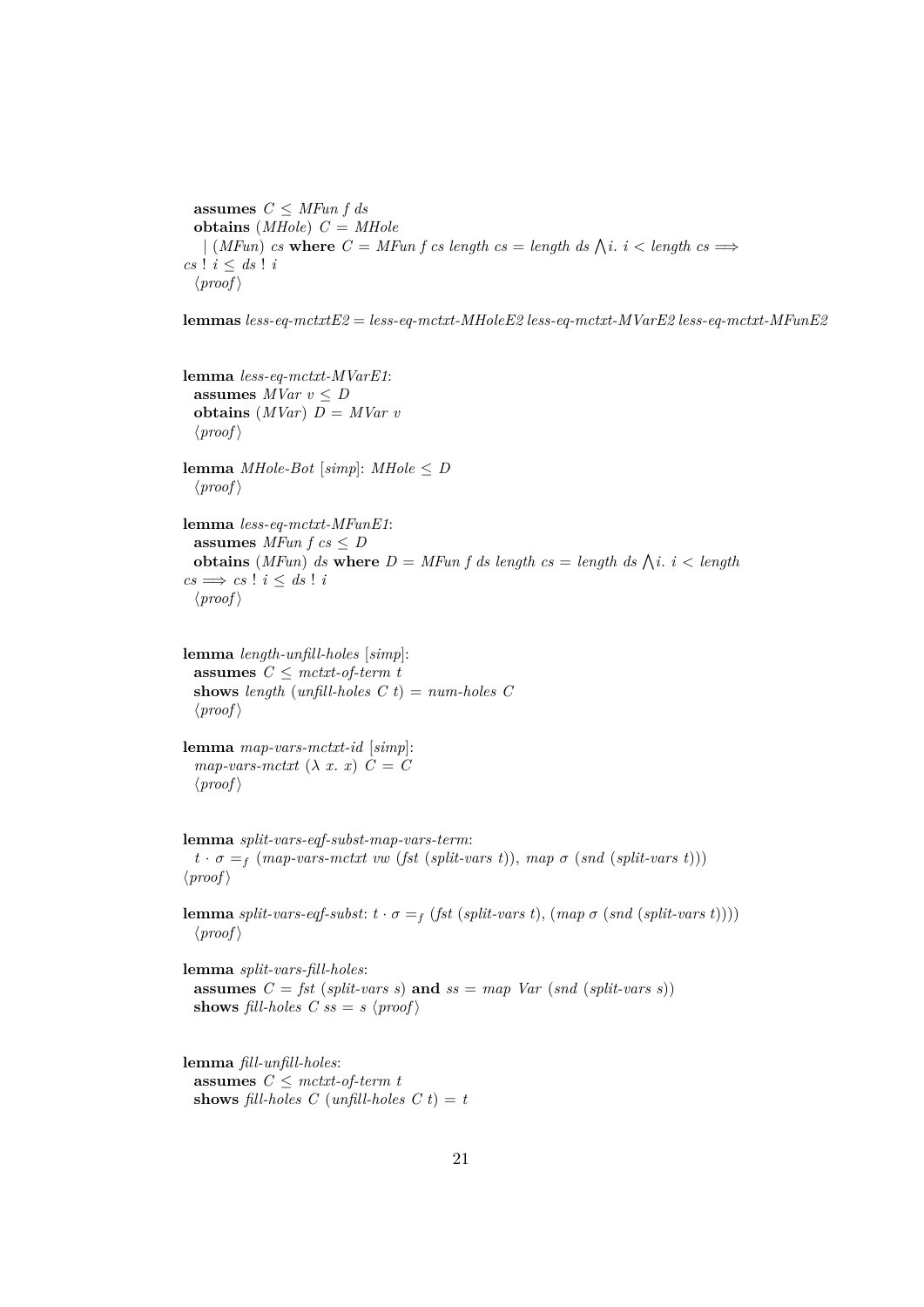**assumes** $C \leq$ *MFun f ds*
**obtains** (*MHole*) $C =$ *MHole*
| (*MFun*) *cs* **where** $C =$ *MFun f cs length cs = length ds* $\bigwedge i.\ i <$ *length cs* $\Longrightarrow$ *cs* ! $i \leq$ *ds* ! $i$
⟨*proof*⟩

**lemmas** *less-eq-mctxtE2* = *less-eq-mctxt-MHoleE2 less-eq-mctxt-MVarE2 less-eq-mctxt-MFunE2*

**lemma** *less-eq-mctxt-MVarE1*:
**assumes** *MVar v* $\leq D$
**obtains** (*MVar*) $D =$ *MVar v*
⟨*proof*⟩

**lemma** *MHole-Bot* [*simp*]: *MHole* $\leq D$
⟨*proof*⟩

**lemma** *less-eq-mctxt-MFunE1*:
**assumes** *MFun f cs* $\leq D$
**obtains** (*MFun*) *ds* **where** $D =$ *MFun f ds length cs = length ds* $\bigwedge i.\ i <$ *length cs* $\Longrightarrow$ *cs* ! $i \leq$ *ds* ! $i$
⟨*proof*⟩

**lemma** *length-unfill-holes* [*simp*]:
**assumes** $C \leq$ *mctxt-of-term t*
**shows** *length* (*unfill-holes C t*) = *num-holes C*
⟨*proof*⟩

**lemma** *map-vars-mctxt-id* [*simp*]:
*map-vars-mctxt* ($\lambda$ *x. x*) $C = C$
⟨*proof*⟩

**lemma** *split-vars-eqf-subst-map-vars-term*:
$t \cdot \sigma =_f$ (*map-vars-mctxt vw* (*fst* (*split-vars t*)), *map* $\sigma$ (*snd* (*split-vars t*)))
⟨*proof*⟩

**lemma** *split-vars-eqf-subst*: $t \cdot \sigma =_f$ (*fst* (*split-vars t*), (*map* $\sigma$ (*snd* (*split-vars t*))))
⟨*proof*⟩

**lemma** *split-vars-fill-holes*:
**assumes** $C =$ *fst* (*split-vars s*) **and** *ss = map Var* (*snd* (*split-vars s*))
**shows** *fill-holes C ss = s* ⟨*proof*⟩

**lemma** *fill-unfill-holes*:
**assumes** $C \leq$ *mctxt-of-term t*
**shows** *fill-holes C* (*unfill-holes C t*) = *t*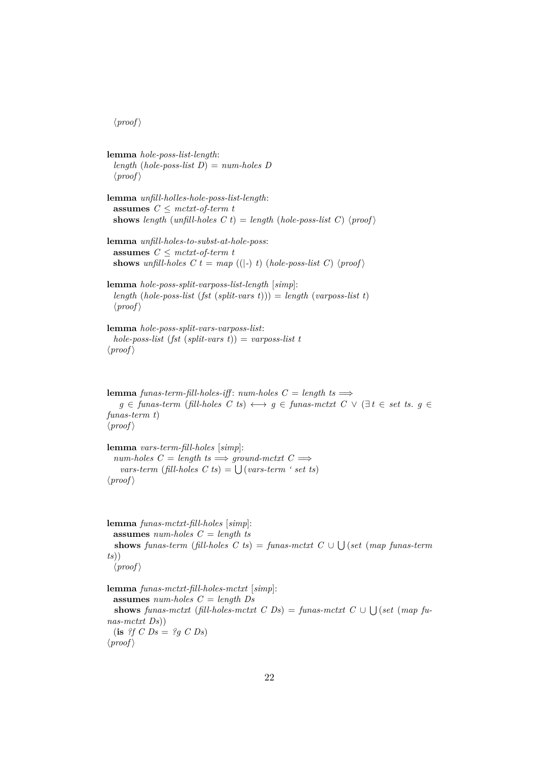⟨proof⟩

**lemma** *hole-poss-list-length*:
*length* (*hole-poss-list* *D*) = *num-holes* *D*
⟨*proof*⟩

**lemma** *unfill-holles-hole-poss-list-length*:
**assumes** $C \le$ *mctxt-of-term* *t*
**shows** *length* (*unfill-holes* *C* *t*) = *length* (*hole-poss-list* *C*) ⟨*proof*⟩

**lemma** *unfill-holes-to-subst-at-hole-poss*:
**assumes** $C \le$ *mctxt-of-term* *t*
**shows** *unfill-holes* *C* *t* = *map* ((|-) *t*) (*hole-poss-list* *C*) ⟨*proof*⟩

**lemma** *hole-poss-split-varposs-list-length* [*simp*]:
*length* (*hole-poss-list* (*fst* (*split-vars* *t*))) = *length* (*varposs-list* *t*)
⟨*proof*⟩

**lemma** *hole-poss-split-vars-varposs-list*:
*hole-poss-list* (*fst* (*split-vars* *t*)) = *varposs-list* *t*
⟨*proof*⟩

**lemma** *funas-term-fill-holes-iff*: *num-holes* *C* = *length* *ts* $\Longrightarrow$
*g* ∈ *funas-term* (*fill-holes* *C* *ts*) ⟷ *g* ∈ *funas-mctxt* *C* ∨ (∃ *t* ∈ *set* *ts*. *g* ∈ *funas-term* *t*)
⟨*proof*⟩

**lemma** *vars-term-fill-holes* [*simp*]:
*num-holes* *C* = *length* *ts* $\Longrightarrow$ *ground-mctxt* *C* $\Longrightarrow$
*vars-term* (*fill-holes* *C* *ts*) = ⋃(*vars-term* ' *set* *ts*)
⟨*proof*⟩

**lemma** *funas-mctxt-fill-holes* [*simp*]:
**assumes** *num-holes* *C* = *length* *ts*
**shows** *funas-term* (*fill-holes* *C* *ts*) = *funas-mctxt* *C* ∪ ⋃(*set* (*map* *funas-term* *ts*))
⟨*proof*⟩

**lemma** *funas-mctxt-fill-holes-mctxt* [*simp*]:
**assumes** *num-holes* *C* = *length* *Ds*
**shows** *funas-mctxt* (*fill-holes-mctxt* *C* *Ds*) = *funas-mctxt* *C* ∪ ⋃(*set* (*map* *funas-mctxt* *Ds*))
(**is** *?f* *C* *Ds* = *?g* *C* *Ds*)
⟨*proof*⟩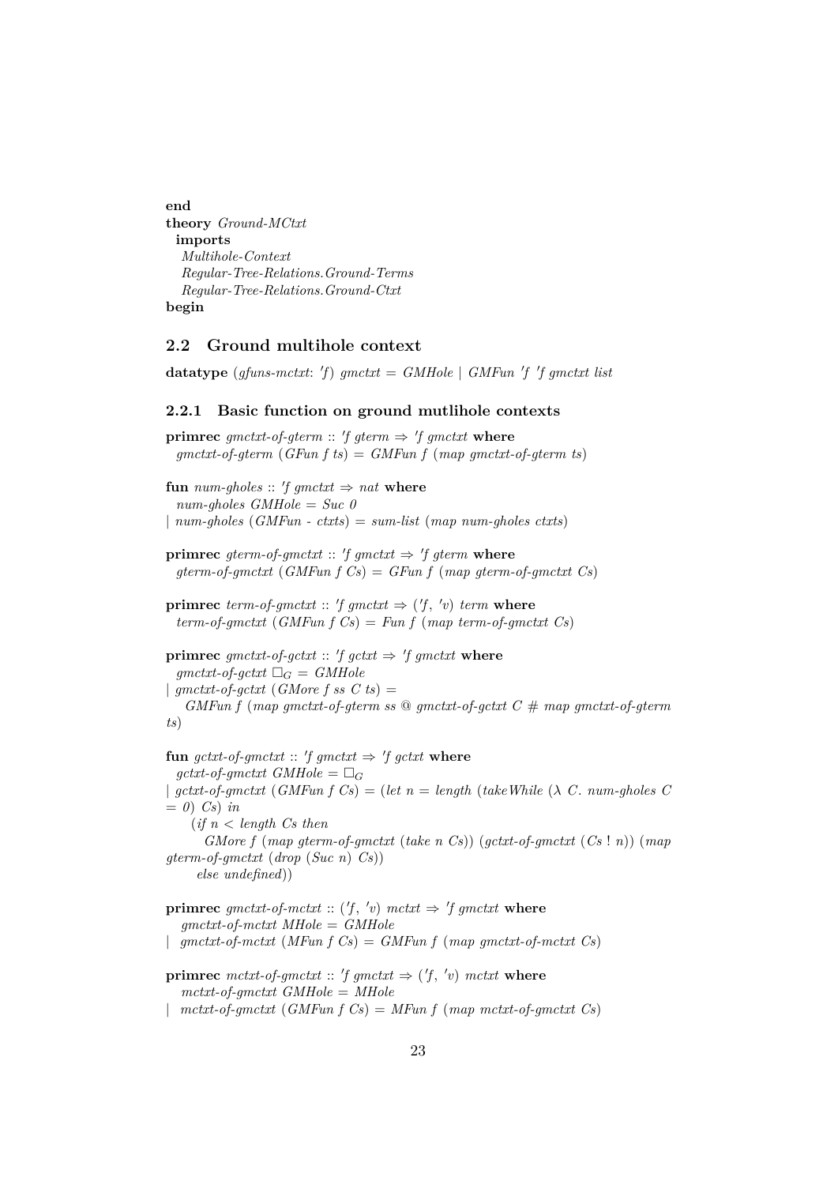**end**
**theory** *Ground-MCtxt*
  **imports**
    *Multihole-Context*
    *Regular-Tree-Relations.Ground-Terms*
    *Regular-Tree-Relations.Ground-Ctxt*
**begin**

## 2.2 Ground multihole context

```
datatype (gfuns-mctxt: 'f) gmctxt = GMHole | GMFun 'f 'f gmctxt list
```

### 2.2.1 Basic function on ground mutlihole contexts

```
primrec gmctxt-of-gterm :: 'f gterm ⇒ 'f gmctxt where
  gmctxt-of-gterm (GFun f ts) = GMFun f (map gmctxt-of-gterm ts)

fun num-gholes :: 'f gmctxt ⇒ nat where
  num-gholes GMHole = Suc 0
| num-gholes (GMFun - ctxts) = sum-list (map num-gholes ctxts)

primrec gterm-of-gmctxt :: 'f gmctxt ⇒ 'f gterm where
  gterm-of-gmctxt (GMFun f Cs) = GFun f (map gterm-of-gmctxt Cs)

primrec term-of-gmctxt :: 'f gmctxt ⇒ ('f, 'v) term where
  term-of-gmctxt (GMFun f Cs) = Fun f (map term-of-gmctxt Cs)

primrec gmctxt-of-gctxt :: 'f gctxt ⇒ 'f gmctxt where
  gmctxt-of-gctxt □_G = GMHole
| gmctxt-of-gctxt (GMore f ss C ts) =
    GMFun f (map gmctxt-of-gterm ss @ gmctxt-of-gctxt C # map gmctxt-of-gterm
ts)

fun gctxt-of-gmctxt :: 'f gmctxt ⇒ 'f gctxt where
  gctxt-of-gmctxt GMHole = □_G
| gctxt-of-gmctxt (GMFun f Cs) = (let n = length (takeWhile (λ C. num-gholes C
= 0) Cs) in
    (if n < length Cs then
       GMore f (map gterm-of-gmctxt (take n Cs)) (gctxt-of-gmctxt (Cs ! n)) (map
gterm-of-gmctxt (drop (Suc n) Cs))
     else undefined))

primrec gmctxt-of-mctxt :: ('f, 'v) mctxt ⇒ 'f gmctxt where
   gmctxt-of-mctxt MHole = GMHole
|  gmctxt-of-mctxt (MFun f Cs) = GMFun f (map gmctxt-of-mctxt Cs)

primrec mctxt-of-gmctxt :: 'f gmctxt ⇒ ('f, 'v) mctxt where
   mctxt-of-gmctxt GMHole = MHole
|  mctxt-of-gmctxt (GMFun f Cs) = MFun f (map mctxt-of-gmctxt Cs)
```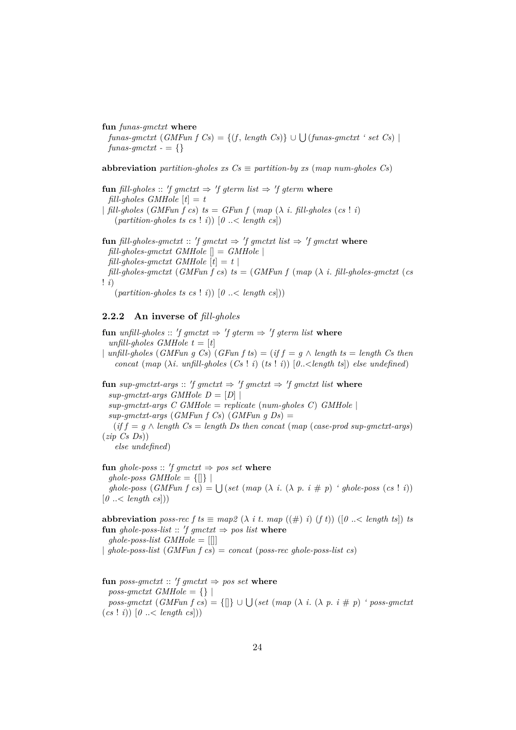**fun** *funas-gmctxt* **where**
  *funas-gmctxt* (*GMFun f Cs*) = {(*f*, *length Cs*)} ∪ ⋃(*funas-gmctxt* ‘ *set Cs*) |
  *funas-gmctxt* - = {}

**abbreviation** *partition-gholes xs Cs* ≡ *partition-by xs* (*map num-gholes Cs*)

**fun** *fill-gholes* :: ′*f gmctxt* ⇒ ′*f gterm list* ⇒ ′*f gterm* **where**
  *fill-gholes GMHole* [*t*] = *t*
| *fill-gholes* (*GMFun f cs*) *ts* = *GFun f* (*map* (λ *i*. *fill-gholes* (*cs* ! *i*)
    (*partition-gholes ts cs* ! *i*)) [*0* ..< *length cs*])

**fun** *fill-gholes-gmctxt* :: ′*f gmctxt* ⇒ ′*f gmctxt list* ⇒ ′*f gmctxt* **where**
  *fill-gholes-gmctxt GMHole* [] = *GMHole* |
  *fill-gholes-gmctxt GMHole* [*t*] = *t* |
  *fill-gholes-gmctxt* (*GMFun f cs*) *ts* = (*GMFun f* (*map* (λ *i*. *fill-gholes-gmctxt* (*cs* ! *i*)
    (*partition-gholes ts cs* ! *i*)) [*0* ..< *length cs*]))

### 2.2.2 An inverse of *fill-gholes*

**fun** *unfill-gholes* :: ′*f gmctxt* ⇒ ′*f gterm* ⇒ ′*f gterm list* **where**
  *unfill-gholes GMHole t* = [*t*]
| *unfill-gholes* (*GMFun g Cs*) (*GFun f ts*) = (*if f* = *g* ∧ *length ts* = *length Cs then*
    *concat* (*map* (λ*i*. *unfill-gholes* (*Cs* ! *i*) (*ts* ! *i*)) [*0*..<*length ts*]) *else undefined*)

**fun** *sup-gmctxt-args* :: ′*f gmctxt* ⇒ ′*f gmctxt* ⇒ ′*f gmctxt list* **where**
  *sup-gmctxt-args GMHole D* = [*D*] |
  *sup-gmctxt-args C GMHole* = *replicate* (*num-gholes C*) *GMHole* |
  *sup-gmctxt-args* (*GMFun f Cs*) (*GMFun g Ds*) =
    (*if f* = *g* ∧ *length Cs* = *length Ds then concat* (*map* (*case-prod sup-gmctxt-args*) (*zip Cs Ds*))
    *else undefined*)

**fun** *ghole-poss* :: ′*f gmctxt* ⇒ *pos set* **where**
  *ghole-poss GMHole* = {[]} |
  *ghole-poss* (*GMFun f cs*) = ⋃(*set* (*map* (λ *i*. (λ *p*. *i* # *p*) ‘ *ghole-poss* (*cs* ! *i*)) [*0* ..< *length cs*]))

**abbreviation** *poss-rec f ts* ≡ *map2* (λ *i t*. *map* ((#) *i*) (*f t*)) ([*0* ..< *length ts*]) *ts*
**fun** *ghole-poss-list* :: ′*f gmctxt* ⇒ *pos list* **where**
  *ghole-poss-list GMHole* = [[]]
| *ghole-poss-list* (*GMFun f cs*) = *concat* (*poss-rec ghole-poss-list cs*)

**fun** *poss-gmctxt* :: ′*f gmctxt* ⇒ *pos set* **where**
  *poss-gmctxt GMHole* = {} |
  *poss-gmctxt* (*GMFun f cs*) = {[]} ∪ ⋃(*set* (*map* (λ *i*. (λ *p*. *i* # *p*) ‘ *poss-gmctxt* (*cs* ! *i*)) [*0* ..< *length cs*]))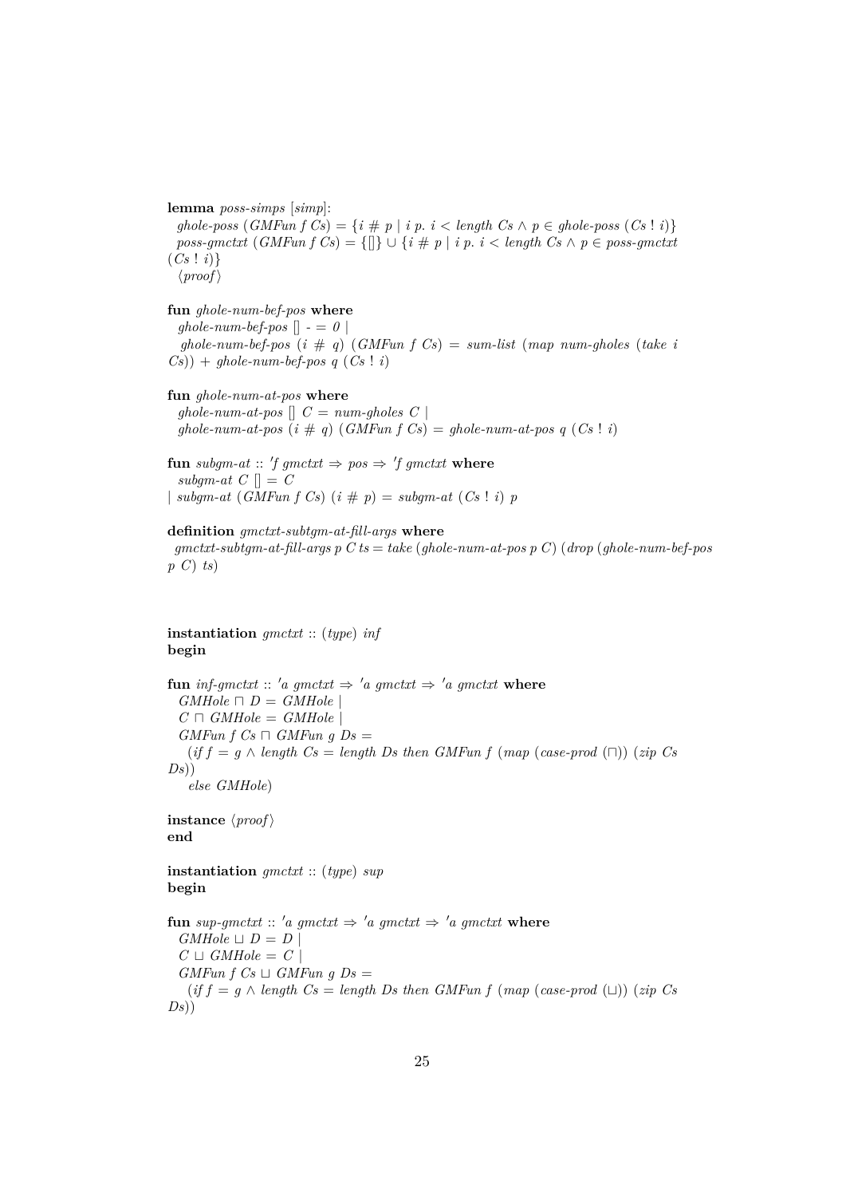**lemma** *poss-simps* [*simp*]:
  *ghole-poss* (*GMFun f Cs*) = {*i* # *p* | *i p*. *i* < *length Cs* ∧ *p* ∈ *ghole-poss* (*Cs* ! *i*)}
  *poss-gmctxt* (*GMFun f Cs*) = {[]} ∪ {*i* # *p* | *i p*. *i* < *length Cs* ∧ *p* ∈ *poss-gmctxt* (*Cs* ! *i*)}
  ⟨*proof*⟩

**fun** *ghole-num-bef-pos* **where**
  *ghole-num-bef-pos* [] - = *0* |
  *ghole-num-bef-pos* (*i* # *q*) (*GMFun f Cs*) = *sum-list* (*map num-gholes* (*take i Cs*)) + *ghole-num-bef-pos q* (*Cs* ! *i*)

**fun** *ghole-num-at-pos* **where**
  *ghole-num-at-pos* [] *C* = *num-gholes C* |
  *ghole-num-at-pos* (*i* # *q*) (*GMFun f Cs*) = *ghole-num-at-pos q* (*Cs* ! *i*)

**fun** *subgm-at* :: ′*f gmctxt* ⇒ *pos* ⇒ ′*f gmctxt* **where**
  *subgm-at C* [] = *C*
| *subgm-at* (*GMFun f Cs*) (*i* # *p*) = *subgm-at* (*Cs* ! *i*) *p*

**definition** *gmctxt-subtgm-at-fill-args* **where**
  *gmctxt-subtgm-at-fill-args p C ts* = *take* (*ghole-num-at-pos p C*) (*drop* (*ghole-num-bef-pos p C*) *ts*)

**instantiation** *gmctxt* :: (*type*) *inf*
**begin**

**fun** *inf-gmctxt* :: ′*a gmctxt* ⇒ ′*a gmctxt* ⇒ ′*a gmctxt* **where**
  *GMHole* ⊓ *D* = *GMHole* |
  *C* ⊓ *GMHole* = *GMHole* |
  *GMFun f Cs* ⊓ *GMFun g Ds* =
    (*if f* = *g* ∧ *length Cs* = *length Ds then GMFun f* (*map* (*case-prod* (⊓)) (*zip Cs Ds*))
    *else GMHole*)

**instance** ⟨*proof*⟩
**end**

**instantiation** *gmctxt* :: (*type*) *sup*
**begin**

**fun** *sup-gmctxt* :: ′*a gmctxt* ⇒ ′*a gmctxt* ⇒ ′*a gmctxt* **where**
  *GMHole* ⊔ *D* = *D* |
  *C* ⊔ *GMHole* = *C* |
  *GMFun f Cs* ⊔ *GMFun g Ds* =
    (*if f* = *g* ∧ *length Cs* = *length Ds then GMFun f* (*map* (*case-prod* (⊔)) (*zip Cs Ds*))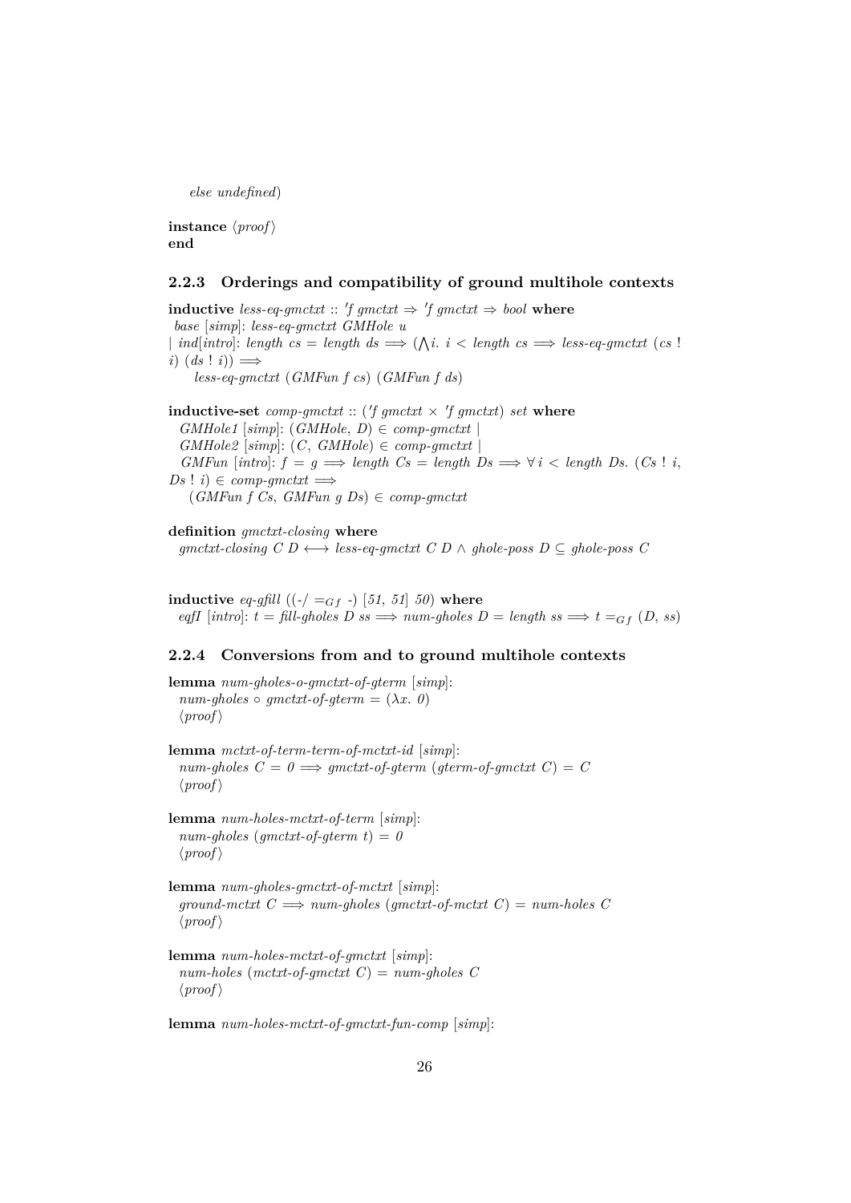*else undefined*)

**instance** ⟨*proof*⟩
**end**

### 2.2.3 Orderings and compatibility of ground multihole contexts

**inductive** *less-eq-gmctxt* :: *'f gmctxt* ⇒ *'f gmctxt* ⇒ *bool* **where**
*base* [*simp*]: *less-eq-gmctxt GMHole u*
| *ind*[*intro*]: *length cs* = *length ds* ⟹ (⋀*i*. *i* < *length cs* ⟹ *less-eq-gmctxt* (*cs* ! *i*) (*ds* ! *i*)) ⟹
*less-eq-gmctxt* (*GMFun f cs*) (*GMFun f ds*)

**inductive-set** *comp-gmctxt* :: (*'f gmctxt* × *'f gmctxt*) *set* **where**
*GMHole1* [*simp*]: (*GMHole*, *D*) ∈ *comp-gmctxt* |
*GMHole2* [*simp*]: (*C*, *GMHole*) ∈ *comp-gmctxt* |
*GMFun* [*intro*]: *f* = *g* ⟹ *length Cs* = *length Ds* ⟹ ∀ *i* < *length Ds*. (*Cs* ! *i*, *Ds* ! *i*) ∈ *comp-gmctxt* ⟹
(*GMFun f Cs*, *GMFun g Ds*) ∈ *comp-gmctxt*

**definition** *gmctxt-closing* **where**
*gmctxt-closing C D* ⟷ *less-eq-gmctxt C D* ∧ *ghole-poss D* ⊆ *ghole-poss C*

**inductive** *eq-gfill* ((-/ $=_{Gf}$ -) [*51*, *51*] *50*) **where**
*eqfI* [*intro*]: *t* = *fill-gholes D ss* ⟹ *num-gholes D* = *length ss* ⟹ *t* $=_{Gf}$ (*D*, *ss*)

### 2.2.4 Conversions from and to ground multihole contexts

**lemma** *num-gholes-o-gmctxt-of-gterm* [*simp*]:
*num-gholes* ∘ *gmctxt-of-gterm* = (λ*x*. *0*)
⟨*proof*⟩

**lemma** *mctxt-of-term-term-of-mctxt-id* [*simp*]:
*num-gholes C* = *0* ⟹ *gmctxt-of-gterm* (*gterm-of-gmctxt C*) = *C*
⟨*proof*⟩

**lemma** *num-holes-mctxt-of-term* [*simp*]:
*num-gholes* (*gmctxt-of-gterm t*) = *0*
⟨*proof*⟩

**lemma** *num-gholes-gmctxt-of-mctxt* [*simp*]:
*ground-mctxt C* ⟹ *num-gholes* (*gmctxt-of-mctxt C*) = *num-holes C*
⟨*proof*⟩

**lemma** *num-holes-mctxt-of-gmctxt* [*simp*]:
*num-holes* (*mctxt-of-gmctxt C*) = *num-gholes C*
⟨*proof*⟩

**lemma** *num-holes-mctxt-of-gmctxt-fun-comp* [*simp*]: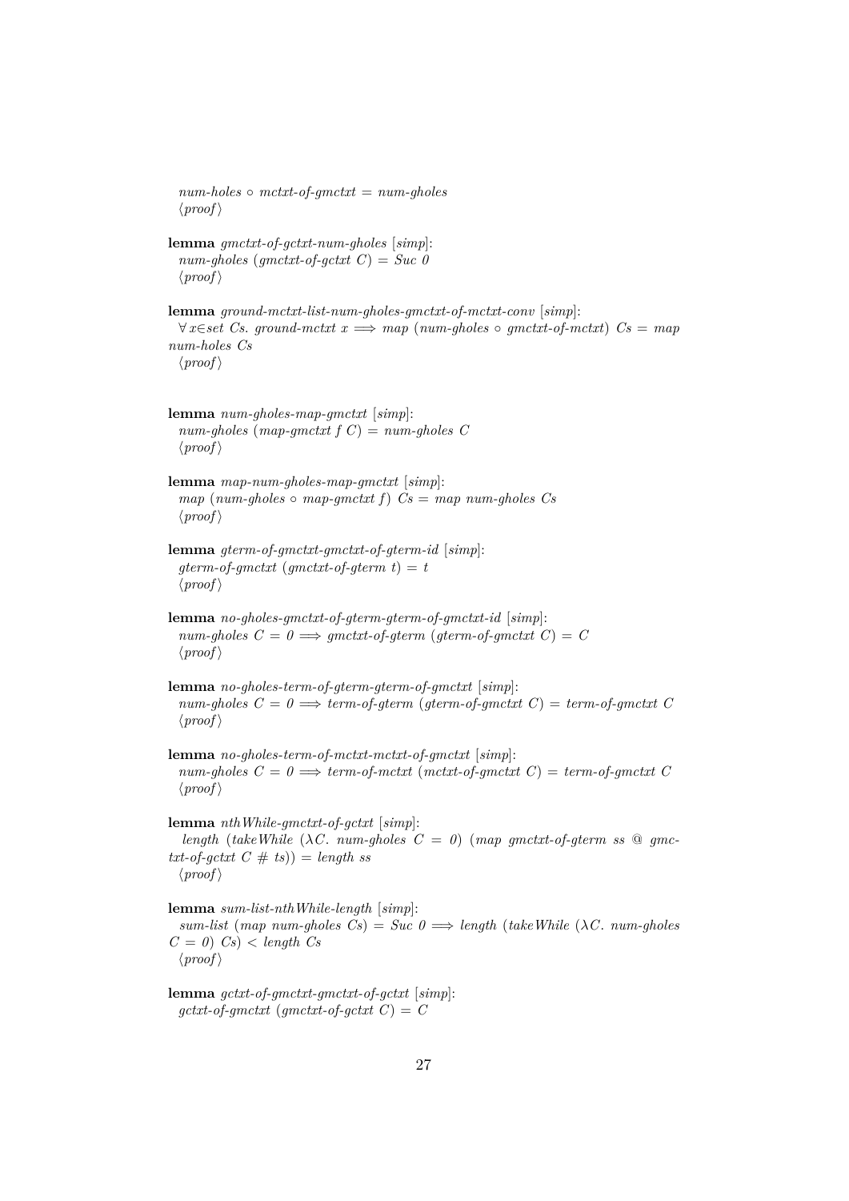*num-holes ∘ mctxt-of-gmctxt = num-gholes*
⟨*proof*⟩

**lemma** *gmctxt-of-gctxt-num-gholes* [*simp*]:
*num-gholes* (*gmctxt-of-gctxt C*) = *Suc 0*
⟨*proof*⟩

**lemma** *ground-mctxt-list-num-gholes-gmctxt-of-mctxt-conv* [*simp*]:
∀ *x*∈*set Cs. ground-mctxt x* ⟹ *map* (*num-gholes* ∘ *gmctxt-of-mctxt*) *Cs* = *map num-holes Cs*
⟨*proof*⟩

**lemma** *num-gholes-map-gmctxt* [*simp*]:
*num-gholes* (*map-gmctxt f C*) = *num-gholes C*
⟨*proof*⟩

**lemma** *map-num-gholes-map-gmctxt* [*simp*]:
*map* (*num-gholes* ∘ *map-gmctxt f*) *Cs* = *map num-gholes Cs*
⟨*proof*⟩

**lemma** *gterm-of-gmctxt-gmctxt-of-gterm-id* [*simp*]:
*gterm-of-gmctxt* (*gmctxt-of-gterm t*) = *t*
⟨*proof*⟩

**lemma** *no-gholes-gmctxt-of-gterm-gterm-of-gmctxt-id* [*simp*]:
*num-gholes C* = *0* ⟹ *gmctxt-of-gterm* (*gterm-of-gmctxt C*) = *C*
⟨*proof*⟩

**lemma** *no-gholes-term-of-gterm-gterm-of-gmctxt* [*simp*]:
*num-gholes C* = *0* ⟹ *term-of-gterm* (*gterm-of-gmctxt C*) = *term-of-gmctxt C*
⟨*proof*⟩

**lemma** *no-gholes-term-of-mctxt-mctxt-of-gmctxt* [*simp*]:
*num-gholes C* = *0* ⟹ *term-of-mctxt* (*mctxt-of-gmctxt C*) = *term-of-gmctxt C*
⟨*proof*⟩

**lemma** *nthWhile-gmctxt-of-gctxt* [*simp*]:
*length* (*takeWhile* (λ*C. num-gholes C* = *0*) (*map gmctxt-of-gterm ss* @ *gmctxt-of-gctxt C* # *ts*)) = *length ss*
⟨*proof*⟩

**lemma** *sum-list-nthWhile-length* [*simp*]:
*sum-list* (*map num-gholes Cs*) = *Suc 0* ⟹ *length* (*takeWhile* (λ*C. num-gholes C* = *0*) *Cs*) < *length Cs*
⟨*proof*⟩

**lemma** *gctxt-of-gmctxt-gmctxt-of-gctxt* [*simp*]:
*gctxt-of-gmctxt* (*gmctxt-of-gctxt C*) = *C*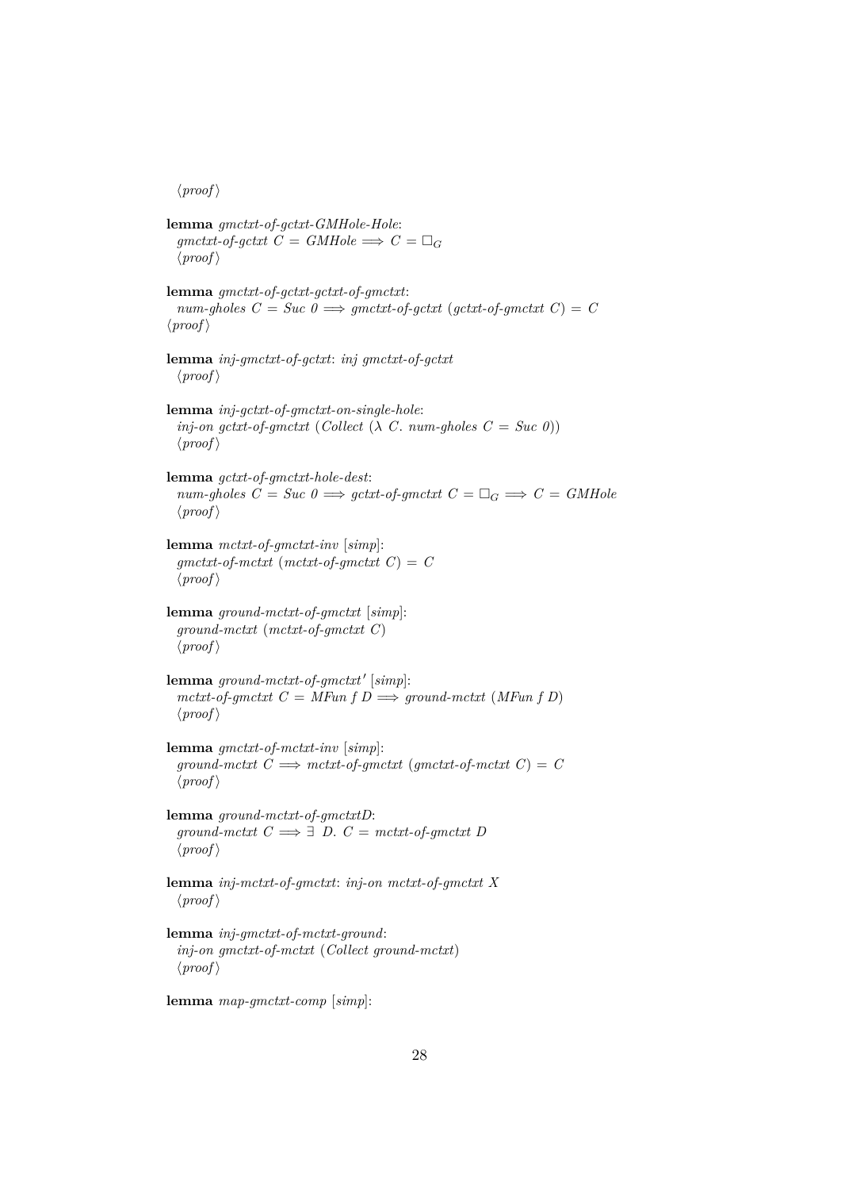⟨proof⟩

**lemma** *gmctxt-of-gctxt-GMHole-Hole*:
  *gmctxt-of-gctxt C = GMHole* $\Longrightarrow$ *C* = $\Box_G$
  ⟨proof⟩

**lemma** *gmctxt-of-gctxt-gctxt-of-gmctxt*:
  *num-gholes C = Suc 0* $\Longrightarrow$ *gmctxt-of-gctxt (gctxt-of-gmctxt C) = C*
⟨proof⟩

**lemma** *inj-gmctxt-of-gctxt*: *inj gmctxt-of-gctxt*
  ⟨proof⟩

**lemma** *inj-gctxt-of-gmctxt-on-single-hole*:
  *inj-on gctxt-of-gmctxt (Collect (λ C. num-gholes C = Suc 0))*
  ⟨proof⟩

**lemma** *gctxt-of-gmctxt-hole-dest*:
  *num-gholes C = Suc 0* $\Longrightarrow$ *gctxt-of-gmctxt C* = $\Box_G$ $\Longrightarrow$ *C = GMHole*
  ⟨proof⟩

**lemma** *mctxt-of-gmctxt-inv* [*simp*]:
  *gmctxt-of-mctxt (mctxt-of-gmctxt C) = C*
  ⟨proof⟩

**lemma** *ground-mctxt-of-gmctxt* [*simp*]:
  *ground-mctxt (mctxt-of-gmctxt C)*
  ⟨proof⟩

**lemma** *ground-mctxt-of-gmctxt′* [*simp*]:
  *mctxt-of-gmctxt C = MFun f D* $\Longrightarrow$ *ground-mctxt (MFun f D)*
  ⟨proof⟩

**lemma** *gmctxt-of-mctxt-inv* [*simp*]:
  *ground-mctxt C* $\Longrightarrow$ *mctxt-of-gmctxt (gmctxt-of-mctxt C) = C*
  ⟨proof⟩

**lemma** *ground-mctxt-of-gmctxtD*:
  *ground-mctxt C* $\Longrightarrow$ ∃ *D. C = mctxt-of-gmctxt D*
  ⟨proof⟩

**lemma** *inj-mctxt-of-gmctxt*: *inj-on mctxt-of-gmctxt X*
  ⟨proof⟩

**lemma** *inj-gmctxt-of-mctxt-ground*:
  *inj-on gmctxt-of-mctxt (Collect ground-mctxt)*
  ⟨proof⟩

**lemma** *map-gmctxt-comp* [*simp*]: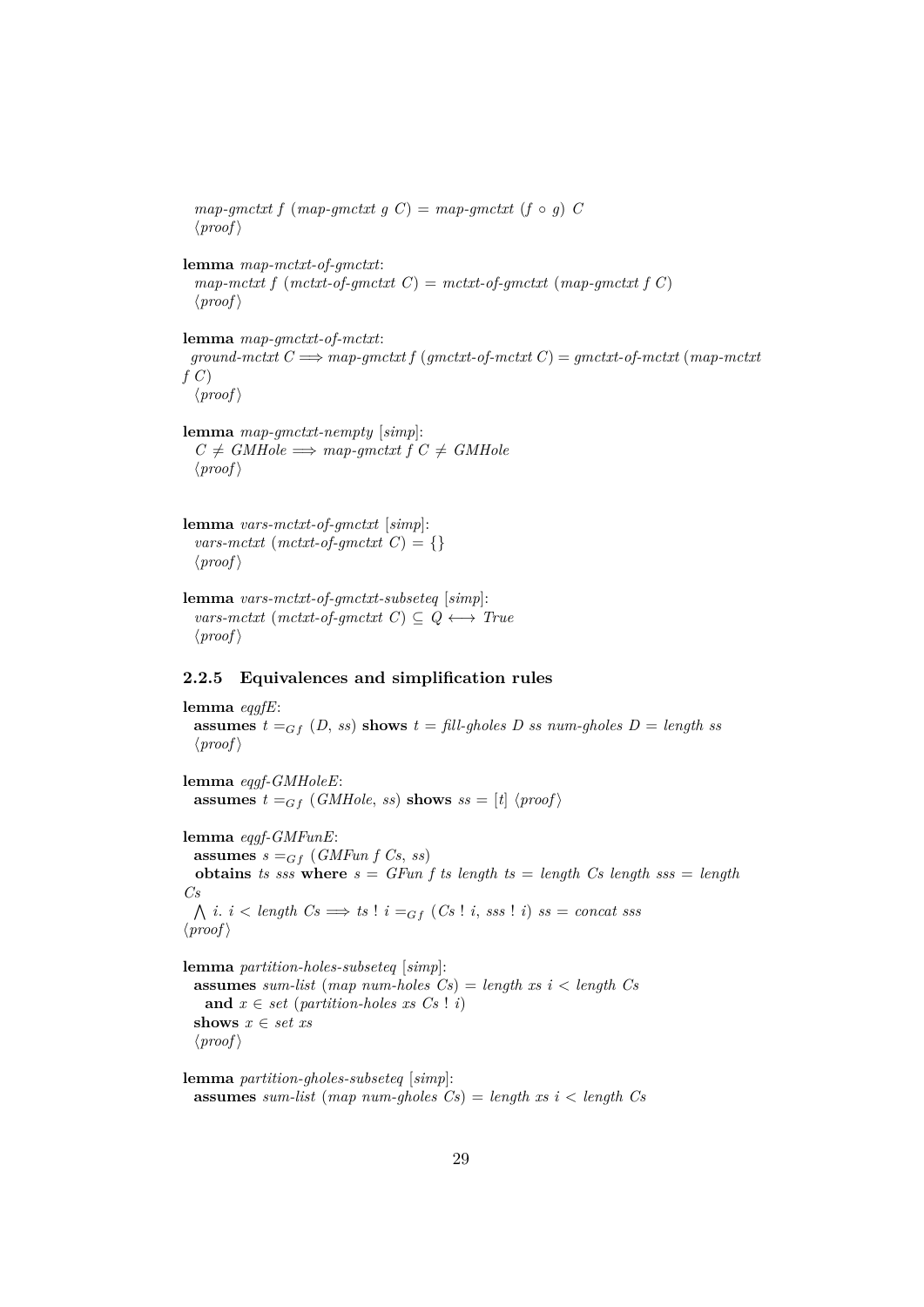*map-gmctxt f* (*map-gmctxt g C*) = *map-gmctxt* ($f \circ g$) *C*
⟨*proof*⟩

**lemma** *map-mctxt-of-gmctxt*:
*map-mctxt f* (*mctxt-of-gmctxt C*) = *mctxt-of-gmctxt* (*map-gmctxt f C*)
⟨*proof*⟩

**lemma** *map-gmctxt-of-mctxt*:
*ground-mctxt C* ⟹ *map-gmctxt f* (*gmctxt-of-mctxt C*) = *gmctxt-of-mctxt* (*map-mctxt f C*)
⟨*proof*⟩

**lemma** *map-gmctxt-nempty* [*simp*]:
*C* ≠ *GMHole* ⟹ *map-gmctxt f C* ≠ *GMHole*
⟨*proof*⟩

**lemma** *vars-mctxt-of-gmctxt* [*simp*]:
*vars-mctxt* (*mctxt-of-gmctxt C*) = {}
⟨*proof*⟩

**lemma** *vars-mctxt-of-gmctxt-subseteq* [*simp*]:
*vars-mctxt* (*mctxt-of-gmctxt C*) ⊆ *Q* ⟷ *True*
⟨*proof*⟩

### 2.2.5 Equivalences and simplification rules

**lemma** *eqgfE*:
**assumes** $t =_{Gf}$ (*D*, *ss*) **shows** *t* = *fill-gholes D ss num-gholes D* = *length ss*
⟨*proof*⟩

**lemma** *eqgf-GMHoleE*:
**assumes** $t =_{Gf}$ (*GMHole*, *ss*) **shows** *ss* = [*t*] ⟨*proof*⟩

**lemma** *eqgf-GMFunE*:
**assumes** $s =_{Gf}$ (*GMFun f Cs*, *ss*)
**obtains** *ts sss* **where** *s* = *GFun f ts length ts* = *length Cs length sss* = *length Cs*
⋀ *i*. *i* < *length Cs* ⟹ *ts* ! *i* $=_{Gf}$ (*Cs* ! *i*, *sss* ! *i*) *ss* = *concat sss*
⟨*proof*⟩

**lemma** *partition-holes-subseteq* [*simp*]:
**assumes** *sum-list* (*map num-holes Cs*) = *length xs i* < *length Cs*
**and** *x* ∈ *set* (*partition-holes xs Cs* ! *i*)
**shows** *x* ∈ *set xs*
⟨*proof*⟩

**lemma** *partition-gholes-subseteq* [*simp*]:
**assumes** *sum-list* (*map num-gholes Cs*) = *length xs i* < *length Cs*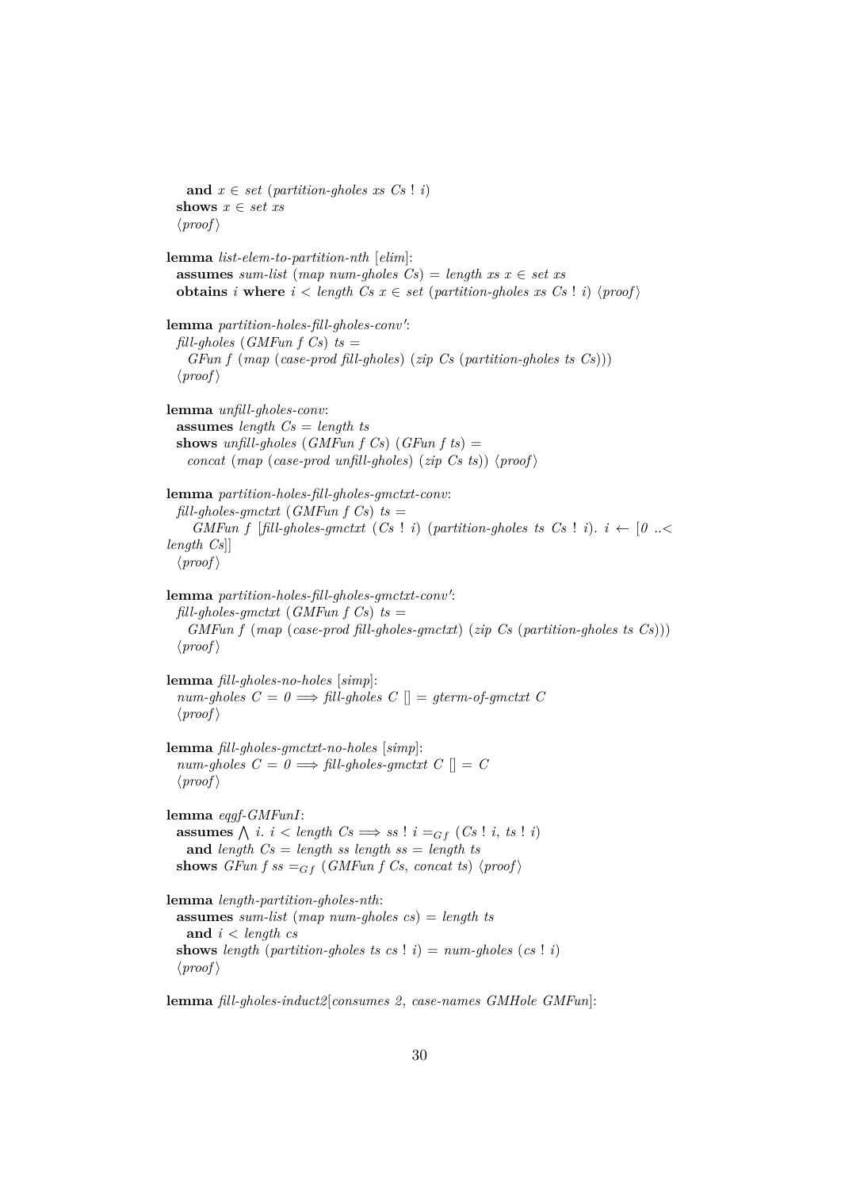**and** $x \in set$ (*partition-gholes xs Cs* ! *i*)
**shows** $x \in set\ xs$
⟨*proof*⟩

**lemma** *list-elem-to-partition-nth* [*elim*]:
**assumes** *sum-list* (*map num-gholes Cs*) = *length xs* $x \in set\ xs$
**obtains** *i* **where** $i <$ *length Cs* $x \in set$ (*partition-gholes xs Cs* ! *i*) ⟨*proof*⟩

**lemma** *partition-holes-fill-gholes-conv'*:
*fill-gholes* (*GMFun f Cs*) *ts* =
*GFun f* (*map* (*case-prod fill-gholes*) (*zip Cs* (*partition-gholes ts Cs*)))
⟨*proof*⟩

**lemma** *unfill-gholes-conv*:
**assumes** *length Cs* = *length ts*
**shows** *unfill-gholes* (*GMFun f Cs*) (*GFun f ts*) =
*concat* (*map* (*case-prod unfill-gholes*) (*zip Cs ts*)) ⟨*proof*⟩

**lemma** *partition-holes-fill-gholes-gmctxt-conv*:
*fill-gholes-gmctxt* (*GMFun f Cs*) *ts* =
*GMFun f* [*fill-gholes-gmctxt* (*Cs* ! *i*) (*partition-gholes ts Cs* ! *i*). $i \leftarrow [0\ ..<$ *length Cs*]]
⟨*proof*⟩

**lemma** *partition-holes-fill-gholes-gmctxt-conv'*:
*fill-gholes-gmctxt* (*GMFun f Cs*) *ts* =
*GMFun f* (*map* (*case-prod fill-gholes-gmctxt*) (*zip Cs* (*partition-gholes ts Cs*)))
⟨*proof*⟩

**lemma** *fill-gholes-no-holes* [*simp*]:
*num-gholes C* = $0 \Longrightarrow$ *fill-gholes C* [] = *gterm-of-gmctxt C*
⟨*proof*⟩

**lemma** *fill-gholes-gmctxt-no-holes* [*simp*]:
*num-gholes C* = $0 \Longrightarrow$ *fill-gholes-gmctxt C* [] = *C*
⟨*proof*⟩

**lemma** *eqgf-GMFunI*:
**assumes** $\bigwedge i.\ i <$ *length Cs* $\Longrightarrow$ *ss* ! *i* $=_{Gf}$ (*Cs* ! *i*, *ts* ! *i*)
**and** *length Cs* = *length ss length ss* = *length ts*
**shows** *GFun f ss* $=_{Gf}$ (*GMFun f Cs*, *concat ts*) ⟨*proof*⟩

**lemma** *length-partition-gholes-nth*:
**assumes** *sum-list* (*map num-gholes cs*) = *length ts*
**and** $i <$ *length cs*
**shows** *length* (*partition-gholes ts cs* ! *i*) = *num-gholes* (*cs* ! *i*)
⟨*proof*⟩

**lemma** *fill-gholes-induct2*[*consumes 2*, *case-names GMHole GMFun*]: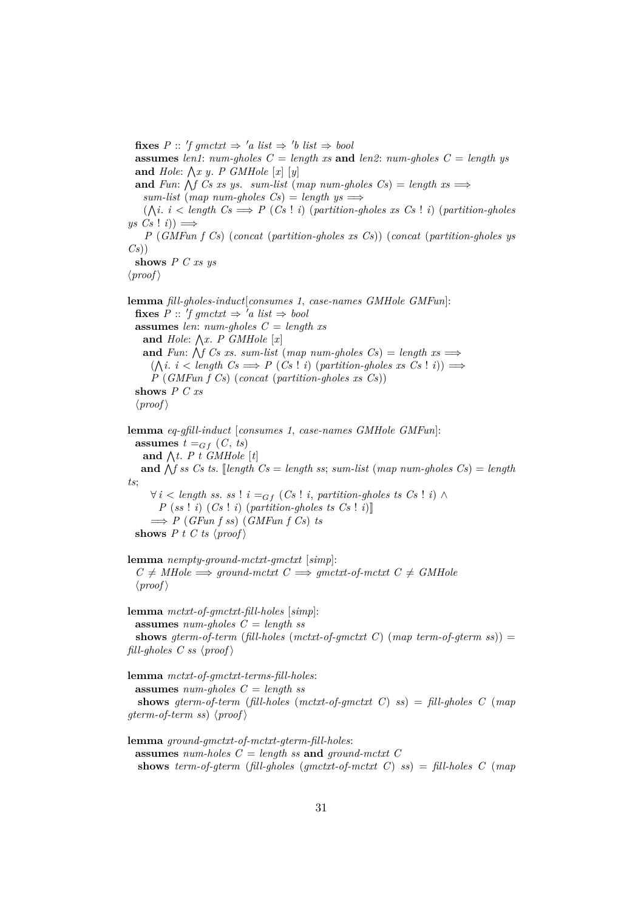**fixes** $P$ :: $'f$ *gmctxt* $\Rightarrow$ $'a$ *list* $\Rightarrow$ $'b$ *list* $\Rightarrow$ *bool*
**assumes** *len1*: *num-gholes* $C$ = *length* *xs* **and** *len2*: *num-gholes* $C$ = *length* *ys*
**and** *Hole*: $\bigwedge x\ y.\ P$ *GMHole* $[x]$ $[y]$
**and** *Fun*: $\bigwedge f$ *Cs* *xs* *ys*. *sum-list* (*map* *num-gholes* *Cs*) = *length* *xs* $\Longrightarrow$
*sum-list* (*map* *num-gholes* *Cs*) = *length* *ys* $\Longrightarrow$
($\bigwedge i.\ i <$ *length* *Cs* $\Longrightarrow$ $P$ (*Cs* ! $i$) (*partition-gholes* *xs* *Cs* ! $i$) (*partition-gholes* *ys* *Cs* ! $i$)) $\Longrightarrow$
$P$ (*GMFun* $f$ *Cs*) (*concat* (*partition-gholes* *xs* *Cs*)) (*concat* (*partition-gholes* *ys* *Cs*))
**shows** $P$ $C$ *xs* *ys*
⟨*proof*⟩

**lemma** *fill-gholes-induct*[*consumes 1*, *case-names GMHole GMFun*]:
**fixes** $P$ :: $'f$ *gmctxt* $\Rightarrow$ $'a$ *list* $\Rightarrow$ *bool*
**assumes** *len*: *num-gholes* $C$ = *length* *xs*
**and** *Hole*: $\bigwedge x.\ P$ *GMHole* $[x]$
**and** *Fun*: $\bigwedge f$ *Cs* *xs*. *sum-list* (*map* *num-gholes* *Cs*) = *length* *xs* $\Longrightarrow$
($\bigwedge i.\ i <$ *length* *Cs* $\Longrightarrow$ $P$ (*Cs* ! $i$) (*partition-gholes* *xs* *Cs* ! $i$)) $\Longrightarrow$
$P$ (*GMFun* $f$ *Cs*) (*concat* (*partition-gholes* *xs* *Cs*))
**shows** $P$ $C$ *xs*
⟨*proof*⟩

**lemma** *eq-gfill-induct* [*consumes 1*, *case-names GMHole GMFun*]:
**assumes** $t =_{Gf}$ ($C$, *ts*)
**and** $\bigwedge t.\ P$ $t$ *GMHole* $[t]$
**and** $\bigwedge f$ *ss* *Cs* *ts*. ⟦*length* *Cs* = *length* *ss*; *sum-list* (*map* *num-gholes* *Cs*) = *length* *ts*;
$\forall i <$ *length* *ss*. *ss* ! $i =_{Gf}$ (*Cs* ! $i$, *partition-gholes* *ts* *Cs* ! $i$) $\wedge$
$P$ (*ss* ! $i$) (*Cs* ! $i$) (*partition-gholes* *ts* *Cs* ! $i$)⟧
$\Longrightarrow$ $P$ (*GFun* $f$ *ss*) (*GMFun* $f$ *Cs*) *ts*
**shows** $P$ $t$ $C$ *ts* ⟨*proof*⟩

**lemma** *nempty-ground-mctxt-gmctxt* [*simp*]:
$C \neq$ *MHole* $\Longrightarrow$ *ground-mctxt* $C$ $\Longrightarrow$ *gmctxt-of-mctxt* $C \neq$ *GMHole*
⟨*proof*⟩

**lemma** *mctxt-of-gmctxt-fill-holes* [*simp*]:
**assumes** *num-gholes* $C$ = *length* *ss*
**shows** *gterm-of-term* (*fill-holes* (*mctxt-of-gmctxt* $C$) (*map* *term-of-gterm* *ss*)) = *fill-gholes* $C$ *ss* ⟨*proof*⟩

**lemma** *mctxt-of-gmctxt-terms-fill-holes*:
**assumes** *num-gholes* $C$ = *length* *ss*
**shows** *gterm-of-term* (*fill-holes* (*mctxt-of-gmctxt* $C$) *ss*) = *fill-gholes* $C$ (*map* *gterm-of-term* *ss*) ⟨*proof*⟩

**lemma** *ground-gmctxt-of-mctxt-gterm-fill-holes*:
**assumes** *num-holes* $C$ = *length* *ss* **and** *ground-mctxt* $C$
**shows** *term-of-gterm* (*fill-gholes* (*gmctxt-of-mctxt* $C$) *ss*) = *fill-holes* $C$ (*map*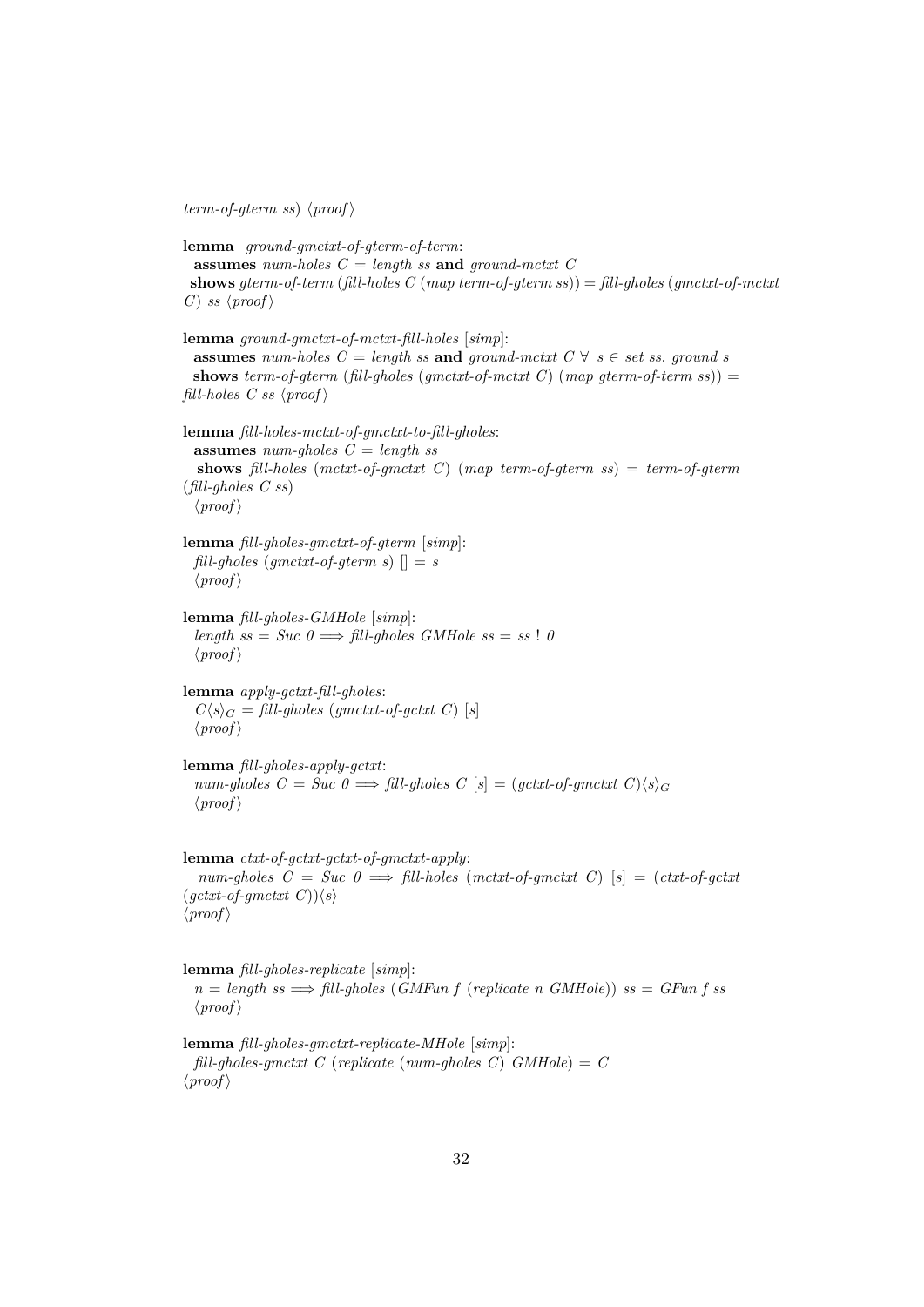*term-of-gterm ss*) ⟨*proof*⟩

**lemma** *ground-gmctxt-of-gterm-of-term*:
**assumes** *num-holes C* = *length ss* **and** *ground-mctxt C*
**shows** *gterm-of-term* (*fill-holes C* (*map term-of-gterm ss*)) = *fill-gholes* (*gmctxt-of-mctxt C*) *ss* ⟨*proof*⟩

**lemma** *ground-gmctxt-of-mctxt-fill-holes* [*simp*]:
**assumes** *num-holes C* = *length ss* **and** *ground-mctxt C* ∀ *s* ∈ *set ss*. *ground s*
**shows** *term-of-gterm* (*fill-gholes* (*gmctxt-of-mctxt C*) (*map gterm-of-term ss*)) = *fill-holes C ss* ⟨*proof*⟩

**lemma** *fill-holes-mctxt-of-gmctxt-to-fill-gholes*:
**assumes** *num-gholes C* = *length ss*
**shows** *fill-holes* (*mctxt-of-gmctxt C*) (*map term-of-gterm ss*) = *term-of-gterm* (*fill-gholes C ss*)
⟨*proof*⟩

**lemma** *fill-gholes-gmctxt-of-gterm* [*simp*]:
*fill-gholes* (*gmctxt-of-gterm s*) [] = *s*
⟨*proof*⟩

**lemma** *fill-gholes-GMHole* [*simp*]:
*length ss* = *Suc 0* ⟹ *fill-gholes GMHole ss* = *ss* ! *0*
⟨*proof*⟩

**lemma** *apply-gctxt-fill-gholes*:
$C\langle s\rangle_G$ = *fill-gholes* (*gmctxt-of-gctxt C*) [*s*]
⟨*proof*⟩

**lemma** *fill-gholes-apply-gctxt*:
*num-gholes C* = *Suc 0* ⟹ *fill-gholes C* [*s*] = $(\textit{gctxt-of-gmctxt } C)\langle s\rangle_G$
⟨*proof*⟩

**lemma** *ctxt-of-gctxt-gctxt-of-gmctxt-apply*:
*num-gholes C* = *Suc 0* ⟹ *fill-holes* (*mctxt-of-gmctxt C*) [*s*] = (*ctxt-of-gctxt* (*gctxt-of-gmctxt C*))⟨*s*⟩
⟨*proof*⟩

**lemma** *fill-gholes-replicate* [*simp*]:
*n* = *length ss* ⟹ *fill-gholes* (*GMFun f* (*replicate n GMHole*)) *ss* = *GFun f ss*
⟨*proof*⟩

**lemma** *fill-gholes-gmctxt-replicate-MHole* [*simp*]:
*fill-gholes-gmctxt C* (*replicate* (*num-gholes C*) *GMHole*) = *C*
⟨*proof*⟩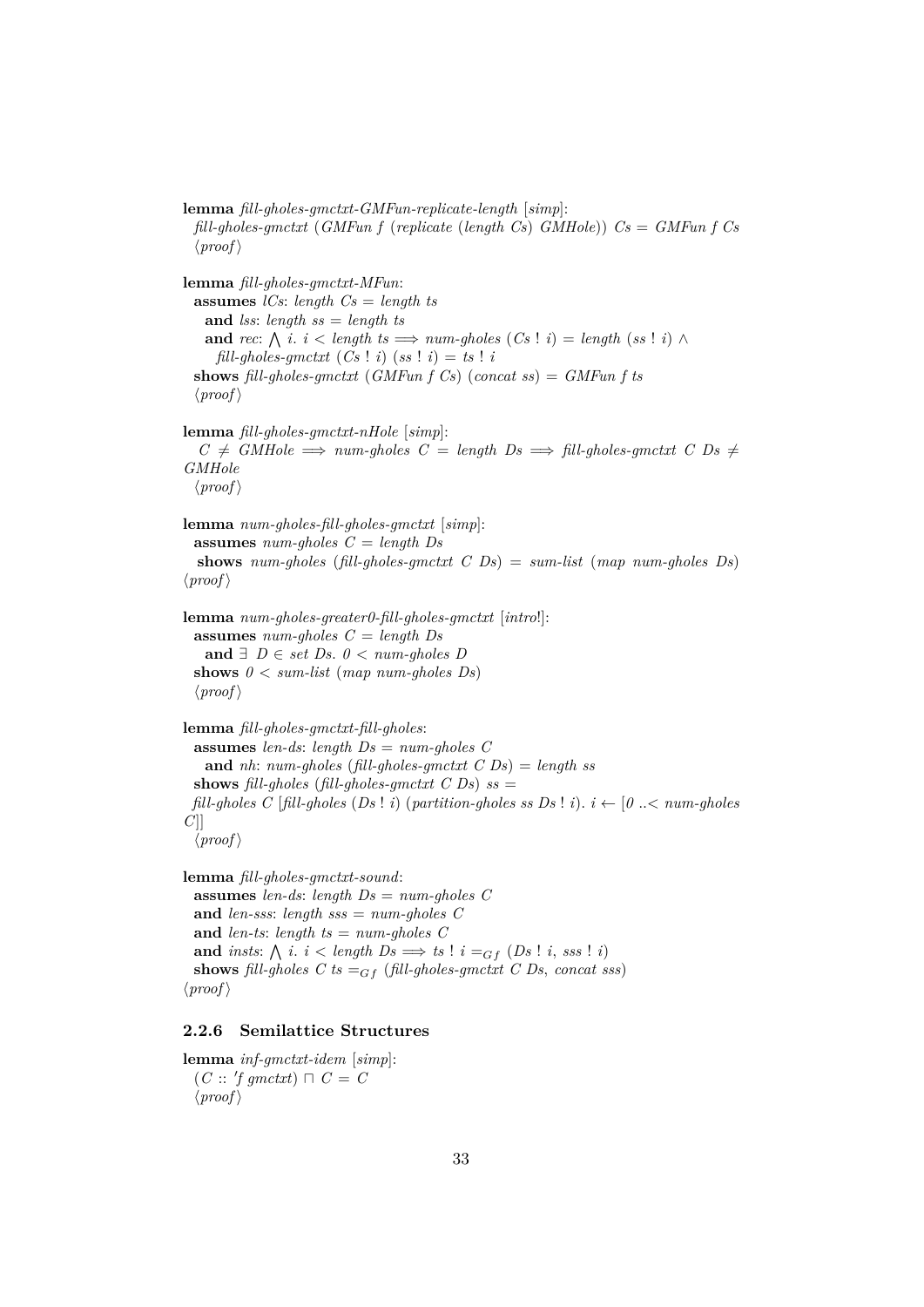**lemma** *fill-gholes-gmctxt-GMFun-replicate-length* [*simp*]:
*fill-gholes-gmctxt* (*GMFun f* (*replicate* (*length Cs*) *GMHole*)) *Cs* = *GMFun f Cs*
⟨*proof*⟩

**lemma** *fill-gholes-gmctxt-MFun*:
**assumes** *lCs*: *length Cs* = *length ts*
**and** *lss*: *length ss* = *length ts*
**and** *rec*: $\bigwedge$ *i*. *i* < *length ts* ⟹ *num-gholes* (*Cs* ! *i*) = *length* (*ss* ! *i*) ∧
*fill-gholes-gmctxt* (*Cs* ! *i*) (*ss* ! *i*) = *ts* ! *i*
**shows** *fill-gholes-gmctxt* (*GMFun f Cs*) (*concat ss*) = *GMFun f ts*
⟨*proof*⟩

**lemma** *fill-gholes-gmctxt-nHole* [*simp*]:
*C* ≠ *GMHole* ⟹ *num-gholes C* = *length Ds* ⟹ *fill-gholes-gmctxt C Ds* ≠ *GMHole*
⟨*proof*⟩

**lemma** *num-gholes-fill-gholes-gmctxt* [*simp*]:
**assumes** *num-gholes C* = *length Ds*
**shows** *num-gholes* (*fill-gholes-gmctxt C Ds*) = *sum-list* (*map num-gholes Ds*)
⟨*proof*⟩

**lemma** *num-gholes-greater0-fill-gholes-gmctxt* [*intro*!]:
**assumes** *num-gholes C* = *length Ds*
**and** ∃ *D* ∈ *set Ds*. *0* < *num-gholes D*
**shows** *0* < *sum-list* (*map num-gholes Ds*)
⟨*proof*⟩

**lemma** *fill-gholes-gmctxt-fill-gholes*:
**assumes** *len-ds*: *length Ds* = *num-gholes C*
**and** *nh*: *num-gholes* (*fill-gholes-gmctxt C Ds*) = *length ss*
**shows** *fill-gholes* (*fill-gholes-gmctxt C Ds*) *ss* =
*fill-gholes C* [*fill-gholes* (*Ds* ! *i*) (*partition-gholes ss Ds* ! *i*). *i* ← [*0* ..< *num-gholes C*]]
⟨*proof*⟩

**lemma** *fill-gholes-gmctxt-sound*:
**assumes** *len-ds*: *length Ds* = *num-gholes C*
**and** *len-sss*: *length sss* = *num-gholes C*
**and** *len-ts*: *length ts* = *num-gholes C*
**and** *insts*: $\bigwedge$ *i*. *i* < *length Ds* ⟹ *ts* ! *i* $=_{Gf}$ (*Ds* ! *i*, *sss* ! *i*)
**shows** *fill-gholes C ts* $=_{Gf}$ (*fill-gholes-gmctxt C Ds*, *concat sss*)
⟨*proof*⟩

### 2.2.6 Semilattice Structures

**lemma** *inf-gmctxt-idem* [*simp*]:
(*C* :: *'f gmctxt*) ⊓ *C* = *C*
⟨*proof*⟩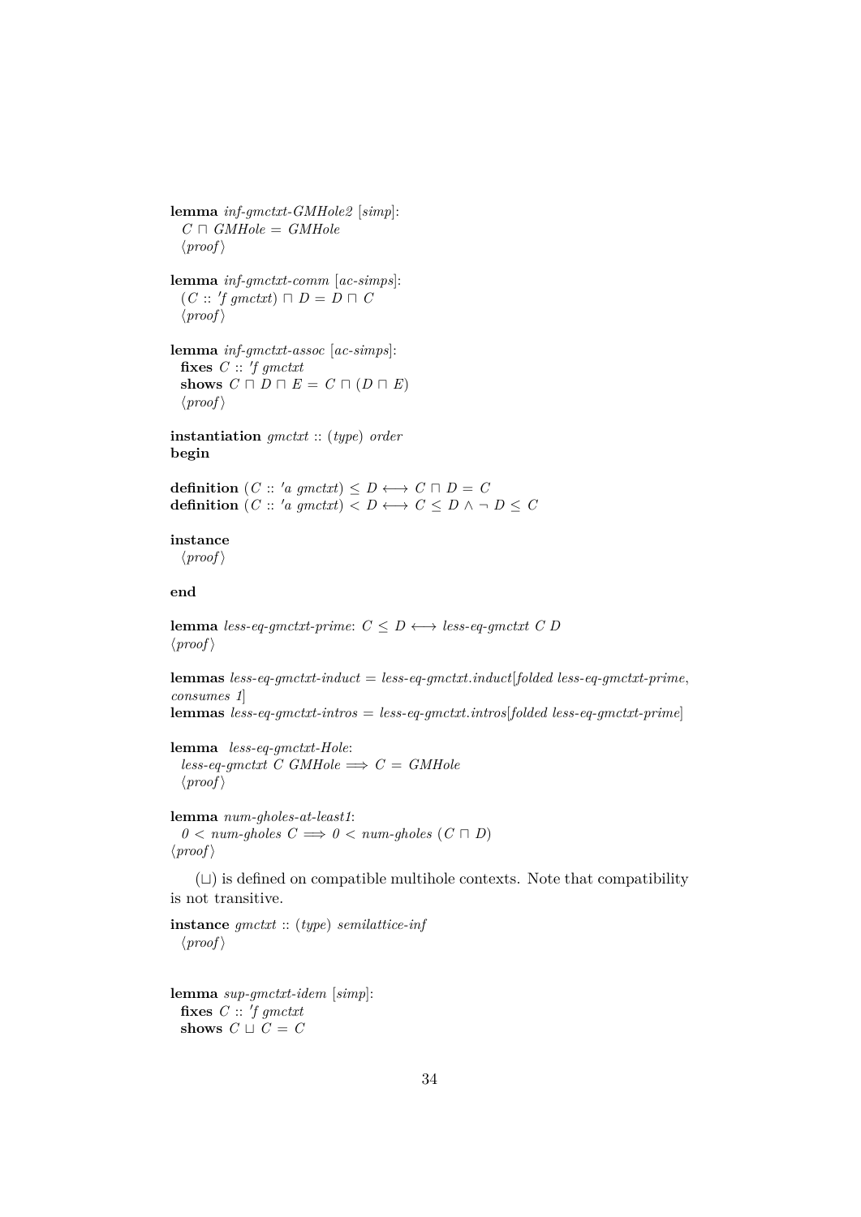**lemma** *inf-gmctxt-GMHole2* [*simp*]:
  $C \sqcap GMHole = GMHole$
  ⟨*proof*⟩

**lemma** *inf-gmctxt-comm* [*ac-simps*]:
  $(C :: 'f\ gmctxt) \sqcap D = D \sqcap C$
  ⟨*proof*⟩

**lemma** *inf-gmctxt-assoc* [*ac-simps*]:
  **fixes** $C :: 'f\ gmctxt$
  **shows** $C \sqcap D \sqcap E = C \sqcap (D \sqcap E)$
  ⟨*proof*⟩

**instantiation** *gmctxt* :: (*type*) *order*
**begin**

**definition** $(C :: 'a\ gmctxt) \leq D \longleftrightarrow C \sqcap D = C$
**definition** $(C :: 'a\ gmctxt) < D \longleftrightarrow C \leq D \land \neg\ D \leq C$

**instance**
  ⟨*proof*⟩

**end**

**lemma** *less-eq-gmctxt-prime*: $C \leq D \longleftrightarrow$ *less-eq-gmctxt C D*
⟨*proof*⟩

**lemmas** *less-eq-gmctxt-induct* = *less-eq-gmctxt.induct*[*folded less-eq-gmctxt-prime*, *consumes 1*]
**lemmas** *less-eq-gmctxt-intros* = *less-eq-gmctxt.intros*[*folded less-eq-gmctxt-prime*]

**lemma** *less-eq-gmctxt-Hole*:
  *less-eq-gmctxt C GMHole* $\Longrightarrow C = GMHole$
  ⟨*proof*⟩

**lemma** *num-gholes-at-least1*:
  $0 <$ *num-gholes* $C \Longrightarrow 0 <$ *num-gholes* $(C \sqcap D)$
⟨*proof*⟩

($\sqcup$) is defined on compatible multihole contexts. Note that compatibility is not transitive.

**instance** *gmctxt* :: (*type*) *semilattice-inf*
  ⟨*proof*⟩

**lemma** *sup-gmctxt-idem* [*simp*]:
  **fixes** $C :: 'f\ gmctxt$
  **shows** $C \sqcup C = C$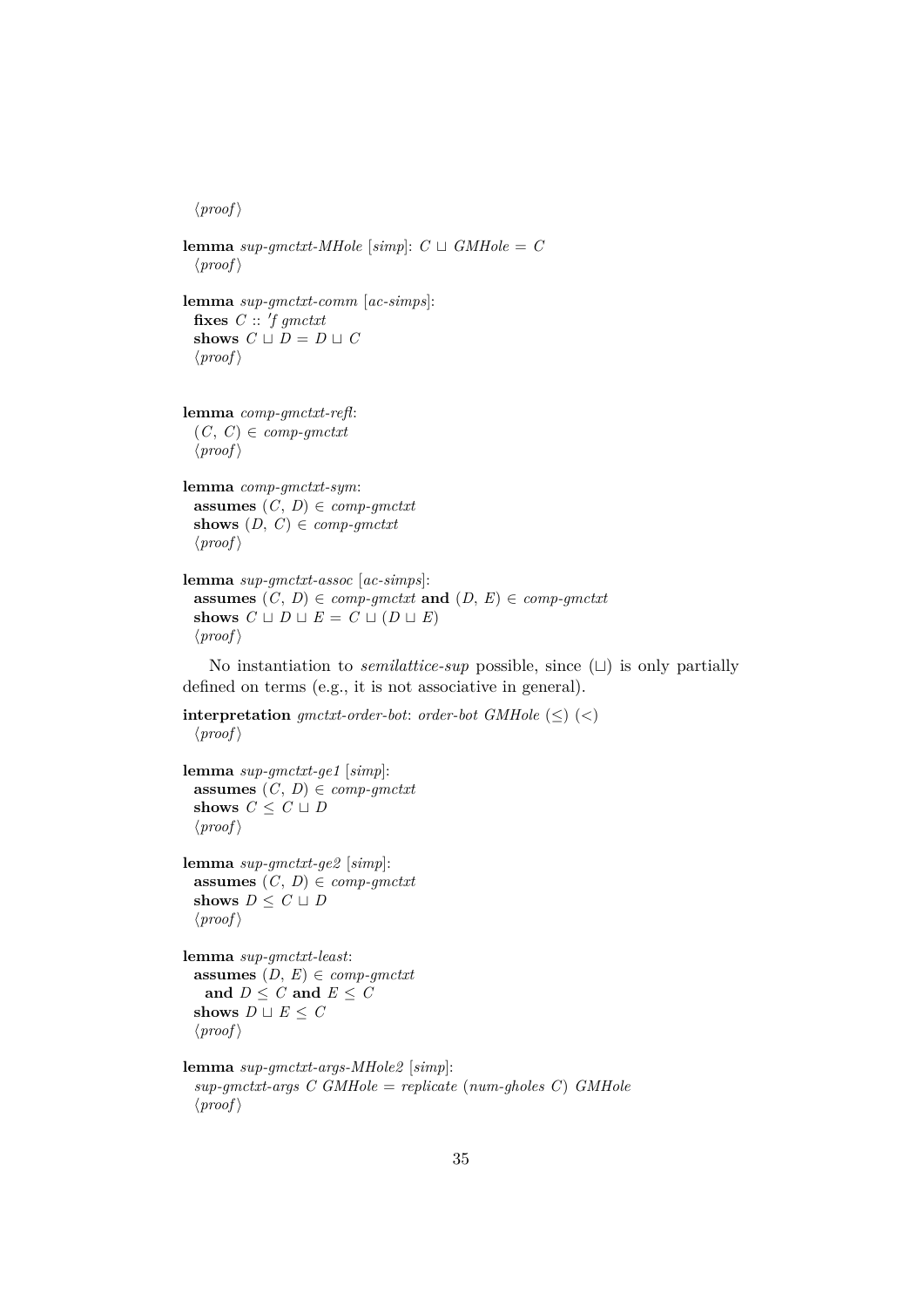⟨proof⟩

**lemma** *sup-gmctxt-MHole* [*simp*]: $C \sqcup GMHole = C$
⟨proof⟩

**lemma** *sup-gmctxt-comm* [*ac-simps*]:
**fixes** $C$ :: *'f gmctxt*
**shows** $C \sqcup D = D \sqcup C$
⟨proof⟩

**lemma** *comp-gmctxt-refl*:
$(C, C) \in$ *comp-gmctxt*
⟨proof⟩

**lemma** *comp-gmctxt-sym*:
**assumes** $(C, D) \in$ *comp-gmctxt*
**shows** $(D, C) \in$ *comp-gmctxt*
⟨proof⟩

**lemma** *sup-gmctxt-assoc* [*ac-simps*]:
**assumes** $(C, D) \in$ *comp-gmctxt* **and** $(D, E) \in$ *comp-gmctxt*
**shows** $C \sqcup D \sqcup E = C \sqcup (D \sqcup E)$
⟨proof⟩

No instantiation to *semilattice-sup* possible, since $(\sqcup)$ is only partially defined on terms (e.g., it is not associative in general).

**interpretation** *gmctxt-order-bot*: *order-bot GMHole* $(\leq)$ $(<)$
⟨proof⟩

**lemma** *sup-gmctxt-ge1* [*simp*]:
**assumes** $(C, D) \in$ *comp-gmctxt*
**shows** $C \leq C \sqcup D$
⟨proof⟩

**lemma** *sup-gmctxt-ge2* [*simp*]:
**assumes** $(C, D) \in$ *comp-gmctxt*
**shows** $D \leq C \sqcup D$
⟨proof⟩

**lemma** *sup-gmctxt-least*:
**assumes** $(D, E) \in$ *comp-gmctxt*
**and** $D \leq C$ **and** $E \leq C$
**shows** $D \sqcup E \leq C$
⟨proof⟩

**lemma** *sup-gmctxt-args-MHole2* [*simp*]:
*sup-gmctxt-args C GMHole = replicate (num-gholes C) GMHole*
⟨proof⟩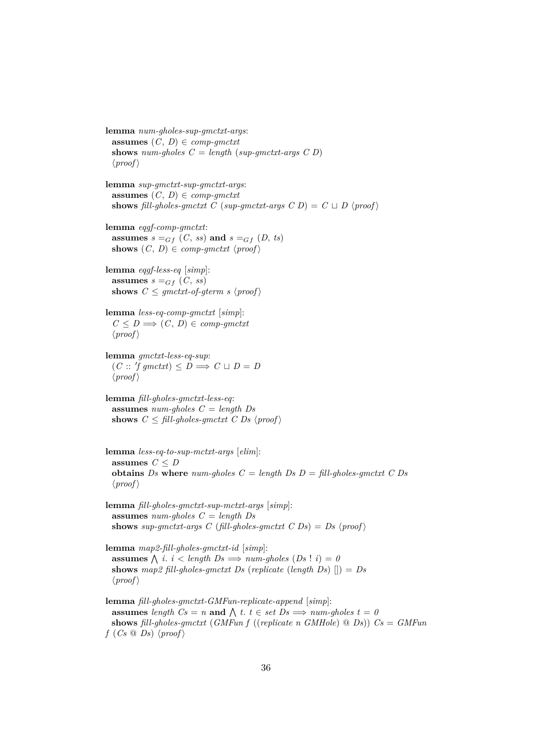**lemma** *num-gholes-sup-gmctxt-args*:
  **assumes** $(C, D) \in$ *comp-gmctxt*
  **shows** *num-gholes* $C =$ *length* (*sup-gmctxt-args* $C$ $D$)
  ⟨*proof*⟩

**lemma** *sup-gmctxt-sup-gmctxt-args*:
  **assumes** $(C, D) \in$ *comp-gmctxt*
  **shows** *fill-gholes-gmctxt* $C$ (*sup-gmctxt-args* $C$ $D$) $= C \sqcup D$ ⟨*proof*⟩

**lemma** *eqgf-comp-gmctxt*:
  **assumes** $s =_{Gf} (C, ss)$ **and** $s =_{Gf} (D, ts)$
  **shows** $(C, D) \in$ *comp-gmctxt* ⟨*proof*⟩

**lemma** *eqgf-less-eq* [*simp*]:
  **assumes** $s =_{Gf} (C, ss)$
  **shows** $C \leq$ *gmctxt-of-gterm* $s$ ⟨*proof*⟩

**lemma** *less-eq-comp-gmctxt* [*simp*]:
  $C \leq D \Longrightarrow (C, D) \in$ *comp-gmctxt*
  ⟨*proof*⟩

**lemma** *gmctxt-less-eq-sup*:
  $(C :: 'f\ gmctxt) \leq D \Longrightarrow C \sqcup D = D$
  ⟨*proof*⟩

**lemma** *fill-gholes-gmctxt-less-eq*:
  **assumes** *num-gholes* $C =$ *length* $Ds$
  **shows** $C \leq$ *fill-gholes-gmctxt* $C$ $Ds$ ⟨*proof*⟩

**lemma** *less-eq-to-sup-mctxt-args* [*elim*]:
  **assumes** $C \leq D$
  **obtains** $Ds$ **where** *num-gholes* $C =$ *length* $Ds$ $D =$ *fill-gholes-gmctxt* $C$ $Ds$
  ⟨*proof*⟩

**lemma** *fill-gholes-gmctxt-sup-mctxt-args* [*simp*]:
  **assumes** *num-gholes* $C =$ *length* $Ds$
  **shows** *sup-gmctxt-args* $C$ (*fill-gholes-gmctxt* $C$ $Ds$) $= Ds$ ⟨*proof*⟩

**lemma** *map2-fill-gholes-gmctxt-id* [*simp*]:
  **assumes** $\bigwedge i.\ i <$ *length* $Ds \Longrightarrow$ *num-gholes* $(Ds\ !\ i) = 0$
  **shows** *map2 fill-gholes-gmctxt* $Ds$ (*replicate* (*length* $Ds$) []) $= Ds$
  ⟨*proof*⟩

**lemma** *fill-gholes-gmctxt-GMFun-replicate-append* [*simp*]:
  **assumes** *length* $Cs = n$ **and** $\bigwedge t.\ t \in$ *set* $Ds \Longrightarrow$ *num-gholes* $t = 0$
  **shows** *fill-gholes-gmctxt* (*GMFun* $f$ ((*replicate* $n$ *GMHole*) @ $Ds$)) $Cs =$ *GMFun* $f$ ($Cs$ @ $Ds$) ⟨*proof*⟩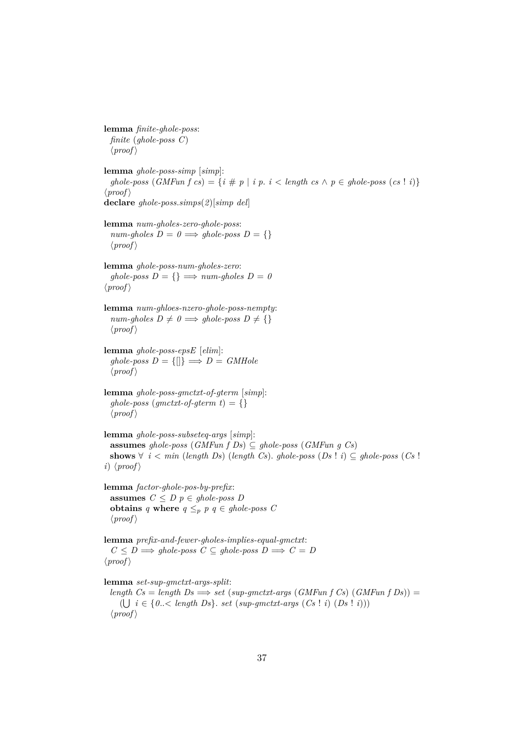**lemma** *finite-ghole-poss*:
  *finite* (*ghole-poss* *C*)
  ⟨*proof*⟩

**lemma** *ghole-poss-simp* [*simp*]:
  *ghole-poss* (*GMFun f cs*) = {*i* # *p* | *i p*. *i* < *length cs* ∧ *p* ∈ *ghole-poss* (*cs* ! *i*)}
⟨*proof*⟩
**declare** *ghole-poss.simps*(*2*)[*simp del*]

**lemma** *num-gholes-zero-ghole-poss*:
  *num-gholes D* = *0* ⟹ *ghole-poss D* = {}
  ⟨*proof*⟩

**lemma** *ghole-poss-num-gholes-zero*:
  *ghole-poss D* = {} ⟹ *num-gholes D* = *0*
⟨*proof*⟩

**lemma** *num-ghloes-nzero-ghole-poss-nempty*:
  *num-gholes D* ≠ *0* ⟹ *ghole-poss D* ≠ {}
  ⟨*proof*⟩

**lemma** *ghole-poss-epsE* [*elim*]:
  *ghole-poss D* = {[]} ⟹ *D* = *GMHole*
  ⟨*proof*⟩

**lemma** *ghole-poss-gmctxt-of-gterm* [*simp*]:
  *ghole-poss* (*gmctxt-of-gterm t*) = {}
  ⟨*proof*⟩

**lemma** *ghole-poss-subseteq-args* [*simp*]:
  **assumes** *ghole-poss* (*GMFun f Ds*) ⊆ *ghole-poss* (*GMFun g Cs*)
  **shows** ∀ *i* < *min* (*length Ds*) (*length Cs*). *ghole-poss* (*Ds* ! *i*) ⊆ *ghole-poss* (*Cs* ! *i*) ⟨*proof*⟩

**lemma** *factor-ghole-pos-by-prefix*:
  **assumes** *C* ≤ *D p* ∈ *ghole-poss D*
  **obtains** *q* **where** *q* $\leq_p$ *p q* ∈ *ghole-poss C*
  ⟨*proof*⟩

**lemma** *prefix-and-fewer-gholes-implies-equal-gmctxt*:
  *C* ≤ *D* ⟹ *ghole-poss C* ⊆ *ghole-poss D* ⟹ *C* = *D*
⟨*proof*⟩

**lemma** *set-sup-gmctxt-args-split*:
  *length Cs* = *length Ds* ⟹ *set* (*sup-gmctxt-args* (*GMFun f Cs*) (*GMFun f Ds*)) =
    (⋃ *i* ∈ {*0*..< *length Ds*}. *set* (*sup-gmctxt-args* (*Cs* ! *i*) (*Ds* ! *i*)))
  ⟨*proof*⟩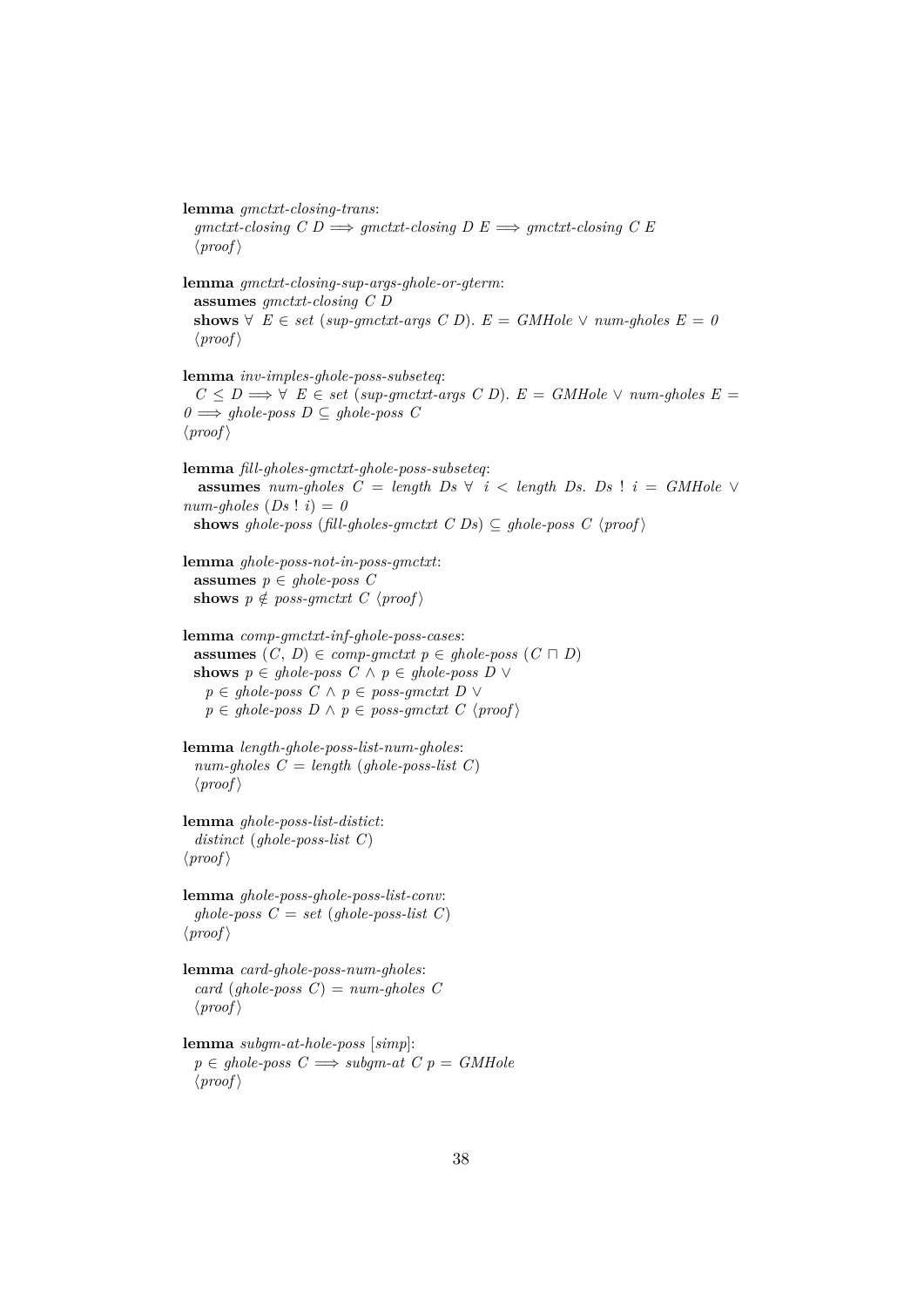**lemma** *gmctxt-closing-trans*:
  *gmctxt-closing C D* $\Longrightarrow$ *gmctxt-closing D E* $\Longrightarrow$ *gmctxt-closing C E*
  ⟨*proof*⟩

**lemma** *gmctxt-closing-sup-args-ghole-or-gterm*:
  **assumes** *gmctxt-closing C D*
  **shows** $\forall$ *E* $\in$ *set* (*sup-gmctxt-args C D*). *E* = *GMHole* $\vee$ *num-gholes E* = *0*
  ⟨*proof*⟩

**lemma** *inv-imples-ghole-poss-subseteq*:
  *C* $\leq$ *D* $\Longrightarrow$ $\forall$ *E* $\in$ *set* (*sup-gmctxt-args C D*). *E* = *GMHole* $\vee$ *num-gholes E* = *0* $\Longrightarrow$ *ghole-poss D* $\subseteq$ *ghole-poss C*
⟨*proof*⟩

**lemma** *fill-gholes-gmctxt-ghole-poss-subseteq*:
  **assumes** *num-gholes C* = *length Ds* $\forall$ *i* < *length Ds*. *Ds* ! *i* = *GMHole* $\vee$ *num-gholes* (*Ds* ! *i*) = *0*
  **shows** *ghole-poss* (*fill-gholes-gmctxt C Ds*) $\subseteq$ *ghole-poss C* ⟨*proof*⟩

**lemma** *ghole-poss-not-in-poss-gmctxt*:
  **assumes** *p* $\in$ *ghole-poss C*
  **shows** *p* $\notin$ *poss-gmctxt C* ⟨*proof*⟩

**lemma** *comp-gmctxt-inf-ghole-poss-cases*:
  **assumes** (*C*, *D*) $\in$ *comp-gmctxt p* $\in$ *ghole-poss* (*C* $\sqcap$ *D*)
  **shows** *p* $\in$ *ghole-poss C* $\wedge$ *p* $\in$ *ghole-poss D* $\vee$
    *p* $\in$ *ghole-poss C* $\wedge$ *p* $\in$ *poss-gmctxt D* $\vee$
    *p* $\in$ *ghole-poss D* $\wedge$ *p* $\in$ *poss-gmctxt C* ⟨*proof*⟩

**lemma** *length-ghole-poss-list-num-gholes*:
  *num-gholes C* = *length* (*ghole-poss-list C*)
  ⟨*proof*⟩

**lemma** *ghole-poss-list-distict*:
  *distinct* (*ghole-poss-list C*)
⟨*proof*⟩

**lemma** *ghole-poss-ghole-poss-list-conv*:
  *ghole-poss C* = *set* (*ghole-poss-list C*)
⟨*proof*⟩

**lemma** *card-ghole-poss-num-gholes*:
  *card* (*ghole-poss C*) = *num-gholes C*
  ⟨*proof*⟩

**lemma** *subgm-at-hole-poss* [*simp*]:
  *p* $\in$ *ghole-poss C* $\Longrightarrow$ *subgm-at C p* = *GMHole*
  ⟨*proof*⟩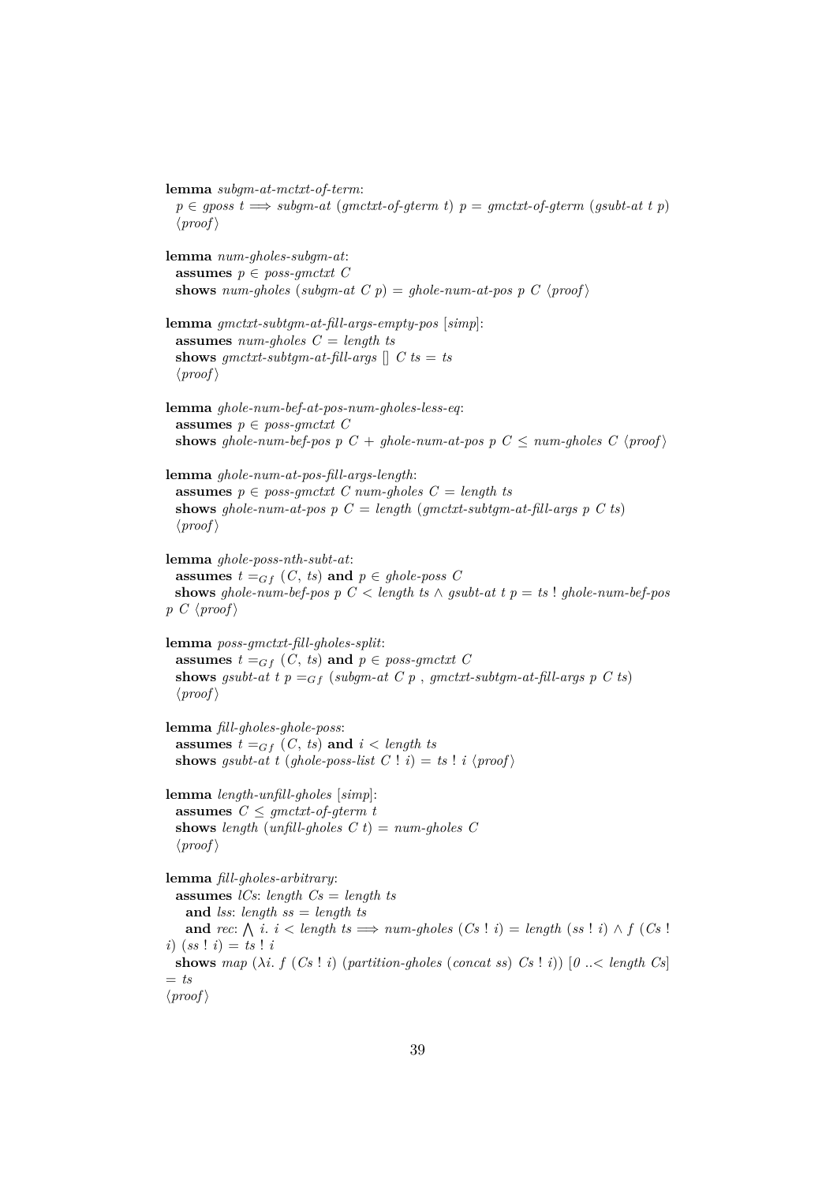**lemma** *subgm-at-mctxt-of-term*:
  $p \in$ *gposs t* $\Longrightarrow$ *subgm-at* (*gmctxt-of-gterm t*) *p* = *gmctxt-of-gterm* (*gsubt-at t p*)
  ⟨*proof*⟩

**lemma** *num-gholes-subgm-at*:
  **assumes** $p \in$ *poss-gmctxt C*
  **shows** *num-gholes* (*subgm-at C p*) = *ghole-num-at-pos p C* ⟨*proof*⟩

**lemma** *gmctxt-subtgm-at-fill-args-empty-pos* [*simp*]:
  **assumes** *num-gholes C* = *length ts*
  **shows** *gmctxt-subtgm-at-fill-args* [] *C ts* = *ts*
  ⟨*proof*⟩

**lemma** *ghole-num-bef-at-pos-num-gholes-less-eq*:
  **assumes** $p \in$ *poss-gmctxt C*
  **shows** *ghole-num-bef-pos p C* + *ghole-num-at-pos p C* $\leq$ *num-gholes C* ⟨*proof*⟩

**lemma** *ghole-num-at-pos-fill-args-length*:
  **assumes** $p \in$ *poss-gmctxt C num-gholes C* = *length ts*
  **shows** *ghole-num-at-pos p C* = *length* (*gmctxt-subtgm-at-fill-args p C ts*)
  ⟨*proof*⟩

**lemma** *ghole-poss-nth-subt-at*:
  **assumes** $t =_{Gf}$ (*C*, *ts*) **and** $p \in$ *ghole-poss C*
  **shows** *ghole-num-bef-pos p C* < *length ts* $\wedge$ *gsubt-at t p* = *ts* ! *ghole-num-bef-pos p C* ⟨*proof*⟩

**lemma** *poss-gmctxt-fill-gholes-split*:
  **assumes** $t =_{Gf}$ (*C*, *ts*) **and** $p \in$ *poss-gmctxt C*
  **shows** *gsubt-at t p* $=_{Gf}$ (*subgm-at C p* , *gmctxt-subtgm-at-fill-args p C ts*)
  ⟨*proof*⟩

**lemma** *fill-gholes-ghole-poss*:
  **assumes** $t =_{Gf}$ (*C*, *ts*) **and** *i* < *length ts*
  **shows** *gsubt-at t* (*ghole-poss-list C* ! *i*) = *ts* ! *i* ⟨*proof*⟩

**lemma** *length-unfill-gholes* [*simp*]:
  **assumes** *C* $\leq$ *gmctxt-of-gterm t*
  **shows** *length* (*unfill-gholes C t*) = *num-gholes C*
  ⟨*proof*⟩

**lemma** *fill-gholes-arbitrary*:
  **assumes** *lCs*: *length Cs* = *length ts*
    **and** *lss*: *length ss* = *length ts*
    **and** *rec*: $\bigwedge$ *i*. *i* < *length ts* $\Longrightarrow$ *num-gholes* (*Cs* ! *i*) = *length* (*ss* ! *i*) $\wedge$ *f* (*Cs* ! *i*) (*ss* ! *i*) = *ts* ! *i*
  **shows** *map* ($\lambda$*i*. *f* (*Cs* ! *i*) (*partition-gholes* (*concat ss*) *Cs* ! *i*)) [*0* ..< *length Cs*] = *ts*
⟨*proof*⟩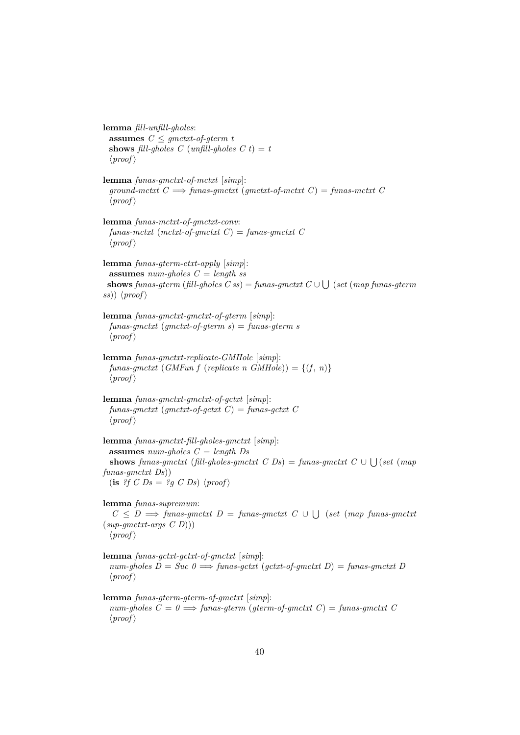**lemma** *fill-unfill-gholes*:
  **assumes** $C \leq$ *gmctxt-of-gterm t*
  **shows** *fill-gholes C* (*unfill-gholes C t*) = *t*
  ⟨*proof*⟩

**lemma** *funas-gmctxt-of-mctxt* [*simp*]:
  *ground-mctxt C* $\Longrightarrow$ *funas-gmctxt* (*gmctxt-of-mctxt C*) = *funas-mctxt C*
  ⟨*proof*⟩

**lemma** *funas-mctxt-of-gmctxt-conv*:
  *funas-mctxt* (*mctxt-of-gmctxt C*) = *funas-gmctxt C*
  ⟨*proof*⟩

**lemma** *funas-gterm-ctxt-apply* [*simp*]:
  **assumes** *num-gholes C* = *length ss*
  **shows** *funas-gterm* (*fill-gholes C ss*) = *funas-gmctxt C* $\cup \bigcup$ (*set* (*map funas-gterm ss*)) ⟨*proof*⟩

**lemma** *funas-gmctxt-gmctxt-of-gterm* [*simp*]:
  *funas-gmctxt* (*gmctxt-of-gterm s*) = *funas-gterm s*
  ⟨*proof*⟩

**lemma** *funas-gmctxt-replicate-GMHole* [*simp*]:
  *funas-gmctxt* (*GMFun f* (*replicate n GMHole*)) = {(*f*, *n*)}
  ⟨*proof*⟩

**lemma** *funas-gmctxt-gmctxt-of-gctxt* [*simp*]:
  *funas-gmctxt* (*gmctxt-of-gctxt C*) = *funas-gctxt C*
  ⟨*proof*⟩

**lemma** *funas-gmctxt-fill-gholes-gmctxt* [*simp*]:
  **assumes** *num-gholes C* = *length Ds*
  **shows** *funas-gmctxt* (*fill-gholes-gmctxt C Ds*) = *funas-gmctxt C* $\cup \bigcup$(*set* (*map funas-gmctxt Ds*))
  (**is** *?f C Ds* = *?g C Ds*) ⟨*proof*⟩

**lemma** *funas-supremum*:
  $C \leq D \Longrightarrow$ *funas-gmctxt D* = *funas-gmctxt C* $\cup \bigcup$ (*set* (*map funas-gmctxt* (*sup-gmctxt-args C D*)))
  ⟨*proof*⟩

**lemma** *funas-gctxt-gctxt-of-gmctxt* [*simp*]:
  *num-gholes D* = *Suc 0* $\Longrightarrow$ *funas-gctxt* (*gctxt-of-gmctxt D*) = *funas-gmctxt D*
  ⟨*proof*⟩

**lemma** *funas-gterm-gterm-of-gmctxt* [*simp*]:
  *num-gholes C* = *0* $\Longrightarrow$ *funas-gterm* (*gterm-of-gmctxt C*) = *funas-gmctxt C*
  ⟨*proof*⟩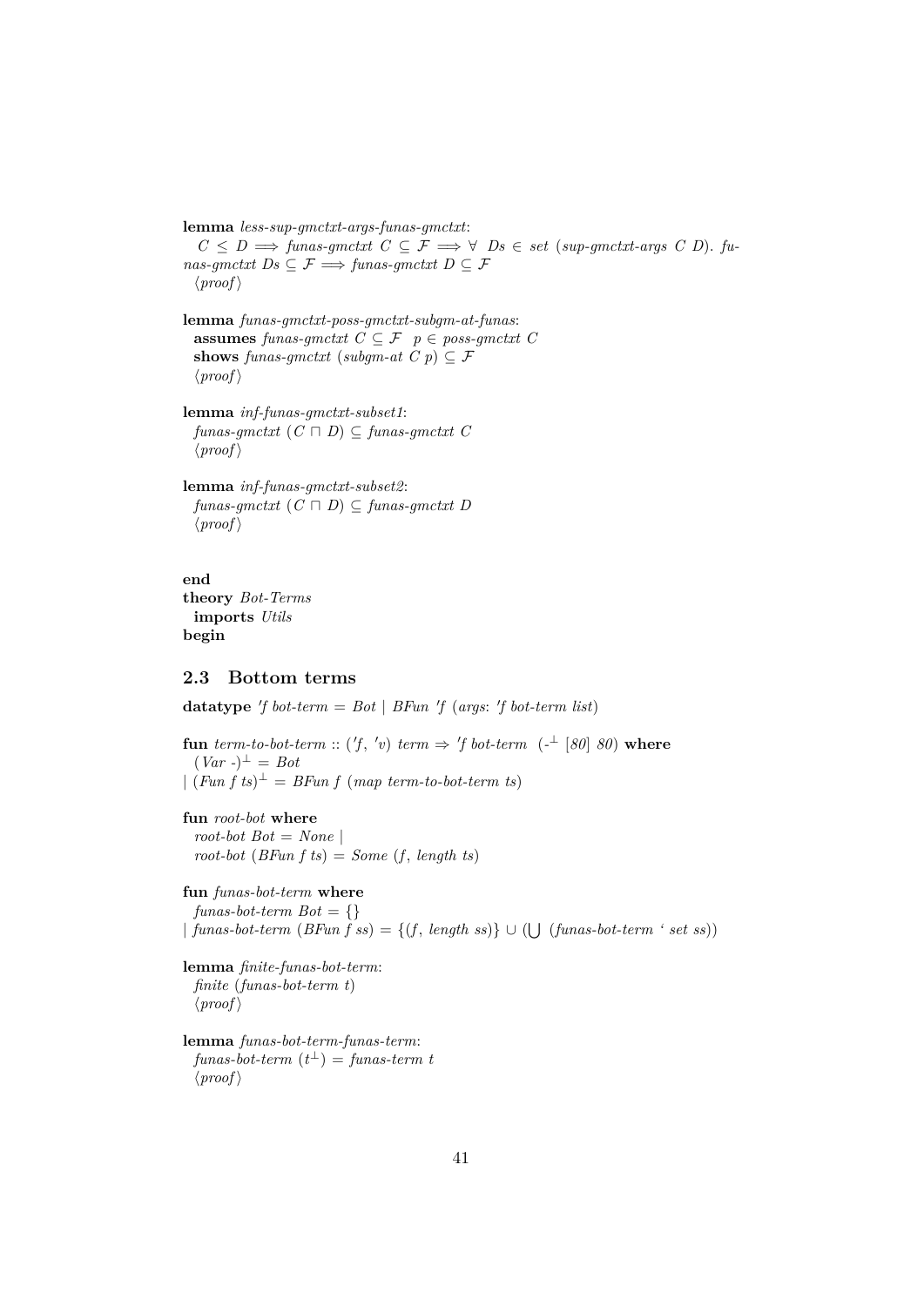**lemma** *less-sup-gmctxt-args-funas-gmctxt*:
  $C \leq D \Longrightarrow$ *funas-gmctxt* $C \subseteq \mathcal{F} \Longrightarrow \forall$ $Ds \in$ *set* (*sup-gmctxt-args* $C$ $D$). *funas-gmctxt* $Ds \subseteq \mathcal{F} \Longrightarrow$ *funas-gmctxt* $D \subseteq \mathcal{F}$
  ⟨*proof*⟩

**lemma** *funas-gmctxt-poss-gmctxt-subgm-at-funas*:
  **assumes** *funas-gmctxt* $C \subseteq \mathcal{F}$  $p \in$ *poss-gmctxt* $C$
  **shows** *funas-gmctxt* (*subgm-at* $C$ $p$) $\subseteq \mathcal{F}$
  ⟨*proof*⟩

**lemma** *inf-funas-gmctxt-subset1*:
  *funas-gmctxt* ($C \sqcap D$) $\subseteq$ *funas-gmctxt* $C$
  ⟨*proof*⟩

**lemma** *inf-funas-gmctxt-subset2*:
  *funas-gmctxt* ($C \sqcap D$) $\subseteq$ *funas-gmctxt* $D$
  ⟨*proof*⟩

**end**
**theory** *Bot-Terms*
  **imports** *Utils*
**begin**

## 2.3 Bottom terms

**datatype** *'f bot-term* = *Bot* | *BFun 'f* (*args*: *'f bot-term list*)

**fun** *term-to-bot-term* :: (*'f*, *'v*) *term* ⇒ *'f bot-term* (-$^\perp$ [*80*] *80*) **where**
  (*Var* -)$^\perp$ = *Bot*
| (*Fun f ts*)$^\perp$ = *BFun f* (*map term-to-bot-term ts*)

**fun** *root-bot* **where**
  *root-bot Bot* = *None* |
  *root-bot* (*BFun f ts*) = *Some* (*f*, *length ts*)

**fun** *funas-bot-term* **where**
  *funas-bot-term Bot* = {}
| *funas-bot-term* (*BFun f ss*) = {(*f*, *length ss*)} ∪ (⋃ (*funas-bot-term* ‘ *set ss*))

**lemma** *finite-funas-bot-term*:
  *finite* (*funas-bot-term t*)
  ⟨*proof*⟩

**lemma** *funas-bot-term-funas-term*:
  *funas-bot-term* ($t^\perp$) = *funas-term t*
  ⟨*proof*⟩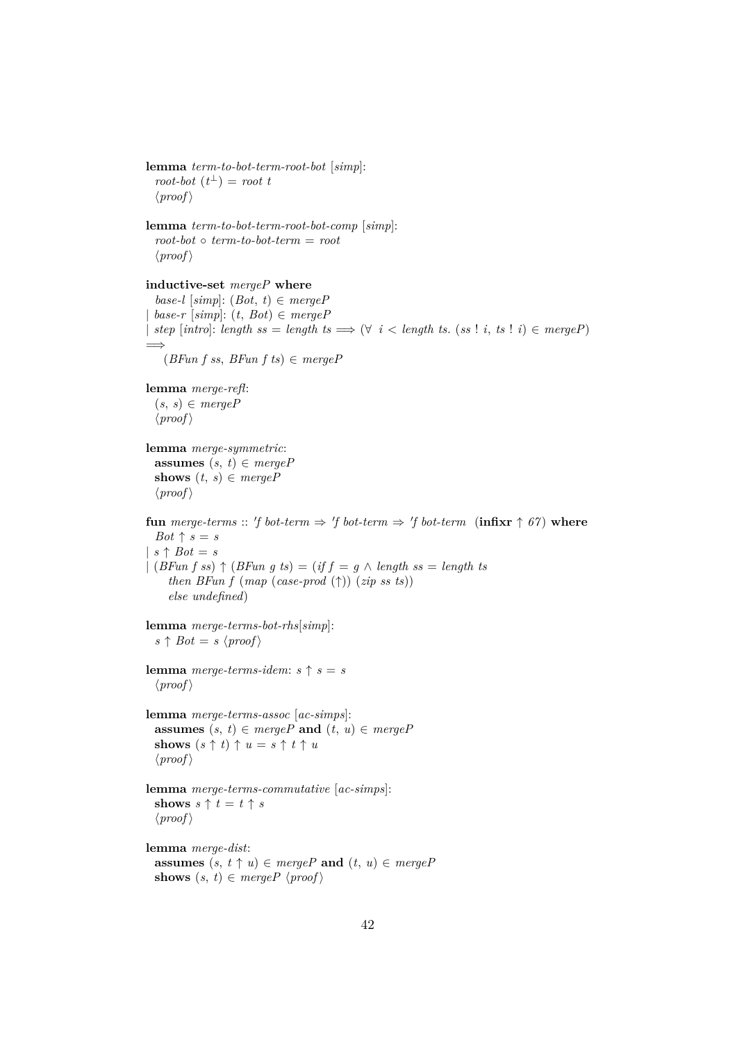**lemma** *term-to-bot-term-root-bot* [*simp*]:
  *root-bot* ($t^\perp$) = *root t*
  ⟨*proof*⟩

**lemma** *term-to-bot-term-root-bot-comp* [*simp*]:
  *root-bot* ∘ *term-to-bot-term* = *root*
  ⟨*proof*⟩

**inductive-set** *mergeP* **where**
  *base-l* [*simp*]: (*Bot*, *t*) ∈ *mergeP*
| *base-r* [*simp*]: (*t*, *Bot*) ∈ *mergeP*
| *step* [*intro*]: *length ss* = *length ts* ⟹ (∀ *i* < *length ts*. (*ss* ! *i*, *ts* ! *i*) ∈ *mergeP*) ⟹
    (*BFun f ss*, *BFun f ts*) ∈ *mergeP*

**lemma** *merge-refl*:
  (*s*, *s*) ∈ *mergeP*
  ⟨*proof*⟩

**lemma** *merge-symmetric*:
  **assumes** (*s*, *t*) ∈ *mergeP*
  **shows** (*t*, *s*) ∈ *mergeP*
  ⟨*proof*⟩

**fun** *merge-terms* :: *'f bot-term* ⇒ *'f bot-term* ⇒ *'f bot-term* (**infixr** ↑ *67*) **where**
  *Bot* ↑ *s* = *s*
| *s* ↑ *Bot* = *s*
| (*BFun f ss*) ↑ (*BFun g ts*) = (*if f* = *g* ∧ *length ss* = *length ts*
    *then BFun f* (*map* (*case-prod* (↑)) (*zip ss ts*))
    *else undefined*)

**lemma** *merge-terms-bot-rhs*[*simp*]:
  *s* ↑ *Bot* = *s* ⟨*proof*⟩

**lemma** *merge-terms-idem*: *s* ↑ *s* = *s*
  ⟨*proof*⟩

**lemma** *merge-terms-assoc* [*ac-simps*]:
  **assumes** (*s*, *t*) ∈ *mergeP* **and** (*t*, *u*) ∈ *mergeP*
  **shows** (*s* ↑ *t*) ↑ *u* = *s* ↑ *t* ↑ *u*
  ⟨*proof*⟩

**lemma** *merge-terms-commutative* [*ac-simps*]:
  **shows** *s* ↑ *t* = *t* ↑ *s*
  ⟨*proof*⟩

**lemma** *merge-dist*:
  **assumes** (*s*, *t* ↑ *u*) ∈ *mergeP* **and** (*t*, *u*) ∈ *mergeP*
  **shows** (*s*, *t*) ∈ *mergeP* ⟨*proof*⟩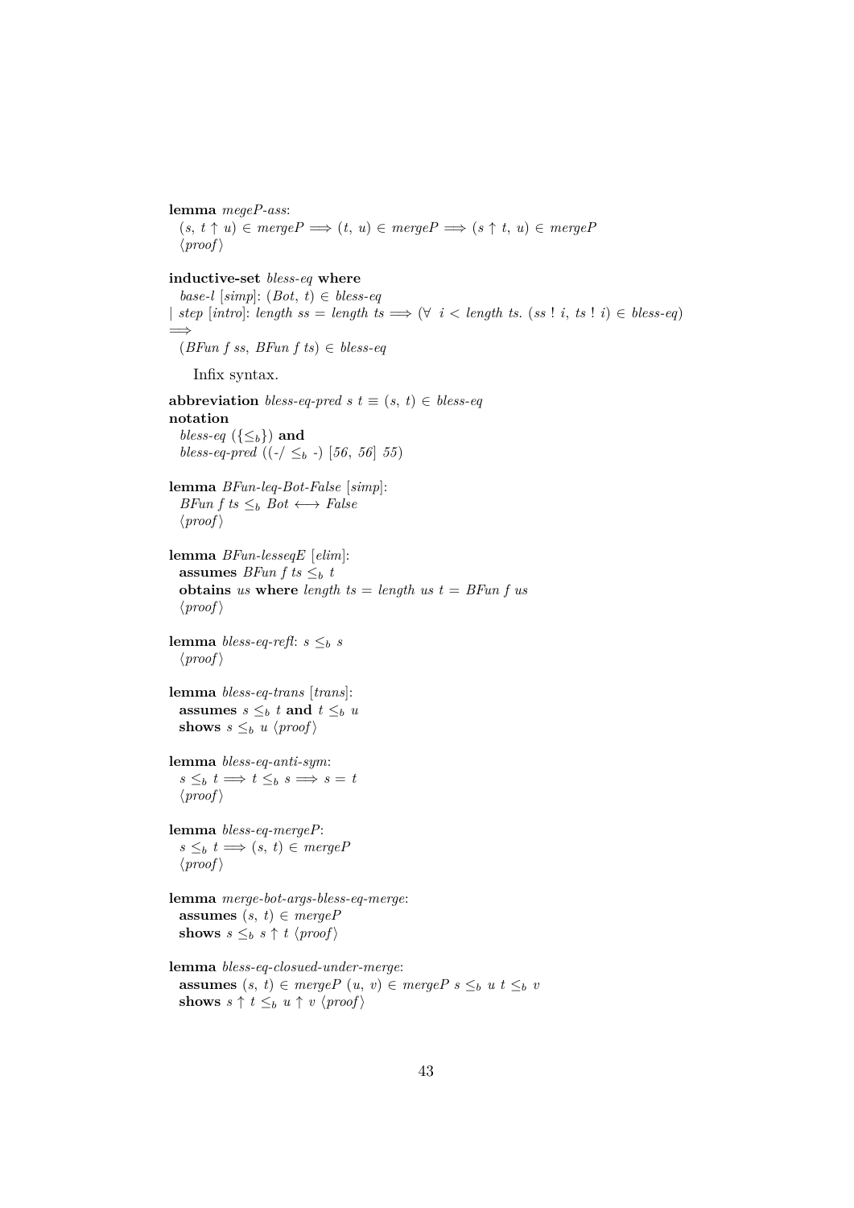**lemma** *megeP-ass*:
  $(s,\ t \uparrow u) \in mergeP \Longrightarrow (t,\ u) \in mergeP \Longrightarrow (s \uparrow t,\ u) \in mergeP$
  ⟨*proof*⟩

**inductive-set** *bless-eq* **where**
  *base-l* [*simp*]: $(Bot,\ t) \in bless\text{-}eq$
| *step* [*intro*]: $length\ ss = length\ ts \Longrightarrow (\forall\ \ i < length\ ts.\ (ss\ !\ i,\ ts\ !\ i) \in bless\text{-}eq)$
$\Longrightarrow$
  $(BFun\ f\ ss,\ BFun\ f\ ts) \in bless\text{-}eq$

Infix syntax.

**abbreviation** $bless\text{-}eq\text{-}pred\ s\ t \equiv (s,\ t) \in bless\text{-}eq$
**notation**
  *bless-eq* $(\{\leq_b\})$ **and**
  *bless-eq-pred* $((\text{-}/ \leq_b \text{-})\ [56,\ 56]\ 55)$

**lemma** *BFun-leq-Bot-False* [*simp*]:
  $BFun\ f\ ts \leq_b Bot \longleftrightarrow False$
  ⟨*proof*⟩

**lemma** *BFun-lesseqE* [*elim*]:
  **assumes** $BFun\ f\ ts \leq_b t$
  **obtains** *us* **where** $length\ ts = length\ us\ t = BFun\ f\ us$
  ⟨*proof*⟩

**lemma** *bless-eq-refl*: $s \leq_b s$
  ⟨*proof*⟩

**lemma** *bless-eq-trans* [*trans*]:
  **assumes** $s \leq_b t$ **and** $t \leq_b u$
  **shows** $s \leq_b u$ ⟨*proof*⟩

**lemma** *bless-eq-anti-sym*:
  $s \leq_b t \Longrightarrow t \leq_b s \Longrightarrow s = t$
  ⟨*proof*⟩

**lemma** *bless-eq-mergeP*:
  $s \leq_b t \Longrightarrow (s,\ t) \in mergeP$
  ⟨*proof*⟩

**lemma** *merge-bot-args-bless-eq-merge*:
  **assumes** $(s,\ t) \in mergeP$
  **shows** $s \leq_b s \uparrow t$ ⟨*proof*⟩

**lemma** *bless-eq-closued-under-merge*:
  **assumes** $(s,\ t) \in mergeP\ (u,\ v) \in mergeP\ s \leq_b u\ t \leq_b v$
  **shows** $s \uparrow t \leq_b u \uparrow v$ ⟨*proof*⟩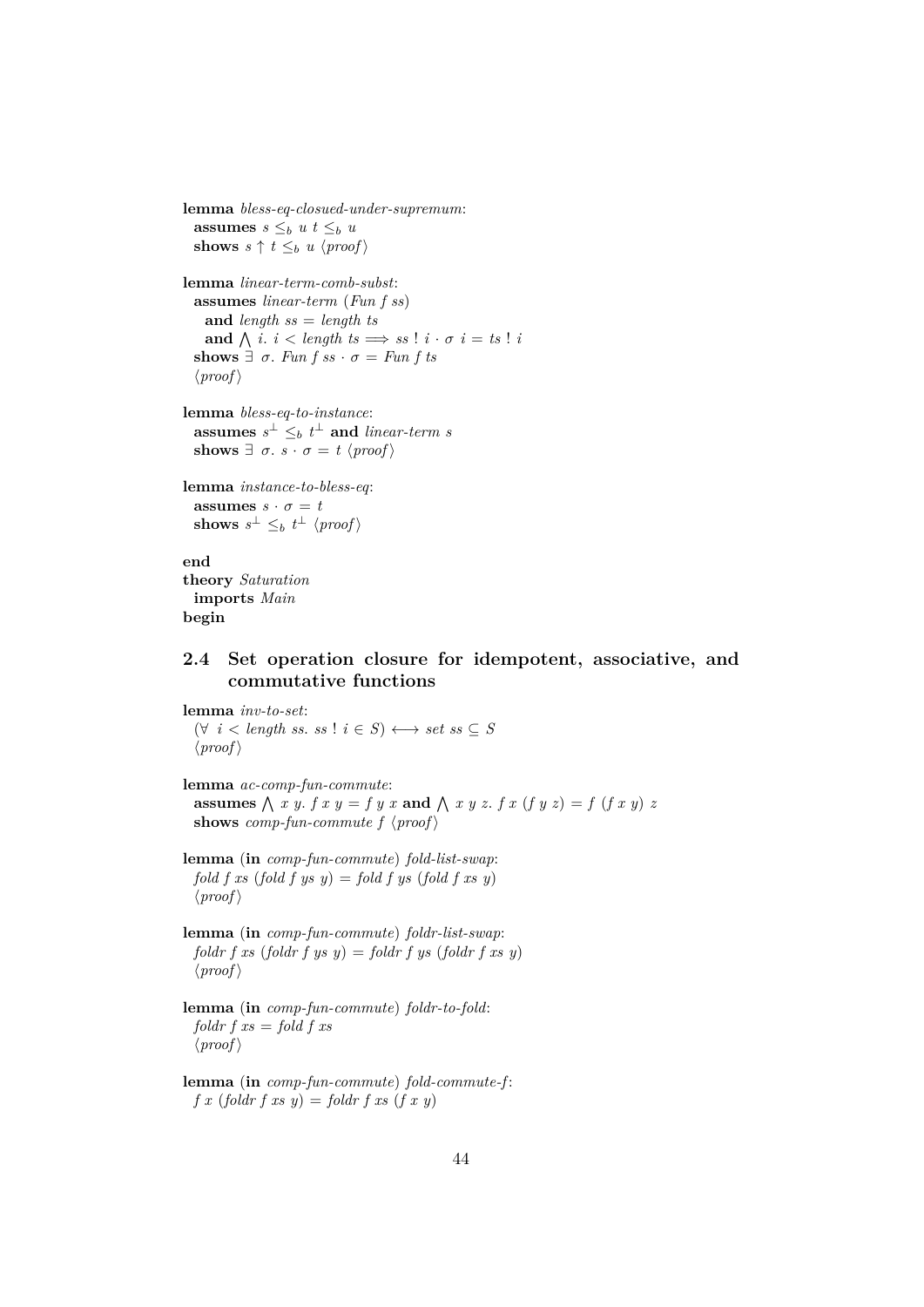**lemma** *bless-eq-closued-under-supremum*:
  **assumes** $s \leq_b u$ $t \leq_b u$
  **shows** $s \uparrow t \leq_b u$ ⟨*proof*⟩

**lemma** *linear-term-comb-subst*:
  **assumes** *linear-term* (*Fun f ss*)
    **and** *length ss* = *length ts*
    **and** $\bigwedge$ *i*. *i* < *length ts* $\Longrightarrow$ *ss* ! *i* · σ *i* = *ts* ! *i*
  **shows** ∃ σ. *Fun f ss* · σ = *Fun f ts*
  ⟨*proof*⟩

**lemma** *bless-eq-to-instance*:
  **assumes** $s^\perp \leq_b t^\perp$ **and** *linear-term s*
  **shows** ∃ σ. *s* · σ = *t* ⟨*proof*⟩

**lemma** *instance-to-bless-eq*:
  **assumes** *s* · σ = *t*
  **shows** $s^\perp \leq_b t^\perp$ ⟨*proof*⟩

**end**
**theory** *Saturation*
  **imports** *Main*
**begin**

## 2.4 Set operation closure for idempotent, associative, and commutative functions

**lemma** *inv-to-set*:
  (∀ *i* < *length ss*. *ss* ! *i* ∈ *S*) ⟷ *set ss* ⊆ *S*
  ⟨*proof*⟩

**lemma** *ac-comp-fun-commute*:
  **assumes** $\bigwedge$ *x y*. *f x y* = *f y x* **and** $\bigwedge$ *x y z*. *f x* (*f y z*) = *f* (*f x y*) *z*
  **shows** *comp-fun-commute f* ⟨*proof*⟩

**lemma** (**in** *comp-fun-commute*) *fold-list-swap*:
  *fold f xs* (*fold f ys y*) = *fold f ys* (*fold f xs y*)
  ⟨*proof*⟩

**lemma** (**in** *comp-fun-commute*) *foldr-list-swap*:
  *foldr f xs* (*foldr f ys y*) = *foldr f ys* (*foldr f xs y*)
  ⟨*proof*⟩

**lemma** (**in** *comp-fun-commute*) *foldr-to-fold*:
  *foldr f xs* = *fold f xs*
  ⟨*proof*⟩

**lemma** (**in** *comp-fun-commute*) *fold-commute-f*:
  *f x* (*foldr f xs y*) = *foldr f xs* (*f x y*)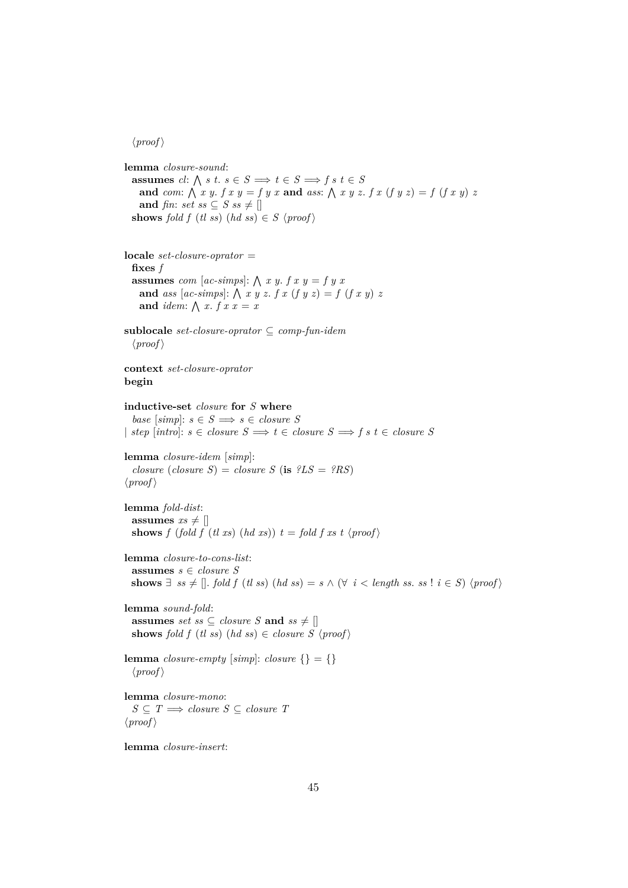⟨proof⟩

**lemma** *closure-sound*:
  **assumes** *cl*: $\bigwedge$ *s t*. *s* ∈ *S* ⟹ *t* ∈ *S* ⟹ *f s t* ∈ *S*
    **and** *com*: $\bigwedge$ *x y*. *f x y* = *f y x* **and** *ass*: $\bigwedge$ *x y z*. *f x* (*f y z*) = *f* (*f x y*) *z*
    **and** *fin*: *set ss* ⊆ *S ss* ≠ []
  **shows** *fold f* (*tl ss*) (*hd ss*) ∈ *S* ⟨*proof*⟩

**locale** *set-closure-oprator* =
  **fixes** *f*
  **assumes** *com* [*ac-simps*]: $\bigwedge$ *x y*. *f x y* = *f y x*
    **and** *ass* [*ac-simps*]: $\bigwedge$ *x y z*. *f x* (*f y z*) = *f* (*f x y*) *z*
    **and** *idem*: $\bigwedge$ *x*. *f x x* = *x*

**sublocale** *set-closure-oprator* ⊆ *comp-fun-idem*
  ⟨*proof*⟩

**context** *set-closure-oprator*
**begin**

**inductive-set** *closure* **for** *S* **where**
  *base* [*simp*]: *s* ∈ *S* ⟹ *s* ∈ *closure S*
| *step* [*intro*]: *s* ∈ *closure S* ⟹ *t* ∈ *closure S* ⟹ *f s t* ∈ *closure S*

**lemma** *closure-idem* [*simp*]:
  *closure* (*closure S*) = *closure S* (**is** *?LS* = *?RS*)
⟨*proof*⟩

**lemma** *fold-dist*:
  **assumes** *xs* ≠ []
  **shows** *f* (*fold f* (*tl xs*) (*hd xs*)) *t* = *fold f xs t* ⟨*proof*⟩

**lemma** *closure-to-cons-list*:
  **assumes** *s* ∈ *closure S*
  **shows** ∃ *ss* ≠ []. *fold f* (*tl ss*) (*hd ss*) = *s* ∧ (∀ *i* < *length ss*. *ss* ! *i* ∈ *S*) ⟨*proof*⟩

**lemma** *sound-fold*:
  **assumes** *set ss* ⊆ *closure S* **and** *ss* ≠ []
  **shows** *fold f* (*tl ss*) (*hd ss*) ∈ *closure S* ⟨*proof*⟩

**lemma** *closure-empty* [*simp*]: *closure* {} = {}
  ⟨*proof*⟩

**lemma** *closure-mono*:
  *S* ⊆ *T* ⟹ *closure S* ⊆ *closure T*
⟨*proof*⟩

**lemma** *closure-insert*: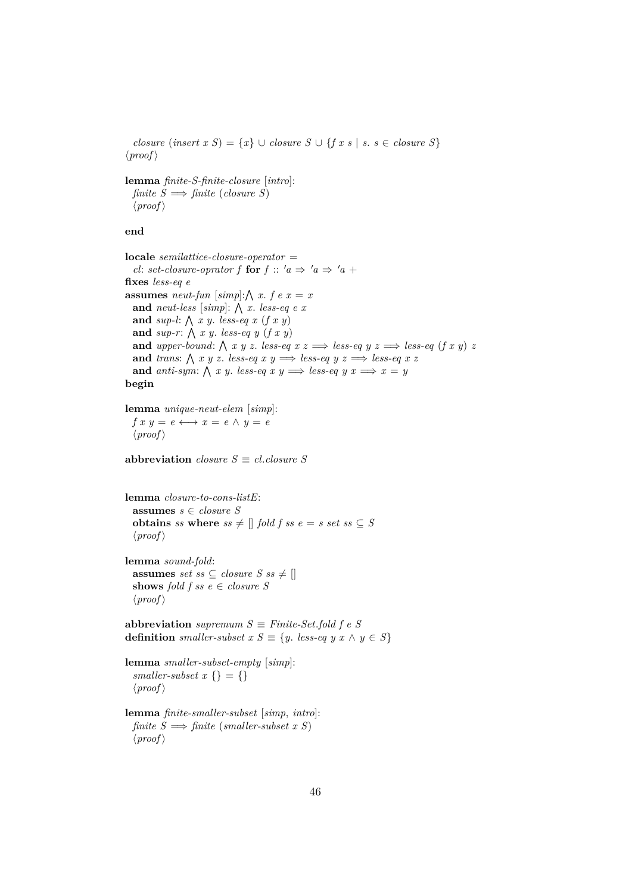*closure* (*insert x S*) = {*x*} ∪ *closure S* ∪ {*f x s* | *s*. *s* ∈ *closure S*}
⟨*proof*⟩

**lemma** *finite-S-finite-closure* [*intro*]:
  *finite S* ⟹ *finite* (*closure S*)
  ⟨*proof*⟩

**end**

**locale** *semilattice-closure-operator* =
  *cl*: *set-closure-oprator f* **for** *f* :: *'a* ⇒ *'a* ⇒ *'a* +
**fixes** *less-eq e*
**assumes** *neut-fun* [*simp*]:⋀ *x*. *f e x* = *x*
  **and** *neut-less* [*simp*]: ⋀ *x*. *less-eq e x*
  **and** *sup-l*: ⋀ *x y*. *less-eq x* (*f x y*)
  **and** *sup-r*: ⋀ *x y*. *less-eq y* (*f x y*)
  **and** *upper-bound*: ⋀ *x y z*. *less-eq x z* ⟹ *less-eq y z* ⟹ *less-eq* (*f x y*) *z*
  **and** *trans*: ⋀ *x y z*. *less-eq x y* ⟹ *less-eq y z* ⟹ *less-eq x z*
  **and** *anti-sym*: ⋀ *x y*. *less-eq x y* ⟹ *less-eq y x* ⟹ *x* = *y*
**begin**

**lemma** *unique-neut-elem* [*simp*]:
  *f x y* = *e* ⟷ *x* = *e* ∧ *y* = *e*
  ⟨*proof*⟩

**abbreviation** *closure S* ≡ *cl.closure S*

**lemma** *closure-to-cons-listE*:
  **assumes** *s* ∈ *closure S*
  **obtains** *ss* **where** *ss* ≠ [] *fold f ss e* = *s set ss* ⊆ *S*
  ⟨*proof*⟩

**lemma** *sound-fold*:
  **assumes** *set ss* ⊆ *closure S ss* ≠ []
  **shows** *fold f ss e* ∈ *closure S*
  ⟨*proof*⟩

**abbreviation** *supremum S* ≡ *Finite-Set.fold f e S*
**definition** *smaller-subset x S* ≡ {*y*. *less-eq y x* ∧ *y* ∈ *S*}

**lemma** *smaller-subset-empty* [*simp*]:
  *smaller-subset x* {} = {}
  ⟨*proof*⟩

**lemma** *finite-smaller-subset* [*simp*, *intro*]:
  *finite S* ⟹ *finite* (*smaller-subset x S*)
  ⟨*proof*⟩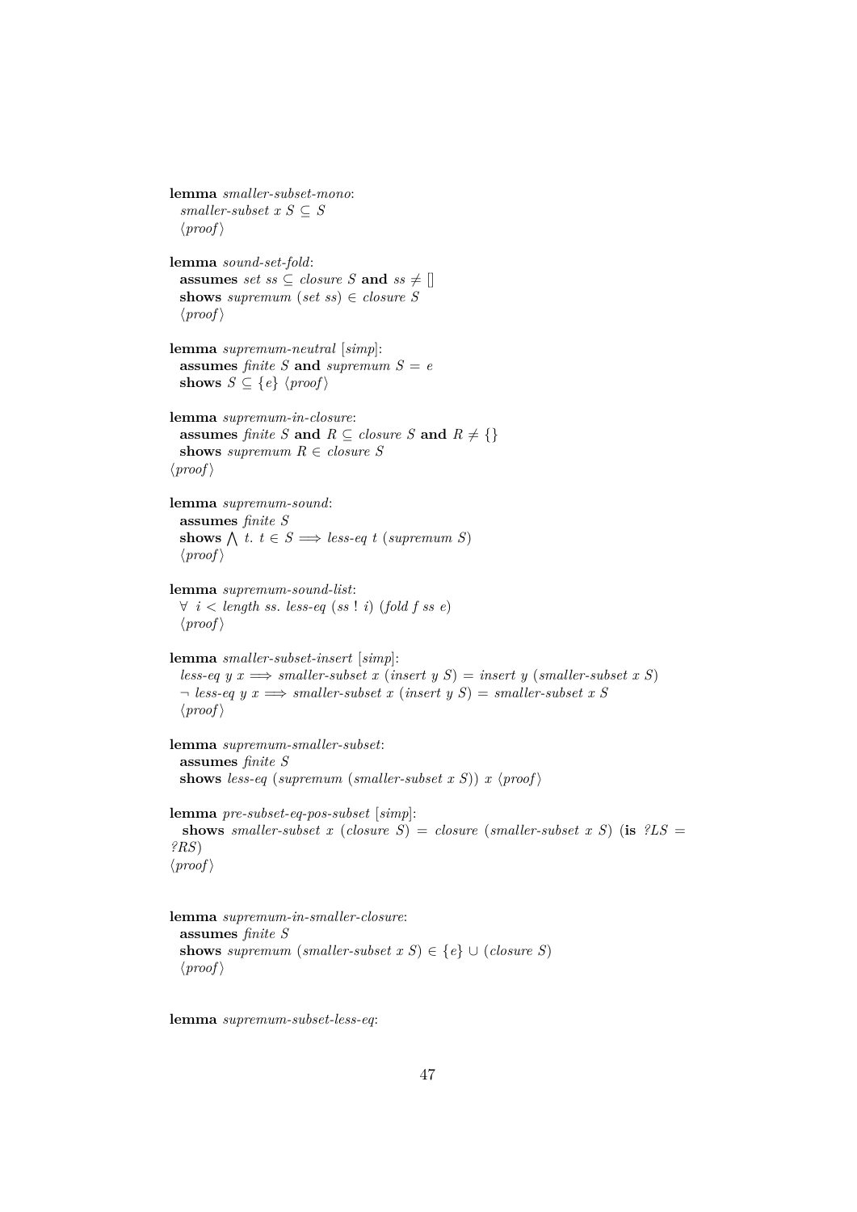**lemma** *smaller-subset-mono*:
  *smaller-subset x S* ⊆ *S*
  ⟨*proof*⟩

**lemma** *sound-set-fold*:
  **assumes** *set ss* ⊆ *closure S* **and** *ss* ≠ []
  **shows** *supremum* (*set ss*) ∈ *closure S*
  ⟨*proof*⟩

**lemma** *supremum-neutral* [*simp*]:
  **assumes** *finite S* **and** *supremum S* = *e*
  **shows** *S* ⊆ {*e*} ⟨*proof*⟩

**lemma** *supremum-in-closure*:
  **assumes** *finite S* **and** *R* ⊆ *closure S* **and** *R* ≠ {}
  **shows** *supremum R* ∈ *closure S*
⟨*proof*⟩

**lemma** *supremum-sound*:
  **assumes** *finite S*
  **shows** ⋀ *t*. *t* ∈ *S* ⟹ *less-eq t* (*supremum S*)
  ⟨*proof*⟩

**lemma** *supremum-sound-list*:
  ∀ *i* < *length ss*. *less-eq* (*ss* ! *i*) (*fold f ss e*)
  ⟨*proof*⟩

**lemma** *smaller-subset-insert* [*simp*]:
  *less-eq y x* ⟹ *smaller-subset x* (*insert y S*) = *insert y* (*smaller-subset x S*)
  ¬ *less-eq y x* ⟹ *smaller-subset x* (*insert y S*) = *smaller-subset x S*
  ⟨*proof*⟩

**lemma** *supremum-smaller-subset*:
  **assumes** *finite S*
  **shows** *less-eq* (*supremum* (*smaller-subset x S*)) *x* ⟨*proof*⟩

**lemma** *pre-subset-eq-pos-subset* [*simp*]:
  **shows** *smaller-subset x* (*closure S*) = *closure* (*smaller-subset x S*) (**is** *?LS* = *?RS*)
⟨*proof*⟩

**lemma** *supremum-in-smaller-closure*:
  **assumes** *finite S*
  **shows** *supremum* (*smaller-subset x S*) ∈ {*e*} ∪ (*closure S*)
  ⟨*proof*⟩

**lemma** *supremum-subset-less-eq*: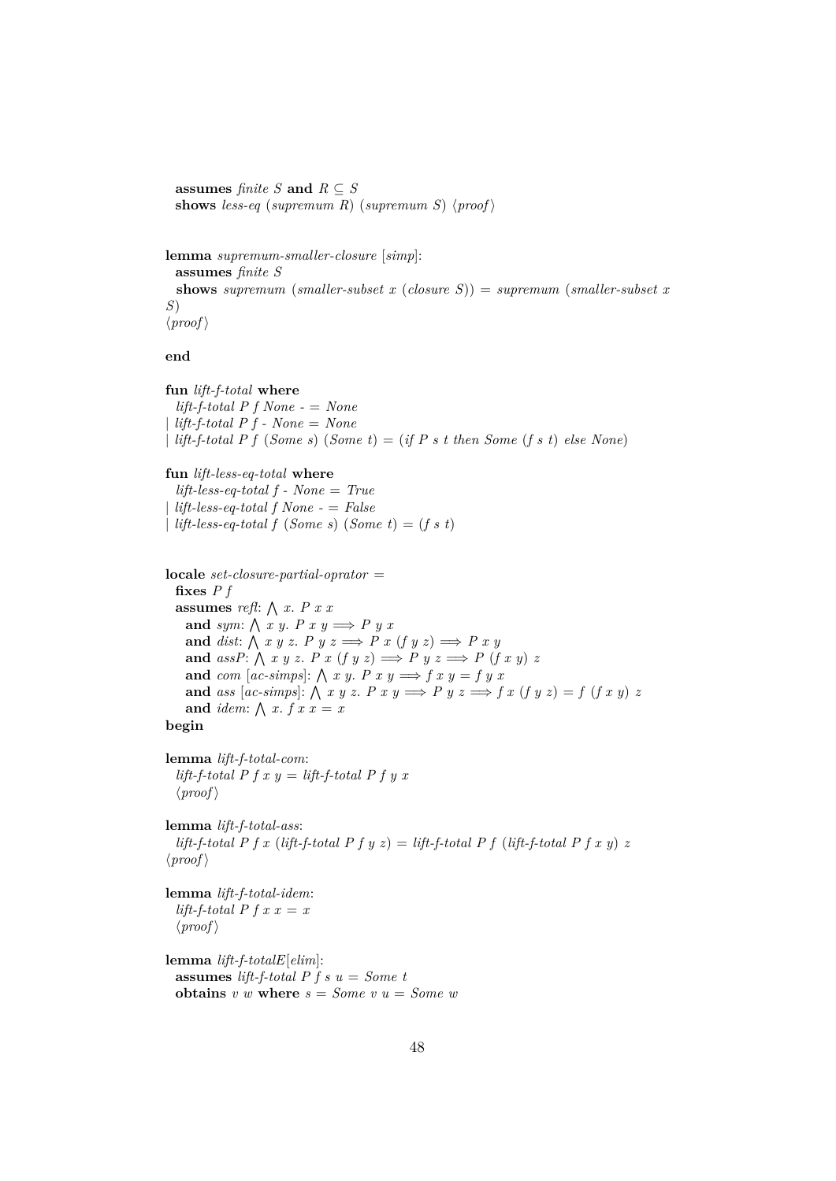```
  assumes finite S and R ⊆ S
  shows less-eq (supremum R) (supremum S) ⟨proof⟩


lemma supremum-smaller-closure [simp]:
  assumes finite S
  shows supremum (smaller-subset x (closure S)) = supremum (smaller-subset x
S)
⟨proof⟩

end

fun lift-f-total where
  lift-f-total P f None - = None
| lift-f-total P f - None = None
| lift-f-total P f (Some s) (Some t) = (if P s t then Some (f s t) else None)

fun lift-less-eq-total where
  lift-less-eq-total f - None = True
| lift-less-eq-total f None - = False
| lift-less-eq-total f (Some s) (Some t) = (f s t)


locale set-closure-partial-oprator =
  fixes P f
  assumes refl: ⋀ x. P x x
    and sym: ⋀ x y. P x y ⟹ P y x
    and dist: ⋀ x y z. P y z ⟹ P x (f y z) ⟹ P x y
    and assP: ⋀ x y z. P x (f y z) ⟹ P y z ⟹ P (f x y) z
    and com [ac-simps]: ⋀ x y. P x y ⟹ f x y = f y x
    and ass [ac-simps]: ⋀ x y z. P x y ⟹ P y z ⟹ f x (f y z) = f (f x y) z
    and idem: ⋀ x. f x x = x
begin

lemma lift-f-total-com:
  lift-f-total P f x y = lift-f-total P f y x
  ⟨proof⟩

lemma lift-f-total-ass:
  lift-f-total P f x (lift-f-total P f y z) = lift-f-total P f (lift-f-total P f x y) z
⟨proof⟩

lemma lift-f-total-idem:
  lift-f-total P f x x = x
  ⟨proof⟩

lemma lift-f-totalE[elim]:
  assumes lift-f-total P f s u = Some t
  obtains v w where s = Some v u = Some w
```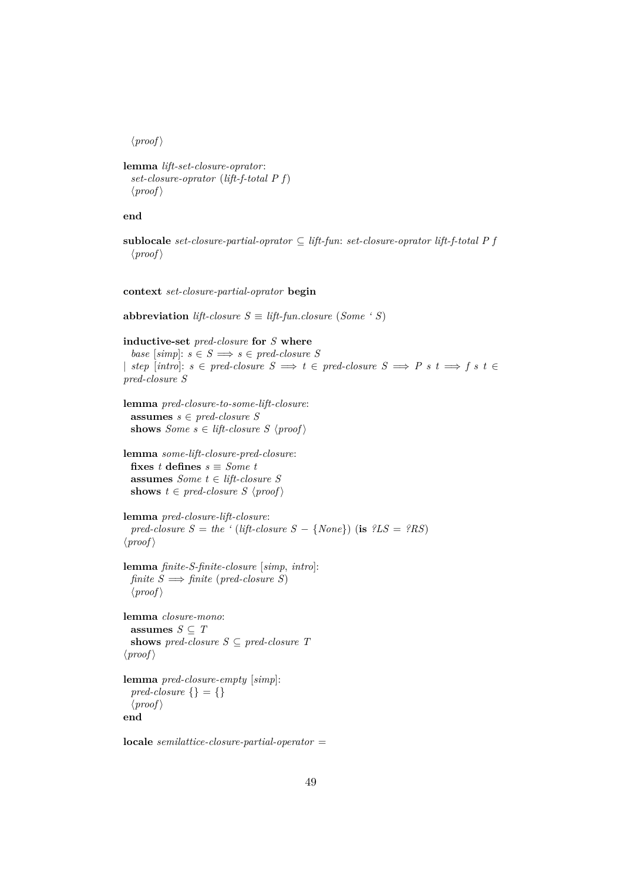⟨proof⟩

**lemma** *lift-set-closure-oprator*:
  *set-closure-oprator* (*lift-f-total P f*)
  ⟨proof⟩

**end**

**sublocale** *set-closure-partial-oprator* ⊆ *lift-fun*: *set-closure-oprator lift-f-total P f*
  ⟨proof⟩

**context** *set-closure-partial-oprator* **begin**

**abbreviation** *lift-closure S* ≡ *lift-fun.closure* (*Some* ' *S*)

**inductive-set** *pred-closure* **for** *S* **where**
  *base* [*simp*]: *s* ∈ *S* ⟹ *s* ∈ *pred-closure S*
| *step* [*intro*]: *s* ∈ *pred-closure S* ⟹ *t* ∈ *pred-closure S* ⟹ *P s t* ⟹ *f s t* ∈ *pred-closure S*

**lemma** *pred-closure-to-some-lift-closure*:
  **assumes** *s* ∈ *pred-closure S*
  **shows** *Some s* ∈ *lift-closure S* ⟨proof⟩

**lemma** *some-lift-closure-pred-closure*:
  **fixes** *t* **defines** *s* ≡ *Some t*
  **assumes** *Some t* ∈ *lift-closure S*
  **shows** *t* ∈ *pred-closure S* ⟨proof⟩

**lemma** *pred-closure-lift-closure*:
  *pred-closure S* = *the* ' (*lift-closure S* − {*None*}) (**is** *?LS* = *?RS*)
⟨proof⟩

**lemma** *finite-S-finite-closure* [*simp*, *intro*]:
  *finite S* ⟹ *finite* (*pred-closure S*)
  ⟨proof⟩

**lemma** *closure-mono*:
  **assumes** *S* ⊆ *T*
  **shows** *pred-closure S* ⊆ *pred-closure T*
⟨proof⟩

**lemma** *pred-closure-empty* [*simp*]:
  *pred-closure* {} = {}
  ⟨proof⟩
**end**

**locale** *semilattice-closure-partial-operator* =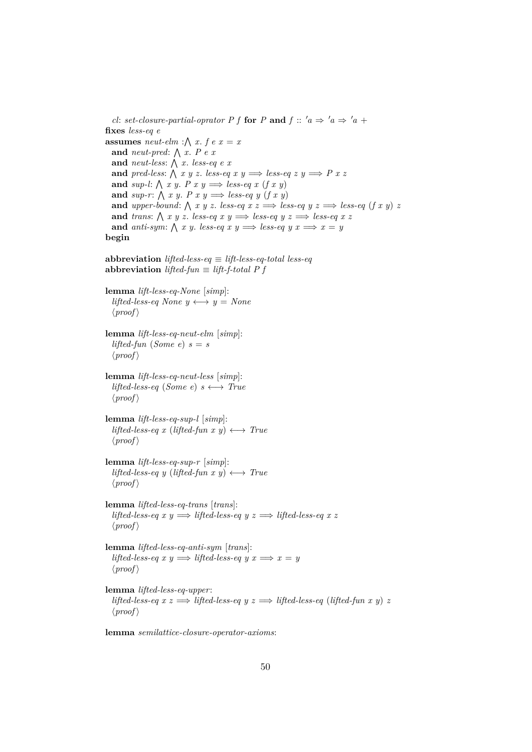```
  cl: set-closure-partial-oprator P f for P and f :: 'a ⇒ 'a ⇒ 'a +
fixes less-eq e
assumes neut-elm :⋀ x. f e x = x
  and neut-pred: ⋀ x. P e x
  and neut-less: ⋀ x. less-eq e x
  and pred-less: ⋀ x y z. less-eq x y ⟹ less-eq z y ⟹ P x z
  and sup-l: ⋀ x y. P x y ⟹ less-eq x (f x y)
  and sup-r: ⋀ x y. P x y ⟹ less-eq y (f x y)
  and upper-bound: ⋀ x y z. less-eq x z ⟹ less-eq y z ⟹ less-eq (f x y) z
  and trans: ⋀ x y z. less-eq x y ⟹ less-eq y z ⟹ less-eq x z
  and anti-sym: ⋀ x y. less-eq x y ⟹ less-eq y x ⟹ x = y
begin

abbreviation lifted-less-eq ≡ lift-less-eq-total less-eq
abbreviation lifted-fun ≡ lift-f-total P f

lemma lift-less-eq-None [simp]:
  lifted-less-eq None y ⟷ y = None
  ⟨proof⟩

lemma lift-less-eq-neut-elm [simp]:
  lifted-fun (Some e) s = s
  ⟨proof⟩

lemma lift-less-eq-neut-less [simp]:
  lifted-less-eq (Some e) s ⟷ True
  ⟨proof⟩

lemma lift-less-eq-sup-l [simp]:
  lifted-less-eq x (lifted-fun x y) ⟷ True
  ⟨proof⟩

lemma lift-less-eq-sup-r [simp]:
  lifted-less-eq y (lifted-fun x y) ⟷ True
  ⟨proof⟩

lemma lifted-less-eq-trans [trans]:
  lifted-less-eq x y ⟹ lifted-less-eq y z ⟹ lifted-less-eq x z
  ⟨proof⟩

lemma lifted-less-eq-anti-sym [trans]:
  lifted-less-eq x y ⟹ lifted-less-eq y x ⟹ x = y
  ⟨proof⟩

lemma lifted-less-eq-upper:
  lifted-less-eq x z ⟹ lifted-less-eq y z ⟹ lifted-less-eq (lifted-fun x y) z
  ⟨proof⟩

lemma semilattice-closure-operator-axioms:
```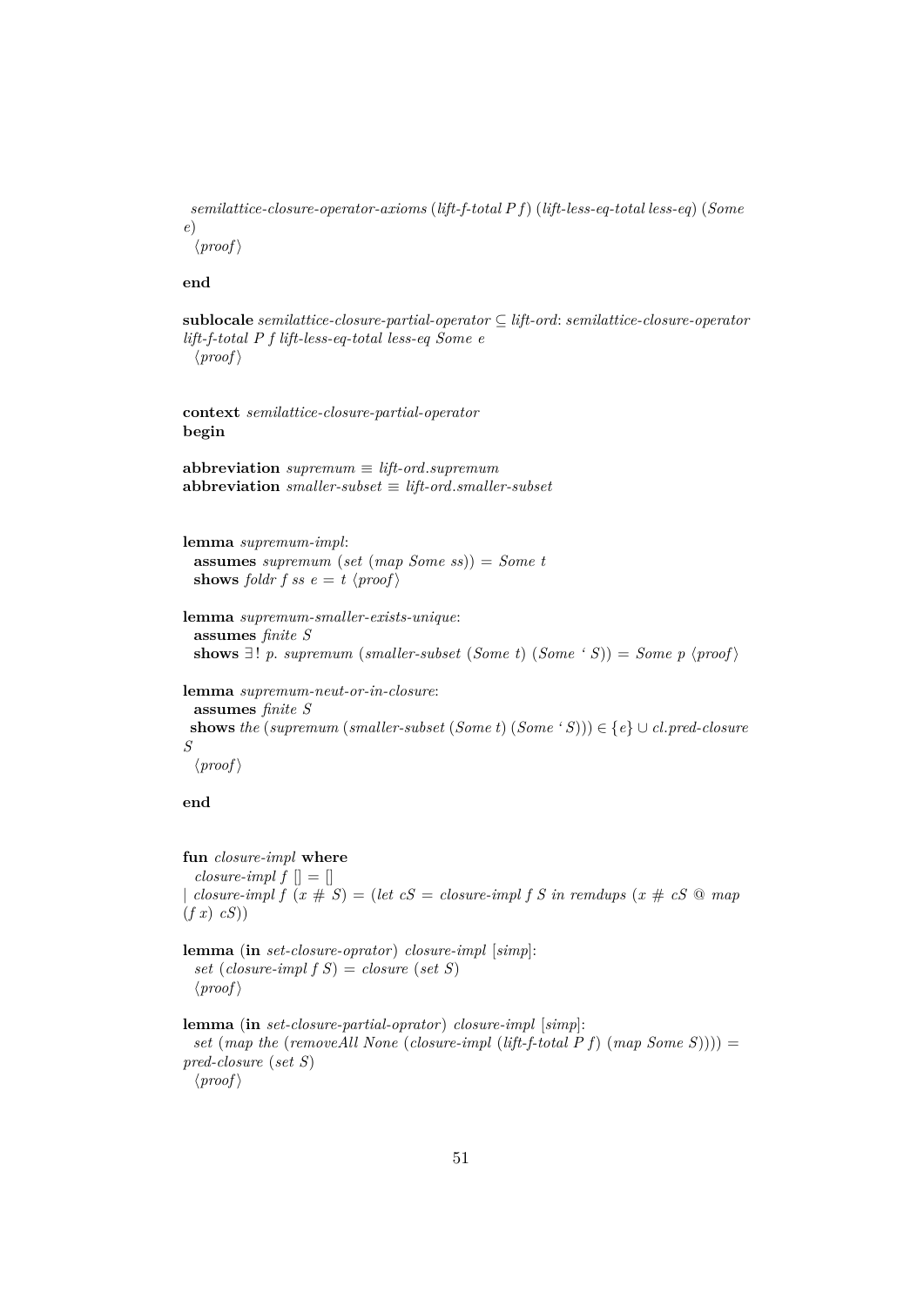*semilattice-closure-operator-axioms* (*lift-f-total P f*) (*lift-less-eq-total less-eq*) (*Some e*)
⟨*proof*⟩

**end**

**sublocale** *semilattice-closure-partial-operator* ⊆ *lift-ord*: *semilattice-closure-operator lift-f-total P f lift-less-eq-total less-eq Some e*
⟨*proof*⟩

**context** *semilattice-closure-partial-operator*
**begin**

**abbreviation** *supremum* ≡ *lift-ord.supremum*
**abbreviation** *smaller-subset* ≡ *lift-ord.smaller-subset*

**lemma** *supremum-impl*:
**assumes** *supremum* (*set* (*map Some ss*)) = *Some t*
**shows** *foldr f ss e* = *t* ⟨*proof*⟩

**lemma** *supremum-smaller-exists-unique*:
**assumes** *finite S*
**shows** ∃! *p*. *supremum* (*smaller-subset* (*Some t*) (*Some* ‘ *S*)) = *Some p* ⟨*proof*⟩

**lemma** *supremum-neut-or-in-closure*:
**assumes** *finite S*
**shows** *the* (*supremum* (*smaller-subset* (*Some t*) (*Some* ‘ *S*))) ∈ {*e*} ∪ *cl.pred-closure S*
⟨*proof*⟩

**end**

**fun** *closure-impl* **where**
*closure-impl f* [] = []
| *closure-impl f* (*x* # *S*) = (*let cS* = *closure-impl f S in remdups* (*x* # *cS* @ *map* (*f x*) *cS*))

**lemma** (**in** *set-closure-oprator*) *closure-impl* [*simp*]:
*set* (*closure-impl f S*) = *closure* (*set S*)
⟨*proof*⟩

**lemma** (**in** *set-closure-partial-oprator*) *closure-impl* [*simp*]:
*set* (*map the* (*removeAll None* (*closure-impl* (*lift-f-total P f*) (*map Some S*)))) = *pred-closure* (*set S*)
⟨*proof*⟩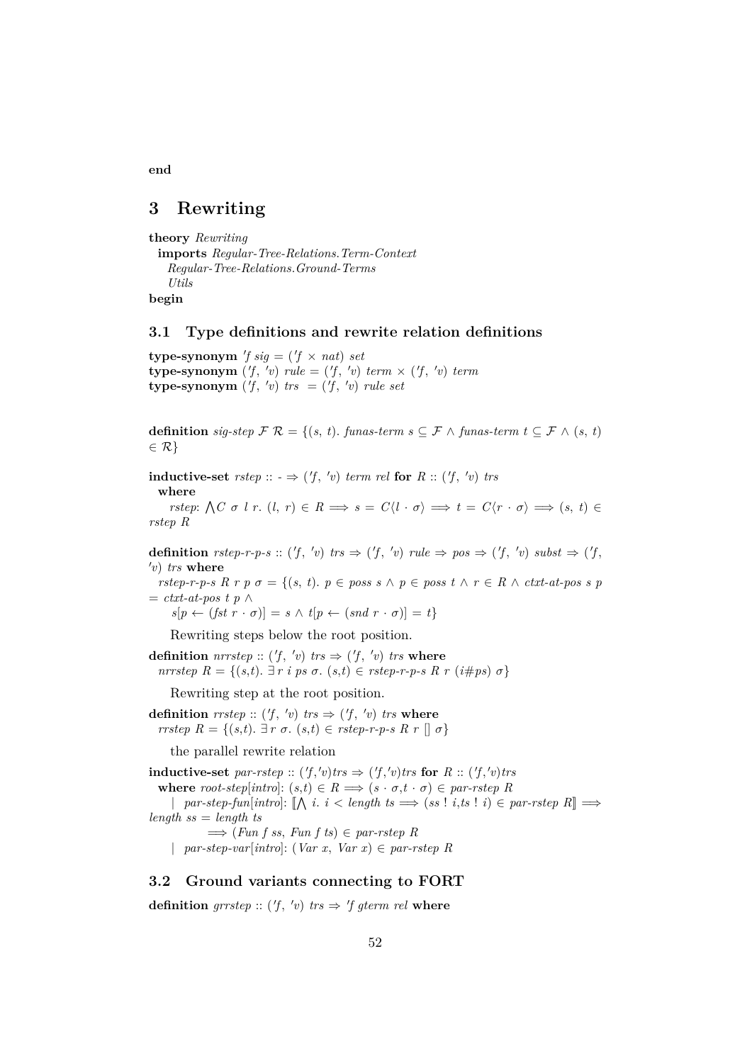**end**

# 3 Rewriting

**theory** *Rewriting*
 **imports** *Regular-Tree-Relations.Term-Context*
 *Regular-Tree-Relations.Ground-Terms*
 *Utils*
**begin**

## 3.1 Type definitions and rewrite relation definitions

**type-synonym** *'f sig* = (*'f* × *nat*) *set*
**type-synonym** (*'f*, *'v*) *rule* = (*'f*, *'v*) *term* × (*'f*, *'v*) *term*
**type-synonym** (*'f*, *'v*) *trs* = (*'f*, *'v*) *rule set*

**definition** *sig-step* $\mathcal{F}$ $\mathcal{R}$ = {(*s*, *t*). *funas-term s* ⊆ $\mathcal{F}$ ∧ *funas-term t* ⊆ $\mathcal{F}$ ∧ (*s*, *t*) ∈ $\mathcal{R}$}

**inductive-set** *rstep* :: - ⇒ (*'f*, *'v*) *term rel* **for** *R* :: (*'f*, *'v*) *trs*
 **where**
 *rstep*: ⋀*C σ l r*. (*l*, *r*) ∈ *R* ⟹ *s* = *C*⟨*l* · *σ*⟩ ⟹ *t* = *C*⟨*r* · *σ*⟩ ⟹ (*s*, *t*) ∈ *rstep R*

**definition** *rstep-r-p-s* :: (*'f*, *'v*) *trs* ⇒ (*'f*, *'v*) *rule* ⇒ *pos* ⇒ (*'f*, *'v*) *subst* ⇒ (*'f*, *'v*) *trs* **where**
 *rstep-r-p-s R r p σ* = {(*s*, *t*). *p* ∈ *poss s* ∧ *p* ∈ *poss t* ∧ *r* ∈ *R* ∧ *ctxt-at-pos s p* = *ctxt-at-pos t p* ∧
 *s*[*p* ← (*fst r* · *σ*)] = *s* ∧ *t*[*p* ← (*snd r* · *σ*)] = *t*}

Rewriting steps below the root position.

**definition** *nrrstep* :: (*'f*, *'v*) *trs* ⇒ (*'f*, *'v*) *trs* **where**
 *nrrstep R* = {(*s*,*t*). ∃ *r i ps σ*. (*s*,*t*) ∈ *rstep-r-p-s R r* (*i*#*ps*) *σ*}

Rewriting step at the root position.

**definition** *rrstep* :: (*'f*, *'v*) *trs* ⇒ (*'f*, *'v*) *trs* **where**
 *rrstep R* = {(*s*,*t*). ∃ *r σ*. (*s*,*t*) ∈ *rstep-r-p-s R r* [] *σ*}

the parallel rewrite relation

**inductive-set** *par-rstep* :: (*'f*,*'v*)*trs* ⇒ (*'f*,*'v*)*trs* **for** *R* :: (*'f*,*'v*)*trs*
 **where** *root-step*[*intro*]: (*s*,*t*) ∈ *R* ⟹ (*s* · *σ*,*t* · *σ*) ∈ *par-rstep R*
 | *par-step-fun*[*intro*]: ⟦⋀ *i*. *i* < *length ts* ⟹ (*ss* ! *i*,*ts* ! *i*) ∈ *par-rstep R*⟧ ⟹ *length ss* = *length ts*
 ⟹ (*Fun f ss*, *Fun f ts*) ∈ *par-rstep R*
 | *par-step-var*[*intro*]: (*Var x*, *Var x*) ∈ *par-rstep R*

## 3.2 Ground variants connecting to FORT

**definition** *grrstep* :: (*'f*, *'v*) *trs* ⇒ *'f gterm rel* **where**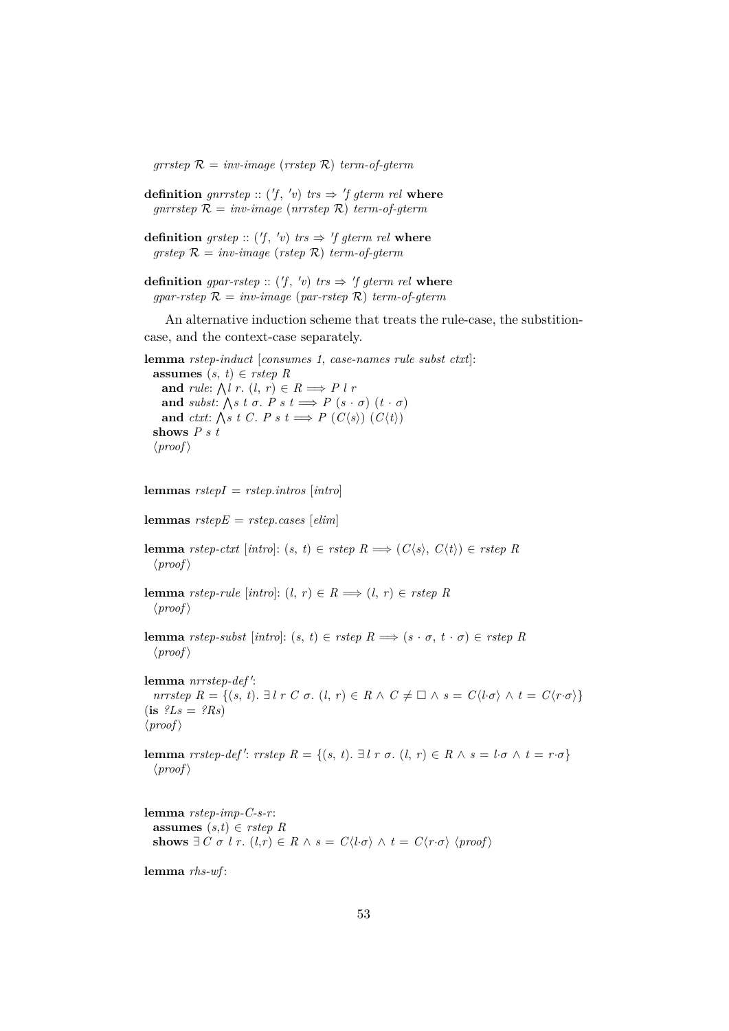*grrstep* $\mathcal{R}$ = *inv-image* (*rrstep* $\mathcal{R}$) *term-of-gterm*

**definition** *gnrrstep* :: ('*f*, '*v*) *trs* ⇒ '*f gterm rel* **where**
*gnrrstep* $\mathcal{R}$ = *inv-image* (*nrrstep* $\mathcal{R}$) *term-of-gterm*

**definition** *grstep* :: ('*f*, '*v*) *trs* ⇒ '*f gterm rel* **where**
*grstep* $\mathcal{R}$ = *inv-image* (*rstep* $\mathcal{R}$) *term-of-gterm*

**definition** *gpar-rstep* :: ('*f*, '*v*) *trs* ⇒ '*f gterm rel* **where**
*gpar-rstep* $\mathcal{R}$ = *inv-image* (*par-rstep* $\mathcal{R}$) *term-of-gterm*

An alternative induction scheme that treats the rule-case, the substition-case, and the context-case separately.

**lemma** *rstep-induct* [*consumes 1*, *case-names rule subst ctxt*]:
**assumes** $(s, t) \in$ *rstep R*
**and** *rule*: $\bigwedge l\ r.\ (l, r) \in R \Longrightarrow P\ l\ r$
**and** *subst*: $\bigwedge s\ t\ \sigma.\ P\ s\ t \Longrightarrow P\ (s \cdot \sigma)\ (t \cdot \sigma)$
**and** *ctxt*: $\bigwedge s\ t\ C.\ P\ s\ t \Longrightarrow P\ (C\langle s\rangle)\ (C\langle t\rangle)$
**shows** *P s t*
⟨*proof*⟩

**lemmas** *rstepI* = *rstep.intros* [*intro*]

**lemmas** *rstepE* = *rstep.cases* [*elim*]

**lemma** *rstep-ctxt* [*intro*]: $(s, t) \in$ *rstep R* $\Longrightarrow (C\langle s\rangle, C\langle t\rangle) \in$ *rstep R*
⟨*proof*⟩

**lemma** *rstep-rule* [*intro*]: $(l, r) \in R \Longrightarrow (l, r) \in$ *rstep R*
⟨*proof*⟩

**lemma** *rstep-subst* [*intro*]: $(s, t) \in$ *rstep R* $\Longrightarrow (s \cdot \sigma, t \cdot \sigma) \in$ *rstep R*
⟨*proof*⟩

**lemma** *nrrstep-def'*:
*nrrstep R* = $\{(s, t).\ \exists l\ r\ C\ \sigma.\ (l, r) \in R \wedge C \neq \Box \wedge s = C\langle l\cdot\sigma\rangle \wedge t = C\langle r\cdot\sigma\rangle\}$
(**is** *?Ls* = *?Rs*)
⟨*proof*⟩

**lemma** *rrstep-def'*: *rrstep R* = $\{(s, t).\ \exists l\ r\ \sigma.\ (l, r) \in R \wedge s = l\cdot\sigma \wedge t = r\cdot\sigma\}$
⟨*proof*⟩

**lemma** *rstep-imp-C-s-r*:
**assumes** $(s,t) \in$ *rstep R*
**shows** $\exists C\ \sigma\ l\ r.\ (l,r) \in R \wedge s = C\langle l\cdot\sigma\rangle \wedge t = C\langle r\cdot\sigma\rangle$ ⟨*proof*⟩

**lemma** *rhs-wf*: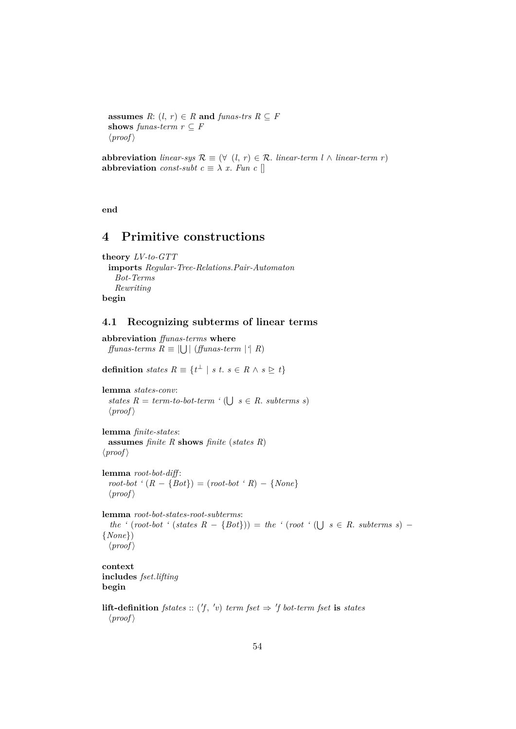**assumes** *R*: (*l*, *r*) ∈ *R* **and** *funas-trs R* ⊆ *F*
**shows** *funas-term r* ⊆ *F*
⟨*proof*⟩

**abbreviation** *linear-sys* $\mathcal{R}$ ≡ (∀ (*l*, *r*) ∈ $\mathcal{R}$. *linear-term l* ∧ *linear-term r*)
**abbreviation** *const-subt c* ≡ λ *x*. *Fun c* []

**end**

# 4 Primitive constructions

**theory** *LV-to-GTT*
**imports** *Regular-Tree-Relations.Pair-Automaton*
*Bot-Terms*
*Rewriting*
**begin**

## 4.1 Recognizing subterms of linear terms

**abbreviation** *ffunas-terms* **where**
*ffunas-terms R* ≡ |⋃| (*ffunas-term* |\`| *R*)

**definition** *states R* ≡ $\{t^\perp$ | *s t*. *s* ∈ *R* ∧ *s* ⊵ *t*$\}$

**lemma** *states-conv*:
*states R* = *term-to-bot-term* \` (⋃ *s* ∈ *R*. *subterms s*)
⟨*proof*⟩

**lemma** *finite-states*:
**assumes** *finite R* **shows** *finite* (*states R*)
⟨*proof*⟩

**lemma** *root-bot-diff*:
*root-bot* \` (*R* − {*Bot*}) = (*root-bot* \` *R*) − {*None*}
⟨*proof*⟩

**lemma** *root-bot-states-root-subterms*:
*the* \` (*root-bot* \` (*states R* − {*Bot*})) = *the* \` (*root* \` (⋃ *s* ∈ *R*. *subterms s*) − {*None*})
⟨*proof*⟩

**context**
**includes** *fset.lifting*
**begin**

**lift-definition** *fstates* :: (′*f*, ′*v*) *term fset* ⇒ ′*f bot-term fset* **is** *states*
⟨*proof*⟩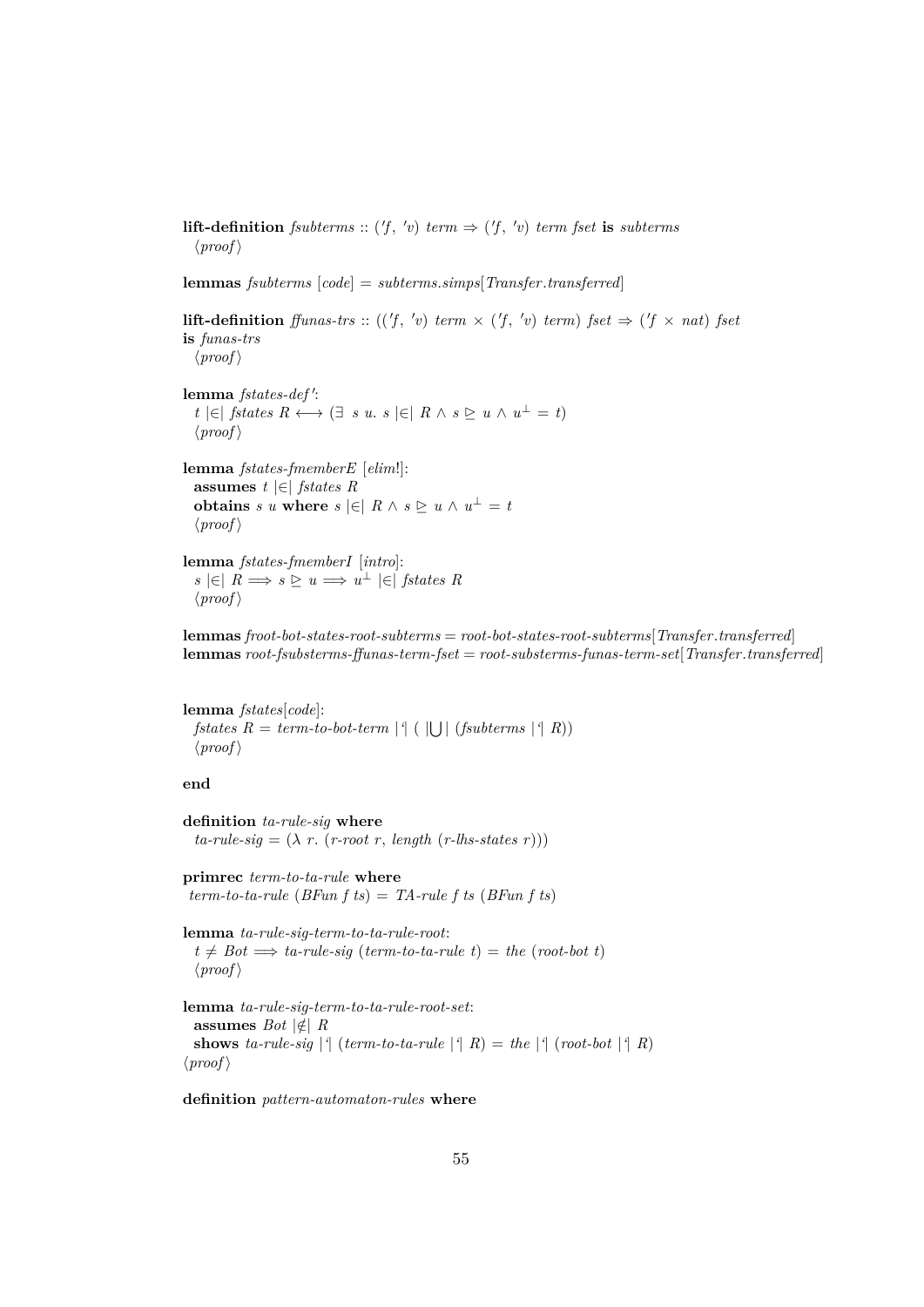**lift-definition** *fsubterms* :: ('*f*, '*v*) *term* ⇒ ('*f*, '*v*) *term fset* **is** *subterms*
⟨*proof*⟩

**lemmas** *fsubterms* [*code*] = *subterms.simps*[*Transfer.transferred*]

**lift-definition** *ffunas-trs* :: (('*f*, '*v*) *term* × ('*f*, '*v*) *term*) *fset* ⇒ ('*f* × *nat*) *fset*
**is** *funas-trs*
⟨*proof*⟩

**lemma** *fstates-def'*:
$t$ |∈| *fstates* $R \longleftrightarrow (\exists\ s\ u.\ s$ |∈| $R \wedge s \trianglerighteq u \wedge u^{\perp} = t)$
⟨*proof*⟩

**lemma** *fstates-fmemberE* [*elim*!]:
**assumes** $t$ |∈| *fstates* $R$
**obtains** $s$ $u$ **where** $s$ |∈| $R \wedge s \trianglerighteq u \wedge u^{\perp} = t$
⟨*proof*⟩

**lemma** *fstates-fmemberI* [*intro*]:
$s$ |∈| $R \Longrightarrow s \trianglerighteq u \Longrightarrow u^{\perp}$ |∈| *fstates* $R$
⟨*proof*⟩

**lemmas** *froot-bot-states-root-subterms* = *root-bot-states-root-subterms*[*Transfer.transferred*]
**lemmas** *root-fsubsterms-ffunas-term-fset* = *root-substerms-funas-term-set*[*Transfer.transferred*]

**lemma** *fstates*[*code*]:
*fstates* $R$ = *term-to-bot-term* |'| ( |⋃| (*fsubterms* |'| $R$))
⟨*proof*⟩

**end**

**definition** *ta-rule-sig* **where**
*ta-rule-sig* = (λ *r*. (*r-root r*, *length* (*r-lhs-states r*)))

**primrec** *term-to-ta-rule* **where**
*term-to-ta-rule* (*BFun f ts*) = *TA-rule f ts* (*BFun f ts*)

**lemma** *ta-rule-sig-term-to-ta-rule-root*:
$t \neq Bot \Longrightarrow$ *ta-rule-sig* (*term-to-ta-rule t*) = *the* (*root-bot t*)
⟨*proof*⟩

**lemma** *ta-rule-sig-term-to-ta-rule-root-set*:
**assumes** *Bot* |∉| $R$
**shows** *ta-rule-sig* |'| (*term-to-ta-rule* |'| $R$) = *the* |'| (*root-bot* |'| $R$)
⟨*proof*⟩

**definition** *pattern-automaton-rules* **where**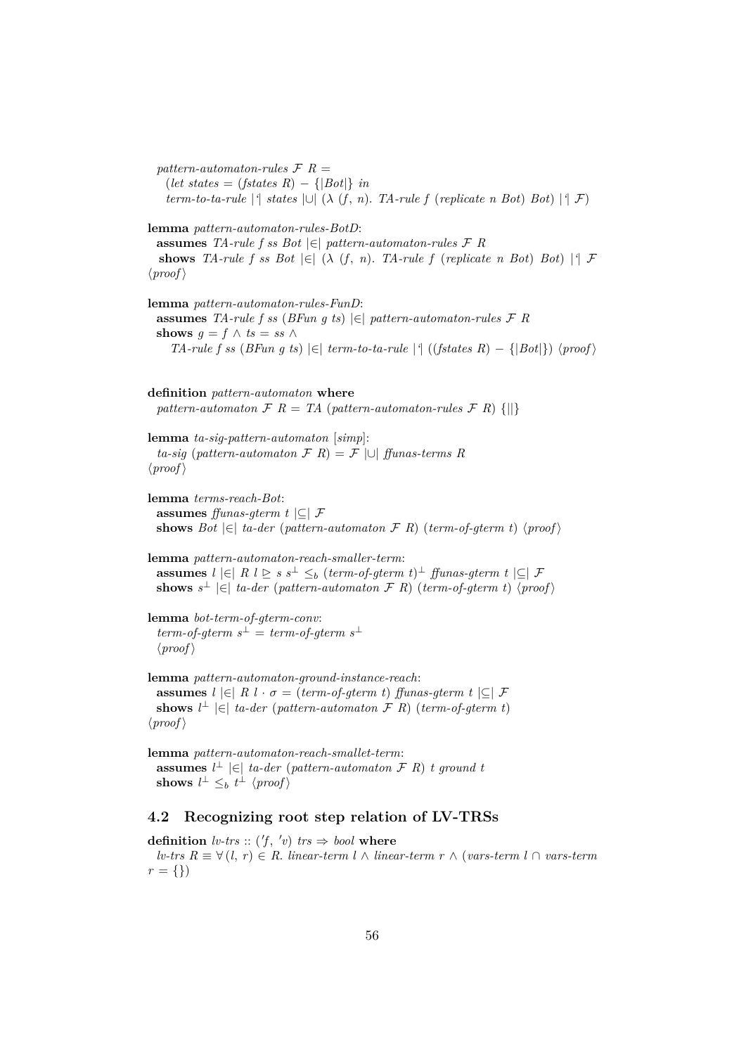*pattern-automaton-rules* $\mathcal{F}$ *R* =
  (*let states* = (*fstates R*) − {|*Bot*|} *in*
  *term-to-ta-rule* |'| *states* |∪| (λ (*f*, *n*). *TA-rule f* (*replicate n Bot*) *Bot*) |'| $\mathcal{F}$)

**lemma** *pattern-automaton-rules-BotD*:
  **assumes** *TA-rule f ss Bot* |∈| *pattern-automaton-rules* $\mathcal{F}$ *R*
  **shows** *TA-rule f ss Bot* |∈| (λ (*f*, *n*). *TA-rule f* (*replicate n Bot*) *Bot*) |'| $\mathcal{F}$
⟨*proof*⟩

**lemma** *pattern-automaton-rules-FunD*:
  **assumes** *TA-rule f ss* (*BFun g ts*) |∈| *pattern-automaton-rules* $\mathcal{F}$ *R*
  **shows** *g* = *f* ∧ *ts* = *ss* ∧
    *TA-rule f ss* (*BFun g ts*) |∈| *term-to-ta-rule* |'| ((*fstates R*) − {|*Bot*|}) ⟨*proof*⟩

**definition** *pattern-automaton* **where**
  *pattern-automaton* $\mathcal{F}$ *R* = *TA* (*pattern-automaton-rules* $\mathcal{F}$ *R*) {||}

**lemma** *ta-sig-pattern-automaton* [*simp*]:
  *ta-sig* (*pattern-automaton* $\mathcal{F}$ *R*) = $\mathcal{F}$ |∪| *ffunas-terms R*
⟨*proof*⟩

**lemma** *terms-reach-Bot*:
  **assumes** *ffunas-gterm t* |⊆| $\mathcal{F}$
  **shows** *Bot* |∈| *ta-der* (*pattern-automaton* $\mathcal{F}$ *R*) (*term-of-gterm t*) ⟨*proof*⟩

**lemma** *pattern-automaton-reach-smaller-term*:
  **assumes** *l* |∈| *R l* ⊵ *s* $s^\perp \leq_b$ (*term-of-gterm t*)$^\perp$ *ffunas-gterm t* |⊆| $\mathcal{F}$
  **shows** $s^\perp$ |∈| *ta-der* (*pattern-automaton* $\mathcal{F}$ *R*) (*term-of-gterm t*) ⟨*proof*⟩

**lemma** *bot-term-of-gterm-conv*:
  *term-of-gterm* $s^\perp$ = *term-of-gterm* $s^\perp$
  ⟨*proof*⟩

**lemma** *pattern-automaton-ground-instance-reach*:
  **assumes** *l* |∈| *R l* · σ = (*term-of-gterm t*) *ffunas-gterm t* |⊆| $\mathcal{F}$
  **shows** $l^\perp$ |∈| *ta-der* (*pattern-automaton* $\mathcal{F}$ *R*) (*term-of-gterm t*)
⟨*proof*⟩

**lemma** *pattern-automaton-reach-smallet-term*:
  **assumes** $l^\perp$ |∈| *ta-der* (*pattern-automaton* $\mathcal{F}$ *R*) *t ground t*
  **shows** $l^\perp \leq_b t^\perp$ ⟨*proof*⟩

## 4.2 Recognizing root step relation of LV-TRSs

**definition** *lv-trs* :: ('*f*, '*v*) *trs* ⇒ *bool* **where**
  *lv-trs R* ≡ ∀ (*l*, *r*) ∈ *R*. *linear-term l* ∧ *linear-term r* ∧ (*vars-term l* ∩ *vars-term r* = {})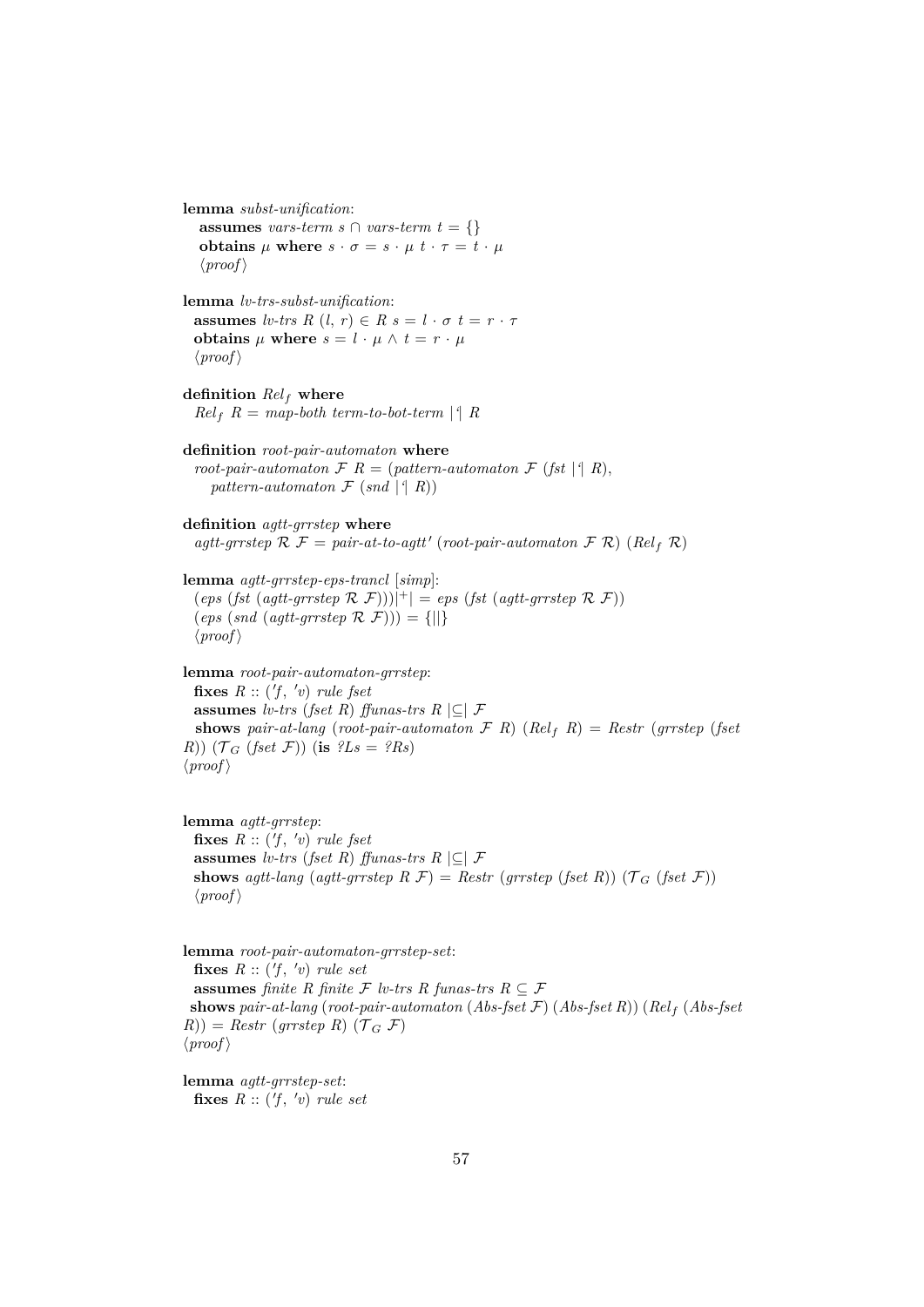**lemma** *subst-unification*:
 **assumes** *vars-term* $s \cap$ *vars-term* $t = \{\}$
 **obtains** $\mu$ **where** $s \cdot \sigma = s \cdot \mu$ $t \cdot \tau = t \cdot \mu$
 ⟨*proof*⟩

**lemma** *lv-trs-subst-unification*:
 **assumes** *lv-trs* $R$ $(l, r) \in R$ $s = l \cdot \sigma$ $t = r \cdot \tau$
 **obtains** $\mu$ **where** $s = l \cdot \mu \wedge t = r \cdot \mu$
 ⟨*proof*⟩

**definition** $Rel_f$ **where**
 $Rel_f$ $R$ = *map-both term-to-bot-term* |'| $R$

**definition** *root-pair-automaton* **where**
 *root-pair-automaton* $\mathcal{F}$ $R$ = (*pattern-automaton* $\mathcal{F}$ (*fst* |'| $R$),
 *pattern-automaton* $\mathcal{F}$ (*snd* |'| $R$))

**definition** *agtt-grrstep* **where**
 *agtt-grrstep* $\mathcal{R}$ $\mathcal{F}$ = *pair-at-to-agtt'* (*root-pair-automaton* $\mathcal{F}$ $\mathcal{R}$) ($Rel_f$ $\mathcal{R}$)

**lemma** *agtt-grrstep-eps-trancl* [*simp*]:
 (*eps* (*fst* (*agtt-grrstep* $\mathcal{R}$ $\mathcal{F}$)))$|^+|$ = *eps* (*fst* (*agtt-grrstep* $\mathcal{R}$ $\mathcal{F}$))
 (*eps* (*snd* (*agtt-grrstep* $\mathcal{R}$ $\mathcal{F}$))) = {||}
 ⟨*proof*⟩

**lemma** *root-pair-automaton-grrstep*:
 **fixes** $R$ :: ('*f*, '*v*) *rule fset*
 **assumes** *lv-trs* (*fset* $R$) *ffunas-trs* $R$ |⊆| $\mathcal{F}$
 **shows** *pair-at-lang* (*root-pair-automaton* $\mathcal{F}$ $R$) ($Rel_f$ $R$) = *Restr* (*grrstep* (*fset* $R$)) ($\mathcal{T}_G$ (*fset* $\mathcal{F}$)) (**is** *?Ls* = *?Rs*)
⟨*proof*⟩

**lemma** *agtt-grrstep*:
 **fixes** $R$ :: ('*f*, '*v*) *rule fset*
 **assumes** *lv-trs* (*fset* $R$) *ffunas-trs* $R$ |⊆| $\mathcal{F}$
 **shows** *agtt-lang* (*agtt-grrstep* $R$ $\mathcal{F}$) = *Restr* (*grrstep* (*fset* $R$)) ($\mathcal{T}_G$ (*fset* $\mathcal{F}$))
 ⟨*proof*⟩

**lemma** *root-pair-automaton-grrstep-set*:
 **fixes** $R$ :: ('*f*, '*v*) *rule set*
 **assumes** *finite* $R$ *finite* $\mathcal{F}$ *lv-trs* $R$ *funas-trs* $R \subseteq \mathcal{F}$
 **shows** *pair-at-lang* (*root-pair-automaton* (*Abs-fset* $\mathcal{F}$) (*Abs-fset* $R$)) ($Rel_f$ (*Abs-fset* $R$)) = *Restr* (*grrstep* $R$) ($\mathcal{T}_G$ $\mathcal{F}$)
⟨*proof*⟩

**lemma** *agtt-grrstep-set*:
 **fixes** $R$ :: ('*f*, '*v*) *rule set*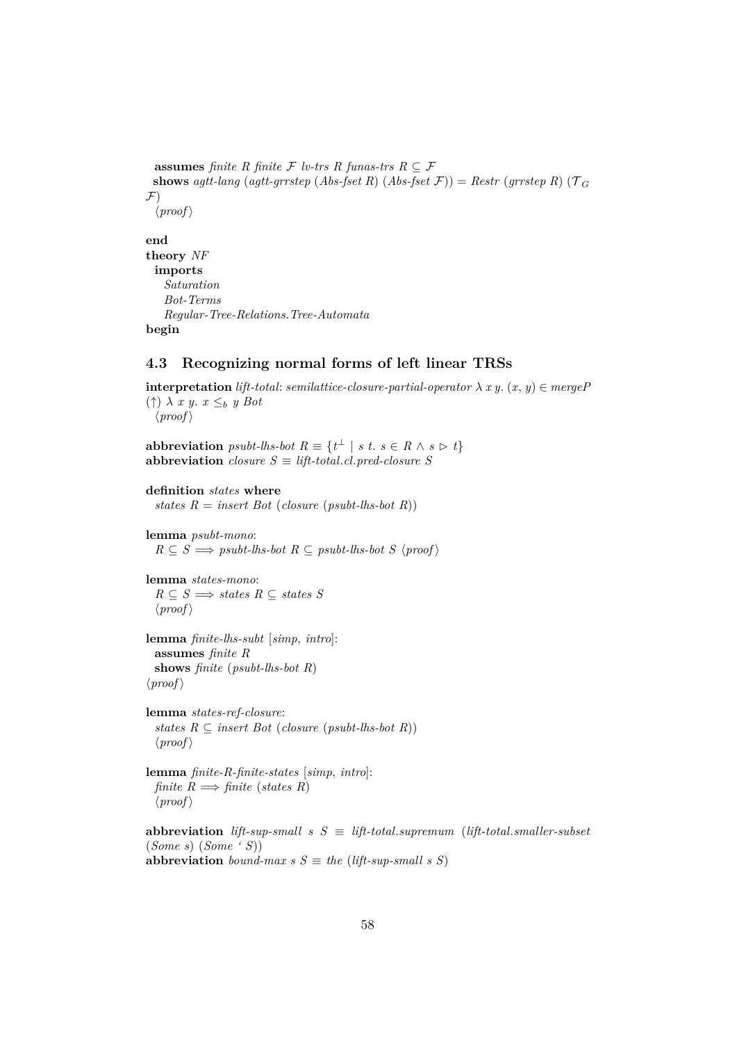**assumes** *finite R finite* $\mathcal{F}$ *lv-trs R funas-trs R* $\subseteq \mathcal{F}$
**shows** *agtt-lang* (*agtt-grrstep* (*Abs-fset R*) (*Abs-fset* $\mathcal{F}$)) = *Restr* (*grrstep R*) ($\mathcal{T}_G$ $\mathcal{F}$)
⟨*proof*⟩

**end**
**theory** *NF*
**imports**
*Saturation*
*Bot-Terms*
*Regular-Tree-Relations.Tree-Automata*
**begin**

### 4.3 Recognizing normal forms of left linear TRSs

**interpretation** *lift-total*: *semilattice-closure-partial-operator* $\lambda$ *x y*. (*x*, *y*) $\in$ *mergeP* ($\uparrow$) $\lambda$ *x y*. *x* $\leq_b$ *y Bot*
⟨*proof*⟩

**abbreviation** *psubt-lhs-bot R* $\equiv$ $\{t^\perp \mid s\ t.\ s \in R \wedge s \rhd t\}$
**abbreviation** *closure S* $\equiv$ *lift-total.cl.pred-closure S*

**definition** *states* **where**
*states R* = *insert Bot* (*closure* (*psubt-lhs-bot R*))

**lemma** *psubt-mono*:
$R \subseteq S \Longrightarrow$ *psubt-lhs-bot R* $\subseteq$ *psubt-lhs-bot S* ⟨*proof*⟩

**lemma** *states-mono*:
$R \subseteq S \Longrightarrow$ *states R* $\subseteq$ *states S*
⟨*proof*⟩

**lemma** *finite-lhs-subt* [*simp*, *intro*]:
**assumes** *finite R*
**shows** *finite* (*psubt-lhs-bot R*)
⟨*proof*⟩

**lemma** *states-ref-closure*:
*states R* $\subseteq$ *insert Bot* (*closure* (*psubt-lhs-bot R*))
⟨*proof*⟩

**lemma** *finite-R-finite-states* [*simp*, *intro*]:
*finite R* $\Longrightarrow$ *finite* (*states R*)
⟨*proof*⟩

**abbreviation** *lift-sup-small s S* $\equiv$ *lift-total.supremum* (*lift-total.smaller-subset* (*Some s*) (*Some* ‘ *S*))
**abbreviation** *bound-max s S* $\equiv$ *the* (*lift-sup-small s S*)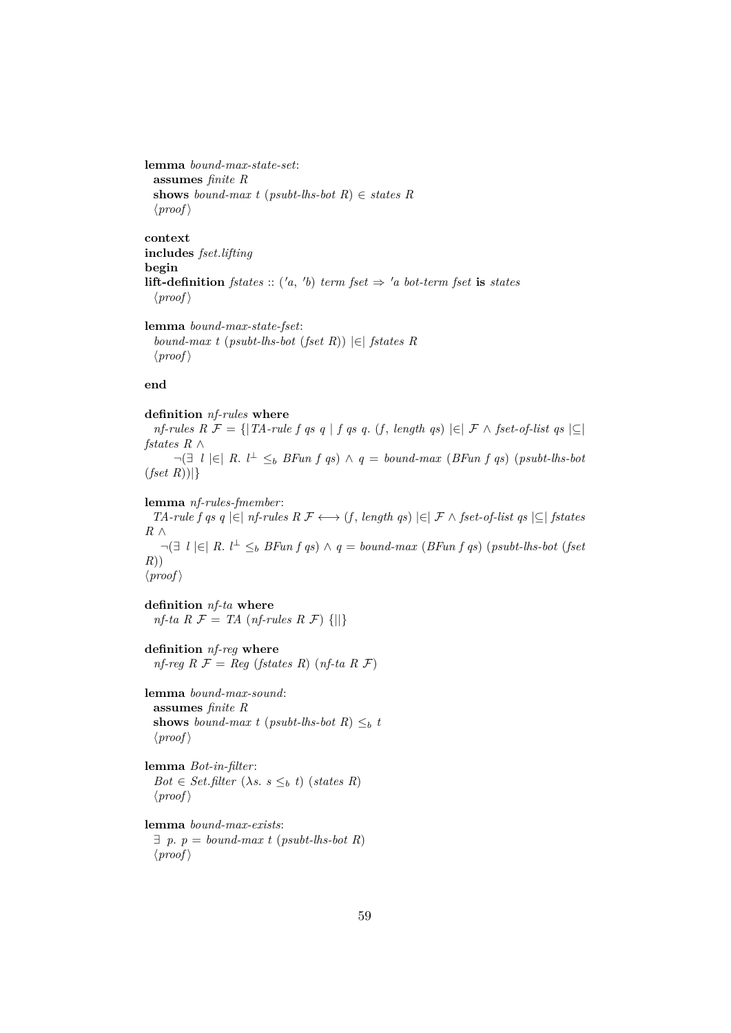**lemma** *bound-max-state-set*:
  **assumes** *finite R*
  **shows** *bound-max t* (*psubt-lhs-bot R*) ∈ *states R*
  ⟨*proof*⟩

**context**
**includes** *fset.lifting*
**begin**
**lift-definition** *fstates* :: ('*a*, '*b*) *term fset* ⇒ '*a bot-term fset* **is** *states*
  ⟨*proof*⟩

**lemma** *bound-max-state-fset*:
  *bound-max t* (*psubt-lhs-bot* (*fset R*)) |∈| *fstates R*
  ⟨*proof*⟩

**end**

**definition** *nf-rules* **where**
  *nf-rules R* $\mathcal{F}$ = {|*TA-rule f qs q* | *f qs q*. (*f*, *length qs*) |∈| $\mathcal{F}$ ∧ *fset-of-list qs* |⊆| *fstates R* ∧
    ¬(∃ *l* |∈| *R*. $l^{\perp}$ $\leq_b$ *BFun f qs*) ∧ *q* = *bound-max* (*BFun f qs*) (*psubt-lhs-bot* (*fset R*))|}

**lemma** *nf-rules-fmember*:
  *TA-rule f qs q* |∈| *nf-rules R* $\mathcal{F}$ ⟷ (*f*, *length qs*) |∈| $\mathcal{F}$ ∧ *fset-of-list qs* |⊆| *fstates R* ∧
    ¬(∃ *l* |∈| *R*. $l^{\perp}$ $\leq_b$ *BFun f qs*) ∧ *q* = *bound-max* (*BFun f qs*) (*psubt-lhs-bot* (*fset R*))
  ⟨*proof*⟩

**definition** *nf-ta* **where**
  *nf-ta R* $\mathcal{F}$ = *TA* (*nf-rules R* $\mathcal{F}$) {||}

**definition** *nf-reg* **where**
  *nf-reg R* $\mathcal{F}$ = *Reg* (*fstates R*) (*nf-ta R* $\mathcal{F}$)

**lemma** *bound-max-sound*:
  **assumes** *finite R*
  **shows** *bound-max t* (*psubt-lhs-bot R*) $\leq_b$ *t*
  ⟨*proof*⟩

**lemma** *Bot-in-filter*:
  *Bot* ∈ *Set.filter* (λ*s*. *s* $\leq_b$ *t*) (*states R*)
  ⟨*proof*⟩

**lemma** *bound-max-exists*:
  ∃ *p*. *p* = *bound-max t* (*psubt-lhs-bot R*)
  ⟨*proof*⟩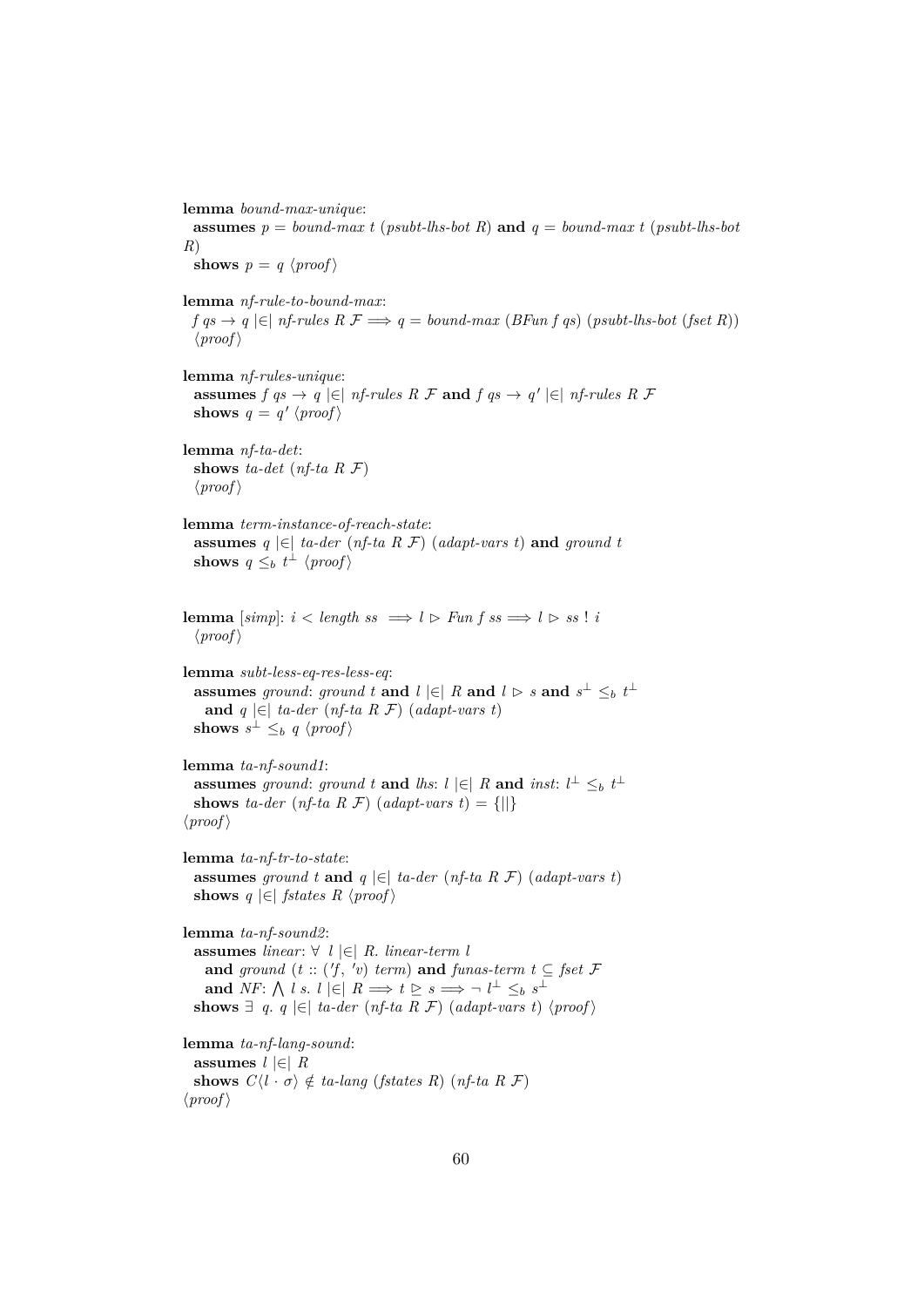**lemma** *bound-max-unique*:
  **assumes** $p$ = *bound-max* $t$ (*psubt-lhs-bot* $R$) **and** $q$ = *bound-max* $t$ (*psubt-lhs-bot* $R$)
  **shows** $p = q$ ⟨*proof*⟩

**lemma** *nf-rule-to-bound-max*:
  $f\ qs \to q$ |∈| *nf-rules* $R$ $\mathcal{F}$ $\Longrightarrow$ $q$ = *bound-max* (*BFun* $f\ qs$) (*psubt-lhs-bot* (*fset* $R$))
  ⟨*proof*⟩

**lemma** *nf-rules-unique*:
  **assumes** $f\ qs \to q$ |∈| *nf-rules* $R$ $\mathcal{F}$ **and** $f\ qs \to q'$ |∈| *nf-rules* $R$ $\mathcal{F}$
  **shows** $q = q'$ ⟨*proof*⟩

**lemma** *nf-ta-det*:
  **shows** *ta-det* (*nf-ta* $R$ $\mathcal{F}$)
  ⟨*proof*⟩

**lemma** *term-instance-of-reach-state*:
  **assumes** $q$ |∈| *ta-der* (*nf-ta* $R$ $\mathcal{F}$) (*adapt-vars* $t$) **and** *ground* $t$
  **shows** $q \leq_b t^\perp$ ⟨*proof*⟩

**lemma** [*simp*]: $i <$ *length* $ss \Longrightarrow l \rhd$ *Fun* $f\ ss \Longrightarrow l \rhd ss\ !\ i$
  ⟨*proof*⟩

**lemma** *subt-less-eq-res-less-eq*:
  **assumes** *ground*: *ground* $t$ **and** $l$ |∈| $R$ **and** $l \rhd s$ **and** $s^\perp \leq_b t^\perp$
    **and** $q$ |∈| *ta-der* (*nf-ta* $R$ $\mathcal{F}$) (*adapt-vars* $t$)
  **shows** $s^\perp \leq_b q$ ⟨*proof*⟩

**lemma** *ta-nf-sound1*:
  **assumes** *ground*: *ground* $t$ **and** *lhs*: $l$ |∈| $R$ **and** *inst*: $l^\perp \leq_b t^\perp$
  **shows** *ta-der* (*nf-ta* $R$ $\mathcal{F}$) (*adapt-vars* $t$) = {||}
⟨*proof*⟩

**lemma** *ta-nf-tr-to-state*:
  **assumes** *ground* $t$ **and** $q$ |∈| *ta-der* (*nf-ta* $R$ $\mathcal{F}$) (*adapt-vars* $t$)
  **shows** $q$ |∈| *fstates* $R$ ⟨*proof*⟩

**lemma** *ta-nf-sound2*:
  **assumes** *linear*: ∀ $l$ |∈| $R$. *linear-term* $l$
    **and** *ground* ($t$ :: ($'f$, $'v$) *term*) **and** *funas-term* $t \subseteq$ *fset* $\mathcal{F}$
    **and** *NF*: $\bigwedge$ $l\ s$. $l$ |∈| $R \Longrightarrow t \trianglerighteq s \Longrightarrow \neg\ l^\perp \leq_b s^\perp$
  **shows** ∃ $q$. $q$ |∈| *ta-der* (*nf-ta* $R$ $\mathcal{F}$) (*adapt-vars* $t$) ⟨*proof*⟩

**lemma** *ta-nf-lang-sound*:
  **assumes** $l$ |∈| $R$
  **shows** $C\langle l \cdot \sigma\rangle \notin$ *ta-lang* (*fstates* $R$) (*nf-ta* $R$ $\mathcal{F}$)
⟨*proof*⟩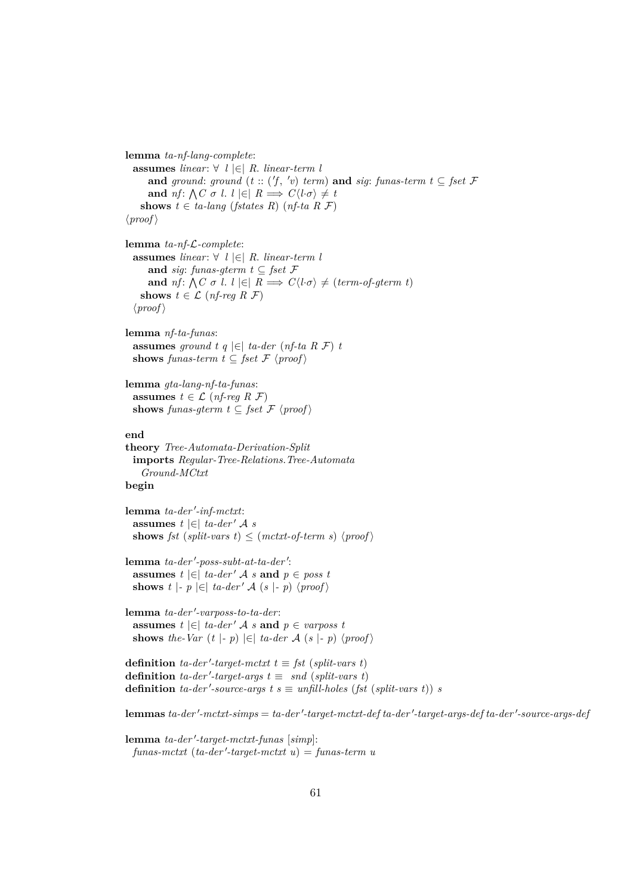**lemma** *ta-nf-lang-complete*:
  **assumes** *linear*: $\forall\ l\ |\in|\ R.\ linear\text{-}term\ l$
    **and** *ground*: $ground\ (t :: ('f, 'v)\ term)$ **and** *sig*: $funas\text{-}term\ t \subseteq fset\ \mathcal{F}$
    **and** *nf*: $\bigwedge C\ \sigma\ l.\ l\ |\in|\ R \Longrightarrow C\langle l \cdot \sigma\rangle \neq t$
  **shows** $t \in ta\text{-}lang\ (fstates\ R)\ (nf\text{-}ta\ R\ \mathcal{F})$
⟨*proof*⟩

**lemma** *ta-nf-$\mathcal{L}$-complete*:
  **assumes** *linear*: $\forall\ l\ |\in|\ R.\ linear\text{-}term\ l$
    **and** *sig*: $funas\text{-}gterm\ t \subseteq fset\ \mathcal{F}$
    **and** *nf*: $\bigwedge C\ \sigma\ l.\ l\ |\in|\ R \Longrightarrow C\langle l \cdot \sigma\rangle \neq (term\text{-}of\text{-}gterm\ t)$
  **shows** $t \in \mathcal{L}\ (nf\text{-}reg\ R\ \mathcal{F})$
  ⟨*proof*⟩

**lemma** *nf-ta-funas*:
  **assumes** $ground\ t\ q\ |\in|\ ta\text{-}der\ (nf\text{-}ta\ R\ \mathcal{F})\ t$
  **shows** $funas\text{-}term\ t \subseteq fset\ \mathcal{F}$ ⟨*proof*⟩

**lemma** *gta-lang-nf-ta-funas*:
  **assumes** $t \in \mathcal{L}\ (nf\text{-}reg\ R\ \mathcal{F})$
  **shows** $funas\text{-}gterm\ t \subseteq fset\ \mathcal{F}$ ⟨*proof*⟩

**end**
**theory** *Tree-Automata-Derivation-Split*
  **imports** *Regular-Tree-Relations.Tree-Automata*
    *Ground-MCtxt*
**begin**

**lemma** *ta-der′-inf-mctxt*:
  **assumes** $t\ |\in|\ ta\text{-}der'\ \mathcal{A}\ s$
  **shows** $fst\ (split\text{-}vars\ t) \leq (mctxt\text{-}of\text{-}term\ s)$ ⟨*proof*⟩

**lemma** *ta-der′-poss-subt-at-ta-der′*:
  **assumes** $t\ |\in|\ ta\text{-}der'\ \mathcal{A}\ s$ **and** $p \in poss\ t$
  **shows** $t\ |\text{-}\ p\ |\in|\ ta\text{-}der'\ \mathcal{A}\ (s\ |\text{-}\ p)$ ⟨*proof*⟩

**lemma** *ta-der′-varposs-to-ta-der*:
  **assumes** $t\ |\in|\ ta\text{-}der'\ \mathcal{A}\ s$ **and** $p \in varposs\ t$
  **shows** $the\text{-}Var\ (t\ |\text{-}\ p)\ |\in|\ ta\text{-}der\ \mathcal{A}\ (s\ |\text{-}\ p)$ ⟨*proof*⟩

**definition** $ta\text{-}der'\text{-}target\text{-}mctxt\ t \equiv fst\ (split\text{-}vars\ t)$
**definition** $ta\text{-}der'\text{-}target\text{-}args\ t \equiv\ snd\ (split\text{-}vars\ t)$
**definition** $ta\text{-}der'\text{-}source\text{-}args\ t\ s \equiv unfill\text{-}holes\ (fst\ (split\text{-}vars\ t))\ s$

**lemmas** *ta-der′-mctxt-simps* = *ta-der′-target-mctxt-def ta-der′-target-args-def ta-der′-source-args-def*

**lemma** *ta-der′-target-mctxt-funas* [*simp*]:
  $funas\text{-}mctxt\ (ta\text{-}der'\text{-}target\text{-}mctxt\ u) = funas\text{-}term\ u$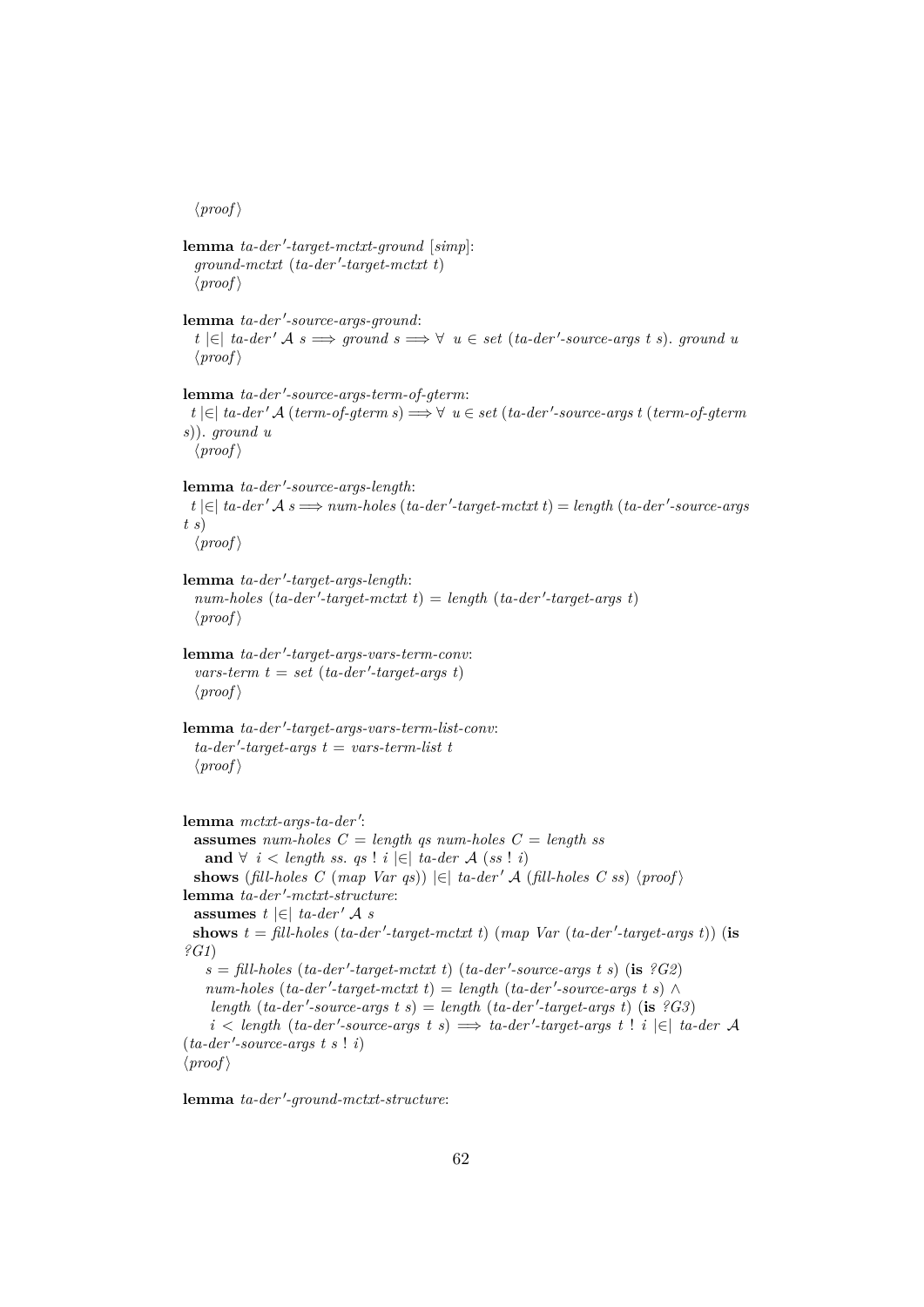⟨proof⟩

**lemma** *ta-der′-target-mctxt-ground* [*simp*]:
  *ground-mctxt* (*ta-der′-target-mctxt t*)
  ⟨*proof*⟩

**lemma** *ta-der′-source-args-ground*:
  *t* |∈| *ta-der′* 𝒜 *s* ⟹ *ground s* ⟹ ∀ *u* ∈ *set* (*ta-der′-source-args t s*). *ground u*
  ⟨*proof*⟩

**lemma** *ta-der′-source-args-term-of-gterm*:
  *t* |∈| *ta-der′* 𝒜 (*term-of-gterm s*) ⟹ ∀ *u* ∈ *set* (*ta-der′-source-args t* (*term-of-gterm s*)). *ground u*
  ⟨*proof*⟩

**lemma** *ta-der′-source-args-length*:
  *t* |∈| *ta-der′* 𝒜 *s* ⟹ *num-holes* (*ta-der′-target-mctxt t*) = *length* (*ta-der′-source-args t s*)
  ⟨*proof*⟩

**lemma** *ta-der′-target-args-length*:
  *num-holes* (*ta-der′-target-mctxt t*) = *length* (*ta-der′-target-args t*)
  ⟨*proof*⟩

**lemma** *ta-der′-target-args-vars-term-conv*:
  *vars-term t* = *set* (*ta-der′-target-args t*)
  ⟨*proof*⟩

**lemma** *ta-der′-target-args-vars-term-list-conv*:
  *ta-der′-target-args t* = *vars-term-list t*
  ⟨*proof*⟩

**lemma** *mctxt-args-ta-der′*:
  **assumes** *num-holes C* = *length qs num-holes C* = *length ss*
    **and** ∀ *i* < *length ss*. *qs* ! *i* |∈| *ta-der* 𝒜 (*ss* ! *i*)
  **shows** (*fill-holes C* (*map Var qs*)) |∈| *ta-der′* 𝒜 (*fill-holes C ss*) ⟨*proof*⟩
**lemma** *ta-der′-mctxt-structure*:
  **assumes** *t* |∈| *ta-der′* 𝒜 *s*
  **shows** *t* = *fill-holes* (*ta-der′-target-mctxt t*) (*map Var* (*ta-der′-target-args t*)) (**is** *?G1*)
    *s* = *fill-holes* (*ta-der′-target-mctxt t*) (*ta-der′-source-args t s*) (**is** *?G2*)
    *num-holes* (*ta-der′-target-mctxt t*) = *length* (*ta-der′-source-args t s*) ∧
     *length* (*ta-der′-source-args t s*) = *length* (*ta-der′-target-args t*) (**is** *?G3*)
     *i* < *length* (*ta-der′-source-args t s*) ⟹ *ta-der′-target-args t* ! *i* |∈| *ta-der* 𝒜 (*ta-der′-source-args t s* ! *i*)
⟨*proof*⟩

**lemma** *ta-der′-ground-mctxt-structure*: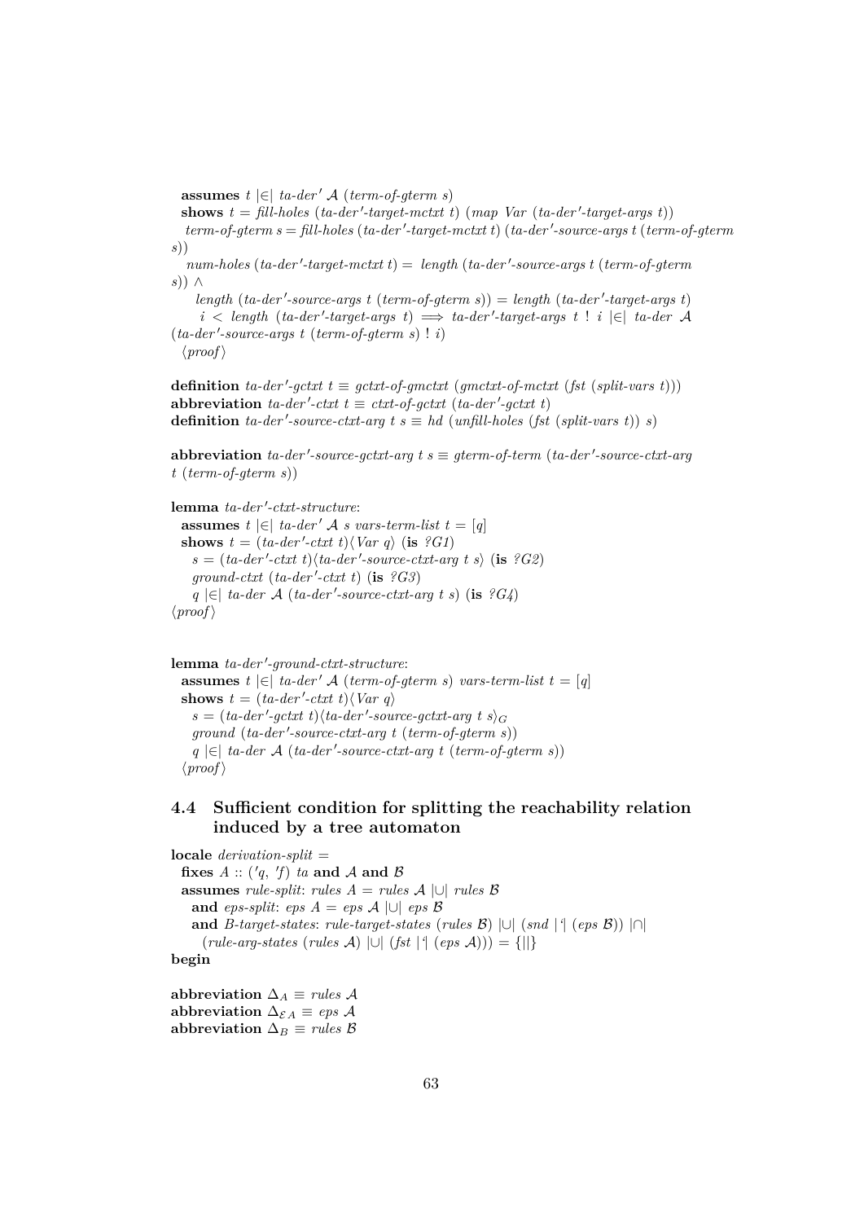**assumes** *t* |∈| *ta-der′* $\mathcal{A}$ (*term-of-gterm s*)
**shows** *t* = *fill-holes* (*ta-der′-target-mctxt t*) (*map Var* (*ta-der′-target-args t*))
*term-of-gterm s* = *fill-holes* (*ta-der′-target-mctxt t*) (*ta-der′-source-args t* (*term-of-gterm s*))
*num-holes* (*ta-der′-target-mctxt t*) = *length* (*ta-der′-source-args t* (*term-of-gterm s*)) ∧
*length* (*ta-der′-source-args t* (*term-of-gterm s*)) = *length* (*ta-der′-target-args t*)
*i* < *length* (*ta-der′-target-args t*) ⟹ *ta-der′-target-args t* ! *i* |∈| *ta-der* $\mathcal{A}$ (*ta-der′-source-args t* (*term-of-gterm s*) ! *i*)
⟨*proof*⟩

**definition** *ta-der′-gctxt t* ≡ *gctxt-of-gmctxt* (*gmctxt-of-mctxt* (*fst* (*split-vars t*)))
**abbreviation** *ta-der′-ctxt t* ≡ *ctxt-of-gctxt* (*ta-der′-gctxt t*)
**definition** *ta-der′-source-ctxt-arg t s* ≡ *hd* (*unfill-holes* (*fst* (*split-vars t*)) *s*)

**abbreviation** *ta-der′-source-gctxt-arg t s* ≡ *gterm-of-term* (*ta-der′-source-ctxt-arg t* (*term-of-gterm s*))

**lemma** *ta-der′-ctxt-structure*:
**assumes** *t* |∈| *ta-der′* $\mathcal{A}$ *s vars-term-list t* = [*q*]
**shows** *t* = (*ta-der′-ctxt t*)⟨*Var q*⟩ (**is** *?G1*)
*s* = (*ta-der′-ctxt t*)⟨*ta-der′-source-ctxt-arg t s*⟩ (**is** *?G2*)
*ground-ctxt* (*ta-der′-ctxt t*) (**is** *?G3*)
*q* |∈| *ta-der* $\mathcal{A}$ (*ta-der′-source-ctxt-arg t s*) (**is** *?G4*)
⟨*proof*⟩

**lemma** *ta-der′-ground-ctxt-structure*:
**assumes** *t* |∈| *ta-der′* $\mathcal{A}$ (*term-of-gterm s*) *vars-term-list t* = [*q*]
**shows** *t* = (*ta-der′-ctxt t*)⟨*Var q*⟩
*s* = (*ta-der′-gctxt t*)⟨*ta-der′-source-gctxt-arg t s*⟩$_G$
*ground* (*ta-der′-source-ctxt-arg t* (*term-of-gterm s*))
*q* |∈| *ta-der* $\mathcal{A}$ (*ta-der′-source-ctxt-arg t* (*term-of-gterm s*))
⟨*proof*⟩

## 4.4 Sufficient condition for splitting the reachability relation induced by a tree automaton

**locale** *derivation-split* =
**fixes** *A* :: (*′q*, *′f*) *ta* **and** $\mathcal{A}$ **and** $\mathcal{B}$
**assumes** *rule-split*: *rules A* = *rules* $\mathcal{A}$ |∪| *rules* $\mathcal{B}$
**and** *eps-split*: *eps A* = *eps* $\mathcal{A}$ |∪| *eps* $\mathcal{B}$
**and** *B-target-states*: *rule-target-states* (*rules* $\mathcal{B}$) |∪| (*snd* |‘| (*eps* $\mathcal{B}$)) |∩| (*rule-arg-states* (*rules* $\mathcal{A}$) |∪| (*fst* |‘| (*eps* $\mathcal{A}$))) = {||}
**begin**

**abbreviation** $\Delta_A$ ≡ *rules* $\mathcal{A}$
**abbreviation** $\Delta_{\mathcal{E}A}$ ≡ *eps* $\mathcal{A}$
**abbreviation** $\Delta_B$ ≡ *rules* $\mathcal{B}$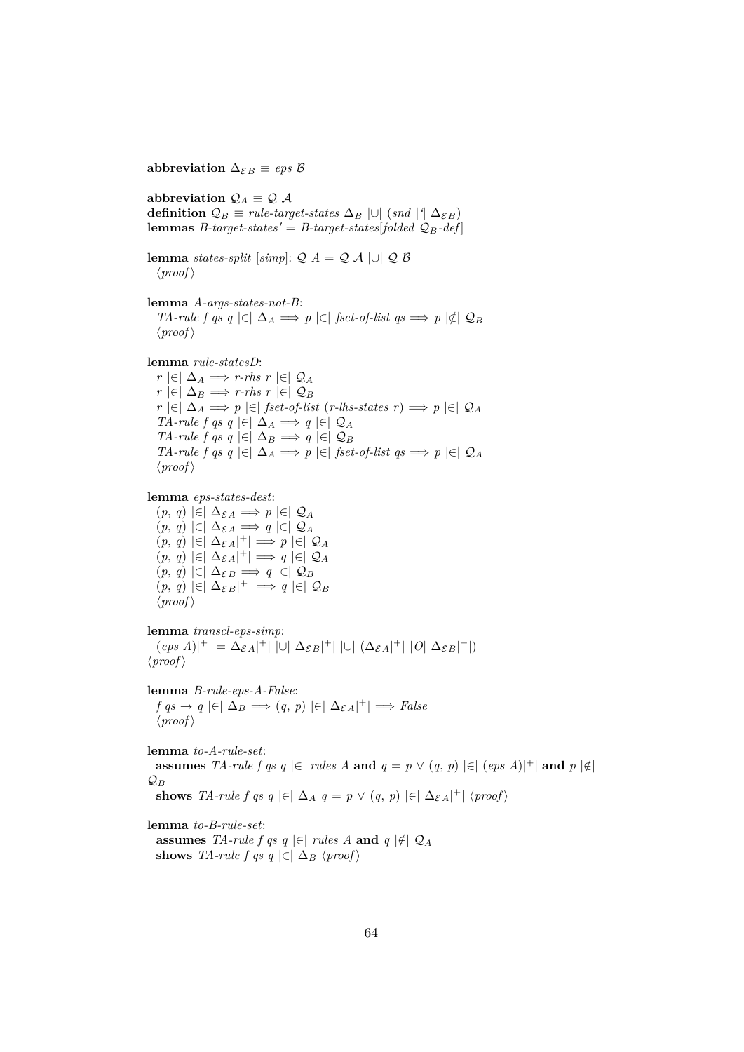**abbreviation** $\Delta_{\mathcal{E}B} \equiv$ *eps* $\mathcal{B}$

**abbreviation** $\mathcal{Q}_A \equiv \mathcal{Q}\ \mathcal{A}$
**definition** $\mathcal{Q}_B \equiv$ *rule-target-states* $\Delta_B$ |∪| (*snd* |'| $\Delta_{\mathcal{E}B}$)
**lemmas** *B-target-states'* = *B-target-states*[*folded* $\mathcal{Q}_B$*-def*]

**lemma** *states-split* [*simp*]: $\mathcal{Q}\ A = \mathcal{Q}\ \mathcal{A}$ |∪| $\mathcal{Q}\ \mathcal{B}$
⟨*proof*⟩

**lemma** *A-args-states-not-B*:
*TA-rule f qs q* |∈| $\Delta_A \Longrightarrow p$ |∈| *fset-of-list qs* $\Longrightarrow p$ |∉| $\mathcal{Q}_B$
⟨*proof*⟩

**lemma** *rule-statesD*:
$r$ |∈| $\Delta_A \Longrightarrow$ *r-rhs r* |∈| $\mathcal{Q}_A$
$r$ |∈| $\Delta_B \Longrightarrow$ *r-rhs r* |∈| $\mathcal{Q}_B$
$r$ |∈| $\Delta_A \Longrightarrow p$ |∈| *fset-of-list* (*r-lhs-states r*) $\Longrightarrow p$ |∈| $\mathcal{Q}_A$
*TA-rule f qs q* |∈| $\Delta_A \Longrightarrow q$ |∈| $\mathcal{Q}_A$
*TA-rule f qs q* |∈| $\Delta_B \Longrightarrow q$ |∈| $\mathcal{Q}_B$
*TA-rule f qs q* |∈| $\Delta_A \Longrightarrow p$ |∈| *fset-of-list qs* $\Longrightarrow p$ |∈| $\mathcal{Q}_A$
⟨*proof*⟩

**lemma** *eps-states-dest*:
$(p,\ q)$ |∈| $\Delta_{\mathcal{E}A} \Longrightarrow p$ |∈| $\mathcal{Q}_A$
$(p,\ q)$ |∈| $\Delta_{\mathcal{E}A} \Longrightarrow q$ |∈| $\mathcal{Q}_A$
$(p,\ q)$ |∈| $\Delta_{\mathcal{E}A}$|⁺| $\Longrightarrow p$ |∈| $\mathcal{Q}_A$
$(p,\ q)$ |∈| $\Delta_{\mathcal{E}A}$|⁺| $\Longrightarrow q$ |∈| $\mathcal{Q}_A$
$(p,\ q)$ |∈| $\Delta_{\mathcal{E}B} \Longrightarrow q$ |∈| $\mathcal{Q}_B$
$(p,\ q)$ |∈| $\Delta_{\mathcal{E}B}$|⁺| $\Longrightarrow q$ |∈| $\mathcal{Q}_B$
⟨*proof*⟩

**lemma** *transcl-eps-simp*:
(*eps A*)|⁺| = $\Delta_{\mathcal{E}A}$|⁺| |∪| $\Delta_{\mathcal{E}B}$|⁺| |∪| ($\Delta_{\mathcal{E}A}$|⁺| |*O*| $\Delta_{\mathcal{E}B}$|⁺|)
⟨*proof*⟩

**lemma** *B-rule-eps-A-False*:
$f\ qs \rightarrow q$ |∈| $\Delta_B \Longrightarrow (q,\ p)$ |∈| $\Delta_{\mathcal{E}A}$|⁺| $\Longrightarrow$ *False*
⟨*proof*⟩

**lemma** *to-A-rule-set*:
**assumes** *TA-rule f qs q* |∈| *rules A* **and** $q = p \lor (q,\ p)$ |∈| (*eps A*)|⁺| **and** $p$ |∉| $\mathcal{Q}_B$
**shows** *TA-rule f qs q* |∈| $\Delta_A$ $q = p \lor (q,\ p)$ |∈| $\Delta_{\mathcal{E}A}$|⁺| ⟨*proof*⟩

**lemma** *to-B-rule-set*:
**assumes** *TA-rule f qs q* |∈| *rules A* **and** $q$ |∉| $\mathcal{Q}_A$
**shows** *TA-rule f qs q* |∈| $\Delta_B$ ⟨*proof*⟩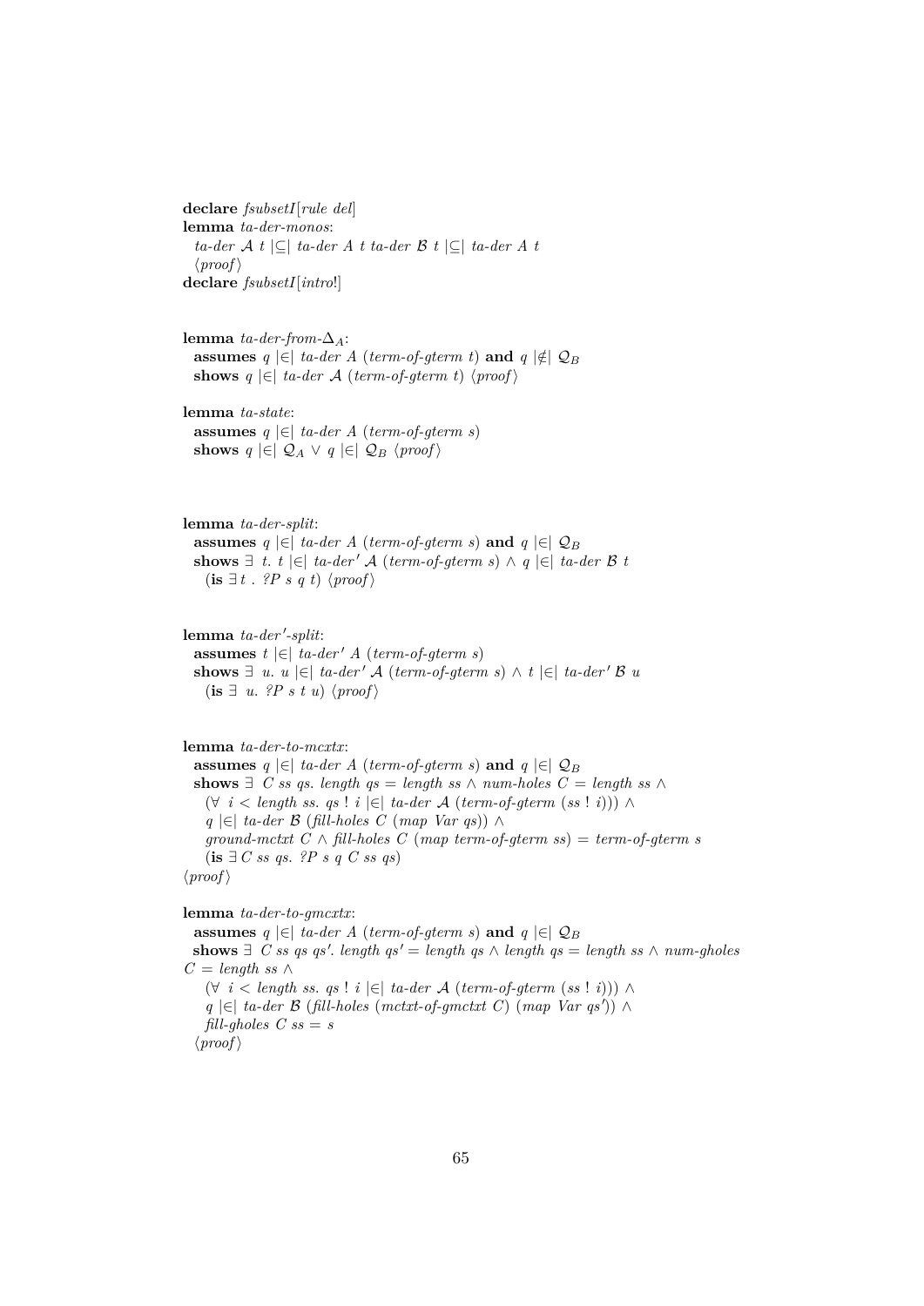**declare** *fsubsetI*[*rule del*]
**lemma** *ta-der-monos*:
  *ta-der* $\mathcal{A}$ *t* |⊆| *ta-der A t ta-der* $\mathcal{B}$ *t* |⊆| *ta-der A t*
  ⟨*proof*⟩
**declare** *fsubsetI*[*intro*!]

**lemma** *ta-der-from-*$\Delta_A$:
  **assumes** *q* |∈| *ta-der A* (*term-of-gterm t*) **and** *q* |∉| $\mathcal{Q}_B$
  **shows** *q* |∈| *ta-der* $\mathcal{A}$ (*term-of-gterm t*) ⟨*proof*⟩

**lemma** *ta-state*:
  **assumes** *q* |∈| *ta-der A* (*term-of-gterm s*)
  **shows** *q* |∈| $\mathcal{Q}_A$ ∨ *q* |∈| $\mathcal{Q}_B$ ⟨*proof*⟩

**lemma** *ta-der-split*:
  **assumes** *q* |∈| *ta-der A* (*term-of-gterm s*) **and** *q* |∈| $\mathcal{Q}_B$
  **shows** ∃ *t*. *t* |∈| *ta-der′* $\mathcal{A}$ (*term-of-gterm s*) ∧ *q* |∈| *ta-der* $\mathcal{B}$ *t*
    (**is** ∃ *t* . *?P s q t*) ⟨*proof*⟩

**lemma** *ta-der′-split*:
  **assumes** *t* |∈| *ta-der′ A* (*term-of-gterm s*)
  **shows** ∃ *u*. *u* |∈| *ta-der′* $\mathcal{A}$ (*term-of-gterm s*) ∧ *t* |∈| *ta-der′* $\mathcal{B}$ *u*
    (**is** ∃ *u*. *?P s t u*) ⟨*proof*⟩

**lemma** *ta-der-to-mcxtx*:
  **assumes** *q* |∈| *ta-der A* (*term-of-gterm s*) **and** *q* |∈| $\mathcal{Q}_B$
  **shows** ∃ *C ss qs*. *length qs* = *length ss* ∧ *num-holes C* = *length ss* ∧
    (∀ *i* < *length ss*. *qs* ! *i* |∈| *ta-der* $\mathcal{A}$ (*term-of-gterm* (*ss* ! *i*))) ∧
    *q* |∈| *ta-der* $\mathcal{B}$ (*fill-holes C* (*map Var qs*)) ∧
    *ground-mctxt C* ∧ *fill-holes C* (*map term-of-gterm ss*) = *term-of-gterm s*
    (**is** ∃ *C ss qs*. *?P s q C ss qs*)
⟨*proof*⟩

**lemma** *ta-der-to-gmcxtx*:
  **assumes** *q* |∈| *ta-der A* (*term-of-gterm s*) **and** *q* |∈| $\mathcal{Q}_B$
  **shows** ∃ *C ss qs qs′*. *length qs′* = *length qs* ∧ *length qs* = *length ss* ∧ *num-gholes C* = *length ss* ∧
    (∀ *i* < *length ss*. *qs* ! *i* |∈| *ta-der* $\mathcal{A}$ (*term-of-gterm* (*ss* ! *i*))) ∧
    *q* |∈| *ta-der* $\mathcal{B}$ (*fill-holes* (*mctxt-of-gmctxt C*) (*map Var qs′*)) ∧
    *fill-gholes C ss* = *s*
  ⟨*proof*⟩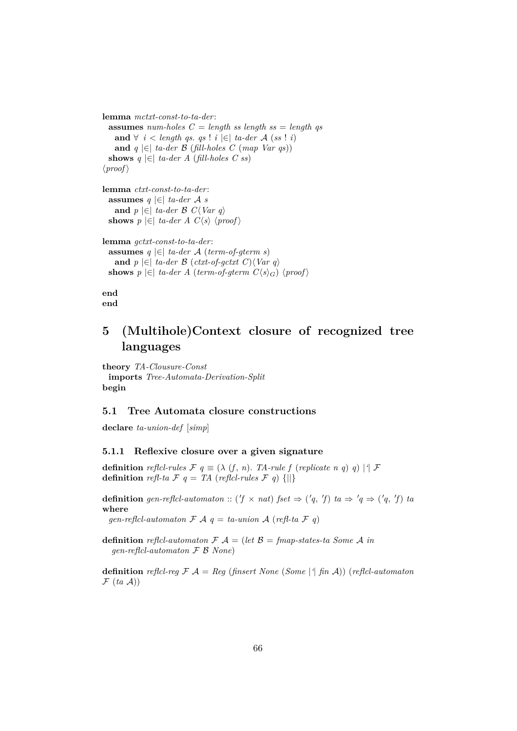**lemma** *mctxt-const-to-ta-der*:
  **assumes** *num-holes C = length ss length ss = length qs*
    **and** ∀ *i < length qs. qs ! i |∈| ta-der 𝒜 (ss ! i)*
    **and** *q |∈| ta-der ℬ (fill-holes C (map Var qs))*
  **shows** *q |∈| ta-der A (fill-holes C ss)*
⟨*proof*⟩

**lemma** *ctxt-const-to-ta-der*:
  **assumes** *q |∈| ta-der 𝒜 s*
    **and** *p |∈| ta-der ℬ C⟨Var q⟩*
  **shows** *p |∈| ta-der A C⟨s⟩* ⟨*proof*⟩

**lemma** *gctxt-const-to-ta-der*:
  **assumes** *q |∈| ta-der 𝒜 (term-of-gterm s)*
    **and** *p |∈| ta-der ℬ (ctxt-of-gctxt C)⟨Var q⟩*
  **shows** *p |∈| ta-der A (term-of-gterm C⟨s⟩$_G$)* ⟨*proof*⟩

**end**
**end**

# 5 (Multihole)Context closure of recognized tree languages

**theory** *TA-Clousure-Const*
  **imports** *Tree-Automata-Derivation-Split*
**begin**

## 5.1 Tree Automata closure constructions

**declare** *ta-union-def* [*simp*]

### 5.1.1 Reflexive closure over a given signature

**definition** *reflcl-rules ℱ q* ≡ (λ (*f*, *n*). *TA-rule f* (*replicate n q*) *q*) |`| ℱ
**definition** *refl-ta ℱ q* = *TA* (*reflcl-rules ℱ q*) {||}

**definition** *gen-reflcl-automaton* :: (′*f* × *nat*) *fset* ⇒ (′*q*, ′*f*) *ta* ⇒ ′*q* ⇒ (′*q*, ′*f*) *ta*
**where**
  *gen-reflcl-automaton ℱ 𝒜 q* = *ta-union 𝒜* (*refl-ta ℱ q*)

**definition** *reflcl-automaton ℱ 𝒜* = (*let ℬ* = *fmap-states-ta Some 𝒜 in*
  *gen-reflcl-automaton ℱ ℬ None*)

**definition** *reflcl-reg ℱ 𝒜* = *Reg* (*finsert None* (*Some* |`| *fin 𝒜*)) (*reflcl-automaton*
*ℱ* (*ta 𝒜*))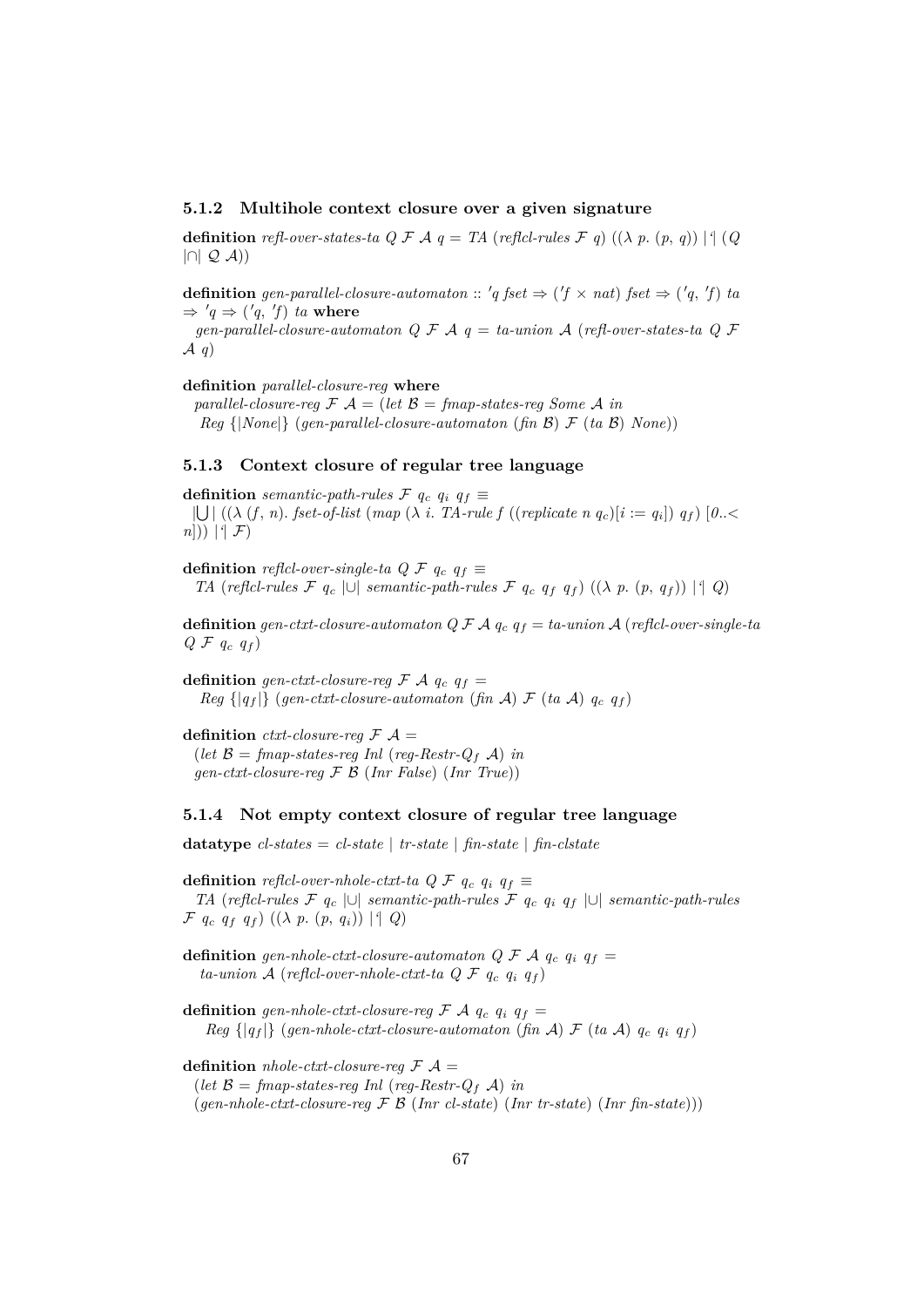### 5.1.2 Multihole context closure over a given signature

**definition** *refl-over-states-ta Q $\mathcal{F}$ $\mathcal{A}$ q* = *TA* (*reflcl-rules* $\mathcal{F}$ *q*) (($\lambda$ *p*. (*p*, *q*)) |'| (*Q* |∩| $\mathcal{Q}$ $\mathcal{A}$))

**definition** *gen-parallel-closure-automaton* :: *'q fset* ⇒ (*'f* × *nat*) *fset* ⇒ (*'q*, *'f*) *ta* ⇒ *'q* ⇒ (*'q*, *'f*) *ta* **where**
*gen-parallel-closure-automaton Q* $\mathcal{F}$ $\mathcal{A}$ *q* = *ta-union* $\mathcal{A}$ (*refl-over-states-ta Q* $\mathcal{F}$ $\mathcal{A}$ *q*)

**definition** *parallel-closure-reg* **where**
*parallel-closure-reg* $\mathcal{F}$ $\mathcal{A}$ = (*let* $\mathcal{B}$ = *fmap-states-reg Some* $\mathcal{A}$ *in*
*Reg* {|*None*|} (*gen-parallel-closure-automaton* (*fin* $\mathcal{B}$) $\mathcal{F}$ (*ta* $\mathcal{B}$) *None*))

### 5.1.3 Context closure of regular tree language

**definition** *semantic-path-rules* $\mathcal{F}$ $q_c$ $q_i$ $q_f$ ≡
|⋃| ((λ (*f*, *n*). *fset-of-list* (*map* (λ *i*. *TA-rule f* ((*replicate n* $q_c$)[*i* := $q_i$]) $q_f$) [*0*..< *n*])) |'| $\mathcal{F}$)

**definition** *reflcl-over-single-ta Q* $\mathcal{F}$ $q_c$ $q_f$ ≡
*TA* (*reflcl-rules* $\mathcal{F}$ $q_c$ |∪| *semantic-path-rules* $\mathcal{F}$ $q_c$ $q_f$ $q_f$) ((λ *p*. (*p*, $q_f$)) |'| *Q*)

**definition** *gen-ctxt-closure-automaton Q* $\mathcal{F}$ $\mathcal{A}$ $q_c$ $q_f$ = *ta-union* $\mathcal{A}$ (*reflcl-over-single-ta Q* $\mathcal{F}$ $q_c$ $q_f$)

**definition** *gen-ctxt-closure-reg* $\mathcal{F}$ $\mathcal{A}$ $q_c$ $q_f$ =
*Reg* {|$q_f$|} (*gen-ctxt-closure-automaton* (*fin* $\mathcal{A}$) $\mathcal{F}$ (*ta* $\mathcal{A}$) $q_c$ $q_f$)

**definition** *ctxt-closure-reg* $\mathcal{F}$ $\mathcal{A}$ =
(*let* $\mathcal{B}$ = *fmap-states-reg Inl* (*reg-Restr-*$Q_f$ $\mathcal{A}$) *in*
*gen-ctxt-closure-reg* $\mathcal{F}$ $\mathcal{B}$ (*Inr False*) (*Inr True*))

### 5.1.4 Not empty context closure of regular tree language

**datatype** *cl-states* = *cl-state* | *tr-state* | *fin-state* | *fin-clstate*

**definition** *reflcl-over-nhole-ctxt-ta Q* $\mathcal{F}$ $q_c$ $q_i$ $q_f$ ≡
*TA* (*reflcl-rules* $\mathcal{F}$ $q_c$ |∪| *semantic-path-rules* $\mathcal{F}$ $q_c$ $q_i$ $q_f$ |∪| *semantic-path-rules* $\mathcal{F}$ $q_c$ $q_f$ $q_f$) ((λ *p*. (*p*, $q_i$)) |'| *Q*)

**definition** *gen-nhole-ctxt-closure-automaton Q* $\mathcal{F}$ $\mathcal{A}$ $q_c$ $q_i$ $q_f$ =
*ta-union* $\mathcal{A}$ (*reflcl-over-nhole-ctxt-ta Q* $\mathcal{F}$ $q_c$ $q_i$ $q_f$)

**definition** *gen-nhole-ctxt-closure-reg* $\mathcal{F}$ $\mathcal{A}$ $q_c$ $q_i$ $q_f$ =
*Reg* {|$q_f$|} (*gen-nhole-ctxt-closure-automaton* (*fin* $\mathcal{A}$) $\mathcal{F}$ (*ta* $\mathcal{A}$) $q_c$ $q_i$ $q_f$)

**definition** *nhole-ctxt-closure-reg* $\mathcal{F}$ $\mathcal{A}$ =
(*let* $\mathcal{B}$ = *fmap-states-reg Inl* (*reg-Restr-*$Q_f$ $\mathcal{A}$) *in*
(*gen-nhole-ctxt-closure-reg* $\mathcal{F}$ $\mathcal{B}$ (*Inr cl-state*) (*Inr tr-state*) (*Inr fin-state*)))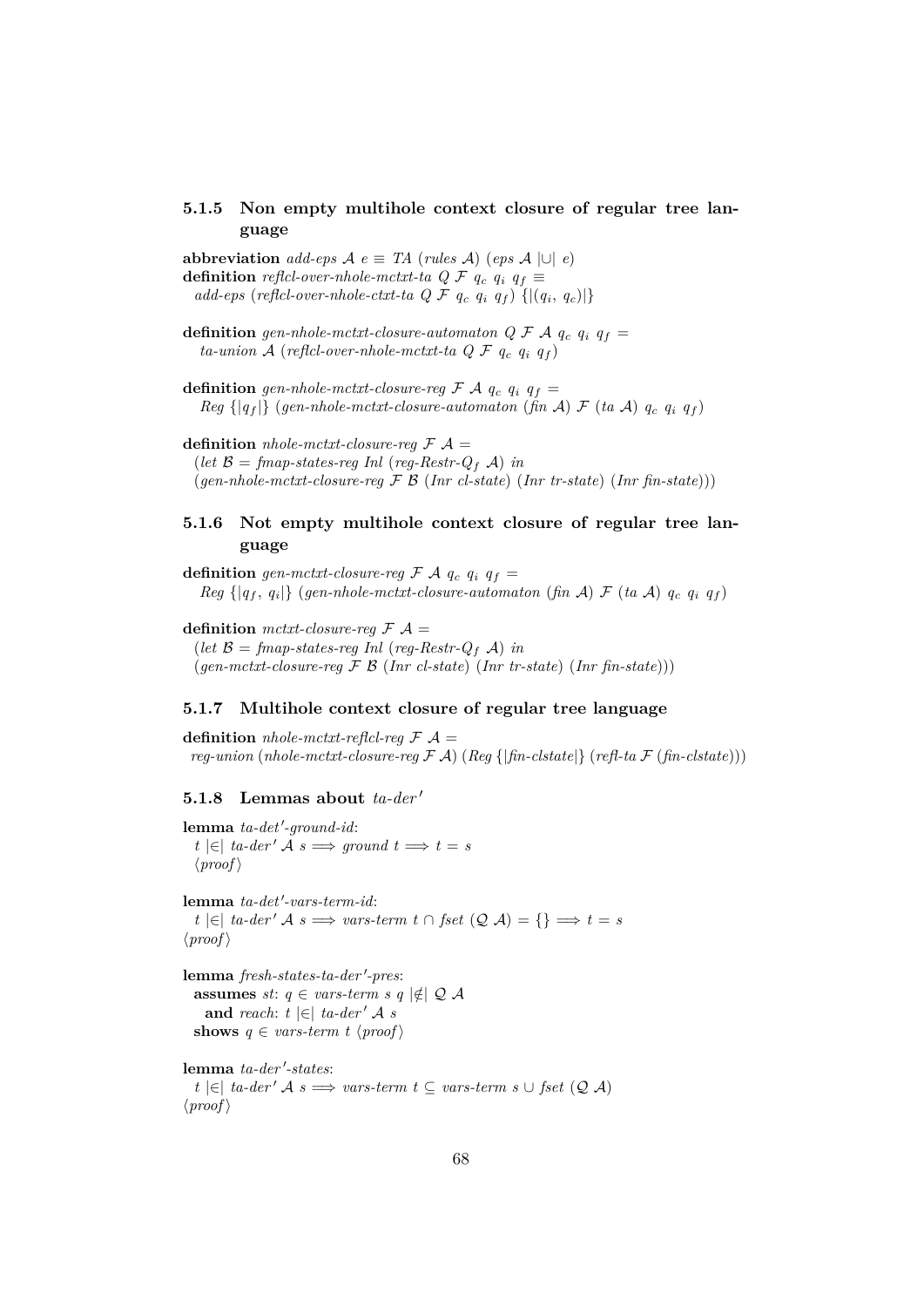### 5.1.5 Non empty multihole context closure of regular tree language

**abbreviation** *add-eps* $\mathcal{A}$ *e* ≡ *TA* (*rules* $\mathcal{A}$) (*eps* $\mathcal{A}$ |∪| *e*)
**definition** *reflcl-over-nhole-mctxt-ta* $Q$ $\mathcal{F}$ $q_c$ $q_i$ $q_f$ ≡
*add-eps* (*reflcl-over-nhole-ctxt-ta* $Q$ $\mathcal{F}$ $q_c$ $q_i$ $q_f$) {|($q_i$, $q_c$)|}

**definition** *gen-nhole-mctxt-closure-automaton* $Q$ $\mathcal{F}$ $\mathcal{A}$ $q_c$ $q_i$ $q_f$ =
*ta-union* $\mathcal{A}$ (*reflcl-over-nhole-mctxt-ta* $Q$ $\mathcal{F}$ $q_c$ $q_i$ $q_f$)

**definition** *gen-nhole-mctxt-closure-reg* $\mathcal{F}$ $\mathcal{A}$ $q_c$ $q_i$ $q_f$ =
*Reg* {|$q_f$|} (*gen-nhole-mctxt-closure-automaton* (*fin* $\mathcal{A}$) $\mathcal{F}$ (*ta* $\mathcal{A}$) $q_c$ $q_i$ $q_f$)

**definition** *nhole-mctxt-closure-reg* $\mathcal{F}$ $\mathcal{A}$ =
(*let* $\mathcal{B}$ = *fmap-states-reg Inl* (*reg-Restr-*$Q_f$ $\mathcal{A}$) *in*
(*gen-nhole-mctxt-closure-reg* $\mathcal{F}$ $\mathcal{B}$ (*Inr cl-state*) (*Inr tr-state*) (*Inr fin-state*)))

### 5.1.6 Not empty multihole context closure of regular tree language

**definition** *gen-mctxt-closure-reg* $\mathcal{F}$ $\mathcal{A}$ $q_c$ $q_i$ $q_f$ =
*Reg* {|$q_f$, $q_i$|} (*gen-nhole-mctxt-closure-automaton* (*fin* $\mathcal{A}$) $\mathcal{F}$ (*ta* $\mathcal{A}$) $q_c$ $q_i$ $q_f$)

**definition** *mctxt-closure-reg* $\mathcal{F}$ $\mathcal{A}$ =
(*let* $\mathcal{B}$ = *fmap-states-reg Inl* (*reg-Restr-*$Q_f$ $\mathcal{A}$) *in*
(*gen-mctxt-closure-reg* $\mathcal{F}$ $\mathcal{B}$ (*Inr cl-state*) (*Inr tr-state*) (*Inr fin-state*)))

### 5.1.7 Multihole context closure of regular tree language

**definition** *nhole-mctxt-reflcl-reg* $\mathcal{F}$ $\mathcal{A}$ =
*reg-union* (*nhole-mctxt-closure-reg* $\mathcal{F}$ $\mathcal{A}$) (*Reg* {|*fin-clstate*|} (*refl-ta* $\mathcal{F}$ (*fin-clstate*)))

### 5.1.8 Lemmas about *ta-der′*

**lemma** *ta-det′-ground-id*:
*t* |∈| *ta-der′* $\mathcal{A}$ *s* ⟹ *ground t* ⟹ *t* = *s*
⟨*proof*⟩

**lemma** *ta-det′-vars-term-id*:
*t* |∈| *ta-der′* $\mathcal{A}$ *s* ⟹ *vars-term t* ∩ *fset* ($\mathcal{Q}$ $\mathcal{A}$) = {} ⟹ *t* = *s*
⟨*proof*⟩

**lemma** *fresh-states-ta-der′-pres*:
**assumes** *st*: *q* ∈ *vars-term s q* |∉| $\mathcal{Q}$ $\mathcal{A}$
**and** *reach*: *t* |∈| *ta-der′* $\mathcal{A}$ *s*
**shows** *q* ∈ *vars-term t* ⟨*proof*⟩

**lemma** *ta-der′-states*:
*t* |∈| *ta-der′* $\mathcal{A}$ *s* ⟹ *vars-term t* ⊆ *vars-term s* ∪ *fset* ($\mathcal{Q}$ $\mathcal{A}$)
⟨*proof*⟩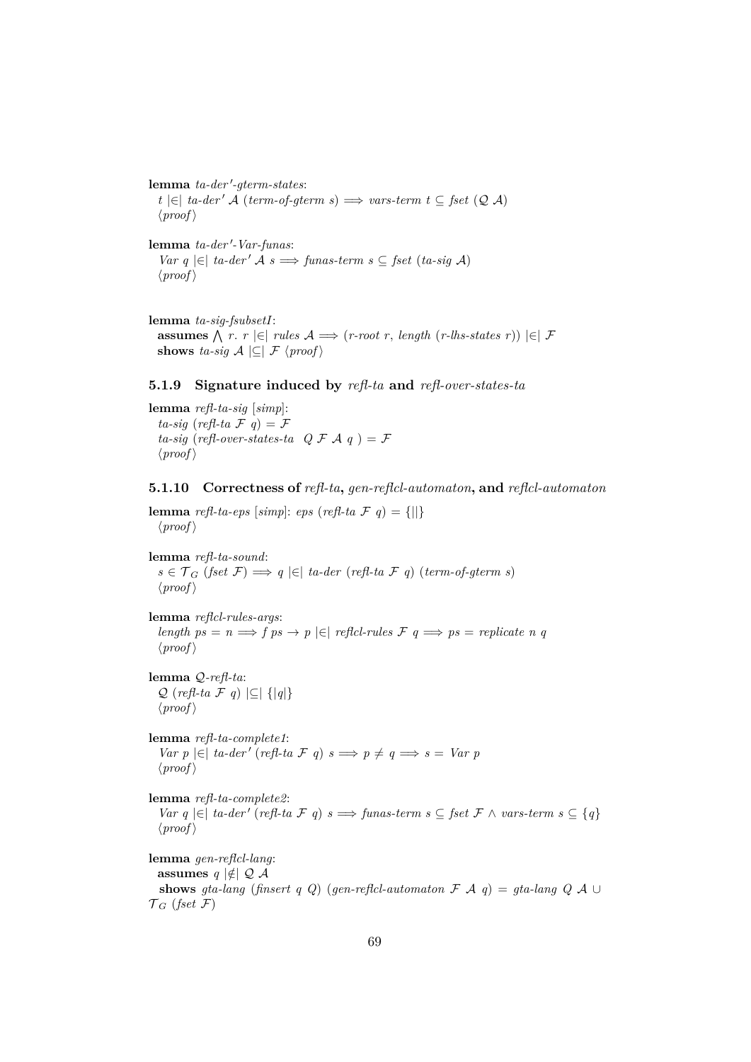**lemma** *ta-der′-gterm-states*:
  $t$ |∈| *ta-der′* $\mathcal{A}$ (*term-of-gterm s*) $\Longrightarrow$ *vars-term t* $\subseteq$ *fset* ($\mathcal{Q}$ $\mathcal{A}$)
  ⟨*proof*⟩

**lemma** *ta-der′-Var-funas*:
  *Var q* |∈| *ta-der′* $\mathcal{A}$ *s* $\Longrightarrow$ *funas-term s* $\subseteq$ *fset* (*ta-sig* $\mathcal{A}$)
  ⟨*proof*⟩

**lemma** *ta-sig-fsubsetI*:
  **assumes** $\bigwedge$ *r*. *r* |∈| *rules* $\mathcal{A}$ $\Longrightarrow$ (*r-root r*, *length* (*r-lhs-states r*)) |∈| $\mathcal{F}$
  **shows** *ta-sig* $\mathcal{A}$ |⊆| $\mathcal{F}$ ⟨*proof*⟩

### 5.1.9 Signature induced by *refl-ta* and *refl-over-states-ta*

**lemma** *refl-ta-sig* [*simp*]:
  *ta-sig* (*refl-ta* $\mathcal{F}$ *q*) = $\mathcal{F}$
  *ta-sig* (*refl-over-states-ta* *Q* $\mathcal{F}$ $\mathcal{A}$ *q* ) = $\mathcal{F}$
  ⟨*proof*⟩

### 5.1.10 Correctness of *refl-ta*, *gen-reflcl-automaton*, and *reflcl-automaton*

**lemma** *refl-ta-eps* [*simp*]: *eps* (*refl-ta* $\mathcal{F}$ *q*) = {||}
  ⟨*proof*⟩

**lemma** *refl-ta-sound*:
  $s \in \mathcal{T}_G$ (*fset* $\mathcal{F}$) $\Longrightarrow$ *q* |∈| *ta-der* (*refl-ta* $\mathcal{F}$ *q*) (*term-of-gterm s*)
  ⟨*proof*⟩

**lemma** *reflcl-rules-args*:
  *length ps* = *n* $\Longrightarrow$ *f ps* $\rightarrow$ *p* |∈| *reflcl-rules* $\mathcal{F}$ *q* $\Longrightarrow$ *ps* = *replicate n q*
  ⟨*proof*⟩

**lemma** *Q-refl-ta*:
  $\mathcal{Q}$ (*refl-ta* $\mathcal{F}$ *q*) |⊆| {|*q*|}
  ⟨*proof*⟩

**lemma** *refl-ta-complete1*:
  *Var p* |∈| *ta-der′* (*refl-ta* $\mathcal{F}$ *q*) *s* $\Longrightarrow$ *p* $\neq$ *q* $\Longrightarrow$ *s* = *Var p*
  ⟨*proof*⟩

**lemma** *refl-ta-complete2*:
  *Var q* |∈| *ta-der′* (*refl-ta* $\mathcal{F}$ *q*) *s* $\Longrightarrow$ *funas-term s* $\subseteq$ *fset* $\mathcal{F}$ $\wedge$ *vars-term s* $\subseteq$ {*q*}
  ⟨*proof*⟩

**lemma** *gen-reflcl-lang*:
  **assumes** *q* |∉| $\mathcal{Q}$ $\mathcal{A}$
  **shows** *gta-lang* (*finsert q Q*) (*gen-reflcl-automaton* $\mathcal{F}$ $\mathcal{A}$ *q*) = *gta-lang Q* $\mathcal{A}$ $\cup$ $\mathcal{T}_G$ (*fset* $\mathcal{F}$)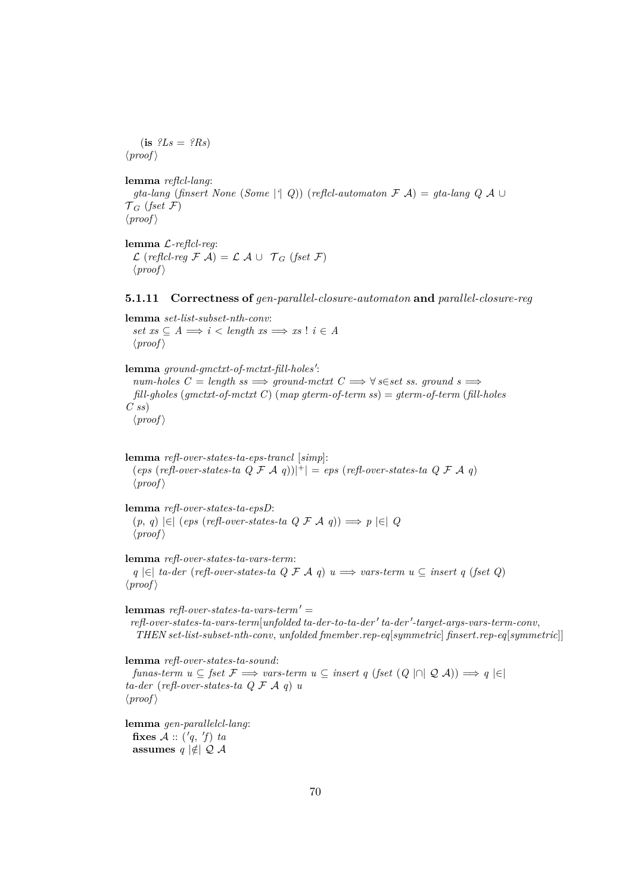(**is** *?Ls* = *?Rs*)
⟨*proof*⟩

**lemma** *reflcl-lang*:
*gta-lang* (*finsert None* (*Some* |'| *Q*)) (*reflcl-automaton* $\mathcal{F}$ $\mathcal{A}$) = *gta-lang* *Q* $\mathcal{A}$ ∪ $\mathcal{T}_G$ (*fset* $\mathcal{F}$)
⟨*proof*⟩

**lemma** $\mathcal{L}$*-reflcl-reg*:
$\mathcal{L}$ (*reflcl-reg* $\mathcal{F}$ $\mathcal{A}$) = $\mathcal{L}$ $\mathcal{A}$ ∪ $\mathcal{T}_G$ (*fset* $\mathcal{F}$)
⟨*proof*⟩

### 5.1.11 Correctness of *gen-parallel-closure-automaton* and *parallel-closure-reg*

**lemma** *set-list-subset-nth-conv*:
*set xs* ⊆ *A* ⟹ *i* < *length xs* ⟹ *xs* ! *i* ∈ *A*
⟨*proof*⟩

**lemma** *ground-gmctxt-of-mctxt-fill-holes′*:
*num-holes C* = *length ss* ⟹ *ground-mctxt C* ⟹ ∀ *s*∈*set ss*. *ground s* ⟹
*fill-gholes* (*gmctxt-of-mctxt C*) (*map gterm-of-term ss*) = *gterm-of-term* (*fill-holes C ss*)
⟨*proof*⟩

**lemma** *refl-over-states-ta-eps-trancl* [*simp*]:
(*eps* (*refl-over-states-ta Q* $\mathcal{F}$ $\mathcal{A}$ *q*))|$^+$| = *eps* (*refl-over-states-ta Q* $\mathcal{F}$ $\mathcal{A}$ *q*)
⟨*proof*⟩

**lemma** *refl-over-states-ta-epsD*:
(*p*, *q*) |∈| (*eps* (*refl-over-states-ta Q* $\mathcal{F}$ $\mathcal{A}$ *q*)) ⟹ *p* |∈| *Q*
⟨*proof*⟩

**lemma** *refl-over-states-ta-vars-term*:
*q* |∈| *ta-der* (*refl-over-states-ta Q* $\mathcal{F}$ $\mathcal{A}$ *q*) *u* ⟹ *vars-term u* ⊆ *insert q* (*fset Q*)
⟨*proof*⟩

**lemmas** *refl-over-states-ta-vars-term′* =
*refl-over-states-ta-vars-term*[*unfolded ta-der-to-ta-der′ ta-der′-target-args-vars-term-conv*,
*THEN set-list-subset-nth-conv*, *unfolded fmember.rep-eq*[*symmetric*] *finsert.rep-eq*[*symmetric*]]

**lemma** *refl-over-states-ta-sound*:
*funas-term u* ⊆ *fset* $\mathcal{F}$ ⟹ *vars-term u* ⊆ *insert q* (*fset* (*Q* |∩| $\mathcal{Q}$ $\mathcal{A}$)) ⟹ *q* |∈| *ta-der* (*refl-over-states-ta Q* $\mathcal{F}$ $\mathcal{A}$ *q*) *u*
⟨*proof*⟩

**lemma** *gen-parallelcl-lang*:
**fixes** $\mathcal{A}$ :: (*′q*, *′f*) *ta*
**assumes** *q* |∉| $\mathcal{Q}$ $\mathcal{A}$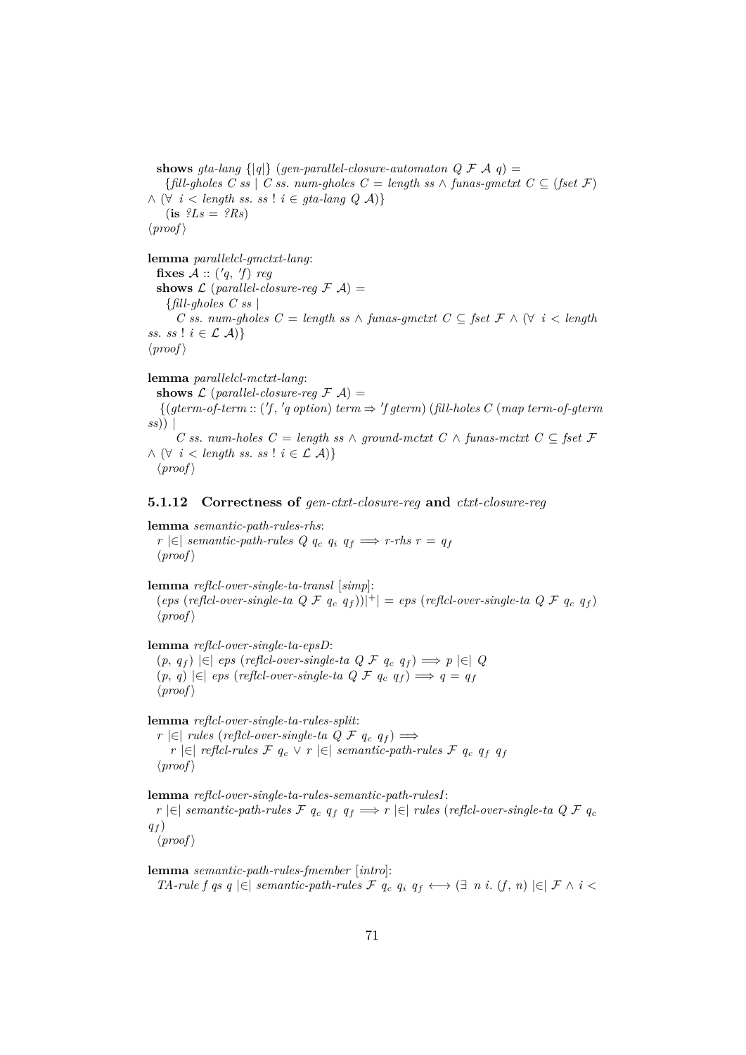**shows** *gta-lang* $\{|q|\}$ (*gen-parallel-closure-automaton* $Q$ $\mathcal{F}$ $\mathcal{A}$ $q$) =
  {*fill-gholes* $C$ *ss* | $C$ *ss*. *num-gholes* $C$ = *length ss* ∧ *funas-gmctxt* $C \subseteq$ (*fset* $\mathcal{F}$) ∧ (∀ $i$ < *length ss*. *ss* ! $i \in$ *gta-lang* $Q$ $\mathcal{A}$)}
  (**is** *?Ls* = *?Rs*)
⟨*proof*⟩

**lemma** *parallelcl-gmctxt-lang*:
  **fixes** $\mathcal{A}$ :: ('*q*, '*f*) *reg*
  **shows** $\mathcal{L}$ (*parallel-closure-reg* $\mathcal{F}$ $\mathcal{A}$) =
  {*fill-gholes* $C$ *ss* |
    $C$ *ss*. *num-gholes* $C$ = *length ss* ∧ *funas-gmctxt* $C \subseteq$ *fset* $\mathcal{F}$ ∧ (∀ $i$ < *length ss*. *ss* ! $i \in \mathcal{L}$ $\mathcal{A}$)}
⟨*proof*⟩

**lemma** *parallelcl-mctxt-lang*:
  **shows** $\mathcal{L}$ (*parallel-closure-reg* $\mathcal{F}$ $\mathcal{A}$) =
  {(*gterm-of-term* :: ('*f*, '*q option*) *term* ⇒ '*f gterm*) (*fill-holes* $C$ (*map term-of-gterm ss*)) |
    $C$ *ss*. *num-holes* $C$ = *length ss* ∧ *ground-mctxt* $C$ ∧ *funas-mctxt* $C \subseteq$ *fset* $\mathcal{F}$ ∧ (∀ $i$ < *length ss*. *ss* ! $i \in \mathcal{L}$ $\mathcal{A}$)}
  ⟨*proof*⟩

### 5.1.12 Correctness of *gen-ctxt-closure-reg* and *ctxt-closure-reg*

**lemma** *semantic-path-rules-rhs*:
  $r$ |∈| *semantic-path-rules* $Q$ $q_c$ $q_i$ $q_f$ ⟹ *r-rhs* $r$ = $q_f$
  ⟨*proof*⟩

**lemma** *reflcl-over-single-ta-transl* [*simp*]:
  (*eps* (*reflcl-over-single-ta* $Q$ $\mathcal{F}$ $q_c$ $q_f$))|⁺| = *eps* (*reflcl-over-single-ta* $Q$ $\mathcal{F}$ $q_c$ $q_f$)
  ⟨*proof*⟩

**lemma** *reflcl-over-single-ta-epsD*:
  ($p$, $q_f$) |∈| *eps* (*reflcl-over-single-ta* $Q$ $\mathcal{F}$ $q_c$ $q_f$) ⟹ $p$ |∈| $Q$
  ($p$, $q$) |∈| *eps* (*reflcl-over-single-ta* $Q$ $\mathcal{F}$ $q_c$ $q_f$) ⟹ $q$ = $q_f$
  ⟨*proof*⟩

**lemma** *reflcl-over-single-ta-rules-split*:
  $r$ |∈| *rules* (*reflcl-over-single-ta* $Q$ $\mathcal{F}$ $q_c$ $q_f$) ⟹
    $r$ |∈| *reflcl-rules* $\mathcal{F}$ $q_c$ ∨ $r$ |∈| *semantic-path-rules* $\mathcal{F}$ $q_c$ $q_f$ $q_f$
  ⟨*proof*⟩

**lemma** *reflcl-over-single-ta-rules-semantic-path-rulesI*:
  $r$ |∈| *semantic-path-rules* $\mathcal{F}$ $q_c$ $q_f$ $q_f$ ⟹ $r$ |∈| *rules* (*reflcl-over-single-ta* $Q$ $\mathcal{F}$ $q_c$ $q_f$)
  ⟨*proof*⟩

**lemma** *semantic-path-rules-fmember* [*intro*]:
  *TA-rule f qs q* |∈| *semantic-path-rules* $\mathcal{F}$ $q_c$ $q_i$ $q_f$ ⟷ (∃ $n$ $i$. ($f$, $n$) |∈| $\mathcal{F}$ ∧ $i$ <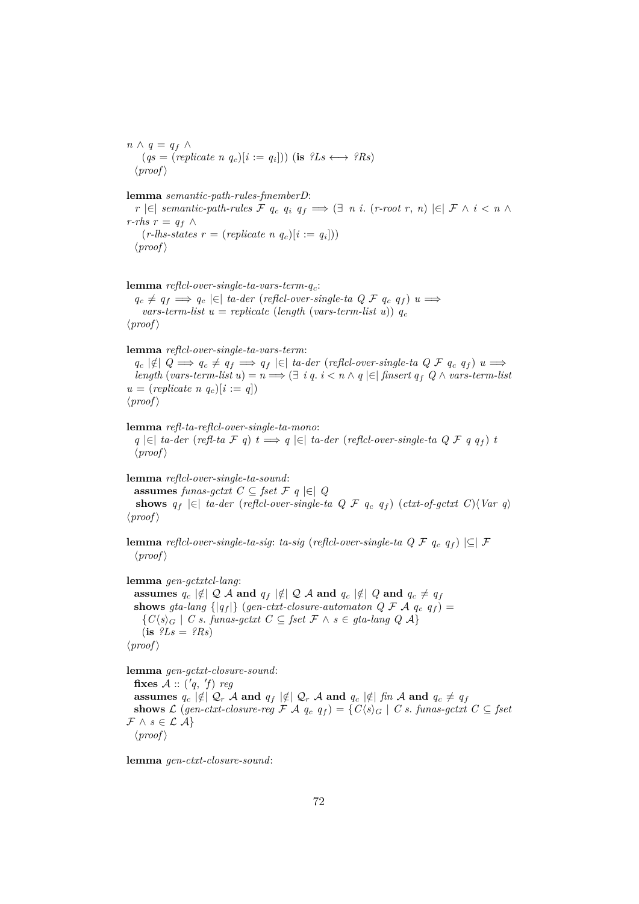$n \wedge q = q_f \wedge$
$(qs = (replicate\ n\ q_c)[i := q_i]))$ (**is** $?Ls \longleftrightarrow ?Rs$)
⟨proof⟩

**lemma** *semantic-path-rules-fmemberD*:
$r\ |{\in}|\ semantic\text{-}path\text{-}rules\ \mathcal{F}\ q_c\ q_i\ q_f \Longrightarrow (\exists\ n\ i.\ (r\text{-}root\ r,\ n)\ |{\in}|\ \mathcal{F} \wedge i < n \wedge r\text{-}rhs\ r = q_f \wedge$
$(r\text{-}lhs\text{-}states\ r = (replicate\ n\ q_c)[i := q_i]))$
⟨proof⟩

**lemma** *reflcl-over-single-ta-vars-term-q$_c$*:
$q_c \neq q_f \Longrightarrow q_c\ |{\in}|\ ta\text{-}der\ (reflcl\text{-}over\text{-}single\text{-}ta\ Q\ \mathcal{F}\ q_c\ q_f)\ u \Longrightarrow$
$vars\text{-}term\text{-}list\ u = replicate\ (length\ (vars\text{-}term\text{-}list\ u))\ q_c$
⟨proof⟩

**lemma** *reflcl-over-single-ta-vars-term*:
$q_c\ |{\notin}|\ Q \Longrightarrow q_c \neq q_f \Longrightarrow q_f\ |{\in}|\ ta\text{-}der\ (reflcl\text{-}over\text{-}single\text{-}ta\ Q\ \mathcal{F}\ q_c\ q_f)\ u \Longrightarrow$
$length\ (vars\text{-}term\text{-}list\ u) = n \Longrightarrow (\exists\ i\ q.\ i < n \wedge q\ |{\in}|\ finsert\ q_f\ Q \wedge vars\text{-}term\text{-}list\ u = (replicate\ n\ q_c)[i := q])$
⟨proof⟩

**lemma** *refl-ta-reflcl-over-single-ta-mono*:
$q\ |{\in}|\ ta\text{-}der\ (refl\text{-}ta\ \mathcal{F}\ q)\ t \Longrightarrow q\ |{\in}|\ ta\text{-}der\ (reflcl\text{-}over\text{-}single\text{-}ta\ Q\ \mathcal{F}\ q\ q_f)\ t$
⟨proof⟩

**lemma** *reflcl-over-single-ta-sound*:
**assumes** $funas\text{-}gctxt\ C \subseteq fset\ \mathcal{F}\ q\ |{\in}|\ Q$
**shows** $q_f\ |{\in}|\ ta\text{-}der\ (reflcl\text{-}over\text{-}single\text{-}ta\ Q\ \mathcal{F}\ q_c\ q_f)\ (ctxt\text{-}of\text{-}gctxt\ C)\langle Var\ q\rangle$
⟨proof⟩

**lemma** *reflcl-over-single-ta-sig*: $ta\text{-}sig\ (reflcl\text{-}over\text{-}single\text{-}ta\ Q\ \mathcal{F}\ q_c\ q_f)\ |{\subseteq}|\ \mathcal{F}$
⟨proof⟩

**lemma** *gen-gctxtcl-lang*:
**assumes** $q_c\ |{\notin}|\ \mathcal{Q}\ \mathcal{A}$ **and** $q_f\ |{\notin}|\ \mathcal{Q}\ \mathcal{A}$ **and** $q_c\ |{\notin}|\ Q$ **and** $q_c \neq q_f$
**shows** $gta\text{-}lang\ \{|q_f|\}\ (gen\text{-}ctxt\text{-}closure\text{-}automaton\ Q\ \mathcal{F}\ \mathcal{A}\ q_c\ q_f) =$
$\{C\langle s\rangle_G \mid C\ s.\ funas\text{-}gctxt\ C \subseteq fset\ \mathcal{F} \wedge s \in gta\text{-}lang\ Q\ \mathcal{A}\}$
(**is** $?Ls = ?Rs$)
⟨proof⟩

**lemma** *gen-gctxt-closure-sound*:
**fixes** $\mathcal{A}$ :: $('q, 'f)\ reg$
**assumes** $q_c\ |{\notin}|\ \mathcal{Q}_r\ \mathcal{A}$ **and** $q_f\ |{\notin}|\ \mathcal{Q}_r\ \mathcal{A}$ **and** $q_c\ |{\notin}|\ fin\ \mathcal{A}$ **and** $q_c \neq q_f$
**shows** $\mathcal{L}\ (gen\text{-}ctxt\text{-}closure\text{-}reg\ \mathcal{F}\ \mathcal{A}\ q_c\ q_f) = \{C\langle s\rangle_G \mid C\ s.\ funas\text{-}gctxt\ C \subseteq fset\ \mathcal{F} \wedge s \in \mathcal{L}\ \mathcal{A}\}$
⟨proof⟩

**lemma** *gen-ctxt-closure-sound*: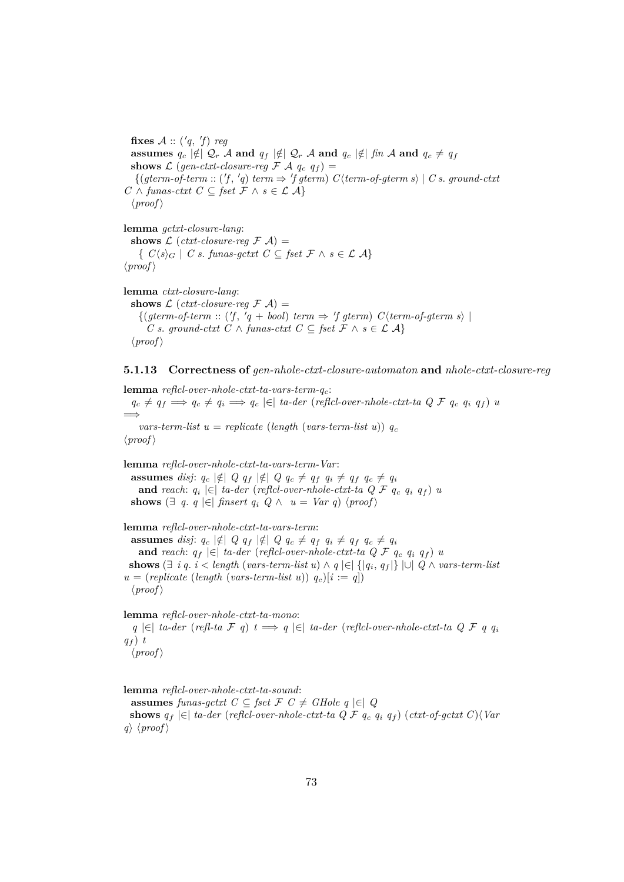**fixes** $\mathcal{A}$ :: ('q, 'f) reg
**assumes** $q_c$ |∉| $\mathcal{Q}_r$ $\mathcal{A}$ **and** $q_f$ |∉| $\mathcal{Q}_r$ $\mathcal{A}$ **and** $q_c$ |∉| *fin* $\mathcal{A}$ **and** $q_c \neq q_f$
**shows** $\mathcal{L}$ (*gen-ctxt-closure-reg* $\mathcal{F}$ $\mathcal{A}$ $q_c$ $q_f$) =
{(*gterm-of-term* :: ('f, 'q) *term* ⇒ 'f *gterm*) C⟨*term-of-gterm* s⟩ | C s. *ground-ctxt* C ∧ *funas-ctxt* C ⊆ *fset* $\mathcal{F}$ ∧ s ∈ $\mathcal{L}$ $\mathcal{A}$}
⟨*proof*⟩

**lemma** *gctxt-closure-lang*:
**shows** $\mathcal{L}$ (*ctxt-closure-reg* $\mathcal{F}$ $\mathcal{A}$) =
{ $C\langle s\rangle_G$ | C s. *funas-gctxt* C ⊆ *fset* $\mathcal{F}$ ∧ s ∈ $\mathcal{L}$ $\mathcal{A}$}
⟨*proof*⟩

**lemma** *ctxt-closure-lang*:
**shows** $\mathcal{L}$ (*ctxt-closure-reg* $\mathcal{F}$ $\mathcal{A}$) =
{(*gterm-of-term* :: ('f, 'q + *bool*) *term* ⇒ 'f *gterm*) C⟨*term-of-gterm* s⟩ |
C s. *ground-ctxt* C ∧ *funas-ctxt* C ⊆ *fset* $\mathcal{F}$ ∧ s ∈ $\mathcal{L}$ $\mathcal{A}$}
⟨*proof*⟩

### 5.1.13 Correctness of *gen-nhole-ctxt-closure-automaton* and *nhole-ctxt-closure-reg*

**lemma** *reflcl-over-nhole-ctxt-ta-vars-term-q*$_c$:
$q_c \neq q_f \Longrightarrow q_c \neq q_i \Longrightarrow q_c$ |∈| *ta-der* (*reflcl-over-nhole-ctxt-ta* Q $\mathcal{F}$ $q_c$ $q_i$ $q_f$) u ⟹
*vars-term-list* u = *replicate* (*length* (*vars-term-list* u)) $q_c$
⟨*proof*⟩

**lemma** *reflcl-over-nhole-ctxt-ta-vars-term-Var*:
**assumes** *disj*: $q_c$ |∉| Q $q_f$ |∉| Q $q_c \neq q_f$ $q_i \neq q_f$ $q_c \neq q_i$
**and** *reach*: $q_i$ |∈| *ta-der* (*reflcl-over-nhole-ctxt-ta* Q $\mathcal{F}$ $q_c$ $q_i$ $q_f$) u
**shows** (∃ q. q |∈| *finsert* $q_i$ Q ∧ u = *Var* q) ⟨*proof*⟩

**lemma** *reflcl-over-nhole-ctxt-ta-vars-term*:
**assumes** *disj*: $q_c$ |∉| Q $q_f$ |∉| Q $q_c \neq q_f$ $q_i \neq q_f$ $q_c \neq q_i$
**and** *reach*: $q_f$ |∈| *ta-der* (*reflcl-over-nhole-ctxt-ta* Q $\mathcal{F}$ $q_c$ $q_i$ $q_f$) u
**shows** (∃ i q. i < *length* (*vars-term-list* u) ∧ q |∈| {|$q_i$, $q_f$|} |∪| Q ∧ *vars-term-list* u = (*replicate* (*length* (*vars-term-list* u)) $q_c$)[i := q])
⟨*proof*⟩

**lemma** *reflcl-over-nhole-ctxt-ta-mono*:
q |∈| *ta-der* (*refl-ta* $\mathcal{F}$ q) t ⟹ q |∈| *ta-der* (*reflcl-over-nhole-ctxt-ta* Q $\mathcal{F}$ q $q_i$ $q_f$) t
⟨*proof*⟩

**lemma** *reflcl-over-nhole-ctxt-ta-sound*:
**assumes** *funas-gctxt* C ⊆ *fset* $\mathcal{F}$ C ≠ *GHole* q |∈| Q
**shows** $q_f$ |∈| *ta-der* (*reflcl-over-nhole-ctxt-ta* Q $\mathcal{F}$ $q_c$ $q_i$ $q_f$) (*ctxt-of-gctxt* C)⟨*Var* q⟩ ⟨*proof*⟩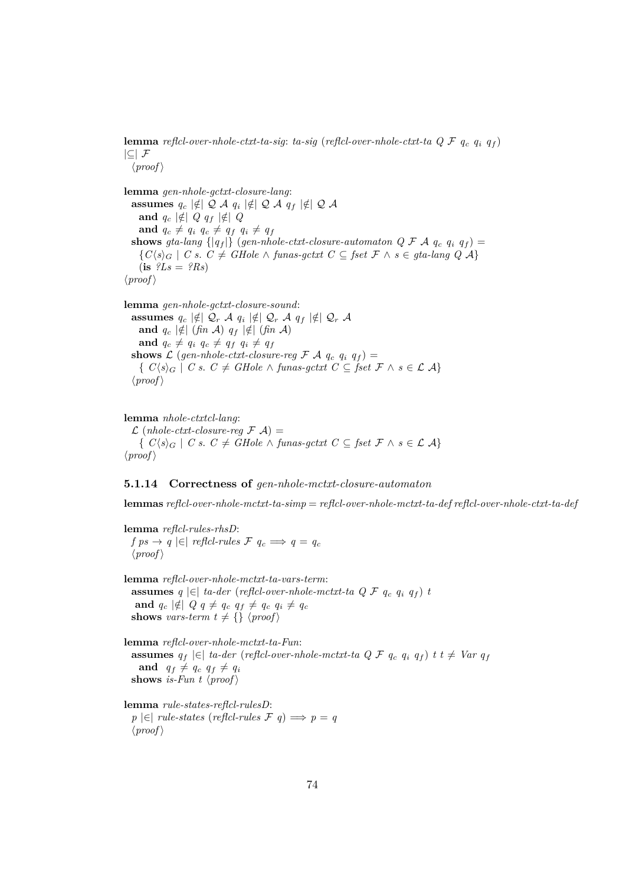**lemma** *reflcl-over-nhole-ctxt-ta-sig*: *ta-sig* (*reflcl-over-nhole-ctxt-ta* $Q$ $\mathcal{F}$ $q_c$ $q_i$ $q_f$) $|\subseteq|$ $\mathcal{F}$
  ⟨*proof*⟩

**lemma** *gen-nhole-gctxt-closure-lang*:
  **assumes** $q_c$ $|\notin|$ $\mathcal{Q}$ $\mathcal{A}$ $q_i$ $|\notin|$ $\mathcal{Q}$ $\mathcal{A}$ $q_f$ $|\notin|$ $\mathcal{Q}$ $\mathcal{A}$
    **and** $q_c$ $|\notin|$ $Q$ $q_f$ $|\notin|$ $Q$
    **and** $q_c \neq q_i$ $q_c \neq q_f$ $q_i \neq q_f$
  **shows** *gta-lang* $\{|q_f|\}$ (*gen-nhole-ctxt-closure-automaton* $Q$ $\mathcal{F}$ $\mathcal{A}$ $q_c$ $q_i$ $q_f$) =
    $\{C\langle s\rangle_G$ | $C$ $s$. $C \neq$ *GHole* $\wedge$ *funas-gctxt* $C \subseteq$ *fset* $\mathcal{F}$ $\wedge$ $s \in$ *gta-lang* $Q$ $\mathcal{A}\}$
    (**is** *?Ls* = *?Rs*)
⟨*proof*⟩

**lemma** *gen-nhole-gctxt-closure-sound*:
  **assumes** $q_c$ $|\notin|$ $\mathcal{Q}_r$ $\mathcal{A}$ $q_i$ $|\notin|$ $\mathcal{Q}_r$ $\mathcal{A}$ $q_f$ $|\notin|$ $\mathcal{Q}_r$ $\mathcal{A}$
    **and** $q_c$ $|\notin|$ (*fin* $\mathcal{A}$) $q_f$ $|\notin|$ (*fin* $\mathcal{A}$)
    **and** $q_c \neq q_i$ $q_c \neq q_f$ $q_i \neq q_f$
  **shows** $\mathcal{L}$ (*gen-nhole-ctxt-closure-reg* $\mathcal{F}$ $\mathcal{A}$ $q_c$ $q_i$ $q_f$) =
    $\{$ $C\langle s\rangle_G$ | $C$ $s$. $C \neq$ *GHole* $\wedge$ *funas-gctxt* $C \subseteq$ *fset* $\mathcal{F}$ $\wedge$ $s \in \mathcal{L}$ $\mathcal{A}\}$
  ⟨*proof*⟩

**lemma** *nhole-ctxtcl-lang*:
  $\mathcal{L}$ (*nhole-ctxt-closure-reg* $\mathcal{F}$ $\mathcal{A}$) =
    $\{$ $C\langle s\rangle_G$ | $C$ $s$. $C \neq$ *GHole* $\wedge$ *funas-gctxt* $C \subseteq$ *fset* $\mathcal{F}$ $\wedge$ $s \in \mathcal{L}$ $\mathcal{A}\}$
⟨*proof*⟩

### 5.1.14 Correctness of *gen-nhole-mctxt-closure-automaton*

**lemmas** *reflcl-over-nhole-mctxt-ta-simp* = *reflcl-over-nhole-mctxt-ta-def* *reflcl-over-nhole-ctxt-ta-def*

**lemma** *reflcl-rules-rhsD*:
  $f$ $ps \to q$ $|\in|$ *reflcl-rules* $\mathcal{F}$ $q_c \Longrightarrow q = q_c$
  ⟨*proof*⟩

**lemma** *reflcl-over-nhole-mctxt-ta-vars-term*:
  **assumes** $q$ $|\in|$ *ta-der* (*reflcl-over-nhole-mctxt-ta* $Q$ $\mathcal{F}$ $q_c$ $q_i$ $q_f$) $t$
   **and** $q_c$ $|\notin|$ $Q$ $q \neq q_c$ $q_f \neq q_c$ $q_i \neq q_c$
  **shows** *vars-term* $t \neq \{\}$ ⟨*proof*⟩

**lemma** *reflcl-over-nhole-mctxt-ta-Fun*:
  **assumes** $q_f$ $|\in|$ *ta-der* (*reflcl-over-nhole-mctxt-ta* $Q$ $\mathcal{F}$ $q_c$ $q_i$ $q_f$) $t$ $t \neq$ *Var* $q_f$
    **and** $q_f \neq q_c$ $q_f \neq q_i$
  **shows** *is-Fun* $t$ ⟨*proof*⟩

**lemma** *rule-states-reflcl-rulesD*:
  $p$ $|\in|$ *rule-states* (*reflcl-rules* $\mathcal{F}$ $q$) $\Longrightarrow p = q$
  ⟨*proof*⟩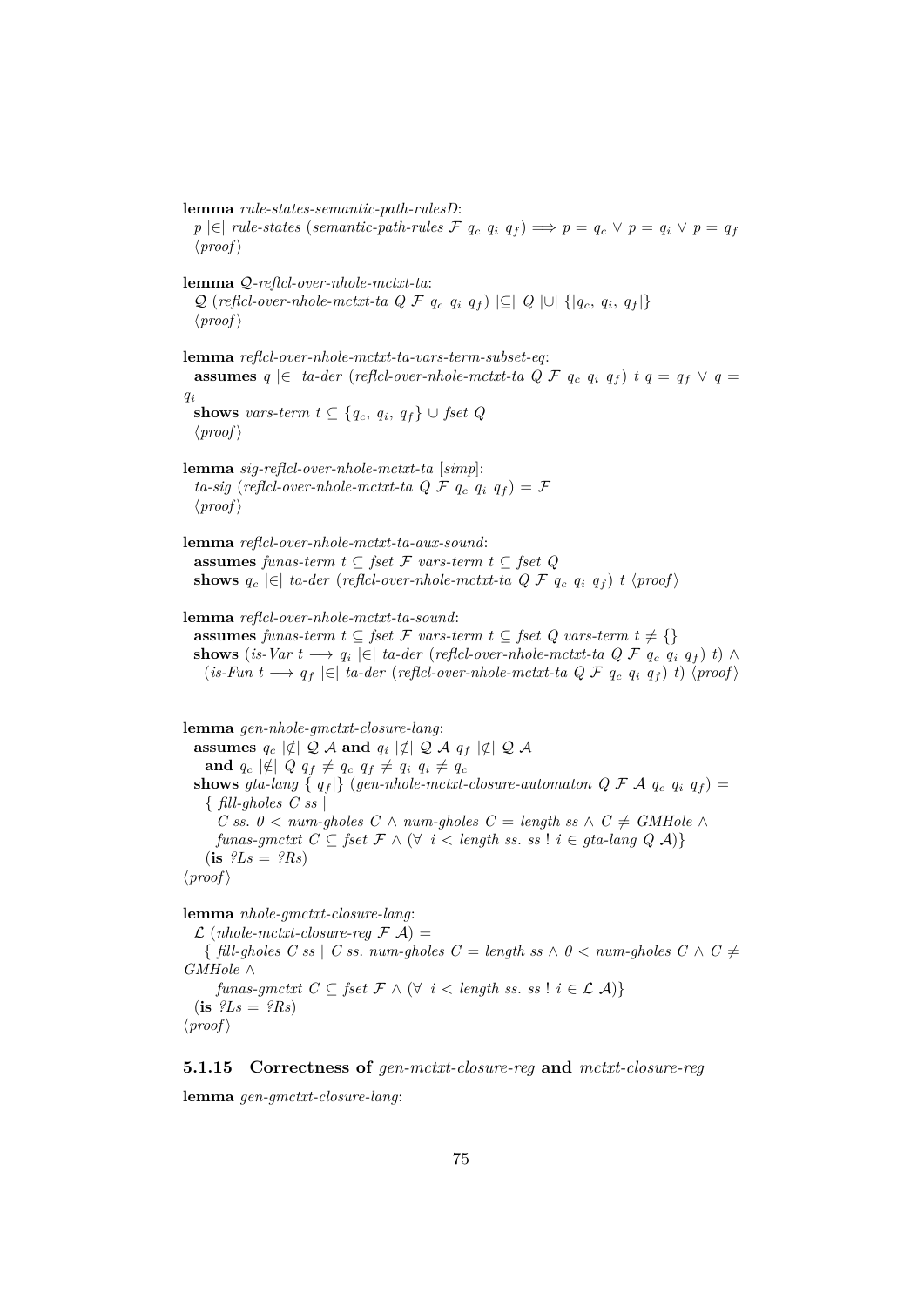**lemma** *rule-states-semantic-path-rulesD*:
$p$ |∈| *rule-states* (*semantic-path-rules* $\mathcal{F}$ $q_c$ $q_i$ $q_f$) $\Longrightarrow p = q_c \lor p = q_i \lor p = q_f$
⟨*proof*⟩

**lemma** *Q-reflcl-over-nhole-mctxt-ta*:
$\mathcal{Q}$ (*reflcl-over-nhole-mctxt-ta* $Q$ $\mathcal{F}$ $q_c$ $q_i$ $q_f$) |⊆| $Q$ |∪| {|$q_c$, $q_i$, $q_f$|}
⟨*proof*⟩

**lemma** *reflcl-over-nhole-mctxt-ta-vars-term-subset-eq*:
**assumes** $q$ |∈| *ta-der* (*reflcl-over-nhole-mctxt-ta* $Q$ $\mathcal{F}$ $q_c$ $q_i$ $q_f$) $t$ $q = q_f \lor q = q_i$
**shows** *vars-term* $t \subseteq \{q_c, q_i, q_f\} \cup$ *fset* $Q$
⟨*proof*⟩

**lemma** *sig-reflcl-over-nhole-mctxt-ta* [*simp*]:
*ta-sig* (*reflcl-over-nhole-mctxt-ta* $Q$ $\mathcal{F}$ $q_c$ $q_i$ $q_f$) = $\mathcal{F}$
⟨*proof*⟩

**lemma** *reflcl-over-nhole-mctxt-ta-aux-sound*:
**assumes** *funas-term* $t \subseteq$ *fset* $\mathcal{F}$ *vars-term* $t \subseteq$ *fset* $Q$
**shows** $q_c$ |∈| *ta-der* (*reflcl-over-nhole-mctxt-ta* $Q$ $\mathcal{F}$ $q_c$ $q_i$ $q_f$) $t$ ⟨*proof*⟩

**lemma** *reflcl-over-nhole-mctxt-ta-sound*:
**assumes** *funas-term* $t \subseteq$ *fset* $\mathcal{F}$ *vars-term* $t \subseteq$ *fset* $Q$ *vars-term* $t \neq \{\}$
**shows** (*is-Var* $t \longrightarrow q_i$ |∈| *ta-der* (*reflcl-over-nhole-mctxt-ta* $Q$ $\mathcal{F}$ $q_c$ $q_i$ $q_f$) $t$) ∧
(*is-Fun* $t \longrightarrow q_f$ |∈| *ta-der* (*reflcl-over-nhole-mctxt-ta* $Q$ $\mathcal{F}$ $q_c$ $q_i$ $q_f$) $t$) ⟨*proof*⟩

**lemma** *gen-nhole-gmctxt-closure-lang*:
**assumes** $q_c$ |∉| $\mathcal{Q}$ $\mathcal{A}$ **and** $q_i$ |∉| $\mathcal{Q}$ $\mathcal{A}$ $q_f$ |∉| $\mathcal{Q}$ $\mathcal{A}$
**and** $q_c$ |∉| $Q$ $q_f \neq q_c$ $q_f \neq q_i$ $q_i \neq q_c$
**shows** *gta-lang* {|$q_f$|} (*gen-nhole-mctxt-closure-automaton* $Q$ $\mathcal{F}$ $\mathcal{A}$ $q_c$ $q_i$ $q_f$) =
{ *fill-gholes* $C$ *ss* |
$C$ *ss*. $0 <$ *num-gholes* $C$ ∧ *num-gholes* $C$ = *length ss* ∧ $C \neq$ *GMHole* ∧
*funas-gmctxt* $C \subseteq$ *fset* $\mathcal{F}$ ∧ (∀ $i <$ *length ss*. *ss* ! $i \in$ *gta-lang* $Q$ $\mathcal{A}$)}
(**is** *?Ls* = *?Rs*)
⟨*proof*⟩

**lemma** *nhole-gmctxt-closure-lang*:
$\mathcal{L}$ (*nhole-mctxt-closure-reg* $\mathcal{F}$ $\mathcal{A}$) =
{ *fill-gholes* $C$ *ss* | $C$ *ss*. *num-gholes* $C$ = *length ss* ∧ $0 <$ *num-gholes* $C$ ∧ $C \neq$ *GMHole* ∧
*funas-gmctxt* $C \subseteq$ *fset* $\mathcal{F}$ ∧ (∀ $i <$ *length ss*. *ss* ! $i \in \mathcal{L}$ $\mathcal{A}$)}
(**is** *?Ls* = *?Rs*)
⟨*proof*⟩

### 5.1.15 Correctness of *gen-mctxt-closure-reg* and *mctxt-closure-reg*

**lemma** *gen-gmctxt-closure-lang*: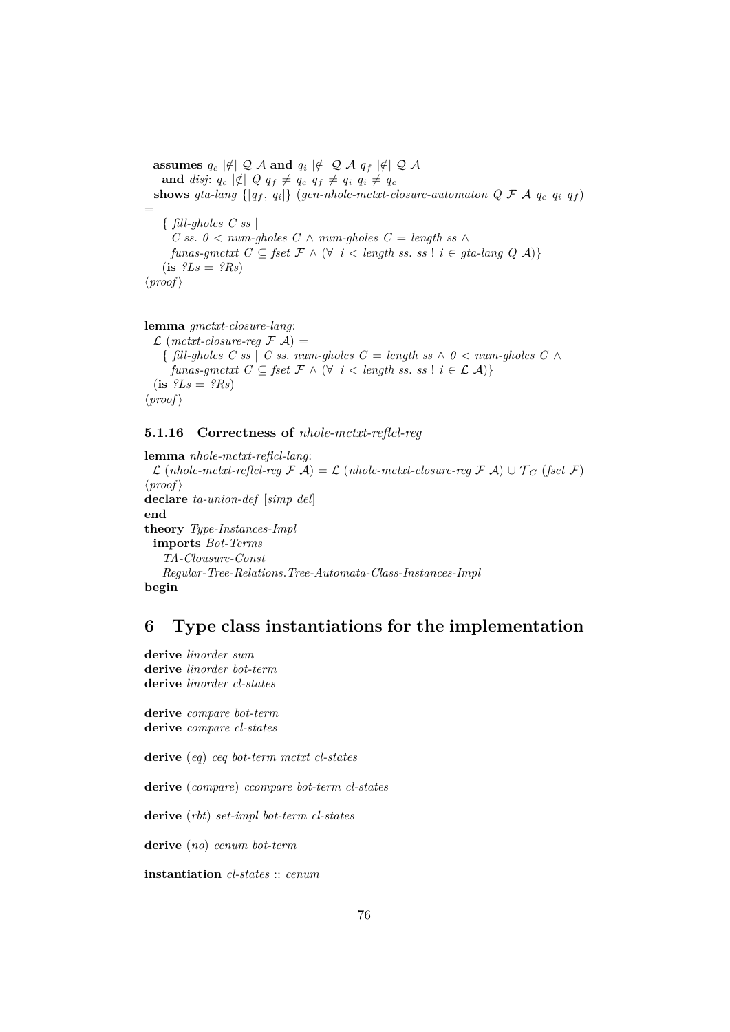**assumes** $q_c$ |∉| $\mathcal{Q}$ $\mathcal{A}$ **and** $q_i$ |∉| $\mathcal{Q}$ $\mathcal{A}$ $q_f$ |∉| $\mathcal{Q}$ $\mathcal{A}$
  **and** *disj*: $q_c$ |∉| $Q$ $q_f \neq q_c$ $q_f \neq q_i$ $q_i \neq q_c$
  **shows** *gta-lang* {|$q_f$, $q_i$|} (*gen-nhole-mctxt-closure-automaton* $Q$ $\mathcal{F}$ $\mathcal{A}$ $q_c$ $q_i$ $q_f$)
=
    { *fill-gholes C ss* |
      *C ss.* $0 <$ *num-gholes C* $\wedge$ *num-gholes C* $=$ *length ss* $\wedge$
      *funas-gmctxt C* $\subseteq$ *fset* $\mathcal{F}$ $\wedge$ ($\forall$ $i <$ *length ss. ss* ! $i \in$ *gta-lang* $Q$ $\mathcal{A}$)}
    (**is** *?Ls* = *?Rs*)
⟨*proof*⟩

**lemma** *gmctxt-closure-lang*:
  $\mathcal{L}$ (*mctxt-closure-reg* $\mathcal{F}$ $\mathcal{A}$) =
    { *fill-gholes C ss* | *C ss. num-gholes C* $=$ *length ss* $\wedge$ $0 <$ *num-gholes C* $\wedge$
      *funas-gmctxt C* $\subseteq$ *fset* $\mathcal{F}$ $\wedge$ ($\forall$ $i <$ *length ss. ss* ! $i \in \mathcal{L}$ $\mathcal{A}$)}
  (**is** *?Ls* = *?Rs*)
⟨*proof*⟩

### 5.1.16 Correctness of *nhole-mctxt-reflcl-reg*

**lemma** *nhole-mctxt-reflcl-lang*:
  $\mathcal{L}$ (*nhole-mctxt-reflcl-reg* $\mathcal{F}$ $\mathcal{A}$) = $\mathcal{L}$ (*nhole-mctxt-closure-reg* $\mathcal{F}$ $\mathcal{A}$) $\cup$ $\mathcal{T}_G$ (*fset* $\mathcal{F}$)
⟨*proof*⟩
**declare** *ta-union-def* [*simp del*]
**end**
**theory** *Type-Instances-Impl*
  **imports** *Bot-Terms*
    *TA-Clousure-Const*
    *Regular-Tree-Relations.Tree-Automata-Class-Instances-Impl*
**begin**

# 6 Type class instantiations for the implementation

**derive** *linorder sum*
**derive** *linorder bot-term*
**derive** *linorder cl-states*

**derive** *compare bot-term*
**derive** *compare cl-states*

**derive** (*eq*) *ceq bot-term mctxt cl-states*

**derive** (*compare*) *ccompare bot-term cl-states*

**derive** (*rbt*) *set-impl bot-term cl-states*

**derive** (*no*) *cenum bot-term*

**instantiation** *cl-states* :: *cenum*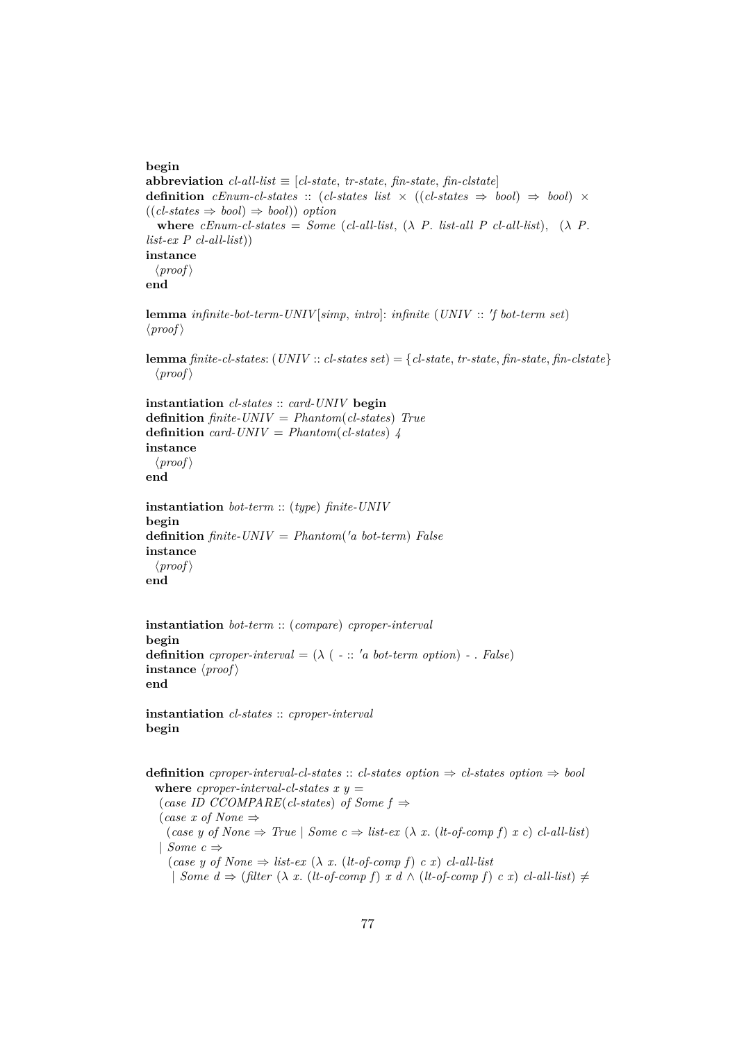**begin**
**abbreviation** *cl-all-list* ≡ [*cl-state*, *tr-state*, *fin-state*, *fin-clstate*]
**definition** *cEnum-cl-states* :: (*cl-states list* × ((*cl-states* ⇒ *bool*) ⇒ *bool*) × ((*cl-states* ⇒ *bool*) ⇒ *bool*)) *option*
  **where** *cEnum-cl-states* = *Some* (*cl-all-list*, (λ *P*. *list-all P cl-all-list*), (λ *P*. *list-ex P cl-all-list*))
**instance**
  ⟨*proof*⟩
**end**

**lemma** *infinite-bot-term-UNIV*[*simp*, *intro*]: *infinite* (*UNIV* :: ′*f bot-term set*)
⟨*proof*⟩

**lemma** *finite-cl-states*: (*UNIV* :: *cl-states set*) = {*cl-state*, *tr-state*, *fin-state*, *fin-clstate*}
  ⟨*proof*⟩

**instantiation** *cl-states* :: *card-UNIV* **begin**
**definition** *finite-UNIV* = *Phantom*(*cl-states*) *True*
**definition** *card-UNIV* = *Phantom*(*cl-states*) *4*
**instance**
  ⟨*proof*⟩
**end**

**instantiation** *bot-term* :: (*type*) *finite-UNIV*
**begin**
**definition** *finite-UNIV* = *Phantom*(′*a bot-term*) *False*
**instance**
  ⟨*proof*⟩
**end**

**instantiation** *bot-term* :: (*compare*) *cproper-interval*
**begin**
**definition** *cproper-interval* = (λ ( - :: ′*a bot-term option*) - . *False*)
**instance** ⟨*proof*⟩
**end**

**instantiation** *cl-states* :: *cproper-interval*
**begin**

**definition** *cproper-interval-cl-states* :: *cl-states option* ⇒ *cl-states option* ⇒ *bool*
  **where** *cproper-interval-cl-states x y* =
   (*case ID CCOMPARE*(*cl-states*) *of Some f* ⇒
   (*case x of None* ⇒
    (*case y of None* ⇒ *True* | *Some c* ⇒ *list-ex* (λ *x*. (*lt-of-comp f*) *x c*) *cl-all-list*)
   | *Some c* ⇒
    (*case y of None* ⇒ *list-ex* (λ *x*. (*lt-of-comp f*) *c x*) *cl-all-list*
     | *Some d* ⇒ (*filter* (λ *x*. (*lt-of-comp f*) *x d* ∧ (*lt-of-comp f*) *c x*) *cl-all-list*) ≠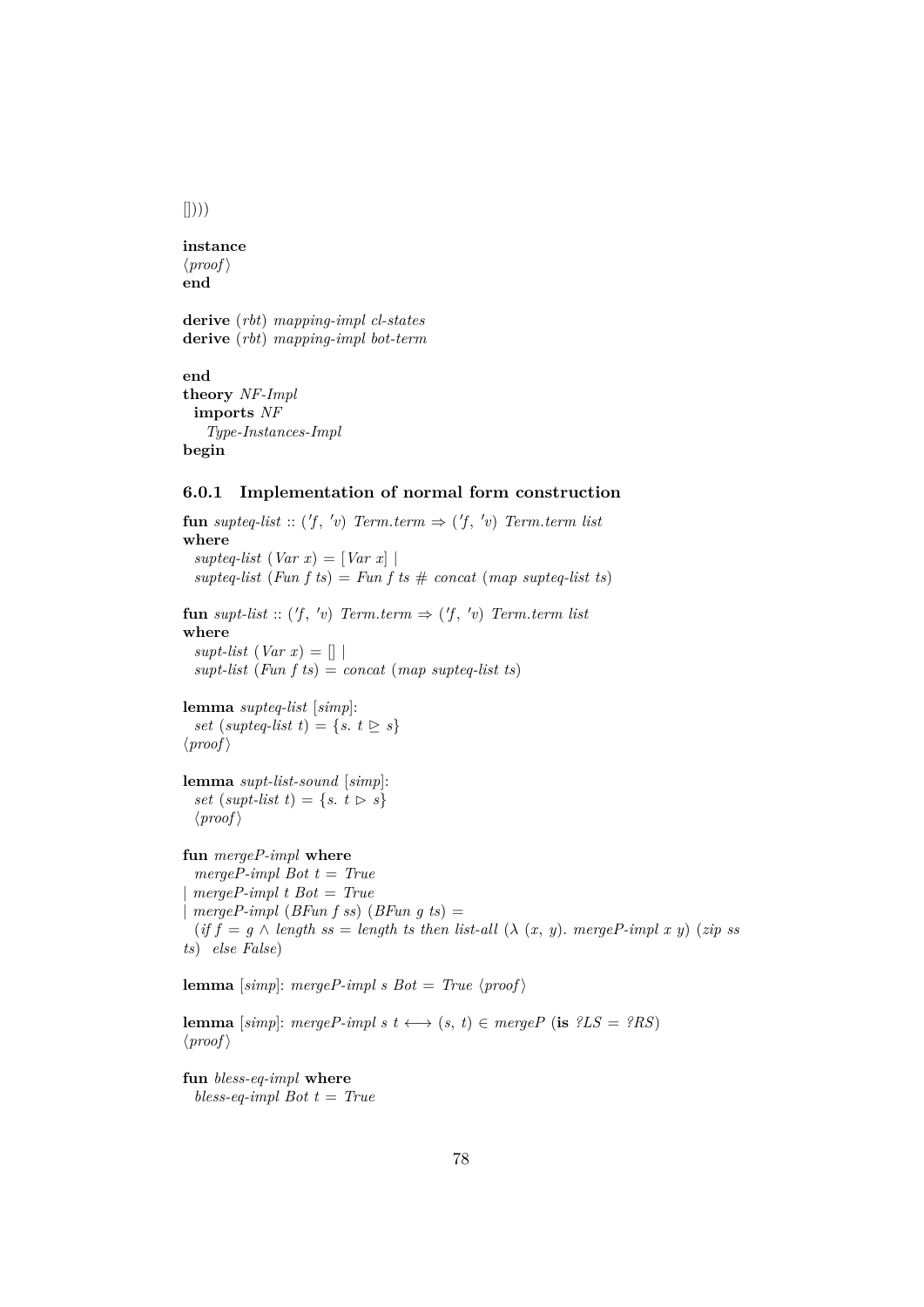[])))

**instance**
⟨*proof*⟩
**end**

**derive** (*rbt*) *mapping-impl cl-states*
**derive** (*rbt*) *mapping-impl bot-term*

**end**
**theory** *NF-Impl*
  **imports** *NF*
    *Type-Instances-Impl*
**begin**

### 6.0.1 Implementation of normal form construction

**fun** *supteq-list* :: ('*f*, '*v*) *Term.term* ⇒ ('*f*, '*v*) *Term.term list*
**where**
  *supteq-list* (*Var x*) = [*Var x*] |
  *supteq-list* (*Fun f ts*) = *Fun f ts* # *concat* (*map supteq-list ts*)

**fun** *supt-list* :: ('*f*, '*v*) *Term.term* ⇒ ('*f*, '*v*) *Term.term list*
**where**
  *supt-list* (*Var x*) = [] |
  *supt-list* (*Fun f ts*) = *concat* (*map supteq-list ts*)

**lemma** *supteq-list* [*simp*]:
  *set* (*supteq-list t*) = {*s*. $t \trianglerighteq s$}
⟨*proof*⟩

**lemma** *supt-list-sound* [*simp*]:
  *set* (*supt-list t*) = {*s*. $t \triangleright s$}
  ⟨*proof*⟩

**fun** *mergeP-impl* **where**
  *mergeP-impl Bot t* = *True*
| *mergeP-impl t Bot* = *True*
| *mergeP-impl* (*BFun f ss*) (*BFun g ts*) =
  (*if f* = *g* ∧ *length ss* = *length ts then list-all* (λ (*x*, *y*). *mergeP-impl x y*) (*zip ss ts*) *else False*)

**lemma** [*simp*]: *mergeP-impl s Bot* = *True* ⟨*proof*⟩

**lemma** [*simp*]: *mergeP-impl s t* ⟷ (*s*, *t*) ∈ *mergeP* (**is** *?LS* = *?RS*)
⟨*proof*⟩

**fun** *bless-eq-impl* **where**
  *bless-eq-impl Bot t* = *True*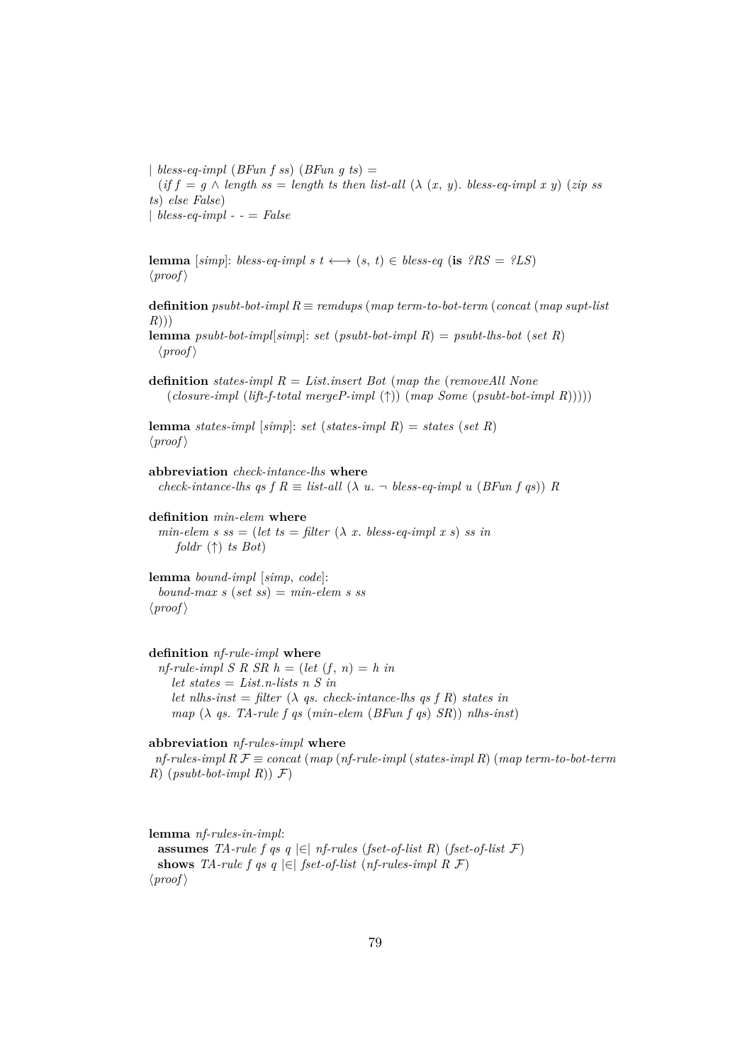```
| bless-eq-impl (BFun f ss) (BFun g ts) =
  (if f = g ∧ length ss = length ts then list-all (λ (x, y). bless-eq-impl x y) (zip ss ts) else False)
| bless-eq-impl - - = False


lemma [simp]: bless-eq-impl s t ⟷ (s, t) ∈ bless-eq (is ?RS = ?LS)
⟨proof⟩

definition psubt-bot-impl R ≡ remdups (map term-to-bot-term (concat (map supt-list R)))
lemma psubt-bot-impl[simp]: set (psubt-bot-impl R) = psubt-lhs-bot (set R)
  ⟨proof⟩

definition states-impl R = List.insert Bot (map the (removeAll None
    (closure-impl (lift-f-total mergeP-impl (↑)) (map Some (psubt-bot-impl R)))))

lemma states-impl [simp]: set (states-impl R) = states (set R)
⟨proof⟩

abbreviation check-intance-lhs where
  check-intance-lhs qs f R ≡ list-all (λ u. ¬ bless-eq-impl u (BFun f qs)) R

definition min-elem where
  min-elem s ss = (let ts = filter (λ x. bless-eq-impl x s) ss in
      foldr (↑) ts Bot)

lemma bound-impl [simp, code]:
  bound-max s (set ss) = min-elem s ss
⟨proof⟩


definition nf-rule-impl where
  nf-rule-impl S R SR h = (let (f, n) = h in
     let states = List.n-lists n S in
     let nlhs-inst = filter (λ qs. check-intance-lhs qs f R) states in
     map (λ qs. TA-rule f qs (min-elem (BFun f qs) SR)) nlhs-inst)

abbreviation nf-rules-impl where
  nf-rules-impl R ℱ ≡ concat (map (nf-rule-impl (states-impl R) (map term-to-bot-term R) (psubt-bot-impl R)) ℱ)



lemma nf-rules-in-impl:
  assumes TA-rule f qs q |∈| nf-rules (fset-of-list R) (fset-of-list ℱ)
  shows TA-rule f qs q |∈| fset-of-list (nf-rules-impl R ℱ)
⟨proof⟩
```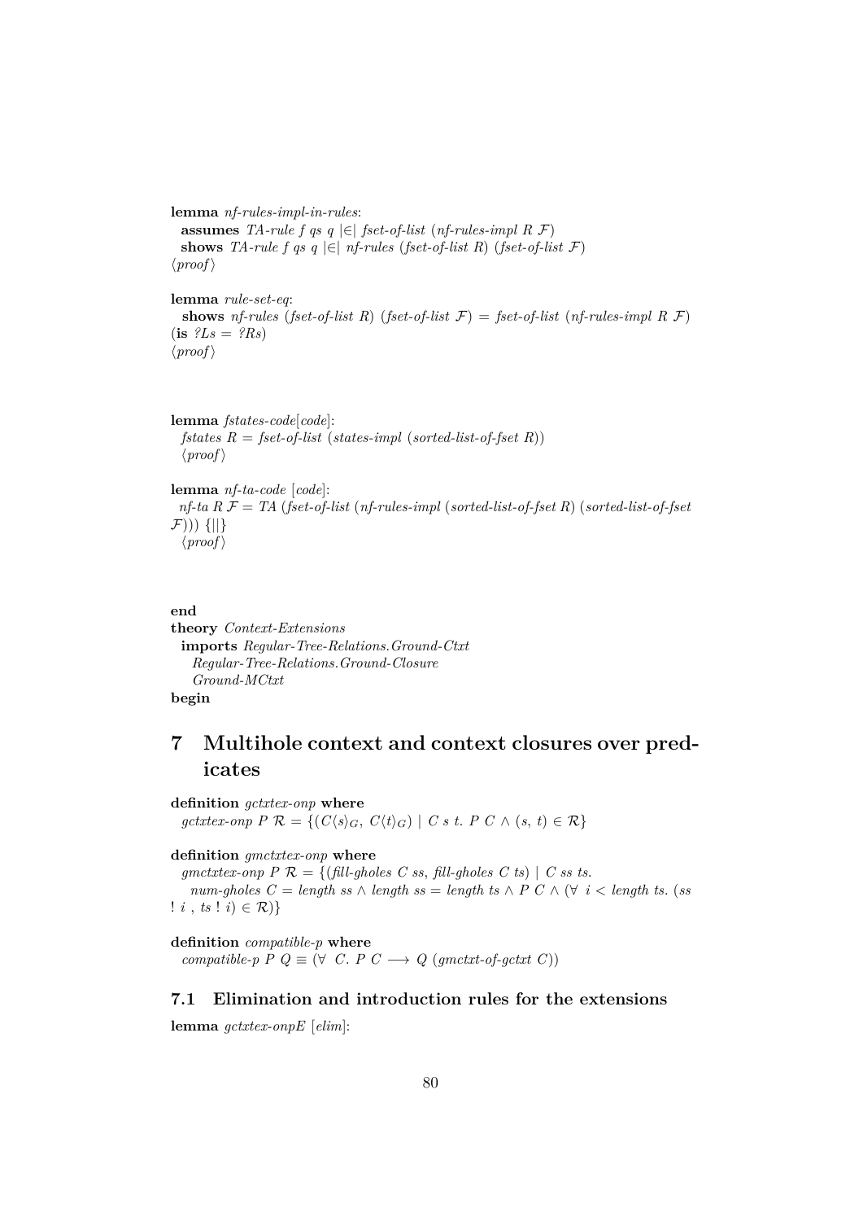**lemma** *nf-rules-impl-in-rules*:
  **assumes** *TA-rule f qs q* |∈| *fset-of-list* (*nf-rules-impl R* $\mathcal{F}$)
  **shows** *TA-rule f qs q* |∈| *nf-rules* (*fset-of-list R*) (*fset-of-list* $\mathcal{F}$)
⟨*proof*⟩

**lemma** *rule-set-eq*:
  **shows** *nf-rules* (*fset-of-list R*) (*fset-of-list* $\mathcal{F}$) = *fset-of-list* (*nf-rules-impl R* $\mathcal{F}$)
(**is** *?Ls* = *?Rs*)
⟨*proof*⟩

**lemma** *fstates-code*[*code*]:
  *fstates R* = *fset-of-list* (*states-impl* (*sorted-list-of-fset R*))
  ⟨*proof*⟩

**lemma** *nf-ta-code* [*code*]:
  *nf-ta R* $\mathcal{F}$ = *TA* (*fset-of-list* (*nf-rules-impl* (*sorted-list-of-fset R*) (*sorted-list-of-fset* $\mathcal{F}$))) {||}
  ⟨*proof*⟩

**end**
**theory** *Context-Extensions*
  **imports** *Regular-Tree-Relations.Ground-Ctxt*
    *Regular-Tree-Relations.Ground-Closure*
    *Ground-MCtxt*
**begin**

# 7 Multihole context and context closures over predicates

**definition** *gctxtex-onp* **where**
  *gctxtex-onp P* $\mathcal{R}$ = {($C\langle s\rangle_G$, $C\langle t\rangle_G$) | *C s t*. *P C* ∧ (*s*, *t*) ∈ $\mathcal{R}$}

**definition** *gmctxtex-onp* **where**
  *gmctxtex-onp P* $\mathcal{R}$ = {(*fill-gholes C ss*, *fill-gholes C ts*) | *C ss ts*.
    *num-gholes C* = *length ss* ∧ *length ss* = *length ts* ∧ *P C* ∧ (∀ *i* < *length ts*. (*ss* ! *i* , *ts* ! *i*) ∈ $\mathcal{R}$)}

**definition** *compatible-p* **where**
  *compatible-p P Q* ≡ (∀ *C*. *P C* ⟶ *Q* (*gmctxt-of-gctxt C*))

## 7.1 Elimination and introduction rules for the extensions

**lemma** *gctxtex-onpE* [*elim*]: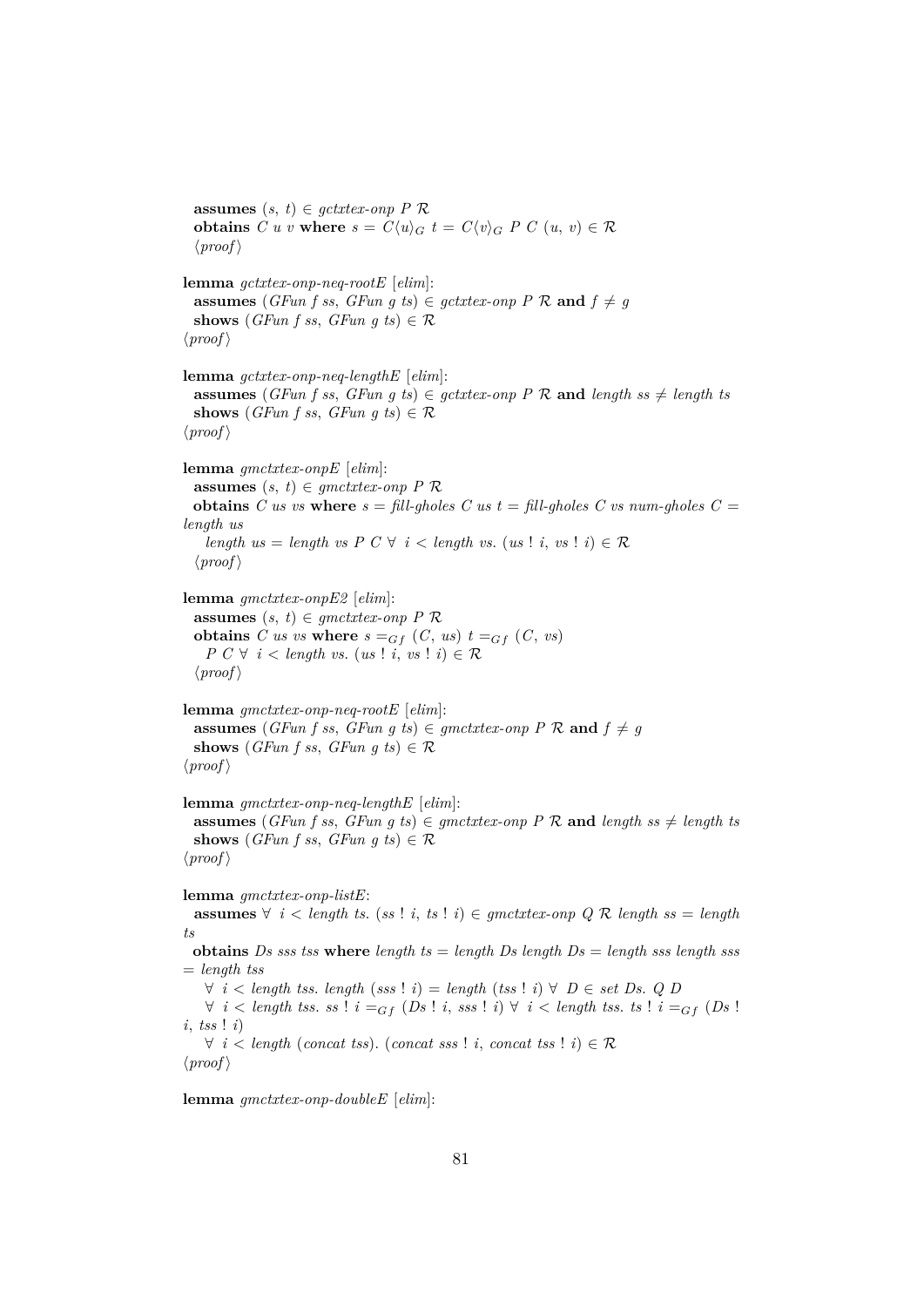**assumes** $(s, t) \in$ *gctxtex-onp P* $\mathcal{R}$
**obtains** *C u v* **where** $s = C\langle u\rangle_G$ $t = C\langle v\rangle_G$ *P C* $(u, v) \in \mathcal{R}$
⟨*proof*⟩

**lemma** *gctxtex-onp-neq-rootE* [*elim*]:
**assumes** (*GFun f ss*, *GFun g ts*) $\in$ *gctxtex-onp P* $\mathcal{R}$ **and** $f \neq g$
**shows** (*GFun f ss*, *GFun g ts*) $\in \mathcal{R}$
⟨*proof*⟩

**lemma** *gctxtex-onp-neq-lengthE* [*elim*]:
**assumes** (*GFun f ss*, *GFun g ts*) $\in$ *gctxtex-onp P* $\mathcal{R}$ **and** *length ss* $\neq$ *length ts*
**shows** (*GFun f ss*, *GFun g ts*) $\in \mathcal{R}$
⟨*proof*⟩

**lemma** *gmctxtex-onpE* [*elim*]:
**assumes** $(s, t) \in$ *gmctxtex-onp P* $\mathcal{R}$
**obtains** *C us vs* **where** *s* = *fill-gholes C us t* = *fill-gholes C vs num-gholes C* = *length us*
*length us* = *length vs P C* $\forall$ *i* < *length vs*. (*us* ! *i*, *vs* ! *i*) $\in \mathcal{R}$
⟨*proof*⟩

**lemma** *gmctxtex-onpE2* [*elim*]:
**assumes** $(s, t) \in$ *gmctxtex-onp P* $\mathcal{R}$
**obtains** *C us vs* **where** $s =_{Gf} (C, us)$ $t =_{Gf} (C, vs)$
*P C* $\forall$ *i* < *length vs*. (*us* ! *i*, *vs* ! *i*) $\in \mathcal{R}$
⟨*proof*⟩

**lemma** *gmctxtex-onp-neq-rootE* [*elim*]:
**assumes** (*GFun f ss*, *GFun g ts*) $\in$ *gmctxtex-onp P* $\mathcal{R}$ **and** $f \neq g$
**shows** (*GFun f ss*, *GFun g ts*) $\in \mathcal{R}$
⟨*proof*⟩

**lemma** *gmctxtex-onp-neq-lengthE* [*elim*]:
**assumes** (*GFun f ss*, *GFun g ts*) $\in$ *gmctxtex-onp P* $\mathcal{R}$ **and** *length ss* $\neq$ *length ts*
**shows** (*GFun f ss*, *GFun g ts*) $\in \mathcal{R}$
⟨*proof*⟩

**lemma** *gmctxtex-onp-listE*:
**assumes** $\forall$ *i* < *length ts*. (*ss* ! *i*, *ts* ! *i*) $\in$ *gmctxtex-onp Q* $\mathcal{R}$ *length ss* = *length ts*
**obtains** *Ds sss tss* **where** *length ts* = *length Ds length Ds* = *length sss length sss* = *length tss*
$\forall$ *i* < *length tss*. *length* (*sss* ! *i*) = *length* (*tss* ! *i*) $\forall$ *D* $\in$ *set Ds*. *Q D*
$\forall$ *i* < *length tss*. *ss* ! $i =_{Gf}$ (*Ds* ! *i*, *sss* ! *i*) $\forall$ *i* < *length tss*. *ts* ! $i =_{Gf}$ (*Ds* ! *i*, *tss* ! *i*)
$\forall$ *i* < *length* (*concat tss*). (*concat sss* ! *i*, *concat tss* ! *i*) $\in \mathcal{R}$
⟨*proof*⟩

**lemma** *gmctxtex-onp-doubleE* [*elim*]: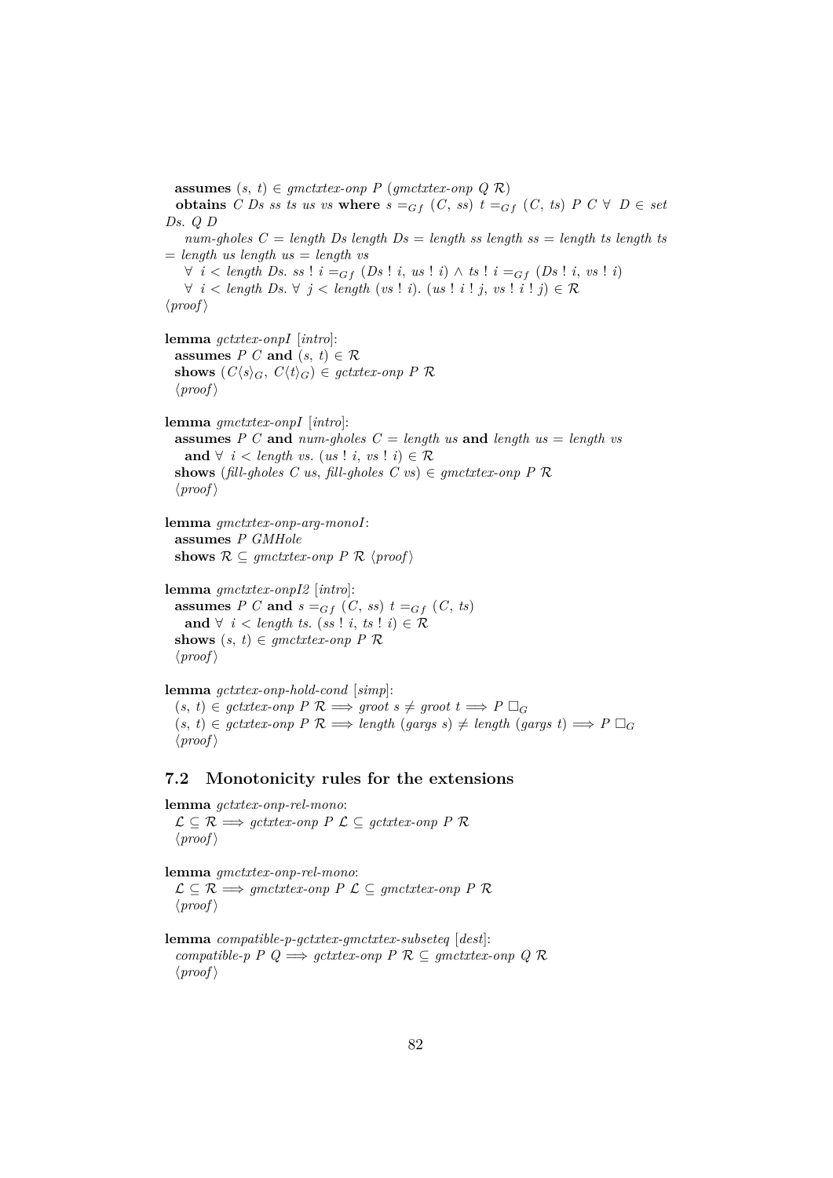**assumes** $(s, t) \in$ *gmctxtex-onp P (gmctxtex-onp Q* $\mathcal{R}$*)*
**obtains** *C Ds ss ts us vs* **where** $s =_{Gf} (C, ss)$ $t =_{Gf} (C, ts)$ *P C* $\forall$ $D \in$ *set Ds. Q D*
*num-gholes C = length Ds length Ds = length ss length ss = length ts length ts = length us length us = length vs*
$\forall$ $i <$ *length Ds. ss ! i* $=_{Gf}$ *(Ds ! i, us ! i)* $\wedge$ *ts ! i* $=_{Gf}$ *(Ds ! i, vs ! i)*
$\forall$ $i <$ *length Ds.* $\forall$ $j <$ *length (vs ! i). (us ! i ! j, vs ! i ! j)* $\in \mathcal{R}$
⟨*proof*⟩

**lemma** *gctxtex-onpI* [*intro*]:
**assumes** *P C* **and** $(s, t) \in \mathcal{R}$
**shows** $(C\langle s\rangle_G,\ C\langle t\rangle_G) \in$ *gctxtex-onp P* $\mathcal{R}$
⟨*proof*⟩

**lemma** *gmctxtex-onpI* [*intro*]:
**assumes** *P C* **and** *num-gholes C = length us* **and** *length us = length vs*
**and** $\forall$ $i <$ *length vs. (us ! i, vs ! i)* $\in \mathcal{R}$
**shows** *(fill-gholes C us, fill-gholes C vs)* $\in$ *gmctxtex-onp P* $\mathcal{R}$
⟨*proof*⟩

**lemma** *gmctxtex-onp-arg-monoI*:
**assumes** *P GMHole*
**shows** $\mathcal{R} \subseteq$ *gmctxtex-onp P* $\mathcal{R}$ ⟨*proof*⟩

**lemma** *gmctxtex-onpI2* [*intro*]:
**assumes** *P C* **and** $s =_{Gf} (C, ss)$ $t =_{Gf} (C, ts)$
**and** $\forall$ $i <$ *length ts. (ss ! i, ts ! i)* $\in \mathcal{R}$
**shows** $(s, t) \in$ *gmctxtex-onp P* $\mathcal{R}$
⟨*proof*⟩

**lemma** *gctxtex-onp-hold-cond* [*simp*]:
$(s, t) \in$ *gctxtex-onp P* $\mathcal{R} \Longrightarrow$ *groot s* $\neq$ *groot t* $\Longrightarrow P\ \Box_G$
$(s, t) \in$ *gctxtex-onp P* $\mathcal{R} \Longrightarrow$ *length (gargs s)* $\neq$ *length (gargs t)* $\Longrightarrow P\ \Box_G$
⟨*proof*⟩

## 7.2 Monotonicity rules for the extensions

**lemma** *gctxtex-onp-rel-mono*:
$\mathcal{L} \subseteq \mathcal{R} \Longrightarrow$ *gctxtex-onp P* $\mathcal{L} \subseteq$ *gctxtex-onp P* $\mathcal{R}$
⟨*proof*⟩

**lemma** *gmctxtex-onp-rel-mono*:
$\mathcal{L} \subseteq \mathcal{R} \Longrightarrow$ *gmctxtex-onp P* $\mathcal{L} \subseteq$ *gmctxtex-onp P* $\mathcal{R}$
⟨*proof*⟩

**lemma** *compatible-p-gctxtex-gmctxtex-subseteq* [*dest*]:
*compatible-p P Q* $\Longrightarrow$ *gctxtex-onp P* $\mathcal{R} \subseteq$ *gmctxtex-onp Q* $\mathcal{R}$
⟨*proof*⟩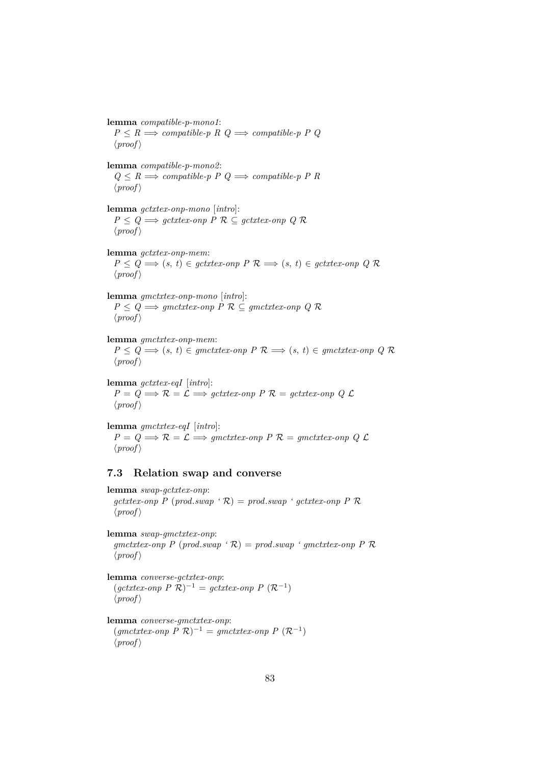**lemma** *compatible-p-mono1*:
$P \leq R \Longrightarrow$ *compatible-p* $R$ $Q \Longrightarrow$ *compatible-p* $P$ $Q$
⟨*proof*⟩

**lemma** *compatible-p-mono2*:
$Q \leq R \Longrightarrow$ *compatible-p* $P$ $Q \Longrightarrow$ *compatible-p* $P$ $R$
⟨*proof*⟩

**lemma** *gctxtex-onp-mono* [*intro*]:
$P \leq Q \Longrightarrow$ *gctxtex-onp* $P$ $\mathcal{R} \subseteq$ *gctxtex-onp* $Q$ $\mathcal{R}$
⟨*proof*⟩

**lemma** *gctxtex-onp-mem*:
$P \leq Q \Longrightarrow (s,\ t) \in$ *gctxtex-onp* $P$ $\mathcal{R} \Longrightarrow (s,\ t) \in$ *gctxtex-onp* $Q$ $\mathcal{R}$
⟨*proof*⟩

**lemma** *gmctxtex-onp-mono* [*intro*]:
$P \leq Q \Longrightarrow$ *gmctxtex-onp* $P$ $\mathcal{R} \subseteq$ *gmctxtex-onp* $Q$ $\mathcal{R}$
⟨*proof*⟩

**lemma** *gmctxtex-onp-mem*:
$P \leq Q \Longrightarrow (s,\ t) \in$ *gmctxtex-onp* $P$ $\mathcal{R} \Longrightarrow (s,\ t) \in$ *gmctxtex-onp* $Q$ $\mathcal{R}$
⟨*proof*⟩

**lemma** *gctxtex-eqI* [*intro*]:
$P = Q \Longrightarrow \mathcal{R} = \mathcal{L} \Longrightarrow$ *gctxtex-onp* $P$ $\mathcal{R} =$ *gctxtex-onp* $Q$ $\mathcal{L}$
⟨*proof*⟩

**lemma** *gmctxtex-eqI* [*intro*]:
$P = Q \Longrightarrow \mathcal{R} = \mathcal{L} \Longrightarrow$ *gmctxtex-onp* $P$ $\mathcal{R} =$ *gmctxtex-onp* $Q$ $\mathcal{L}$
⟨*proof*⟩

## 7.3 Relation swap and converse

**lemma** *swap-gctxtex-onp*:
*gctxtex-onp* $P$ (*prod.swap* ` $\mathcal{R}$) = *prod.swap* ` *gctxtex-onp* $P$ $\mathcal{R}$
⟨*proof*⟩

**lemma** *swap-gmctxtex-onp*:
*gmctxtex-onp* $P$ (*prod.swap* ` $\mathcal{R}$) = *prod.swap* ` *gmctxtex-onp* $P$ $\mathcal{R}$
⟨*proof*⟩

**lemma** *converse-gctxtex-onp*:
(*gctxtex-onp* $P$ $\mathcal{R})^{-1}$ = *gctxtex-onp* $P$ $(\mathcal{R}^{-1})$
⟨*proof*⟩

**lemma** *converse-gmctxtex-onp*:
(*gmctxtex-onp* $P$ $\mathcal{R})^{-1}$ = *gmctxtex-onp* $P$ $(\mathcal{R}^{-1})$
⟨*proof*⟩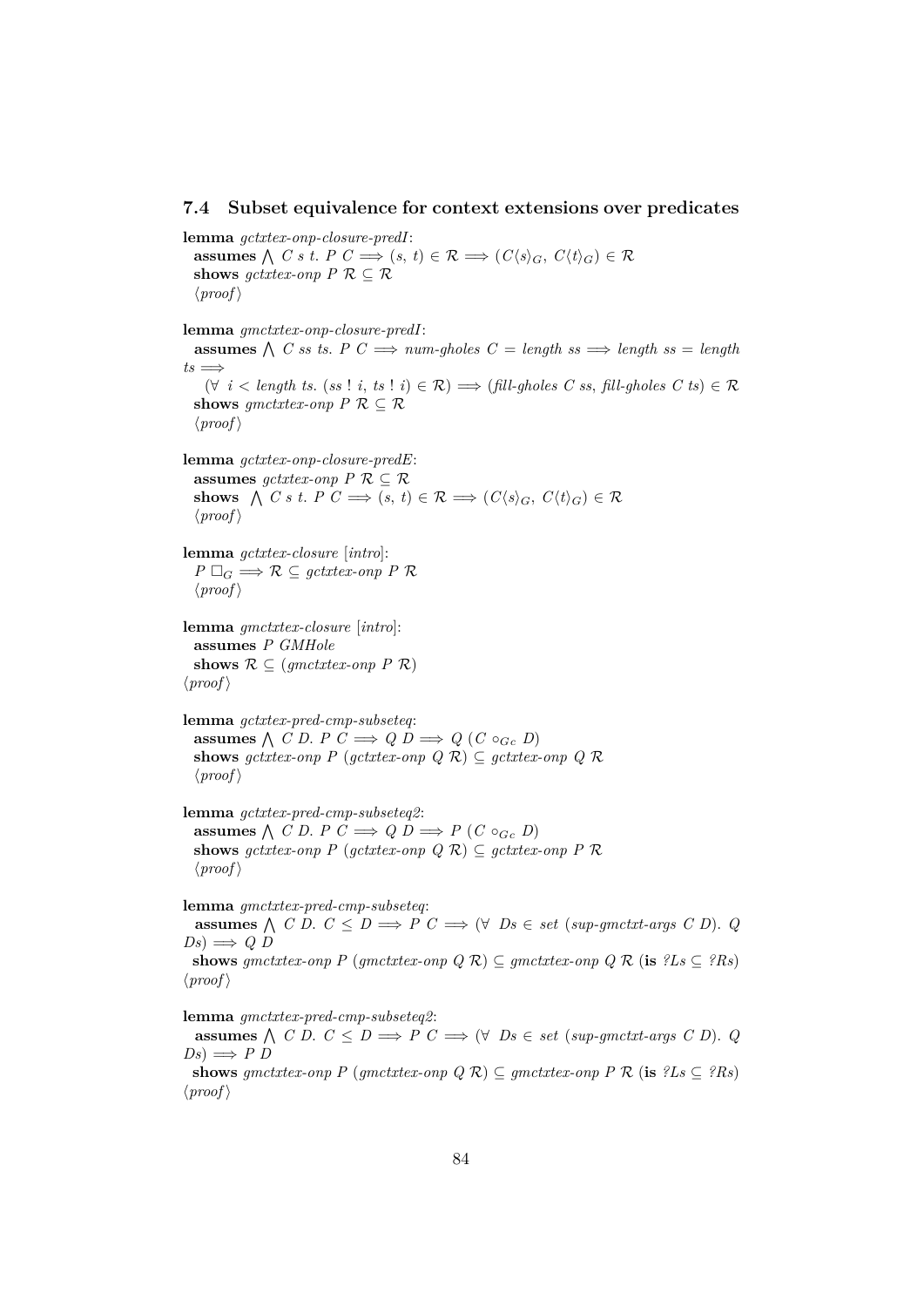### 7.4 Subset equivalence for context extensions over predicates

**lemma** *gctxtex-onp-closure-predI*:
  **assumes** $\bigwedge$ *C s t*. *P C* $\Longrightarrow$ $(s, t) \in \mathcal{R} \Longrightarrow (C\langle s\rangle_G,\ C\langle t\rangle_G) \in \mathcal{R}$
  **shows** *gctxtex-onp P* $\mathcal{R} \subseteq \mathcal{R}$
  ⟨*proof*⟩

**lemma** *gmctxtex-onp-closure-predI*:
  **assumes** $\bigwedge$ *C ss ts*. *P C* $\Longrightarrow$ *num-gholes C* = *length ss* $\Longrightarrow$ *length ss* = *length ts* $\Longrightarrow$
    $(\forall\ i <$ *length ts*. (*ss* ! *i*, *ts* ! *i*) $\in \mathcal{R}) \Longrightarrow$ (*fill-gholes C ss*, *fill-gholes C ts*) $\in \mathcal{R}$
  **shows** *gmctxtex-onp P* $\mathcal{R} \subseteq \mathcal{R}$
  ⟨*proof*⟩

**lemma** *gctxtex-onp-closure-predE*:
  **assumes** *gctxtex-onp P* $\mathcal{R} \subseteq \mathcal{R}$
  **shows** $\bigwedge$ *C s t*. *P C* $\Longrightarrow$ $(s, t) \in \mathcal{R} \Longrightarrow (C\langle s\rangle_G,\ C\langle t\rangle_G) \in \mathcal{R}$
  ⟨*proof*⟩

**lemma** *gctxtex-closure* [*intro*]:
  *P* $\Box_G \Longrightarrow \mathcal{R} \subseteq$ *gctxtex-onp P* $\mathcal{R}$
  ⟨*proof*⟩

**lemma** *gmctxtex-closure* [*intro*]:
  **assumes** *P GMHole*
  **shows** $\mathcal{R} \subseteq$ (*gmctxtex-onp P* $\mathcal{R}$)
⟨*proof*⟩

**lemma** *gctxtex-pred-cmp-subseteq*:
  **assumes** $\bigwedge$ *C D*. *P C* $\Longrightarrow$ *Q D* $\Longrightarrow$ *Q* $(C \circ_{Gc} D)$
  **shows** *gctxtex-onp P* (*gctxtex-onp Q* $\mathcal{R}$) $\subseteq$ *gctxtex-onp Q* $\mathcal{R}$
  ⟨*proof*⟩

**lemma** *gctxtex-pred-cmp-subseteq2*:
  **assumes** $\bigwedge$ *C D*. *P C* $\Longrightarrow$ *Q D* $\Longrightarrow$ *P* $(C \circ_{Gc} D)$
  **shows** *gctxtex-onp P* (*gctxtex-onp Q* $\mathcal{R}$) $\subseteq$ *gctxtex-onp P* $\mathcal{R}$
  ⟨*proof*⟩

**lemma** *gmctxtex-pred-cmp-subseteq*:
  **assumes** $\bigwedge$ *C D*. $C \leq D \Longrightarrow$ *P C* $\Longrightarrow$ $(\forall$ *Ds* $\in$ *set* (*sup-gmctxt-args C D*). *Q Ds*) $\Longrightarrow$ *Q D*
  **shows** *gmctxtex-onp P* (*gmctxtex-onp Q* $\mathcal{R}$) $\subseteq$ *gmctxtex-onp Q* $\mathcal{R}$ (**is** *?Ls* $\subseteq$ *?Rs*)
⟨*proof*⟩

**lemma** *gmctxtex-pred-cmp-subseteq2*:
  **assumes** $\bigwedge$ *C D*. $C \leq D \Longrightarrow$ *P C* $\Longrightarrow$ $(\forall$ *Ds* $\in$ *set* (*sup-gmctxt-args C D*). *Q Ds*) $\Longrightarrow$ *P D*
  **shows** *gmctxtex-onp P* (*gmctxtex-onp Q* $\mathcal{R}$) $\subseteq$ *gmctxtex-onp P* $\mathcal{R}$ (**is** *?Ls* $\subseteq$ *?Rs*)
⟨*proof*⟩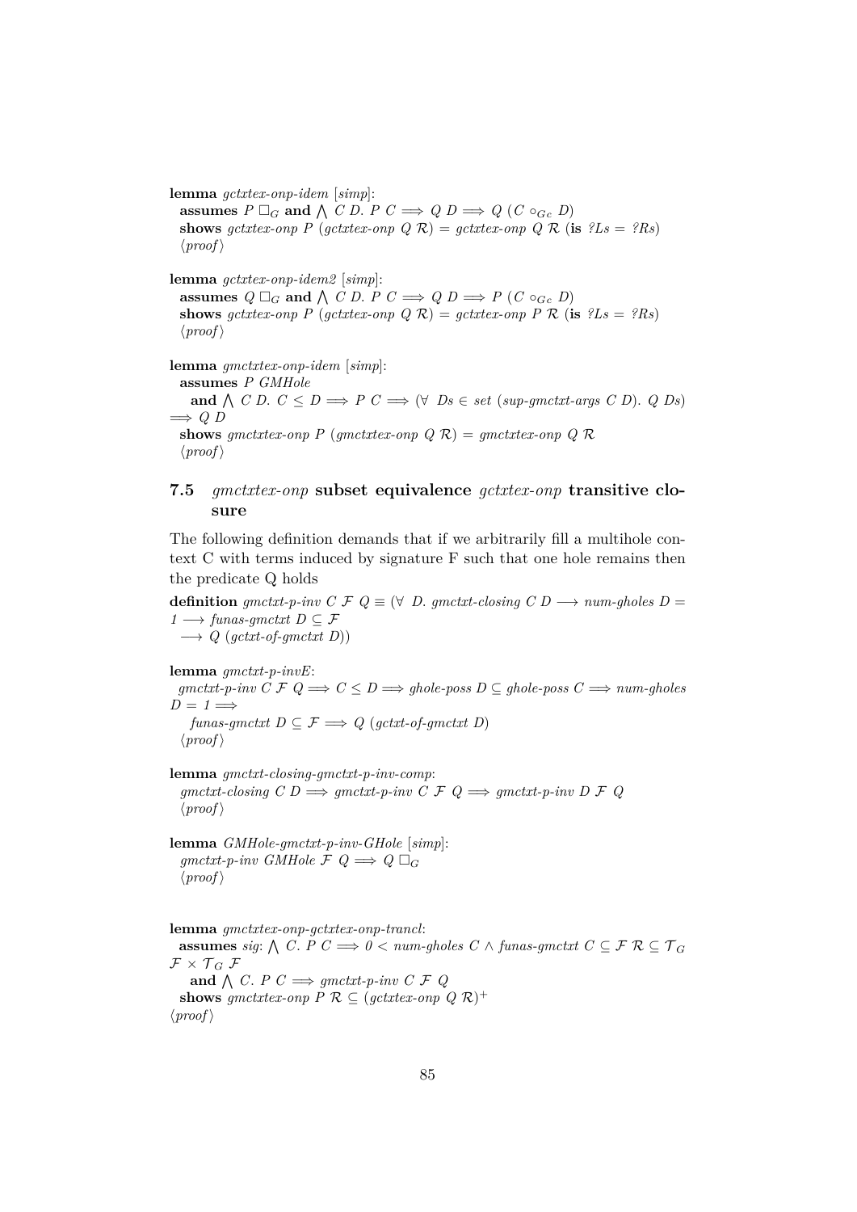**lemma** *gctxtex-onp-idem* [*simp*]:
  **assumes** $P\ \Box_G$ **and** $\bigwedge\ C\ D.\ P\ C \Longrightarrow Q\ D \Longrightarrow Q\ (C \circ_{Gc}\ D)$
  **shows** *gctxtex-onp P* (*gctxtex-onp Q* $\mathcal{R}$) = *gctxtex-onp Q* $\mathcal{R}$ (**is** *?Ls = ?Rs*)
  ⟨*proof*⟩

**lemma** *gctxtex-onp-idem2* [*simp*]:
  **assumes** $Q\ \Box_G$ **and** $\bigwedge\ C\ D.\ P\ C \Longrightarrow Q\ D \Longrightarrow P\ (C \circ_{Gc}\ D)$
  **shows** *gctxtex-onp P* (*gctxtex-onp Q* $\mathcal{R}$) = *gctxtex-onp P* $\mathcal{R}$ (**is** *?Ls = ?Rs*)
  ⟨*proof*⟩

**lemma** *gmctxtex-onp-idem* [*simp*]:
  **assumes** *P GMHole*
    **and** $\bigwedge\ C\ D.\ C \leq D \Longrightarrow P\ C \Longrightarrow (\forall\ Ds \in set\ (sup\text{-}gmctxt\text{-}args\ C\ D).\ Q\ Ds) \Longrightarrow Q\ D$
  **shows** *gmctxtex-onp P* (*gmctxtex-onp Q* $\mathcal{R}$) = *gmctxtex-onp Q* $\mathcal{R}$
  ⟨*proof*⟩

## 7.5 *gmctxtex-onp* subset equivalence *gctxtex-onp* transitive closure

The following definition demands that if we arbitrarily fill a multihole context C with terms induced by signature F such that one hole remains then the predicate Q holds

**definition** *gmctxt-p-inv C* $\mathcal{F}$ *Q* ≡ (∀ *D*. *gmctxt-closing C D* ⟶ *num-gholes D* = *1* ⟶ *funas-gmctxt D* ⊆ $\mathcal{F}$
  ⟶ *Q* (*gctxt-of-gmctxt D*))

**lemma** *gmctxt-p-invE*:
  *gmctxt-p-inv C* $\mathcal{F}$ *Q* ⟹ *C* ≤ *D* ⟹ *ghole-poss D* ⊆ *ghole-poss C* ⟹ *num-gholes D* = *1* ⟹
    *funas-gmctxt D* ⊆ $\mathcal{F}$ ⟹ *Q* (*gctxt-of-gmctxt D*)
  ⟨*proof*⟩

**lemma** *gmctxt-closing-gmctxt-p-inv-comp*:
  *gmctxt-closing C D* ⟹ *gmctxt-p-inv C* $\mathcal{F}$ *Q* ⟹ *gmctxt-p-inv D* $\mathcal{F}$ *Q*
  ⟨*proof*⟩

**lemma** *GMHole-gmctxt-p-inv-GHole* [*simp*]:
  *gmctxt-p-inv GMHole* $\mathcal{F}$ *Q* ⟹ $Q\ \Box_G$
  ⟨*proof*⟩

**lemma** *gmctxtex-onp-gctxtex-onp-trancl*:
  **assumes** *sig*: $\bigwedge\ C.\ P\ C \Longrightarrow 0 < num\text{-}gholes\ C \land funas\text{-}gmctxt\ C \subseteq \mathcal{F}\ \mathcal{R} \subseteq \mathcal{T}_G\ \mathcal{F} \times \mathcal{T}_G\ \mathcal{F}$
    **and** $\bigwedge\ C.\ P\ C \Longrightarrow gmctxt\text{-}p\text{-}inv\ C\ \mathcal{F}\ Q$
  **shows** *gmctxtex-onp P* $\mathcal{R}$ ⊆ (*gctxtex-onp Q* $\mathcal{R}$)$^+$
⟨*proof*⟩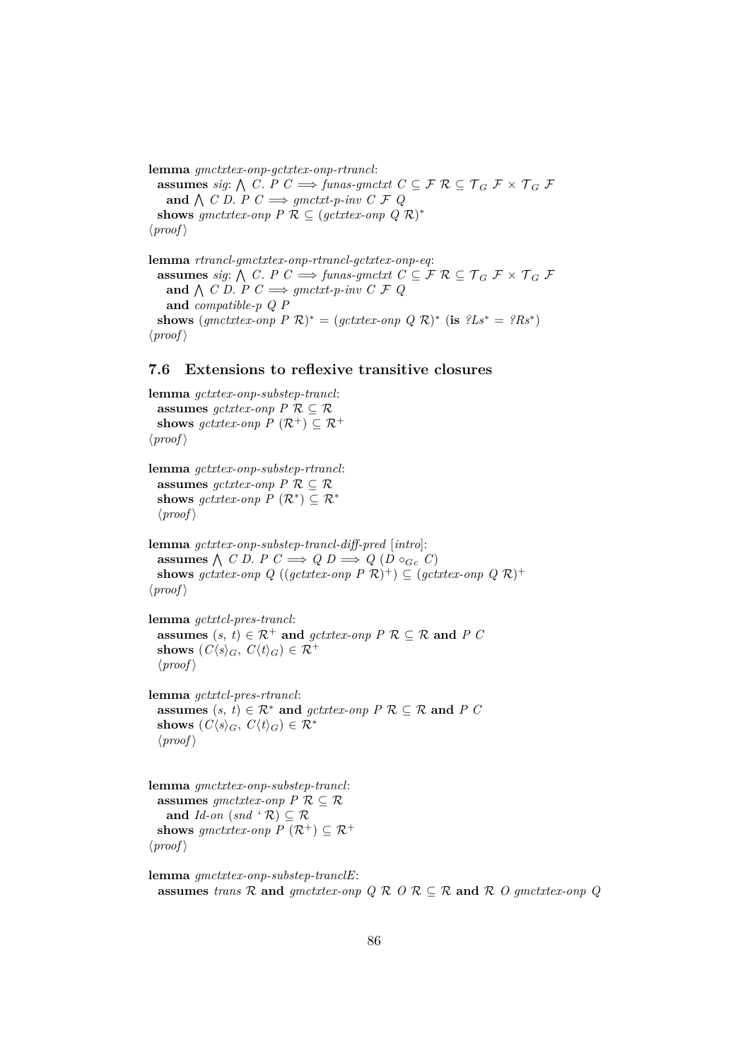**lemma** *gmctxtex-onp-gctxtex-onp-rtrancl*:
  **assumes** *sig*: $\bigwedge$ *C*. *P C* $\Longrightarrow$ *funas-gmctxt C* $\subseteq$ $\mathcal{F}$ $\mathcal{R}$ $\subseteq$ $\mathcal{T}_G$ $\mathcal{F}$ $\times$ $\mathcal{T}_G$ $\mathcal{F}$
    **and** $\bigwedge$ *C D*. *P C* $\Longrightarrow$ *gmctxt-p-inv C* $\mathcal{F}$ *Q*
  **shows** *gmctxtex-onp P* $\mathcal{R}$ $\subseteq$ (*gctxtex-onp Q* $\mathcal{R}$)$^*$
⟨*proof*⟩

**lemma** *rtrancl-gmctxtex-onp-rtrancl-gctxtex-onp-eq*:
  **assumes** *sig*: $\bigwedge$ *C*. *P C* $\Longrightarrow$ *funas-gmctxt C* $\subseteq$ $\mathcal{F}$ $\mathcal{R}$ $\subseteq$ $\mathcal{T}_G$ $\mathcal{F}$ $\times$ $\mathcal{T}_G$ $\mathcal{F}$
    **and** $\bigwedge$ *C D*. *P C* $\Longrightarrow$ *gmctxt-p-inv C* $\mathcal{F}$ *Q*
    **and** *compatible-p Q P*
  **shows** (*gmctxtex-onp P* $\mathcal{R}$)$^*$ = (*gctxtex-onp Q* $\mathcal{R}$)$^*$ (**is** *?Ls*$^*$ = *?Rs*$^*$)
⟨*proof*⟩

## 7.6 Extensions to reflexive transitive closures

**lemma** *gctxtex-onp-substep-trancl*:
  **assumes** *gctxtex-onp P* $\mathcal{R}$ $\subseteq$ $\mathcal{R}$
  **shows** *gctxtex-onp P* ($\mathcal{R}^+$) $\subseteq$ $\mathcal{R}^+$
⟨*proof*⟩

**lemma** *gctxtex-onp-substep-rtrancl*:
  **assumes** *gctxtex-onp P* $\mathcal{R}$ $\subseteq$ $\mathcal{R}$
  **shows** *gctxtex-onp P* ($\mathcal{R}^*$) $\subseteq$ $\mathcal{R}^*$
  ⟨*proof*⟩

**lemma** *gctxtex-onp-substep-trancl-diff-pred* [*intro*]:
  **assumes** $\bigwedge$ *C D*. *P C* $\Longrightarrow$ *Q D* $\Longrightarrow$ *Q* (*D* $\circ_{Gc}$ *C*)
  **shows** *gctxtex-onp Q* ((*gctxtex-onp P* $\mathcal{R}$)$^+$) $\subseteq$ (*gctxtex-onp Q* $\mathcal{R}$)$^+$
⟨*proof*⟩

**lemma** *gctxtcl-pres-trancl*:
  **assumes** (*s*, *t*) $\in$ $\mathcal{R}^+$ **and** *gctxtex-onp P* $\mathcal{R}$ $\subseteq$ $\mathcal{R}$ **and** *P C*
  **shows** ($C\langle s\rangle_G$, $C\langle t\rangle_G$) $\in$ $\mathcal{R}^+$
  ⟨*proof*⟩

**lemma** *gctxtcl-pres-rtrancl*:
  **assumes** (*s*, *t*) $\in$ $\mathcal{R}^*$ **and** *gctxtex-onp P* $\mathcal{R}$ $\subseteq$ $\mathcal{R}$ **and** *P C*
  **shows** ($C\langle s\rangle_G$, $C\langle t\rangle_G$) $\in$ $\mathcal{R}^*$
  ⟨*proof*⟩

**lemma** *gmctxtex-onp-substep-trancl*:
  **assumes** *gmctxtex-onp P* $\mathcal{R}$ $\subseteq$ $\mathcal{R}$
    **and** *Id-on* (*snd* ' $\mathcal{R}$) $\subseteq$ $\mathcal{R}$
  **shows** *gmctxtex-onp P* ($\mathcal{R}^+$) $\subseteq$ $\mathcal{R}^+$
⟨*proof*⟩

**lemma** *gmctxtex-onp-substep-tranclE*:
  **assumes** *trans* $\mathcal{R}$ **and** *gmctxtex-onp Q* $\mathcal{R}$ *O* $\mathcal{R}$ $\subseteq$ $\mathcal{R}$ **and** $\mathcal{R}$ *O gmctxtex-onp Q*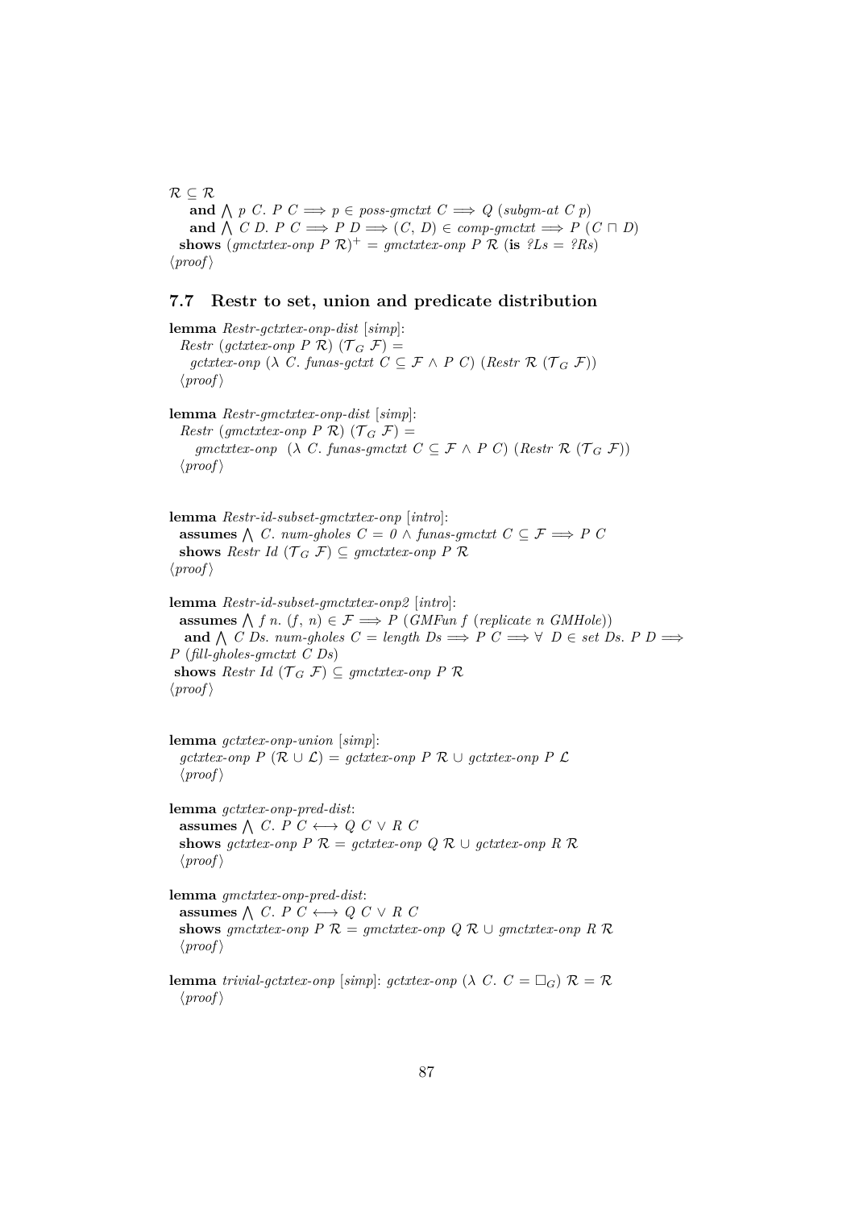$\mathcal{R} \subseteq \mathcal{R}$
  **and** $\bigwedge$ *p C. P C* $\Longrightarrow$ *p* $\in$ *poss-gmctxt C* $\Longrightarrow$ *Q (subgm-at C p)*
  **and** $\bigwedge$ *C D. P C* $\Longrightarrow$ *P D* $\Longrightarrow$ *(C, D)* $\in$ *comp-gmctxt* $\Longrightarrow$ *P (C* $\sqcap$ *D)*
**shows** *(gmctxtex-onp P* $\mathcal{R}$*)*$^+$ = *gmctxtex-onp P* $\mathcal{R}$ (**is** *?Ls = ?Rs*)
⟨*proof*⟩

## 7.7 Restr to set, union and predicate distribution

**lemma** *Restr-gctxtex-onp-dist* [*simp*]:
*Restr (gctxtex-onp P* $\mathcal{R}$*) (*$\mathcal{T}_G$ $\mathcal{F}$*)* =
*gctxtex-onp (*$\lambda$ *C. funas-gctxt C* $\subseteq \mathcal{F}$ $\wedge$ *P C) (Restr* $\mathcal{R}$ *(*$\mathcal{T}_G$ $\mathcal{F}$*))*
⟨*proof*⟩

**lemma** *Restr-gmctxtex-onp-dist* [*simp*]:
*Restr (gmctxtex-onp P* $\mathcal{R}$*) (*$\mathcal{T}_G$ $\mathcal{F}$*)* =
*gmctxtex-onp (*$\lambda$ *C. funas-gmctxt C* $\subseteq \mathcal{F}$ $\wedge$ *P C) (Restr* $\mathcal{R}$ *(*$\mathcal{T}_G$ $\mathcal{F}$*))*
⟨*proof*⟩

**lemma** *Restr-id-subset-gmctxtex-onp* [*intro*]:
**assumes** $\bigwedge$ *C. num-gholes C = 0* $\wedge$ *funas-gmctxt C* $\subseteq \mathcal{F}$ $\Longrightarrow$ *P C*
**shows** *Restr Id (*$\mathcal{T}_G$ $\mathcal{F}$*)* $\subseteq$ *gmctxtex-onp P* $\mathcal{R}$
⟨*proof*⟩

**lemma** *Restr-id-subset-gmctxtex-onp2* [*intro*]:
**assumes** $\bigwedge$ *f n. (f, n)* $\in \mathcal{F}$ $\Longrightarrow$ *P (GMFun f (replicate n GMHole))*
**and** $\bigwedge$ *C Ds. num-gholes C = length Ds* $\Longrightarrow$ *P C* $\Longrightarrow$ $\forall$ *D* $\in$ *set Ds. P D* $\Longrightarrow$ *P (fill-gholes-gmctxt C Ds)*
**shows** *Restr Id (*$\mathcal{T}_G$ $\mathcal{F}$*)* $\subseteq$ *gmctxtex-onp P* $\mathcal{R}$
⟨*proof*⟩

**lemma** *gctxtex-onp-union* [*simp*]:
*gctxtex-onp P (*$\mathcal{R} \cup \mathcal{L}$*)* = *gctxtex-onp P* $\mathcal{R}$ $\cup$ *gctxtex-onp P* $\mathcal{L}$
⟨*proof*⟩

**lemma** *gctxtex-onp-pred-dist*:
**assumes** $\bigwedge$ *C. P C* $\longleftrightarrow$ *Q C* $\vee$ *R C*
**shows** *gctxtex-onp P* $\mathcal{R}$ = *gctxtex-onp Q* $\mathcal{R}$ $\cup$ *gctxtex-onp R* $\mathcal{R}$
⟨*proof*⟩

**lemma** *gmctxtex-onp-pred-dist*:
**assumes** $\bigwedge$ *C. P C* $\longleftrightarrow$ *Q C* $\vee$ *R C*
**shows** *gmctxtex-onp P* $\mathcal{R}$ = *gmctxtex-onp Q* $\mathcal{R}$ $\cup$ *gmctxtex-onp R* $\mathcal{R}$
⟨*proof*⟩

**lemma** *trivial-gctxtex-onp* [*simp*]: *gctxtex-onp (*$\lambda$ *C. C =* $\Box_G$*)* $\mathcal{R}$ = $\mathcal{R}$
⟨*proof*⟩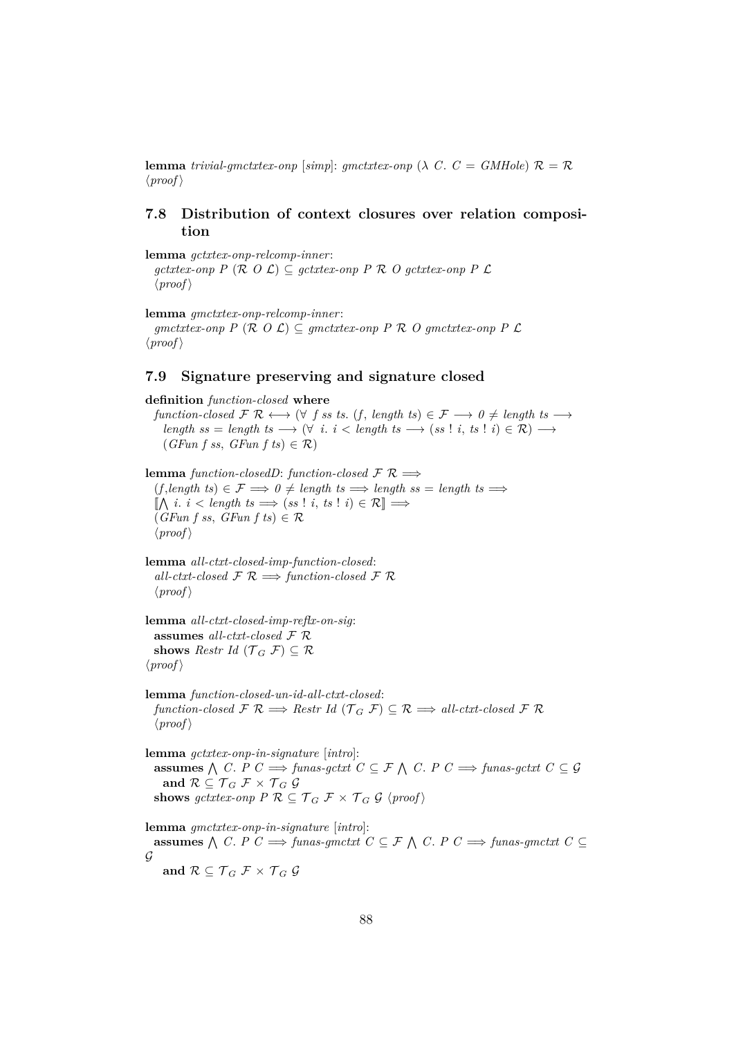**lemma** *trivial-gmctxtex-onp* [*simp*]: *gmctxtex-onp* ($\lambda$ *C*. *C* = *GMHole*) $\mathcal{R}$ = $\mathcal{R}$
⟨*proof*⟩

## 7.8 Distribution of context closures over relation composition

**lemma** *gctxtex-onp-relcomp-inner*:
*gctxtex-onp P* ($\mathcal{R}$ *O* $\mathcal{L}$) $\subseteq$ *gctxtex-onp P* $\mathcal{R}$ *O* *gctxtex-onp P* $\mathcal{L}$
⟨*proof*⟩

**lemma** *gmctxtex-onp-relcomp-inner*:
*gmctxtex-onp P* ($\mathcal{R}$ *O* $\mathcal{L}$) $\subseteq$ *gmctxtex-onp P* $\mathcal{R}$ *O* *gmctxtex-onp P* $\mathcal{L}$
⟨*proof*⟩

## 7.9 Signature preserving and signature closed

**definition** *function-closed* **where**
*function-closed* $\mathcal{F}$ $\mathcal{R}$ $\longleftrightarrow$ ($\forall$ *f ss ts*. (*f*, *length ts*) $\in \mathcal{F}$ $\longrightarrow$ *0* $\neq$ *length ts* $\longrightarrow$
*length ss* = *length ts* $\longrightarrow$ ($\forall$ *i*. *i* < *length ts* $\longrightarrow$ (*ss* ! *i*, *ts* ! *i*) $\in \mathcal{R}$) $\longrightarrow$
(*GFun f ss*, *GFun f ts*) $\in \mathcal{R}$)

**lemma** *function-closedD*: *function-closed* $\mathcal{F}$ $\mathcal{R}$ $\Longrightarrow$
(*f*,*length ts*) $\in \mathcal{F}$ $\Longrightarrow$ *0* $\neq$ *length ts* $\Longrightarrow$ *length ss* = *length ts* $\Longrightarrow$
$[\![\bigwedge$ *i*. *i* < *length ts* $\Longrightarrow$ (*ss* ! *i*, *ts* ! *i*) $\in \mathcal{R}]\!]$ $\Longrightarrow$
(*GFun f ss*, *GFun f ts*) $\in \mathcal{R}$
⟨*proof*⟩

**lemma** *all-ctxt-closed-imp-function-closed*:
*all-ctxt-closed* $\mathcal{F}$ $\mathcal{R}$ $\Longrightarrow$ *function-closed* $\mathcal{F}$ $\mathcal{R}$
⟨*proof*⟩

**lemma** *all-ctxt-closed-imp-reflx-on-sig*:
**assumes** *all-ctxt-closed* $\mathcal{F}$ $\mathcal{R}$
**shows** *Restr Id* ($\mathcal{T}_G$ $\mathcal{F}$) $\subseteq$ $\mathcal{R}$
⟨*proof*⟩

**lemma** *function-closed-un-id-all-ctxt-closed*:
*function-closed* $\mathcal{F}$ $\mathcal{R}$ $\Longrightarrow$ *Restr Id* ($\mathcal{T}_G$ $\mathcal{F}$) $\subseteq$ $\mathcal{R}$ $\Longrightarrow$ *all-ctxt-closed* $\mathcal{F}$ $\mathcal{R}$
⟨*proof*⟩

**lemma** *gctxtex-onp-in-signature* [*intro*]:
**assumes** $\bigwedge$ *C*. *P C* $\Longrightarrow$ *funas-gctxt C* $\subseteq$ $\mathcal{F}$ $\bigwedge$ *C*. *P C* $\Longrightarrow$ *funas-gctxt C* $\subseteq$ $\mathcal{G}$
**and** $\mathcal{R} \subseteq \mathcal{T}_G\ \mathcal{F} \times \mathcal{T}_G\ \mathcal{G}$
**shows** *gctxtex-onp P* $\mathcal{R} \subseteq \mathcal{T}_G\ \mathcal{F} \times \mathcal{T}_G\ \mathcal{G}$ ⟨*proof*⟩

**lemma** *gmctxtex-onp-in-signature* [*intro*]:
**assumes** $\bigwedge$ *C*. *P C* $\Longrightarrow$ *funas-gmctxt C* $\subseteq$ $\mathcal{F}$ $\bigwedge$ *C*. *P C* $\Longrightarrow$ *funas-gmctxt C* $\subseteq$ $\mathcal{G}$
**and** $\mathcal{R} \subseteq \mathcal{T}_G\ \mathcal{F} \times \mathcal{T}_G\ \mathcal{G}$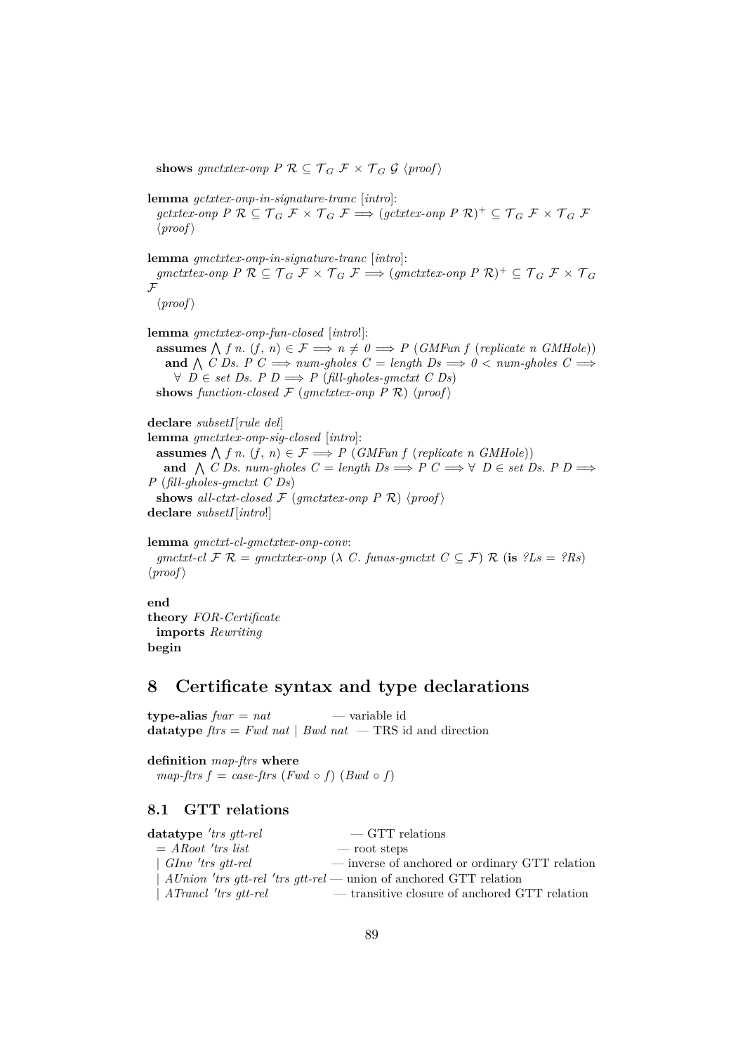**shows** *gmctxtex-onp P* $\mathcal{R} \subseteq \mathcal{T}_G\ \mathcal{F} \times \mathcal{T}_G\ \mathcal{G}$ ⟨*proof*⟩

**lemma** *gctxtex-onp-in-signature-tranc* [*intro*]:
*gctxtex-onp P* $\mathcal{R} \subseteq \mathcal{T}_G\ \mathcal{F} \times \mathcal{T}_G\ \mathcal{F} \Longrightarrow$ (*gctxtex-onp P* $\mathcal{R})^+ \subseteq \mathcal{T}_G\ \mathcal{F} \times \mathcal{T}_G\ \mathcal{F}$
⟨*proof*⟩

**lemma** *gmctxtex-onp-in-signature-tranc* [*intro*]:
*gmctxtex-onp P* $\mathcal{R} \subseteq \mathcal{T}_G\ \mathcal{F} \times \mathcal{T}_G\ \mathcal{F} \Longrightarrow$ (*gmctxtex-onp P* $\mathcal{R})^+ \subseteq \mathcal{T}_G\ \mathcal{F} \times \mathcal{T}_G$
$\mathcal{F}$
⟨*proof*⟩

**lemma** *gmctxtex-onp-fun-closed* [*intro*!]:
**assumes** $\bigwedge$ *f n*. (*f*, *n*) $\in \mathcal{F} \Longrightarrow n \neq 0 \Longrightarrow$ *P* (*GMFun f* (*replicate n GMHole*))
**and** $\bigwedge$ *C Ds*. *P C* $\Longrightarrow$ *num-gholes C* = *length Ds* $\Longrightarrow$ *0* < *num-gholes C* $\Longrightarrow$
$\forall$ *D* $\in$ *set Ds*. *P D* $\Longrightarrow$ *P* (*fill-gholes-gmctxt C Ds*)
**shows** *function-closed* $\mathcal{F}$ (*gmctxtex-onp P* $\mathcal{R}$) ⟨*proof*⟩

**declare** *subsetI*[*rule del*]
**lemma** *gmctxtex-onp-sig-closed* [*intro*]:
**assumes** $\bigwedge$ *f n*. (*f*, *n*) $\in \mathcal{F} \Longrightarrow$ *P* (*GMFun f* (*replicate n GMHole*))
**and** $\bigwedge$ *C Ds*. *num-gholes C* = *length Ds* $\Longrightarrow$ *P C* $\Longrightarrow \forall$ *D* $\in$ *set Ds*. *P D* $\Longrightarrow$
*P* (*fill-gholes-gmctxt C Ds*)
**shows** *all-ctxt-closed* $\mathcal{F}$ (*gmctxtex-onp P* $\mathcal{R}$) ⟨*proof*⟩
**declare** *subsetI*[*intro*!]

**lemma** *gmctxt-cl-gmctxtex-onp-conv*:
*gmctxt-cl* $\mathcal{F}$ $\mathcal{R}$ = *gmctxtex-onp* ($\lambda$ *C*. *funas-gmctxt C* $\subseteq \mathcal{F}$) $\mathcal{R}$ (**is** *?Ls* = *?Rs*)
⟨*proof*⟩

**end**
**theory** *FOR-Certificate*
**imports** *Rewriting*
**begin**

# 8 Certificate syntax and type declarations

**type-alias** *fvar* = *nat* — variable id
**datatype** *ftrs* = *Fwd nat* | *Bwd nat* — TRS id and direction

**definition** *map-ftrs* **where**
*map-ftrs f* = *case-ftrs* (*Fwd* ∘ *f*) (*Bwd* ∘ *f*)

## 8.1 GTT relations

**datatype** *'trs gtt-rel* — GTT relations
= *ARoot 'trs list* — root steps
| *GInv 'trs gtt-rel* — inverse of anchored or ordinary GTT relation
| *AUnion 'trs gtt-rel 'trs gtt-rel* — union of anchored GTT relation
| *ATrancl 'trs gtt-rel* — transitive closure of anchored GTT relation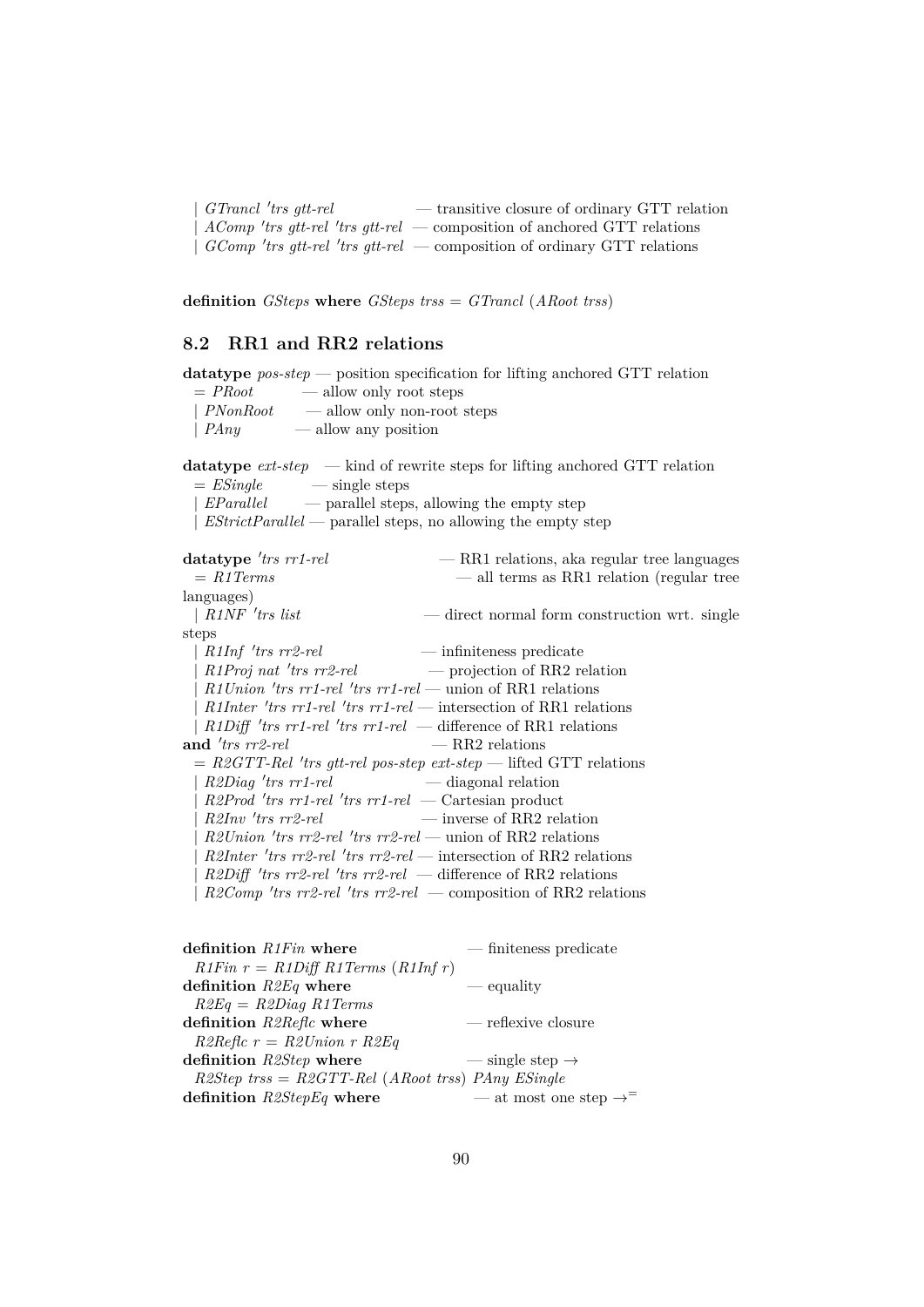| *GTrancl 'trs gtt-rel* — transitive closure of ordinary GTT relation
| *AComp 'trs gtt-rel 'trs gtt-rel* — composition of anchored GTT relations
| *GComp 'trs gtt-rel 'trs gtt-rel* — composition of ordinary GTT relations

**definition** *GSteps* **where** *GSteps trss = GTrancl (ARoot trss)*

## 8.2 RR1 and RR2 relations

**datatype** *pos-step* — position specification for lifting anchored GTT relation
= *PRoot* — allow only root steps
| *PNonRoot* — allow only non-root steps
| *PAny* — allow any position

**datatype** *ext-step* — kind of rewrite steps for lifting anchored GTT relation
= *ESingle* — single steps
| *EParallel* — parallel steps, allowing the empty step
| *EStrictParallel* — parallel steps, no allowing the empty step

**datatype** *'trs rr1-rel* — RR1 relations, aka regular tree languages
= *R1Terms* — all terms as RR1 relation (regular tree languages)
| *R1NF 'trs list* — direct normal form construction wrt. single steps
| *R1Inf 'trs rr2-rel* — infiniteness predicate
| *R1Proj nat 'trs rr2-rel* — projection of RR2 relation
| *R1Union 'trs rr1-rel 'trs rr1-rel* — union of RR1 relations
| *R1Inter 'trs rr1-rel 'trs rr1-rel* — intersection of RR1 relations
| *R1Diff 'trs rr1-rel 'trs rr1-rel* — difference of RR1 relations
**and** *'trs rr2-rel* — RR2 relations
= *R2GTT-Rel 'trs gtt-rel pos-step ext-step* — lifted GTT relations
| *R2Diag 'trs rr1-rel* — diagonal relation
| *R2Prod 'trs rr1-rel 'trs rr1-rel* — Cartesian product
| *R2Inv 'trs rr2-rel* — inverse of RR2 relation
| *R2Union 'trs rr2-rel 'trs rr2-rel* — union of RR2 relations
| *R2Inter 'trs rr2-rel 'trs rr2-rel* — intersection of RR2 relations
| *R2Diff 'trs rr2-rel 'trs rr2-rel* — difference of RR2 relations
| *R2Comp 'trs rr2-rel 'trs rr2-rel* — composition of RR2 relations

**definition** *R1Fin* **where** — finiteness predicate
*R1Fin r = R1Diff R1Terms (R1Inf r)*
**definition** *R2Eq* **where** — equality
*R2Eq = R2Diag R1Terms*
**definition** *R2Reflc* **where** — reflexive closure
*R2Reflc r = R2Union r R2Eq*
**definition** *R2Step* **where** — single step $\rightarrow$
*R2Step trss = R2GTT-Rel (ARoot trss) PAny ESingle*
**definition** *R2StepEq* **where** — at most one step $\rightarrow^{=}$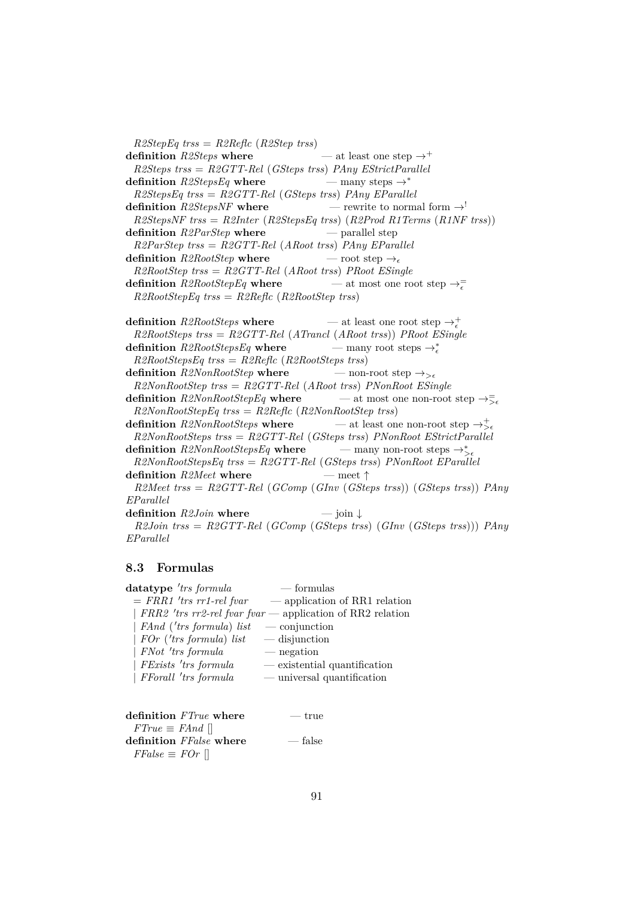*R2StepEq trss = R2Reflc (R2Step trss)*
**definition** *R2Steps* **where** — at least one step $\rightarrow^+$
*R2Steps trss = R2GTT-Rel (GSteps trss) PAny EStrictParallel*
**definition** *R2StepsEq* **where** — many steps $\rightarrow^*$
*R2StepsEq trss = R2GTT-Rel (GSteps trss) PAny EParallel*
**definition** *R2StepsNF* **where** — rewrite to normal form $\rightarrow^!$
*R2StepsNF trss = R2Inter (R2StepsEq trss) (R2Prod R1Terms (R1NF trss))*
**definition** *R2ParStep* **where** — parallel step
*R2ParStep trss = R2GTT-Rel (ARoot trss) PAny EParallel*
**definition** *R2RootStep* **where** — root step $\rightarrow_\epsilon$
*R2RootStep trss = R2GTT-Rel (ARoot trss) PRoot ESingle*
**definition** *R2RootStepEq* **where** — at most one root step $\rightarrow_\epsilon^=$
*R2RootStepEq trss = R2Reflc (R2RootStep trss)*

**definition** *R2RootSteps* **where** — at least one root step $\rightarrow_\epsilon^+$
*R2RootSteps trss = R2GTT-Rel (ATrancl (ARoot trss)) PRoot ESingle*
**definition** *R2RootStepsEq* **where** — many root steps $\rightarrow_\epsilon^*$
*R2RootStepsEq trss = R2Reflc (R2RootSteps trss)*
**definition** *R2NonRootStep* **where** — non-root step $\rightarrow_{>\epsilon}$
*R2NonRootStep trss = R2GTT-Rel (ARoot trss) PNonRoot ESingle*
**definition** *R2NonRootStepEq* **where** — at most one non-root step $\rightarrow_{>\epsilon}^=$
*R2NonRootStepEq trss = R2Reflc (R2NonRootStep trss)*
**definition** *R2NonRootSteps* **where** — at least one non-root step $\rightarrow_{>\epsilon}^+$
*R2NonRootSteps trss = R2GTT-Rel (GSteps trss) PNonRoot EStrictParallel*
**definition** *R2NonRootStepsEq* **where** — many non-root steps $\rightarrow_{>\epsilon}^*$
*R2NonRootStepsEq trss = R2GTT-Rel (GSteps trss) PNonRoot EParallel*
**definition** *R2Meet* **where** — meet $\uparrow$
*R2Meet trss = R2GTT-Rel (GComp (GInv (GSteps trss)) (GSteps trss)) PAny EParallel*
**definition** *R2Join* **where** — join $\downarrow$
*R2Join trss = R2GTT-Rel (GComp (GSteps trss) (GInv (GSteps trss))) PAny EParallel*

## 8.3 Formulas

**datatype** *'trs formula* — formulas
= *FRR1 'trs rr1-rel fvar* — application of RR1 relation
| *FRR2 'trs rr2-rel fvar fvar* — application of RR2 relation
| *FAnd ('trs formula) list* — conjunction
| *FOr ('trs formula) list* — disjunction
| *FNot 'trs formula* — negation
| *FExists 'trs formula* — existential quantification
| *FForall 'trs formula* — universal quantification

**definition** *FTrue* **where** — true
*FTrue ≡ FAnd []*
**definition** *FFalse* **where** — false
*FFalse ≡ FOr []*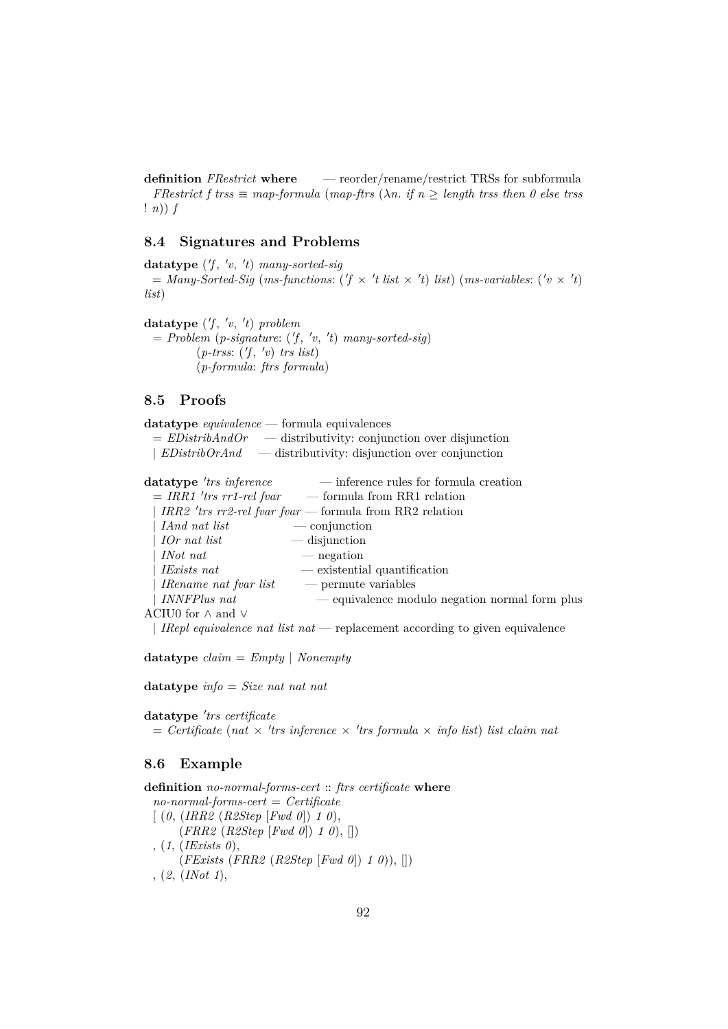**definition** *FRestrict* **where** — reorder/rename/restrict TRSs for subformula
*FRestrict f trss* ≡ *map-formula* (*map-ftrs* (*λn. if n* ≥ *length trss then 0 else trss* ! *n*)) *f*

## 8.4 Signatures and Problems

**datatype** (*'f*, *'v*, *'t*) *many-sorted-sig*
= *Many-Sorted-Sig* (*ms-functions*: (*'f* × *'t list* × *'t*) *list*) (*ms-variables*: (*'v* × *'t*) *list*)

**datatype** (*'f*, *'v*, *'t*) *problem*
= *Problem* (*p-signature*: (*'f*, *'v*, *'t*) *many-sorted-sig*)
(*p-trss*: (*'f*, *'v*) *trs list*)
(*p-formula*: *ftrs formula*)

## 8.5 Proofs

**datatype** *equivalence* — formula equivalences
= *EDistribAndOr* — distributivity: conjunction over disjunction
| *EDistribOrAnd* — distributivity: disjunction over conjunction

**datatype** *'trs inference* — inference rules for formula creation
= *IRR1 'trs rr1-rel fvar* — formula from RR1 relation
| *IRR2 'trs rr2-rel fvar fvar* — formula from RR2 relation
| *IAnd nat list* — conjunction
| *IOr nat list* — disjunction
| *INot nat* — negation
| *IExists nat* — existential quantification
| *IRename nat fvar list* — permute variables
| *INNFPlus nat* — equivalence modulo negation normal form plus ACIU0 for ∧ and ∨
| *IRepl equivalence nat list nat* — replacement according to given equivalence

**datatype** *claim* = *Empty* | *Nonempty*

**datatype** *info* = *Size nat nat nat*

**datatype** *'trs certificate*
= *Certificate* (*nat* × *'trs inference* × *'trs formula* × *info list*) *list claim nat*

## 8.6 Example

**definition** *no-normal-forms-cert* :: *ftrs certificate* **where**
*no-normal-forms-cert* = *Certificate*
[ (*0*, (*IRR2* (*R2Step* [*Fwd 0*]) *1 0*),
(*FRR2* (*R2Step* [*Fwd 0*]) *1 0*), [])
, (*1*, (*IExists 0*),
(*FExists* (*FRR2* (*R2Step* [*Fwd 0*]) *1 0*)), [])
, (*2*, (*INot 1*),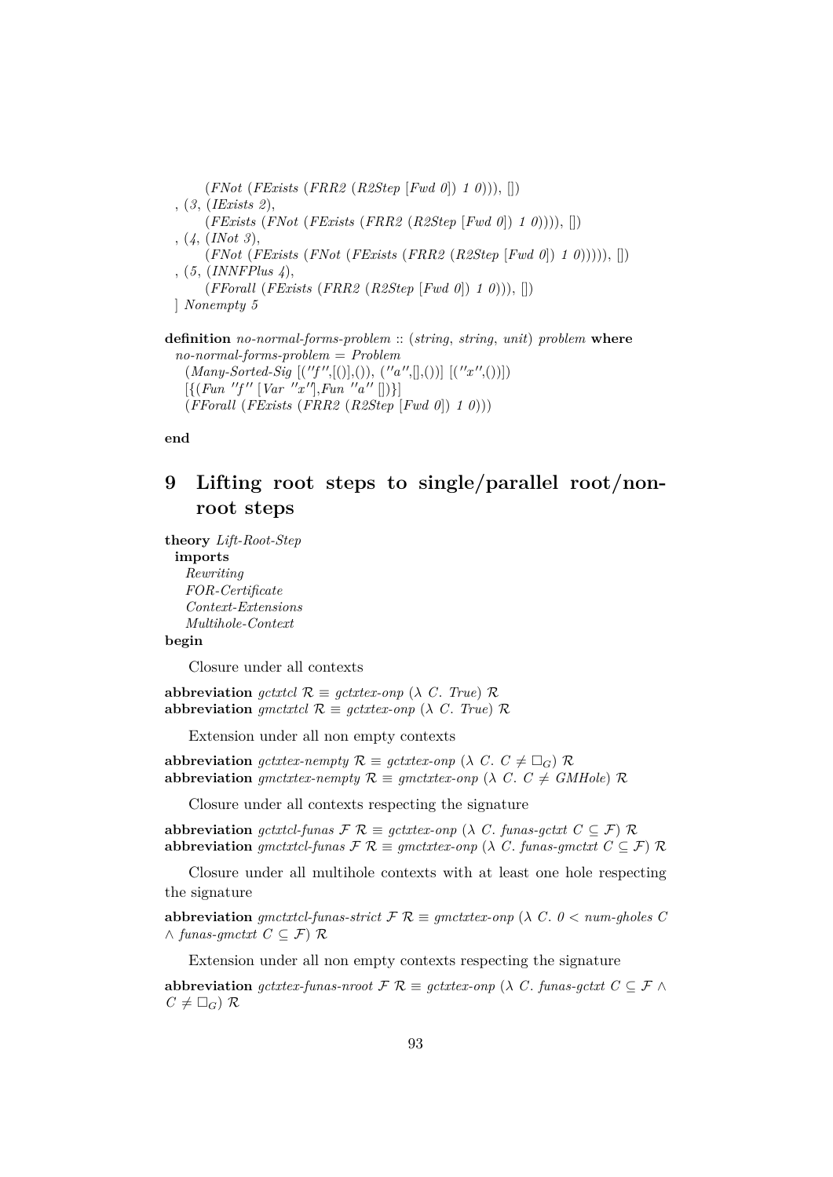```
    (FNot (FExists (FRR2 (R2Step [Fwd 0]) 1 0))), [])
  , (3, (IExists 2),
     (FExists (FNot (FExists (FRR2 (R2Step [Fwd 0]) 1 0)))), [])
  , (4, (INot 3),
     (FNot (FExists (FNot (FExists (FRR2 (R2Step [Fwd 0]) 1 0))))), [])
  , (5, (INNFPlus 4),
     (FForall (FExists (FRR2 (R2Step [Fwd 0]) 1 0))), [])
  ] Nonempty 5
```

**definition** *no-normal-forms-problem* :: (*string*, *string*, *unit*) *problem* **where**
*no-normal-forms-problem* = *Problem*
(*Many-Sorted-Sig* [(''f'',[()],()), (''a'',[],())] [(''x'',())])
[{(*Fun* ''f'' [*Var* ''x''],*Fun* ''a'' [])}]
(*FForall* (*FExists* (*FRR2* (*R2Step* [*Fwd* 0]) 1 0)))

**end**

# 9 Lifting root steps to single/parallel root/non-root steps

**theory** *Lift-Root-Step*
**imports**
*Rewriting*
*FOR-Certificate*
*Context-Extensions*
*Multihole-Context*
**begin**

Closure under all contexts

**abbreviation** *gctxtcl* $\mathcal{R}$ ≡ *gctxtex-onp* (λ *C*. *True*) $\mathcal{R}$
**abbreviation** *gmctxtcl* $\mathcal{R}$ ≡ *gctxtex-onp* (λ *C*. *True*) $\mathcal{R}$

Extension under all non empty contexts

**abbreviation** *gctxtex-nempty* $\mathcal{R}$ ≡ *gctxtex-onp* (λ *C*. $C \neq \Box_G$) $\mathcal{R}$
**abbreviation** *gmctxtex-nempty* $\mathcal{R}$ ≡ *gmctxtex-onp* (λ *C*. *C* ≠ *GMHole*) $\mathcal{R}$

Closure under all contexts respecting the signature

**abbreviation** *gctxtcl-funas* $\mathcal{F}$ $\mathcal{R}$ ≡ *gctxtex-onp* (λ *C*. *funas-gctxt* $C \subseteq \mathcal{F}$) $\mathcal{R}$
**abbreviation** *gmctxtcl-funas* $\mathcal{F}$ $\mathcal{R}$ ≡ *gmctxtex-onp* (λ *C*. *funas-gmctxt* $C \subseteq \mathcal{F}$) $\mathcal{R}$

Closure under all multihole contexts with at least one hole respecting the signature

**abbreviation** *gmctxtcl-funas-strict* $\mathcal{F}$ $\mathcal{R}$ ≡ *gmctxtex-onp* (λ *C*. 0 < *num-gholes* *C* ∧ *funas-gmctxt* $C \subseteq \mathcal{F}$) $\mathcal{R}$

Extension under all non empty contexts respecting the signature

**abbreviation** *gctxtex-funas-nroot* $\mathcal{F}$ $\mathcal{R}$ ≡ *gctxtex-onp* (λ *C*. *funas-gctxt* $C \subseteq \mathcal{F}$ ∧ $C \neq \Box_G$) $\mathcal{R}$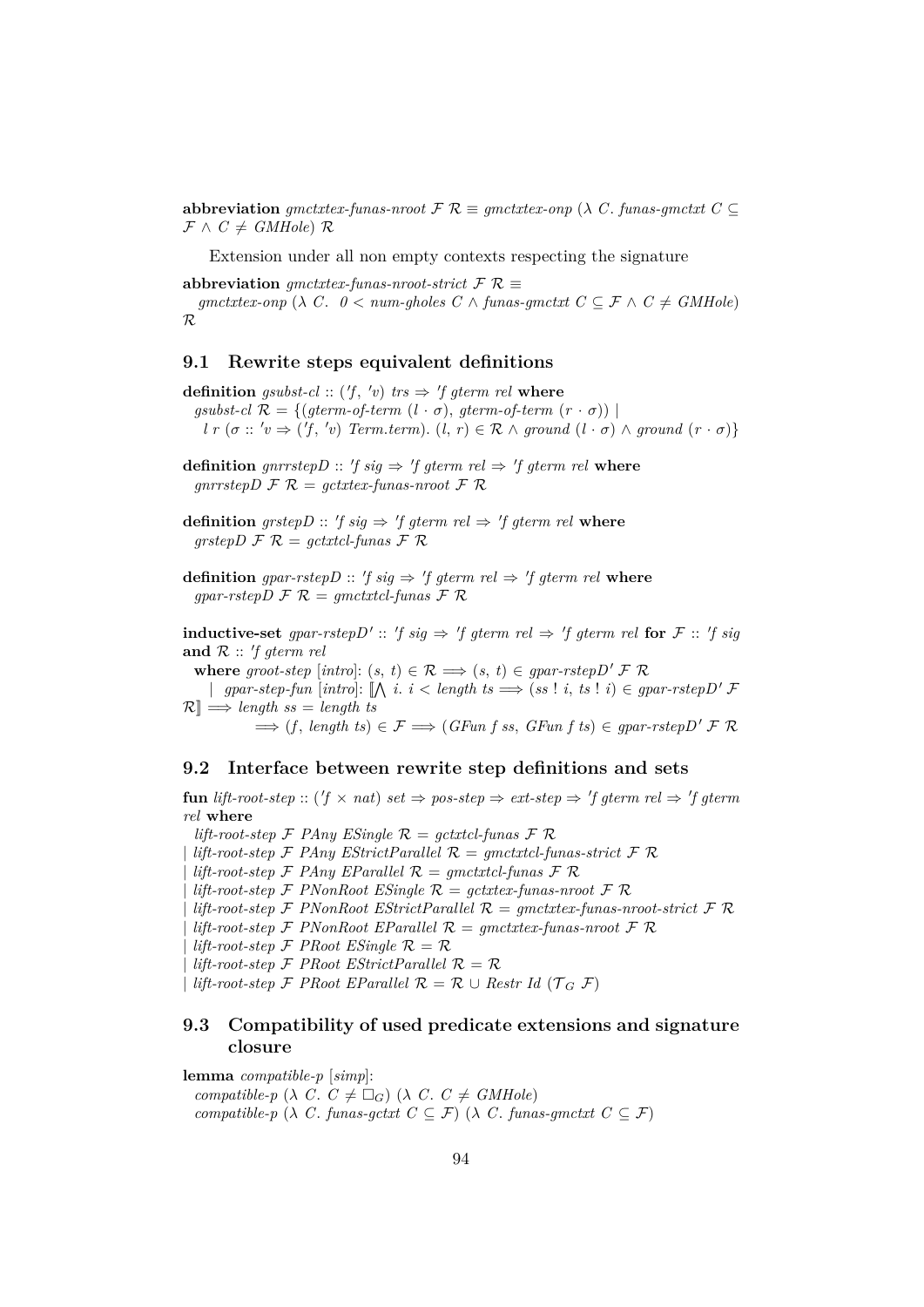**abbreviation** *gmctxtex-funas-nroot* $\mathcal{F}$ $\mathcal{R}$ ≡ *gmctxtex-onp* (λ *C*. *funas-gmctxt C* ⊆ $\mathcal{F}$ ∧ *C* ≠ *GMHole*) $\mathcal{R}$

Extension under all non empty contexts respecting the signature

**abbreviation** *gmctxtex-funas-nroot-strict* $\mathcal{F}$ $\mathcal{R}$ ≡
*gmctxtex-onp* (λ *C*. 0 < *num-gholes C* ∧ *funas-gmctxt C* ⊆ $\mathcal{F}$ ∧ *C* ≠ *GMHole*) $\mathcal{R}$

## 9.1 Rewrite steps equivalent definitions

**definition** *gsubst-cl* :: (′*f*, ′*v*) *trs* ⇒ ′*f gterm rel* **where**
*gsubst-cl* $\mathcal{R}$ = {(*gterm-of-term* (*l* · σ), *gterm-of-term* (*r* · σ)) |
*l r* (σ :: ′*v* ⇒ (′*f*, ′*v*) *Term.term*). (*l*, *r*) ∈ $\mathcal{R}$ ∧ *ground* (*l* · σ) ∧ *ground* (*r* · σ)}

**definition** *gnrrstepD* :: ′*f sig* ⇒ ′*f gterm rel* ⇒ ′*f gterm rel* **where**
*gnrrstepD* $\mathcal{F}$ $\mathcal{R}$ = *gctxtex-funas-nroot* $\mathcal{F}$ $\mathcal{R}$

**definition** *grstepD* :: ′*f sig* ⇒ ′*f gterm rel* ⇒ ′*f gterm rel* **where**
*grstepD* $\mathcal{F}$ $\mathcal{R}$ = *gctxtcl-funas* $\mathcal{F}$ $\mathcal{R}$

**definition** *gpar-rstepD* :: ′*f sig* ⇒ ′*f gterm rel* ⇒ ′*f gterm rel* **where**
*gpar-rstepD* $\mathcal{F}$ $\mathcal{R}$ = *gmctxtcl-funas* $\mathcal{F}$ $\mathcal{R}$

**inductive-set** *gpar-rstepD′* :: ′*f sig* ⇒ ′*f gterm rel* ⇒ ′*f gterm rel* **for** $\mathcal{F}$ :: ′*f sig* **and** $\mathcal{R}$ :: ′*f gterm rel*
**where** *groot-step* [*intro*]: (*s*, *t*) ∈ $\mathcal{R}$ ⟹ (*s*, *t*) ∈ *gpar-rstepD′* $\mathcal{F}$ $\mathcal{R}$
| *gpar-step-fun* [*intro*]: ⟦⋀ *i*. *i* < *length ts* ⟹ (*ss* ! *i*, *ts* ! *i*) ∈ *gpar-rstepD′* $\mathcal{F}$ $\mathcal{R}$⟧ ⟹ *length ss* = *length ts*
⟹ (*f*, *length ts*) ∈ $\mathcal{F}$ ⟹ (*GFun f ss*, *GFun f ts*) ∈ *gpar-rstepD′* $\mathcal{F}$ $\mathcal{R}$

## 9.2 Interface between rewrite step definitions and sets

**fun** *lift-root-step* :: (′*f* × *nat*) *set* ⇒ *pos-step* ⇒ *ext-step* ⇒ ′*f gterm rel* ⇒ ′*f gterm rel* **where**
*lift-root-step* $\mathcal{F}$ *PAny ESingle* $\mathcal{R}$ = *gctxtcl-funas* $\mathcal{F}$ $\mathcal{R}$
| *lift-root-step* $\mathcal{F}$ *PAny EStrictParallel* $\mathcal{R}$ = *gmctxtcl-funas-strict* $\mathcal{F}$ $\mathcal{R}$
| *lift-root-step* $\mathcal{F}$ *PAny EParallel* $\mathcal{R}$ = *gmctxtcl-funas* $\mathcal{F}$ $\mathcal{R}$
| *lift-root-step* $\mathcal{F}$ *PNonRoot ESingle* $\mathcal{R}$ = *gctxtex-funas-nroot* $\mathcal{F}$ $\mathcal{R}$
| *lift-root-step* $\mathcal{F}$ *PNonRoot EStrictParallel* $\mathcal{R}$ = *gmctxtex-funas-nroot-strict* $\mathcal{F}$ $\mathcal{R}$
| *lift-root-step* $\mathcal{F}$ *PNonRoot EParallel* $\mathcal{R}$ = *gmctxtex-funas-nroot* $\mathcal{F}$ $\mathcal{R}$
| *lift-root-step* $\mathcal{F}$ *PRoot ESingle* $\mathcal{R}$ = $\mathcal{R}$
| *lift-root-step* $\mathcal{F}$ *PRoot EStrictParallel* $\mathcal{R}$ = $\mathcal{R}$
| *lift-root-step* $\mathcal{F}$ *PRoot EParallel* $\mathcal{R}$ = $\mathcal{R}$ ∪ *Restr Id* ($\mathcal{T}_G$ $\mathcal{F}$)

## 9.3 Compatibility of used predicate extensions and signature closure

**lemma** *compatible-p* [*simp*]:
*compatible-p* (λ *C*. *C* ≠ $\Box_G$) (λ *C*. *C* ≠ *GMHole*)
*compatible-p* (λ *C*. *funas-gctxt C* ⊆ $\mathcal{F}$) (λ *C*. *funas-gmctxt C* ⊆ $\mathcal{F}$)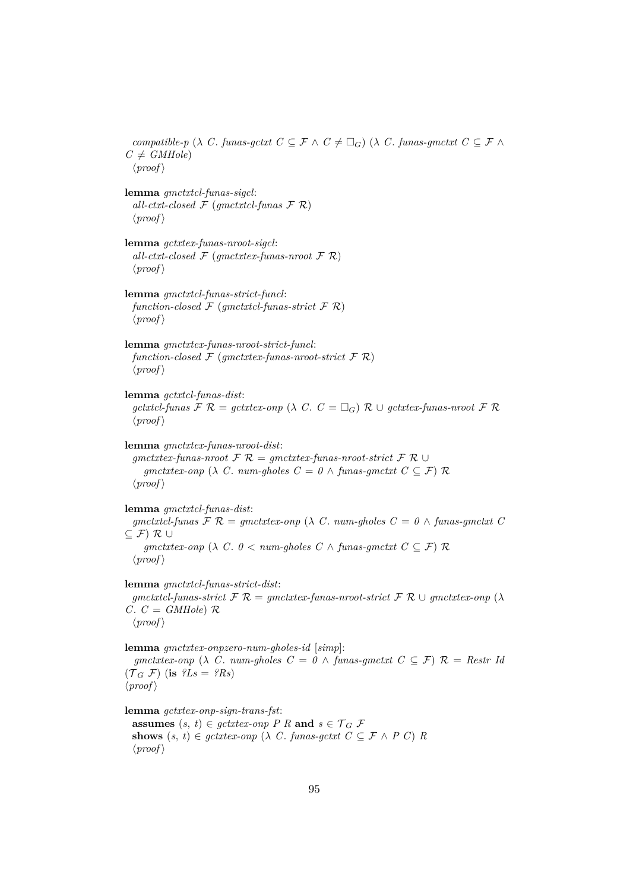*compatible-p* ($\lambda$ *C. funas-gctxt C* $\subseteq \mathcal{F} \wedge C \neq \Box_G$) ($\lambda$ *C. funas-gmctxt C* $\subseteq \mathcal{F} \wedge$ $C \neq$ *GMHole*)
⟨*proof*⟩

**lemma** *gmctxtcl-funas-sigcl*:
*all-ctxt-closed* $\mathcal{F}$ (*gmctxtcl-funas* $\mathcal{F}$ $\mathcal{R}$)
⟨*proof*⟩

**lemma** *gctxtex-funas-nroot-sigcl*:
*all-ctxt-closed* $\mathcal{F}$ (*gmctxtex-funas-nroot* $\mathcal{F}$ $\mathcal{R}$)
⟨*proof*⟩

**lemma** *gmctxtcl-funas-strict-funcl*:
*function-closed* $\mathcal{F}$ (*gmctxtcl-funas-strict* $\mathcal{F}$ $\mathcal{R}$)
⟨*proof*⟩

**lemma** *gmctxtex-funas-nroot-strict-funcl*:
*function-closed* $\mathcal{F}$ (*gmctxtex-funas-nroot-strict* $\mathcal{F}$ $\mathcal{R}$)
⟨*proof*⟩

**lemma** *gctxtcl-funas-dist*:
*gctxtcl-funas* $\mathcal{F}$ $\mathcal{R}$ = *gctxtex-onp* ($\lambda$ *C.* $C = \Box_G$) $\mathcal{R}$ $\cup$ *gctxtex-funas-nroot* $\mathcal{F}$ $\mathcal{R}$
⟨*proof*⟩

**lemma** *gmctxtex-funas-nroot-dist*:
*gmctxtex-funas-nroot* $\mathcal{F}$ $\mathcal{R}$ = *gmctxtex-funas-nroot-strict* $\mathcal{F}$ $\mathcal{R}$ $\cup$
*gmctxtex-onp* ($\lambda$ *C. num-gholes C* = *0* $\wedge$ *funas-gmctxt C* $\subseteq \mathcal{F}$) $\mathcal{R}$
⟨*proof*⟩

**lemma** *gmctxtcl-funas-dist*:
*gmctxtcl-funas* $\mathcal{F}$ $\mathcal{R}$ = *gmctxtex-onp* ($\lambda$ *C. num-gholes C* = *0* $\wedge$ *funas-gmctxt C* $\subseteq \mathcal{F}$) $\mathcal{R}$ $\cup$
*gmctxtex-onp* ($\lambda$ *C. 0* < *num-gholes C* $\wedge$ *funas-gmctxt C* $\subseteq \mathcal{F}$) $\mathcal{R}$
⟨*proof*⟩

**lemma** *gmctxtcl-funas-strict-dist*:
*gmctxtcl-funas-strict* $\mathcal{F}$ $\mathcal{R}$ = *gmctxtex-funas-nroot-strict* $\mathcal{F}$ $\mathcal{R}$ $\cup$ *gmctxtex-onp* ($\lambda$ *C. C* = *GMHole*) $\mathcal{R}$
⟨*proof*⟩

**lemma** *gmctxtex-onpzero-num-gholes-id* [*simp*]:
*gmctxtex-onp* ($\lambda$ *C. num-gholes C* = *0* $\wedge$ *funas-gmctxt C* $\subseteq \mathcal{F}$) $\mathcal{R}$ = *Restr Id* ($\mathcal{T}_G$ $\mathcal{F}$) (**is** *?Ls* = *?Rs*)
⟨*proof*⟩

**lemma** *gctxtex-onp-sign-trans-fst*:
**assumes** (*s*, *t*) $\in$ *gctxtex-onp P R* **and** $s \in \mathcal{T}_G$ $\mathcal{F}$
**shows** (*s*, *t*) $\in$ *gctxtex-onp* ($\lambda$ *C. funas-gctxt C* $\subseteq \mathcal{F} \wedge$ *P C*) *R*
⟨*proof*⟩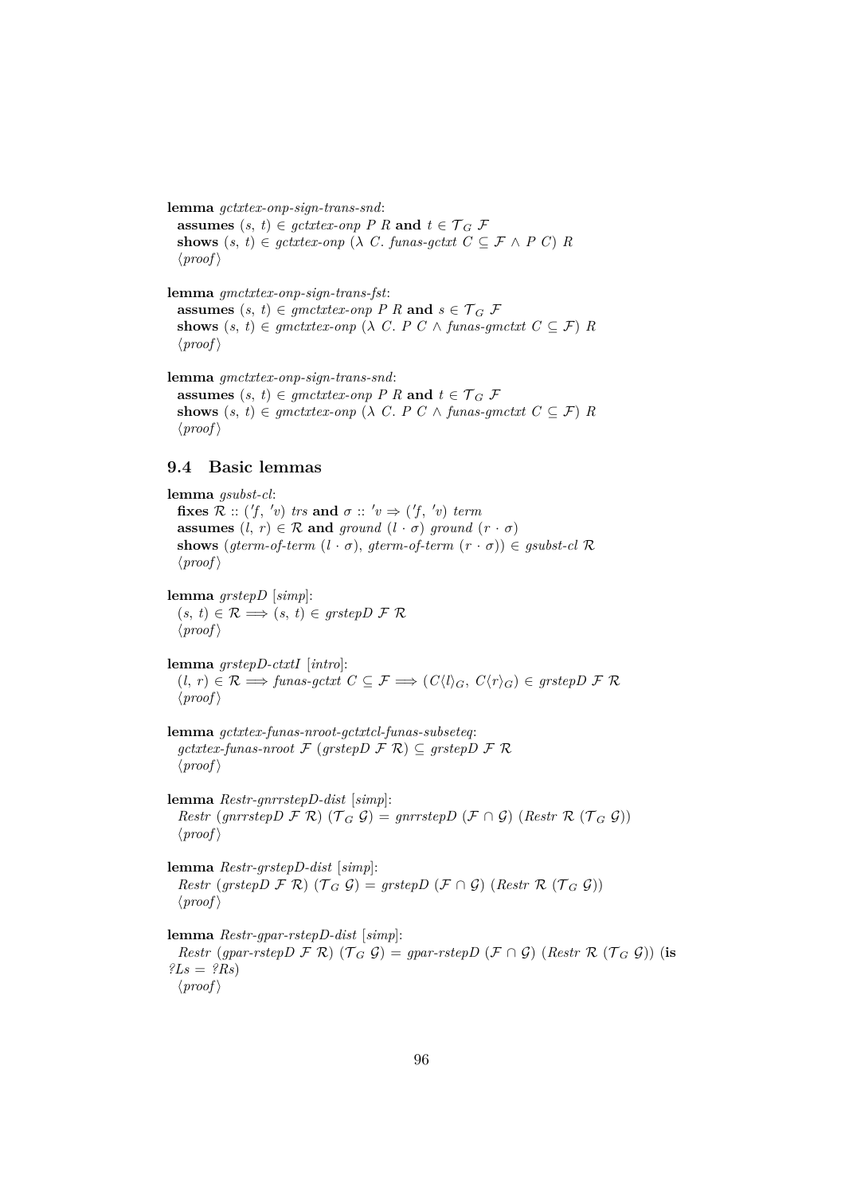**lemma** *gctxtex-onp-sign-trans-snd*:
  **assumes** $(s,\ t) \in$ *gctxtex-onp* $P\ R$ **and** $t \in \mathcal{T}_G\ \mathcal{F}$
  **shows** $(s,\ t) \in$ *gctxtex-onp* $(\lambda\ C.$ *funas-gctxt* $C \subseteq \mathcal{F} \wedge P\ C)\ R$
  ⟨*proof*⟩

**lemma** *gmctxtex-onp-sign-trans-fst*:
  **assumes** $(s,\ t) \in$ *gmctxtex-onp* $P\ R$ **and** $s \in \mathcal{T}_G\ \mathcal{F}$
  **shows** $(s,\ t) \in$ *gmctxtex-onp* $(\lambda\ C.\ P\ C \wedge$ *funas-gmctxt* $C \subseteq \mathcal{F})\ R$
  ⟨*proof*⟩

**lemma** *gmctxtex-onp-sign-trans-snd*:
  **assumes** $(s,\ t) \in$ *gmctxtex-onp* $P\ R$ **and** $t \in \mathcal{T}_G\ \mathcal{F}$
  **shows** $(s,\ t) \in$ *gmctxtex-onp* $(\lambda\ C.\ P\ C \wedge$ *funas-gmctxt* $C \subseteq \mathcal{F})\ R$
  ⟨*proof*⟩

## 9.4 Basic lemmas

**lemma** *gsubst-cl*:
  **fixes** $\mathcal{R}$ :: $('f,\ 'v)$ *trs* **and** $\sigma$ :: $'v \Rightarrow ('f,\ 'v)$ *term*
  **assumes** $(l,\ r) \in \mathcal{R}$ **and** *ground* $(l \cdot \sigma)$ *ground* $(r \cdot \sigma)$
  **shows** (*gterm-of-term* $(l \cdot \sigma)$, *gterm-of-term* $(r \cdot \sigma)) \in$ *gsubst-cl* $\mathcal{R}$
  ⟨*proof*⟩

**lemma** *grstepD* [*simp*]:
  $(s,\ t) \in \mathcal{R} \Longrightarrow (s,\ t) \in$ *grstepD* $\mathcal{F}\ \mathcal{R}$
  ⟨*proof*⟩

**lemma** *grstepD-ctxtI* [*intro*]:
  $(l,\ r) \in \mathcal{R} \Longrightarrow$ *funas-gctxt* $C \subseteq \mathcal{F} \Longrightarrow (C\langle l\rangle_G,\ C\langle r\rangle_G) \in$ *grstepD* $\mathcal{F}\ \mathcal{R}$
  ⟨*proof*⟩

**lemma** *gctxtex-funas-nroot-gctxtcl-funas-subseteq*:
  *gctxtex-funas-nroot* $\mathcal{F}$ (*grstepD* $\mathcal{F}\ \mathcal{R}$) $\subseteq$ *grstepD* $\mathcal{F}\ \mathcal{R}$
  ⟨*proof*⟩

**lemma** *Restr-gnrrstepD-dist* [*simp*]:
  *Restr* (*gnrrstepD* $\mathcal{F}\ \mathcal{R}$) $(\mathcal{T}_G\ \mathcal{G})$ = *gnrrstepD* $(\mathcal{F} \cap \mathcal{G})$ (*Restr* $\mathcal{R}$ $(\mathcal{T}_G\ \mathcal{G})$)
  ⟨*proof*⟩

**lemma** *Restr-grstepD-dist* [*simp*]:
  *Restr* (*grstepD* $\mathcal{F}\ \mathcal{R}$) $(\mathcal{T}_G\ \mathcal{G})$ = *grstepD* $(\mathcal{F} \cap \mathcal{G})$ (*Restr* $\mathcal{R}$ $(\mathcal{T}_G\ \mathcal{G})$)
  ⟨*proof*⟩

**lemma** *Restr-gpar-rstepD-dist* [*simp*]:
  *Restr* (*gpar-rstepD* $\mathcal{F}\ \mathcal{R}$) $(\mathcal{T}_G\ \mathcal{G})$ = *gpar-rstepD* $(\mathcal{F} \cap \mathcal{G})$ (*Restr* $\mathcal{R}$ $(\mathcal{T}_G\ \mathcal{G})$) (**is** *?Ls* = *?Rs*)
  ⟨*proof*⟩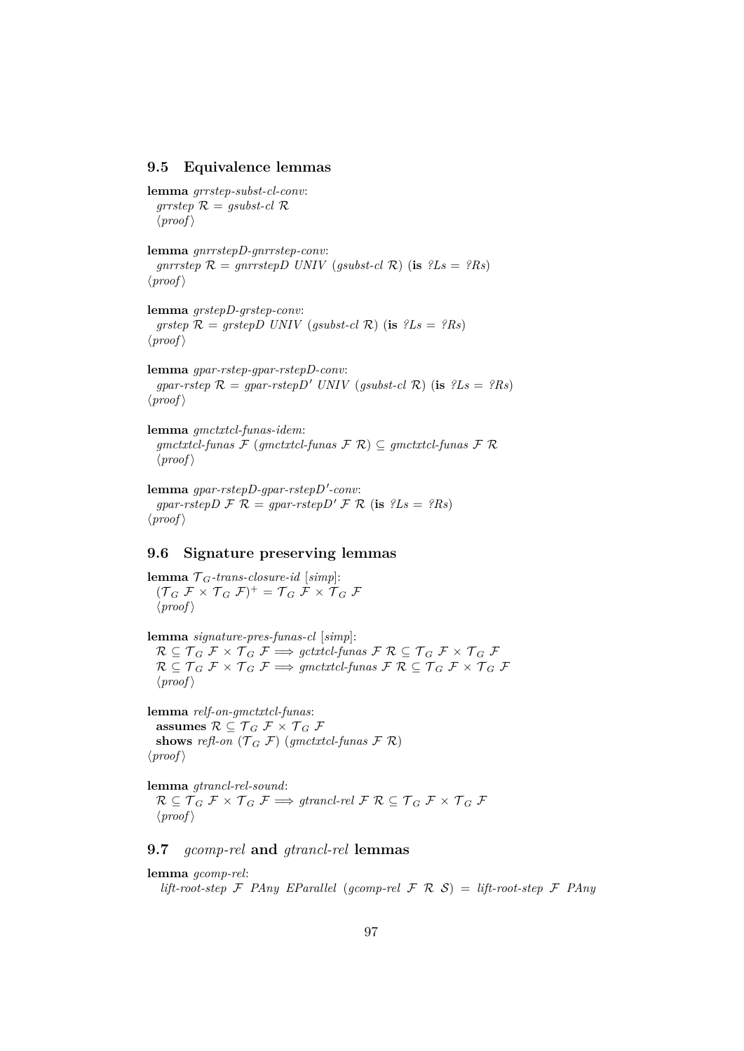## 9.5 Equivalence lemmas

**lemma** *grrstep-subst-cl-conv*:
  *grrstep* $\mathcal{R}$ = *gsubst-cl* $\mathcal{R}$
  ⟨*proof*⟩

**lemma** *gnrrstepD-gnrrstep-conv*:
  *gnrrstep* $\mathcal{R}$ = *gnrrstepD UNIV* (*gsubst-cl* $\mathcal{R}$) (**is** *?Ls* = *?Rs*)
⟨*proof*⟩

**lemma** *grstepD-grstep-conv*:
  *grstep* $\mathcal{R}$ = *grstepD UNIV* (*gsubst-cl* $\mathcal{R}$) (**is** *?Ls* = *?Rs*)
⟨*proof*⟩

**lemma** *gpar-rstep-gpar-rstepD-conv*:
  *gpar-rstep* $\mathcal{R}$ = *gpar-rstepD′ UNIV* (*gsubst-cl* $\mathcal{R}$) (**is** *?Ls* = *?Rs*)
⟨*proof*⟩

**lemma** *gmctxtcl-funas-idem*:
  *gmctxtcl-funas* $\mathcal{F}$ (*gmctxtcl-funas* $\mathcal{F}$ $\mathcal{R}$) $\subseteq$ *gmctxtcl-funas* $\mathcal{F}$ $\mathcal{R}$
  ⟨*proof*⟩

**lemma** *gpar-rstepD-gpar-rstepD′-conv*:
  *gpar-rstepD* $\mathcal{F}$ $\mathcal{R}$ = *gpar-rstepD′* $\mathcal{F}$ $\mathcal{R}$ (**is** *?Ls* = *?Rs*)
⟨*proof*⟩

## 9.6 Signature preserving lemmas

**lemma** $\mathcal{T}_G$*-trans-closure-id* [*simp*]:
  $(\mathcal{T}_G\ \mathcal{F} \times \mathcal{T}_G\ \mathcal{F})^+ = \mathcal{T}_G\ \mathcal{F} \times \mathcal{T}_G\ \mathcal{F}$
  ⟨*proof*⟩

**lemma** *signature-pres-funas-cl* [*simp*]:
  $\mathcal{R} \subseteq \mathcal{T}_G\ \mathcal{F} \times \mathcal{T}_G\ \mathcal{F} \Longrightarrow$ *gctxtcl-funas* $\mathcal{F}$ $\mathcal{R} \subseteq \mathcal{T}_G\ \mathcal{F} \times \mathcal{T}_G\ \mathcal{F}$
  $\mathcal{R} \subseteq \mathcal{T}_G\ \mathcal{F} \times \mathcal{T}_G\ \mathcal{F} \Longrightarrow$ *gmctxtcl-funas* $\mathcal{F}$ $\mathcal{R} \subseteq \mathcal{T}_G\ \mathcal{F} \times \mathcal{T}_G\ \mathcal{F}$
  ⟨*proof*⟩

**lemma** *relf-on-gmctxtcl-funas*:
  **assumes** $\mathcal{R} \subseteq \mathcal{T}_G\ \mathcal{F} \times \mathcal{T}_G\ \mathcal{F}$
  **shows** *refl-on* ($\mathcal{T}_G\ \mathcal{F}$) (*gmctxtcl-funas* $\mathcal{F}$ $\mathcal{R}$)
⟨*proof*⟩

**lemma** *gtrancl-rel-sound*:
  $\mathcal{R} \subseteq \mathcal{T}_G\ \mathcal{F} \times \mathcal{T}_G\ \mathcal{F} \Longrightarrow$ *gtrancl-rel* $\mathcal{F}$ $\mathcal{R} \subseteq \mathcal{T}_G\ \mathcal{F} \times \mathcal{T}_G\ \mathcal{F}$
  ⟨*proof*⟩

## 9.7 *gcomp-rel* and *gtrancl-rel* lemmas

**lemma** *gcomp-rel*:
  *lift-root-step* $\mathcal{F}$ *PAny EParallel* (*gcomp-rel* $\mathcal{F}$ $\mathcal{R}$ $\mathcal{S}$) = *lift-root-step* $\mathcal{F}$ *PAny*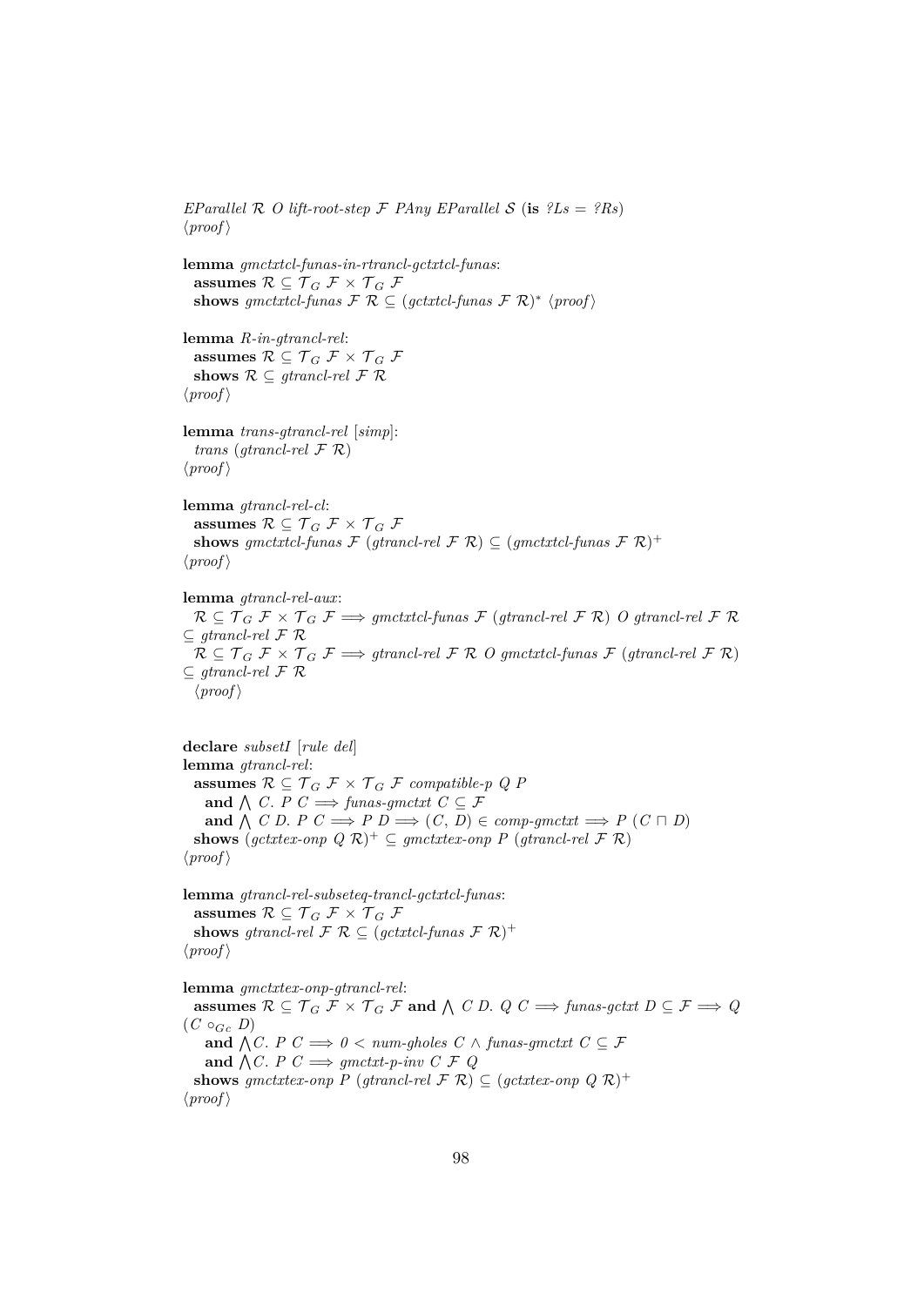*EParallel* $\mathcal{R}$ *O lift-root-step* $\mathcal{F}$ *PAny EParallel* $\mathcal{S}$ (**is** *?Ls* = *?Rs*)
⟨*proof*⟩

**lemma** *gmctxtcl-funas-in-rtrancl-gctxtcl-funas*:
  **assumes** $\mathcal{R} \subseteq \mathcal{T}_G\ \mathcal{F} \times \mathcal{T}_G\ \mathcal{F}$
  **shows** *gmctxtcl-funas* $\mathcal{F}$ $\mathcal{R} \subseteq$ (*gctxtcl-funas* $\mathcal{F}$ $\mathcal{R}$)$^*$ ⟨*proof*⟩

**lemma** *R-in-gtrancl-rel*:
  **assumes** $\mathcal{R} \subseteq \mathcal{T}_G\ \mathcal{F} \times \mathcal{T}_G\ \mathcal{F}$
  **shows** $\mathcal{R} \subseteq$ *gtrancl-rel* $\mathcal{F}$ $\mathcal{R}$
⟨*proof*⟩

**lemma** *trans-gtrancl-rel* [*simp*]:
  *trans* (*gtrancl-rel* $\mathcal{F}$ $\mathcal{R}$)
⟨*proof*⟩

**lemma** *gtrancl-rel-cl*:
  **assumes** $\mathcal{R} \subseteq \mathcal{T}_G\ \mathcal{F} \times \mathcal{T}_G\ \mathcal{F}$
  **shows** *gmctxtcl-funas* $\mathcal{F}$ (*gtrancl-rel* $\mathcal{F}$ $\mathcal{R}$) $\subseteq$ (*gmctxtcl-funas* $\mathcal{F}$ $\mathcal{R}$)$^+$
⟨*proof*⟩

**lemma** *gtrancl-rel-aux*:
  $\mathcal{R} \subseteq \mathcal{T}_G\ \mathcal{F} \times \mathcal{T}_G\ \mathcal{F} \Longrightarrow$ *gmctxtcl-funas* $\mathcal{F}$ (*gtrancl-rel* $\mathcal{F}$ $\mathcal{R}$) *O gtrancl-rel* $\mathcal{F}$ $\mathcal{R}$ $\subseteq$ *gtrancl-rel* $\mathcal{F}$ $\mathcal{R}$
  $\mathcal{R} \subseteq \mathcal{T}_G\ \mathcal{F} \times \mathcal{T}_G\ \mathcal{F} \Longrightarrow$ *gtrancl-rel* $\mathcal{F}$ $\mathcal{R}$ *O gmctxtcl-funas* $\mathcal{F}$ (*gtrancl-rel* $\mathcal{F}$ $\mathcal{R}$) $\subseteq$ *gtrancl-rel* $\mathcal{F}$ $\mathcal{R}$
  ⟨*proof*⟩

**declare** *subsetI* [*rule del*]
**lemma** *gtrancl-rel*:
  **assumes** $\mathcal{R} \subseteq \mathcal{T}_G\ \mathcal{F} \times \mathcal{T}_G\ \mathcal{F}$ *compatible-p Q P*
    **and** $\bigwedge$ *C*. *P C* $\Longrightarrow$ *funas-gmctxt C* $\subseteq \mathcal{F}$
    **and** $\bigwedge$ *C D*. *P C* $\Longrightarrow$ *P D* $\Longrightarrow$ (*C*, *D*) $\in$ *comp-gmctxt* $\Longrightarrow$ *P* (*C* $\sqcap$ *D*)
  **shows** (*gctxtex-onp Q* $\mathcal{R}$)$^+$ $\subseteq$ *gmctxtex-onp P* (*gtrancl-rel* $\mathcal{F}$ $\mathcal{R}$)
⟨*proof*⟩

**lemma** *gtrancl-rel-subseteq-trancl-gctxtcl-funas*:
  **assumes** $\mathcal{R} \subseteq \mathcal{T}_G\ \mathcal{F} \times \mathcal{T}_G\ \mathcal{F}$
  **shows** *gtrancl-rel* $\mathcal{F}$ $\mathcal{R}$ $\subseteq$ (*gctxtcl-funas* $\mathcal{F}$ $\mathcal{R}$)$^+$
⟨*proof*⟩

**lemma** *gmctxtex-onp-gtrancl-rel*:
  **assumes** $\mathcal{R} \subseteq \mathcal{T}_G\ \mathcal{F} \times \mathcal{T}_G\ \mathcal{F}$ **and** $\bigwedge$ *C D*. *Q C* $\Longrightarrow$ *funas-gctxt D* $\subseteq \mathcal{F} \Longrightarrow$ *Q* (*C* $\circ_{Gc}$ *D*)
    **and** $\bigwedge$*C*. *P C* $\Longrightarrow$ *0* < *num-gholes C* $\wedge$ *funas-gmctxt C* $\subseteq \mathcal{F}$
    **and** $\bigwedge$*C*. *P C* $\Longrightarrow$ *gmctxt-p-inv C* $\mathcal{F}$ *Q*
  **shows** *gmctxtex-onp P* (*gtrancl-rel* $\mathcal{F}$ $\mathcal{R}$) $\subseteq$ (*gctxtex-onp Q* $\mathcal{R}$)$^+$
⟨*proof*⟩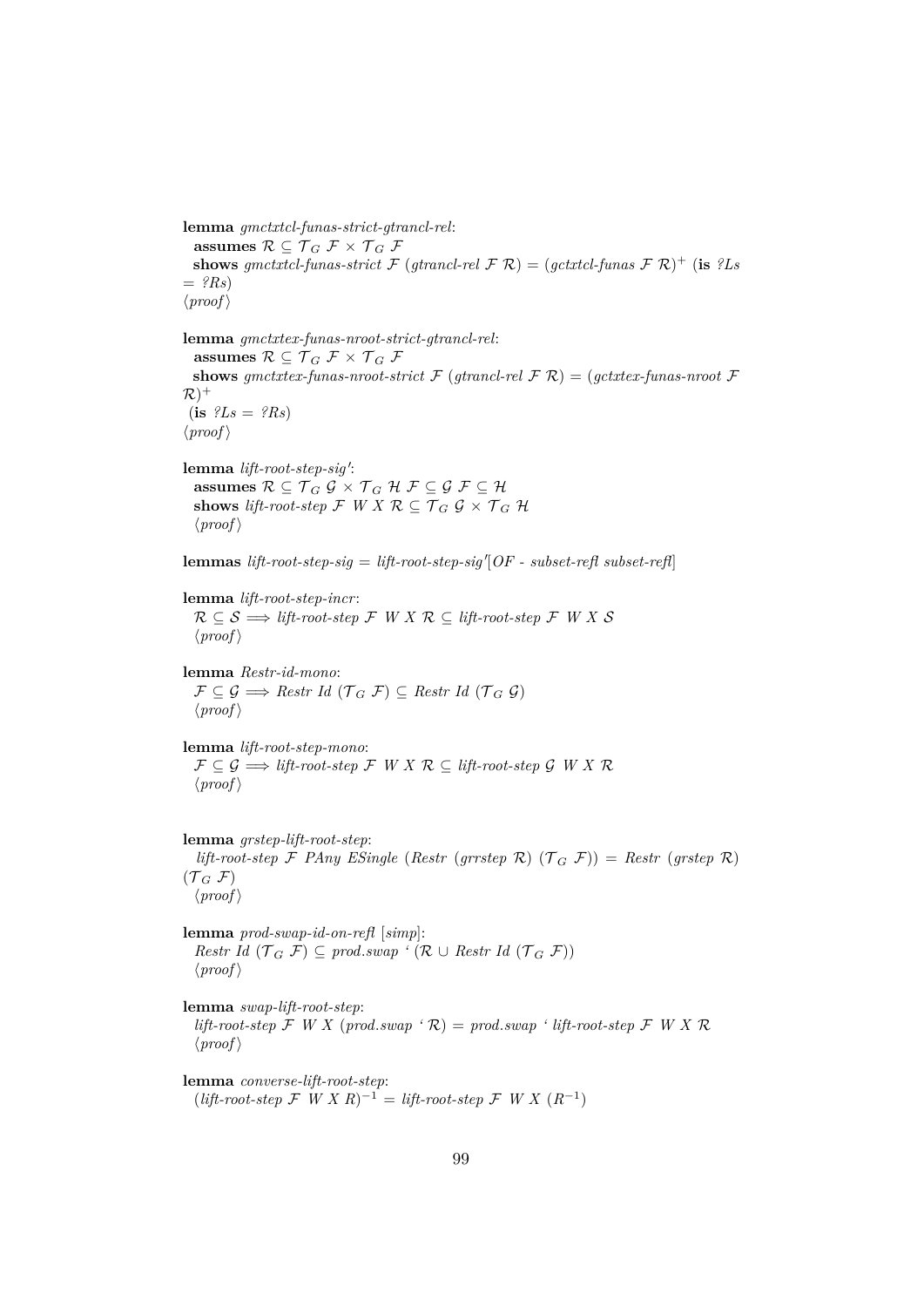**lemma** *gmctxtcl-funas-strict-gtrancl-rel*:
 **assumes** $\mathcal{R} \subseteq \mathcal{T}_G\ \mathcal{F} \times \mathcal{T}_G\ \mathcal{F}$
 **shows** *gmctxtcl-funas-strict* $\mathcal{F}$ (*gtrancl-rel* $\mathcal{F}$ $\mathcal{R}$) = (*gctxtcl-funas* $\mathcal{F}$ $\mathcal{R}$)$^+$ (**is** *?Ls* = *?Rs*)
⟨*proof*⟩

**lemma** *gmctxtex-funas-nroot-strict-gtrancl-rel*:
 **assumes** $\mathcal{R} \subseteq \mathcal{T}_G\ \mathcal{F} \times \mathcal{T}_G\ \mathcal{F}$
 **shows** *gmctxtex-funas-nroot-strict* $\mathcal{F}$ (*gtrancl-rel* $\mathcal{F}$ $\mathcal{R}$) = (*gctxtex-funas-nroot* $\mathcal{F}$ $\mathcal{R}$)$^+$
 (**is** *?Ls* = *?Rs*)
⟨*proof*⟩

**lemma** *lift-root-step-sig′*:
 **assumes** $\mathcal{R} \subseteq \mathcal{T}_G\ \mathcal{G} \times \mathcal{T}_G\ \mathcal{H}$ $\mathcal{F} \subseteq \mathcal{G}$ $\mathcal{F} \subseteq \mathcal{H}$
 **shows** *lift-root-step* $\mathcal{F}$ *W X* $\mathcal{R} \subseteq \mathcal{T}_G\ \mathcal{G} \times \mathcal{T}_G\ \mathcal{H}$
 ⟨*proof*⟩

**lemmas** *lift-root-step-sig* = *lift-root-step-sig′*[*OF - subset-refl subset-refl*]

**lemma** *lift-root-step-incr*:
 $\mathcal{R} \subseteq \mathcal{S} \Longrightarrow$ *lift-root-step* $\mathcal{F}$ *W X* $\mathcal{R} \subseteq$ *lift-root-step* $\mathcal{F}$ *W X* $\mathcal{S}$
 ⟨*proof*⟩

**lemma** *Restr-id-mono*:
 $\mathcal{F} \subseteq \mathcal{G} \Longrightarrow$ *Restr Id* ($\mathcal{T}_G\ \mathcal{F}$) $\subseteq$ *Restr Id* ($\mathcal{T}_G\ \mathcal{G}$)
 ⟨*proof*⟩

**lemma** *lift-root-step-mono*:
 $\mathcal{F} \subseteq \mathcal{G} \Longrightarrow$ *lift-root-step* $\mathcal{F}$ *W X* $\mathcal{R} \subseteq$ *lift-root-step* $\mathcal{G}$ *W X* $\mathcal{R}$
 ⟨*proof*⟩

**lemma** *grstep-lift-root-step*:
 *lift-root-step* $\mathcal{F}$ *PAny ESingle* (*Restr* (*grrstep* $\mathcal{R}$) ($\mathcal{T}_G\ \mathcal{F}$)) = *Restr* (*grstep* $\mathcal{R}$) ($\mathcal{T}_G\ \mathcal{F}$)
 ⟨*proof*⟩

**lemma** *prod-swap-id-on-refl* [*simp*]:
 *Restr Id* ($\mathcal{T}_G\ \mathcal{F}$) $\subseteq$ *prod.swap* ‘ ($\mathcal{R}$ ∪ *Restr Id* ($\mathcal{T}_G\ \mathcal{F}$))
 ⟨*proof*⟩

**lemma** *swap-lift-root-step*:
 *lift-root-step* $\mathcal{F}$ *W X* (*prod.swap* ‘ $\mathcal{R}$) = *prod.swap* ‘ *lift-root-step* $\mathcal{F}$ *W X* $\mathcal{R}$
 ⟨*proof*⟩

**lemma** *converse-lift-root-step*:
 (*lift-root-step* $\mathcal{F}$ *W X R*)$^{-1}$ = *lift-root-step* $\mathcal{F}$ *W X* ($R^{-1}$)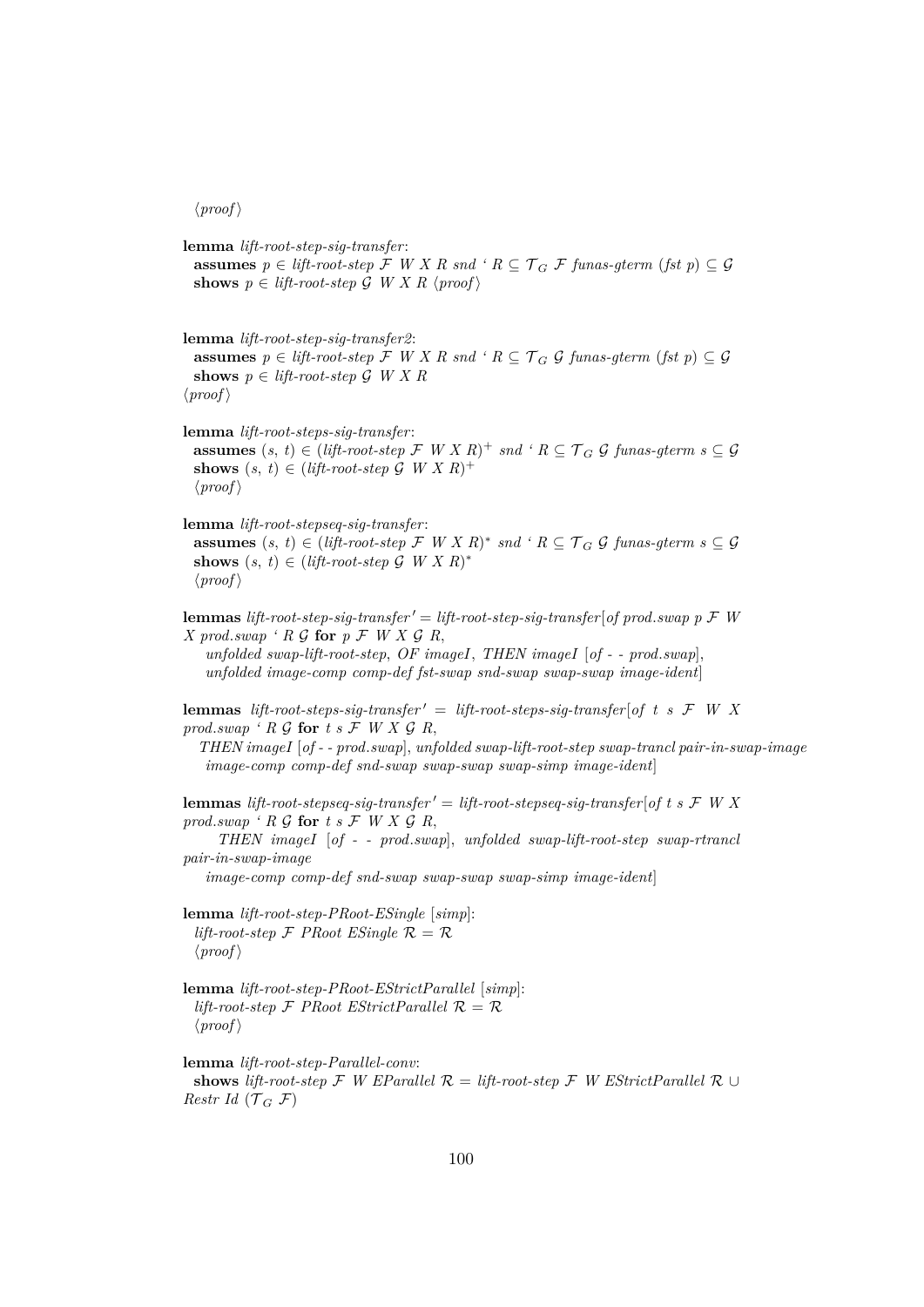⟨proof⟩

**lemma** *lift-root-step-sig-transfer*:
  **assumes** $p \in$ *lift-root-step* $\mathcal{F}$ *W X R snd* ' $R \subseteq \mathcal{T}_G$ $\mathcal{F}$ *funas-gterm* (*fst p*) $\subseteq \mathcal{G}$
  **shows** $p \in$ *lift-root-step* $\mathcal{G}$ *W X R* ⟨proof⟩

**lemma** *lift-root-step-sig-transfer2*:
  **assumes** $p \in$ *lift-root-step* $\mathcal{F}$ *W X R snd* ' $R \subseteq \mathcal{T}_G$ $\mathcal{G}$ *funas-gterm* (*fst p*) $\subseteq \mathcal{G}$
  **shows** $p \in$ *lift-root-step* $\mathcal{G}$ *W X R*
⟨proof⟩

**lemma** *lift-root-steps-sig-transfer*:
  **assumes** $(s, t) \in$ (*lift-root-step* $\mathcal{F}$ *W X R*)$^+$ *snd* ' $R \subseteq \mathcal{T}_G$ $\mathcal{G}$ *funas-gterm s* $\subseteq \mathcal{G}$
  **shows** $(s, t) \in$ (*lift-root-step* $\mathcal{G}$ *W X R*)$^+$
  ⟨proof⟩

**lemma** *lift-root-stepseq-sig-transfer*:
  **assumes** $(s, t) \in$ (*lift-root-step* $\mathcal{F}$ *W X R*)$^*$ *snd* ' $R \subseteq \mathcal{T}_G$ $\mathcal{G}$ *funas-gterm s* $\subseteq \mathcal{G}$
  **shows** $(s, t) \in$ (*lift-root-step* $\mathcal{G}$ *W X R*)$^*$
  ⟨proof⟩

**lemmas** *lift-root-step-sig-transfer'* = *lift-root-step-sig-transfer*[*of prod.swap p* $\mathcal{F}$ *W X prod.swap* ' *R* $\mathcal{G}$ **for** *p* $\mathcal{F}$ *W X* $\mathcal{G}$ *R*,
    *unfolded swap-lift-root-step*, *OF imageI*, *THEN imageI* [*of - - prod.swap*],
    *unfolded image-comp comp-def fst-swap snd-swap swap-swap image-ident*]

**lemmas** *lift-root-steps-sig-transfer'* = *lift-root-steps-sig-transfer*[*of t s* $\mathcal{F}$ *W X prod.swap* ' *R* $\mathcal{G}$ **for** *t s* $\mathcal{F}$ *W X* $\mathcal{G}$ *R*,
   *THEN imageI* [*of - - prod.swap*], *unfolded swap-lift-root-step swap-trancl pair-in-swap-image*
    *image-comp comp-def snd-swap swap-swap swap-simp image-ident*]

**lemmas** *lift-root-stepseq-sig-transfer'* = *lift-root-stepseq-sig-transfer*[*of t s* $\mathcal{F}$ *W X prod.swap* ' *R* $\mathcal{G}$ **for** *t s* $\mathcal{F}$ *W X* $\mathcal{G}$ *R*,
      *THEN imageI* [*of - - prod.swap*], *unfolded swap-lift-root-step swap-rtrancl pair-in-swap-image*
    *image-comp comp-def snd-swap swap-swap swap-simp image-ident*]

**lemma** *lift-root-step-PRoot-ESingle* [*simp*]:
  *lift-root-step* $\mathcal{F}$ *PRoot ESingle* $\mathcal{R} = \mathcal{R}$
  ⟨proof⟩

**lemma** *lift-root-step-PRoot-EStrictParallel* [*simp*]:
  *lift-root-step* $\mathcal{F}$ *PRoot EStrictParallel* $\mathcal{R} = \mathcal{R}$
  ⟨proof⟩

**lemma** *lift-root-step-Parallel-conv*:
  **shows** *lift-root-step* $\mathcal{F}$ *W EParallel* $\mathcal{R}$ = *lift-root-step* $\mathcal{F}$ *W EStrictParallel* $\mathcal{R}$ $\cup$ *Restr Id* ($\mathcal{T}_G$ $\mathcal{F}$)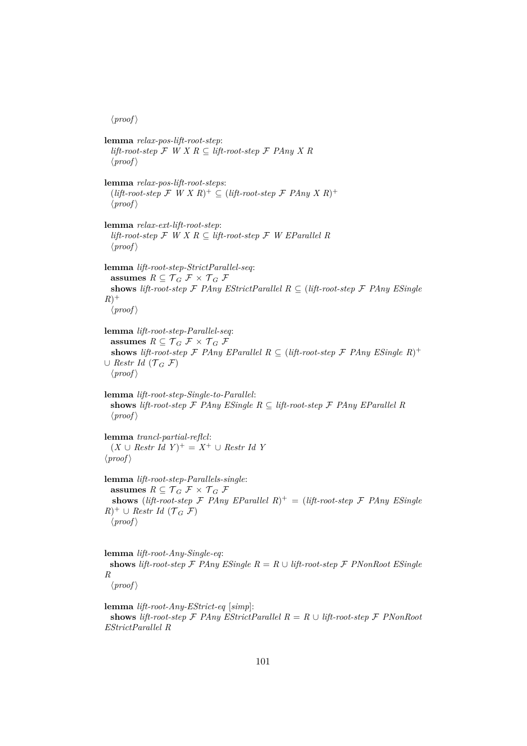⟨proof⟩

**lemma** *relax-pos-lift-root-step*:
  *lift-root-step* $\mathcal{F}$ *W X R* $\subseteq$ *lift-root-step* $\mathcal{F}$ *PAny X R*
  ⟨proof⟩

**lemma** *relax-pos-lift-root-steps*:
  $(\textit{lift-root-step}\ \mathcal{F}\ W\ X\ R)^+ \subseteq (\textit{lift-root-step}\ \mathcal{F}\ \textit{PAny}\ X\ R)^+$
  ⟨proof⟩

**lemma** *relax-ext-lift-root-step*:
  *lift-root-step* $\mathcal{F}$ *W X R* $\subseteq$ *lift-root-step* $\mathcal{F}$ *W EParallel R*
  ⟨proof⟩

**lemma** *lift-root-step-StrictParallel-seq*:
  **assumes** $R \subseteq \mathcal{T}_G\ \mathcal{F} \times \mathcal{T}_G\ \mathcal{F}$
  **shows** *lift-root-step* $\mathcal{F}$ *PAny EStrictParallel R* $\subseteq$ $(\textit{lift-root-step}\ \mathcal{F}\ \textit{PAny}\ \textit{ESingle}\ R)^+$
  ⟨proof⟩

**lemma** *lift-root-step-Parallel-seq*:
  **assumes** $R \subseteq \mathcal{T}_G\ \mathcal{F} \times \mathcal{T}_G\ \mathcal{F}$
  **shows** *lift-root-step* $\mathcal{F}$ *PAny EParallel R* $\subseteq$ $(\textit{lift-root-step}\ \mathcal{F}\ \textit{PAny}\ \textit{ESingle}\ R)^+$ $\cup$ *Restr Id* $(\mathcal{T}_G\ \mathcal{F})$
  ⟨proof⟩

**lemma** *lift-root-step-Single-to-Parallel*:
  **shows** *lift-root-step* $\mathcal{F}$ *PAny ESingle R* $\subseteq$ *lift-root-step* $\mathcal{F}$ *PAny EParallel R*
  ⟨proof⟩

**lemma** *trancl-partial-reflcl*:
  $(X \cup \textit{Restr Id}\ Y)^+ = X^+ \cup \textit{Restr Id}\ Y$
⟨proof⟩

**lemma** *lift-root-step-Parallels-single*:
  **assumes** $R \subseteq \mathcal{T}_G\ \mathcal{F} \times \mathcal{T}_G\ \mathcal{F}$
  **shows** $(\textit{lift-root-step}\ \mathcal{F}\ \textit{PAny}\ \textit{EParallel}\ R)^+ = (\textit{lift-root-step}\ \mathcal{F}\ \textit{PAny}\ \textit{ESingle}\ R)^+ \cup \textit{Restr Id}\ (\mathcal{T}_G\ \mathcal{F})$
  ⟨proof⟩

**lemma** *lift-root-Any-Single-eq*:
  **shows** *lift-root-step* $\mathcal{F}$ *PAny ESingle R* $=$ *R* $\cup$ *lift-root-step* $\mathcal{F}$ *PNonRoot ESingle R*
  ⟨proof⟩

**lemma** *lift-root-Any-EStrict-eq* [*simp*]:
  **shows** *lift-root-step* $\mathcal{F}$ *PAny EStrictParallel R* $=$ *R* $\cup$ *lift-root-step* $\mathcal{F}$ *PNonRoot EStrictParallel R*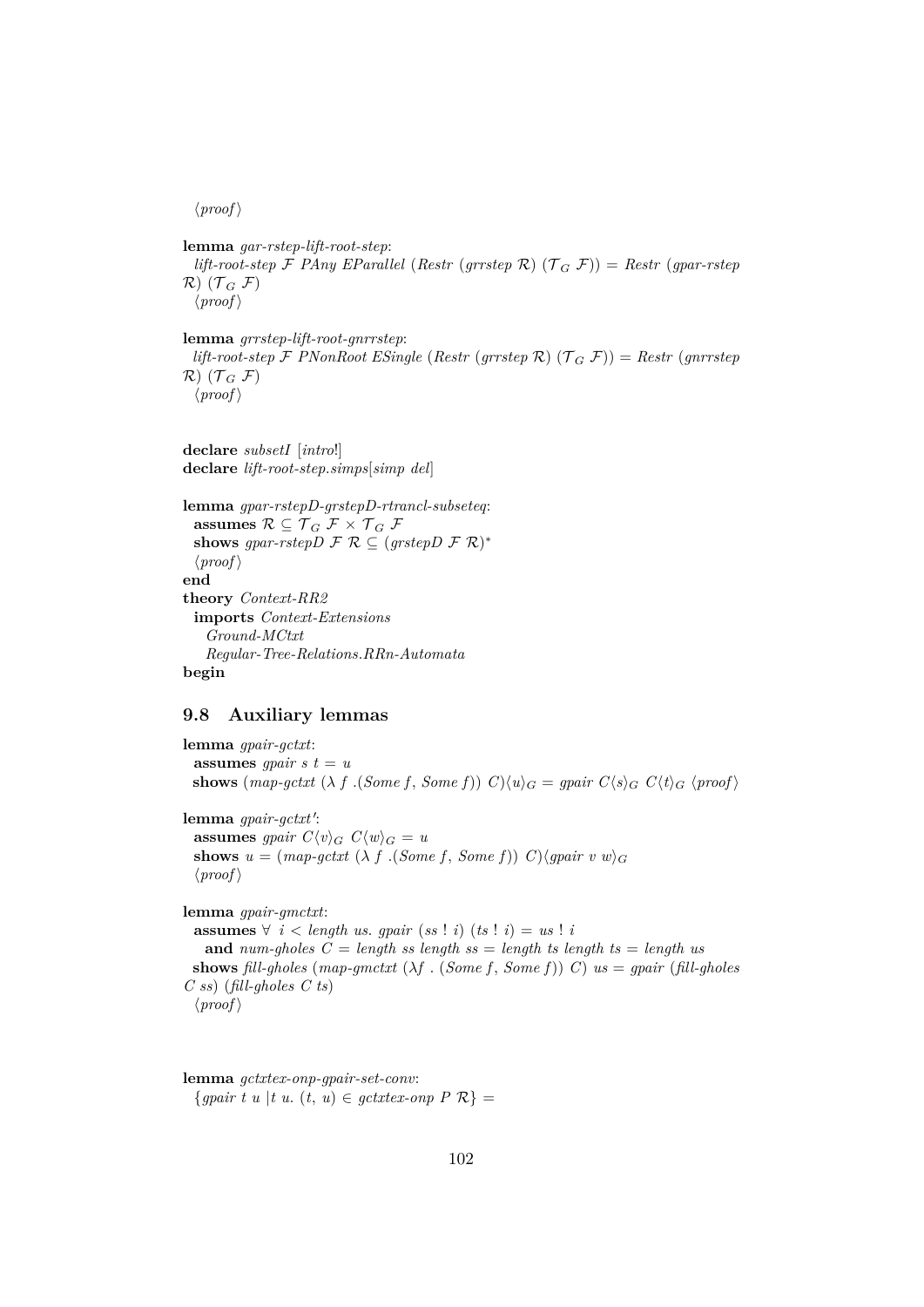⟨proof⟩

**lemma** *gar-rstep-lift-root-step*:
  *lift-root-step* $\mathcal{F}$ *PAny EParallel* (*Restr* (*grrstep* $\mathcal{R}$) ($\mathcal{T}_G$ $\mathcal{F}$)) = *Restr* (*gpar-rstep* $\mathcal{R}$) ($\mathcal{T}_G$ $\mathcal{F}$)
  ⟨proof⟩

**lemma** *grrstep-lift-root-gnrrstep*:
  *lift-root-step* $\mathcal{F}$ *PNonRoot ESingle* (*Restr* (*grrstep* $\mathcal{R}$) ($\mathcal{T}_G$ $\mathcal{F}$)) = *Restr* (*gnrrstep* $\mathcal{R}$) ($\mathcal{T}_G$ $\mathcal{F}$)
  ⟨proof⟩

**declare** *subsetI* [*intro*!]
**declare** *lift-root-step.simps*[*simp del*]

**lemma** *gpar-rstepD-grstepD-rtrancl-subseteq*:
  **assumes** $\mathcal{R} \subseteq \mathcal{T}_G\ \mathcal{F} \times \mathcal{T}_G\ \mathcal{F}$
  **shows** *gpar-rstepD* $\mathcal{F}$ $\mathcal{R}$ ⊆ (*grstepD* $\mathcal{F}$ $\mathcal{R}$)$^*$
  ⟨proof⟩
**end**
**theory** *Context-RR2*
  **imports** *Context-Extensions*
    *Ground-MCtxt*
    *Regular-Tree-Relations.RRn-Automata*
**begin**

## 9.8 Auxiliary lemmas

**lemma** *gpair-gctxt*:
  **assumes** *gpair s t = u*
  **shows** (*map-gctxt* (λ *f* .(*Some f*, *Some f*)) *C*)⟨*u*⟩$_G$ = *gpair C*⟨*s*⟩$_G$ *C*⟨*t*⟩$_G$ ⟨proof⟩

**lemma** *gpair-gctxt′*:
  **assumes** *gpair C*⟨*v*⟩$_G$ *C*⟨*w*⟩$_G$ = *u*
  **shows** *u* = (*map-gctxt* (λ *f* .(*Some f*, *Some f*)) *C*)⟨*gpair v w*⟩$_G$
  ⟨proof⟩

**lemma** *gpair-gmctxt*:
  **assumes** ∀ *i* < *length us*. *gpair* (*ss* ! *i*) (*ts* ! *i*) = *us* ! *i*
    **and** *num-gholes C* = *length ss length ss* = *length ts length ts* = *length us*
  **shows** *fill-gholes* (*map-gmctxt* (λ*f* . (*Some f*, *Some f*)) *C*) *us* = *gpair* (*fill-gholes C ss*) (*fill-gholes C ts*)
  ⟨proof⟩

**lemma** *gctxtex-onp-gpair-set-conv*:
  {*gpair t u* |*t u*. (*t*, *u*) ∈ *gctxtex-onp P* $\mathcal{R}$} =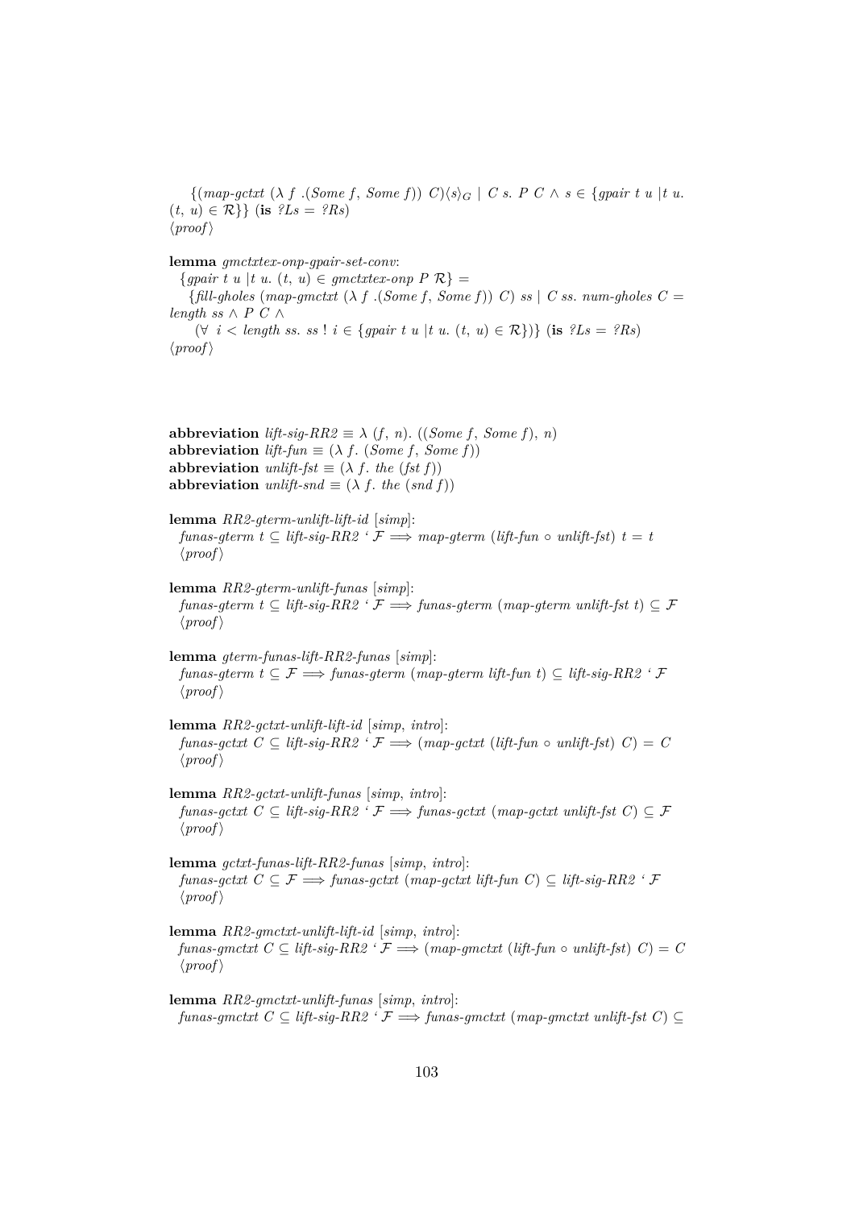$\{(map\text{-}gctxt\ (\lambda\ f\ .(Some\ f,\ Some\ f))\ C)\langle s\rangle_G \mid C\ s.\ P\ C \wedge s \in \{gpair\ t\ u\ |t\ u.\ (t,\ u) \in \mathcal{R}\}\}$ (**is** *?Ls = ?Rs*)
⟨*proof*⟩

**lemma** *gmctxtex-onp-gpair-set-conv*:
$\{gpair\ t\ u\ |t\ u.\ (t,\ u) \in gmctxtex\text{-}onp\ P\ \mathcal{R}\} =$
$\{fill\text{-}gholes\ (map\text{-}gmctxt\ (\lambda\ f\ .(Some\ f,\ Some\ f))\ C)\ ss \mid C\ ss.\ num\text{-}gholes\ C = length\ ss \wedge P\ C \wedge$
$(\forall\ i < length\ ss.\ ss\ !\ i \in \{gpair\ t\ u\ |t\ u.\ (t,\ u) \in \mathcal{R}\})\}$ (**is** *?Ls = ?Rs*)
⟨*proof*⟩

**abbreviation** $lift\text{-}sig\text{-}RR2 \equiv \lambda\ (f,\ n).\ ((Some\ f,\ Some\ f),\ n)$
**abbreviation** $lift\text{-}fun \equiv (\lambda\ f.\ (Some\ f,\ Some\ f))$
**abbreviation** $unlift\text{-}fst \equiv (\lambda\ f.\ the\ (fst\ f))$
**abbreviation** $unlift\text{-}snd \equiv (\lambda\ f.\ the\ (snd\ f))$

**lemma** *RR2-gterm-unlift-lift-id* [*simp*]:
$funas\text{-}gterm\ t \subseteq lift\text{-}sig\text{-}RR2\ `\ \mathcal{F} \Longrightarrow map\text{-}gterm\ (lift\text{-}fun \circ unlift\text{-}fst)\ t = t$
⟨*proof*⟩

**lemma** *RR2-gterm-unlift-funas* [*simp*]:
$funas\text{-}gterm\ t \subseteq lift\text{-}sig\text{-}RR2\ `\ \mathcal{F} \Longrightarrow funas\text{-}gterm\ (map\text{-}gterm\ unlift\text{-}fst\ t) \subseteq \mathcal{F}$
⟨*proof*⟩

**lemma** *gterm-funas-lift-RR2-funas* [*simp*]:
$funas\text{-}gterm\ t \subseteq \mathcal{F} \Longrightarrow funas\text{-}gterm\ (map\text{-}gterm\ lift\text{-}fun\ t) \subseteq lift\text{-}sig\text{-}RR2\ `\ \mathcal{F}$
⟨*proof*⟩

**lemma** *RR2-gctxt-unlift-lift-id* [*simp*, *intro*]:
$funas\text{-}gctxt\ C \subseteq lift\text{-}sig\text{-}RR2\ `\ \mathcal{F} \Longrightarrow (map\text{-}gctxt\ (lift\text{-}fun \circ unlift\text{-}fst)\ C) = C$
⟨*proof*⟩

**lemma** *RR2-gctxt-unlift-funas* [*simp*, *intro*]:
$funas\text{-}gctxt\ C \subseteq lift\text{-}sig\text{-}RR2\ `\ \mathcal{F} \Longrightarrow funas\text{-}gctxt\ (map\text{-}gctxt\ unlift\text{-}fst\ C) \subseteq \mathcal{F}$
⟨*proof*⟩

**lemma** *gctxt-funas-lift-RR2-funas* [*simp*, *intro*]:
$funas\text{-}gctxt\ C \subseteq \mathcal{F} \Longrightarrow funas\text{-}gctxt\ (map\text{-}gctxt\ lift\text{-}fun\ C) \subseteq lift\text{-}sig\text{-}RR2\ `\ \mathcal{F}$
⟨*proof*⟩

**lemma** *RR2-gmctxt-unlift-lift-id* [*simp*, *intro*]:
$funas\text{-}gmctxt\ C \subseteq lift\text{-}sig\text{-}RR2\ `\ \mathcal{F} \Longrightarrow (map\text{-}gmctxt\ (lift\text{-}fun \circ unlift\text{-}fst)\ C) = C$
⟨*proof*⟩

**lemma** *RR2-gmctxt-unlift-funas* [*simp*, *intro*]:
$funas\text{-}gmctxt\ C \subseteq lift\text{-}sig\text{-}RR2\ `\ \mathcal{F} \Longrightarrow funas\text{-}gmctxt\ (map\text{-}gmctxt\ unlift\text{-}fst\ C) \subseteq$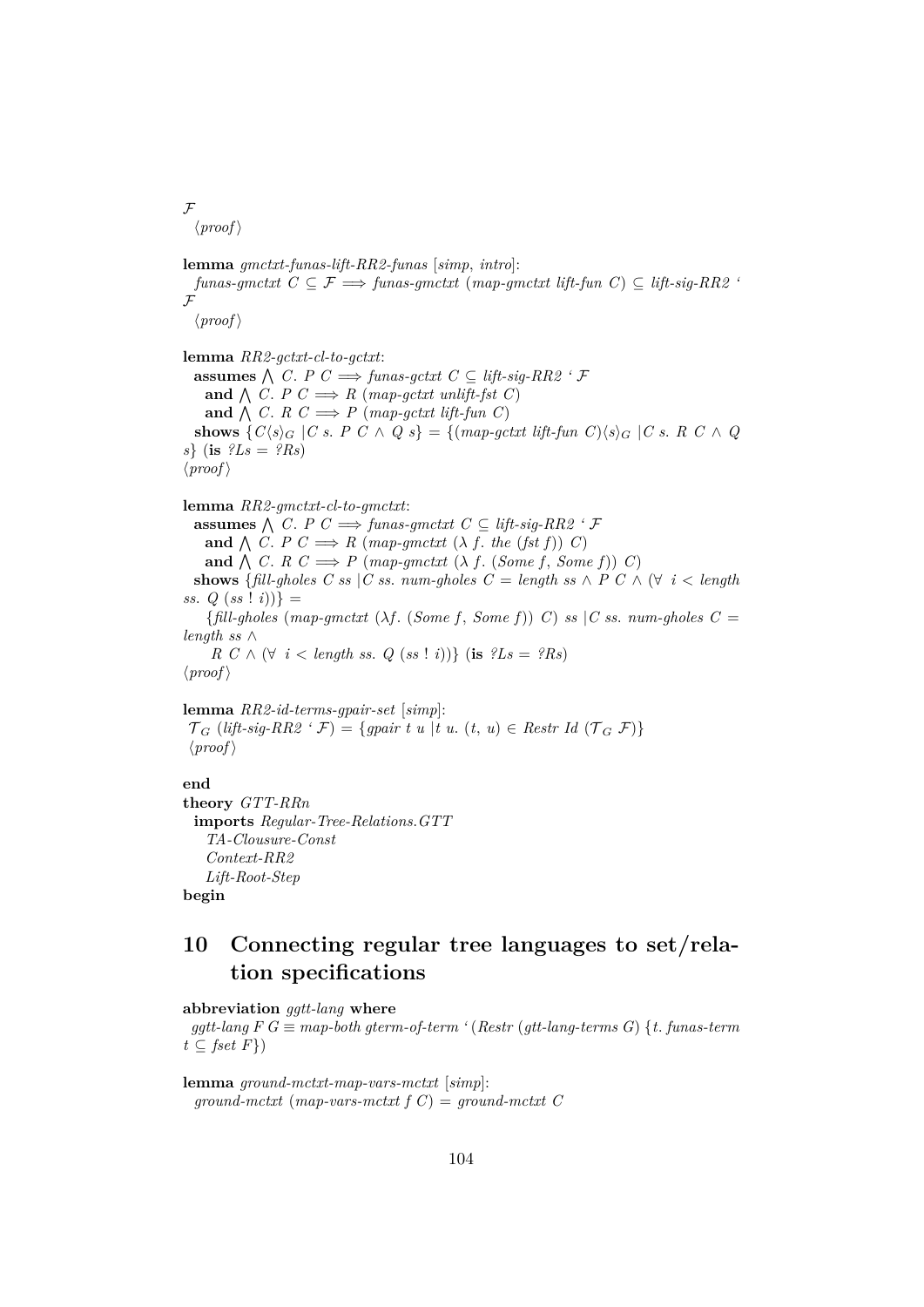$\mathcal{F}$
⟨proof⟩

**lemma** *gmctxt-funas-lift-RR2-funas* [*simp*, *intro*]:
*funas-gmctxt* $C \subseteq \mathcal{F} \Longrightarrow$ *funas-gmctxt* (*map-gmctxt lift-fun* $C$) $\subseteq$ *lift-sig-RR2* ‘ $\mathcal{F}$
⟨proof⟩

**lemma** *RR2-gctxt-cl-to-gctxt*:
**assumes** $\bigwedge$ $C$. $P$ $C \Longrightarrow$ *funas-gctxt* $C \subseteq$ *lift-sig-RR2* ‘ $\mathcal{F}$
**and** $\bigwedge$ $C$. $P$ $C \Longrightarrow R$ (*map-gctxt unlift-fst* $C$)
**and** $\bigwedge$ $C$. $R$ $C \Longrightarrow P$ (*map-gctxt lift-fun* $C$)
**shows** $\{C\langle s\rangle_G \mid C\ s.\ P\ C \wedge Q\ s\} = \{(\textit{map-gctxt lift-fun}\ C)\langle s\rangle_G \mid C\ s.\ R\ C \wedge Q\ s\}$ (**is** *?Ls = ?Rs*)
⟨proof⟩

**lemma** *RR2-gmctxt-cl-to-gmctxt*:
**assumes** $\bigwedge$ $C$. $P$ $C \Longrightarrow$ *funas-gmctxt* $C \subseteq$ *lift-sig-RR2* ‘ $\mathcal{F}$
**and** $\bigwedge$ $C$. $P$ $C \Longrightarrow R$ (*map-gmctxt* ($\lambda$ *f*. *the* (*fst f*)) $C$)
**and** $\bigwedge$ $C$. $R$ $C \Longrightarrow P$ (*map-gmctxt* ($\lambda$ *f*. (*Some f*, *Some f*)) $C$)
**shows** {*fill-gholes* $C$ *ss* |$C$ *ss*. *num-gholes* $C$ = *length ss* $\wedge$ $P$ $C$ $\wedge$ ($\forall$ $i$ < *length ss*. $Q$ (*ss* ! *i*))} =
{*fill-gholes* (*map-gmctxt* ($\lambda f$. (*Some f*, *Some f*)) $C$) *ss* |$C$ *ss*. *num-gholes* $C$ = *length ss* $\wedge$
$R$ $C$ $\wedge$ ($\forall$ $i$ < *length ss*. $Q$ (*ss* ! *i*))} (**is** *?Ls = ?Rs*)
⟨proof⟩

**lemma** *RR2-id-terms-gpair-set* [*simp*]:
$\mathcal{T}_G$ (*lift-sig-RR2* ‘ $\mathcal{F}$) = {*gpair t u* |*t u*. (*t*, *u*) $\in$ *Restr Id* ($\mathcal{T}_G$ $\mathcal{F}$)}
⟨proof⟩

**end**
**theory** *GTT-RRn*
**imports** *Regular-Tree-Relations.GTT*
*TA-Clousure-Const*
*Context-RR2*
*Lift-Root-Step*
**begin**

# 10 Connecting regular tree languages to set/relation specifications

**abbreviation** *ggtt-lang* **where**
*ggtt-lang F G* $\equiv$ *map-both gterm-of-term* ‘ (*Restr* (*gtt-lang-terms G*) {*t*. *funas-term t* $\subseteq$ *fset F*})

**lemma** *ground-mctxt-map-vars-mctxt* [*simp*]:
*ground-mctxt* (*map-vars-mctxt f C*) = *ground-mctxt C*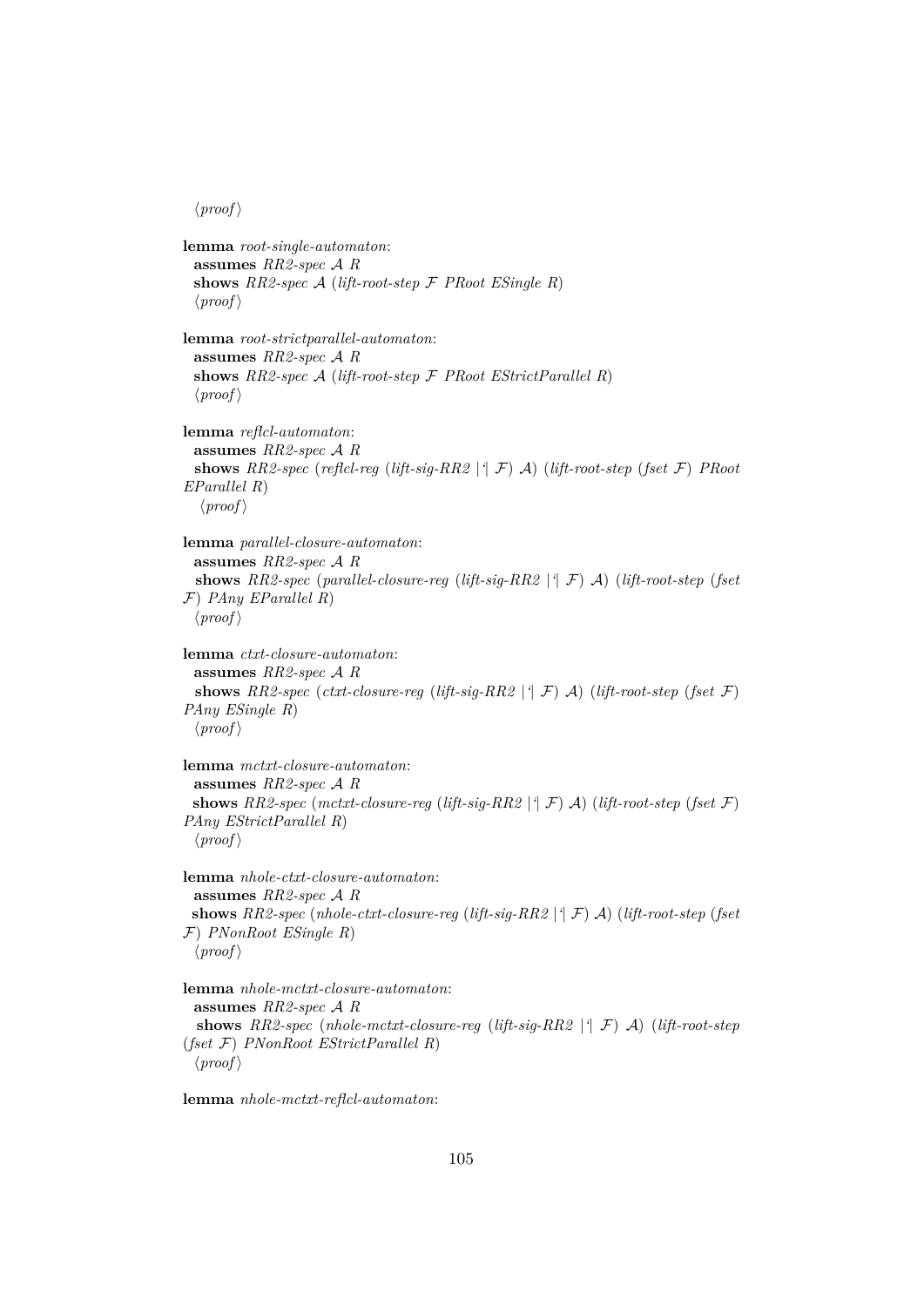⟨proof⟩

**lemma** *root-single-automaton*:
  **assumes** *RR2-spec* $\mathcal{A}$ *R*
  **shows** *RR2-spec* $\mathcal{A}$ (*lift-root-step* $\mathcal{F}$ *PRoot ESingle R*)
  ⟨proof⟩

**lemma** *root-strictparallel-automaton*:
  **assumes** *RR2-spec* $\mathcal{A}$ *R*
  **shows** *RR2-spec* $\mathcal{A}$ (*lift-root-step* $\mathcal{F}$ *PRoot EStrictParallel R*)
  ⟨proof⟩

**lemma** *reflcl-automaton*:
  **assumes** *RR2-spec* $\mathcal{A}$ *R*
  **shows** *RR2-spec* (*reflcl-reg* (*lift-sig-RR2* |'| $\mathcal{F}$) $\mathcal{A}$) (*lift-root-step* (*fset* $\mathcal{F}$) *PRoot EParallel R*)
  ⟨proof⟩

**lemma** *parallel-closure-automaton*:
  **assumes** *RR2-spec* $\mathcal{A}$ *R*
  **shows** *RR2-spec* (*parallel-closure-reg* (*lift-sig-RR2* |'| $\mathcal{F}$) $\mathcal{A}$) (*lift-root-step* (*fset* $\mathcal{F}$) *PAny EParallel R*)
  ⟨proof⟩

**lemma** *ctxt-closure-automaton*:
  **assumes** *RR2-spec* $\mathcal{A}$ *R*
  **shows** *RR2-spec* (*ctxt-closure-reg* (*lift-sig-RR2* |'| $\mathcal{F}$) $\mathcal{A}$) (*lift-root-step* (*fset* $\mathcal{F}$) *PAny ESingle R*)
  ⟨proof⟩

**lemma** *mctxt-closure-automaton*:
  **assumes** *RR2-spec* $\mathcal{A}$ *R*
  **shows** *RR2-spec* (*mctxt-closure-reg* (*lift-sig-RR2* |'| $\mathcal{F}$) $\mathcal{A}$) (*lift-root-step* (*fset* $\mathcal{F}$) *PAny EStrictParallel R*)
  ⟨proof⟩

**lemma** *nhole-ctxt-closure-automaton*:
  **assumes** *RR2-spec* $\mathcal{A}$ *R*
  **shows** *RR2-spec* (*nhole-ctxt-closure-reg* (*lift-sig-RR2* |'| $\mathcal{F}$) $\mathcal{A}$) (*lift-root-step* (*fset* $\mathcal{F}$) *PNonRoot ESingle R*)
  ⟨proof⟩

**lemma** *nhole-mctxt-closure-automaton*:
  **assumes** *RR2-spec* $\mathcal{A}$ *R*
  **shows** *RR2-spec* (*nhole-mctxt-closure-reg* (*lift-sig-RR2* |'| $\mathcal{F}$) $\mathcal{A}$) (*lift-root-step* (*fset* $\mathcal{F}$) *PNonRoot EStrictParallel R*)
  ⟨proof⟩

**lemma** *nhole-mctxt-reflcl-automaton*: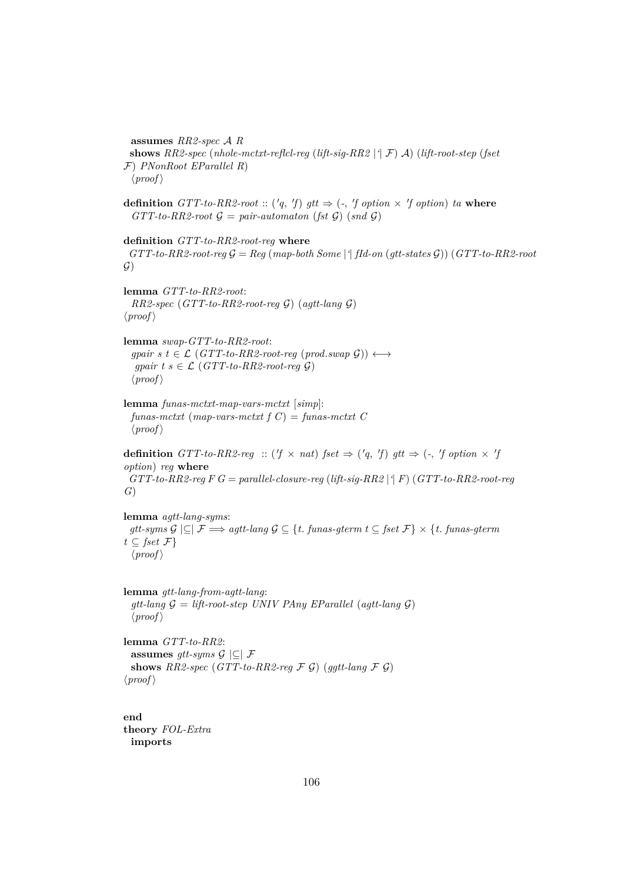**assumes** *RR2-spec* $\mathcal{A}$ *R*
**shows** *RR2-spec* (*nhole-mctxt-reflcl-reg* (*lift-sig-RR2* |'| $\mathcal{F}$) $\mathcal{A}$) (*lift-root-step* (*fset* $\mathcal{F}$) *PNonRoot EParallel R*)
⟨*proof*⟩

**definition** *GTT-to-RR2-root* :: ('*q*, '*f*) *gtt* ⇒ (-, '*f option* × '*f option*) *ta* **where**
*GTT-to-RR2-root* $\mathcal{G}$ = *pair-automaton* (*fst* $\mathcal{G}$) (*snd* $\mathcal{G}$)

**definition** *GTT-to-RR2-root-reg* **where**
*GTT-to-RR2-root-reg* $\mathcal{G}$ = *Reg* (*map-both Some* |'| *fId-on* (*gtt-states* $\mathcal{G}$)) (*GTT-to-RR2-root* $\mathcal{G}$)

**lemma** *GTT-to-RR2-root*:
*RR2-spec* (*GTT-to-RR2-root-reg* $\mathcal{G}$) (*agtt-lang* $\mathcal{G}$)
⟨*proof*⟩

**lemma** *swap-GTT-to-RR2-root*:
*gpair s t* ∈ $\mathcal{L}$ (*GTT-to-RR2-root-reg* (*prod.swap* $\mathcal{G}$)) ⟷
*gpair t s* ∈ $\mathcal{L}$ (*GTT-to-RR2-root-reg* $\mathcal{G}$)
⟨*proof*⟩

**lemma** *funas-mctxt-map-vars-mctxt* [*simp*]:
*funas-mctxt* (*map-vars-mctxt f C*) = *funas-mctxt C*
⟨*proof*⟩

**definition** *GTT-to-RR2-reg* :: ('*f* × *nat*) *fset* ⇒ ('*q*, '*f*) *gtt* ⇒ (-, '*f option* × '*f option*) *reg* **where**
*GTT-to-RR2-reg F G* = *parallel-closure-reg* (*lift-sig-RR2* |'| *F*) (*GTT-to-RR2-root-reg G*)

**lemma** *agtt-lang-syms*:
*gtt-syms* $\mathcal{G}$ |⊆| $\mathcal{F}$ ⟹ *agtt-lang* $\mathcal{G}$ ⊆ {*t*. *funas-gterm t* ⊆ *fset* $\mathcal{F}$} × {*t*. *funas-gterm t* ⊆ *fset* $\mathcal{F}$}
⟨*proof*⟩

**lemma** *gtt-lang-from-agtt-lang*:
*gtt-lang* $\mathcal{G}$ = *lift-root-step UNIV PAny EParallel* (*agtt-lang* $\mathcal{G}$)
⟨*proof*⟩

**lemma** *GTT-to-RR2*:
**assumes** *gtt-syms* $\mathcal{G}$ |⊆| $\mathcal{F}$
**shows** *RR2-spec* (*GTT-to-RR2-reg* $\mathcal{F}$ $\mathcal{G}$) (*ggtt-lang* $\mathcal{F}$ $\mathcal{G}$)
⟨*proof*⟩

**end**
**theory** *FOL-Extra*
**imports**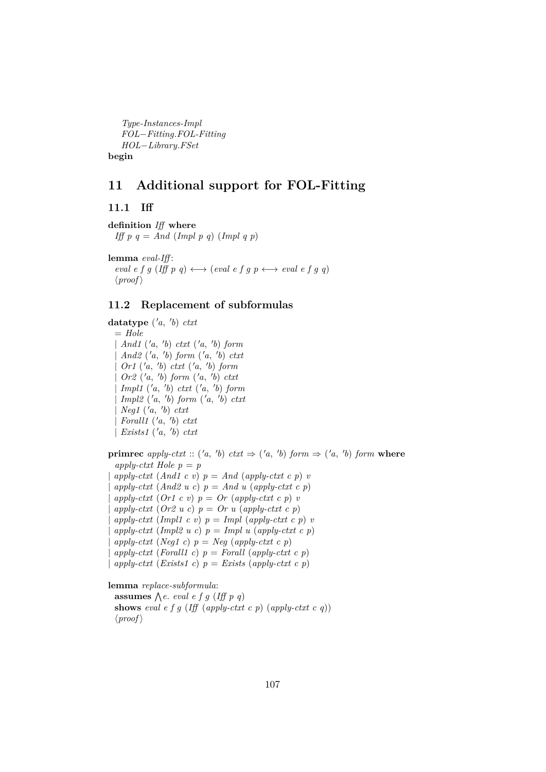*Type-Instances-Impl*
*FOL−Fitting.FOL-Fitting*
*HOL−Library.FSet*
**begin**

# 11 Additional support for FOL-Fitting

## 11.1 Iff

```
definition Iff where
  Iff p q = And (Impl p q) (Impl q p)

lemma eval-Iff:
  eval e f g (Iff p q) ⟷ (eval e f g p ⟷ eval e f g q)
  ⟨proof⟩
```

## 11.2 Replacement of subformulas

```
datatype ('a, 'b) ctxt
  = Hole
  | And1 ('a, 'b) ctxt ('a, 'b) form
  | And2 ('a, 'b) form ('a, 'b) ctxt
  | Or1 ('a, 'b) ctxt ('a, 'b) form
  | Or2 ('a, 'b) form ('a, 'b) ctxt
  | Impl1 ('a, 'b) ctxt ('a, 'b) form
  | Impl2 ('a, 'b) form ('a, 'b) ctxt
  | Neg1 ('a, 'b) ctxt
  | Forall1 ('a, 'b) ctxt
  | Exists1 ('a, 'b) ctxt

primrec apply-ctxt :: ('a, 'b) ctxt ⇒ ('a, 'b) form ⇒ ('a, 'b) form where
  apply-ctxt Hole p = p
| apply-ctxt (And1 c v) p = And (apply-ctxt c p) v
| apply-ctxt (And2 u c) p = And u (apply-ctxt c p)
| apply-ctxt (Or1 c v) p = Or (apply-ctxt c p) v
| apply-ctxt (Or2 u c) p = Or u (apply-ctxt c p)
| apply-ctxt (Impl1 c v) p = Impl (apply-ctxt c p) v
| apply-ctxt (Impl2 u c) p = Impl u (apply-ctxt c p)
| apply-ctxt (Neg1 c) p = Neg (apply-ctxt c p)
| apply-ctxt (Forall1 c) p = Forall (apply-ctxt c p)
| apply-ctxt (Exists1 c) p = Exists (apply-ctxt c p)

lemma replace-subformula:
  assumes ⋀e. eval e f g (Iff p q)
  shows eval e f g (Iff (apply-ctxt c p) (apply-ctxt c q))
  ⟨proof⟩
```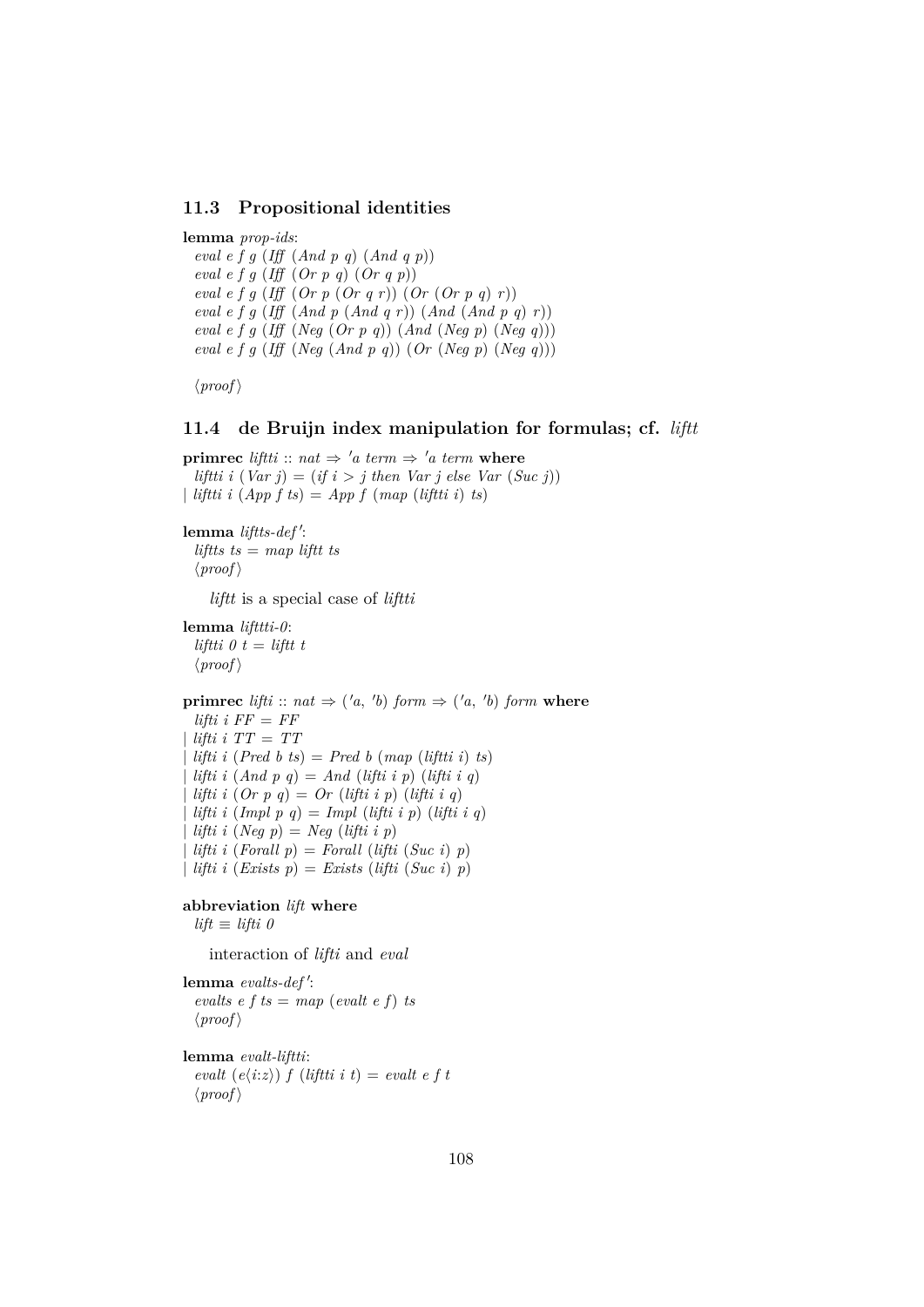## 11.3 Propositional identities

**lemma** *prop-ids*:

```
eval e f g (Iff (And p q) (And q p))
eval e f g (Iff (Or p q) (Or q p))
eval e f g (Iff (Or p (Or q r)) (Or (Or p q) r))
eval e f g (Iff (And p (And q r)) (And (And p q) r))
eval e f g (Iff (Neg (Or p q)) (And (Neg p) (Neg q)))
eval e f g (Iff (Neg (And p q)) (Or (Neg p) (Neg q)))
```

⟨*proof*⟩

## 11.4 de Bruijn index manipulation for formulas; cf. *liftt*

```
primrec liftti :: nat ⇒ 'a term ⇒ 'a term where
  liftti i (Var j) = (if i > j then Var j else Var (Suc j))
| liftti i (App f ts) = App f (map (liftti i) ts)
```

**lemma** *liftts-def'*:

```
liftts ts = map liftt ts
```

⟨*proof*⟩

*liftt* is a special case of *liftti*

**lemma** *lifttti-0*:

```
liftti 0 t = liftt t
```

⟨*proof*⟩

```
primrec lifti :: nat ⇒ ('a, 'b) form ⇒ ('a, 'b) form where
  lifti i FF = FF
| lifti i TT = TT
| lifti i (Pred b ts) = Pred b (map (liftti i) ts)
| lifti i (And p q) = And (lifti i p) (lifti i q)
| lifti i (Or p q) = Or (lifti i p) (lifti i q)
| lifti i (Impl p q) = Impl (lifti i p) (lifti i q)
| lifti i (Neg p) = Neg (lifti i p)
| lifti i (Forall p) = Forall (lifti (Suc i) p)
| lifti i (Exists p) = Exists (lifti (Suc i) p)
```

**abbreviation** *lift* **where**

```
lift ≡ lifti 0
```

interaction of *lifti* and *eval*

**lemma** *evalts-def'*:

```
evalts e f ts = map (evalt e f) ts
```

⟨*proof*⟩

**lemma** *evalt-liftti*:

```
evalt (e⟨i:z⟩) f (liftti i t) = evalt e f t
```

⟨*proof*⟩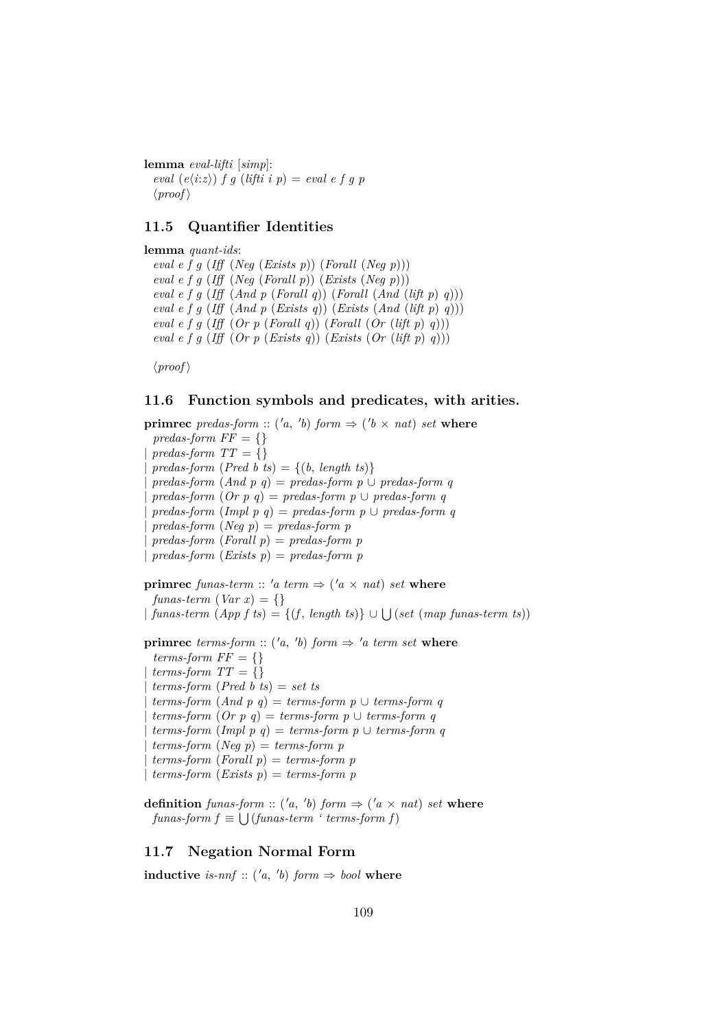**lemma** *eval-lifti* [*simp*]:
  *eval* (*e*⟨*i*:*z*⟩) *f g* (*lifti i p*) = *eval e f g p*
  ⟨*proof*⟩

### 11.5 Quantifier Identities

**lemma** *quant-ids*:
  *eval e f g* (*Iff* (*Neg* (*Exists p*)) (*Forall* (*Neg p*)))
  *eval e f g* (*Iff* (*Neg* (*Forall p*)) (*Exists* (*Neg p*)))
  *eval e f g* (*Iff* (*And p* (*Forall q*)) (*Forall* (*And* (*lift p*) *q*)))
  *eval e f g* (*Iff* (*And p* (*Exists q*)) (*Exists* (*And* (*lift p*) *q*)))
  *eval e f g* (*Iff* (*Or p* (*Forall q*)) (*Forall* (*Or* (*lift p*) *q*)))
  *eval e f g* (*Iff* (*Or p* (*Exists q*)) (*Exists* (*Or* (*lift p*) *q*)))

  ⟨*proof*⟩

### 11.6 Function symbols and predicates, with arities.

**primrec** *predas-form* :: ('*a*, '*b*) *form* ⇒ ('*b* × *nat*) *set* **where**
  *predas-form FF* = {}
| *predas-form TT* = {}
| *predas-form* (*Pred b ts*) = {(*b*, *length ts*)}
| *predas-form* (*And p q*) = *predas-form p* ∪ *predas-form q*
| *predas-form* (*Or p q*) = *predas-form p* ∪ *predas-form q*
| *predas-form* (*Impl p q*) = *predas-form p* ∪ *predas-form q*
| *predas-form* (*Neg p*) = *predas-form p*
| *predas-form* (*Forall p*) = *predas-form p*
| *predas-form* (*Exists p*) = *predas-form p*

**primrec** *funas-term* :: '*a term* ⇒ ('*a* × *nat*) *set* **where**
  *funas-term* (*Var x*) = {}
| *funas-term* (*App f ts*) = {(*f*, *length ts*)} ∪ ⋃(*set* (*map funas-term ts*))

**primrec** *terms-form* :: ('*a*, '*b*) *form* ⇒ '*a term set* **where**
  *terms-form FF* = {}
| *terms-form TT* = {}
| *terms-form* (*Pred b ts*) = *set ts*
| *terms-form* (*And p q*) = *terms-form p* ∪ *terms-form q*
| *terms-form* (*Or p q*) = *terms-form p* ∪ *terms-form q*
| *terms-form* (*Impl p q*) = *terms-form p* ∪ *terms-form q*
| *terms-form* (*Neg p*) = *terms-form p*
| *terms-form* (*Forall p*) = *terms-form p*
| *terms-form* (*Exists p*) = *terms-form p*

**definition** *funas-form* :: ('*a*, '*b*) *form* ⇒ ('*a* × *nat*) *set* **where**
  *funas-form f* ≡ ⋃(*funas-term* ' *terms-form f*)

### 11.7 Negation Normal Form

**inductive** *is-nnf* :: ('*a*, '*b*) *form* ⇒ *bool* **where**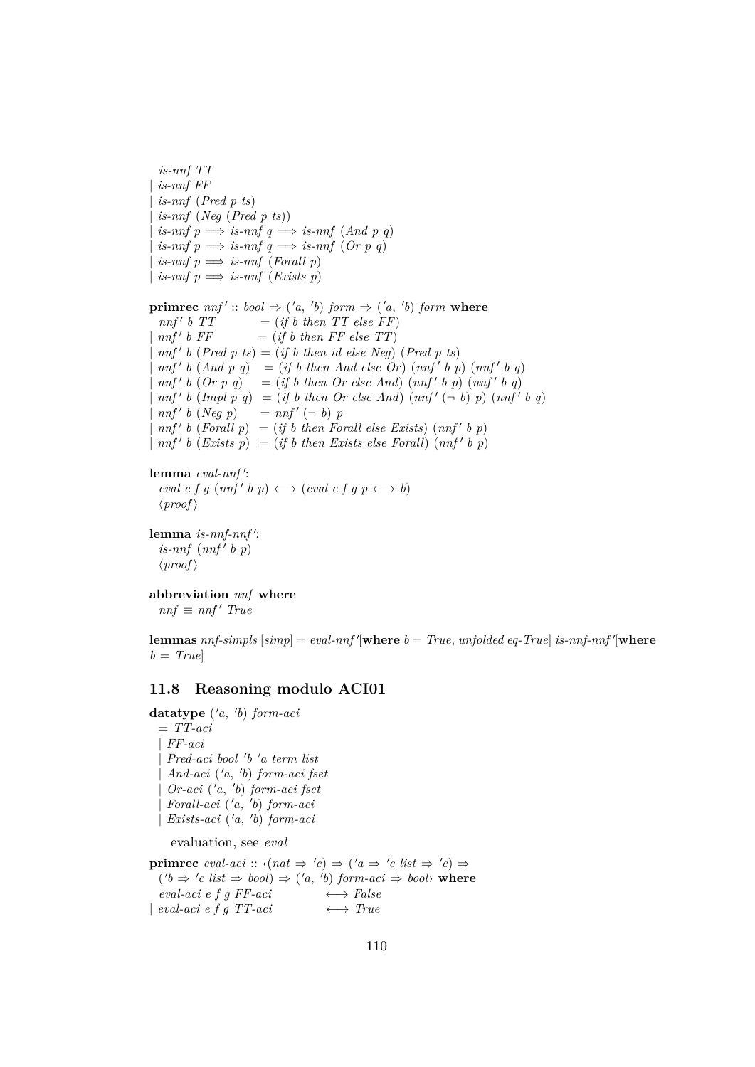```
  is-nnf TT
| is-nnf FF
| is-nnf (Pred p ts)
| is-nnf (Neg (Pred p ts))
| is-nnf p ⟹ is-nnf q ⟹ is-nnf (And p q)
| is-nnf p ⟹ is-nnf q ⟹ is-nnf (Or p q)
| is-nnf p ⟹ is-nnf (Forall p)
| is-nnf p ⟹ is-nnf (Exists p)
```

```
primrec nnf' :: bool ⇒ ('a, 'b) form ⇒ ('a, 'b) form where
  nnf' b TT          = (if b then TT else FF)
| nnf' b FF          = (if b then FF else TT)
| nnf' b (Pred p ts) = (if b then id else Neg) (Pred p ts)
| nnf' b (And p q)   = (if b then And else Or) (nnf' b p) (nnf' b q)
| nnf' b (Or p q)    = (if b then Or else And) (nnf' b p) (nnf' b q)
| nnf' b (Impl p q)  = (if b then Or else And) (nnf' (¬ b) p) (nnf' b q)
| nnf' b (Neg p)     = nnf' (¬ b) p
| nnf' b (Forall p)  = (if b then Forall else Exists) (nnf' b p)
| nnf' b (Exists p)  = (if b then Exists else Forall) (nnf' b p)
```

```
lemma eval-nnf':
  eval e f g (nnf' b p) ⟷ (eval e f g p ⟷ b)
  ⟨proof⟩
```

```
lemma is-nnf-nnf':
  is-nnf (nnf' b p)
  ⟨proof⟩
```

```
abbreviation nnf where
  nnf ≡ nnf' True
```

**lemmas** *nnf-simpls* [*simp*] = *eval-nnf'*[**where** *b* = *True*, *unfolded eq-True*] *is-nnf-nnf'*[**where** *b* = *True*]

## 11.8 Reasoning modulo ACI01

```
datatype ('a, 'b) form-aci
  = TT-aci
  | FF-aci
  | Pred-aci bool 'b 'a term list
  | And-aci ('a, 'b) form-aci fset
  | Or-aci ('a, 'b) form-aci fset
  | Forall-aci ('a, 'b) form-aci
  | Exists-aci ('a, 'b) form-aci
```

evaluation, see *eval*

```
primrec eval-aci :: ‹(nat ⇒ 'c) ⇒ ('a ⇒ 'c list ⇒ 'c) ⇒
  ('b ⇒ 'c list ⇒ bool) ⇒ ('a, 'b) form-aci ⇒ bool› where
  eval-aci e f g FF-aci        ⟷ False
| eval-aci e f g TT-aci        ⟷ True
```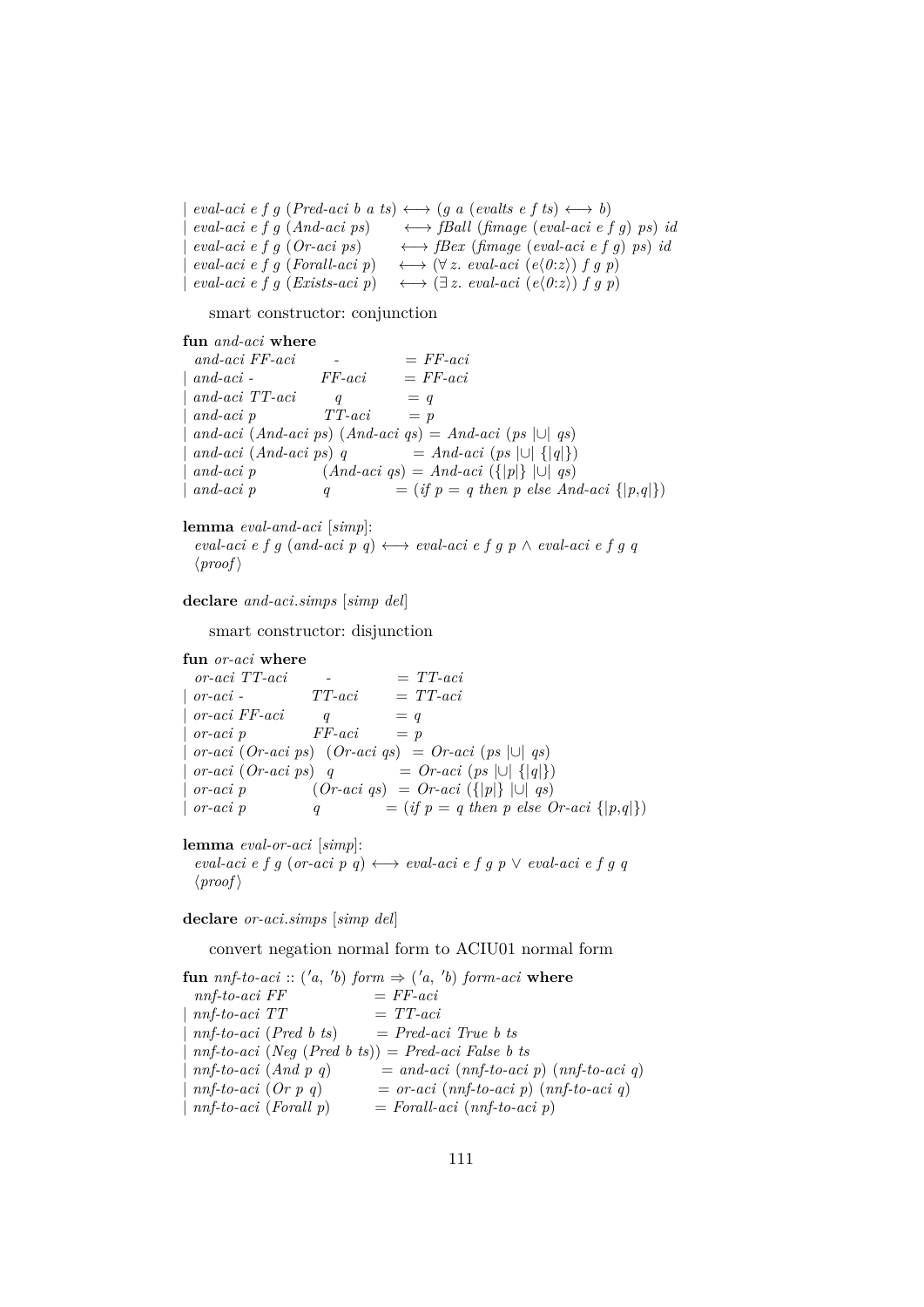```
| eval-aci e f g (Pred-aci b a ts) ⟷ (g a (evalts e f ts) ⟷ b)
| eval-aci e f g (And-aci ps)      ⟷ fBall (fimage (eval-aci e f g) ps) id
| eval-aci e f g (Or-aci ps)       ⟷ fBex (fimage (eval-aci e f g) ps) id
| eval-aci e f g (Forall-aci p)    ⟷ (∀ z. eval-aci (e⟨0:z⟩) f g p)
| eval-aci e f g (Exists-aci p)    ⟷ (∃ z. eval-aci (e⟨0:z⟩) f g p)
```

smart constructor: conjunction

```
fun and-aci where
  and-aci FF-aci      -            = FF-aci
| and-aci -           FF-aci       = FF-aci
| and-aci TT-aci      q            = q
| and-aci p           TT-aci       = p
| and-aci (And-aci ps) (And-aci qs) = And-aci (ps |∪| qs)
| and-aci (And-aci ps) q           = And-aci (ps |∪| {|q|})
| and-aci p           (And-aci qs) = And-aci ({|p|} |∪| qs)
| and-aci p           q            = (if p = q then p else And-aci {|p,q|})

lemma eval-and-aci [simp]:
  eval-aci e f g (and-aci p q) ⟷ eval-aci e f g p ∧ eval-aci e f g q
  ⟨proof⟩

declare and-aci.simps [simp del]
```

smart constructor: disjunction

```
fun or-aci where
  or-aci TT-aci       -            = TT-aci
| or-aci -            TT-aci       = TT-aci
| or-aci FF-aci       q            = q
| or-aci p            FF-aci       = p
| or-aci (Or-aci ps)  (Or-aci qs)  = Or-aci (ps |∪| qs)
| or-aci (Or-aci ps)  q            = Or-aci (ps |∪| {|q|})
| or-aci p            (Or-aci qs)  = Or-aci ({|p|} |∪| qs)
| or-aci p            q            = (if p = q then p else Or-aci {|p,q|})

lemma eval-or-aci [simp]:
  eval-aci e f g (or-aci p q) ⟷ eval-aci e f g p ∨ eval-aci e f g q
  ⟨proof⟩

declare or-aci.simps [simp del]
```

convert negation normal form to ACIU01 normal form

```
fun nnf-to-aci :: ('a, 'b) form ⇒ ('a, 'b) form-aci where
  nnf-to-aci FF                = FF-aci
| nnf-to-aci TT                = TT-aci
| nnf-to-aci (Pred b ts)       = Pred-aci True b ts
| nnf-to-aci (Neg (Pred b ts)) = Pred-aci False b ts
| nnf-to-aci (And p q)         = and-aci (nnf-to-aci p) (nnf-to-aci q)
| nnf-to-aci (Or p q)          = or-aci (nnf-to-aci p) (nnf-to-aci q)
| nnf-to-aci (Forall p)        = Forall-aci (nnf-to-aci p)
```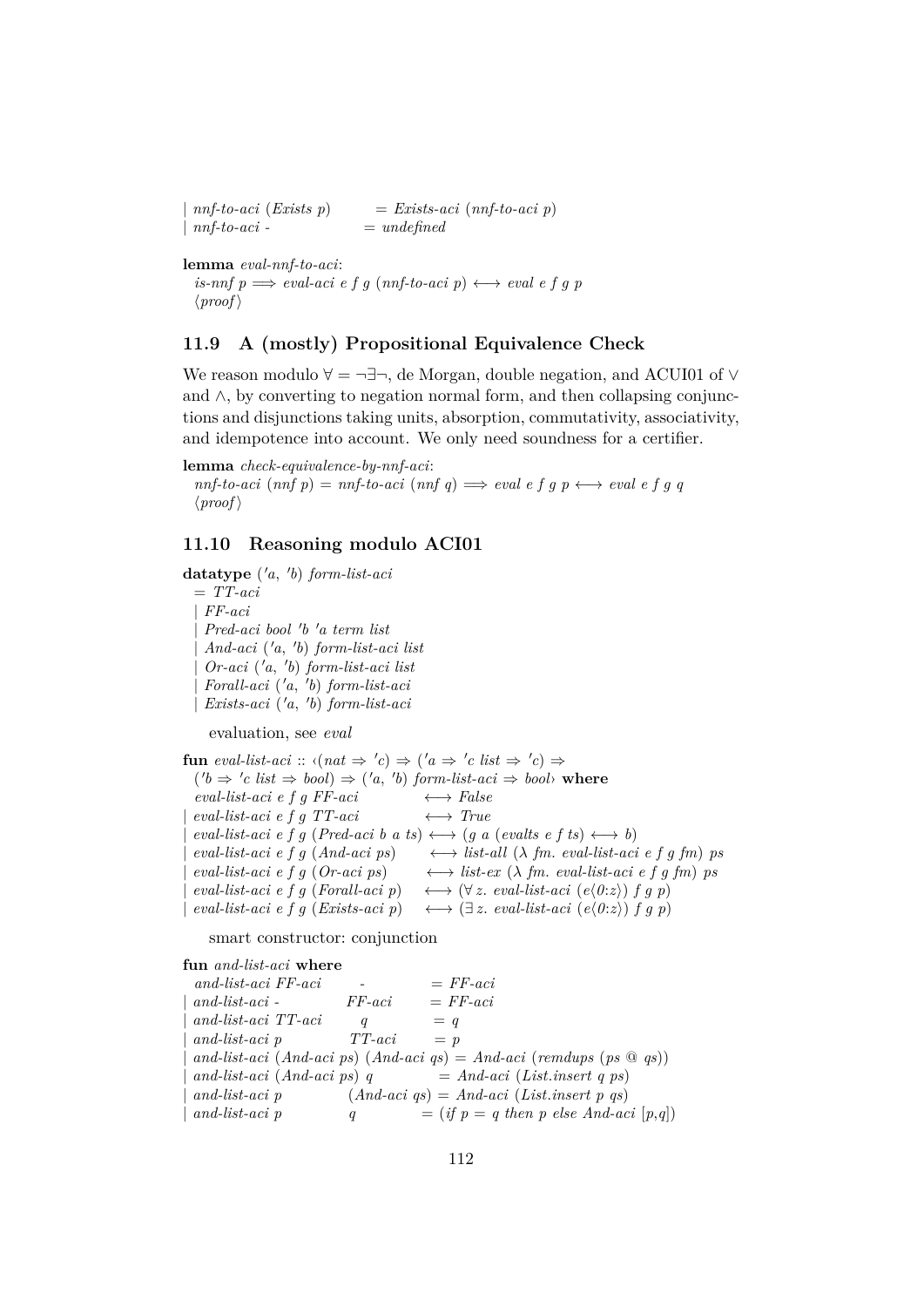```
| nnf-to-aci (Exists p)       = Exists-aci (nnf-to-aci p)
| nnf-to-aci -                = undefined
```

**lemma** *eval-nnf-to-aci*:
```
  is-nnf p ⟹ eval-aci e f g (nnf-to-aci p) ⟷ eval e f g p
  ⟨proof⟩
```

### 11.9 A (mostly) Propositional Equivalence Check

We reason modulo $\forall = \neg\exists\neg$, de Morgan, double negation, and ACUI01 of $\vee$ and $\wedge$, by converting to negation normal form, and then collapsing conjunctions and disjunctions taking units, absorption, commutativity, associativity, and idempotence into account. We only need soundness for a certifier.

**lemma** *check-equivalence-by-nnf-aci*:
```
  nnf-to-aci (nnf p) = nnf-to-aci (nnf q) ⟹ eval e f g p ⟷ eval e f g q
  ⟨proof⟩
```

### 11.10 Reasoning modulo ACI01

```
datatype ('a, 'b) form-list-aci
  = TT-aci
  | FF-aci
  | Pred-aci bool 'b 'a term list
  | And-aci ('a, 'b) form-list-aci list
  | Or-aci ('a, 'b) form-list-aci list
  | Forall-aci ('a, 'b) form-list-aci
  | Exists-aci ('a, 'b) form-list-aci
```

evaluation, see *eval*

```
fun eval-list-aci :: ‹(nat ⇒ 'c) ⇒ ('a ⇒ 'c list ⇒ 'c) ⇒
  ('b ⇒ 'c list ⇒ bool) ⇒ ('a, 'b) form-list-aci ⇒ bool› where
  eval-list-aci e f g FF-aci             ⟷ False
| eval-list-aci e f g TT-aci             ⟷ True
| eval-list-aci e f g (Pred-aci b a ts) ⟷ (g a (evalts e f ts) ⟷ b)
| eval-list-aci e f g (And-aci ps)      ⟷ list-all (λ fm. eval-list-aci e f g fm) ps
| eval-list-aci e f g (Or-aci ps)       ⟷ list-ex (λ fm. eval-list-aci e f g fm) ps
| eval-list-aci e f g (Forall-aci p)    ⟷ (∀ z. eval-list-aci (e⟨0:z⟩) f g p)
| eval-list-aci e f g (Exists-aci p)    ⟷ (∃ z. eval-list-aci (e⟨0:z⟩) f g p)
```

smart constructor: conjunction

```
fun and-list-aci where
  and-list-aci FF-aci        -           = FF-aci
| and-list-aci -             FF-aci      = FF-aci
| and-list-aci TT-aci        q           = q
| and-list-aci p             TT-aci      = p
| and-list-aci (And-aci ps) (And-aci qs) = And-aci (remdups (ps @ qs))
| and-list-aci (And-aci ps) q            = And-aci (List.insert q ps)
| and-list-aci p            (And-aci qs) = And-aci (List.insert p qs)
| and-list-aci p            q            = (if p = q then p else And-aci [p,q])
```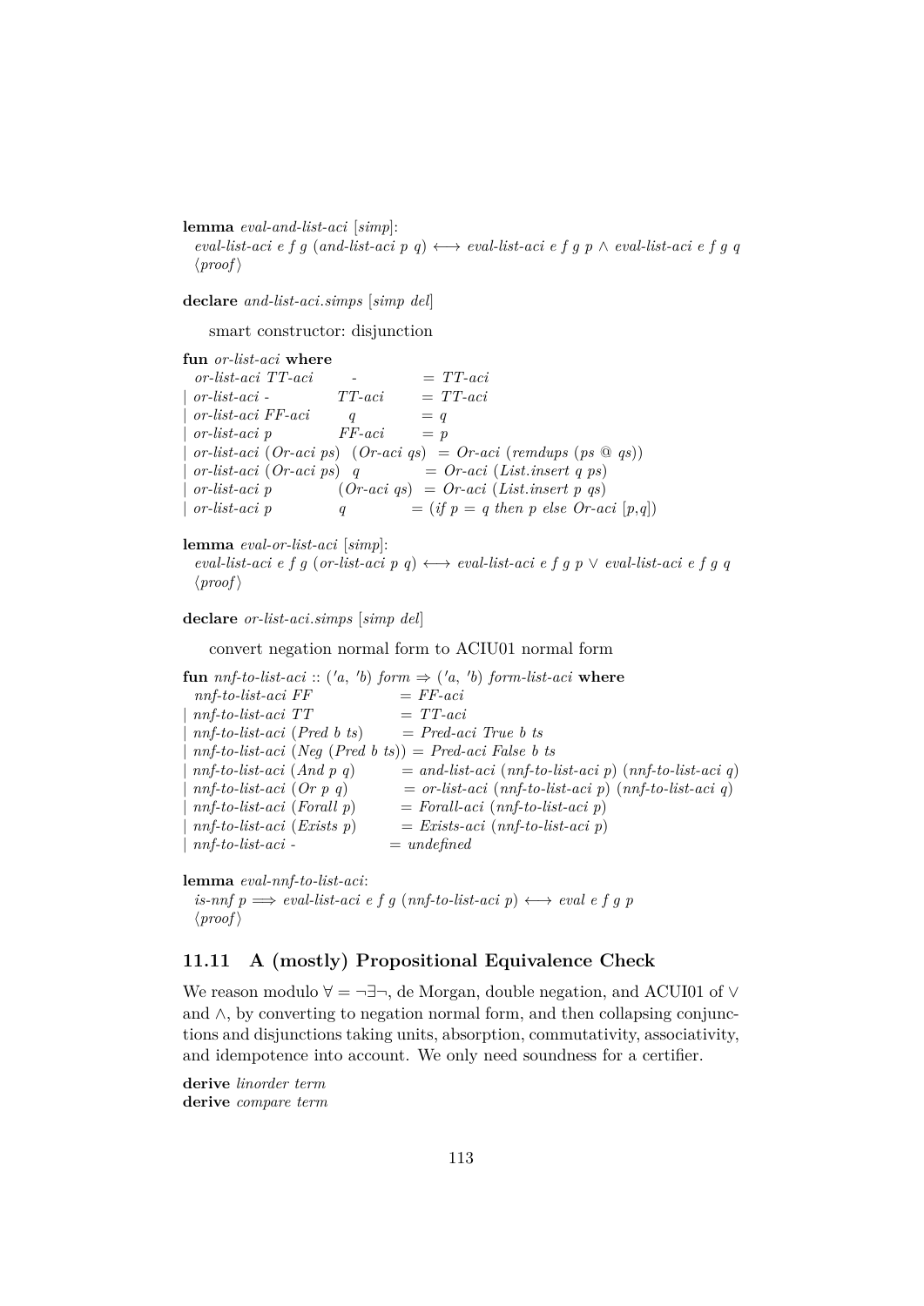**lemma** *eval-and-list-aci* [*simp*]:
*eval-list-aci e f g* (*and-list-aci p q*) ⟷ *eval-list-aci e f g p* ∧ *eval-list-aci e f g q*
⟨*proof*⟩

**declare** *and-list-aci.simps* [*simp del*]

smart constructor: disjunction

```
fun or-list-aci where
  or-list-aci TT-aci       -            = TT-aci
| or-list-aci -            TT-aci       = TT-aci
| or-list-aci FF-aci       q            = q
| or-list-aci p            FF-aci       = p
| or-list-aci (Or-aci ps)  (Or-aci qs)  = Or-aci (remdups (ps @ qs))
| or-list-aci (Or-aci ps)  q            = Or-aci (List.insert q ps)
| or-list-aci p            (Or-aci qs)  = Or-aci (List.insert p qs)
| or-list-aci p            q            = (if p = q then p else Or-aci [p,q])
```

**lemma** *eval-or-list-aci* [*simp*]:
*eval-list-aci e f g* (*or-list-aci p q*) ⟷ *eval-list-aci e f g p* ∨ *eval-list-aci e f g q*
⟨*proof*⟩

**declare** *or-list-aci.simps* [*simp del*]

convert negation normal form to ACIU01 normal form

```
fun nnf-to-list-aci :: ('a, 'b) form ⇒ ('a, 'b) form-list-aci where
  nnf-to-list-aci FF                 = FF-aci
| nnf-to-list-aci TT                 = TT-aci
| nnf-to-list-aci (Pred b ts)        = Pred-aci True b ts
| nnf-to-list-aci (Neg (Pred b ts))  = Pred-aci False b ts
| nnf-to-list-aci (And p q)          = and-list-aci (nnf-to-list-aci p) (nnf-to-list-aci q)
| nnf-to-list-aci (Or p q)           = or-list-aci (nnf-to-list-aci p) (nnf-to-list-aci q)
| nnf-to-list-aci (Forall p)         = Forall-aci (nnf-to-list-aci p)
| nnf-to-list-aci (Exists p)         = Exists-aci (nnf-to-list-aci p)
| nnf-to-list-aci -                  = undefined
```

**lemma** *eval-nnf-to-list-aci*:
*is-nnf p* ⟹ *eval-list-aci e f g* (*nnf-to-list-aci p*) ⟷ *eval e f g p*
⟨*proof*⟩

## 11.11 A (mostly) Propositional Equivalence Check

We reason modulo ∀ = ¬∃¬, de Morgan, double negation, and ACUI01 of ∨ and ∧, by converting to negation normal form, and then collapsing conjunctions and disjunctions taking units, absorption, commutativity, associativity, and idempotence into account. We only need soundness for a certifier.

**derive** *linorder term*
**derive** *compare term*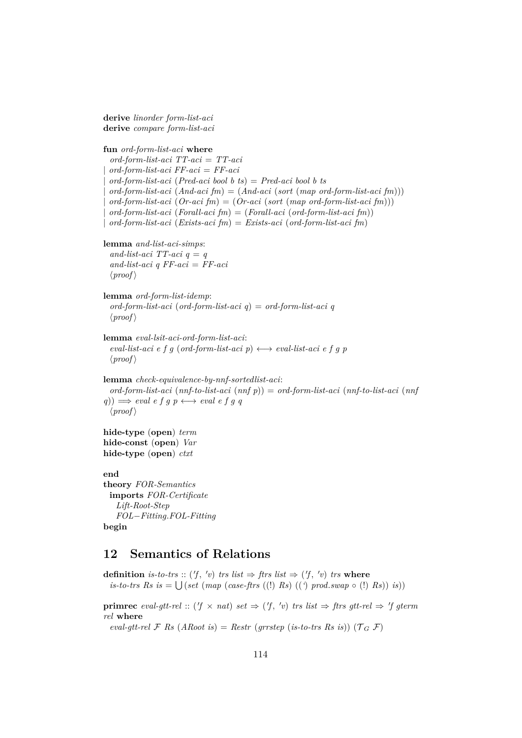**derive** *linorder form-list-aci*
**derive** *compare form-list-aci*

**fun** *ord-form-list-aci* **where**
  *ord-form-list-aci TT-aci* = *TT-aci*
| *ord-form-list-aci FF-aci* = *FF-aci*
| *ord-form-list-aci* (*Pred-aci bool b ts*) = *Pred-aci bool b ts*
| *ord-form-list-aci* (*And-aci fm*) = (*And-aci* (*sort* (*map ord-form-list-aci fm*)))
| *ord-form-list-aci* (*Or-aci fm*) = (*Or-aci* (*sort* (*map ord-form-list-aci fm*)))
| *ord-form-list-aci* (*Forall-aci fm*) = (*Forall-aci* (*ord-form-list-aci fm*))
| *ord-form-list-aci* (*Exists-aci fm*) = *Exists-aci* (*ord-form-list-aci fm*)

**lemma** *and-list-aci-simps*:
  *and-list-aci TT-aci q* = *q*
  *and-list-aci q FF-aci* = *FF-aci*
  ⟨*proof*⟩

**lemma** *ord-form-list-idemp*:
  *ord-form-list-aci* (*ord-form-list-aci q*) = *ord-form-list-aci q*
  ⟨*proof*⟩

**lemma** *eval-lsit-aci-ord-form-list-aci*:
  *eval-list-aci e f g* (*ord-form-list-aci p*) ⟷ *eval-list-aci e f g p*
  ⟨*proof*⟩

**lemma** *check-equivalence-by-nnf-sortedlist-aci*:
  *ord-form-list-aci* (*nnf-to-list-aci* (*nnf p*)) = *ord-form-list-aci* (*nnf-to-list-aci* (*nnf q*)) ⟹ *eval e f g p* ⟷ *eval e f g q*
  ⟨*proof*⟩

**hide-type** (**open**) *term*
**hide-const** (**open**) *Var*
**hide-type** (**open**) *ctxt*

**end**
**theory** *FOR-Semantics*
  **imports** *FOR-Certificate*
    *Lift-Root-Step*
    *FOL−Fitting.FOL-Fitting*
**begin**

## 12 Semantics of Relations

**definition** *is-to-trs* :: ('*f*, '*v*) *trs list* ⇒ *ftrs list* ⇒ ('*f*, '*v*) *trs* **where**
  *is-to-trs Rs is* = ⋃ (*set* (*map* (*case-ftrs* ((!) *Rs*) ((') *prod.swap* ∘ (!) *Rs*)) *is*))

**primrec** *eval-gtt-rel* :: ('*f* × *nat*) *set* ⇒ ('*f*, '*v*) *trs list* ⇒ *ftrs gtt-rel* ⇒ '*f gterm rel* **where**
  *eval-gtt-rel* $\mathcal{F}$ *Rs* (*ARoot is*) = *Restr* (*grrstep* (*is-to-trs Rs is*)) ($\mathcal{T}_G$ $\mathcal{F}$)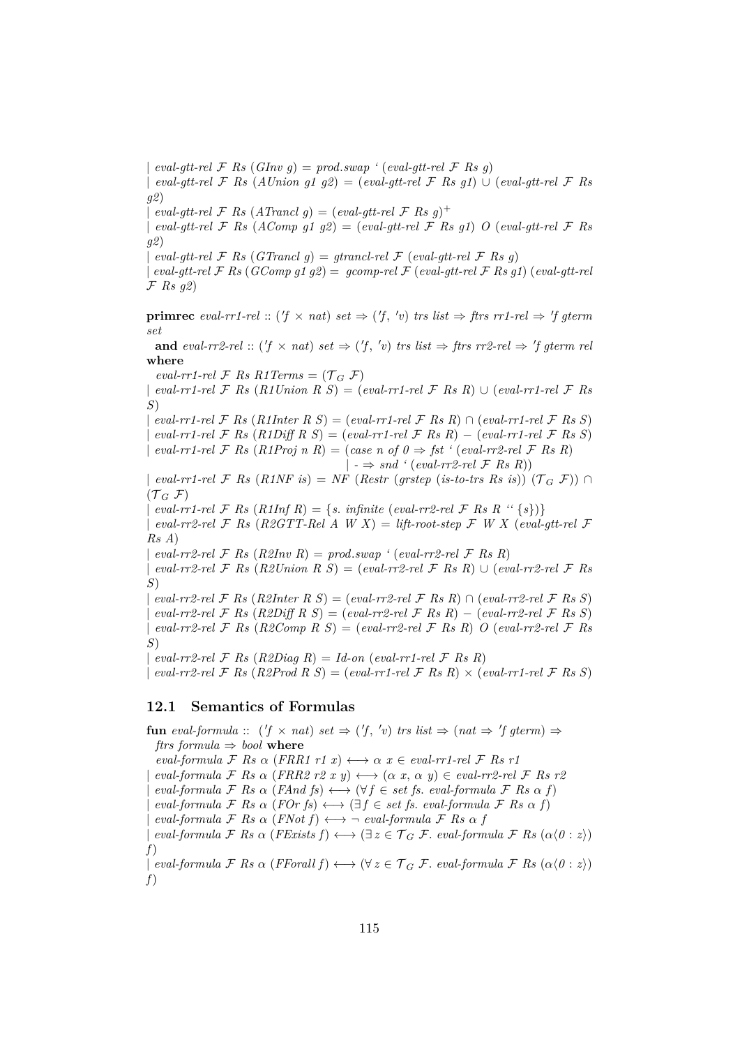| *eval-gtt-rel* $\mathcal{F}$ *Rs* (*GInv g*) = *prod.swap* ‘ (*eval-gtt-rel* $\mathcal{F}$ *Rs g*)
| *eval-gtt-rel* $\mathcal{F}$ *Rs* (*AUnion g1 g2*) = (*eval-gtt-rel* $\mathcal{F}$ *Rs g1*) ∪ (*eval-gtt-rel* $\mathcal{F}$ *Rs g2*)
| *eval-gtt-rel* $\mathcal{F}$ *Rs* (*ATrancl g*) = (*eval-gtt-rel* $\mathcal{F}$ *Rs g*)$^+$
| *eval-gtt-rel* $\mathcal{F}$ *Rs* (*AComp g1 g2*) = (*eval-gtt-rel* $\mathcal{F}$ *Rs g1*) *O* (*eval-gtt-rel* $\mathcal{F}$ *Rs g2*)
| *eval-gtt-rel* $\mathcal{F}$ *Rs* (*GTrancl g*) = *gtrancl-rel* $\mathcal{F}$ (*eval-gtt-rel* $\mathcal{F}$ *Rs g*)
| *eval-gtt-rel* $\mathcal{F}$ *Rs* (*GComp g1 g2*) = *gcomp-rel* $\mathcal{F}$ (*eval-gtt-rel* $\mathcal{F}$ *Rs g1*) (*eval-gtt-rel* $\mathcal{F}$ *Rs g2*)

**primrec** *eval-rr1-rel* :: (*'f* × *nat*) *set* ⇒ (*'f*, *'v*) *trs list* ⇒ *ftrs rr1-rel* ⇒ *'f gterm set*
**and** *eval-rr2-rel* :: (*'f* × *nat*) *set* ⇒ (*'f*, *'v*) *trs list* ⇒ *ftrs rr2-rel* ⇒ *'f gterm rel*
**where**
*eval-rr1-rel* $\mathcal{F}$ *Rs R1Terms* = ($\mathcal{T}_G$ $\mathcal{F}$)
| *eval-rr1-rel* $\mathcal{F}$ *Rs* (*R1Union R S*) = (*eval-rr1-rel* $\mathcal{F}$ *Rs R*) ∪ (*eval-rr1-rel* $\mathcal{F}$ *Rs S*)
| *eval-rr1-rel* $\mathcal{F}$ *Rs* (*R1Inter R S*) = (*eval-rr1-rel* $\mathcal{F}$ *Rs R*) ∩ (*eval-rr1-rel* $\mathcal{F}$ *Rs S*)
| *eval-rr1-rel* $\mathcal{F}$ *Rs* (*R1Diff R S*) = (*eval-rr1-rel* $\mathcal{F}$ *Rs R*) − (*eval-rr1-rel* $\mathcal{F}$ *Rs S*)
| *eval-rr1-rel* $\mathcal{F}$ *Rs* (*R1Proj n R*) = (*case n of 0* ⇒ *fst* ‘ (*eval-rr2-rel* $\mathcal{F}$ *Rs R*)
| - ⇒ *snd* ‘ (*eval-rr2-rel* $\mathcal{F}$ *Rs R*))
| *eval-rr1-rel* $\mathcal{F}$ *Rs* (*R1NF is*) = *NF* (*Restr* (*grstep* (*is-to-trs Rs is*)) ($\mathcal{T}_G$ $\mathcal{F}$)) ∩ ($\mathcal{T}_G$ $\mathcal{F}$)
| *eval-rr1-rel* $\mathcal{F}$ *Rs* (*R1Inf R*) = {*s. infinite* (*eval-rr2-rel* $\mathcal{F}$ *Rs R* ‘‘ {*s*})}
| *eval-rr2-rel* $\mathcal{F}$ *Rs* (*R2GTT-Rel A W X*) = *lift-root-step* $\mathcal{F}$ *W X* (*eval-gtt-rel* $\mathcal{F}$ *Rs A*)
| *eval-rr2-rel* $\mathcal{F}$ *Rs* (*R2Inv R*) = *prod.swap* ‘ (*eval-rr2-rel* $\mathcal{F}$ *Rs R*)
| *eval-rr2-rel* $\mathcal{F}$ *Rs* (*R2Union R S*) = (*eval-rr2-rel* $\mathcal{F}$ *Rs R*) ∪ (*eval-rr2-rel* $\mathcal{F}$ *Rs S*)
| *eval-rr2-rel* $\mathcal{F}$ *Rs* (*R2Inter R S*) = (*eval-rr2-rel* $\mathcal{F}$ *Rs R*) ∩ (*eval-rr2-rel* $\mathcal{F}$ *Rs S*)
| *eval-rr2-rel* $\mathcal{F}$ *Rs* (*R2Diff R S*) = (*eval-rr2-rel* $\mathcal{F}$ *Rs R*) − (*eval-rr2-rel* $\mathcal{F}$ *Rs S*)
| *eval-rr2-rel* $\mathcal{F}$ *Rs* (*R2Comp R S*) = (*eval-rr2-rel* $\mathcal{F}$ *Rs R*) *O* (*eval-rr2-rel* $\mathcal{F}$ *Rs S*)
| *eval-rr2-rel* $\mathcal{F}$ *Rs* (*R2Diag R*) = *Id-on* (*eval-rr1-rel* $\mathcal{F}$ *Rs R*)
| *eval-rr2-rel* $\mathcal{F}$ *Rs* (*R2Prod R S*) = (*eval-rr1-rel* $\mathcal{F}$ *Rs R*) × (*eval-rr1-rel* $\mathcal{F}$ *Rs S*)

## 12.1 Semantics of Formulas

**fun** *eval-formula* :: (*'f* × *nat*) *set* ⇒ (*'f*, *'v*) *trs list* ⇒ (*nat* ⇒ *'f gterm*) ⇒ *ftrs formula* ⇒ *bool* **where**
*eval-formula* $\mathcal{F}$ *Rs* α (*FRR1 r1 x*) ⟷ α *x* ∈ *eval-rr1-rel* $\mathcal{F}$ *Rs r1*
| *eval-formula* $\mathcal{F}$ *Rs* α (*FRR2 r2 x y*) ⟷ (α *x*, α *y*) ∈ *eval-rr2-rel* $\mathcal{F}$ *Rs r2*
| *eval-formula* $\mathcal{F}$ *Rs* α (*FAnd fs*) ⟷ (∀ *f* ∈ *set fs*. *eval-formula* $\mathcal{F}$ *Rs* α *f*)
| *eval-formula* $\mathcal{F}$ *Rs* α (*FOr fs*) ⟷ (∃ *f* ∈ *set fs*. *eval-formula* $\mathcal{F}$ *Rs* α *f*)
| *eval-formula* $\mathcal{F}$ *Rs* α (*FNot f*) ⟷ ¬ *eval-formula* $\mathcal{F}$ *Rs* α *f*
| *eval-formula* $\mathcal{F}$ *Rs* α (*FExists f*) ⟷ (∃ *z* ∈ $\mathcal{T}_G$ $\mathcal{F}$. *eval-formula* $\mathcal{F}$ *Rs* (α⟨*0* : *z*⟩) *f*)
| *eval-formula* $\mathcal{F}$ *Rs* α (*FForall f*) ⟷ (∀ *z* ∈ $\mathcal{T}_G$ $\mathcal{F}$. *eval-formula* $\mathcal{F}$ *Rs* (α⟨*0* : *z*⟩) *f*)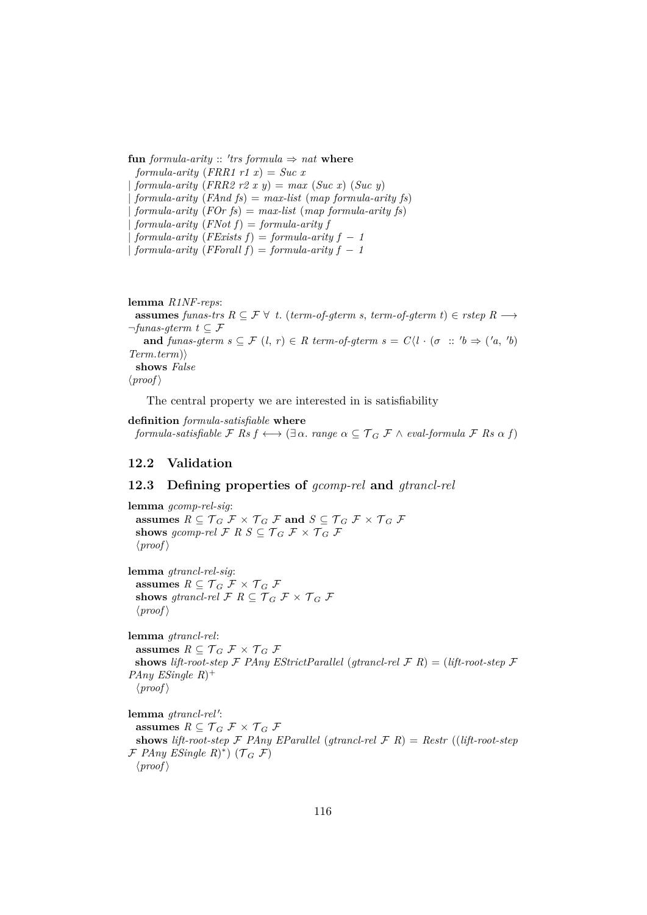**fun** *formula-arity* :: *'trs formula* ⇒ *nat* **where**
  *formula-arity* (*FRR1 r1 x*) = *Suc x*
| *formula-arity* (*FRR2 r2 x y*) = *max* (*Suc x*) (*Suc y*)
| *formula-arity* (*FAnd fs*) = *max-list* (*map formula-arity fs*)
| *formula-arity* (*FOr fs*) = *max-list* (*map formula-arity fs*)
| *formula-arity* (*FNot f*) = *formula-arity f*
| *formula-arity* (*FExists f*) = *formula-arity f* − *1*
| *formula-arity* (*FForall f*) = *formula-arity f* − *1*

**lemma** *R1NF-reps*:
  **assumes** *funas-trs R* ⊆ $\mathcal{F}$ ∀ *t*. (*term-of-gterm s*, *term-of-gterm t*) ∈ *rstep R* ⟶ ¬*funas-gterm t* ⊆ $\mathcal{F}$
    **and** *funas-gterm s* ⊆ $\mathcal{F}$ (*l*, *r*) ∈ *R term-of-gterm s* = *C*⟨*l* · (σ :: *'b* ⇒ (*'a*, *'b*) *Term.term*)⟩
  **shows** *False*
⟨*proof*⟩

The central property we are interested in is satisfiability

**definition** *formula-satisfiable* **where**
  *formula-satisfiable* $\mathcal{F}$ *Rs f* ⟷ (∃ α. *range* α ⊆ $\mathcal{T}_G$ $\mathcal{F}$ ∧ *eval-formula* $\mathcal{F}$ *Rs* α *f*)

## 12.2 Validation

## 12.3 Defining properties of *gcomp-rel* and *gtrancl-rel*

**lemma** *gcomp-rel-sig*:
  **assumes** *R* ⊆ $\mathcal{T}_G$ $\mathcal{F}$ × $\mathcal{T}_G$ $\mathcal{F}$ **and** *S* ⊆ $\mathcal{T}_G$ $\mathcal{F}$ × $\mathcal{T}_G$ $\mathcal{F}$
  **shows** *gcomp-rel* $\mathcal{F}$ *R S* ⊆ $\mathcal{T}_G$ $\mathcal{F}$ × $\mathcal{T}_G$ $\mathcal{F}$
  ⟨*proof*⟩

**lemma** *gtrancl-rel-sig*:
  **assumes** *R* ⊆ $\mathcal{T}_G$ $\mathcal{F}$ × $\mathcal{T}_G$ $\mathcal{F}$
  **shows** *gtrancl-rel* $\mathcal{F}$ *R* ⊆ $\mathcal{T}_G$ $\mathcal{F}$ × $\mathcal{T}_G$ $\mathcal{F}$
  ⟨*proof*⟩

**lemma** *gtrancl-rel*:
  **assumes** *R* ⊆ $\mathcal{T}_G$ $\mathcal{F}$ × $\mathcal{T}_G$ $\mathcal{F}$
  **shows** *lift-root-step* $\mathcal{F}$ *PAny EStrictParallel* (*gtrancl-rel* $\mathcal{F}$ *R*) = (*lift-root-step* $\mathcal{F}$ *PAny ESingle R*)$^+$
  ⟨*proof*⟩

**lemma** *gtrancl-rel'*:
  **assumes** *R* ⊆ $\mathcal{T}_G$ $\mathcal{F}$ × $\mathcal{T}_G$ $\mathcal{F}$
  **shows** *lift-root-step* $\mathcal{F}$ *PAny EParallel* (*gtrancl-rel* $\mathcal{F}$ *R*) = *Restr* ((*lift-root-step* $\mathcal{F}$ *PAny ESingle R*)$^*$) ($\mathcal{T}_G$ $\mathcal{F}$)
  ⟨*proof*⟩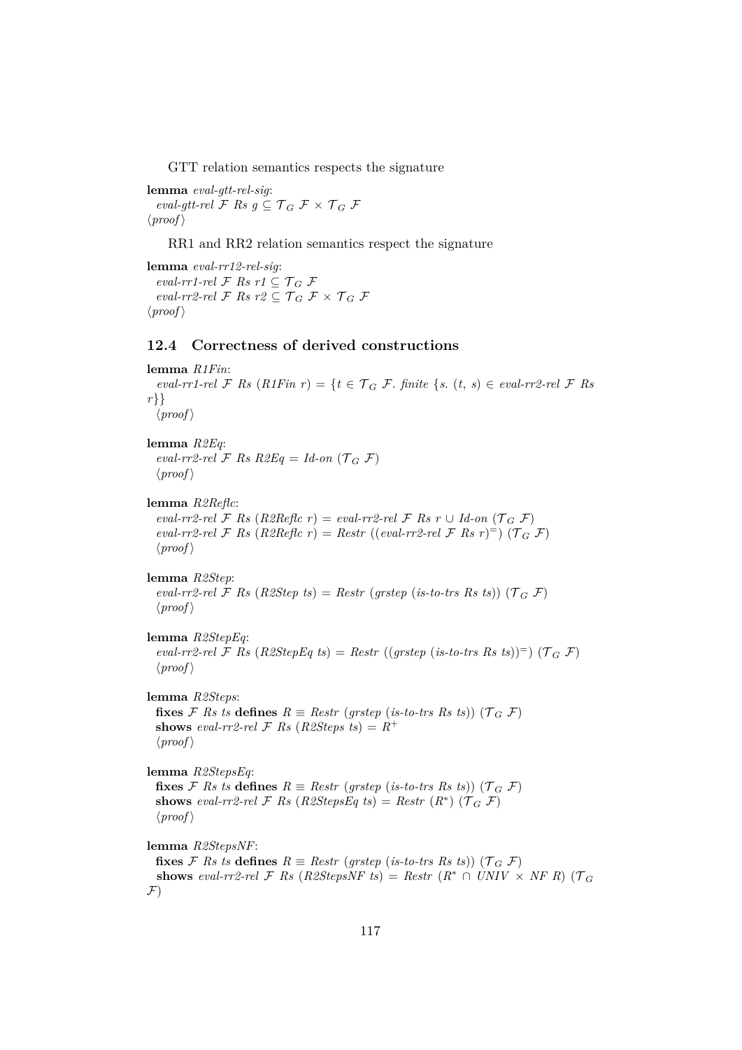GTT relation semantics respects the signature

**lemma** *eval-gtt-rel-sig*:
  *eval-gtt-rel* $\mathcal{F}$ *Rs g* $\subseteq \mathcal{T}_G\ \mathcal{F} \times \mathcal{T}_G\ \mathcal{F}$
⟨*proof*⟩

RR1 and RR2 relation semantics respect the signature

**lemma** *eval-rr12-rel-sig*:
  *eval-rr1-rel* $\mathcal{F}$ *Rs r1* $\subseteq \mathcal{T}_G\ \mathcal{F}$
  *eval-rr2-rel* $\mathcal{F}$ *Rs r2* $\subseteq \mathcal{T}_G\ \mathcal{F} \times \mathcal{T}_G\ \mathcal{F}$
⟨*proof*⟩

## 12.4 Correctness of derived constructions

**lemma** *R1Fin*:
  *eval-rr1-rel* $\mathcal{F}$ *Rs* (*R1Fin r*) = $\{t \in \mathcal{T}_G\ \mathcal{F}.$ *finite* $\{s.\ (t, s) \in$ *eval-rr2-rel* $\mathcal{F}$ *Rs r*$\}\}$
  ⟨*proof*⟩

**lemma** *R2Eq*:
  *eval-rr2-rel* $\mathcal{F}$ *Rs R2Eq* = *Id-on* ($\mathcal{T}_G\ \mathcal{F}$)
  ⟨*proof*⟩

**lemma** *R2Reflc*:
  *eval-rr2-rel* $\mathcal{F}$ *Rs* (*R2Reflc r*) = *eval-rr2-rel* $\mathcal{F}$ *Rs r* $\cup$ *Id-on* ($\mathcal{T}_G\ \mathcal{F}$)
  *eval-rr2-rel* $\mathcal{F}$ *Rs* (*R2Reflc r*) = *Restr* ((*eval-rr2-rel* $\mathcal{F}$ *Rs r*)$^=$) ($\mathcal{T}_G\ \mathcal{F}$)
  ⟨*proof*⟩

**lemma** *R2Step*:
  *eval-rr2-rel* $\mathcal{F}$ *Rs* (*R2Step ts*) = *Restr* (*grstep* (*is-to-trs Rs ts*)) ($\mathcal{T}_G\ \mathcal{F}$)
  ⟨*proof*⟩

**lemma** *R2StepEq*:
  *eval-rr2-rel* $\mathcal{F}$ *Rs* (*R2StepEq ts*) = *Restr* ((*grstep* (*is-to-trs Rs ts*))$^=$) ($\mathcal{T}_G\ \mathcal{F}$)
  ⟨*proof*⟩

**lemma** *R2Steps*:
  **fixes** $\mathcal{F}$ *Rs ts* **defines** $R \equiv$ *Restr* (*grstep* (*is-to-trs Rs ts*)) ($\mathcal{T}_G\ \mathcal{F}$)
  **shows** *eval-rr2-rel* $\mathcal{F}$ *Rs* (*R2Steps ts*) = $R^+$
  ⟨*proof*⟩

**lemma** *R2StepsEq*:
  **fixes** $\mathcal{F}$ *Rs ts* **defines** $R \equiv$ *Restr* (*grstep* (*is-to-trs Rs ts*)) ($\mathcal{T}_G\ \mathcal{F}$)
  **shows** *eval-rr2-rel* $\mathcal{F}$ *Rs* (*R2StepsEq ts*) = *Restr* ($R^*$) ($\mathcal{T}_G\ \mathcal{F}$)
  ⟨*proof*⟩

**lemma** *R2StepsNF*:
  **fixes** $\mathcal{F}$ *Rs ts* **defines** $R \equiv$ *Restr* (*grstep* (*is-to-trs Rs ts*)) ($\mathcal{T}_G\ \mathcal{F}$)
  **shows** *eval-rr2-rel* $\mathcal{F}$ *Rs* (*R2StepsNF ts*) = *Restr* ($R^* \cap$ *UNIV* $\times$ *NF R*) ($\mathcal{T}_G\ \mathcal{F}$)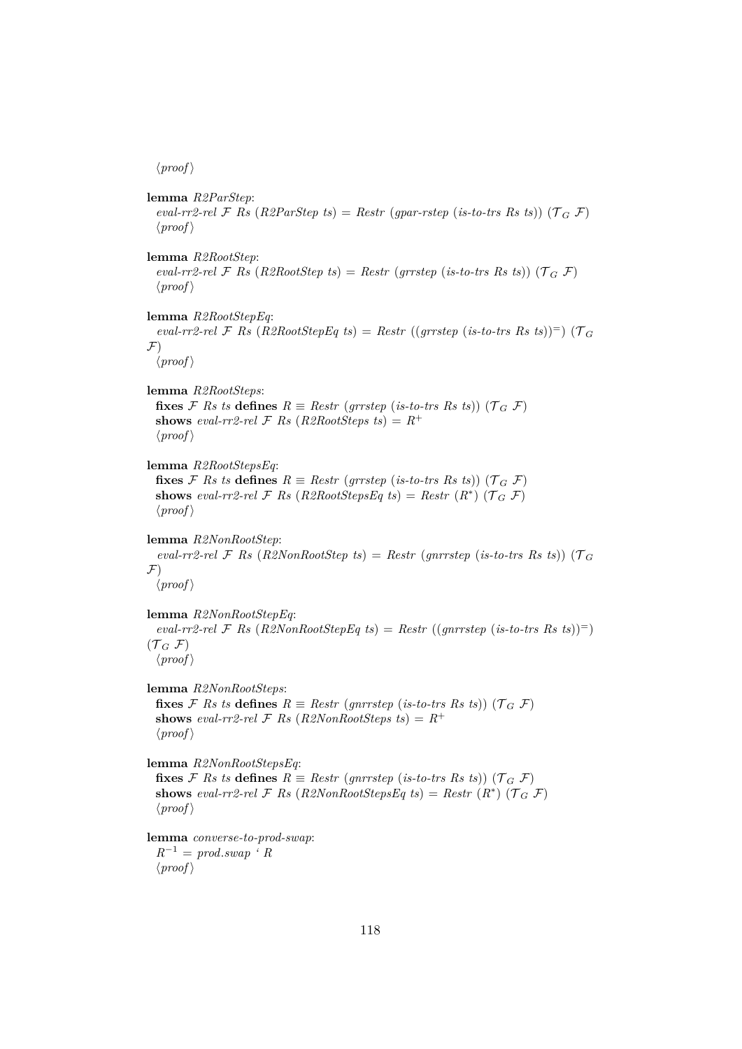⟨proof⟩

**lemma** *R2ParStep*:
*eval-rr2-rel* $\mathcal{F}$ *Rs* (*R2ParStep ts*) = *Restr* (*gpar-rstep* (*is-to-trs Rs ts*)) ($\mathcal{T}_G$ $\mathcal{F}$)
⟨proof⟩

**lemma** *R2RootStep*:
*eval-rr2-rel* $\mathcal{F}$ *Rs* (*R2RootStep ts*) = *Restr* (*grrstep* (*is-to-trs Rs ts*)) ($\mathcal{T}_G$ $\mathcal{F}$)
⟨proof⟩

**lemma** *R2RootStepEq*:
*eval-rr2-rel* $\mathcal{F}$ *Rs* (*R2RootStepEq ts*) = *Restr* ((*grrstep* (*is-to-trs Rs ts*))$^=$) ($\mathcal{T}_G$ $\mathcal{F}$)
⟨proof⟩

**lemma** *R2RootSteps*:
**fixes** $\mathcal{F}$ *Rs ts* **defines** $R \equiv$ *Restr* (*grrstep* (*is-to-trs Rs ts*)) ($\mathcal{T}_G$ $\mathcal{F}$)
**shows** *eval-rr2-rel* $\mathcal{F}$ *Rs* (*R2RootSteps ts*) = $R^+$
⟨proof⟩

**lemma** *R2RootStepsEq*:
**fixes** $\mathcal{F}$ *Rs ts* **defines** $R \equiv$ *Restr* (*grrstep* (*is-to-trs Rs ts*)) ($\mathcal{T}_G$ $\mathcal{F}$)
**shows** *eval-rr2-rel* $\mathcal{F}$ *Rs* (*R2RootStepsEq ts*) = *Restr* ($R^*$) ($\mathcal{T}_G$ $\mathcal{F}$)
⟨proof⟩

**lemma** *R2NonRootStep*:
*eval-rr2-rel* $\mathcal{F}$ *Rs* (*R2NonRootStep ts*) = *Restr* (*gnrrstep* (*is-to-trs Rs ts*)) ($\mathcal{T}_G$ $\mathcal{F}$)
⟨proof⟩

**lemma** *R2NonRootStepEq*:
*eval-rr2-rel* $\mathcal{F}$ *Rs* (*R2NonRootStepEq ts*) = *Restr* ((*gnrrstep* (*is-to-trs Rs ts*))$^=$) ($\mathcal{T}_G$ $\mathcal{F}$)
⟨proof⟩

**lemma** *R2NonRootSteps*:
**fixes** $\mathcal{F}$ *Rs ts* **defines** $R \equiv$ *Restr* (*gnrrstep* (*is-to-trs Rs ts*)) ($\mathcal{T}_G$ $\mathcal{F}$)
**shows** *eval-rr2-rel* $\mathcal{F}$ *Rs* (*R2NonRootSteps ts*) = $R^+$
⟨proof⟩

**lemma** *R2NonRootStepsEq*:
**fixes** $\mathcal{F}$ *Rs ts* **defines** $R \equiv$ *Restr* (*gnrrstep* (*is-to-trs Rs ts*)) ($\mathcal{T}_G$ $\mathcal{F}$)
**shows** *eval-rr2-rel* $\mathcal{F}$ *Rs* (*R2NonRootStepsEq ts*) = *Restr* ($R^*$) ($\mathcal{T}_G$ $\mathcal{F}$)
⟨proof⟩

**lemma** *converse-to-prod-swap*:
$R^{-1}$ = *prod.swap* ‘ *R*
⟨proof⟩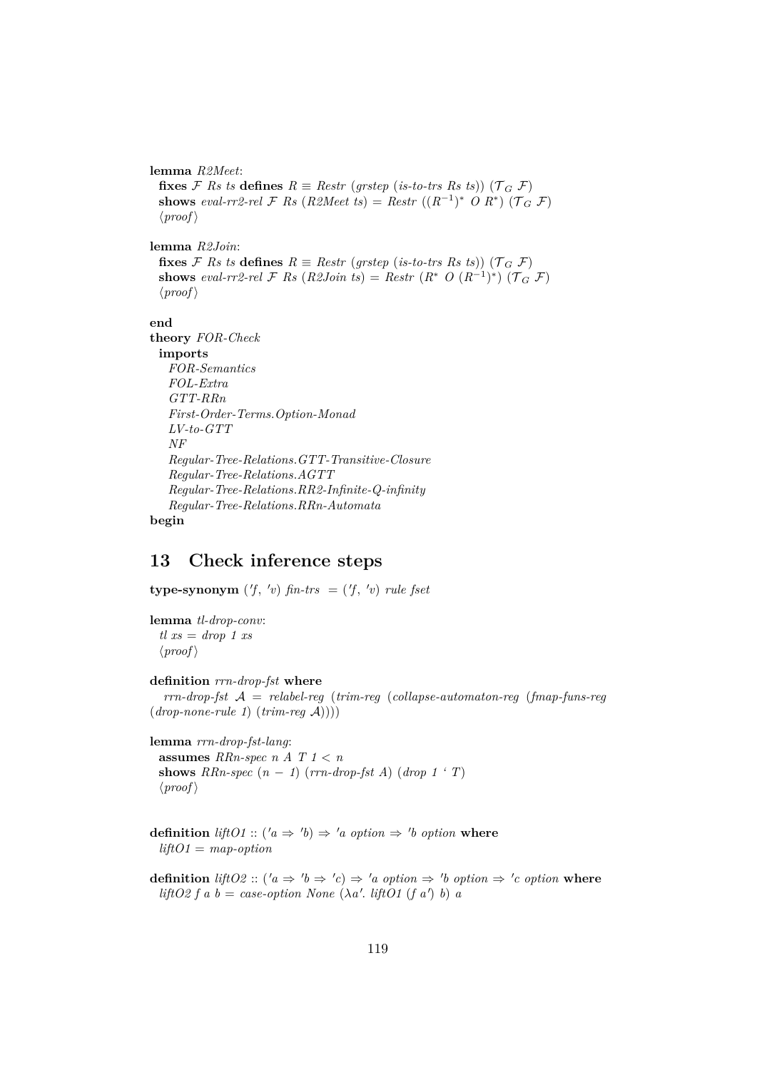**lemma** *R2Meet*:
  **fixes** $\mathcal{F}$ *Rs ts* **defines** $R \equiv$ *Restr* (*grstep* (*is-to-trs Rs ts*)) ($\mathcal{T}_G$ $\mathcal{F}$)
  **shows** *eval-rr2-rel* $\mathcal{F}$ *Rs* (*R2Meet ts*) = *Restr* $((R^{-1})^*$ *O* $R^*)$ ($\mathcal{T}_G$ $\mathcal{F}$)
  ⟨*proof*⟩

**lemma** *R2Join*:
  **fixes** $\mathcal{F}$ *Rs ts* **defines** $R \equiv$ *Restr* (*grstep* (*is-to-trs Rs ts*)) ($\mathcal{T}_G$ $\mathcal{F}$)
  **shows** *eval-rr2-rel* $\mathcal{F}$ *Rs* (*R2Join ts*) = *Restr* $(R^*$ *O* $(R^{-1})^*)$ ($\mathcal{T}_G$ $\mathcal{F}$)
  ⟨*proof*⟩

**end**
**theory** *FOR-Check*
  **imports**
    *FOR-Semantics*
    *FOL-Extra*
    *GTT-RRn*
    *First-Order-Terms.Option-Monad*
    *LV-to-GTT*
    *NF*
    *Regular-Tree-Relations.GTT-Transitive-Closure*
    *Regular-Tree-Relations.AGTT*
    *Regular-Tree-Relations.RR2-Infinite-Q-infinity*
    *Regular-Tree-Relations.RRn-Automata*
**begin**

# 13 Check inference steps

**type-synonym** ('*f*, '*v*) *fin-trs* = ('*f*, '*v*) *rule fset*

**lemma** *tl-drop-conv*:
  *tl xs* = *drop 1 xs*
  ⟨*proof*⟩

**definition** *rrn-drop-fst* **where**
  *rrn-drop-fst* $\mathcal{A}$ = *relabel-reg* (*trim-reg* (*collapse-automaton-reg* (*fmap-funs-reg* (*drop-none-rule 1*) (*trim-reg* $\mathcal{A}$))))

**lemma** *rrn-drop-fst-lang*:
  **assumes** *RRn-spec n A T* $1 < n$
  **shows** *RRn-spec* $(n - 1)$ (*rrn-drop-fst A*) (*drop 1* ‘ *T*)
  ⟨*proof*⟩

**definition** *liftO1* :: $('a \Rightarrow 'b) \Rightarrow 'a$ *option* $\Rightarrow 'b$ *option* **where**
  *liftO1* = *map-option*

**definition** *liftO2* :: $('a \Rightarrow 'b \Rightarrow 'c) \Rightarrow 'a$ *option* $\Rightarrow 'b$ *option* $\Rightarrow 'c$ *option* **where**
  *liftO2 f a b* = *case-option None* ($\lambda a'$. *liftO1* (*f a'*) *b*) *a*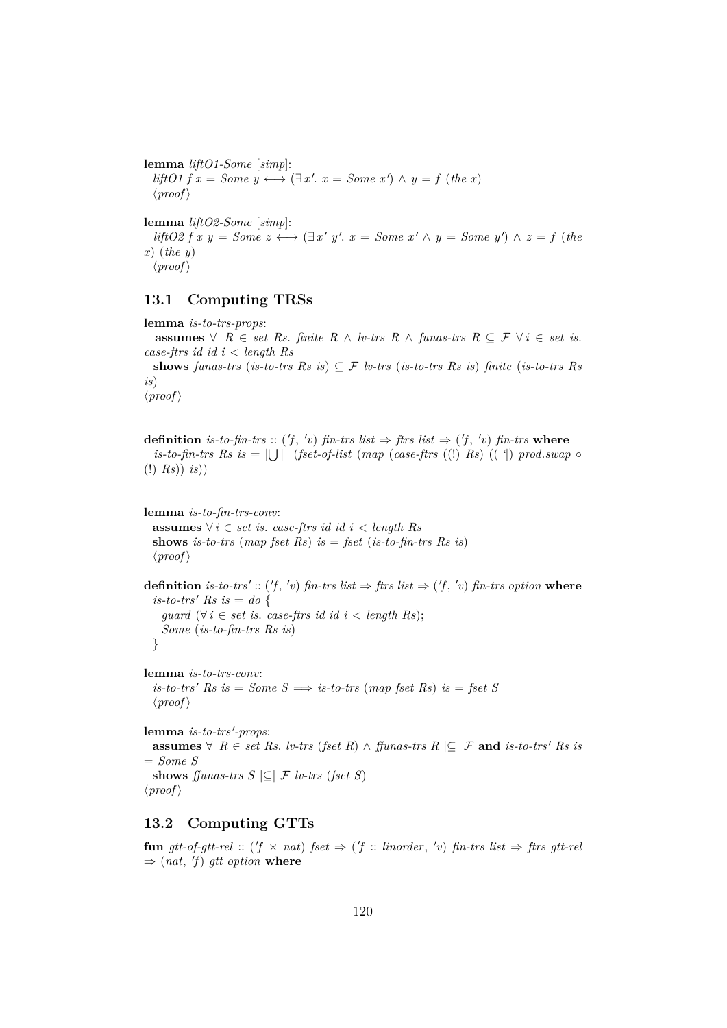**lemma** *liftO1-Some* [*simp*]:
  $liftO1\ f\ x = Some\ y \longleftrightarrow (\exists x'.\ x = Some\ x') \wedge y = f\ (the\ x)$
  ⟨*proof*⟩

**lemma** *liftO2-Some* [*simp*]:
  $liftO2\ f\ x\ y = Some\ z \longleftrightarrow (\exists x'\ y'.\ x = Some\ x' \wedge y = Some\ y') \wedge z = f\ (the\ x)\ (the\ y)$
  ⟨*proof*⟩

## 13.1 Computing TRSs

**lemma** *is-to-trs-props*:
  **assumes** $\forall\ R \in set\ Rs.\ finite\ R \wedge lv\text{-}trs\ R \wedge funas\text{-}trs\ R \subseteq \mathcal{F}$ $\forall i \in set\ is.\ case\text{-}ftrs\ id\ id\ i < length\ Rs$
  **shows** $funas\text{-}trs\ (is\text{-}to\text{-}trs\ Rs\ is) \subseteq \mathcal{F}$ $lv\text{-}trs\ (is\text{-}to\text{-}trs\ Rs\ is)$ $finite\ (is\text{-}to\text{-}trs\ Rs\ is)$
⟨*proof*⟩

**definition** *is-to-fin-trs* :: $('f, 'v)\ fin\text{-}trs\ list \Rightarrow ftrs\ list \Rightarrow ('f, 'v)\ fin\text{-}trs$ **where**
  $is\text{-}to\text{-}fin\text{-}trs\ Rs\ is = |\bigcup|\ \ (fset\text{-}of\text{-}list\ (map\ (case\text{-}ftrs\ ((!)\ Rs)\ ((|^{-1}|)\ prod.swap \circ (!)\ Rs))\ is))$

**lemma** *is-to-fin-trs-conv*:
  **assumes** $\forall i \in set\ is.\ case\text{-}ftrs\ id\ id\ i < length\ Rs$
  **shows** $is\text{-}to\text{-}trs\ (map\ fset\ Rs)\ is = fset\ (is\text{-}to\text{-}fin\text{-}trs\ Rs\ is)$
  ⟨*proof*⟩

**definition** *is-to-trs'* :: $('f, 'v)\ fin\text{-}trs\ list \Rightarrow ftrs\ list \Rightarrow ('f, 'v)\ fin\text{-}trs\ option$ **where**
  $is\text{-}to\text{-}trs'\ Rs\ is = do\ \{$
    $guard\ (\forall i \in set\ is.\ case\text{-}ftrs\ id\ id\ i < length\ Rs);$
    $Some\ (is\text{-}to\text{-}fin\text{-}trs\ Rs\ is)$
  $\}$

**lemma** *is-to-trs-conv*:
  $is\text{-}to\text{-}trs'\ Rs\ is = Some\ S \Longrightarrow is\text{-}to\text{-}trs\ (map\ fset\ Rs)\ is = fset\ S$
  ⟨*proof*⟩

**lemma** *is-to-trs'-props*:
  **assumes** $\forall\ R \in set\ Rs.\ lv\text{-}trs\ (fset\ R) \wedge ffunas\text{-}trs\ R\ |\subseteq|\ \mathcal{F}$ **and** $is\text{-}to\text{-}trs'\ Rs\ is = Some\ S$
  **shows** $ffunas\text{-}trs\ S\ |\subseteq|\ \mathcal{F}$ $lv\text{-}trs\ (fset\ S)$
⟨*proof*⟩

## 13.2 Computing GTTs

**fun** *gtt-of-gtt-rel* :: $('f \times nat)\ fset \Rightarrow ('f :: linorder, 'v)\ fin\text{-}trs\ list \Rightarrow ftrs\ gtt\text{-}rel \Rightarrow (nat, 'f)\ gtt\ option$ **where**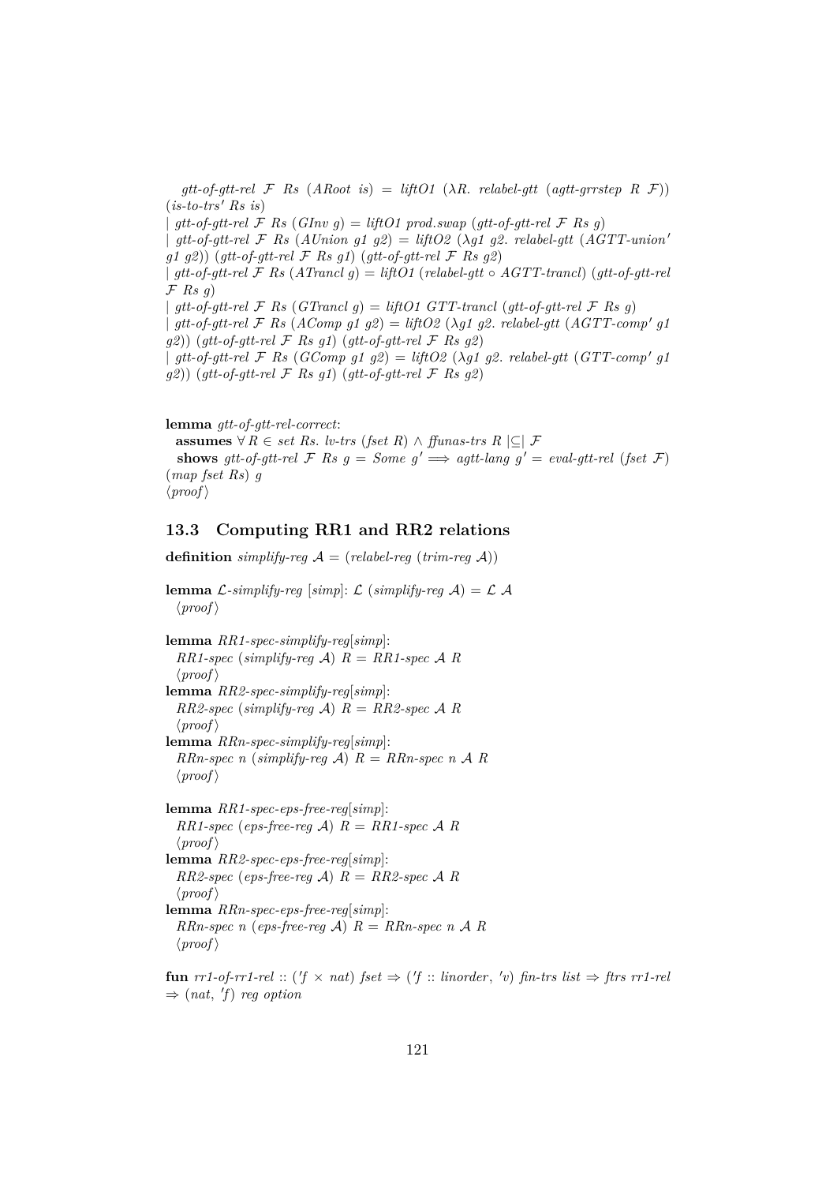*gtt-of-gtt-rel* $\mathcal{F}$ *Rs* (*ARoot is*) = *liftO1* ($\lambda R$. *relabel-gtt* (*agtt-grrstep R* $\mathcal{F}$)) (*is-to-trs′ Rs is*)
| *gtt-of-gtt-rel* $\mathcal{F}$ *Rs* (*GInv g*) = *liftO1 prod.swap* (*gtt-of-gtt-rel* $\mathcal{F}$ *Rs g*)
| *gtt-of-gtt-rel* $\mathcal{F}$ *Rs* (*AUnion g1 g2*) = *liftO2* ($\lambda$*g1 g2*. *relabel-gtt* (*AGTT-union′ g1 g2*)) (*gtt-of-gtt-rel* $\mathcal{F}$ *Rs g1*) (*gtt-of-gtt-rel* $\mathcal{F}$ *Rs g2*)
| *gtt-of-gtt-rel* $\mathcal{F}$ *Rs* (*ATrancl g*) = *liftO1* (*relabel-gtt* $\circ$ *AGTT-trancl*) (*gtt-of-gtt-rel* $\mathcal{F}$ *Rs g*)
| *gtt-of-gtt-rel* $\mathcal{F}$ *Rs* (*GTrancl g*) = *liftO1 GTT-trancl* (*gtt-of-gtt-rel* $\mathcal{F}$ *Rs g*)
| *gtt-of-gtt-rel* $\mathcal{F}$ *Rs* (*AComp g1 g2*) = *liftO2* ($\lambda$*g1 g2*. *relabel-gtt* (*AGTT-comp′ g1 g2*)) (*gtt-of-gtt-rel* $\mathcal{F}$ *Rs g1*) (*gtt-of-gtt-rel* $\mathcal{F}$ *Rs g2*)
| *gtt-of-gtt-rel* $\mathcal{F}$ *Rs* (*GComp g1 g2*) = *liftO2* ($\lambda$*g1 g2*. *relabel-gtt* (*GTT-comp′ g1 g2*)) (*gtt-of-gtt-rel* $\mathcal{F}$ *Rs g1*) (*gtt-of-gtt-rel* $\mathcal{F}$ *Rs g2*)

**lemma** *gtt-of-gtt-rel-correct*:
 **assumes** $\forall$ *R* $\in$ *set Rs*. *lv-trs* (*fset R*) $\wedge$ *ffunas-trs R* $|\subseteq|$ $\mathcal{F}$
 **shows** *gtt-of-gtt-rel* $\mathcal{F}$ *Rs g* = *Some g′* $\Longrightarrow$ *agtt-lang g′* = *eval-gtt-rel* (*fset* $\mathcal{F}$) (*map fset Rs*) *g*
⟨*proof*⟩

## 13.3 Computing RR1 and RR2 relations

**definition** *simplify-reg* $\mathcal{A}$ = (*relabel-reg* (*trim-reg* $\mathcal{A}$))

**lemma** $\mathcal{L}$*-simplify-reg* [*simp*]: $\mathcal{L}$ (*simplify-reg* $\mathcal{A}$) = $\mathcal{L}$ $\mathcal{A}$
 ⟨*proof*⟩

**lemma** *RR1-spec-simplify-reg*[*simp*]:
 *RR1-spec* (*simplify-reg* $\mathcal{A}$) *R* = *RR1-spec* $\mathcal{A}$ *R*
 ⟨*proof*⟩
**lemma** *RR2-spec-simplify-reg*[*simp*]:
 *RR2-spec* (*simplify-reg* $\mathcal{A}$) *R* = *RR2-spec* $\mathcal{A}$ *R*
 ⟨*proof*⟩
**lemma** *RRn-spec-simplify-reg*[*simp*]:
 *RRn-spec n* (*simplify-reg* $\mathcal{A}$) *R* = *RRn-spec n* $\mathcal{A}$ *R*
 ⟨*proof*⟩

**lemma** *RR1-spec-eps-free-reg*[*simp*]:
 *RR1-spec* (*eps-free-reg* $\mathcal{A}$) *R* = *RR1-spec* $\mathcal{A}$ *R*
 ⟨*proof*⟩
**lemma** *RR2-spec-eps-free-reg*[*simp*]:
 *RR2-spec* (*eps-free-reg* $\mathcal{A}$) *R* = *RR2-spec* $\mathcal{A}$ *R*
 ⟨*proof*⟩
**lemma** *RRn-spec-eps-free-reg*[*simp*]:
 *RRn-spec n* (*eps-free-reg* $\mathcal{A}$) *R* = *RRn-spec n* $\mathcal{A}$ *R*
 ⟨*proof*⟩

**fun** *rr1-of-rr1-rel* :: (*′f* $\times$ *nat*) *fset* $\Rightarrow$ (*′f* :: *linorder*, *′v*) *fin-trs list* $\Rightarrow$ *ftrs rr1-rel* $\Rightarrow$ (*nat*, *′f*) *reg option*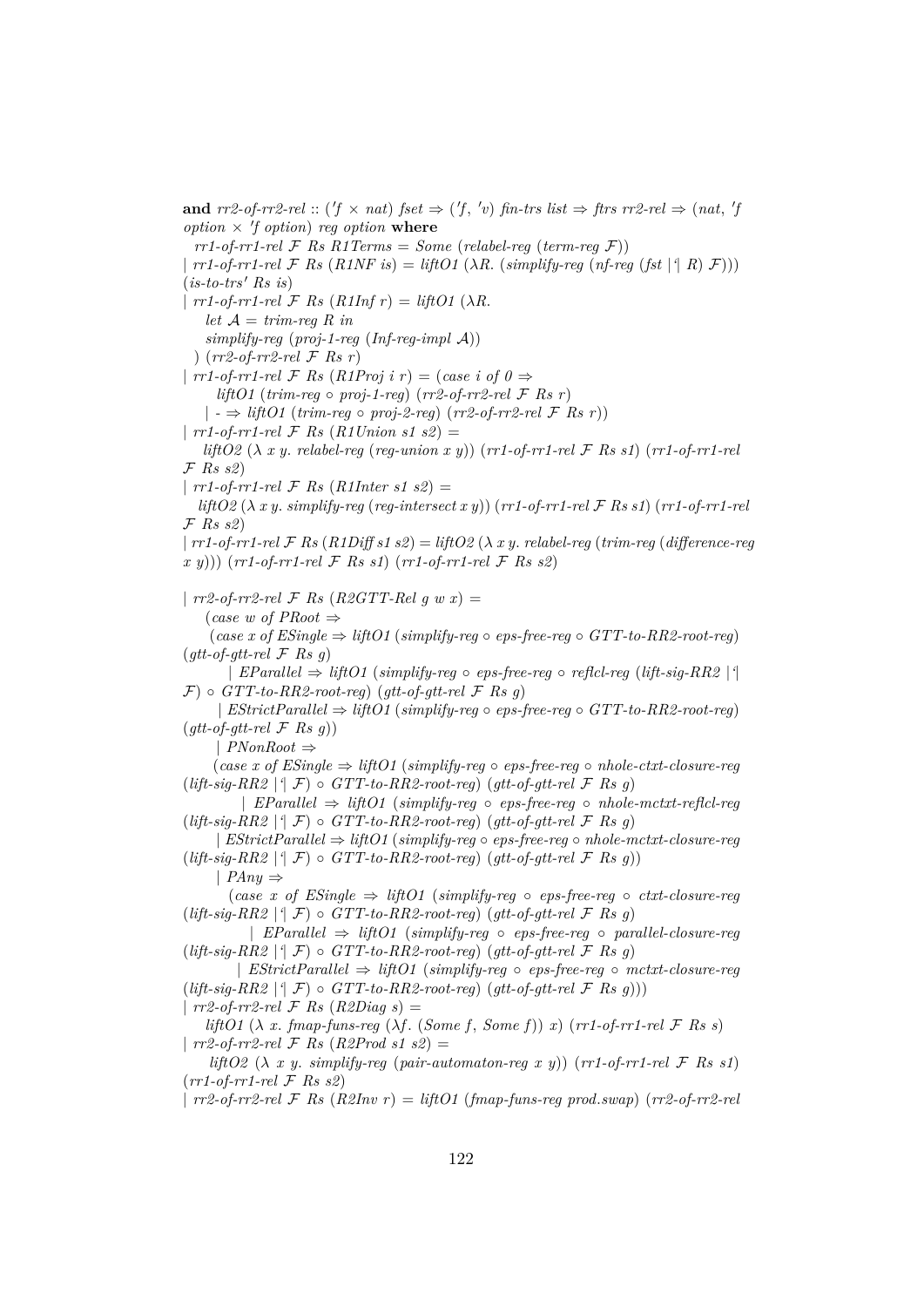**and** *rr2-of-rr2-rel* :: (*'f* × *nat*) *fset* ⇒ (*'f*, *'v*) *fin-trs list* ⇒ *ftrs rr2-rel* ⇒ (*nat*, *'f option* × *'f option*) *reg option* **where**

*rr1-of-rr1-rel* $\mathcal{F}$ *Rs R1Terms* = *Some* (*relabel-reg* (*term-reg* $\mathcal{F}$))
| *rr1-of-rr1-rel* $\mathcal{F}$ *Rs* (*R1NF is*) = *liftO1* (*λR.* (*simplify-reg* (*nf-reg* (*fst* |'| *R*) $\mathcal{F}$))) (*is-to-trs' Rs is*)
| *rr1-of-rr1-rel* $\mathcal{F}$ *Rs* (*R1Inf r*) = *liftO1* (*λR.*
    *let* $\mathcal{A}$ = *trim-reg R in*
    *simplify-reg* (*proj-1-reg* (*Inf-reg-impl* $\mathcal{A}$))
  ) (*rr2-of-rr2-rel* $\mathcal{F}$ *Rs r*)
| *rr1-of-rr1-rel* $\mathcal{F}$ *Rs* (*R1Proj i r*) = (*case i of 0* ⇒
    *liftO1* (*trim-reg* ∘ *proj-1-reg*) (*rr2-of-rr2-rel* $\mathcal{F}$ *Rs r*)
  | - ⇒ *liftO1* (*trim-reg* ∘ *proj-2-reg*) (*rr2-of-rr2-rel* $\mathcal{F}$ *Rs r*))
| *rr1-of-rr1-rel* $\mathcal{F}$ *Rs* (*R1Union s1 s2*) =
  *liftO2* (*λ x y. relabel-reg* (*reg-union x y*)) (*rr1-of-rr1-rel* $\mathcal{F}$ *Rs s1*) (*rr1-of-rr1-rel* $\mathcal{F}$ *Rs s2*)
| *rr1-of-rr1-rel* $\mathcal{F}$ *Rs* (*R1Inter s1 s2*) =
  *liftO2* (*λ x y. simplify-reg* (*reg-intersect x y*)) (*rr1-of-rr1-rel* $\mathcal{F}$ *Rs s1*) (*rr1-of-rr1-rel* $\mathcal{F}$ *Rs s2*)
| *rr1-of-rr1-rel* $\mathcal{F}$ *Rs* (*R1Diff s1 s2*) = *liftO2* (*λ x y. relabel-reg* (*trim-reg* (*difference-reg x y*))) (*rr1-of-rr1-rel* $\mathcal{F}$ *Rs s1*) (*rr1-of-rr1-rel* $\mathcal{F}$ *Rs s2*)

| *rr2-of-rr2-rel* $\mathcal{F}$ *Rs* (*R2GTT-Rel g w x*) =
  (*case w of PRoot* ⇒
    (*case x of ESingle* ⇒ *liftO1* (*simplify-reg* ∘ *eps-free-reg* ∘ *GTT-to-RR2-root-reg*) (*gtt-of-gtt-rel* $\mathcal{F}$ *Rs g*)
      | *EParallel* ⇒ *liftO1* (*simplify-reg* ∘ *eps-free-reg* ∘ *reflcl-reg* (*lift-sig-RR2* |'| $\mathcal{F}$) ∘ *GTT-to-RR2-root-reg*) (*gtt-of-gtt-rel* $\mathcal{F}$ *Rs g*)
      | *EStrictParallel* ⇒ *liftO1* (*simplify-reg* ∘ *eps-free-reg* ∘ *GTT-to-RR2-root-reg*) (*gtt-of-gtt-rel* $\mathcal{F}$ *Rs g*))
    | *PNonRoot* ⇒
    (*case x of ESingle* ⇒ *liftO1* (*simplify-reg* ∘ *eps-free-reg* ∘ *nhole-ctxt-closure-reg* (*lift-sig-RR2* |'| $\mathcal{F}$) ∘ *GTT-to-RR2-root-reg*) (*gtt-of-gtt-rel* $\mathcal{F}$ *Rs g*)
      | *EParallel* ⇒ *liftO1* (*simplify-reg* ∘ *eps-free-reg* ∘ *nhole-mctxt-reflcl-reg* (*lift-sig-RR2* |'| $\mathcal{F}$) ∘ *GTT-to-RR2-root-reg*) (*gtt-of-gtt-rel* $\mathcal{F}$ *Rs g*)
      | *EStrictParallel* ⇒ *liftO1* (*simplify-reg* ∘ *eps-free-reg* ∘ *nhole-mctxt-closure-reg* (*lift-sig-RR2* |'| $\mathcal{F}$) ∘ *GTT-to-RR2-root-reg*) (*gtt-of-gtt-rel* $\mathcal{F}$ *Rs g*))
    | *PAny* ⇒
    (*case x of ESingle* ⇒ *liftO1* (*simplify-reg* ∘ *eps-free-reg* ∘ *ctxt-closure-reg* (*lift-sig-RR2* |'| $\mathcal{F}$) ∘ *GTT-to-RR2-root-reg*) (*gtt-of-gtt-rel* $\mathcal{F}$ *Rs g*)
      | *EParallel* ⇒ *liftO1* (*simplify-reg* ∘ *eps-free-reg* ∘ *parallel-closure-reg* (*lift-sig-RR2* |'| $\mathcal{F}$) ∘ *GTT-to-RR2-root-reg*) (*gtt-of-gtt-rel* $\mathcal{F}$ *Rs g*)
      | *EStrictParallel* ⇒ *liftO1* (*simplify-reg* ∘ *eps-free-reg* ∘ *mctxt-closure-reg* (*lift-sig-RR2* |'| $\mathcal{F}$) ∘ *GTT-to-RR2-root-reg*) (*gtt-of-gtt-rel* $\mathcal{F}$ *Rs g*)))
| *rr2-of-rr2-rel* $\mathcal{F}$ *Rs* (*R2Diag s*) =
  *liftO1* (*λ x. fmap-funs-reg* (*λf.* (*Some f*, *Some f*)) *x*) (*rr1-of-rr1-rel* $\mathcal{F}$ *Rs s*)
| *rr2-of-rr2-rel* $\mathcal{F}$ *Rs* (*R2Prod s1 s2*) =
  *liftO2* (*λ x y. simplify-reg* (*pair-automaton-reg x y*)) (*rr1-of-rr1-rel* $\mathcal{F}$ *Rs s1*) (*rr1-of-rr1-rel* $\mathcal{F}$ *Rs s2*)
| *rr2-of-rr2-rel* $\mathcal{F}$ *Rs* (*R2Inv r*) = *liftO1* (*fmap-funs-reg prod.swap*) (*rr2-of-rr2-rel*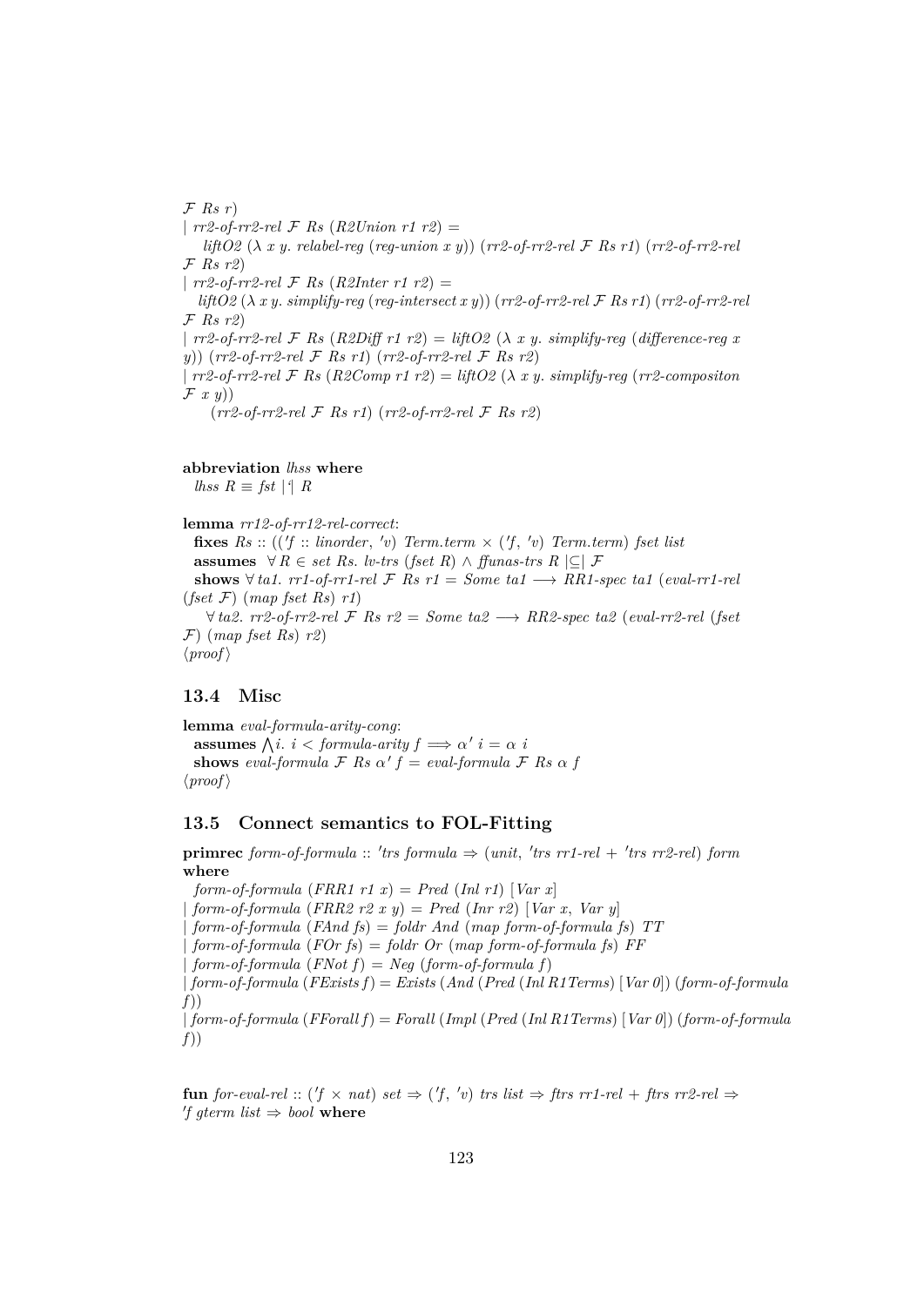$\mathcal{F}$ *Rs r*)
| *rr2-of-rr2-rel* $\mathcal{F}$ *Rs* (*R2Union r1 r2*) =
  *liftO2* ($\lambda$ *x y. relabel-reg* (*reg-union x y*)) (*rr2-of-rr2-rel* $\mathcal{F}$ *Rs r1*) (*rr2-of-rr2-rel* $\mathcal{F}$ *Rs r2*)
| *rr2-of-rr2-rel* $\mathcal{F}$ *Rs* (*R2Inter r1 r2*) =
  *liftO2* ($\lambda$ *x y. simplify-reg* (*reg-intersect x y*)) (*rr2-of-rr2-rel* $\mathcal{F}$ *Rs r1*) (*rr2-of-rr2-rel* $\mathcal{F}$ *Rs r2*)
| *rr2-of-rr2-rel* $\mathcal{F}$ *Rs* (*R2Diff r1 r2*) = *liftO2* ($\lambda$ *x y. simplify-reg* (*difference-reg x y*)) (*rr2-of-rr2-rel* $\mathcal{F}$ *Rs r1*) (*rr2-of-rr2-rel* $\mathcal{F}$ *Rs r2*)
| *rr2-of-rr2-rel* $\mathcal{F}$ *Rs* (*R2Comp r1 r2*) = *liftO2* ($\lambda$ *x y. simplify-reg* (*rr2-compositon* $\mathcal{F}$ *x y*))
  (*rr2-of-rr2-rel* $\mathcal{F}$ *Rs r1*) (*rr2-of-rr2-rel* $\mathcal{F}$ *Rs r2*)

**abbreviation** *lhss* **where**
  *lhss R* $\equiv$ *fst* |'| *R*

**lemma** *rr12-of-rr12-rel-correct*:
  **fixes** *Rs* :: ((*'f* :: *linorder*, *'v*) *Term.term* $\times$ (*'f*, *'v*) *Term.term*) *fset list*
  **assumes** $\forall$ *R* $\in$ *set Rs. lv-trs* (*fset R*) $\wedge$ *ffunas-trs R* |$\subseteq$| $\mathcal{F}$
  **shows** $\forall$ *ta1. rr1-of-rr1-rel* $\mathcal{F}$ *Rs r1* = *Some ta1* $\longrightarrow$ *RR1-spec ta1* (*eval-rr1-rel* (*fset* $\mathcal{F}$) (*map fset Rs*) *r1*)
  $\forall$ *ta2. rr2-of-rr2-rel* $\mathcal{F}$ *Rs r2* = *Some ta2* $\longrightarrow$ *RR2-spec ta2* (*eval-rr2-rel* (*fset* $\mathcal{F}$) (*map fset Rs*) *r2*)
⟨*proof*⟩

## 13.4 Misc

**lemma** *eval-formula-arity-cong*:
  **assumes** $\bigwedge i.\ i <$ *formula-arity f* $\Longrightarrow \alpha'\ i = \alpha\ i$
  **shows** *eval-formula* $\mathcal{F}$ *Rs* $\alpha'$ *f* = *eval-formula* $\mathcal{F}$ *Rs* $\alpha$ *f*
⟨*proof*⟩

## 13.5 Connect semantics to FOL-Fitting

**primrec** *form-of-formula* :: *'trs formula* $\Rightarrow$ (*unit*, *'trs rr1-rel* + *'trs rr2-rel*) *form* **where**
  *form-of-formula* (*FRR1 r1 x*) = *Pred* (*Inl r1*) [*Var x*]
| *form-of-formula* (*FRR2 r2 x y*) = *Pred* (*Inr r2*) [*Var x*, *Var y*]
| *form-of-formula* (*FAnd fs*) = *foldr And* (*map form-of-formula fs*) *TT*
| *form-of-formula* (*FOr fs*) = *foldr Or* (*map form-of-formula fs*) *FF*
| *form-of-formula* (*FNot f*) = *Neg* (*form-of-formula f*)
| *form-of-formula* (*FExists f*) = *Exists* (*And* (*Pred* (*Inl R1Terms*) [*Var 0*]) (*form-of-formula f*))
| *form-of-formula* (*FForall f*) = *Forall* (*Impl* (*Pred* (*Inl R1Terms*) [*Var 0*]) (*form-of-formula f*))

**fun** *for-eval-rel* :: (*'f* $\times$ *nat*) *set* $\Rightarrow$ (*'f*, *'v*) *trs list* $\Rightarrow$ *ftrs rr1-rel* + *ftrs rr2-rel* $\Rightarrow$ *'f gterm list* $\Rightarrow$ *bool* **where**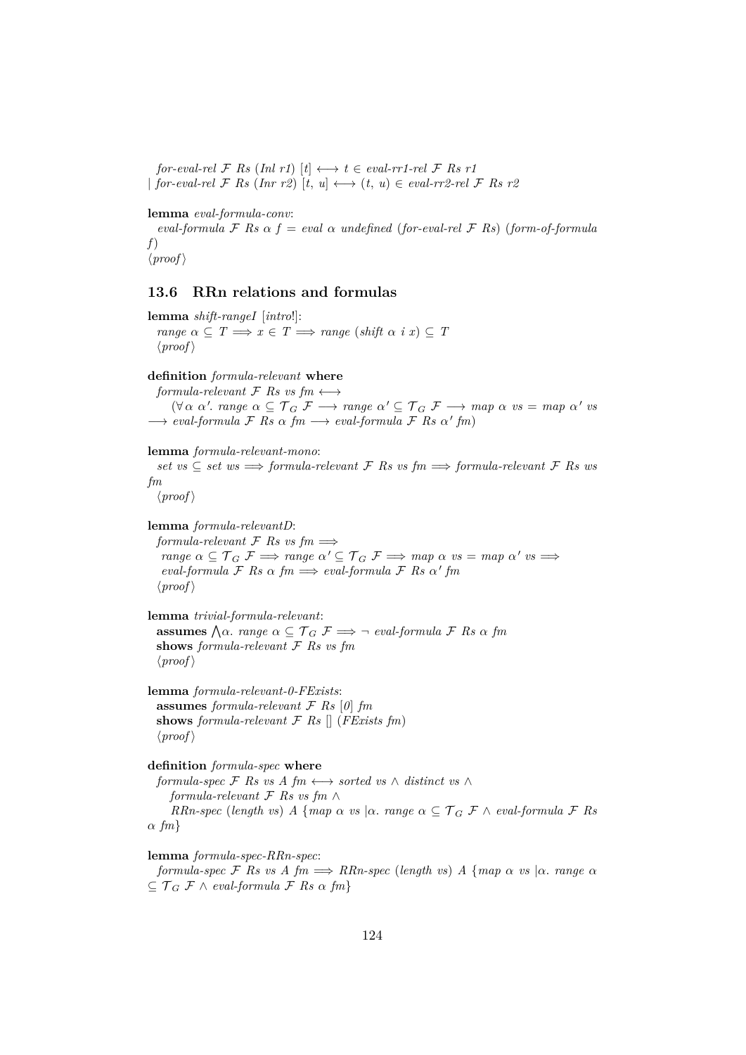*for-eval-rel* $\mathcal{F}$ *Rs* (*Inl r1*) [*t*] $\longleftrightarrow$ *t* $\in$ *eval-rr1-rel* $\mathcal{F}$ *Rs r1*
| *for-eval-rel* $\mathcal{F}$ *Rs* (*Inr r2*) [*t*, *u*] $\longleftrightarrow$ (*t*, *u*) $\in$ *eval-rr2-rel* $\mathcal{F}$ *Rs r2*

**lemma** *eval-formula-conv*:
*eval-formula* $\mathcal{F}$ *Rs* $\alpha$ *f* = *eval* $\alpha$ *undefined* (*for-eval-rel* $\mathcal{F}$ *Rs*) (*form-of-formula f*)
⟨*proof*⟩

## 13.6 RRn relations and formulas

**lemma** *shift-rangeI* [*intro*!]:
*range* $\alpha \subseteq T \Longrightarrow x \in T \Longrightarrow$ *range* (*shift* $\alpha$ *i x*) $\subseteq T$
⟨*proof*⟩

**definition** *formula-relevant* **where**
*formula-relevant* $\mathcal{F}$ *Rs vs fm* $\longleftrightarrow$
($\forall \alpha\ \alpha'$. *range* $\alpha \subseteq \mathcal{T}_G\ \mathcal{F} \longrightarrow$ *range* $\alpha' \subseteq \mathcal{T}_G\ \mathcal{F} \longrightarrow$ *map* $\alpha$ *vs* = *map* $\alpha'$ *vs* $\longrightarrow$ *eval-formula* $\mathcal{F}$ *Rs* $\alpha$ *fm* $\longrightarrow$ *eval-formula* $\mathcal{F}$ *Rs* $\alpha'$ *fm*)

**lemma** *formula-relevant-mono*:
*set vs* $\subseteq$ *set ws* $\Longrightarrow$ *formula-relevant* $\mathcal{F}$ *Rs vs fm* $\Longrightarrow$ *formula-relevant* $\mathcal{F}$ *Rs ws fm*
⟨*proof*⟩

**lemma** *formula-relevantD*:
*formula-relevant* $\mathcal{F}$ *Rs vs fm* $\Longrightarrow$
*range* $\alpha \subseteq \mathcal{T}_G\ \mathcal{F} \Longrightarrow$ *range* $\alpha' \subseteq \mathcal{T}_G\ \mathcal{F} \Longrightarrow$ *map* $\alpha$ *vs* = *map* $\alpha'$ *vs* $\Longrightarrow$
*eval-formula* $\mathcal{F}$ *Rs* $\alpha$ *fm* $\Longrightarrow$ *eval-formula* $\mathcal{F}$ *Rs* $\alpha'$ *fm*
⟨*proof*⟩

**lemma** *trivial-formula-relevant*:
**assumes** $\bigwedge\alpha$. *range* $\alpha \subseteq \mathcal{T}_G\ \mathcal{F} \Longrightarrow \neg$ *eval-formula* $\mathcal{F}$ *Rs* $\alpha$ *fm*
**shows** *formula-relevant* $\mathcal{F}$ *Rs vs fm*
⟨*proof*⟩

**lemma** *formula-relevant-0-FExists*:
**assumes** *formula-relevant* $\mathcal{F}$ *Rs* [*0*] *fm*
**shows** *formula-relevant* $\mathcal{F}$ *Rs* [] (*FExists fm*)
⟨*proof*⟩

**definition** *formula-spec* **where**
*formula-spec* $\mathcal{F}$ *Rs vs A fm* $\longleftrightarrow$ *sorted vs* $\wedge$ *distinct vs* $\wedge$
*formula-relevant* $\mathcal{F}$ *Rs vs fm* $\wedge$
*RRn-spec* (*length vs*) *A* {*map* $\alpha$ *vs* |$\alpha$. *range* $\alpha \subseteq \mathcal{T}_G\ \mathcal{F}$ $\wedge$ *eval-formula* $\mathcal{F}$ *Rs* $\alpha$ *fm*}

**lemma** *formula-spec-RRn-spec*:
*formula-spec* $\mathcal{F}$ *Rs vs A fm* $\Longrightarrow$ *RRn-spec* (*length vs*) *A* {*map* $\alpha$ *vs* |$\alpha$. *range* $\alpha \subseteq \mathcal{T}_G\ \mathcal{F}$ $\wedge$ *eval-formula* $\mathcal{F}$ *Rs* $\alpha$ *fm*}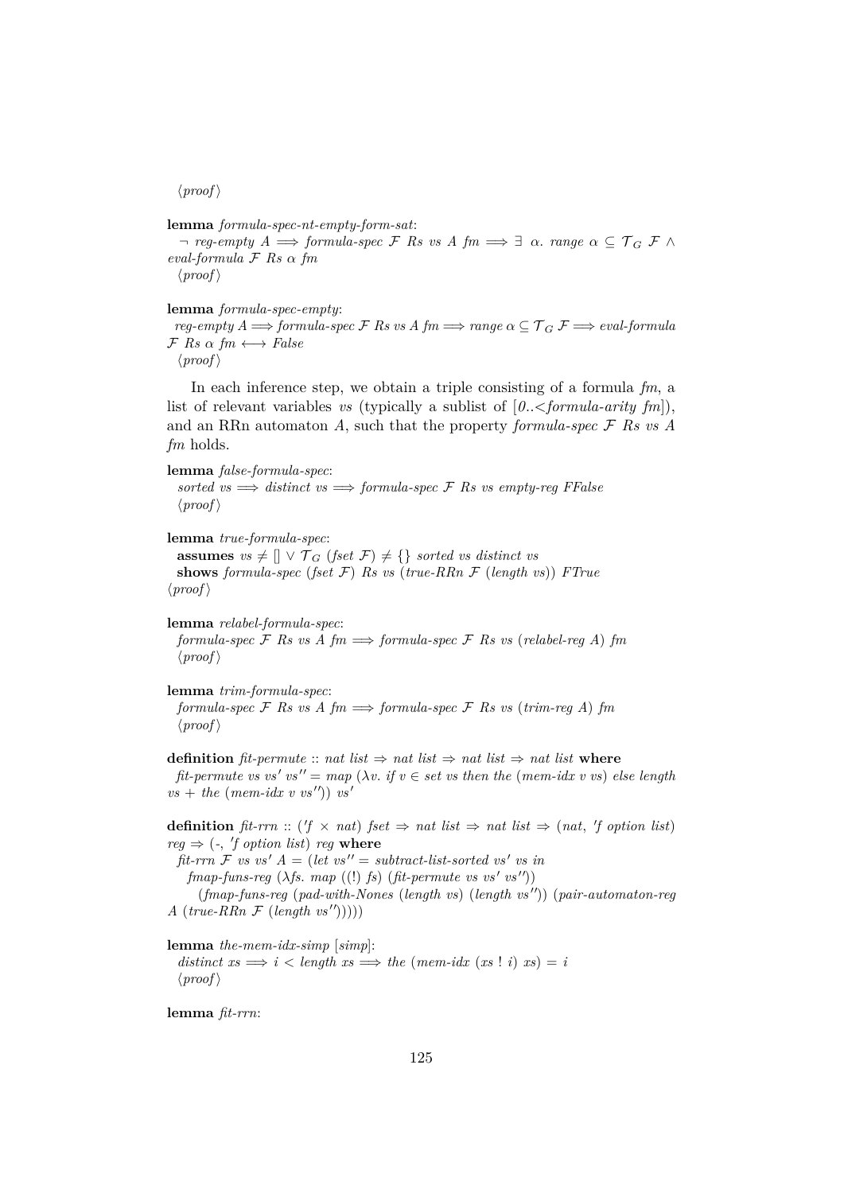⟨proof⟩

**lemma** *formula-spec-nt-empty-form-sat*:
  $\neg$ *reg-empty* $A \Longrightarrow$ *formula-spec* $\mathcal{F}$ *Rs vs A fm* $\Longrightarrow \exists\ \alpha.$ *range* $\alpha \subseteq \mathcal{T}_G\ \mathcal{F} \wedge$ *eval-formula* $\mathcal{F}$ *Rs* $\alpha$ *fm*
  ⟨proof⟩

**lemma** *formula-spec-empty*:
  *reg-empty* $A \Longrightarrow$ *formula-spec* $\mathcal{F}$ *Rs vs A fm* $\Longrightarrow$ *range* $\alpha \subseteq \mathcal{T}_G\ \mathcal{F} \Longrightarrow$ *eval-formula* $\mathcal{F}$ *Rs* $\alpha$ *fm* $\longleftrightarrow$ *False*
  ⟨proof⟩

In each inference step, we obtain a triple consisting of a formula *fm*, a list of relevant variables *vs* (typically a sublist of [*0..<formula-arity fm*]), and an RRn automaton *A*, such that the property *formula-spec* $\mathcal{F}$ *Rs vs A fm* holds.

**lemma** *false-formula-spec*:
  *sorted vs* $\Longrightarrow$ *distinct vs* $\Longrightarrow$ *formula-spec* $\mathcal{F}$ *Rs vs empty-reg FFalse*
  ⟨proof⟩

**lemma** *true-formula-spec*:
  **assumes** *vs* $\neq [] \vee \mathcal{T}_G$ (*fset* $\mathcal{F}$) $\neq \{\}$ *sorted vs distinct vs*
  **shows** *formula-spec* (*fset* $\mathcal{F}$) *Rs vs* (*true-RRn* $\mathcal{F}$ (*length vs*)) *FTrue*
⟨proof⟩

**lemma** *relabel-formula-spec*:
  *formula-spec* $\mathcal{F}$ *Rs vs A fm* $\Longrightarrow$ *formula-spec* $\mathcal{F}$ *Rs vs* (*relabel-reg A*) *fm*
  ⟨proof⟩

**lemma** *trim-formula-spec*:
  *formula-spec* $\mathcal{F}$ *Rs vs A fm* $\Longrightarrow$ *formula-spec* $\mathcal{F}$ *Rs vs* (*trim-reg A*) *fm*
  ⟨proof⟩

**definition** *fit-permute* :: *nat list* $\Rightarrow$ *nat list* $\Rightarrow$ *nat list* $\Rightarrow$ *nat list* **where**
  *fit-permute vs vs' vs''* = *map* ($\lambda v$. *if* $v \in$ *set vs then the* (*mem-idx v vs*) *else length vs* + *the* (*mem-idx v vs''*)) *vs'*

**definition** *fit-rrn* :: (*'f* $\times$ *nat*) *fset* $\Rightarrow$ *nat list* $\Rightarrow$ *nat list* $\Rightarrow$ (*nat*, *'f option list*) *reg* $\Rightarrow$ (-, *'f option list*) *reg* **where**
  *fit-rrn* $\mathcal{F}$ *vs vs' A* = (*let vs''* = *subtract-list-sorted vs' vs in*
    *fmap-funs-reg* ($\lambda$*fs. map* ((!) *fs*) (*fit-permute vs vs' vs''*))
      (*fmap-funs-reg* (*pad-with-Nones* (*length vs*) (*length vs''*)) (*pair-automaton-reg A* (*true-RRn* $\mathcal{F}$ (*length vs''*)))))

**lemma** *the-mem-idx-simp* [*simp*]:
  *distinct xs* $\Longrightarrow i <$ *length xs* $\Longrightarrow$ *the* (*mem-idx* (*xs* ! *i*) *xs*) = *i*
  ⟨proof⟩

**lemma** *fit-rrn*: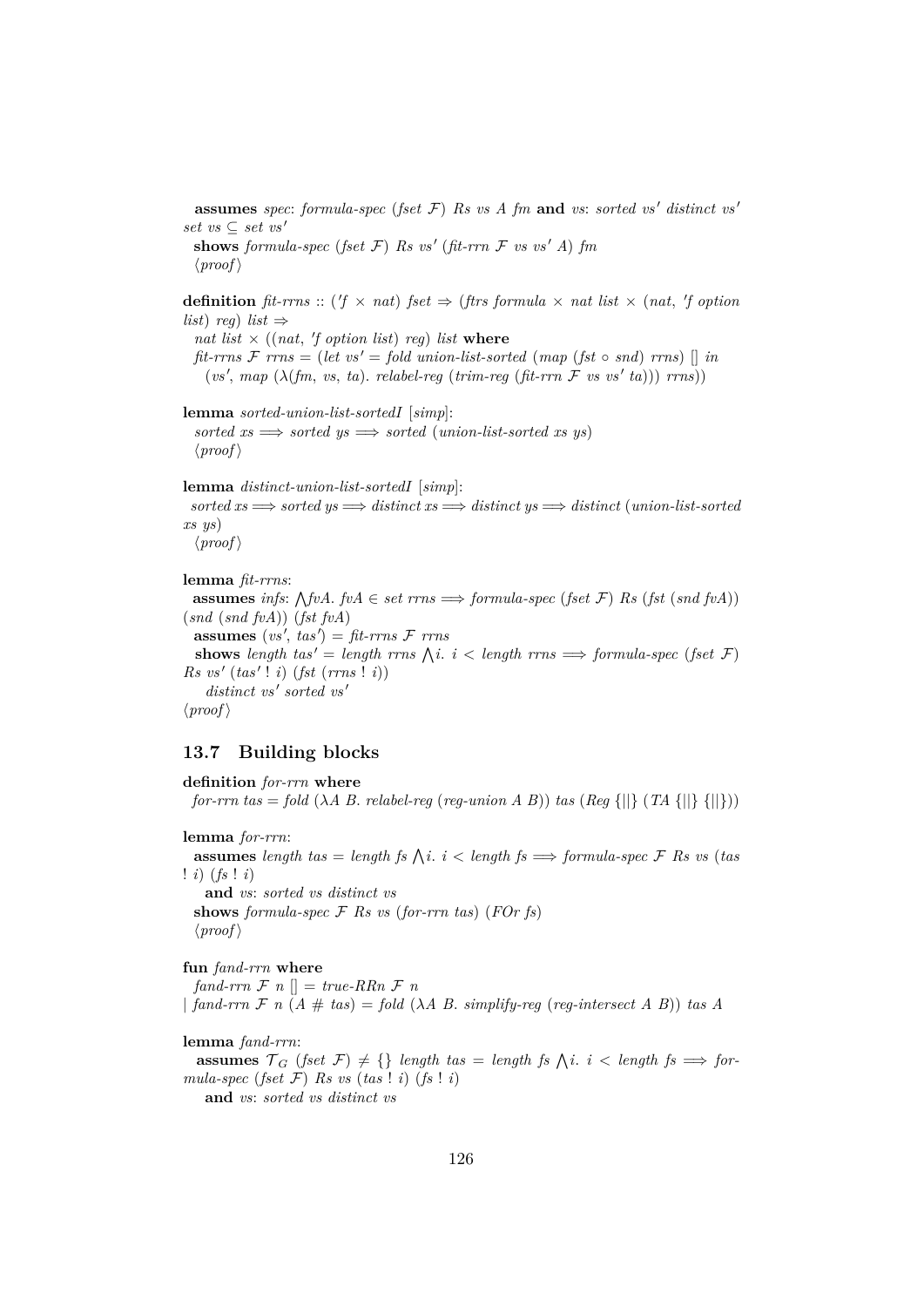**assumes** *spec*: *formula-spec* (*fset* $\mathcal{F}$) *Rs vs A fm* **and** *vs*: *sorted vs′ distinct vs′ set vs* ⊆ *set vs′*
**shows** *formula-spec* (*fset* $\mathcal{F}$) *Rs vs′* (*fit-rrn* $\mathcal{F}$ *vs vs′ A*) *fm*
⟨*proof*⟩

**definition** *fit-rrns* :: (′*f* × *nat*) *fset* ⇒ (*ftrs formula* × *nat list* × (*nat*, ′*f option list*) *reg*) *list* ⇒
*nat list* × ((*nat*, ′*f option list*) *reg*) *list* **where**
*fit-rrns* $\mathcal{F}$ *rrns* = (*let vs′* = *fold union-list-sorted* (*map* (*fst* ∘ *snd*) *rrns*) [] *in*
(*vs′*, *map* (λ(*fm*, *vs*, *ta*). *relabel-reg* (*trim-reg* (*fit-rrn* $\mathcal{F}$ *vs vs′ ta*))) *rrns*))

**lemma** *sorted-union-list-sortedI* [*simp*]:
*sorted xs* ⟹ *sorted ys* ⟹ *sorted* (*union-list-sorted xs ys*)
⟨*proof*⟩

**lemma** *distinct-union-list-sortedI* [*simp*]:
*sorted xs* ⟹ *sorted ys* ⟹ *distinct xs* ⟹ *distinct ys* ⟹ *distinct* (*union-list-sorted xs ys*)
⟨*proof*⟩

**lemma** *fit-rrns*:
**assumes** *infs*: ⋀*fvA*. *fvA* ∈ *set rrns* ⟹ *formula-spec* (*fset* $\mathcal{F}$) *Rs* (*fst* (*snd fvA*)) (*snd* (*snd fvA*)) (*fst fvA*)
**assumes** (*vs′*, *tas′*) = *fit-rrns* $\mathcal{F}$ *rrns*
**shows** *length tas′* = *length rrns* ⋀*i*. *i* < *length rrns* ⟹ *formula-spec* (*fset* $\mathcal{F}$) *Rs vs′* (*tas′* ! *i*) (*fst* (*rrns* ! *i*))
*distinct vs′ sorted vs′*
⟨*proof*⟩

## 13.7 Building blocks

**definition** *for-rrn* **where**
*for-rrn tas* = *fold* (λ*A B*. *relabel-reg* (*reg-union A B*)) *tas* (*Reg* {||} (*TA* {||} {||}))

**lemma** *for-rrn*:
**assumes** *length tas* = *length fs* ⋀*i*. *i* < *length fs* ⟹ *formula-spec* $\mathcal{F}$ *Rs vs* (*tas* ! *i*) (*fs* ! *i*)
**and** *vs*: *sorted vs distinct vs*
**shows** *formula-spec* $\mathcal{F}$ *Rs vs* (*for-rrn tas*) (*FOr fs*)
⟨*proof*⟩

**fun** *fand-rrn* **where**
*fand-rrn* $\mathcal{F}$ *n* [] = *true-RRn* $\mathcal{F}$ *n*
| *fand-rrn* $\mathcal{F}$ *n* (*A* # *tas*) = *fold* (λ*A B*. *simplify-reg* (*reg-intersect A B*)) *tas A*

**lemma** *fand-rrn*:
**assumes** $\mathcal{T}_G$ (*fset* $\mathcal{F}$) ≠ {} *length tas* = *length fs* ⋀*i*. *i* < *length fs* ⟹ *formula-spec* (*fset* $\mathcal{F}$) *Rs vs* (*tas* ! *i*) (*fs* ! *i*)
**and** *vs*: *sorted vs distinct vs*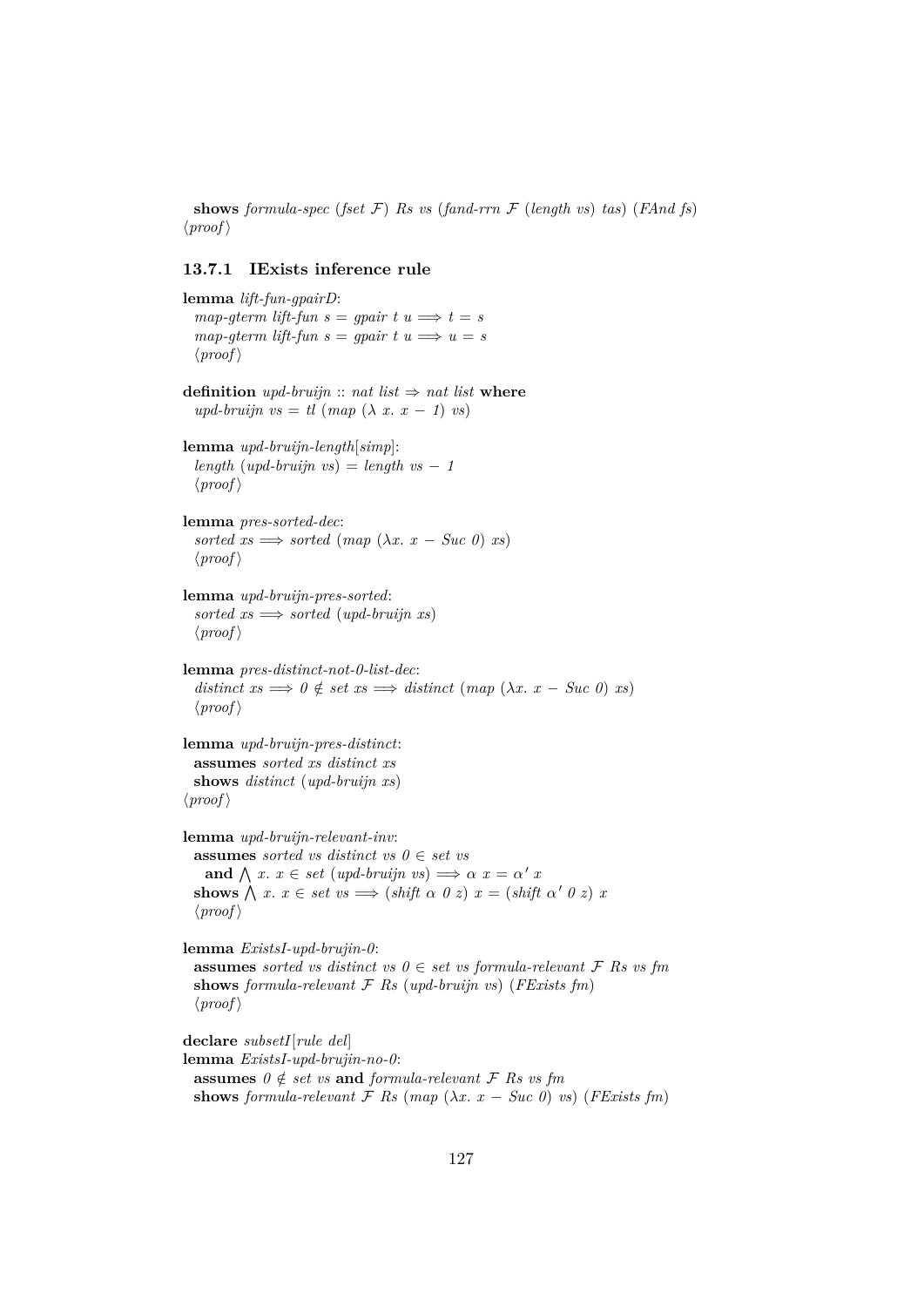**shows** *formula-spec* (*fset* $\mathcal{F}$) *Rs vs* (*fand-rrn* $\mathcal{F}$ (*length vs*) *tas*) (*FAnd fs*)
⟨*proof*⟩

### 13.7.1 IExists inference rule

**lemma** *lift-fun-gpairD*:
*map-gterm lift-fun s* = *gpair t u* $\Longrightarrow$ *t* = *s*
*map-gterm lift-fun s* = *gpair t u* $\Longrightarrow$ *u* = *s*
⟨*proof*⟩

**definition** *upd-bruijn* :: *nat list* $\Rightarrow$ *nat list* **where**
*upd-bruijn vs* = *tl* (*map* ($\lambda$ *x*. *x* − *1*) *vs*)

**lemma** *upd-bruijn-length*[*simp*]:
*length* (*upd-bruijn vs*) = *length vs* − *1*
⟨*proof*⟩

**lemma** *pres-sorted-dec*:
*sorted xs* $\Longrightarrow$ *sorted* (*map* ($\lambda$*x*. *x* − *Suc 0*) *xs*)
⟨*proof*⟩

**lemma** *upd-bruijn-pres-sorted*:
*sorted xs* $\Longrightarrow$ *sorted* (*upd-bruijn xs*)
⟨*proof*⟩

**lemma** *pres-distinct-not-0-list-dec*:
*distinct xs* $\Longrightarrow$ *0* $\notin$ *set xs* $\Longrightarrow$ *distinct* (*map* ($\lambda$*x*. *x* − *Suc 0*) *xs*)
⟨*proof*⟩

**lemma** *upd-bruijn-pres-distinct*:
**assumes** *sorted xs distinct xs*
**shows** *distinct* (*upd-bruijn xs*)
⟨*proof*⟩

**lemma** *upd-bruijn-relevant-inv*:
**assumes** *sorted vs distinct vs 0* $\in$ *set vs*
**and** $\bigwedge$ *x*. *x* $\in$ *set* (*upd-bruijn vs*) $\Longrightarrow$ $\alpha$ *x* = $\alpha'$ *x*
**shows** $\bigwedge$ *x*. *x* $\in$ *set vs* $\Longrightarrow$ (*shift* $\alpha$ *0 z*) *x* = (*shift* $\alpha'$ *0 z*) *x*
⟨*proof*⟩

**lemma** *ExistsI-upd-brujin-0*:
**assumes** *sorted vs distinct vs 0* $\in$ *set vs formula-relevant* $\mathcal{F}$ *Rs vs fm*
**shows** *formula-relevant* $\mathcal{F}$ *Rs* (*upd-bruijn vs*) (*FExists fm*)
⟨*proof*⟩

**declare** *subsetI*[*rule del*]
**lemma** *ExistsI-upd-brujin-no-0*:
**assumes** *0* $\notin$ *set vs* **and** *formula-relevant* $\mathcal{F}$ *Rs vs fm*
**shows** *formula-relevant* $\mathcal{F}$ *Rs* (*map* ($\lambda$*x*. *x* − *Suc 0*) *vs*) (*FExists fm*)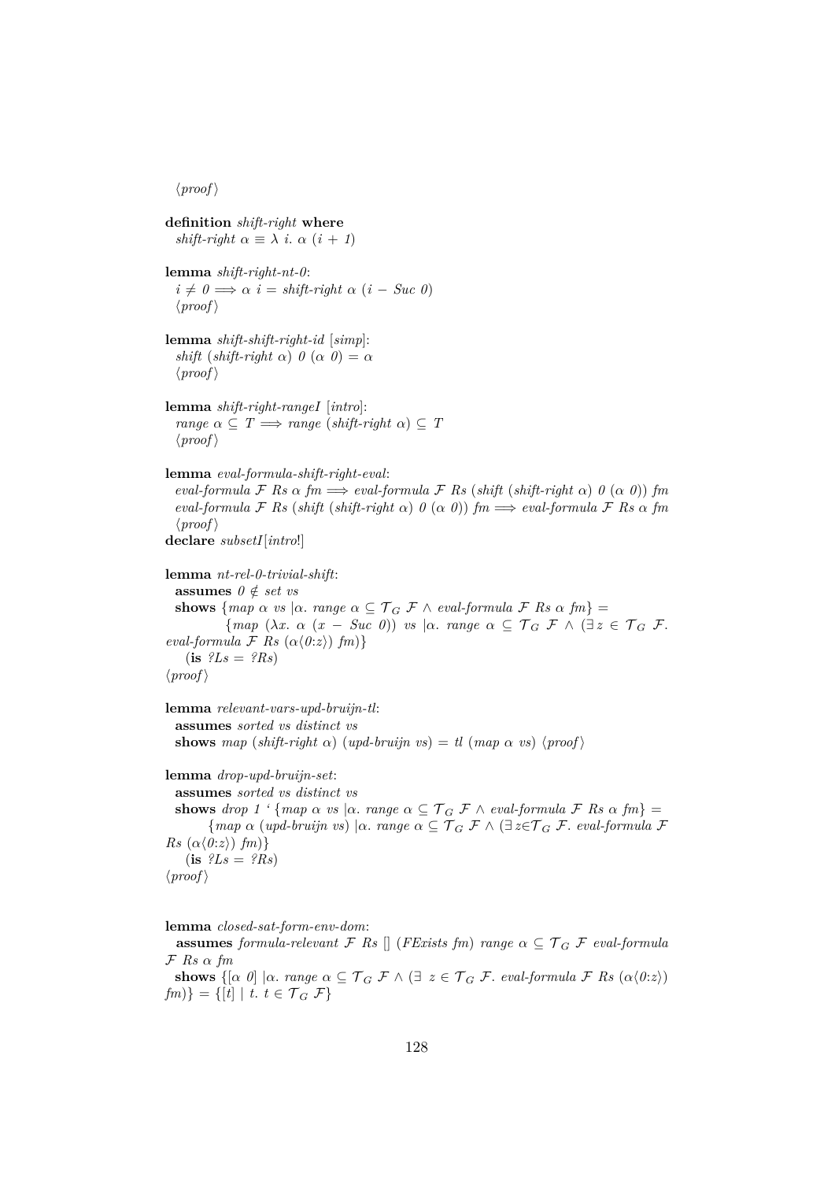⟨proof⟩

**definition** *shift-right* **where**
  *shift-right* $\alpha \equiv \lambda\ i.\ \alpha\ (i + 1)$

**lemma** *shift-right-nt-0*:
  $i \neq 0 \Longrightarrow \alpha\ i = \textit{shift-right}\ \alpha\ (i - \textit{Suc}\ 0)$
  ⟨proof⟩

**lemma** *shift-shift-right-id* [*simp*]:
  $\textit{shift}\ (\textit{shift-right}\ \alpha)\ 0\ (\alpha\ 0) = \alpha$
  ⟨proof⟩

**lemma** *shift-right-rangeI* [*intro*]:
  $\textit{range}\ \alpha \subseteq T \Longrightarrow \textit{range}\ (\textit{shift-right}\ \alpha) \subseteq T$
  ⟨proof⟩

**lemma** *eval-formula-shift-right-eval*:
  $\textit{eval-formula}\ \mathcal{F}\ \textit{Rs}\ \alpha\ \textit{fm} \Longrightarrow \textit{eval-formula}\ \mathcal{F}\ \textit{Rs}\ (\textit{shift}\ (\textit{shift-right}\ \alpha)\ 0\ (\alpha\ 0))\ \textit{fm}$
  $\textit{eval-formula}\ \mathcal{F}\ \textit{Rs}\ (\textit{shift}\ (\textit{shift-right}\ \alpha)\ 0\ (\alpha\ 0))\ \textit{fm} \Longrightarrow \textit{eval-formula}\ \mathcal{F}\ \textit{Rs}\ \alpha\ \textit{fm}$
  ⟨proof⟩
**declare** *subsetI*[*intro*!]

**lemma** *nt-rel-0-trivial-shift*:
  **assumes** $0 \notin \textit{set}\ \textit{vs}$
  **shows** $\{\textit{map}\ \alpha\ \textit{vs}\ |\alpha.\ \textit{range}\ \alpha \subseteq \mathcal{T}_G\ \mathcal{F} \wedge \textit{eval-formula}\ \mathcal{F}\ \textit{Rs}\ \alpha\ \textit{fm}\} =$
    $\{\textit{map}\ (\lambda x.\ \alpha\ (x - \textit{Suc}\ 0))\ \textit{vs}\ |\alpha.\ \textit{range}\ \alpha \subseteq \mathcal{T}_G\ \mathcal{F} \wedge (\exists z \in \mathcal{T}_G\ \mathcal{F}.\ \textit{eval-formula}\ \mathcal{F}\ \textit{Rs}\ (\alpha\langle 0{:}z\rangle)\ \textit{fm})\}$
    (**is** *?Ls* = *?Rs*)
⟨proof⟩

**lemma** *relevant-vars-upd-bruijn-tl*:
  **assumes** *sorted vs distinct vs*
  **shows** $\textit{map}\ (\textit{shift-right}\ \alpha)\ (\textit{upd-bruijn}\ \textit{vs}) = \textit{tl}\ (\textit{map}\ \alpha\ \textit{vs})$ ⟨proof⟩

**lemma** *drop-upd-bruijn-set*:
  **assumes** *sorted vs distinct vs*
  **shows** $\textit{drop}\ 1\ \text{`}\ \{\textit{map}\ \alpha\ \textit{vs}\ |\alpha.\ \textit{range}\ \alpha \subseteq \mathcal{T}_G\ \mathcal{F} \wedge \textit{eval-formula}\ \mathcal{F}\ \textit{Rs}\ \alpha\ \textit{fm}\} =$
    $\{\textit{map}\ \alpha\ (\textit{upd-bruijn}\ \textit{vs})\ |\alpha.\ \textit{range}\ \alpha \subseteq \mathcal{T}_G\ \mathcal{F} \wedge (\exists z{\in}\mathcal{T}_G\ \mathcal{F}.\ \textit{eval-formula}\ \mathcal{F}\ \textit{Rs}\ (\alpha\langle 0{:}z\rangle)\ \textit{fm})\}$
    (**is** *?Ls* = *?Rs*)
⟨proof⟩

**lemma** *closed-sat-form-env-dom*:
  **assumes** $\textit{formula-relevant}\ \mathcal{F}\ \textit{Rs}\ []\ (\textit{FExists}\ \textit{fm})\ \textit{range}\ \alpha \subseteq \mathcal{T}_G\ \mathcal{F}\ \textit{eval-formula}\ \mathcal{F}\ \textit{Rs}\ \alpha\ \textit{fm}$
  **shows** $\{[\alpha\ 0]\ |\alpha.\ \textit{range}\ \alpha \subseteq \mathcal{T}_G\ \mathcal{F} \wedge (\exists\ z \in \mathcal{T}_G\ \mathcal{F}.\ \textit{eval-formula}\ \mathcal{F}\ \textit{Rs}\ (\alpha\langle 0{:}z\rangle)\ \textit{fm})\} = \{[t]\ |\ t.\ t \in \mathcal{T}_G\ \mathcal{F}\}$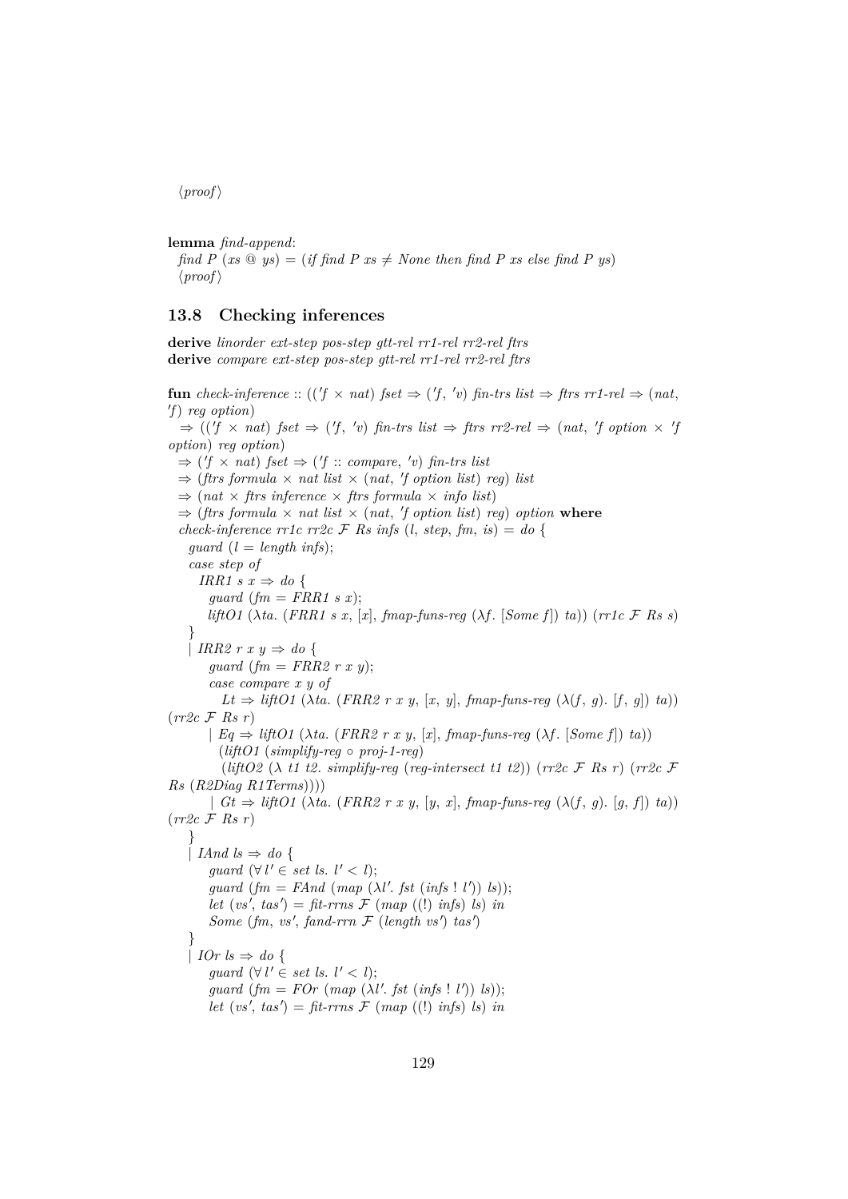⟨proof⟩

**lemma** *find-append*:
*find P (xs @ ys) = (if find P xs ≠ None then find P xs else find P ys)*
⟨proof⟩

## 13.8 Checking inferences

**derive** *linorder ext-step pos-step gtt-rel rr1-rel rr2-rel ftrs*
**derive** *compare ext-step pos-step gtt-rel rr1-rel rr2-rel ftrs*

```
fun check-inference :: (('f × nat) fset ⇒ ('f, 'v) fin-trs list ⇒ ftrs rr1-rel ⇒ (nat, 'f) reg option)
  ⇒ (('f × nat) fset ⇒ ('f, 'v) fin-trs list ⇒ ftrs rr2-rel ⇒ (nat, 'f option × 'f option) reg option)
  ⇒ ('f × nat) fset ⇒ ('f :: compare, 'v) fin-trs list
  ⇒ (ftrs formula × nat list × (nat, 'f option list) reg) list
  ⇒ (nat × ftrs inference × ftrs formula × info list)
  ⇒ (ftrs formula × nat list × (nat, 'f option list) reg) option where
  check-inference rr1c rr2c F Rs infs (l, step, fm, is) = do {
    guard (l = length infs);
    case step of
      IRR1 s x ⇒ do {
        guard (fm = FRR1 s x);
        liftO1 (λta. (FRR1 s x, [x], fmap-funs-reg (λf. [Some f]) ta)) (rr1c F Rs s)
      }
    | IRR2 r x y ⇒ do {
        guard (fm = FRR2 r x y);
        case compare x y of
          Lt ⇒ liftO1 (λta. (FRR2 r x y, [x, y], fmap-funs-reg (λ(f, g). [f, g]) ta)) (rr2c F Rs r)
        | Eq ⇒ liftO1 (λta. (FRR2 r x y, [x], fmap-funs-reg (λf. [Some f]) ta))
          (liftO1 (simplify-reg ∘ proj-1-reg)
           (liftO2 (λ t1 t2. simplify-reg (reg-intersect t1 t2)) (rr2c F Rs r) (rr2c F Rs (R2Diag R1Terms))))
        | Gt ⇒ liftO1 (λta. (FRR2 r x y, [y, x], fmap-funs-reg (λ(f, g). [g, f]) ta)) (rr2c F Rs r)
      }
    | IAnd ls ⇒ do {
        guard (∀ l' ∈ set ls. l' < l);
        guard (fm = FAnd (map (λl'. fst (infs ! l')) ls));
        let (vs', tas') = fit-rrns F (map ((!) infs) ls) in
        Some (fm, vs', fand-rrn F (length vs') tas')
      }
    | IOr ls ⇒ do {
        guard (∀ l' ∈ set ls. l' < l);
        guard (fm = FOr (map (λl'. fst (infs ! l')) ls));
        let (vs', tas') = fit-rrns F (map ((!) infs) ls) in
```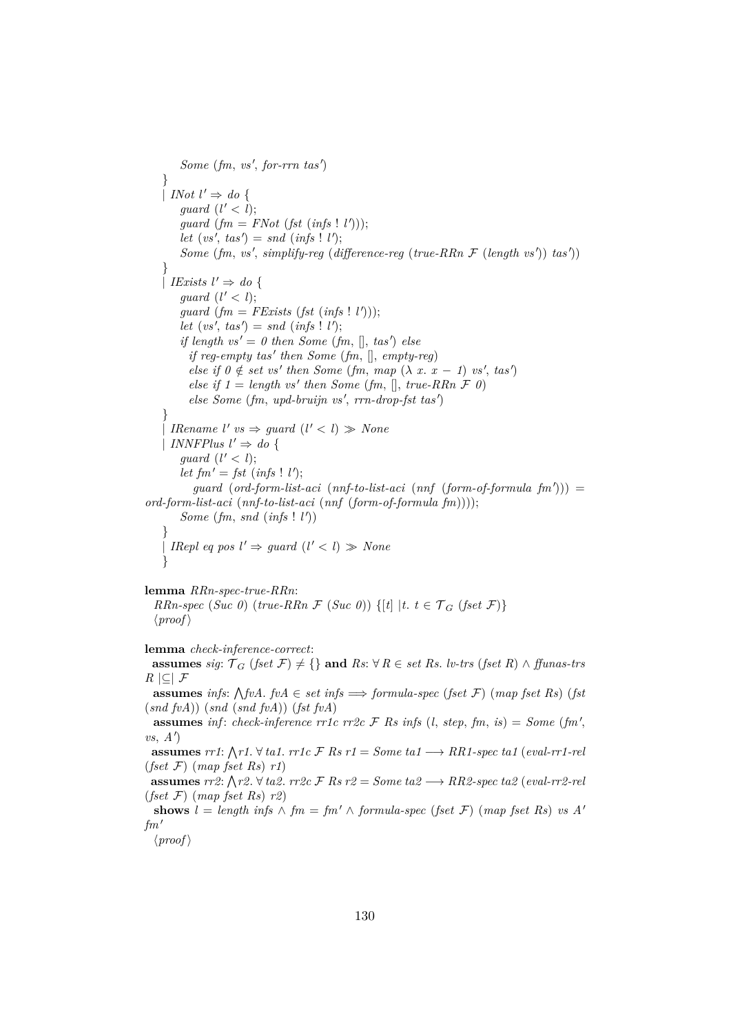```
      Some (fm, vs', for-rrn tas')
    }
  | INot l' ⇒ do {
      guard (l' < l);
      guard (fm = FNot (fst (infs ! l')));
      let (vs', tas') = snd (infs ! l');
      Some (fm, vs', simplify-reg (difference-reg (true-RRn ℱ (length vs')) tas'))
    }
  | IExists l' ⇒ do {
      guard (l' < l);
      guard (fm = FExists (fst (infs ! l')));
      let (vs', tas') = snd (infs ! l');
      if length vs' = 0 then Some (fm, [], tas') else
        if reg-empty tas' then Some (fm, [], empty-reg)
        else if 0 ∉ set vs' then Some (fm, map (λ x. x − 1) vs', tas')
        else if 1 = length vs' then Some (fm, [], true-RRn ℱ 0)
        else Some (fm, upd-bruijn vs', rrn-drop-fst tas')
    }
  | IRename l' vs ⇒ guard (l' < l) ≫ None
  | INNFPlus l' ⇒ do {
      guard (l' < l);
      let fm' = fst (infs ! l');
        guard (ord-form-list-aci (nnf-to-list-aci (nnf (form-of-formula fm'))) =
ord-form-list-aci (nnf-to-list-aci (nnf (form-of-formula fm))));
      Some (fm, snd (infs ! l'))
    }
  | IRepl eq pos l' ⇒ guard (l' < l) ≫ None
  }
```

**lemma** *RRn-spec-true-RRn*:
  *RRn-spec (Suc 0) (true-RRn ℱ (Suc 0)) {[t] |t. t ∈ $\mathcal{T}_G$ (fset ℱ)}*
  ⟨*proof*⟩

**lemma** *check-inference-correct*:
  **assumes** *sig*: $\mathcal{T}_G$ *(fset ℱ) ≠ {}* **and** *Rs*: *∀ R ∈ set Rs. lv-trs (fset R) ∧ ffunas-trs R |⊆| ℱ*
  **assumes** *infs*: *⋀fvA. fvA ∈ set infs ⟹ formula-spec (fset ℱ) (map fset Rs) (fst (snd fvA)) (snd (snd fvA)) (fst fvA)*
  **assumes** *inf*: *check-inference rr1c rr2c ℱ Rs infs (l, step, fm, is) = Some (fm', vs, A')*
  **assumes** *rr1*: *⋀r1. ∀ ta1. rr1c ℱ Rs r1 = Some ta1 ⟶ RR1-spec ta1 (eval-rr1-rel (fset ℱ) (map fset Rs) r1)*
  **assumes** *rr2*: *⋀r2. ∀ ta2. rr2c ℱ Rs r2 = Some ta2 ⟶ RR2-spec ta2 (eval-rr2-rel (fset ℱ) (map fset Rs) r2)*
  **shows** *l = length infs ∧ fm = fm' ∧ formula-spec (fset ℱ) (map fset Rs) vs A' fm'*
  ⟨*proof*⟩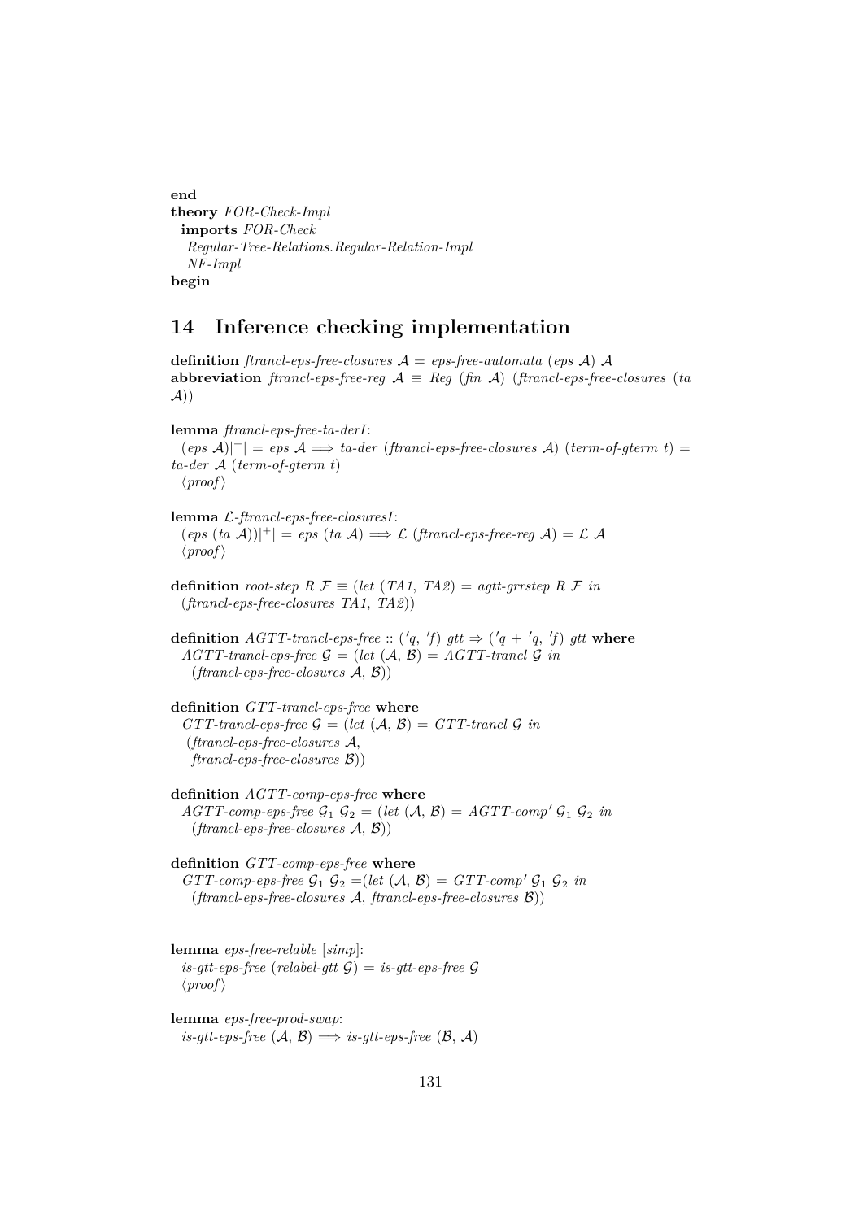**end**
**theory** *FOR-Check-Impl*
  **imports** *FOR-Check*
    *Regular-Tree-Relations.Regular-Relation-Impl*
    *NF-Impl*
**begin**

# 14 Inference checking implementation

**definition** *ftrancl-eps-free-closures* $\mathcal{A}$ = *eps-free-automata* (*eps* $\mathcal{A}$) $\mathcal{A}$
**abbreviation** *ftrancl-eps-free-reg* $\mathcal{A}$ ≡ *Reg* (*fin* $\mathcal{A}$) (*ftrancl-eps-free-closures* (*ta* $\mathcal{A}$))

**lemma** *ftrancl-eps-free-ta-derI*:
  (*eps* $\mathcal{A}$)$|^{+}|$ = *eps* $\mathcal{A}$ ⟹ *ta-der* (*ftrancl-eps-free-closures* $\mathcal{A}$) (*term-of-gterm* *t*) = *ta-der* $\mathcal{A}$ (*term-of-gterm* *t*)
  ⟨*proof*⟩

**lemma** $\mathcal{L}$*-ftrancl-eps-free-closuresI*:
  (*eps* (*ta* $\mathcal{A}$))$|^{+}|$ = *eps* (*ta* $\mathcal{A}$) ⟹ $\mathcal{L}$ (*ftrancl-eps-free-reg* $\mathcal{A}$) = $\mathcal{L}$ $\mathcal{A}$
  ⟨*proof*⟩

**definition** *root-step* *R* $\mathcal{F}$ ≡ (*let* (*TA1*, *TA2*) = *agtt-grrstep* *R* $\mathcal{F}$ *in*
  (*ftrancl-eps-free-closures* *TA1*, *TA2*))

**definition** *AGTT-trancl-eps-free* :: (′*q*, ′*f*) *gtt* ⇒ (′*q* + ′*q*, ′*f*) *gtt* **where**
  *AGTT-trancl-eps-free* $\mathcal{G}$ = (*let* ($\mathcal{A}$, $\mathcal{B}$) = *AGTT-trancl* $\mathcal{G}$ *in*
    (*ftrancl-eps-free-closures* $\mathcal{A}$, $\mathcal{B}$))

**definition** *GTT-trancl-eps-free* **where**
  *GTT-trancl-eps-free* $\mathcal{G}$ = (*let* ($\mathcal{A}$, $\mathcal{B}$) = *GTT-trancl* $\mathcal{G}$ *in*
   (*ftrancl-eps-free-closures* $\mathcal{A}$,
    *ftrancl-eps-free-closures* $\mathcal{B}$))

**definition** *AGTT-comp-eps-free* **where**
  *AGTT-comp-eps-free* $\mathcal{G}_1$ $\mathcal{G}_2$ = (*let* ($\mathcal{A}$, $\mathcal{B}$) = *AGTT-comp′* $\mathcal{G}_1$ $\mathcal{G}_2$ *in*
    (*ftrancl-eps-free-closures* $\mathcal{A}$, $\mathcal{B}$))

**definition** *GTT-comp-eps-free* **where**
  *GTT-comp-eps-free* $\mathcal{G}_1$ $\mathcal{G}_2$ =(*let* ($\mathcal{A}$, $\mathcal{B}$) = *GTT-comp′* $\mathcal{G}_1$ $\mathcal{G}_2$ *in*
    (*ftrancl-eps-free-closures* $\mathcal{A}$, *ftrancl-eps-free-closures* $\mathcal{B}$))

**lemma** *eps-free-relable* [*simp*]:
  *is-gtt-eps-free* (*relabel-gtt* $\mathcal{G}$) = *is-gtt-eps-free* $\mathcal{G}$
  ⟨*proof*⟩

**lemma** *eps-free-prod-swap*:
  *is-gtt-eps-free* ($\mathcal{A}$, $\mathcal{B}$) ⟹ *is-gtt-eps-free* ($\mathcal{B}$, $\mathcal{A}$)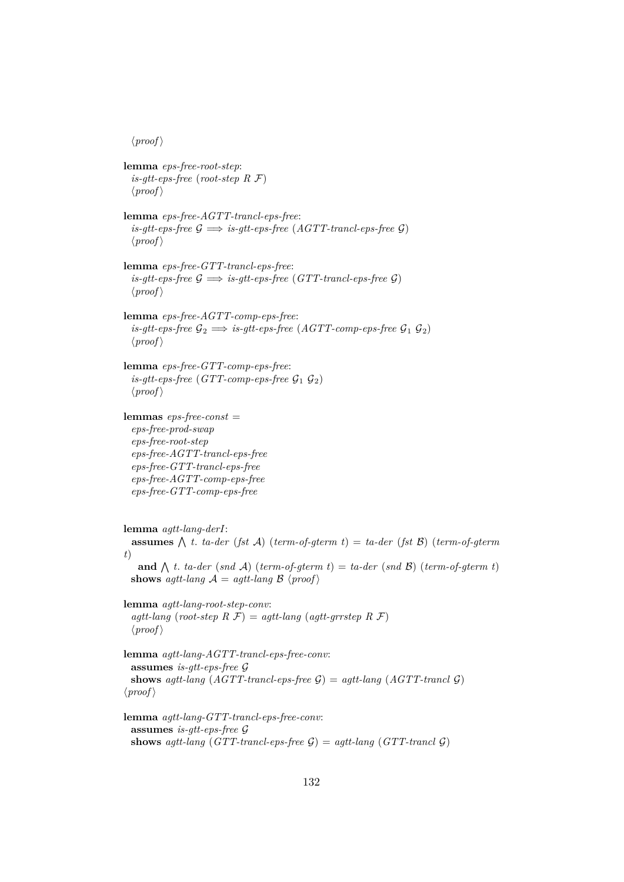⟨proof⟩

**lemma** *eps-free-root-step*:
  *is-gtt-eps-free* (*root-step R* $\mathcal{F}$)
  ⟨*proof*⟩

**lemma** *eps-free-AGTT-trancl-eps-free*:
  *is-gtt-eps-free* $\mathcal{G}$ $\Longrightarrow$ *is-gtt-eps-free* (*AGTT-trancl-eps-free* $\mathcal{G}$)
  ⟨*proof*⟩

**lemma** *eps-free-GTT-trancl-eps-free*:
  *is-gtt-eps-free* $\mathcal{G}$ $\Longrightarrow$ *is-gtt-eps-free* (*GTT-trancl-eps-free* $\mathcal{G}$)
  ⟨*proof*⟩

**lemma** *eps-free-AGTT-comp-eps-free*:
  *is-gtt-eps-free* $\mathcal{G}_2$ $\Longrightarrow$ *is-gtt-eps-free* (*AGTT-comp-eps-free* $\mathcal{G}_1$ $\mathcal{G}_2$)
  ⟨*proof*⟩

**lemma** *eps-free-GTT-comp-eps-free*:
  *is-gtt-eps-free* (*GTT-comp-eps-free* $\mathcal{G}_1$ $\mathcal{G}_2$)
  ⟨*proof*⟩

**lemmas** *eps-free-const* =
  *eps-free-prod-swap*
  *eps-free-root-step*
  *eps-free-AGTT-trancl-eps-free*
  *eps-free-GTT-trancl-eps-free*
  *eps-free-AGTT-comp-eps-free*
  *eps-free-GTT-comp-eps-free*

**lemma** *agtt-lang-derI*:
  **assumes** $\bigwedge$ *t*. *ta-der* (*fst* $\mathcal{A}$) (*term-of-gterm t*) = *ta-der* (*fst* $\mathcal{B}$) (*term-of-gterm t*)
  **and** $\bigwedge$ *t*. *ta-der* (*snd* $\mathcal{A}$) (*term-of-gterm t*) = *ta-der* (*snd* $\mathcal{B}$) (*term-of-gterm t*)
  **shows** *agtt-lang* $\mathcal{A}$ = *agtt-lang* $\mathcal{B}$ ⟨*proof*⟩

**lemma** *agtt-lang-root-step-conv*:
  *agtt-lang* (*root-step R* $\mathcal{F}$) = *agtt-lang* (*agtt-grrstep R* $\mathcal{F}$)
  ⟨*proof*⟩

**lemma** *agtt-lang-AGTT-trancl-eps-free-conv*:
  **assumes** *is-gtt-eps-free* $\mathcal{G}$
  **shows** *agtt-lang* (*AGTT-trancl-eps-free* $\mathcal{G}$) = *agtt-lang* (*AGTT-trancl* $\mathcal{G}$)
⟨*proof*⟩

**lemma** *agtt-lang-GTT-trancl-eps-free-conv*:
  **assumes** *is-gtt-eps-free* $\mathcal{G}$
  **shows** *agtt-lang* (*GTT-trancl-eps-free* $\mathcal{G}$) = *agtt-lang* (*GTT-trancl* $\mathcal{G}$)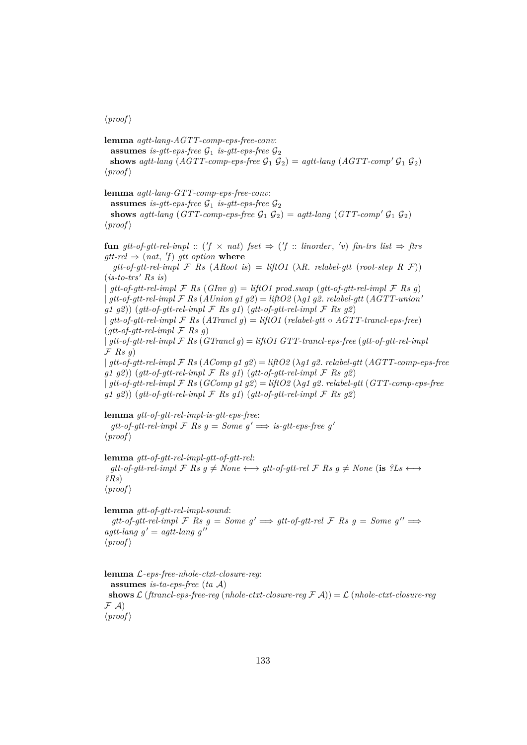⟨proof⟩

**lemma** *agtt-lang-AGTT-comp-eps-free-conv*:
  **assumes** *is-gtt-eps-free* $\mathcal{G}_1$ *is-gtt-eps-free* $\mathcal{G}_2$
  **shows** *agtt-lang* (*AGTT-comp-eps-free* $\mathcal{G}_1$ $\mathcal{G}_2$) = *agtt-lang* (*AGTT-comp'* $\mathcal{G}_1$ $\mathcal{G}_2$)
⟨proof⟩

**lemma** *agtt-lang-GTT-comp-eps-free-conv*:
  **assumes** *is-gtt-eps-free* $\mathcal{G}_1$ *is-gtt-eps-free* $\mathcal{G}_2$
  **shows** *agtt-lang* (*GTT-comp-eps-free* $\mathcal{G}_1$ $\mathcal{G}_2$) = *agtt-lang* (*GTT-comp'* $\mathcal{G}_1$ $\mathcal{G}_2$)
⟨proof⟩

**fun** *gtt-of-gtt-rel-impl* :: (*'f* × *nat*) *fset* ⇒ (*'f* :: *linorder*, *'v*) *fin-trs list* ⇒ *ftrs gtt-rel* ⇒ (*nat*, *'f*) *gtt option* **where**
  *gtt-of-gtt-rel-impl* $\mathcal{F}$ *Rs* (*ARoot is*) = *liftO1* (λ*R*. *relabel-gtt* (*root-step R* $\mathcal{F}$)) (*is-to-trs' Rs is*)
| *gtt-of-gtt-rel-impl* $\mathcal{F}$ *Rs* (*GInv g*) = *liftO1 prod.swap* (*gtt-of-gtt-rel-impl* $\mathcal{F}$ *Rs g*)
| *gtt-of-gtt-rel-impl* $\mathcal{F}$ *Rs* (*AUnion g1 g2*) = *liftO2* (λ*g1 g2*. *relabel-gtt* (*AGTT-union' g1 g2*)) (*gtt-of-gtt-rel-impl* $\mathcal{F}$ *Rs g1*) (*gtt-of-gtt-rel-impl* $\mathcal{F}$ *Rs g2*)
| *gtt-of-gtt-rel-impl* $\mathcal{F}$ *Rs* (*ATrancl g*) = *liftO1* (*relabel-gtt* ∘ *AGTT-trancl-eps-free*) (*gtt-of-gtt-rel-impl* $\mathcal{F}$ *Rs g*)
| *gtt-of-gtt-rel-impl* $\mathcal{F}$ *Rs* (*GTrancl g*) = *liftO1 GTT-trancl-eps-free* (*gtt-of-gtt-rel-impl* $\mathcal{F}$ *Rs g*)
| *gtt-of-gtt-rel-impl* $\mathcal{F}$ *Rs* (*AComp g1 g2*) = *liftO2* (λ*g1 g2*. *relabel-gtt* (*AGTT-comp-eps-free g1 g2*)) (*gtt-of-gtt-rel-impl* $\mathcal{F}$ *Rs g1*) (*gtt-of-gtt-rel-impl* $\mathcal{F}$ *Rs g2*)
| *gtt-of-gtt-rel-impl* $\mathcal{F}$ *Rs* (*GComp g1 g2*) = *liftO2* (λ*g1 g2*. *relabel-gtt* (*GTT-comp-eps-free g1 g2*)) (*gtt-of-gtt-rel-impl* $\mathcal{F}$ *Rs g1*) (*gtt-of-gtt-rel-impl* $\mathcal{F}$ *Rs g2*)

**lemma** *gtt-of-gtt-rel-impl-is-gtt-eps-free*:
  *gtt-of-gtt-rel-impl* $\mathcal{F}$ *Rs g* = *Some g'* ⟹ *is-gtt-eps-free g'*
⟨proof⟩

**lemma** *gtt-of-gtt-rel-impl-gtt-of-gtt-rel*:
  *gtt-of-gtt-rel-impl* $\mathcal{F}$ *Rs g* ≠ *None* ⟷ *gtt-of-gtt-rel* $\mathcal{F}$ *Rs g* ≠ *None* (**is** *?Ls* ⟷ *?Rs*)
⟨proof⟩

**lemma** *gtt-of-gtt-rel-impl-sound*:
  *gtt-of-gtt-rel-impl* $\mathcal{F}$ *Rs g* = *Some g'* ⟹ *gtt-of-gtt-rel* $\mathcal{F}$ *Rs g* = *Some g''* ⟹ *agtt-lang g'* = *agtt-lang g''*
⟨proof⟩

**lemma** $\mathcal{L}$*-eps-free-nhole-ctxt-closure-reg*:
  **assumes** *is-ta-eps-free* (*ta* $\mathcal{A}$)
  **shows** $\mathcal{L}$ (*ftrancl-eps-free-reg* (*nhole-ctxt-closure-reg* $\mathcal{F}$ $\mathcal{A}$)) = $\mathcal{L}$ (*nhole-ctxt-closure-reg* $\mathcal{F}$ $\mathcal{A}$)
⟨proof⟩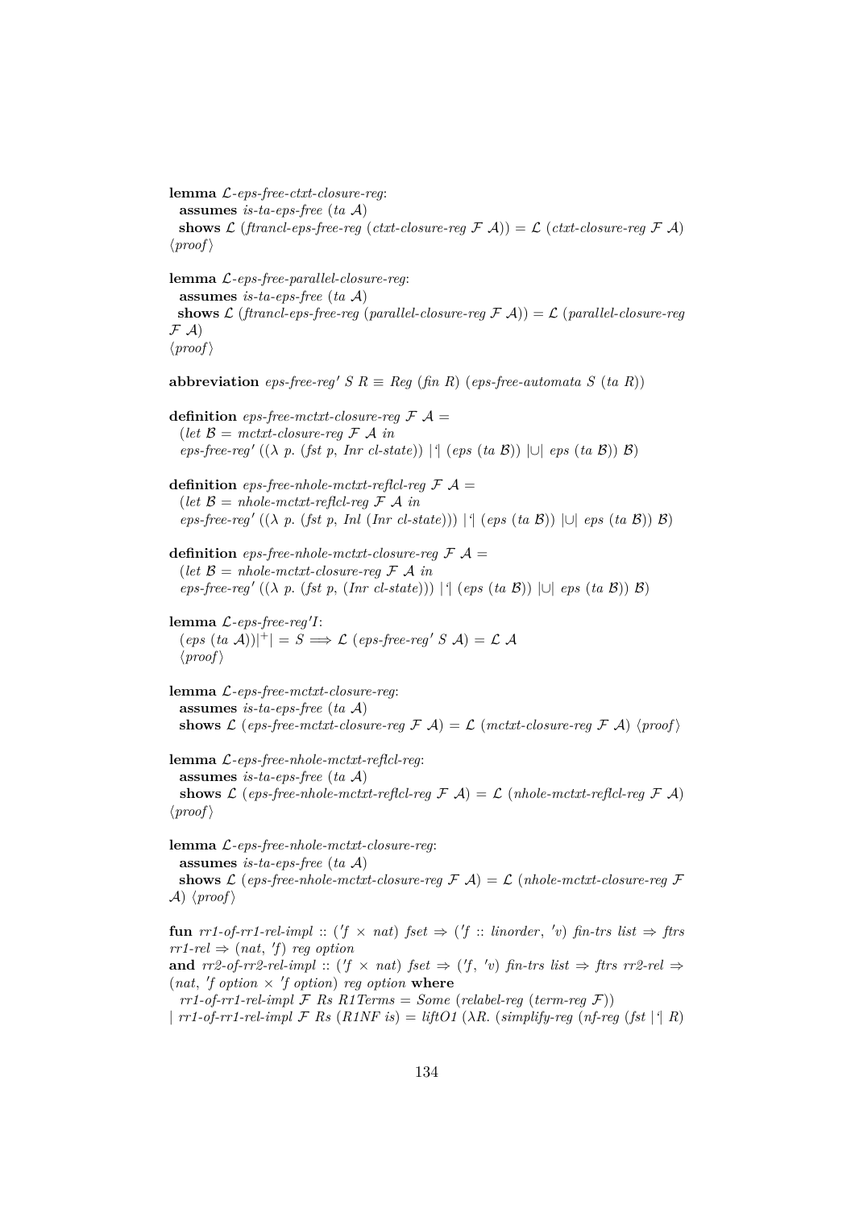**lemma** $\mathcal{L}$*-eps-free-ctxt-closure-reg*:
  **assumes** *is-ta-eps-free* (*ta* $\mathcal{A}$)
  **shows** $\mathcal{L}$ (*ftrancl-eps-free-reg* (*ctxt-closure-reg* $\mathcal{F}$ $\mathcal{A}$)) = $\mathcal{L}$ (*ctxt-closure-reg* $\mathcal{F}$ $\mathcal{A}$)
⟨*proof*⟩

**lemma** $\mathcal{L}$*-eps-free-parallel-closure-reg*:
  **assumes** *is-ta-eps-free* (*ta* $\mathcal{A}$)
  **shows** $\mathcal{L}$ (*ftrancl-eps-free-reg* (*parallel-closure-reg* $\mathcal{F}$ $\mathcal{A}$)) = $\mathcal{L}$ (*parallel-closure-reg* $\mathcal{F}$ $\mathcal{A}$)
⟨*proof*⟩

**abbreviation** *eps-free-reg'* $S$ $R$ ≡ *Reg* (*fin* $R$) (*eps-free-automata* $S$ (*ta* $R$))

**definition** *eps-free-mctxt-closure-reg* $\mathcal{F}$ $\mathcal{A}$ =
  (*let* $\mathcal{B}$ = *mctxt-closure-reg* $\mathcal{F}$ $\mathcal{A}$ *in*
  *eps-free-reg'* ((λ *p*. (*fst p*, *Inr cl-state*)) |'| (*eps* (*ta* $\mathcal{B}$)) |∪| *eps* (*ta* $\mathcal{B}$)) $\mathcal{B}$)

**definition** *eps-free-nhole-mctxt-reflcl-reg* $\mathcal{F}$ $\mathcal{A}$ =
  (*let* $\mathcal{B}$ = *nhole-mctxt-reflcl-reg* $\mathcal{F}$ $\mathcal{A}$ *in*
  *eps-free-reg'* ((λ *p*. (*fst p*, *Inl* (*Inr cl-state*))) |'| (*eps* (*ta* $\mathcal{B}$)) |∪| *eps* (*ta* $\mathcal{B}$)) $\mathcal{B}$)

**definition** *eps-free-nhole-mctxt-closure-reg* $\mathcal{F}$ $\mathcal{A}$ =
  (*let* $\mathcal{B}$ = *nhole-mctxt-closure-reg* $\mathcal{F}$ $\mathcal{A}$ *in*
  *eps-free-reg'* ((λ *p*. (*fst p*, (*Inr cl-state*))) |'| (*eps* (*ta* $\mathcal{B}$)) |∪| *eps* (*ta* $\mathcal{B}$)) $\mathcal{B}$)

**lemma** $\mathcal{L}$*-eps-free-reg'I*:
  (*eps* (*ta* $\mathcal{A}$))$|^+|$ = $S$ ⟹ $\mathcal{L}$ (*eps-free-reg'* $S$ $\mathcal{A}$) = $\mathcal{L}$ $\mathcal{A}$
  ⟨*proof*⟩

**lemma** $\mathcal{L}$*-eps-free-mctxt-closure-reg*:
  **assumes** *is-ta-eps-free* (*ta* $\mathcal{A}$)
  **shows** $\mathcal{L}$ (*eps-free-mctxt-closure-reg* $\mathcal{F}$ $\mathcal{A}$) = $\mathcal{L}$ (*mctxt-closure-reg* $\mathcal{F}$ $\mathcal{A}$) ⟨*proof*⟩

**lemma** $\mathcal{L}$*-eps-free-nhole-mctxt-reflcl-reg*:
  **assumes** *is-ta-eps-free* (*ta* $\mathcal{A}$)
  **shows** $\mathcal{L}$ (*eps-free-nhole-mctxt-reflcl-reg* $\mathcal{F}$ $\mathcal{A}$) = $\mathcal{L}$ (*nhole-mctxt-reflcl-reg* $\mathcal{F}$ $\mathcal{A}$)
⟨*proof*⟩

**lemma** $\mathcal{L}$*-eps-free-nhole-mctxt-closure-reg*:
  **assumes** *is-ta-eps-free* (*ta* $\mathcal{A}$)
  **shows** $\mathcal{L}$ (*eps-free-nhole-mctxt-closure-reg* $\mathcal{F}$ $\mathcal{A}$) = $\mathcal{L}$ (*nhole-mctxt-closure-reg* $\mathcal{F}$ $\mathcal{A}$) ⟨*proof*⟩

**fun** *rr1-of-rr1-rel-impl* :: (*'f* × *nat*) *fset* ⇒ (*'f* :: *linorder*, *'v*) *fin-trs list* ⇒ *ftrs rr1-rel* ⇒ (*nat*, *'f*) *reg option*
**and** *rr2-of-rr2-rel-impl* :: (*'f* × *nat*) *fset* ⇒ (*'f*, *'v*) *fin-trs list* ⇒ *ftrs rr2-rel* ⇒ (*nat*, *'f option* × *'f option*) *reg option* **where**
  *rr1-of-rr1-rel-impl* $\mathcal{F}$ *Rs R1Terms* = *Some* (*relabel-reg* (*term-reg* $\mathcal{F}$))
| *rr1-of-rr1-rel-impl* $\mathcal{F}$ *Rs* (*R1NF is*) = *liftO1* (λ*R*. (*simplify-reg* (*nf-reg* (*fst* |'| *R*)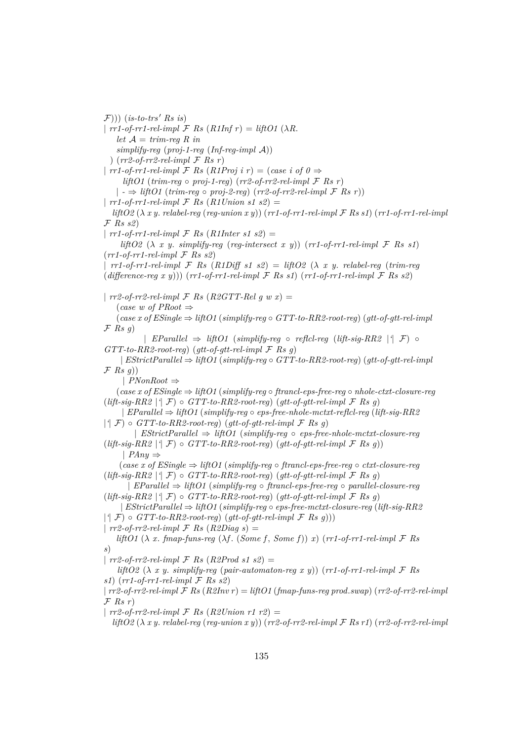$\mathcal{F}$))) (*is-to-trs′ Rs is*)
| *rr1-of-rr1-rel-impl* $\mathcal{F}$ *Rs* (*R1Inf r*) = *liftO1* (*λR.*
  *let* $\mathcal{A}$ = *trim-reg R in*
  *simplify-reg* (*proj-1-reg* (*Inf-reg-impl* $\mathcal{A}$))
 ) (*rr2-of-rr2-rel-impl* $\mathcal{F}$ *Rs r*)
| *rr1-of-rr1-rel-impl* $\mathcal{F}$ *Rs* (*R1Proj i r*) = (*case i of 0* ⇒
  *liftO1* (*trim-reg* ∘ *proj-1-reg*) (*rr2-of-rr2-rel-impl* $\mathcal{F}$ *Rs r*)
  | - ⇒ *liftO1* (*trim-reg* ∘ *proj-2-reg*) (*rr2-of-rr2-rel-impl* $\mathcal{F}$ *Rs r*))
| *rr1-of-rr1-rel-impl* $\mathcal{F}$ *Rs* (*R1Union s1 s2*) =
 *liftO2* (*λ x y. relabel-reg* (*reg-union x y*)) (*rr1-of-rr1-rel-impl* $\mathcal{F}$ *Rs s1*) (*rr1-of-rr1-rel-impl* $\mathcal{F}$ *Rs s2*)
| *rr1-of-rr1-rel-impl* $\mathcal{F}$ *Rs* (*R1Inter s1 s2*) =
  *liftO2* (*λ x y. simplify-reg* (*reg-intersect x y*)) (*rr1-of-rr1-rel-impl* $\mathcal{F}$ *Rs s1*) (*rr1-of-rr1-rel-impl* $\mathcal{F}$ *Rs s2*)
| *rr1-of-rr1-rel-impl* $\mathcal{F}$ *Rs* (*R1Diff s1 s2*) = *liftO2* (*λ x y. relabel-reg* (*trim-reg* (*difference-reg x y*))) (*rr1-of-rr1-rel-impl* $\mathcal{F}$ *Rs s1*) (*rr1-of-rr1-rel-impl* $\mathcal{F}$ *Rs s2*)

| *rr2-of-rr2-rel-impl* $\mathcal{F}$ *Rs* (*R2GTT-Rel g w x*) =
 (*case w of PRoot* ⇒
 (*case x of ESingle* ⇒ *liftO1* (*simplify-reg* ∘ *GTT-to-RR2-root-reg*) (*gtt-of-gtt-rel-impl* $\mathcal{F}$ *Rs g*)
  | *EParallel* ⇒ *liftO1* (*simplify-reg* ∘ *reflcl-reg* (*lift-sig-RR2* |'| $\mathcal{F}$) ∘ *GTT-to-RR2-root-reg*) (*gtt-of-gtt-rel-impl* $\mathcal{F}$ *Rs g*)
  | *EStrictParallel* ⇒ *liftO1* (*simplify-reg* ∘ *GTT-to-RR2-root-reg*) (*gtt-of-gtt-rel-impl* $\mathcal{F}$ *Rs g*))
 | *PNonRoot* ⇒
 (*case x of ESingle* ⇒ *liftO1* (*simplify-reg* ∘ *ftrancl-eps-free-reg* ∘ *nhole-ctxt-closure-reg* (*lift-sig-RR2* |'| $\mathcal{F}$) ∘ *GTT-to-RR2-root-reg*) (*gtt-of-gtt-rel-impl* $\mathcal{F}$ *Rs g*)
  | *EParallel* ⇒ *liftO1* (*simplify-reg* ∘ *eps-free-nhole-mctxt-reflcl-reg* (*lift-sig-RR2* |'| $\mathcal{F}$) ∘ *GTT-to-RR2-root-reg*) (*gtt-of-gtt-rel-impl* $\mathcal{F}$ *Rs g*)
  | *EStrictParallel* ⇒ *liftO1* (*simplify-reg* ∘ *eps-free-nhole-mctxt-closure-reg* (*lift-sig-RR2* |'| $\mathcal{F}$) ∘ *GTT-to-RR2-root-reg*) (*gtt-of-gtt-rel-impl* $\mathcal{F}$ *Rs g*))
 | *PAny* ⇒
 (*case x of ESingle* ⇒ *liftO1* (*simplify-reg* ∘ *ftrancl-eps-free-reg* ∘ *ctxt-closure-reg* (*lift-sig-RR2* |'| $\mathcal{F}$) ∘ *GTT-to-RR2-root-reg*) (*gtt-of-gtt-rel-impl* $\mathcal{F}$ *Rs g*)
  | *EParallel* ⇒ *liftO1* (*simplify-reg* ∘ *ftrancl-eps-free-reg* ∘ *parallel-closure-reg* (*lift-sig-RR2* |'| $\mathcal{F}$) ∘ *GTT-to-RR2-root-reg*) (*gtt-of-gtt-rel-impl* $\mathcal{F}$ *Rs g*)
  | *EStrictParallel* ⇒ *liftO1* (*simplify-reg* ∘ *eps-free-mctxt-closure-reg* (*lift-sig-RR2* |'| $\mathcal{F}$) ∘ *GTT-to-RR2-root-reg*) (*gtt-of-gtt-rel-impl* $\mathcal{F}$ *Rs g*)))
| *rr2-of-rr2-rel-impl* $\mathcal{F}$ *Rs* (*R2Diag s*) =
 *liftO1* (*λ x. fmap-funs-reg* (*λf.* (*Some f*, *Some f*)) *x*) (*rr1-of-rr1-rel-impl* $\mathcal{F}$ *Rs s*)
| *rr2-of-rr2-rel-impl* $\mathcal{F}$ *Rs* (*R2Prod s1 s2*) =
 *liftO2* (*λ x y. simplify-reg* (*pair-automaton-reg x y*)) (*rr1-of-rr1-rel-impl* $\mathcal{F}$ *Rs s1*) (*rr1-of-rr1-rel-impl* $\mathcal{F}$ *Rs s2*)
| *rr2-of-rr2-rel-impl* $\mathcal{F}$ *Rs* (*R2Inv r*) = *liftO1* (*fmap-funs-reg prod.swap*) (*rr2-of-rr2-rel-impl* $\mathcal{F}$ *Rs r*)
| *rr2-of-rr2-rel-impl* $\mathcal{F}$ *Rs* (*R2Union r1 r2*) =
 *liftO2* (*λ x y. relabel-reg* (*reg-union x y*)) (*rr2-of-rr2-rel-impl* $\mathcal{F}$ *Rs r1*) (*rr2-of-rr2-rel-impl*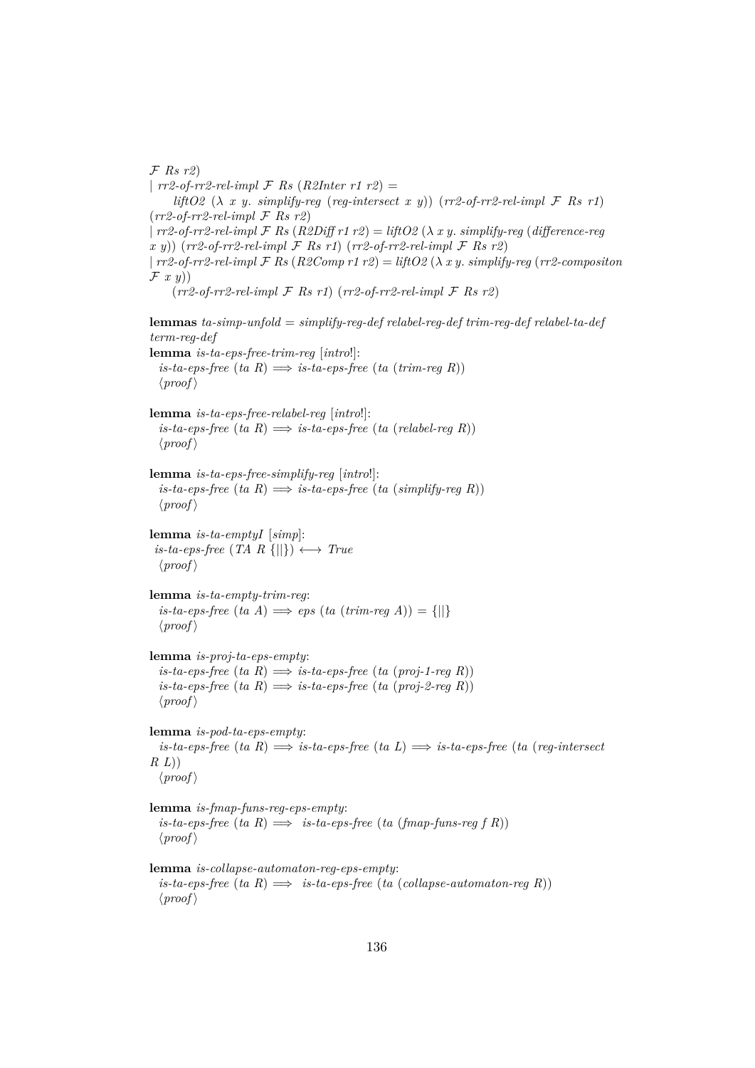```
  𝓕 Rs r2)
| rr2-of-rr2-rel-impl 𝓕 Rs (R2Inter r1 r2) =
     liftO2 (λ x y. simplify-reg (reg-intersect x y)) (rr2-of-rr2-rel-impl 𝓕 Rs r1)
  (rr2-of-rr2-rel-impl 𝓕 Rs r2)
| rr2-of-rr2-rel-impl 𝓕 Rs (R2Diff r1 r2) = liftO2 (λ x y. simplify-reg (difference-reg
  x y)) (rr2-of-rr2-rel-impl 𝓕 Rs r1) (rr2-of-rr2-rel-impl 𝓕 Rs r2)
| rr2-of-rr2-rel-impl 𝓕 Rs (R2Comp r1 r2) = liftO2 (λ x y. simplify-reg (rr2-compositon
  𝓕 x y))
     (rr2-of-rr2-rel-impl 𝓕 Rs r1) (rr2-of-rr2-rel-impl 𝓕 Rs r2)

lemmas ta-simp-unfold = simplify-reg-def relabel-reg-def trim-reg-def relabel-ta-def
term-reg-def
lemma is-ta-eps-free-trim-reg [intro!]:
  is-ta-eps-free (ta R) ⟹ is-ta-eps-free (ta (trim-reg R))
  ⟨proof⟩

lemma is-ta-eps-free-relabel-reg [intro!]:
  is-ta-eps-free (ta R) ⟹ is-ta-eps-free (ta (relabel-reg R))
  ⟨proof⟩

lemma is-ta-eps-free-simplify-reg [intro!]:
  is-ta-eps-free (ta R) ⟹ is-ta-eps-free (ta (simplify-reg R))
  ⟨proof⟩

lemma is-ta-emptyI [simp]:
 is-ta-eps-free (TA R {||}) ⟷ True
  ⟨proof⟩

lemma is-ta-empty-trim-reg:
  is-ta-eps-free (ta A) ⟹ eps (ta (trim-reg A)) = {||}
  ⟨proof⟩

lemma is-proj-ta-eps-empty:
  is-ta-eps-free (ta R) ⟹ is-ta-eps-free (ta (proj-1-reg R))
  is-ta-eps-free (ta R) ⟹ is-ta-eps-free (ta (proj-2-reg R))
  ⟨proof⟩

lemma is-pod-ta-eps-empty:
  is-ta-eps-free (ta R) ⟹ is-ta-eps-free (ta L) ⟹ is-ta-eps-free (ta (reg-intersect
R L))
  ⟨proof⟩

lemma is-fmap-funs-reg-eps-empty:
  is-ta-eps-free (ta R) ⟹  is-ta-eps-free (ta (fmap-funs-reg f R))
  ⟨proof⟩

lemma is-collapse-automaton-reg-eps-empty:
  is-ta-eps-free (ta R) ⟹  is-ta-eps-free (ta (collapse-automaton-reg R))
  ⟨proof⟩
```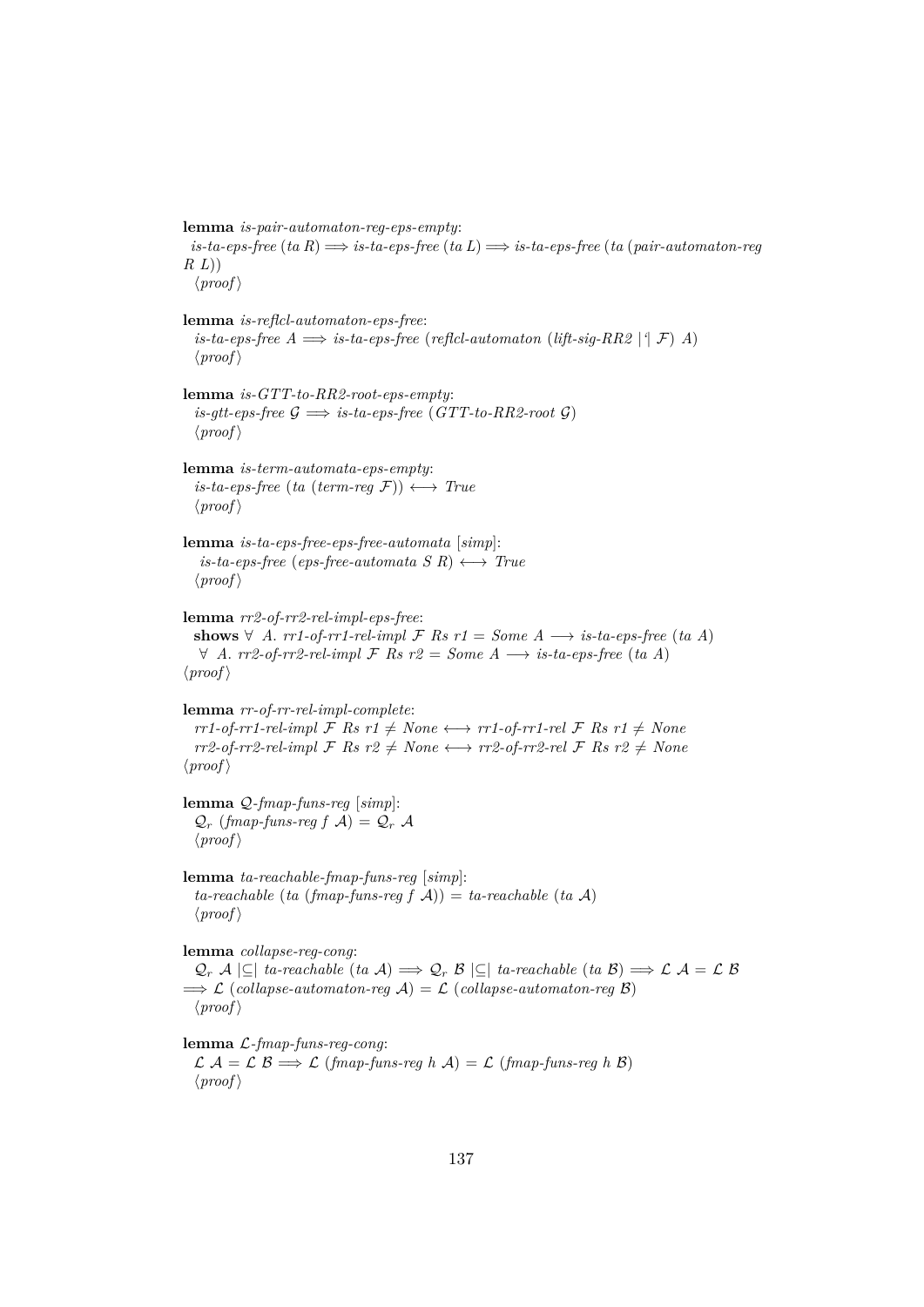**lemma** *is-pair-automaton-reg-eps-empty*:
*is-ta-eps-free* (*ta R*) $\Longrightarrow$ *is-ta-eps-free* (*ta L*) $\Longrightarrow$ *is-ta-eps-free* (*ta* (*pair-automaton-reg R L*))
⟨*proof*⟩

**lemma** *is-reflcl-automaton-eps-free*:
*is-ta-eps-free A* $\Longrightarrow$ *is-ta-eps-free* (*reflcl-automaton* (*lift-sig-RR2* |'| $\mathcal{F}$) *A*)
⟨*proof*⟩

**lemma** *is-GTT-to-RR2-root-eps-empty*:
*is-gtt-eps-free* $\mathcal{G}$ $\Longrightarrow$ *is-ta-eps-free* (*GTT-to-RR2-root* $\mathcal{G}$)
⟨*proof*⟩

**lemma** *is-term-automata-eps-empty*:
*is-ta-eps-free* (*ta* (*term-reg* $\mathcal{F}$)) $\longleftrightarrow$ *True*
⟨*proof*⟩

**lemma** *is-ta-eps-free-eps-free-automata* [*simp*]:
*is-ta-eps-free* (*eps-free-automata S R*) $\longleftrightarrow$ *True*
⟨*proof*⟩

**lemma** *rr2-of-rr2-rel-impl-eps-free*:
**shows** $\forall$ *A*. *rr1-of-rr1-rel-impl* $\mathcal{F}$ *Rs r1* = *Some A* $\longrightarrow$ *is-ta-eps-free* (*ta A*)
$\forall$ *A*. *rr2-of-rr2-rel-impl* $\mathcal{F}$ *Rs r2* = *Some A* $\longrightarrow$ *is-ta-eps-free* (*ta A*)
⟨*proof*⟩

**lemma** *rr-of-rr-rel-impl-complete*:
*rr1-of-rr1-rel-impl* $\mathcal{F}$ *Rs r1* $\neq$ *None* $\longleftrightarrow$ *rr1-of-rr1-rel* $\mathcal{F}$ *Rs r1* $\neq$ *None*
*rr2-of-rr2-rel-impl* $\mathcal{F}$ *Rs r2* $\neq$ *None* $\longleftrightarrow$ *rr2-of-rr2-rel* $\mathcal{F}$ *Rs r2* $\neq$ *None*
⟨*proof*⟩

**lemma** *Q-fmap-funs-reg* [*simp*]:
$\mathcal{Q}_r$ (*fmap-funs-reg f* $\mathcal{A}$) = $\mathcal{Q}_r$ $\mathcal{A}$
⟨*proof*⟩

**lemma** *ta-reachable-fmap-funs-reg* [*simp*]:
*ta-reachable* (*ta* (*fmap-funs-reg f* $\mathcal{A}$)) = *ta-reachable* (*ta* $\mathcal{A}$)
⟨*proof*⟩

**lemma** *collapse-reg-cong*:
$\mathcal{Q}_r$ $\mathcal{A}$ |⊆| *ta-reachable* (*ta* $\mathcal{A}$) $\Longrightarrow$ $\mathcal{Q}_r$ $\mathcal{B}$ |⊆| *ta-reachable* (*ta* $\mathcal{B}$) $\Longrightarrow$ $\mathcal{L}$ $\mathcal{A}$ = $\mathcal{L}$ $\mathcal{B}$ $\Longrightarrow$ $\mathcal{L}$ (*collapse-automaton-reg* $\mathcal{A}$) = $\mathcal{L}$ (*collapse-automaton-reg* $\mathcal{B}$)
⟨*proof*⟩

**lemma** *L-fmap-funs-reg-cong*:
$\mathcal{L}$ $\mathcal{A}$ = $\mathcal{L}$ $\mathcal{B}$ $\Longrightarrow$ $\mathcal{L}$ (*fmap-funs-reg h* $\mathcal{A}$) = $\mathcal{L}$ (*fmap-funs-reg h* $\mathcal{B}$)
⟨*proof*⟩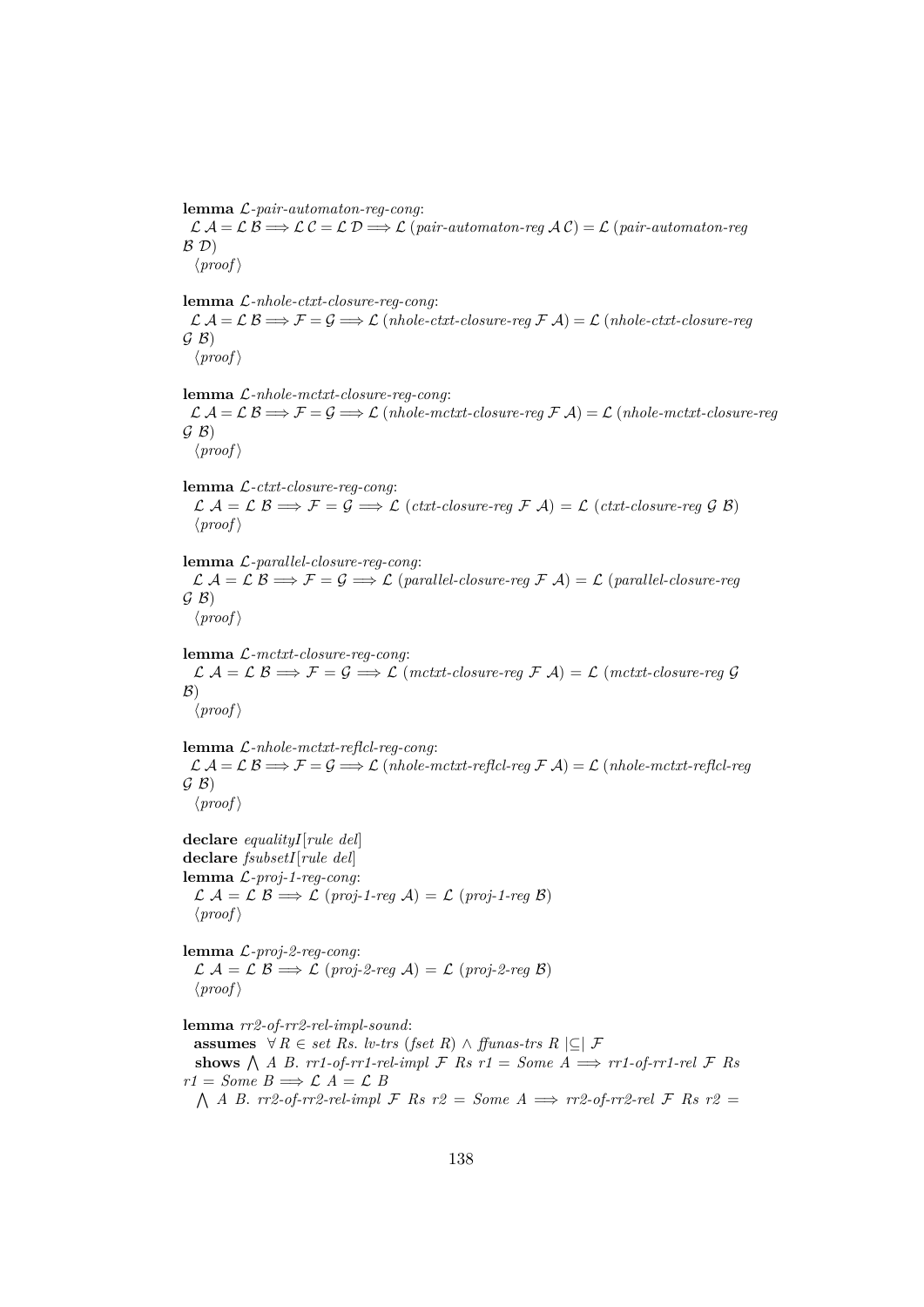**lemma** $\mathcal{L}$-*pair-automaton-reg-cong*:
$\mathcal{L}\ \mathcal{A} = \mathcal{L}\ \mathcal{B} \Longrightarrow \mathcal{L}\ \mathcal{C} = \mathcal{L}\ \mathcal{D} \Longrightarrow \mathcal{L}$ (*pair-automaton-reg* $\mathcal{A}\ \mathcal{C}$) $= \mathcal{L}$ (*pair-automaton-reg* $\mathcal{B}\ \mathcal{D}$)
⟨*proof*⟩

**lemma** $\mathcal{L}$-*nhole-ctxt-closure-reg-cong*:
$\mathcal{L}\ \mathcal{A} = \mathcal{L}\ \mathcal{B} \Longrightarrow \mathcal{F} = \mathcal{G} \Longrightarrow \mathcal{L}$ (*nhole-ctxt-closure-reg* $\mathcal{F}\ \mathcal{A}$) $= \mathcal{L}$ (*nhole-ctxt-closure-reg* $\mathcal{G}\ \mathcal{B}$)
⟨*proof*⟩

**lemma** $\mathcal{L}$-*nhole-mctxt-closure-reg-cong*:
$\mathcal{L}\ \mathcal{A} = \mathcal{L}\ \mathcal{B} \Longrightarrow \mathcal{F} = \mathcal{G} \Longrightarrow \mathcal{L}$ (*nhole-mctxt-closure-reg* $\mathcal{F}\ \mathcal{A}$) $= \mathcal{L}$ (*nhole-mctxt-closure-reg* $\mathcal{G}\ \mathcal{B}$)
⟨*proof*⟩

**lemma** $\mathcal{L}$-*ctxt-closure-reg-cong*:
$\mathcal{L}\ \mathcal{A} = \mathcal{L}\ \mathcal{B} \Longrightarrow \mathcal{F} = \mathcal{G} \Longrightarrow \mathcal{L}$ (*ctxt-closure-reg* $\mathcal{F}\ \mathcal{A}$) $= \mathcal{L}$ (*ctxt-closure-reg* $\mathcal{G}\ \mathcal{B}$)
⟨*proof*⟩

**lemma** $\mathcal{L}$-*parallel-closure-reg-cong*:
$\mathcal{L}\ \mathcal{A} = \mathcal{L}\ \mathcal{B} \Longrightarrow \mathcal{F} = \mathcal{G} \Longrightarrow \mathcal{L}$ (*parallel-closure-reg* $\mathcal{F}\ \mathcal{A}$) $= \mathcal{L}$ (*parallel-closure-reg* $\mathcal{G}\ \mathcal{B}$)
⟨*proof*⟩

**lemma** $\mathcal{L}$-*mctxt-closure-reg-cong*:
$\mathcal{L}\ \mathcal{A} = \mathcal{L}\ \mathcal{B} \Longrightarrow \mathcal{F} = \mathcal{G} \Longrightarrow \mathcal{L}$ (*mctxt-closure-reg* $\mathcal{F}\ \mathcal{A}$) $= \mathcal{L}$ (*mctxt-closure-reg* $\mathcal{G}$ $\mathcal{B}$)
⟨*proof*⟩

**lemma** $\mathcal{L}$-*nhole-mctxt-reflcl-reg-cong*:
$\mathcal{L}\ \mathcal{A} = \mathcal{L}\ \mathcal{B} \Longrightarrow \mathcal{F} = \mathcal{G} \Longrightarrow \mathcal{L}$ (*nhole-mctxt-reflcl-reg* $\mathcal{F}\ \mathcal{A}$) $= \mathcal{L}$ (*nhole-mctxt-reflcl-reg* $\mathcal{G}\ \mathcal{B}$)
⟨*proof*⟩

**declare** *equalityI*[*rule del*]
**declare** *fsubsetI*[*rule del*]
**lemma** $\mathcal{L}$-*proj-1-reg-cong*:
$\mathcal{L}\ \mathcal{A} = \mathcal{L}\ \mathcal{B} \Longrightarrow \mathcal{L}$ (*proj-1-reg* $\mathcal{A}$) $= \mathcal{L}$ (*proj-1-reg* $\mathcal{B}$)
⟨*proof*⟩

**lemma** $\mathcal{L}$-*proj-2-reg-cong*:
$\mathcal{L}\ \mathcal{A} = \mathcal{L}\ \mathcal{B} \Longrightarrow \mathcal{L}$ (*proj-2-reg* $\mathcal{A}$) $= \mathcal{L}$ (*proj-2-reg* $\mathcal{B}$)
⟨*proof*⟩

**lemma** *rr2-of-rr2-rel-impl-sound*:
**assumes** $\forall R \in$ *set Rs. lv-trs* (*fset R*) $\wedge$ *ffunas-trs R* $|\subseteq|\ \mathcal{F}$
**shows** $\bigwedge$ *A B. rr1-of-rr1-rel-impl* $\mathcal{F}$ *Rs r1* $=$ *Some A* $\Longrightarrow$ *rr1-of-rr1-rel* $\mathcal{F}$ *Rs r1* $=$ *Some B* $\Longrightarrow \mathcal{L}\ A = \mathcal{L}\ B$
$\bigwedge$ *A B. rr2-of-rr2-rel-impl* $\mathcal{F}$ *Rs r2* $=$ *Some A* $\Longrightarrow$ *rr2-of-rr2-rel* $\mathcal{F}$ *Rs r2* $=$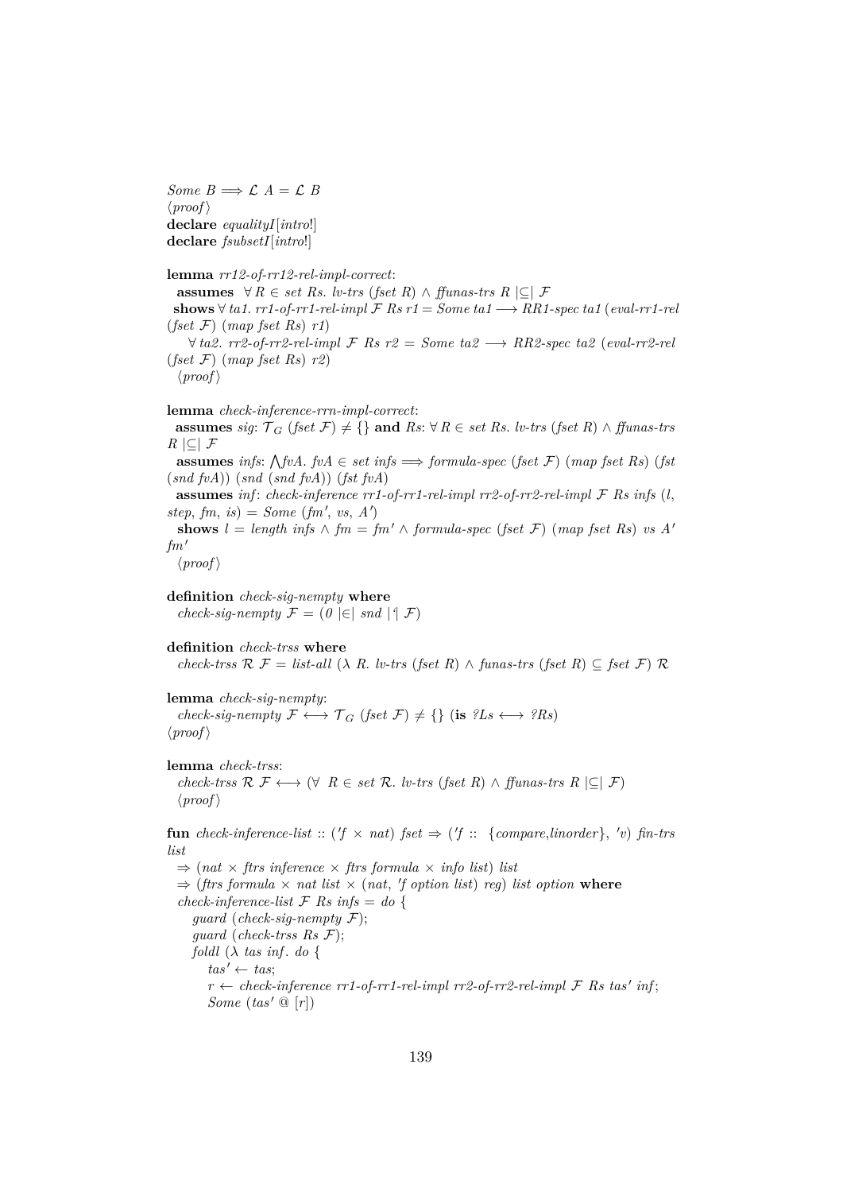*Some B* ⟹ $\mathcal{L}$ *A* = $\mathcal{L}$ *B*
⟨*proof*⟩
**declare** *equalityI*[*intro*!]
**declare** *fsubsetI*[*intro*!]

**lemma** *rr12-of-rr12-rel-impl-correct*:
  **assumes** ∀ *R* ∈ *set Rs*. *lv-trs* (*fset R*) ∧ *ffunas-trs R* |⊆| $\mathcal{F}$
  **shows** ∀ *ta1*. *rr1-of-rr1-rel-impl* $\mathcal{F}$ *Rs r1* = *Some ta1* ⟶ *RR1-spec ta1* (*eval-rr1-rel* (*fset* $\mathcal{F}$) (*map fset Rs*) *r1*)
    ∀ *ta2*. *rr2-of-rr2-rel-impl* $\mathcal{F}$ *Rs r2* = *Some ta2* ⟶ *RR2-spec ta2* (*eval-rr2-rel* (*fset* $\mathcal{F}$) (*map fset Rs*) *r2*)
  ⟨*proof*⟩

**lemma** *check-inference-rrn-impl-correct*:
  **assumes** *sig*: $\mathcal{T}_G$ (*fset* $\mathcal{F}$) ≠ {} **and** *Rs*: ∀ *R* ∈ *set Rs*. *lv-trs* (*fset R*) ∧ *ffunas-trs R* |⊆| $\mathcal{F}$
  **assumes** *infs*: ⋀*fvA*. *fvA* ∈ *set infs* ⟹ *formula-spec* (*fset* $\mathcal{F}$) (*map fset Rs*) (*fst* (*snd fvA*)) (*snd* (*snd fvA*)) (*fst fvA*)
  **assumes** *inf*: *check-inference rr1-of-rr1-rel-impl rr2-of-rr2-rel-impl* $\mathcal{F}$ *Rs infs* (*l*, *step*, *fm*, *is*) = *Some* (*fm′*, *vs*, *A′*)
  **shows** *l* = *length infs* ∧ *fm* = *fm′* ∧ *formula-spec* (*fset* $\mathcal{F}$) (*map fset Rs*) *vs A′ fm′*
  ⟨*proof*⟩

**definition** *check-sig-nempty* **where**
  *check-sig-nempty* $\mathcal{F}$ = (*0* |∈| *snd* |\`| $\mathcal{F}$)

**definition** *check-trss* **where**
  *check-trss* $\mathcal{R}$ $\mathcal{F}$ = *list-all* (λ *R*. *lv-trs* (*fset R*) ∧ *funas-trs* (*fset R*) ⊆ *fset* $\mathcal{F}$) $\mathcal{R}$

**lemma** *check-sig-nempty*:
  *check-sig-nempty* $\mathcal{F}$ ⟷ $\mathcal{T}_G$ (*fset* $\mathcal{F}$) ≠ {} (**is** *?Ls* ⟷ *?Rs*)
⟨*proof*⟩

**lemma** *check-trss*:
  *check-trss* $\mathcal{R}$ $\mathcal{F}$ ⟷ (∀ *R* ∈ *set* $\mathcal{R}$. *lv-trs* (*fset R*) ∧ *ffunas-trs R* |⊆| $\mathcal{F}$)
  ⟨*proof*⟩

**fun** *check-inference-list* :: (*′f* × *nat*) *fset* ⇒ (*′f* :: {*compare*,*linorder*}, *′v*) *fin-trs list*
  ⇒ (*nat* × *ftrs inference* × *ftrs formula* × *info list*) *list*
  ⇒ (*ftrs formula* × *nat list* × (*nat*, *′f option list*) *reg*) *list option* **where**
  *check-inference-list* $\mathcal{F}$ *Rs infs* = *do* {
    *guard* (*check-sig-nempty* $\mathcal{F}$);
    *guard* (*check-trss Rs* $\mathcal{F}$);
    *foldl* (λ *tas inf*. *do* {
      *tas′* ← *tas*;
      *r* ← *check-inference rr1-of-rr1-rel-impl rr2-of-rr2-rel-impl* $\mathcal{F}$ *Rs tas′ inf*;
      *Some* (*tas′* @ [*r*])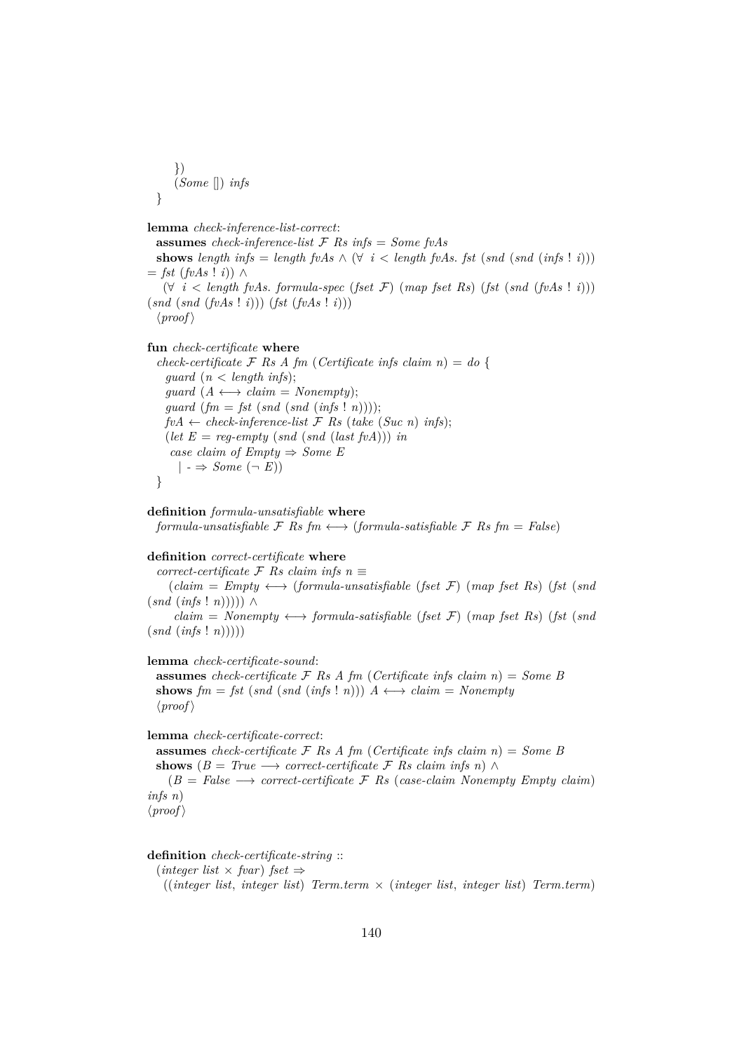```
    })
    (Some []) infs
}

lemma check-inference-list-correct:
  assumes check-inference-list ℱ Rs infs = Some fvAs
  shows length infs = length fvAs ∧ (∀ i < length fvAs. fst (snd (snd (infs ! i)))
= fst (fvAs ! i)) ∧
    (∀ i < length fvAs. formula-spec (fset ℱ) (map fset Rs) (fst (snd (fvAs ! i)))
(snd (snd (fvAs ! i))) (fst (fvAs ! i)))
  ⟨proof⟩

fun check-certificate where
  check-certificate ℱ Rs A fm (Certificate infs claim n) = do {
    guard (n < length infs);
    guard (A ⟷ claim = Nonempty);
    guard (fm = fst (snd (snd (infs ! n))));
    fvA ← check-inference-list ℱ Rs (take (Suc n) infs);
    (let E = reg-empty (snd (snd (last fvA))) in
     case claim of Empty ⇒ Some E
       | - ⇒ Some (¬ E))
  }

definition formula-unsatisfiable where
  formula-unsatisfiable ℱ Rs fm ⟷ (formula-satisfiable ℱ Rs fm = False)

definition correct-certificate where
  correct-certificate ℱ Rs claim infs n ≡
    (claim = Empty ⟷ (formula-unsatisfiable (fset ℱ) (map fset Rs) (fst (snd
(snd (infs ! n))))) ∧
     claim = Nonempty ⟷ formula-satisfiable (fset ℱ) (map fset Rs) (fst (snd
(snd (infs ! n)))))

lemma check-certificate-sound:
  assumes check-certificate ℱ Rs A fm (Certificate infs claim n) = Some B
  shows fm = fst (snd (snd (infs ! n))) A ⟷ claim = Nonempty
  ⟨proof⟩

lemma check-certificate-correct:
  assumes check-certificate ℱ Rs A fm (Certificate infs claim n) = Some B
  shows (B = True ⟶ correct-certificate ℱ Rs claim infs n) ∧
    (B = False ⟶ correct-certificate ℱ Rs (case-claim Nonempty Empty claim)
infs n)
⟨proof⟩


definition check-certificate-string ::
  (integer list × fvar) fset ⇒
    ((integer list, integer list) Term.term × (integer list, integer list) Term.term)
```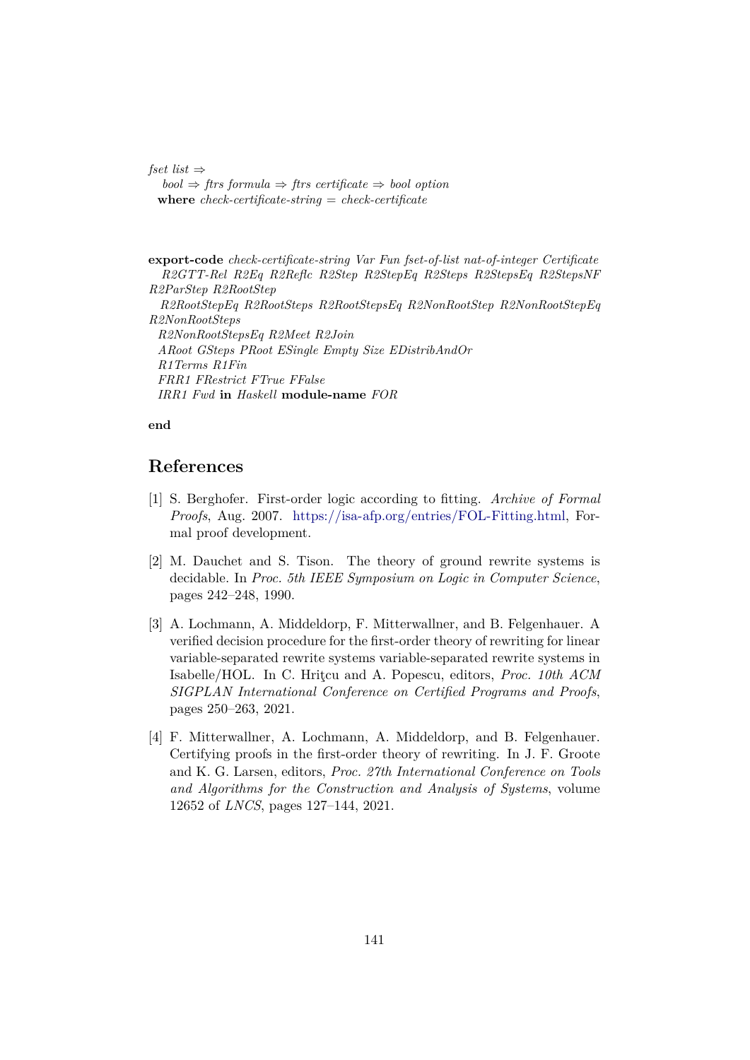*fset list* ⇒
  *bool* ⇒ *ftrs formula* ⇒ *ftrs certificate* ⇒ *bool option*
 **where** *check-certificate-string* = *check-certificate*

**export-code** *check-certificate-string Var Fun fset-of-list nat-of-integer Certificate*
  *R2GTT-Rel R2Eq R2Reflc R2Step R2StepEq R2Steps R2StepsEq R2StepsNF R2ParStep R2RootStep*
  *R2RootStepEq R2RootSteps R2RootStepsEq R2NonRootStep R2NonRootStepEq R2NonRootSteps*
 *R2NonRootStepsEq R2Meet R2Join*
 *ARoot GSteps PRoot ESingle Empty Size EDistribAndOr*
 *R1Terms R1Fin*
 *FRR1 FRestrict FTrue FFalse*
 *IRR1 Fwd* **in** *Haskell* **module-name** *FOR*

**end**

## References

[1] S. Berghofer. First-order logic according to fitting. *Archive of Formal Proofs*, Aug. 2007. https://isa-afp.org/entries/FOL-Fitting.html, Formal proof development.

[2] M. Dauchet and S. Tison. The theory of ground rewrite systems is decidable. In *Proc. 5th IEEE Symposium on Logic in Computer Science*, pages 242–248, 1990.

[3] A. Lochmann, A. Middeldorp, F. Mitterwallner, and B. Felgenhauer. A verified decision procedure for the first-order theory of rewriting for linear variable-separated rewrite systems variable-separated rewrite systems in Isabelle/HOL. In C. Hriţcu and A. Popescu, editors, *Proc. 10th ACM SIGPLAN International Conference on Certified Programs and Proofs*, pages 250–263, 2021.

[4] F. Mitterwallner, A. Lochmann, A. Middeldorp, and B. Felgenhauer. Certifying proofs in the first-order theory of rewriting. In J. F. Groote and K. G. Larsen, editors, *Proc. 27th International Conference on Tools and Algorithms for the Construction and Analysis of Systems*, volume 12652 of *LNCS*, pages 127–144, 2021.